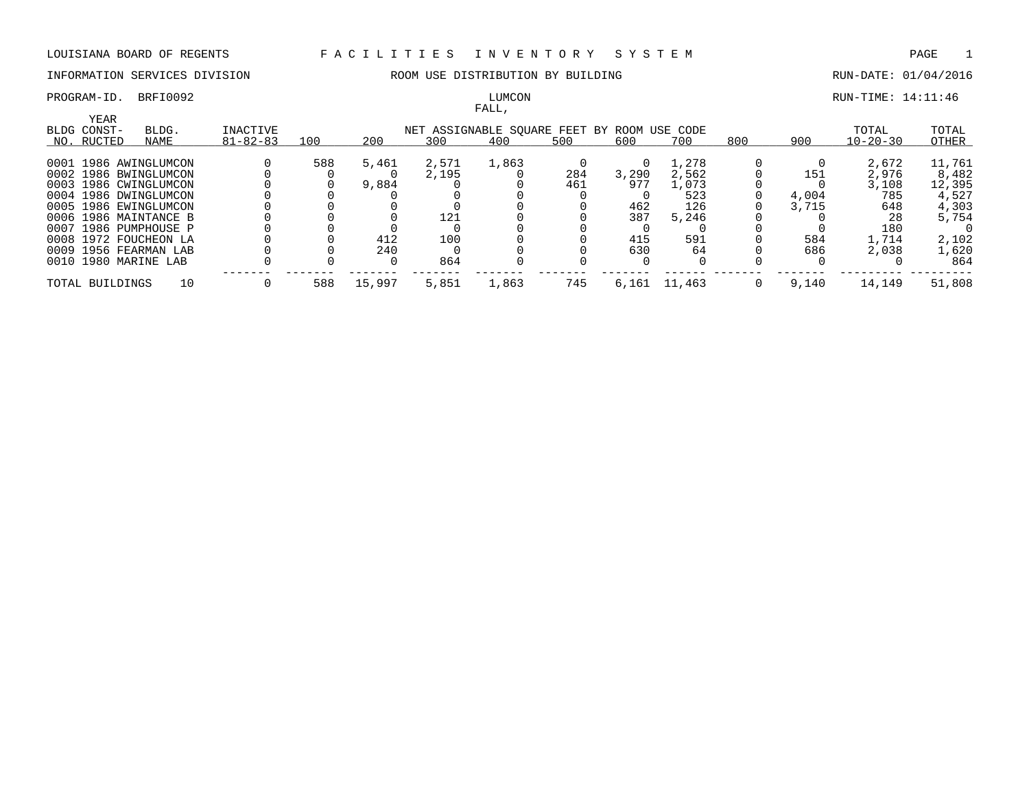LOUISIANA BOARD OF REGENTS — FACILITIES INVENTORY SYSTEM

INFORMATION SERVICES DIVISION — ROOM USE DISTRIBUTION BY BUILDING — RUN-DATE: 01/04/2016

PROGRAM-ID. BRFI0092 — LUMCON — RUN-TIME: 14:11:46

FALL,

| BLDG NO. | YEAR CONST-RUCTED | BLDG. NAME | INACTIVE 81-82-83 | 100 | 200 | 300 | 400 | 500 | 600 | 700 | 800 | 900 | TOTAL 10-20-30 | TOTAL OTHER |
|---|---|---|---|---|---|---|---|---|---|---|---|---|---|---|
| | | | | NET ASSIGNABLE SQUARE FEET BY ROOM USE CODE | | | | | | | | | | |
| 0001 | 1986 | AWINGLUMCON | 0 | 588 | 5,461 | 2,571 | 1,863 | 0 | 0 | 1,278 | 0 | 0 | 2,672 | 11,761 |
| 0002 | 1986 | BWINGLUMCON | 0 | 0 | 0 | 2,195 | 0 | 284 | 3,290 | 2,562 | 0 | 151 | 2,976 | 8,482 |
| 0003 | 1986 | CWINGLUMCON | 0 | 0 | 9,884 | 0 | 0 | 461 | 977 | 1,073 | 0 | 0 | 3,108 | 12,395 |
| 0004 | 1986 | DWINGLUMCON | 0 | 0 | 0 | 0 | 0 | 0 | 0 | 523 | 0 | 4,004 | 785 | 4,527 |
| 0005 | 1986 | EWINGLUMCON | 0 | 0 | 0 | 0 | 0 | 0 | 462 | 126 | 0 | 3,715 | 648 | 4,303 |
| 0006 | 1986 | MAINTANCE B | 0 | 0 | 0 | 121 | 0 | 0 | 387 | 5,246 | 0 | 0 | 28 | 5,754 |
| 0007 | 1986 | PUMPHOUSE P | 0 | 0 | 0 | 0 | 0 | 0 | 0 | 0 | 0 | 0 | 180 | 0 |
| 0008 | 1972 | FOUCHEON LA | 0 | 0 | 412 | 100 | 0 | 0 | 415 | 591 | 0 | 584 | 1,714 | 2,102 |
| 0009 | 1956 | FEARMAN LAB | 0 | 0 | 240 | 0 | 0 | 0 | 630 | 64 | 0 | 686 | 2,038 | 1,620 |
| 0010 | 1980 | MARINE LAB | 0 | 0 | 0 | 864 | 0 | 0 | 0 | 0 | 0 | 0 | 0 | 864 |
| TOTAL BUILDINGS | | 10 | 0 | 588 | 15,997 | 5,851 | 1,863 | 745 | 6,161 | 11,463 | 0 | 9,140 | 14,149 | 51,808 |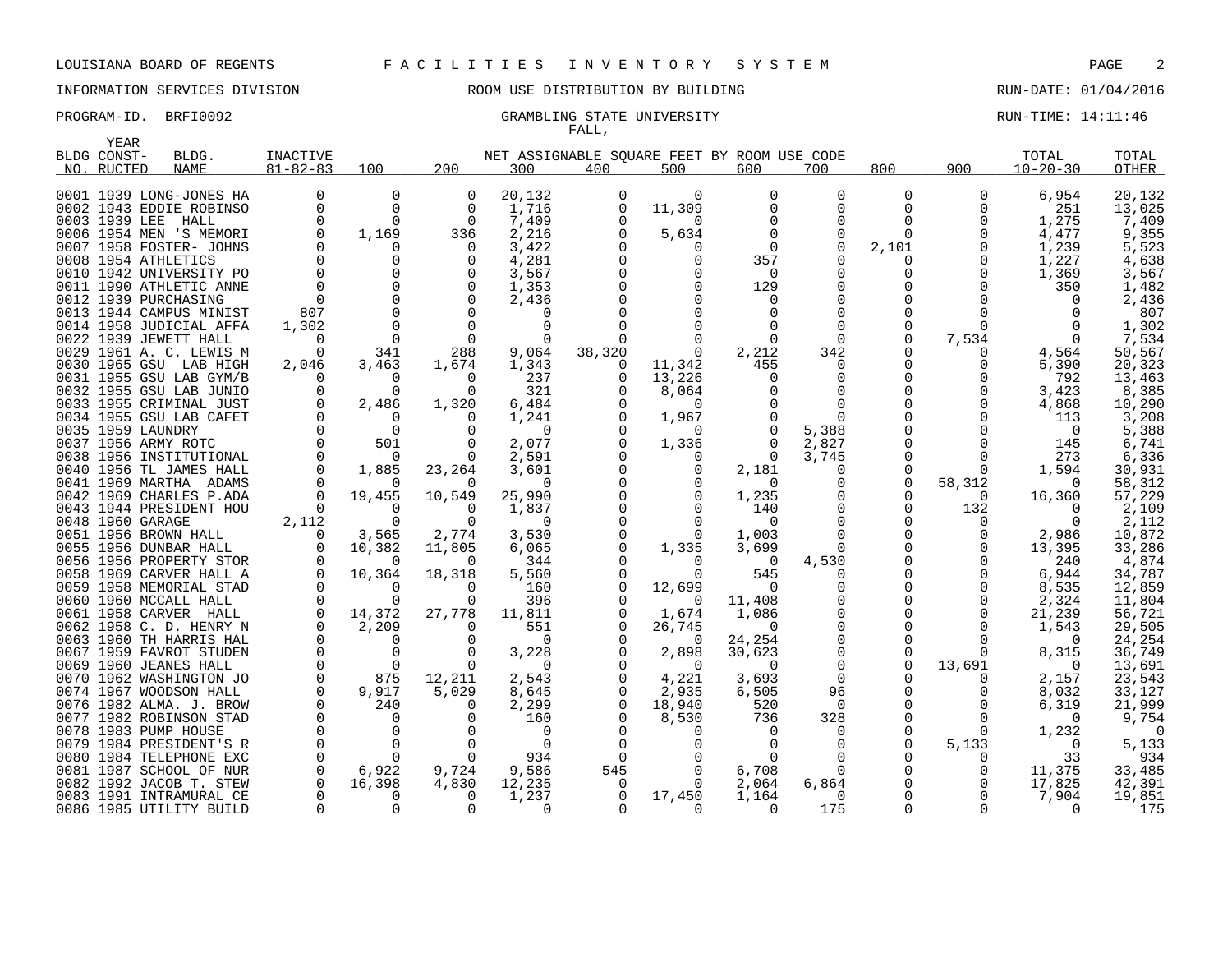LOUISIANA BOARD OF REGENTS — FACILITIES INVENTORY SYSTEM

INFORMATION SERVICES DIVISION — ROOM USE DISTRIBUTION BY BUILDING — RUN-DATE: 01/04/2016

PROGRAM-ID. BRFI0092 — GRAMBLING STATE UNIVERSITY — RUN-TIME: 14:11:46

FALL,

| BLDG NO. | YEAR CONST-RUCTED | BLDG. NAME | INACTIVE 81-82-83 | 100 | 200 | 300 | 400 | 500 | 600 | 700 | 800 | 900 | TOTAL 10-20-30 | TOTAL OTHER |
|---|---|---|---|---|---|---|---|---|---|---|---|---|---|---|
| | | | | NET ASSIGNABLE SQUARE FEET BY ROOM USE CODE | | | | | | | | | | |
| 0001 | 1939 | LONG-JONES HA | 0 | 0 | 0 | 20,132 | 0 | 0 | 0 | 0 | 0 | 0 | 6,954 | 20,132 |
| 0002 | 1943 | EDDIE ROBINSO | 0 | 0 | 0 | 1,716 | 0 | 11,309 | 0 | 0 | 0 | 0 | 251 | 13,025 |
| 0003 | 1939 | LEE HALL | 0 | 0 | 0 | 7,409 | 0 | 0 | 0 | 0 | 0 | 0 | 1,275 | 7,409 |
| 0006 | 1954 | MEN 'S MEMORI | 0 | 1,169 | 336 | 2,216 | 0 | 5,634 | 0 | 0 | 0 | 0 | 4,477 | 9,355 |
| 0007 | 1958 | FOSTER- JOHNS | 0 | 0 | 0 | 3,422 | 0 | 0 | 0 | 0 | 2,101 | 0 | 1,239 | 5,523 |
| 0008 | 1954 | ATHLETICS | 0 | 0 | 0 | 4,281 | 0 | 0 | 357 | 0 | 0 | 0 | 1,227 | 4,638 |
| 0010 | 1942 | UNIVERSITY PO | 0 | 0 | 0 | 3,567 | 0 | 0 | 0 | 0 | 0 | 0 | 1,369 | 3,567 |
| 0011 | 1990 | ATHLETIC ANNE | 0 | 0 | 0 | 1,353 | 0 | 0 | 129 | 0 | 0 | 0 | 350 | 1,482 |
| 0012 | 1939 | PURCHASING | 0 | 0 | 0 | 2,436 | 0 | 0 | 0 | 0 | 0 | 0 | 0 | 2,436 |
| 0013 | 1944 | CAMPUS MINIST | 807 | 0 | 0 | 0 | 0 | 0 | 0 | 0 | 0 | 0 | 0 | 807 |
| 0014 | 1958 | JUDICIAL AFFA | 1,302 | 0 | 0 | 0 | 0 | 0 | 0 | 0 | 0 | 0 | 0 | 1,302 |
| 0022 | 1939 | JEWETT HALL | 0 | 0 | 0 | 0 | 0 | 0 | 0 | 0 | 0 | 7,534 | 0 | 7,534 |
| 0029 | 1961 | A. C. LEWIS M | 0 | 341 | 288 | 9,064 | 38,320 | 0 | 2,212 | 342 | 0 | 0 | 4,564 | 50,567 |
| 0030 | 1965 | GSU LAB HIGH | 2,046 | 3,463 | 1,674 | 1,343 | 0 | 11,342 | 455 | 0 | 0 | 0 | 5,390 | 20,323 |
| 0031 | 1955 | GSU LAB GYM/B | 0 | 0 | 0 | 237 | 0 | 13,226 | 0 | 0 | 0 | 0 | 792 | 13,463 |
| 0032 | 1955 | GSU LAB JUNIO | 0 | 0 | 0 | 321 | 0 | 8,064 | 0 | 0 | 0 | 0 | 3,423 | 8,385 |
| 0033 | 1955 | CRIMINAL JUST | 0 | 2,486 | 1,320 | 6,484 | 0 | 0 | 0 | 0 | 0 | 0 | 4,868 | 10,290 |
| 0034 | 1955 | GSU LAB CAFET | 0 | 0 | 0 | 1,241 | 0 | 1,967 | 0 | 0 | 0 | 0 | 113 | 3,208 |
| 0035 | 1959 | LAUNDRY | 0 | 0 | 0 | 0 | 0 | 0 | 0 | 5,388 | 0 | 0 | 0 | 5,388 |
| 0037 | 1956 | ARMY ROTC | 0 | 501 | 0 | 2,077 | 0 | 1,336 | 0 | 2,827 | 0 | 0 | 145 | 6,741 |
| 0038 | 1956 | INSTITUTIONAL | 0 | 0 | 0 | 2,591 | 0 | 0 | 0 | 3,745 | 0 | 0 | 273 | 6,336 |
| 0040 | 1956 | TL JAMES HALL | 0 | 1,885 | 23,264 | 3,601 | 0 | 0 | 2,181 | 0 | 0 | 0 | 1,594 | 30,931 |
| 0041 | 1969 | MARTHA ADAMS | 0 | 0 | 0 | 0 | 0 | 0 | 0 | 0 | 0 | 58,312 | 0 | 58,312 |
| 0042 | 1969 | CHARLES P.ADA | 0 | 19,455 | 10,549 | 25,990 | 0 | 0 | 1,235 | 0 | 0 | 0 | 16,360 | 57,229 |
| 0043 | 1944 | PRESIDENT HOU | 0 | 0 | 0 | 1,837 | 0 | 0 | 140 | 0 | 0 | 132 | 0 | 2,109 |
| 0048 | 1960 | GARAGE | 2,112 | 0 | 0 | 0 | 0 | 0 | 0 | 0 | 0 | 0 | 0 | 2,112 |
| 0051 | 1956 | BROWN HALL | 0 | 3,565 | 2,774 | 3,530 | 0 | 0 | 1,003 | 0 | 0 | 0 | 2,986 | 10,872 |
| 0055 | 1956 | DUNBAR HALL | 0 | 10,382 | 11,805 | 6,065 | 0 | 1,335 | 3,699 | 0 | 0 | 0 | 13,395 | 33,286 |
| 0056 | 1956 | PROPERTY STOR | 0 | 0 | 0 | 344 | 0 | 0 | 0 | 4,530 | 0 | 0 | 240 | 4,874 |
| 0058 | 1969 | CARVER HALL A | 0 | 10,364 | 18,318 | 5,560 | 0 | 0 | 545 | 0 | 0 | 0 | 6,944 | 34,787 |
| 0059 | 1958 | MEMORIAL STAD | 0 | 0 | 0 | 160 | 0 | 12,699 | 0 | 0 | 0 | 0 | 8,535 | 12,859 |
| 0060 | 1960 | MCCALL HALL | 0 | 0 | 0 | 396 | 0 | 0 | 11,408 | 0 | 0 | 0 | 2,324 | 11,804 |
| 0061 | 1958 | CARVER HALL | 0 | 14,372 | 27,778 | 11,811 | 0 | 1,674 | 1,086 | 0 | 0 | 0 | 21,239 | 56,721 |
| 0062 | 1958 | C. D. HENRY N | 0 | 2,209 | 0 | 551 | 0 | 26,745 | 0 | 0 | 0 | 0 | 1,543 | 29,505 |
| 0063 | 1960 | TH HARRIS HAL | 0 | 0 | 0 | 0 | 0 | 0 | 24,254 | 0 | 0 | 0 | 0 | 24,254 |
| 0067 | 1959 | FAVROT STUDEN | 0 | 0 | 0 | 3,228 | 0 | 2,898 | 30,623 | 0 | 0 | 0 | 8,315 | 36,749 |
| 0069 | 1960 | JEANES HALL | 0 | 0 | 0 | 0 | 0 | 0 | 0 | 0 | 0 | 13,691 | 0 | 13,691 |
| 0070 | 1962 | WASHINGTON JO | 0 | 875 | 12,211 | 2,543 | 0 | 4,221 | 3,693 | 0 | 0 | 0 | 2,157 | 23,543 |
| 0074 | 1967 | WOODSON HALL | 0 | 9,917 | 5,029 | 8,645 | 0 | 2,935 | 6,505 | 96 | 0 | 0 | 8,032 | 33,127 |
| 0076 | 1982 | ALMA. J. BROW | 0 | 240 | 0 | 2,299 | 0 | 18,940 | 520 | 0 | 0 | 0 | 6,319 | 21,999 |
| 0077 | 1982 | ROBINSON STAD | 0 | 0 | 0 | 160 | 0 | 8,530 | 736 | 328 | 0 | 0 | 0 | 9,754 |
| 0078 | 1983 | PUMP HOUSE | 0 | 0 | 0 | 0 | 0 | 0 | 0 | 0 | 0 | 0 | 1,232 | 0 |
| 0079 | 1984 | PRESIDENT'S R | 0 | 0 | 0 | 0 | 0 | 0 | 0 | 0 | 0 | 5,133 | 0 | 5,133 |
| 0080 | 1984 | TELEPHONE EXC | 0 | 0 | 0 | 934 | 0 | 0 | 0 | 0 | 0 | 0 | 33 | 934 |
| 0081 | 1987 | SCHOOL OF NUR | 0 | 6,922 | 9,724 | 9,586 | 545 | 0 | 6,708 | 0 | 0 | 0 | 11,375 | 33,485 |
| 0082 | 1992 | JACOB T. STEW | 0 | 16,398 | 4,830 | 12,235 | 0 | 0 | 2,064 | 6,864 | 0 | 0 | 17,825 | 42,391 |
| 0083 | 1991 | INTRAMURAL CE | 0 | 0 | 0 | 1,237 | 0 | 17,450 | 1,164 | 0 | 0 | 0 | 7,904 | 19,851 |
| 0086 | 1985 | UTILITY BUILD | 0 | 0 | 0 | 0 | 0 | 0 | 0 | 175 | 0 | 0 | 0 | 175 |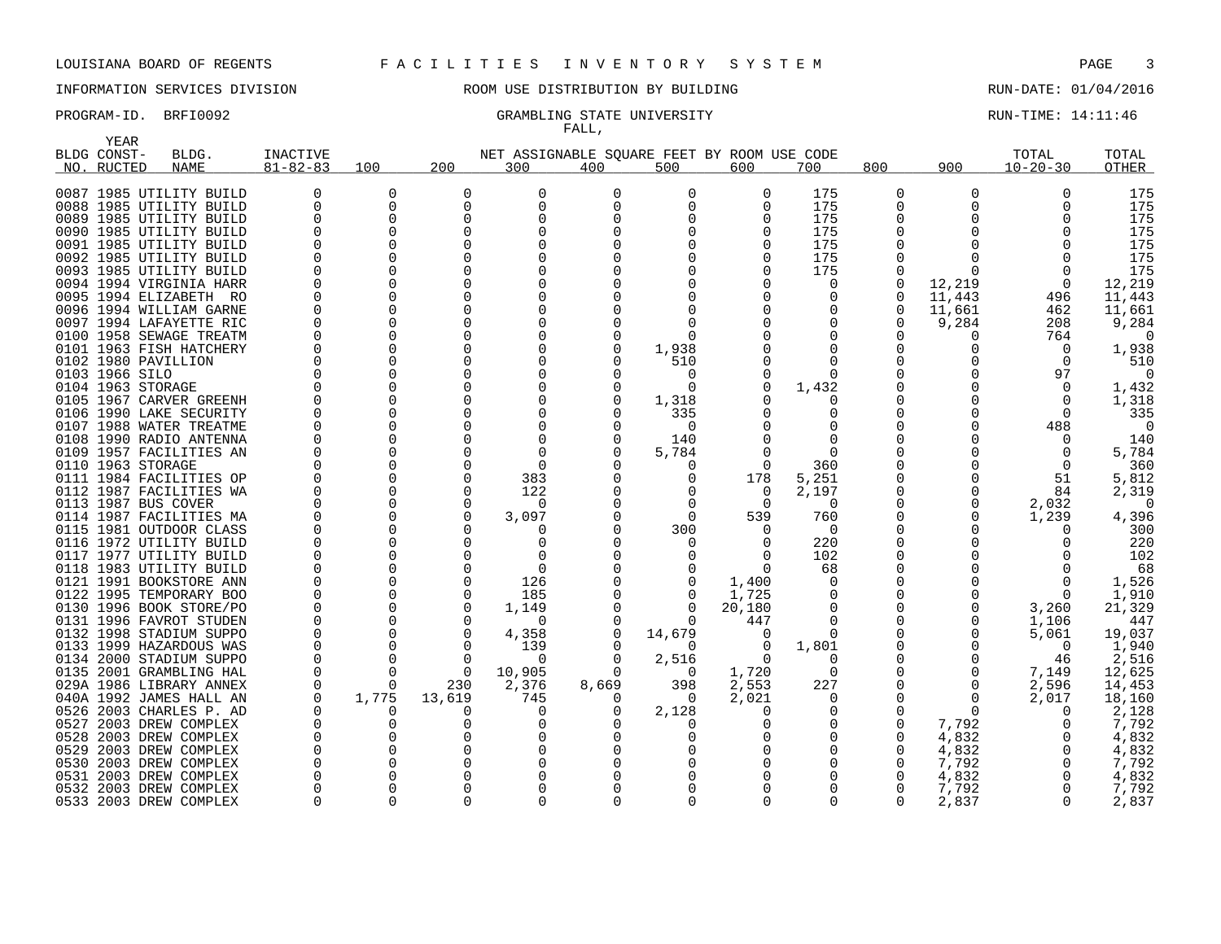LOUISIANA BOARD OF REGENTS — F A C I L I T I E S   I N V E N T O R Y   S Y S T E M

INFORMATION SERVICES DIVISION — ROOM USE DISTRIBUTION BY BUILDING — RUN-DATE: 01/04/2016

PROGRAM-ID. BRFI0092 — GRAMBLING STATE UNIVERSITY — RUN-TIME: 14:11:46

FALL,

| BLDG NO. | YEAR CONST-RUCTED | BLDG. NAME | INACTIVE 81-82-83 | 100 | 200 | 300 | 400 | 500 | 600 | 700 | 800 | 900 | TOTAL 10-20-30 | TOTAL OTHER |
|---|---|---|---|---|---|---|---|---|---|---|---|---|---|---|
| | | | | NET ASSIGNABLE SQUARE FEET BY ROOM USE CODE | | | | | | | | | | |
| 0087 | 1985 | UTILITY BUILD | 0 | 0 | 0 | 0 | 0 | 0 | 0 | 175 | 0 | 0 | 0 | 175 |
| 0088 | 1985 | UTILITY BUILD | 0 | 0 | 0 | 0 | 0 | 0 | 0 | 175 | 0 | 0 | 0 | 175 |
| 0089 | 1985 | UTILITY BUILD | 0 | 0 | 0 | 0 | 0 | 0 | 0 | 175 | 0 | 0 | 0 | 175 |
| 0090 | 1985 | UTILITY BUILD | 0 | 0 | 0 | 0 | 0 | 0 | 0 | 175 | 0 | 0 | 0 | 175 |
| 0091 | 1985 | UTILITY BUILD | 0 | 0 | 0 | 0 | 0 | 0 | 0 | 175 | 0 | 0 | 0 | 175 |
| 0092 | 1985 | UTILITY BUILD | 0 | 0 | 0 | 0 | 0 | 0 | 0 | 175 | 0 | 0 | 0 | 175 |
| 0093 | 1985 | UTILITY BUILD | 0 | 0 | 0 | 0 | 0 | 0 | 0 | 175 | 0 | 0 | 0 | 175 |
| 0094 | 1994 | VIRGINIA HARR | 0 | 0 | 0 | 0 | 0 | 0 | 0 | 0 | 0 | 12,219 | 0 | 12,219 |
| 0095 | 1994 | ELIZABETH RO | 0 | 0 | 0 | 0 | 0 | 0 | 0 | 0 | 0 | 11,443 | 496 | 11,443 |
| 0096 | 1994 | WILLIAM GARNE | 0 | 0 | 0 | 0 | 0 | 0 | 0 | 0 | 0 | 11,661 | 462 | 11,661 |
| 0097 | 1994 | LAFAYETTE RIC | 0 | 0 | 0 | 0 | 0 | 0 | 0 | 0 | 0 | 9,284 | 208 | 9,284 |
| 0100 | 1958 | SEWAGE TREATM | 0 | 0 | 0 | 0 | 0 | 0 | 0 | 0 | 0 | 0 | 764 | 0 |
| 0101 | 1963 | FISH HATCHERY | 0 | 0 | 0 | 0 | 0 | 1,938 | 0 | 0 | 0 | 0 | 0 | 1,938 |
| 0102 | 1980 | PAVILLION | 0 | 0 | 0 | 0 | 0 | 510 | 0 | 0 | 0 | 0 | 0 | 510 |
| 0103 | 1966 | SILO | 0 | 0 | 0 | 0 | 0 | 0 | 0 | 0 | 0 | 0 | 97 | 0 |
| 0104 | 1963 | STORAGE | 0 | 0 | 0 | 0 | 0 | 0 | 0 | 1,432 | 0 | 0 | 0 | 1,432 |
| 0105 | 1967 | CARVER GREENH | 0 | 0 | 0 | 0 | 0 | 1,318 | 0 | 0 | 0 | 0 | 0 | 1,318 |
| 0106 | 1990 | LAKE SECURITY | 0 | 0 | 0 | 0 | 0 | 335 | 0 | 0 | 0 | 0 | 0 | 335 |
| 0107 | 1988 | WATER TREATME | 0 | 0 | 0 | 0 | 0 | 0 | 0 | 0 | 0 | 0 | 488 | 0 |
| 0108 | 1990 | RADIO ANTENNA | 0 | 0 | 0 | 0 | 0 | 140 | 0 | 0 | 0 | 0 | 0 | 140 |
| 0109 | 1957 | FACILITIES AN | 0 | 0 | 0 | 0 | 0 | 5,784 | 0 | 0 | 0 | 0 | 0 | 5,784 |
| 0110 | 1963 | STORAGE | 0 | 0 | 0 | 0 | 0 | 0 | 0 | 360 | 0 | 0 | 0 | 360 |
| 0111 | 1984 | FACILITIES OP | 0 | 0 | 0 | 383 | 0 | 0 | 178 | 5,251 | 0 | 0 | 51 | 5,812 |
| 0112 | 1987 | FACILITIES WA | 0 | 0 | 0 | 122 | 0 | 0 | 0 | 2,197 | 0 | 0 | 84 | 2,319 |
| 0113 | 1987 | BUS COVER | 0 | 0 | 0 | 0 | 0 | 0 | 0 | 0 | 0 | 0 | 2,032 | 0 |
| 0114 | 1987 | FACILITIES MA | 0 | 0 | 0 | 3,097 | 0 | 0 | 539 | 760 | 0 | 0 | 1,239 | 4,396 |
| 0115 | 1981 | OUTDOOR CLASS | 0 | 0 | 0 | 0 | 0 | 300 | 0 | 0 | 0 | 0 | 0 | 300 |
| 0116 | 1972 | UTILITY BUILD | 0 | 0 | 0 | 0 | 0 | 0 | 0 | 220 | 0 | 0 | 0 | 220 |
| 0117 | 1977 | UTILITY BUILD | 0 | 0 | 0 | 0 | 0 | 0 | 0 | 102 | 0 | 0 | 0 | 102 |
| 0118 | 1983 | UTILITY BUILD | 0 | 0 | 0 | 0 | 0 | 0 | 0 | 68 | 0 | 0 | 0 | 68 |
| 0121 | 1991 | BOOKSTORE ANN | 0 | 0 | 0 | 126 | 0 | 0 | 1,400 | 0 | 0 | 0 | 0 | 1,526 |
| 0122 | 1995 | TEMPORARY BOO | 0 | 0 | 0 | 185 | 0 | 0 | 1,725 | 0 | 0 | 0 | 0 | 1,910 |
| 0130 | 1996 | BOOK STORE/PO | 0 | 0 | 0 | 1,149 | 0 | 0 | 20,180 | 0 | 0 | 0 | 3,260 | 21,329 |
| 0131 | 1996 | FAVROT STUDEN | 0 | 0 | 0 | 0 | 0 | 0 | 447 | 0 | 0 | 0 | 1,106 | 447 |
| 0132 | 1998 | STADIUM SUPPO | 0 | 0 | 0 | 4,358 | 0 | 14,679 | 0 | 0 | 0 | 0 | 5,061 | 19,037 |
| 0133 | 1999 | HAZARDOUS WAS | 0 | 0 | 0 | 139 | 0 | 0 | 0 | 1,801 | 0 | 0 | 0 | 1,940 |
| 0134 | 2000 | STADIUM SUPPO | 0 | 0 | 0 | 0 | 0 | 2,516 | 0 | 0 | 0 | 0 | 46 | 2,516 |
| 0135 | 2001 | GRAMBLING HAL | 0 | 0 | 0 | 10,905 | 0 | 0 | 1,720 | 0 | 0 | 0 | 7,149 | 12,625 |
| 029A | 1986 | LIBRARY ANNEX | 0 | 0 | 230 | 2,376 | 8,669 | 398 | 2,553 | 227 | 0 | 0 | 2,596 | 14,453 |
| 040A | 1992 | JAMES HALL AN | 0 | 1,775 | 13,619 | 745 | 0 | 0 | 2,021 | 0 | 0 | 0 | 2,017 | 18,160 |
| 0526 | 2003 | CHARLES P. AD | 0 | 0 | 0 | 0 | 0 | 2,128 | 0 | 0 | 0 | 0 | 0 | 2,128 |
| 0527 | 2003 | DREW COMPLEX | 0 | 0 | 0 | 0 | 0 | 0 | 0 | 0 | 0 | 7,792 | 0 | 7,792 |
| 0528 | 2003 | DREW COMPLEX | 0 | 0 | 0 | 0 | 0 | 0 | 0 | 0 | 0 | 4,832 | 0 | 4,832 |
| 0529 | 2003 | DREW COMPLEX | 0 | 0 | 0 | 0 | 0 | 0 | 0 | 0 | 0 | 4,832 | 0 | 4,832 |
| 0530 | 2003 | DREW COMPLEX | 0 | 0 | 0 | 0 | 0 | 0 | 0 | 0 | 0 | 7,792 | 0 | 7,792 |
| 0531 | 2003 | DREW COMPLEX | 0 | 0 | 0 | 0 | 0 | 0 | 0 | 0 | 0 | 4,832 | 0 | 4,832 |
| 0532 | 2003 | DREW COMPLEX | 0 | 0 | 0 | 0 | 0 | 0 | 0 | 0 | 0 | 7,792 | 0 | 7,792 |
| 0533 | 2003 | DREW COMPLEX | 0 | 0 | 0 | 0 | 0 | 0 | 0 | 0 | 0 | 2,837 | 0 | 2,837 |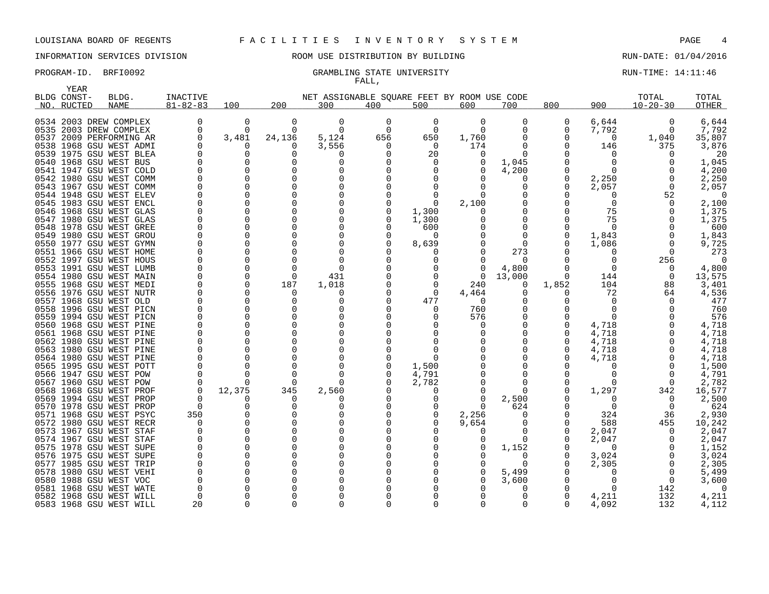LOUISIANA BOARD OF REGENTS — FACILITIES INVENTORY SYSTEM

INFORMATION SERVICES DIVISION — ROOM USE DISTRIBUTION BY BUILDING — RUN-DATE: 01/04/2016

PROGRAM-ID. BRFI0092 — GRAMBLING STATE UNIVERSITY — RUN-TIME: 14:11:46

FALL,

| BLDG NO. | YEAR CONSTRUCTED | BLDG. NAME | INACTIVE 81-82-83 | 100 | 200 | 300 | 400 | 500 | 600 | 700 | 800 | 900 | TOTAL 10-20-30 | TOTAL OTHER |
|---|---|---|---|---|---|---|---|---|---|---|---|---|---|---|
| 0534 | 2003 | DREW COMPLEX | 0 | 0 | 0 | 0 | 0 | 0 | 0 | 0 | 0 | 6,644 | 0 | 6,644 |
| 0535 | 2003 | DREW COMPLEX | 0 | 0 | 0 | 0 | 0 | 0 | 0 | 0 | 0 | 7,792 | 0 | 7,792 |
| 0537 | 2009 | PERFORMING AR | 0 | 3,481 | 24,136 | 5,124 | 656 | 650 | 1,760 | 0 | 0 | 0 | 1,040 | 35,807 |
| 0538 | 1968 | GSU WEST ADMI | 0 | 0 | 0 | 3,556 | 0 | 0 | 174 | 0 | 0 | 146 | 375 | 3,876 |
| 0539 | 1975 | GSU WEST BLEA | 0 | 0 | 0 | 0 | 0 | 20 | 0 | 0 | 0 | 0 | 0 | 20 |
| 0540 | 1968 | GSU WEST BUS | 0 | 0 | 0 | 0 | 0 | 0 | 0 | 1,045 | 0 | 0 | 0 | 1,045 |
| 0541 | 1947 | GSU WEST COLD | 0 | 0 | 0 | 0 | 0 | 0 | 0 | 4,200 | 0 | 0 | 0 | 4,200 |
| 0542 | 1980 | GSU WEST COMM | 0 | 0 | 0 | 0 | 0 | 0 | 0 | 0 | 0 | 2,250 | 0 | 2,250 |
| 0543 | 1967 | GSU WEST COMM | 0 | 0 | 0 | 0 | 0 | 0 | 0 | 0 | 0 | 2,057 | 0 | 2,057 |
| 0544 | 1948 | GSU WEST ELEV | 0 | 0 | 0 | 0 | 0 | 0 | 0 | 0 | 0 | 0 | 52 | 0 |
| 0545 | 1983 | GSU WEST ENCL | 0 | 0 | 0 | 0 | 0 | 0 | 2,100 | 0 | 0 | 0 | 0 | 2,100 |
| 0546 | 1968 | GSU WEST GLAS | 0 | 0 | 0 | 0 | 0 | 1,300 | 0 | 0 | 0 | 75 | 0 | 1,375 |
| 0547 | 1980 | GSU WEST GLAS | 0 | 0 | 0 | 0 | 0 | 1,300 | 0 | 0 | 0 | 75 | 0 | 1,375 |
| 0548 | 1978 | GSU WEST GREE | 0 | 0 | 0 | 0 | 0 | 600 | 0 | 0 | 0 | 0 | 0 | 600 |
| 0549 | 1980 | GSU WEST GROU | 0 | 0 | 0 | 0 | 0 | 0 | 0 | 0 | 0 | 1,843 | 0 | 1,843 |
| 0550 | 1977 | GSU WEST GYMN | 0 | 0 | 0 | 0 | 0 | 8,639 | 0 | 0 | 0 | 1,086 | 0 | 9,725 |
| 0551 | 1966 | GSU WEST HOME | 0 | 0 | 0 | 0 | 0 | 0 | 0 | 273 | 0 | 0 | 0 | 273 |
| 0552 | 1997 | GSU WEST HOUS | 0 | 0 | 0 | 0 | 0 | 0 | 0 | 0 | 0 | 0 | 256 | 0 |
| 0553 | 1991 | GSU WEST LUMB | 0 | 0 | 0 | 0 | 0 | 0 | 0 | 4,800 | 0 | 0 | 0 | 4,800 |
| 0554 | 1980 | GSU WEST MAIN | 0 | 0 | 0 | 431 | 0 | 0 | 0 | 13,000 | 0 | 144 | 0 | 13,575 |
| 0555 | 1968 | GSU WEST MEDI | 0 | 0 | 187 | 1,018 | 0 | 0 | 240 | 0 | 1,852 | 104 | 88 | 3,401 |
| 0556 | 1976 | GSU WEST NUTR | 0 | 0 | 0 | 0 | 0 | 0 | 4,464 | 0 | 0 | 72 | 64 | 4,536 |
| 0557 | 1968 | GSU WEST OLD | 0 | 0 | 0 | 0 | 0 | 477 | 0 | 0 | 0 | 0 | 0 | 477 |
| 0558 | 1996 | GSU WEST PICN | 0 | 0 | 0 | 0 | 0 | 0 | 760 | 0 | 0 | 0 | 0 | 760 |
| 0559 | 1994 | GSU WEST PICN | 0 | 0 | 0 | 0 | 0 | 0 | 576 | 0 | 0 | 0 | 0 | 576 |
| 0560 | 1968 | GSU WEST PINE | 0 | 0 | 0 | 0 | 0 | 0 | 0 | 0 | 0 | 4,718 | 0 | 4,718 |
| 0561 | 1968 | GSU WEST PINE | 0 | 0 | 0 | 0 | 0 | 0 | 0 | 0 | 0 | 4,718 | 0 | 4,718 |
| 0562 | 1980 | GSU WEST PINE | 0 | 0 | 0 | 0 | 0 | 0 | 0 | 0 | 0 | 4,718 | 0 | 4,718 |
| 0563 | 1980 | GSU WEST PINE | 0 | 0 | 0 | 0 | 0 | 0 | 0 | 0 | 0 | 4,718 | 0 | 4,718 |
| 0564 | 1980 | GSU WEST PINE | 0 | 0 | 0 | 0 | 0 | 0 | 0 | 0 | 0 | 4,718 | 0 | 4,718 |
| 0565 | 1995 | GSU WEST POTT | 0 | 0 | 0 | 0 | 0 | 1,500 | 0 | 0 | 0 | 0 | 0 | 1,500 |
| 0566 | 1947 | GSU WEST POW | 0 | 0 | 0 | 0 | 0 | 4,791 | 0 | 0 | 0 | 0 | 0 | 4,791 |
| 0567 | 1960 | GSU WEST POW | 0 | 0 | 0 | 0 | 0 | 2,782 | 0 | 0 | 0 | 0 | 0 | 2,782 |
| 0568 | 1968 | GSU WEST PROF | 0 | 12,375 | 345 | 2,560 | 0 | 0 | 0 | 0 | 0 | 1,297 | 342 | 16,577 |
| 0569 | 1994 | GSU WEST PROP | 0 | 0 | 0 | 0 | 0 | 0 | 0 | 2,500 | 0 | 0 | 0 | 2,500 |
| 0570 | 1978 | GSU WEST PROP | 0 | 0 | 0 | 0 | 0 | 0 | 0 | 624 | 0 | 0 | 0 | 624 |
| 0571 | 1968 | GSU WEST PSYC | 350 | 0 | 0 | 0 | 0 | 0 | 2,256 | 0 | 0 | 324 | 36 | 2,930 |
| 0572 | 1980 | GSU WEST RECR | 0 | 0 | 0 | 0 | 0 | 0 | 9,654 | 0 | 0 | 588 | 455 | 10,242 |
| 0573 | 1967 | GSU WEST STAF | 0 | 0 | 0 | 0 | 0 | 0 | 0 | 0 | 0 | 2,047 | 0 | 2,047 |
| 0574 | 1967 | GSU WEST STAF | 0 | 0 | 0 | 0 | 0 | 0 | 0 | 0 | 0 | 2,047 | 0 | 2,047 |
| 0575 | 1978 | GSU WEST SUPE | 0 | 0 | 0 | 0 | 0 | 0 | 0 | 1,152 | 0 | 0 | 0 | 1,152 |
| 0576 | 1975 | GSU WEST SUPE | 0 | 0 | 0 | 0 | 0 | 0 | 0 | 0 | 0 | 3,024 | 0 | 3,024 |
| 0577 | 1985 | GSU WEST TRIP | 0 | 0 | 0 | 0 | 0 | 0 | 0 | 0 | 0 | 2,305 | 0 | 2,305 |
| 0578 | 1980 | GSU WEST VEHI | 0 | 0 | 0 | 0 | 0 | 0 | 0 | 5,499 | 0 | 0 | 0 | 5,499 |
| 0580 | 1988 | GSU WEST VOC | 0 | 0 | 0 | 0 | 0 | 0 | 0 | 3,600 | 0 | 0 | 0 | 3,600 |
| 0581 | 1968 | GSU WEST WATE | 0 | 0 | 0 | 0 | 0 | 0 | 0 | 0 | 0 | 0 | 142 | 0 |
| 0582 | 1968 | GSU WEST WILL | 0 | 0 | 0 | 0 | 0 | 0 | 0 | 0 | 0 | 4,211 | 132 | 4,211 |
| 0583 | 1968 | GSU WEST WILL | 20 | 0 | 0 | 0 | 0 | 0 | 0 | 0 | 0 | 4,092 | 132 | 4,112 |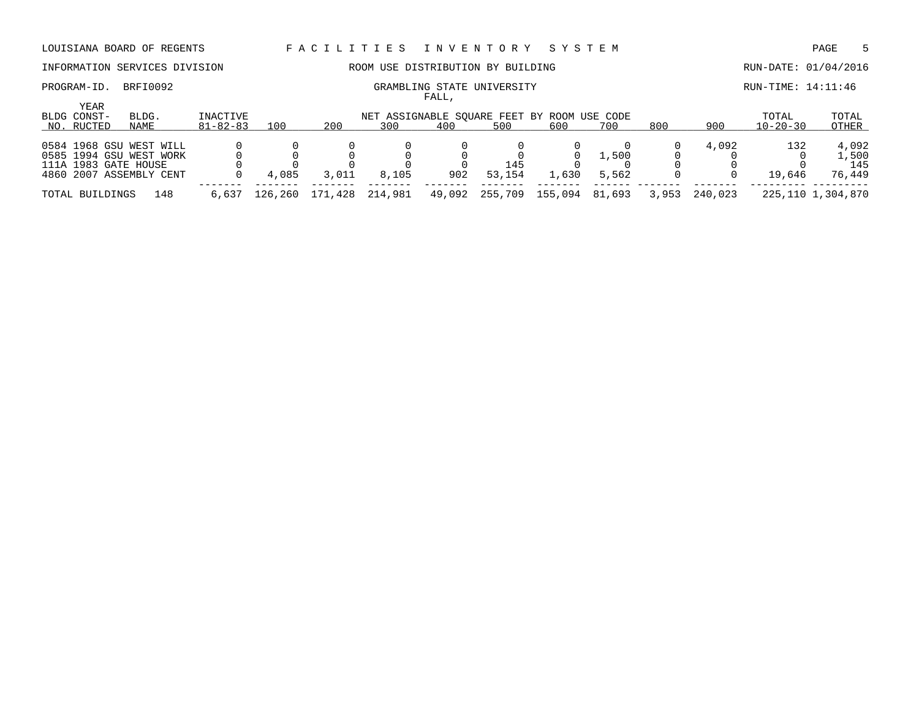LOUISIANA BOARD OF REGENTS — FACILITIES INVENTORY SYSTEM

INFORMATION SERVICES DIVISION — ROOM USE DISTRIBUTION BY BUILDING — RUN-DATE: 01/04/2016

PROGRAM-ID. BRFI0092 — GRAMBLING STATE UNIVERSITY FALL, — RUN-TIME: 14:11:46

| BLDG NO. | YEAR CONST-RUCTED | BLDG. NAME | INACTIVE 81-82-83 | 100 | 200 | 300 | 400 | 500 | 600 | 700 | 800 | 900 | TOTAL 10-20-30 | TOTAL OTHER |
|---|---|---|---|---|---|---|---|---|---|---|---|---|---|---|
| | | | | NET ASSIGNABLE SQUARE FEET BY ROOM USE CODE | | | | | | | | | | |
| 0584 | 1968 | GSU WEST WILL | 0 | 0 | 0 | 0 | 0 | 0 | 0 | 0 | 0 | 4,092 | 132 | 4,092 |
| 0585 | 1994 | GSU WEST WORK | 0 | 0 | 0 | 0 | 0 | 0 | 0 | 1,500 | 0 | 0 | 0 | 1,500 |
| 111A | 1983 | GATE HOUSE | 0 | 0 | 0 | 0 | 0 | 145 | 0 | 0 | 0 | 0 | 0 | 145 |
| 4860 | 2007 | ASSEMBLY CENT | 0 | 4,085 | 3,011 | 8,105 | 902 | 53,154 | 1,630 | 5,562 | 0 | 0 | 19,646 | 76,449 |
| TOTAL BUILDINGS | | 148 | 6,637 | 126,260 | 171,428 | 214,981 | 49,092 | 255,709 | 155,094 | 81,693 | 3,953 | 240,023 | 225,110 | 1,304,870 |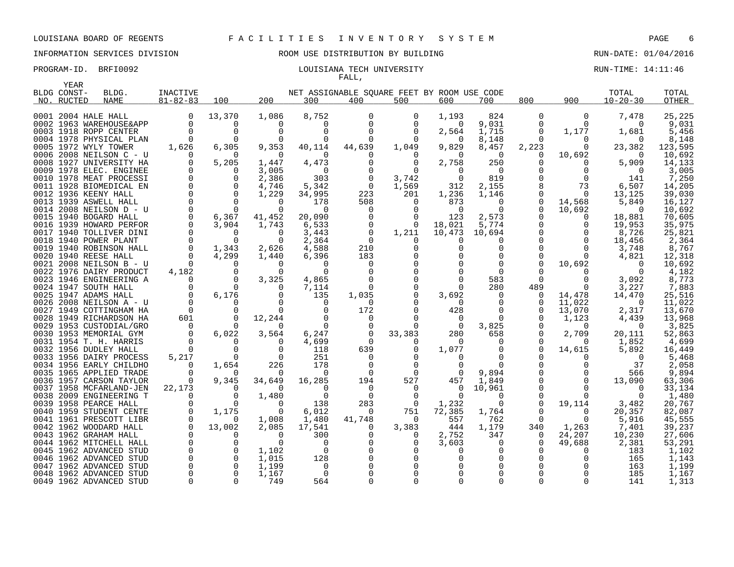LOUISIANA BOARD OF REGENTS — F A C I L I T I E S   I N V E N T O R Y   S Y S T E M

INFORMATION SERVICES DIVISION — ROOM USE DISTRIBUTION BY BUILDING — RUN-DATE: 01/04/2016

PROGRAM-ID. BRFI0092 — LOUISIANA TECH UNIVERSITY — RUN-TIME: 14:11:46

FALL,

| BLDG NO. | YEAR CONST-RUCTED | BLDG. NAME | INACTIVE 81-82-83 | 100 | 200 | 300 | 400 | 500 | 600 | 700 | 800 | 900 | TOTAL 10-20-30 | TOTAL OTHER |
|---|---|---|---|---|---|---|---|---|---|---|---|---|---|---|
| | | | | NET ASSIGNABLE SQUARE FEET BY ROOM USE CODE | | | | | | | | | | |
| 0001 | 2004 | HALE HALL | 0 | 13,370 | 1,086 | 8,752 | 0 | 0 | 1,193 | 824 | 0 | 0 | 7,478 | 25,225 |
| 0002 | 1963 | WAREHOUSE&APP | 0 | 0 | 0 | 0 | 0 | 0 | 0 | 9,031 | 0 | 0 | 0 | 9,031 |
| 0003 | 1918 | ROPP CENTER | 0 | 0 | 0 | 0 | 0 | 0 | 2,564 | 1,715 | 0 | 1,177 | 1,681 | 5,456 |
| 0004 | 1978 | PHYSICAL PLAN | 0 | 0 | 0 | 0 | 0 | 0 | 0 | 8,148 | 0 | 0 | 0 | 8,148 |
| 0005 | 1972 | WYLY TOWER | 1,626 | 6,305 | 9,353 | 40,114 | 44,639 | 1,049 | 9,829 | 8,457 | 2,223 | 0 | 23,382 | 123,595 |
| 0006 | 2008 | NEILSON C - U | 0 | 0 | 0 | 0 | 0 | 0 | 0 | 0 | 0 | 10,692 | 0 | 10,692 |
| 0008 | 1927 | UNIVERSITY HA | 0 | 5,205 | 1,447 | 4,473 | 0 | 0 | 2,758 | 250 | 0 | 0 | 5,909 | 14,133 |
| 0009 | 1978 | ELEC. ENGINEE | 0 | 0 | 3,005 | 0 | 0 | 0 | 0 | 0 | 0 | 0 | 0 | 3,005 |
| 0010 | 1978 | MEAT PROCESSI | 0 | 0 | 2,386 | 303 | 0 | 3,742 | 0 | 819 | 0 | 0 | 141 | 7,250 |
| 0011 | 1928 | BIOMEDICAL EN | 0 | 0 | 4,746 | 5,342 | 0 | 1,569 | 312 | 2,155 | 8 | 73 | 6,507 | 14,205 |
| 0012 | 1936 | KEENY HALL | 0 | 0 | 1,229 | 34,995 | 223 | 201 | 1,236 | 1,146 | 0 | 0 | 13,125 | 39,030 |
| 0013 | 1939 | ASWELL HALL | 0 | 0 | 0 | 178 | 508 | 0 | 873 | 0 | 0 | 14,568 | 5,849 | 16,127 |
| 0014 | 2008 | NEILSON D - U | 0 | 0 | 0 | 0 | 0 | 0 | 0 | 0 | 0 | 10,692 | 0 | 10,692 |
| 0015 | 1940 | BOGARD HALL | 0 | 6,367 | 41,452 | 20,090 | 0 | 0 | 123 | 2,573 | 0 | 0 | 18,881 | 70,605 |
| 0016 | 1939 | HOWARD PERFOR | 0 | 3,904 | 1,743 | 6,533 | 0 | 0 | 18,021 | 5,774 | 0 | 0 | 19,953 | 35,975 |
| 0017 | 1940 | TOLLIVER DINI | 0 | 0 | 0 | 3,443 | 0 | 1,211 | 10,473 | 10,694 | 0 | 0 | 8,726 | 25,821 |
| 0018 | 1940 | POWER PLANT | 0 | 0 | 0 | 2,364 | 0 | 0 | 0 | 0 | 0 | 0 | 18,456 | 2,364 |
| 0019 | 1940 | ROBINSON HALL | 0 | 1,343 | 2,626 | 4,588 | 210 | 0 | 0 | 0 | 0 | 0 | 3,748 | 8,767 |
| 0020 | 1940 | REESE HALL | 0 | 4,299 | 1,440 | 6,396 | 183 | 0 | 0 | 0 | 0 | 0 | 4,821 | 12,318 |
| 0021 | 2008 | NEILSON B - U | 0 | 0 | 0 | 0 | 0 | 0 | 0 | 0 | 0 | 10,692 | 0 | 10,692 |
| 0022 | 1976 | DAIRY PRODUCT | 4,182 | 0 | 0 | 0 | 0 | 0 | 0 | 0 | 0 | 0 | 0 | 4,182 |
| 0023 | 1946 | ENGINEERING A | 0 | 0 | 3,325 | 4,865 | 0 | 0 | 0 | 583 | 0 | 0 | 3,092 | 8,773 |
| 0024 | 1947 | SOUTH HALL | 0 | 0 | 0 | 7,114 | 0 | 0 | 0 | 280 | 489 | 0 | 3,227 | 7,883 |
| 0025 | 1947 | ADAMS HALL | 0 | 6,176 | 0 | 135 | 1,035 | 0 | 3,692 | 0 | 0 | 14,478 | 14,470 | 25,516 |
| 0026 | 2008 | NEILSON A - U | 0 | 0 | 0 | 0 | 0 | 0 | 0 | 0 | 0 | 11,022 | 0 | 11,022 |
| 0027 | 1949 | COTTINGHAM HA | 0 | 0 | 0 | 0 | 172 | 0 | 428 | 0 | 0 | 13,070 | 2,317 | 13,670 |
| 0028 | 1949 | RICHARDSON HA | 601 | 0 | 12,244 | 0 | 0 | 0 | 0 | 0 | 0 | 1,123 | 4,439 | 13,968 |
| 0029 | 1953 | CUSTODIAL/GRO | 0 | 0 | 0 | 0 | 0 | 0 | 0 | 3,825 | 0 | 0 | 0 | 3,825 |
| 0030 | 1953 | MEMORIAL GYM | 0 | 6,022 | 3,564 | 6,247 | 0 | 33,383 | 280 | 658 | 0 | 2,709 | 20,111 | 52,863 |
| 0031 | 1954 | T. H. HARRIS | 0 | 0 | 0 | 4,699 | 0 | 0 | 0 | 0 | 0 | 0 | 1,852 | 4,699 |
| 0032 | 1956 | DUDLEY HALL | 0 | 0 | 0 | 118 | 639 | 0 | 1,077 | 0 | 0 | 14,615 | 5,892 | 16,449 |
| 0033 | 1956 | DAIRY PROCESS | 5,217 | 0 | 0 | 251 | 0 | 0 | 0 | 0 | 0 | 0 | 0 | 5,468 |
| 0034 | 1956 | EARLY CHILDHO | 0 | 1,654 | 226 | 178 | 0 | 0 | 0 | 0 | 0 | 0 | 37 | 2,058 |
| 0035 | 1965 | APPLIED TRADE | 0 | 0 | 0 | 0 | 0 | 0 | 0 | 9,894 | 0 | 0 | 566 | 9,894 |
| 0036 | 1957 | CARSON TAYLOR | 0 | 9,345 | 34,649 | 16,285 | 194 | 527 | 457 | 1,849 | 0 | 0 | 13,090 | 63,306 |
| 0037 | 1958 | MCFARLAND-JEN | 22,173 | 0 | 0 | 0 | 0 | 0 | 0 | 10,961 | 0 | 0 | 0 | 33,134 |
| 0038 | 2009 | ENGINEERING T | 0 | 0 | 1,480 | 0 | 0 | 0 | 0 | 0 | 0 | 0 | 0 | 1,480 |
| 0039 | 1958 | PEARCE HALL | 0 | 0 | 0 | 138 | 283 | 0 | 1,232 | 0 | 0 | 19,114 | 3,482 | 20,767 |
| 0040 | 1959 | STUDENT CENTE | 0 | 1,175 | 0 | 6,012 | 0 | 751 | 72,385 | 1,764 | 0 | 0 | 20,357 | 82,087 |
| 0041 | 1961 | PRESCOTT LIBR | 0 | 0 | 1,008 | 1,480 | 41,748 | 0 | 557 | 762 | 0 | 0 | 5,916 | 45,555 |
| 0042 | 1962 | WOODARD HALL | 0 | 13,002 | 2,085 | 17,541 | 0 | 3,383 | 444 | 1,179 | 340 | 1,263 | 7,401 | 39,237 |
| 0043 | 1962 | GRAHAM HALL | 0 | 0 | 0 | 300 | 0 | 0 | 2,752 | 347 | 0 | 24,207 | 10,230 | 27,606 |
| 0044 | 1962 | MITCHELL HALL | 0 | 0 | 0 | 0 | 0 | 0 | 3,603 | 0 | 0 | 49,688 | 2,381 | 53,291 |
| 0045 | 1962 | ADVANCED STUD | 0 | 0 | 1,102 | 0 | 0 | 0 | 0 | 0 | 0 | 0 | 183 | 1,102 |
| 0046 | 1962 | ADVANCED STUD | 0 | 0 | 1,015 | 128 | 0 | 0 | 0 | 0 | 0 | 0 | 165 | 1,143 |
| 0047 | 1962 | ADVANCED STUD | 0 | 0 | 1,199 | 0 | 0 | 0 | 0 | 0 | 0 | 0 | 163 | 1,199 |
| 0048 | 1962 | ADVANCED STUD | 0 | 0 | 1,167 | 0 | 0 | 0 | 0 | 0 | 0 | 0 | 185 | 1,167 |
| 0049 | 1962 | ADVANCED STUD | 0 | 0 | 749 | 564 | 0 | 0 | 0 | 0 | 0 | 0 | 141 | 1,313 |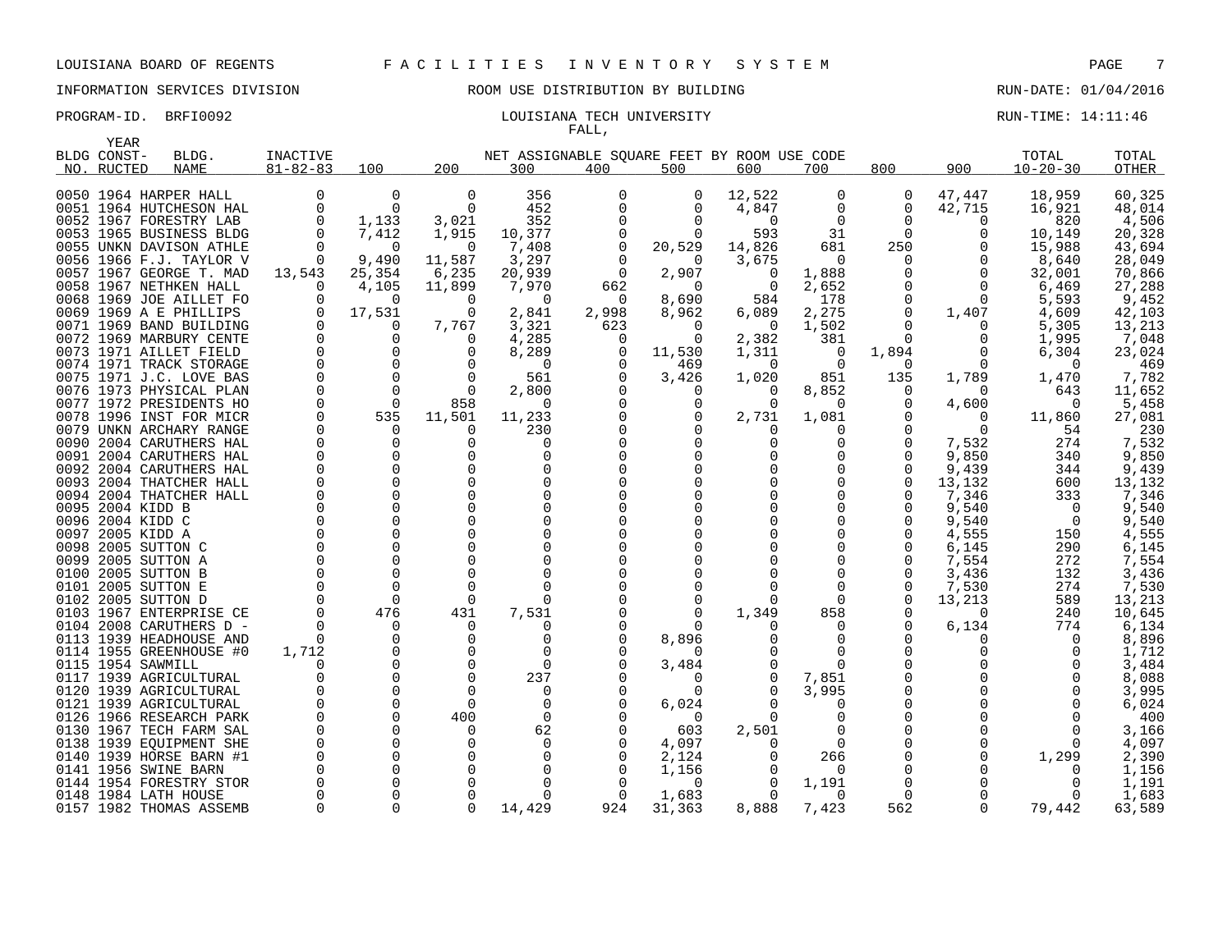LOUISIANA BOARD OF REGENTS — F A C I L I T I E S   I N V E N T O R Y   S Y S T E M

INFORMATION SERVICES DIVISION — ROOM USE DISTRIBUTION BY BUILDING — RUN-DATE: 01/04/2016

PROGRAM-ID. BRFI0092 — LOUISIANA TECH UNIVERSITY — RUN-TIME: 14:11:46

FALL,

| BLDG NO. | YEAR CONST-RUCTED | BLDG. NAME | INACTIVE 81-82-83 | 100 | 200 | 300 | 400 | 500 | 600 | 700 | 800 | 900 | TOTAL 10-20-30 | TOTAL OTHER |
|---|---|---|---|---|---|---|---|---|---|---|---|---|---|---|
| | | | | NET ASSIGNABLE SQUARE FEET BY ROOM USE CODE | | | | | | | | | | |
| 0050 | 1964 | HARPER HALL | 0 | 0 | 0 | 356 | 0 | 0 | 12,522 | 0 | 0 | 47,447 | 18,959 | 60,325 |
| 0051 | 1964 | HUTCHESON HAL | 0 | 0 | 0 | 452 | 0 | 0 | 4,847 | 0 | 0 | 42,715 | 16,921 | 48,014 |
| 0052 | 1967 | FORESTRY LAB | 0 | 1,133 | 3,021 | 352 | 0 | 0 | 0 | 0 | 0 | 0 | 820 | 4,506 |
| 0053 | 1965 | BUSINESS BLDG | 0 | 7,412 | 1,915 | 10,377 | 0 | 0 | 593 | 31 | 0 | 0 | 10,149 | 20,328 |
| 0055 | UNKN | DAVISON ATHLE | 0 | 0 | 0 | 7,408 | 0 | 20,529 | 14,826 | 681 | 250 | 0 | 15,988 | 43,694 |
| 0056 | 1966 | F.J. TAYLOR V | 0 | 9,490 | 11,587 | 3,297 | 0 | 0 | 3,675 | 0 | 0 | 0 | 8,640 | 28,049 |
| 0057 | 1967 | GEORGE T. MAD | 13,543 | 25,354 | 6,235 | 20,939 | 0 | 2,907 | 0 | 1,888 | 0 | 0 | 32,001 | 70,866 |
| 0058 | 1967 | NETHKEN HALL | 0 | 4,105 | 11,899 | 7,970 | 662 | 0 | 0 | 2,652 | 0 | 0 | 6,469 | 27,288 |
| 0068 | 1969 | JOE AILLET FO | 0 | 0 | 0 | 0 | 0 | 8,690 | 584 | 178 | 0 | 0 | 5,593 | 9,452 |
| 0069 | 1969 | A E PHILLIPS | 0 | 17,531 | 0 | 2,841 | 2,998 | 8,962 | 6,089 | 2,275 | 0 | 1,407 | 4,609 | 42,103 |
| 0071 | 1969 | BAND BUILDING | 0 | 0 | 7,767 | 3,321 | 623 | 0 | 0 | 1,502 | 0 | 0 | 5,305 | 13,213 |
| 0072 | 1969 | MARBURY CENTE | 0 | 0 | 0 | 4,285 | 0 | 0 | 2,382 | 381 | 0 | 0 | 1,995 | 7,048 |
| 0073 | 1971 | AILLET FIELD | 0 | 0 | 0 | 8,289 | 0 | 11,530 | 1,311 | 0 | 1,894 | 0 | 6,304 | 23,024 |
| 0074 | 1971 | TRACK STORAGE | 0 | 0 | 0 | 0 | 0 | 469 | 0 | 0 | 0 | 0 | 0 | 469 |
| 0075 | 1971 | J.C. LOVE BAS | 0 | 0 | 0 | 561 | 0 | 3,426 | 1,020 | 851 | 135 | 1,789 | 1,470 | 7,782 |
| 0076 | 1973 | PHYSICAL PLAN | 0 | 0 | 0 | 2,800 | 0 | 0 | 0 | 8,852 | 0 | 0 | 643 | 11,652 |
| 0077 | 1972 | PRESIDENTS HO | 0 | 0 | 858 | 0 | 0 | 0 | 0 | 0 | 0 | 4,600 | 0 | 5,458 |
| 0078 | 1996 | INST FOR MICR | 0 | 535 | 11,501 | 11,233 | 0 | 0 | 2,731 | 1,081 | 0 | 0 | 11,860 | 27,081 |
| 0079 | UNKN | ARCHARY RANGE | 0 | 0 | 0 | 230 | 0 | 0 | 0 | 0 | 0 | 0 | 54 | 230 |
| 0090 | 2004 | CARUTHERS HAL | 0 | 0 | 0 | 0 | 0 | 0 | 0 | 0 | 0 | 7,532 | 274 | 7,532 |
| 0091 | 2004 | CARUTHERS HAL | 0 | 0 | 0 | 0 | 0 | 0 | 0 | 0 | 0 | 9,850 | 340 | 9,850 |
| 0092 | 2004 | CARUTHERS HAL | 0 | 0 | 0 | 0 | 0 | 0 | 0 | 0 | 0 | 9,439 | 344 | 9,439 |
| 0093 | 2004 | THATCHER HALL | 0 | 0 | 0 | 0 | 0 | 0 | 0 | 0 | 0 | 13,132 | 600 | 13,132 |
| 0094 | 2004 | THATCHER HALL | 0 | 0 | 0 | 0 | 0 | 0 | 0 | 0 | 0 | 7,346 | 333 | 7,346 |
| 0095 | 2004 | KIDD B | 0 | 0 | 0 | 0 | 0 | 0 | 0 | 0 | 0 | 9,540 | 0 | 9,540 |
| 0096 | 2004 | KIDD C | 0 | 0 | 0 | 0 | 0 | 0 | 0 | 0 | 0 | 9,540 | 0 | 9,540 |
| 0097 | 2005 | KIDD A | 0 | 0 | 0 | 0 | 0 | 0 | 0 | 0 | 0 | 4,555 | 150 | 4,555 |
| 0098 | 2005 | SUTTON C | 0 | 0 | 0 | 0 | 0 | 0 | 0 | 0 | 0 | 6,145 | 290 | 6,145 |
| 0099 | 2005 | SUTTON A | 0 | 0 | 0 | 0 | 0 | 0 | 0 | 0 | 0 | 7,554 | 272 | 7,554 |
| 0100 | 2005 | SUTTON B | 0 | 0 | 0 | 0 | 0 | 0 | 0 | 0 | 0 | 3,436 | 132 | 3,436 |
| 0101 | 2005 | SUTTON E | 0 | 0 | 0 | 0 | 0 | 0 | 0 | 0 | 0 | 7,530 | 274 | 7,530 |
| 0102 | 2005 | SUTTON D | 0 | 0 | 0 | 0 | 0 | 0 | 0 | 0 | 0 | 13,213 | 589 | 13,213 |
| 0103 | 1967 | ENTERPRISE CE | 0 | 476 | 431 | 7,531 | 0 | 0 | 1,349 | 858 | 0 | 0 | 240 | 10,645 |
| 0104 | 2008 | CARUTHERS D - | 0 | 0 | 0 | 0 | 0 | 0 | 0 | 0 | 0 | 6,134 | 774 | 6,134 |
| 0113 | 1939 | HEADHOUSE AND | 0 | 0 | 0 | 0 | 0 | 8,896 | 0 | 0 | 0 | 0 | 0 | 8,896 |
| 0114 | 1955 | GREENHOUSE #0 | 1,712 | 0 | 0 | 0 | 0 | 0 | 0 | 0 | 0 | 0 | 0 | 1,712 |
| 0115 | 1954 | SAWMILL | 0 | 0 | 0 | 0 | 0 | 3,484 | 0 | 0 | 0 | 0 | 0 | 3,484 |
| 0117 | 1939 | AGRICULTURAL | 0 | 0 | 0 | 237 | 0 | 0 | 0 | 7,851 | 0 | 0 | 0 | 8,088 |
| 0120 | 1939 | AGRICULTURAL | 0 | 0 | 0 | 0 | 0 | 0 | 0 | 3,995 | 0 | 0 | 0 | 3,995 |
| 0121 | 1939 | AGRICULTURAL | 0 | 0 | 0 | 0 | 0 | 6,024 | 0 | 0 | 0 | 0 | 0 | 6,024 |
| 0126 | 1966 | RESEARCH PARK | 0 | 0 | 400 | 0 | 0 | 0 | 0 | 0 | 0 | 0 | 0 | 400 |
| 0130 | 1967 | TECH FARM SAL | 0 | 0 | 0 | 62 | 0 | 603 | 2,501 | 0 | 0 | 0 | 0 | 3,166 |
| 0138 | 1939 | EQUIPMENT SHE | 0 | 0 | 0 | 0 | 0 | 4,097 | 0 | 0 | 0 | 0 | 0 | 4,097 |
| 0140 | 1939 | HORSE BARN #1 | 0 | 0 | 0 | 0 | 0 | 2,124 | 0 | 266 | 0 | 0 | 1,299 | 2,390 |
| 0141 | 1956 | SWINE BARN | 0 | 0 | 0 | 0 | 0 | 1,156 | 0 | 0 | 0 | 0 | 0 | 1,156 |
| 0144 | 1954 | FORESTRY STOR | 0 | 0 | 0 | 0 | 0 | 0 | 0 | 1,191 | 0 | 0 | 0 | 1,191 |
| 0148 | 1984 | LATH HOUSE | 0 | 0 | 0 | 0 | 0 | 1,683 | 0 | 0 | 0 | 0 | 0 | 1,683 |
| 0157 | 1982 | THOMAS ASSEMB | 0 | 0 | 0 | 14,429 | 924 | 31,363 | 8,888 | 7,423 | 562 | 0 | 79,442 | 63,589 |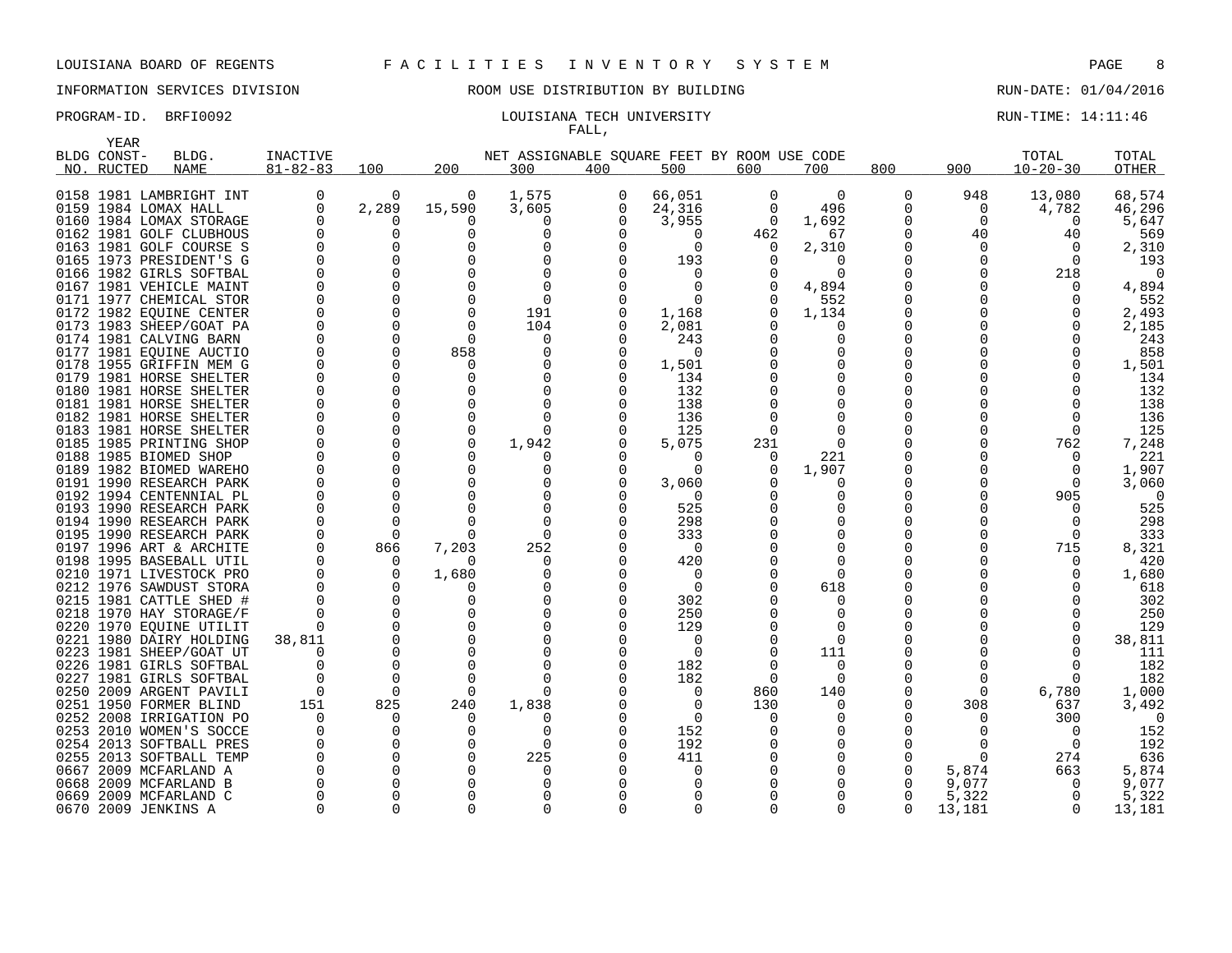LOUISIANA BOARD OF REGENTS — F A C I L I T I E S  I N V E N T O R Y  S Y S T E M

INFORMATION SERVICES DIVISION — ROOM USE DISTRIBUTION BY BUILDING — RUN-DATE: 01/04/2016

PROGRAM-ID. BRFI0092 — LOUISIANA TECH UNIVERSITY — RUN-TIME: 14:11:46

FALL,

| BLDG NO. | YEAR CONST-RUCTED | BLDG. NAME | INACTIVE 81-82-83 | 100 | 200 | 300 | 400 | 500 | 600 | 700 | 800 | 900 | TOTAL 10-20-30 | TOTAL OTHER |
|---|---|---|---|---|---|---|---|---|---|---|---|---|---|---|
| | | | | NET ASSIGNABLE SQUARE FEET BY ROOM USE CODE | | | | | | | | | | |
| 0158 | 1981 | LAMBRIGHT INT | 0 | 0 | 0 | 1,575 | 0 | 66,051 | 0 | 0 | 0 | 948 | 13,080 | 68,574 |
| 0159 | 1984 | LOMAX HALL | 0 | 2,289 | 15,590 | 3,605 | 0 | 24,316 | 0 | 496 | 0 | 0 | 4,782 | 46,296 |
| 0160 | 1984 | LOMAX STORAGE | 0 | 0 | 0 | 0 | 0 | 3,955 | 0 | 1,692 | 0 | 0 | 0 | 5,647 |
| 0162 | 1981 | GOLF CLUBHOUS | 0 | 0 | 0 | 0 | 0 | 0 | 462 | 67 | 0 | 40 | 40 | 569 |
| 0163 | 1981 | GOLF COURSE S | 0 | 0 | 0 | 0 | 0 | 0 | 0 | 2,310 | 0 | 0 | 0 | 2,310 |
| 0165 | 1973 | PRESIDENT'S G | 0 | 0 | 0 | 0 | 0 | 193 | 0 | 0 | 0 | 0 | 0 | 193 |
| 0166 | 1982 | GIRLS SOFTBAL | 0 | 0 | 0 | 0 | 0 | 0 | 0 | 0 | 0 | 0 | 218 | 0 |
| 0167 | 1981 | VEHICLE MAINT | 0 | 0 | 0 | 0 | 0 | 0 | 0 | 4,894 | 0 | 0 | 0 | 4,894 |
| 0171 | 1977 | CHEMICAL STOR | 0 | 0 | 0 | 0 | 0 | 0 | 0 | 552 | 0 | 0 | 0 | 552 |
| 0172 | 1982 | EQUINE CENTER | 0 | 0 | 0 | 191 | 0 | 1,168 | 0 | 1,134 | 0 | 0 | 0 | 2,493 |
| 0173 | 1983 | SHEEP/GOAT PA | 0 | 0 | 0 | 104 | 0 | 2,081 | 0 | 0 | 0 | 0 | 0 | 2,185 |
| 0174 | 1981 | CALVING BARN | 0 | 0 | 0 | 0 | 0 | 243 | 0 | 0 | 0 | 0 | 0 | 243 |
| 0177 | 1981 | EQUINE AUCTIO | 0 | 0 | 858 | 0 | 0 | 0 | 0 | 0 | 0 | 0 | 0 | 858 |
| 0178 | 1955 | GRIFFIN MEM G | 0 | 0 | 0 | 0 | 0 | 1,501 | 0 | 0 | 0 | 0 | 0 | 1,501 |
| 0179 | 1981 | HORSE SHELTER | 0 | 0 | 0 | 0 | 0 | 134 | 0 | 0 | 0 | 0 | 0 | 134 |
| 0180 | 1981 | HORSE SHELTER | 0 | 0 | 0 | 0 | 0 | 132 | 0 | 0 | 0 | 0 | 0 | 132 |
| 0181 | 1981 | HORSE SHELTER | 0 | 0 | 0 | 0 | 0 | 138 | 0 | 0 | 0 | 0 | 0 | 138 |
| 0182 | 1981 | HORSE SHELTER | 0 | 0 | 0 | 0 | 0 | 136 | 0 | 0 | 0 | 0 | 0 | 136 |
| 0183 | 1981 | HORSE SHELTER | 0 | 0 | 0 | 0 | 0 | 125 | 0 | 0 | 0 | 0 | 0 | 125 |
| 0185 | 1985 | PRINTING SHOP | 0 | 0 | 0 | 1,942 | 0 | 5,075 | 231 | 0 | 0 | 0 | 762 | 7,248 |
| 0188 | 1985 | BIOMED SHOP | 0 | 0 | 0 | 0 | 0 | 0 | 0 | 221 | 0 | 0 | 0 | 221 |
| 0189 | 1982 | BIOMED WAREHO | 0 | 0 | 0 | 0 | 0 | 0 | 0 | 1,907 | 0 | 0 | 0 | 1,907 |
| 0191 | 1990 | RESEARCH PARK | 0 | 0 | 0 | 0 | 0 | 3,060 | 0 | 0 | 0 | 0 | 0 | 3,060 |
| 0192 | 1994 | CENTENNIAL PL | 0 | 0 | 0 | 0 | 0 | 0 | 0 | 0 | 0 | 0 | 905 | 0 |
| 0193 | 1990 | RESEARCH PARK | 0 | 0 | 0 | 0 | 0 | 525 | 0 | 0 | 0 | 0 | 0 | 525 |
| 0194 | 1990 | RESEARCH PARK | 0 | 0 | 0 | 0 | 0 | 298 | 0 | 0 | 0 | 0 | 0 | 298 |
| 0195 | 1990 | RESEARCH PARK | 0 | 0 | 0 | 0 | 0 | 333 | 0 | 0 | 0 | 0 | 0 | 333 |
| 0197 | 1996 | ART & ARCHITE | 0 | 866 | 7,203 | 252 | 0 | 0 | 0 | 0 | 0 | 0 | 715 | 8,321 |
| 0198 | 1995 | BASEBALL UTIL | 0 | 0 | 0 | 0 | 0 | 420 | 0 | 0 | 0 | 0 | 0 | 420 |
| 0210 | 1971 | LIVESTOCK PRO | 0 | 0 | 1,680 | 0 | 0 | 0 | 0 | 0 | 0 | 0 | 0 | 1,680 |
| 0212 | 1976 | SAWDUST STORA | 0 | 0 | 0 | 0 | 0 | 0 | 0 | 618 | 0 | 0 | 0 | 618 |
| 0215 | 1981 | CATTLE SHED # | 0 | 0 | 0 | 0 | 0 | 302 | 0 | 0 | 0 | 0 | 0 | 302 |
| 0218 | 1970 | HAY STORAGE/F | 0 | 0 | 0 | 0 | 0 | 250 | 0 | 0 | 0 | 0 | 0 | 250 |
| 0220 | 1970 | EQUINE UTILIT | 0 | 0 | 0 | 0 | 0 | 129 | 0 | 0 | 0 | 0 | 0 | 129 |
| 0221 | 1980 | DAIRY HOLDING | 38,811 | 0 | 0 | 0 | 0 | 0 | 0 | 0 | 0 | 0 | 0 | 38,811 |
| 0223 | 1981 | SHEEP/GOAT UT | 0 | 0 | 0 | 0 | 0 | 0 | 0 | 111 | 0 | 0 | 0 | 111 |
| 0226 | 1981 | GIRLS SOFTBAL | 0 | 0 | 0 | 0 | 0 | 182 | 0 | 0 | 0 | 0 | 0 | 182 |
| 0227 | 1981 | GIRLS SOFTBAL | 0 | 0 | 0 | 0 | 0 | 182 | 0 | 0 | 0 | 0 | 0 | 182 |
| 0250 | 2009 | ARGENT PAVILI | 0 | 0 | 0 | 0 | 0 | 0 | 860 | 140 | 0 | 0 | 6,780 | 1,000 |
| 0251 | 1950 | FORMER BLIND | 151 | 825 | 240 | 1,838 | 0 | 0 | 130 | 0 | 0 | 308 | 637 | 3,492 |
| 0252 | 2008 | IRRIGATION PO | 0 | 0 | 0 | 0 | 0 | 0 | 0 | 0 | 0 | 0 | 300 | 0 |
| 0253 | 2010 | WOMEN'S SOCCE | 0 | 0 | 0 | 0 | 0 | 152 | 0 | 0 | 0 | 0 | 0 | 152 |
| 0254 | 2013 | SOFTBALL PRES | 0 | 0 | 0 | 0 | 0 | 192 | 0 | 0 | 0 | 0 | 0 | 192 |
| 0255 | 2013 | SOFTBALL TEMP | 0 | 0 | 0 | 225 | 0 | 411 | 0 | 0 | 0 | 0 | 274 | 636 |
| 0667 | 2009 | MCFARLAND A | 0 | 0 | 0 | 0 | 0 | 0 | 0 | 0 | 0 | 5,874 | 663 | 5,874 |
| 0668 | 2009 | MCFARLAND B | 0 | 0 | 0 | 0 | 0 | 0 | 0 | 0 | 0 | 9,077 | 0 | 9,077 |
| 0669 | 2009 | MCFARLAND C | 0 | 0 | 0 | 0 | 0 | 0 | 0 | 0 | 0 | 5,322 | 0 | 5,322 |
| 0670 | 2009 | JENKINS A | 0 | 0 | 0 | 0 | 0 | 0 | 0 | 0 | 0 | 13,181 | 0 | 13,181 |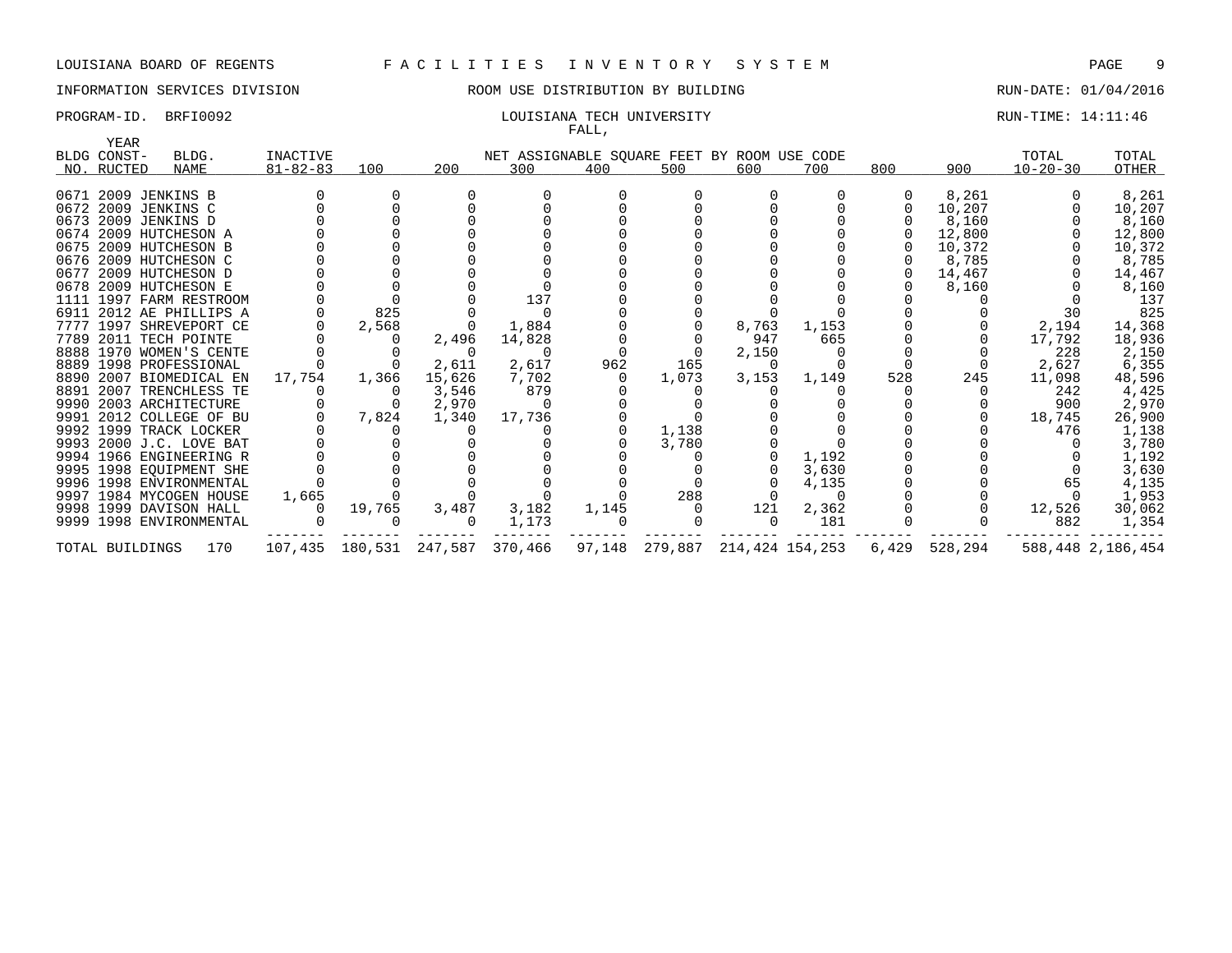LOUISIANA BOARD OF REGENTS F A C I L I T I E S I N V E N T O R Y S Y S T E M

INFORMATION SERVICES DIVISION ROOM USE DISTRIBUTION BY BUILDING RUN-DATE: 01/04/2016

PROGRAM-ID. BRFI0092 LOUISIANA TECH UNIVERSITY RUN-TIME: 14:11:46

FALL,

| BLDG NO. | YEAR CONST-RUCTED | BLDG. NAME | INACTIVE 81-82-83 | 100 | 200 | 300 | 400 | 500 | 600 | 700 | 800 | 900 | TOTAL 10-20-30 | TOTAL OTHER |
|---|---|---|---|---|---|---|---|---|---|---|---|---|---|---|
| 0671 | 2009 | JENKINS B | 0 | 0 | 0 | 0 | 0 | 0 | 0 | 0 | 0 | 8,261 | 0 | 8,261 |
| 0672 | 2009 | JENKINS C | 0 | 0 | 0 | 0 | 0 | 0 | 0 | 0 | 0 | 10,207 | 0 | 10,207 |
| 0673 | 2009 | JENKINS D | 0 | 0 | 0 | 0 | 0 | 0 | 0 | 0 | 0 | 8,160 | 0 | 8,160 |
| 0674 | 2009 | HUTCHESON A | 0 | 0 | 0 | 0 | 0 | 0 | 0 | 0 | 0 | 12,800 | 0 | 12,800 |
| 0675 | 2009 | HUTCHESON B | 0 | 0 | 0 | 0 | 0 | 0 | 0 | 0 | 0 | 10,372 | 0 | 10,372 |
| 0676 | 2009 | HUTCHESON C | 0 | 0 | 0 | 0 | 0 | 0 | 0 | 0 | 0 | 8,785 | 0 | 8,785 |
| 0677 | 2009 | HUTCHESON D | 0 | 0 | 0 | 0 | 0 | 0 | 0 | 0 | 0 | 14,467 | 0 | 14,467 |
| 0678 | 2009 | HUTCHESON E | 0 | 0 | 0 | 0 | 0 | 0 | 0 | 0 | 0 | 8,160 | 0 | 8,160 |
| 1111 | 1997 | FARM RESTROOM | 0 | 0 | 0 | 137 | 0 | 0 | 0 | 0 | 0 | 0 | 0 | 137 |
| 6911 | 2012 | AE PHILLIPS A | 0 | 825 | 0 | 0 | 0 | 0 | 0 | 0 | 0 | 0 | 30 | 825 |
| 7777 | 1997 | SHREVEPORT CE | 0 | 2,568 | 0 | 1,884 | 0 | 0 | 8,763 | 1,153 | 0 | 0 | 2,194 | 14,368 |
| 7789 | 2011 | TECH POINTE | 0 | 0 | 2,496 | 14,828 | 0 | 0 | 947 | 665 | 0 | 0 | 17,792 | 18,936 |
| 8888 | 1970 | WOMEN'S CENTE | 0 | 0 | 0 | 0 | 0 | 0 | 2,150 | 0 | 0 | 0 | 228 | 2,150 |
| 8889 | 1998 | PROFESSIONAL | 0 | 0 | 2,611 | 2,617 | 962 | 165 | 0 | 0 | 0 | 0 | 2,627 | 6,355 |
| 8890 | 2007 | BIOMEDICAL EN | 17,754 | 1,366 | 15,626 | 7,702 | 0 | 1,073 | 3,153 | 1,149 | 528 | 245 | 11,098 | 48,596 |
| 8891 | 2007 | TRENCHLESS TE | 0 | 0 | 3,546 | 879 | 0 | 0 | 0 | 0 | 0 | 0 | 242 | 4,425 |
| 9990 | 2003 | ARCHITECTURE | 0 | 0 | 2,970 | 0 | 0 | 0 | 0 | 0 | 0 | 0 | 900 | 2,970 |
| 9991 | 2012 | COLLEGE OF BU | 0 | 7,824 | 1,340 | 17,736 | 0 | 0 | 0 | 0 | 0 | 0 | 18,745 | 26,900 |
| 9992 | 1999 | TRACK LOCKER | 0 | 0 | 0 | 0 | 0 | 1,138 | 0 | 0 | 0 | 0 | 476 | 1,138 |
| 9993 | 2000 | J.C. LOVE BAT | 0 | 0 | 0 | 0 | 0 | 3,780 | 0 | 0 | 0 | 0 | 0 | 3,780 |
| 9994 | 1966 | ENGINEERING R | 0 | 0 | 0 | 0 | 0 | 0 | 0 | 1,192 | 0 | 0 | 0 | 1,192 |
| 9995 | 1998 | EQUIPMENT SHE | 0 | 0 | 0 | 0 | 0 | 0 | 0 | 3,630 | 0 | 0 | 0 | 3,630 |
| 9996 | 1998 | ENVIRONMENTAL | 0 | 0 | 0 | 0 | 0 | 0 | 0 | 4,135 | 0 | 0 | 65 | 4,135 |
| 9997 | 1984 | MYCOGEN HOUSE | 1,665 | 0 | 0 | 0 | 0 | 288 | 0 | 0 | 0 | 0 | 0 | 1,953 |
| 9998 | 1999 | DAVISON HALL | 0 | 19,765 | 3,487 | 3,182 | 1,145 | 0 | 121 | 2,362 | 0 | 0 | 12,526 | 30,062 |
| 9999 | 1998 | ENVIRONMENTAL | 0 | 0 | 0 | 1,173 | 0 | 0 | 0 | 181 | 0 | 0 | 882 | 1,354 |
| TOTAL BUILDINGS | | 170 | 107,435 | 180,531 | 247,587 | 370,466 | 97,148 | 279,887 | 214,424 | 154,253 | 6,429 | 528,294 | 588,448 | 2,186,454 |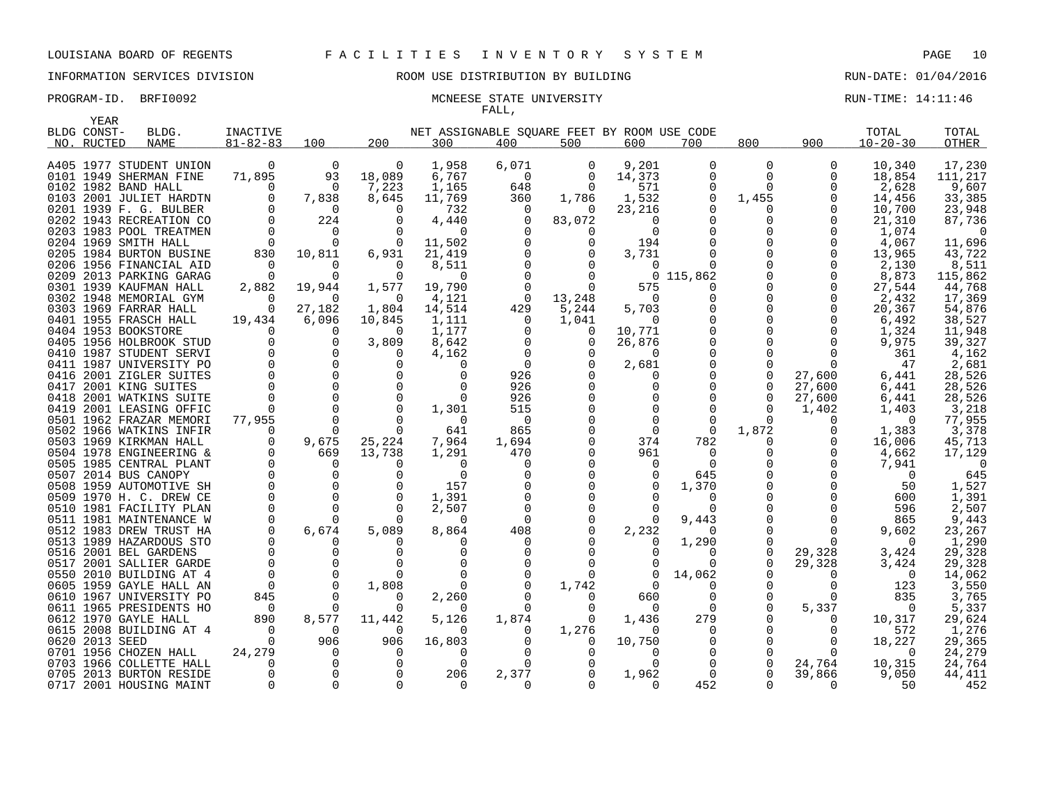LOUISIANA BOARD OF REGENTS F A C I L I T I E S I N V E N T O R Y S Y S T E M

INFORMATION SERVICES DIVISION ROOM USE DISTRIBUTION BY BUILDING RUN-DATE: 01/04/2016

PROGRAM-ID. BRFI0092 MCNEESE STATE UNIVERSITY RUN-TIME: 14:11:46

FALL,

| BLDG NO. | YEAR CONST-RUCTED | BLDG. NAME | INACTIVE 81-82-83 | 100 | 200 | 300 | 400 | 500 | 600 | 700 | 800 | 900 | TOTAL 10-20-30 | TOTAL OTHER |
|---|---|---|---|---|---|---|---|---|---|---|---|---|---|---|
| A405 | 1977 | STUDENT UNION | 0 | 0 | 0 | 1,958 | 6,071 | 0 | 9,201 | 0 | 0 | 0 | 10,340 | 17,230 |
| 0101 | 1949 | SHERMAN FINE | 71,895 | 93 | 18,089 | 6,767 | 0 | 0 | 14,373 | 0 | 0 | 0 | 18,854 | 111,217 |
| 0102 | 1982 | BAND HALL | 0 | 0 | 7,223 | 1,165 | 648 | 0 | 571 | 0 | 0 | 0 | 2,628 | 9,607 |
| 0103 | 2001 | JULIET HARDTN | 0 | 7,838 | 8,645 | 11,769 | 360 | 1,786 | 1,532 | 0 | 1,455 | 0 | 14,456 | 33,385 |
| 0201 | 1939 | F. G. BULBER | 0 | 0 | 0 | 732 | 0 | 0 | 23,216 | 0 | 0 | 0 | 10,700 | 23,948 |
| 0202 | 1943 | RECREATION CO | 0 | 224 | 0 | 4,440 | 0 | 83,072 | 0 | 0 | 0 | 0 | 21,310 | 87,736 |
| 0203 | 1983 | POOL TREATMEN | 0 | 0 | 0 | 0 | 0 | 0 | 0 | 0 | 0 | 0 | 1,074 | 0 |
| 0204 | 1969 | SMITH HALL | 0 | 0 | 0 | 11,502 | 0 | 0 | 194 | 0 | 0 | 0 | 4,067 | 11,696 |
| 0205 | 1984 | BURTON BUSINE | 830 | 10,811 | 6,931 | 21,419 | 0 | 0 | 3,731 | 0 | 0 | 0 | 13,965 | 43,722 |
| 0206 | 1956 | FINANCIAL AID | 0 | 0 | 0 | 8,511 | 0 | 0 | 0 | 0 | 0 | 0 | 2,130 | 8,511 |
| 0209 | 2013 | PARKING GARAG | 0 | 0 | 0 | 0 | 0 | 0 | 0 | 115,862 | 0 | 0 | 8,873 | 115,862 |
| 0301 | 1939 | KAUFMAN HALL | 2,882 | 19,944 | 1,577 | 19,790 | 0 | 0 | 575 | 0 | 0 | 0 | 27,544 | 44,768 |
| 0302 | 1948 | MEMORIAL GYM | 0 | 0 | 0 | 4,121 | 0 | 13,248 | 0 | 0 | 0 | 0 | 2,432 | 17,369 |
| 0303 | 1969 | FARRAR HALL | 0 | 27,182 | 1,804 | 14,514 | 429 | 5,244 | 5,703 | 0 | 0 | 0 | 20,367 | 54,876 |
| 0401 | 1955 | FRASCH HALL | 19,434 | 6,096 | 10,845 | 1,111 | 0 | 1,041 | 0 | 0 | 0 | 0 | 6,492 | 38,527 |
| 0404 | 1953 | BOOKSTORE | 0 | 0 | 0 | 1,177 | 0 | 0 | 10,771 | 0 | 0 | 0 | 1,324 | 11,948 |
| 0405 | 1956 | HOLBROOK STUD | 0 | 0 | 3,809 | 8,642 | 0 | 0 | 26,876 | 0 | 0 | 0 | 9,975 | 39,327 |
| 0410 | 1987 | STUDENT SERVI | 0 | 0 | 0 | 4,162 | 0 | 0 | 0 | 0 | 0 | 0 | 361 | 4,162 |
| 0411 | 1987 | UNIVERSITY PO | 0 | 0 | 0 | 0 | 0 | 0 | 2,681 | 0 | 0 | 0 | 47 | 2,681 |
| 0416 | 2001 | ZIGLER SUITES | 0 | 0 | 0 | 0 | 926 | 0 | 0 | 0 | 0 | 27,600 | 6,441 | 28,526 |
| 0417 | 2001 | KING SUITES | 0 | 0 | 0 | 0 | 926 | 0 | 0 | 0 | 0 | 27,600 | 6,441 | 28,526 |
| 0418 | 2001 | WATKINS SUITE | 0 | 0 | 0 | 0 | 926 | 0 | 0 | 0 | 0 | 27,600 | 6,441 | 28,526 |
| 0419 | 2001 | LEASING OFFIC | 0 | 0 | 0 | 1,301 | 515 | 0 | 0 | 0 | 0 | 1,402 | 1,403 | 3,218 |
| 0501 | 1962 | FRAZAR MEMORI | 77,955 | 0 | 0 | 0 | 0 | 0 | 0 | 0 | 0 | 0 | 0 | 77,955 |
| 0502 | 1966 | WATKINS INFIR | 0 | 0 | 0 | 641 | 865 | 0 | 0 | 0 | 1,872 | 0 | 1,383 | 3,378 |
| 0503 | 1969 | KIRKMAN HALL | 0 | 9,675 | 25,224 | 7,964 | 1,694 | 0 | 374 | 782 | 0 | 0 | 16,006 | 45,713 |
| 0504 | 1978 | ENGINEERING & | 0 | 669 | 13,738 | 1,291 | 470 | 0 | 961 | 0 | 0 | 0 | 4,662 | 17,129 |
| 0505 | 1985 | CENTRAL PLANT | 0 | 0 | 0 | 0 | 0 | 0 | 0 | 0 | 0 | 0 | 7,941 | 0 |
| 0507 | 2014 | BUS CANOPY | 0 | 0 | 0 | 0 | 0 | 0 | 0 | 645 | 0 | 0 | 0 | 645 |
| 0508 | 1959 | AUTOMOTIVE SH | 0 | 0 | 0 | 157 | 0 | 0 | 0 | 1,370 | 0 | 0 | 50 | 1,527 |
| 0509 | 1970 | H. C. DREW CE | 0 | 0 | 0 | 1,391 | 0 | 0 | 0 | 0 | 0 | 0 | 600 | 1,391 |
| 0510 | 1981 | FACILITY PLAN | 0 | 0 | 0 | 2,507 | 0 | 0 | 0 | 0 | 0 | 0 | 596 | 2,507 |
| 0511 | 1981 | MAINTENANCE W | 0 | 0 | 0 | 0 | 0 | 0 | 0 | 9,443 | 0 | 0 | 865 | 9,443 |
| 0512 | 1983 | DREW TRUST HA | 0 | 6,674 | 5,089 | 8,864 | 408 | 0 | 2,232 | 0 | 0 | 0 | 9,602 | 23,267 |
| 0513 | 1989 | HAZARDOUS STO | 0 | 0 | 0 | 0 | 0 | 0 | 0 | 1,290 | 0 | 0 | 0 | 1,290 |
| 0516 | 2001 | BEL GARDENS | 0 | 0 | 0 | 0 | 0 | 0 | 0 | 0 | 0 | 29,328 | 3,424 | 29,328 |
| 0517 | 2001 | SALLIER GARDE | 0 | 0 | 0 | 0 | 0 | 0 | 0 | 0 | 0 | 29,328 | 3,424 | 29,328 |
| 0550 | 2010 | BUILDING AT 4 | 0 | 0 | 0 | 0 | 0 | 0 | 0 | 14,062 | 0 | 0 | 0 | 14,062 |
| 0605 | 1959 | GAYLE HALL AN | 0 | 0 | 1,808 | 0 | 0 | 1,742 | 0 | 0 | 0 | 0 | 123 | 3,550 |
| 0610 | 1967 | UNIVERSITY PO | 845 | 0 | 0 | 2,260 | 0 | 0 | 660 | 0 | 0 | 0 | 835 | 3,765 |
| 0611 | 1965 | PRESIDENTS HO | 0 | 0 | 0 | 0 | 0 | 0 | 0 | 0 | 0 | 5,337 | 0 | 5,337 |
| 0612 | 1970 | GAYLE HALL | 890 | 8,577 | 11,442 | 5,126 | 1,874 | 0 | 1,436 | 279 | 0 | 0 | 10,317 | 29,624 |
| 0615 | 2008 | BUILDING AT 4 | 0 | 0 | 0 | 0 | 0 | 1,276 | 0 | 0 | 0 | 0 | 572 | 1,276 |
| 0620 | 2013 | SEED | 0 | 906 | 906 | 16,803 | 0 | 0 | 10,750 | 0 | 0 | 0 | 18,227 | 29,365 |
| 0701 | 1956 | CHOZEN HALL | 24,279 | 0 | 0 | 0 | 0 | 0 | 0 | 0 | 0 | 0 | 0 | 24,279 |
| 0703 | 1966 | COLLETTE HALL | 0 | 0 | 0 | 0 | 0 | 0 | 0 | 0 | 0 | 24,764 | 10,315 | 24,764 |
| 0705 | 2013 | BURTON RESIDE | 0 | 0 | 0 | 206 | 2,377 | 0 | 1,962 | 0 | 0 | 39,866 | 9,050 | 44,411 |
| 0717 | 2001 | HOUSING MAINT | 0 | 0 | 0 | 0 | 0 | 0 | 0 | 452 | 0 | 0 | 50 | 452 |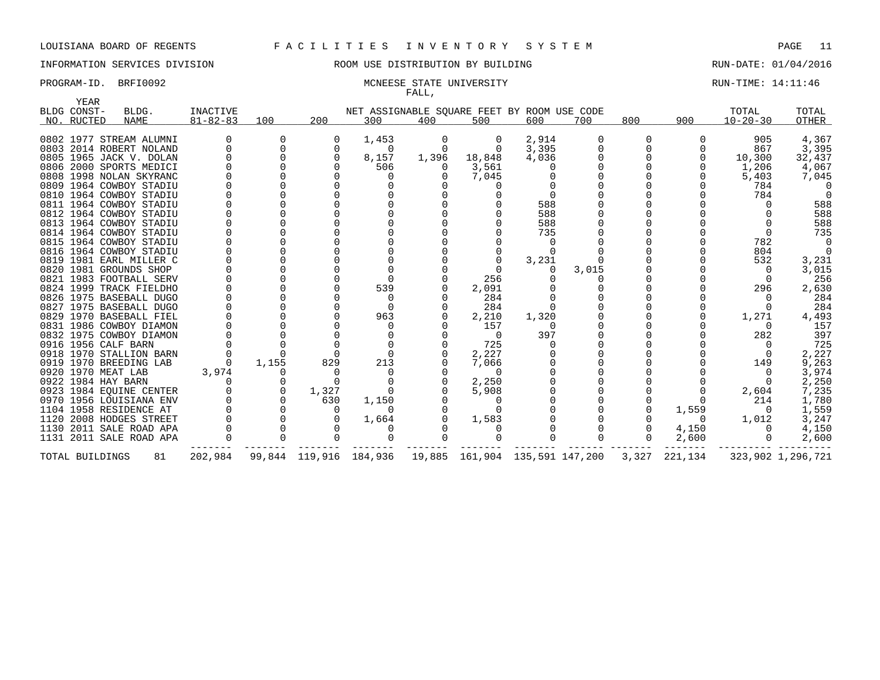LOUISIANA BOARD OF REGENTS F A C I L I T I E S I N V E N T O R Y S Y S T E M

INFORMATION SERVICES DIVISION ROOM USE DISTRIBUTION BY BUILDING RUN-DATE: 01/04/2016

PROGRAM-ID. BRFI0092 MCNEESE STATE UNIVERSITY RUN-TIME: 14:11:46

FALL,

| BLDG NO. | YEAR CONST-RUCTED | BLDG. NAME | INACTIVE 81-82-83 | 100 | 200 | 300 | 400 | 500 | 600 | 700 | 800 | 900 | TOTAL 10-20-30 | TOTAL OTHER |
|---|---|---|---|---|---|---|---|---|---|---|---|---|---|---|
| 0802 | 1977 | STREAM ALUMNI | 0 | 0 | 0 | 1,453 | 0 | 0 | 2,914 | 0 | 0 | 0 | 905 | 4,367 |
| 0803 | 2014 | ROBERT NOLAND | 0 | 0 | 0 | 0 | 0 | 0 | 3,395 | 0 | 0 | 0 | 867 | 3,395 |
| 0805 | 1965 | JACK V. DOLAN | 0 | 0 | 0 | 8,157 | 1,396 | 18,848 | 4,036 | 0 | 0 | 0 | 10,300 | 32,437 |
| 0806 | 2000 | SPORTS MEDICI | 0 | 0 | 0 | 506 | 0 | 3,561 | 0 | 0 | 0 | 0 | 1,206 | 4,067 |
| 0808 | 1998 | NOLAN SKYRANC | 0 | 0 | 0 | 0 | 0 | 7,045 | 0 | 0 | 0 | 0 | 5,403 | 7,045 |
| 0809 | 1964 | COWBOY STADIU | 0 | 0 | 0 | 0 | 0 | 0 | 0 | 0 | 0 | 0 | 784 | 0 |
| 0810 | 1964 | COWBOY STADIU | 0 | 0 | 0 | 0 | 0 | 0 | 0 | 0 | 0 | 0 | 784 | 0 |
| 0811 | 1964 | COWBOY STADIU | 0 | 0 | 0 | 0 | 0 | 0 | 588 | 0 | 0 | 0 | 0 | 588 |
| 0812 | 1964 | COWBOY STADIU | 0 | 0 | 0 | 0 | 0 | 0 | 588 | 0 | 0 | 0 | 0 | 588 |
| 0813 | 1964 | COWBOY STADIU | 0 | 0 | 0 | 0 | 0 | 0 | 588 | 0 | 0 | 0 | 0 | 588 |
| 0814 | 1964 | COWBOY STADIU | 0 | 0 | 0 | 0 | 0 | 0 | 735 | 0 | 0 | 0 | 0 | 735 |
| 0815 | 1964 | COWBOY STADIU | 0 | 0 | 0 | 0 | 0 | 0 | 0 | 0 | 0 | 0 | 782 | 0 |
| 0816 | 1964 | COWBOY STADIU | 0 | 0 | 0 | 0 | 0 | 0 | 0 | 0 | 0 | 0 | 804 | 0 |
| 0819 | 1981 | EARL MILLER C | 0 | 0 | 0 | 0 | 0 | 0 | 3,231 | 0 | 0 | 0 | 532 | 3,231 |
| 0820 | 1981 | GROUNDS SHOP | 0 | 0 | 0 | 0 | 0 | 0 | 0 | 3,015 | 0 | 0 | 0 | 3,015 |
| 0821 | 1983 | FOOTBALL SERV | 0 | 0 | 0 | 0 | 0 | 256 | 0 | 0 | 0 | 0 | 0 | 256 |
| 0824 | 1999 | TRACK FIELDHO | 0 | 0 | 0 | 539 | 0 | 2,091 | 0 | 0 | 0 | 0 | 296 | 2,630 |
| 0826 | 1975 | BASEBALL DUGO | 0 | 0 | 0 | 0 | 0 | 284 | 0 | 0 | 0 | 0 | 0 | 284 |
| 0827 | 1975 | BASEBALL DUGO | 0 | 0 | 0 | 0 | 0 | 284 | 0 | 0 | 0 | 0 | 0 | 284 |
| 0829 | 1970 | BASEBALL FIEL | 0 | 0 | 0 | 963 | 0 | 2,210 | 1,320 | 0 | 0 | 0 | 1,271 | 4,493 |
| 0831 | 1986 | COWBOY DIAMON | 0 | 0 | 0 | 0 | 0 | 157 | 0 | 0 | 0 | 0 | 0 | 157 |
| 0832 | 1975 | COWBOY DIAMON | 0 | 0 | 0 | 0 | 0 | 0 | 397 | 0 | 0 | 0 | 282 | 397 |
| 0916 | 1956 | CALF BARN | 0 | 0 | 0 | 0 | 0 | 725 | 0 | 0 | 0 | 0 | 0 | 725 |
| 0918 | 1970 | STALLION BARN | 0 | 0 | 0 | 0 | 0 | 2,227 | 0 | 0 | 0 | 0 | 0 | 2,227 |
| 0919 | 1970 | BREEDING LAB | 0 | 1,155 | 829 | 213 | 0 | 7,066 | 0 | 0 | 0 | 0 | 149 | 9,263 |
| 0920 | 1970 | MEAT LAB | 3,974 | 0 | 0 | 0 | 0 | 0 | 0 | 0 | 0 | 0 | 0 | 3,974 |
| 0922 | 1984 | HAY BARN | 0 | 0 | 0 | 0 | 0 | 2,250 | 0 | 0 | 0 | 0 | 0 | 2,250 |
| 0923 | 1984 | EQUINE CENTER | 0 | 0 | 1,327 | 0 | 0 | 5,908 | 0 | 0 | 0 | 0 | 2,604 | 7,235 |
| 0970 | 1956 | LOUISIANA ENV | 0 | 0 | 630 | 1,150 | 0 | 0 | 0 | 0 | 0 | 0 | 214 | 1,780 |
| 1104 | 1958 | RESIDENCE AT | 0 | 0 | 0 | 0 | 0 | 0 | 0 | 0 | 0 | 1,559 | 0 | 1,559 |
| 1120 | 2008 | HODGES STREET | 0 | 0 | 0 | 1,664 | 0 | 1,583 | 0 | 0 | 0 | 0 | 1,012 | 3,247 |
| 1130 | 2011 | SALE ROAD APA | 0 | 0 | 0 | 0 | 0 | 0 | 0 | 0 | 0 | 4,150 | 0 | 4,150 |
| 1131 | 2011 | SALE ROAD APA | 0 | 0 | 0 | 0 | 0 | 0 | 0 | 0 | 0 | 2,600 | 0 | 2,600 |
| TOTAL BUILDINGS | | 81 | 202,984 | 99,844 | 119,916 | 184,936 | 19,885 | 161,904 | 135,591 | 147,200 | 3,327 | 221,134 | 323,902 | 1,296,721 |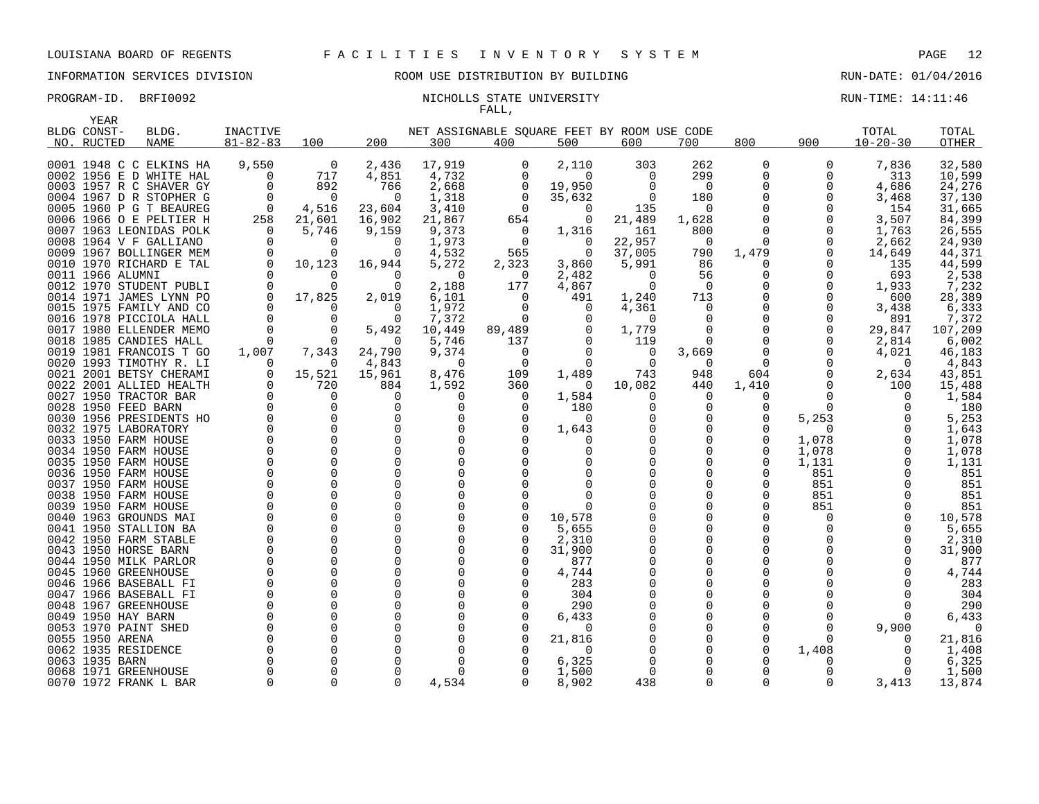LOUISIANA BOARD OF REGENTS F A C I L I T I E S I N V E N T O R Y S Y S T E M

INFORMATION SERVICES DIVISION ROOM USE DISTRIBUTION BY BUILDING RUN-DATE: 01/04/2016

PROGRAM-ID. BRFI0092 NICHOLLS STATE UNIVERSITY RUN-TIME: 14:11:46

FALL,

| BLDG NO. | YEAR CONST-RUCTED | BLDG. NAME | INACTIVE 81-82-83 | 100 | 200 | 300 | 400 | 500 | 600 | 700 | 800 | 900 | TOTAL 10-20-30 | TOTAL OTHER |
|---|---|---|---|---|---|---|---|---|---|---|---|---|---|---|
| | | | | NET ASSIGNABLE SQUARE FEET BY ROOM USE CODE | | | | | | | | | | |
| 0001 | 1948 | C C ELKINS HA | 9,550 | 0 | 2,436 | 17,919 | 0 | 2,110 | 303 | 262 | 0 | 0 | 7,836 | 32,580 |
| 0002 | 1956 | E D WHITE HAL | 0 | 717 | 4,851 | 4,732 | 0 | 0 | 0 | 299 | 0 | 0 | 313 | 10,599 |
| 0003 | 1957 | R C SHAVER GY | 0 | 892 | 766 | 2,668 | 0 | 19,950 | 0 | 0 | 0 | 0 | 4,686 | 24,276 |
| 0004 | 1967 | D R STOPHER G | 0 | 0 | 0 | 1,318 | 0 | 35,632 | 0 | 180 | 0 | 0 | 3,468 | 37,130 |
| 0005 | 1960 | P G T BEAUREG | 0 | 4,516 | 23,604 | 3,410 | 0 | 0 | 135 | 0 | 0 | 0 | 154 | 31,665 |
| 0006 | 1966 | O E PELTIER H | 258 | 21,601 | 16,902 | 21,867 | 654 | 0 | 21,489 | 1,628 | 0 | 0 | 3,507 | 84,399 |
| 0007 | 1963 | LEONIDAS POLK | 0 | 5,746 | 9,159 | 9,373 | 0 | 1,316 | 161 | 800 | 0 | 0 | 1,763 | 26,555 |
| 0008 | 1964 | V F GALLIANO | 0 | 0 | 0 | 1,973 | 0 | 0 | 22,957 | 0 | 0 | 0 | 2,662 | 24,930 |
| 0009 | 1967 | BOLLINGER MEM | 0 | 0 | 0 | 4,532 | 565 | 0 | 37,005 | 790 | 1,479 | 0 | 14,649 | 44,371 |
| 0010 | 1970 | RICHARD E TAL | 0 | 10,123 | 16,944 | 5,272 | 2,323 | 3,860 | 5,991 | 86 | 0 | 0 | 135 | 44,599 |
| 0011 | 1966 | ALUMNI | 0 | 0 | 0 | 0 | 0 | 2,482 | 0 | 56 | 0 | 0 | 693 | 2,538 |
| 0012 | 1970 | STUDENT PUBLI | 0 | 0 | 0 | 2,188 | 177 | 4,867 | 0 | 0 | 0 | 0 | 1,933 | 7,232 |
| 0014 | 1971 | JAMES LYNN PO | 0 | 17,825 | 2,019 | 6,101 | 0 | 491 | 1,240 | 713 | 0 | 0 | 600 | 28,389 |
| 0015 | 1975 | FAMILY AND CO | 0 | 0 | 0 | 1,972 | 0 | 0 | 4,361 | 0 | 0 | 0 | 3,438 | 6,333 |
| 0016 | 1978 | PICCIOLA HALL | 0 | 0 | 0 | 7,372 | 0 | 0 | 0 | 0 | 0 | 0 | 891 | 7,372 |
| 0017 | 1980 | ELLENDER MEMO | 0 | 0 | 5,492 | 10,449 | 89,489 | 0 | 1,779 | 0 | 0 | 0 | 29,847 | 107,209 |
| 0018 | 1985 | CANDIES HALL | 0 | 0 | 0 | 5,746 | 137 | 0 | 119 | 0 | 0 | 0 | 2,814 | 6,002 |
| 0019 | 1981 | FRANCOIS T GO | 1,007 | 7,343 | 24,790 | 9,374 | 0 | 0 | 0 | 3,669 | 0 | 0 | 4,021 | 46,183 |
| 0020 | 1993 | TIMOTHY R. LI | 0 | 0 | 4,843 | 0 | 0 | 0 | 0 | 0 | 0 | 0 | 0 | 4,843 |
| 0021 | 2001 | BETSY CHERAMI | 0 | 15,521 | 15,961 | 8,476 | 109 | 1,489 | 743 | 948 | 604 | 0 | 2,634 | 43,851 |
| 0022 | 2001 | ALLIED HEALTH | 0 | 720 | 884 | 1,592 | 360 | 0 | 10,082 | 440 | 1,410 | 0 | 100 | 15,488 |
| 0027 | 1950 | TRACTOR BAR | 0 | 0 | 0 | 0 | 0 | 1,584 | 0 | 0 | 0 | 0 | 0 | 1,584 |
| 0028 | 1950 | FEED BARN | 0 | 0 | 0 | 0 | 0 | 180 | 0 | 0 | 0 | 0 | 0 | 180 |
| 0030 | 1956 | PRESIDENTS HO | 0 | 0 | 0 | 0 | 0 | 0 | 0 | 0 | 0 | 5,253 | 0 | 5,253 |
| 0032 | 1975 | LABORATORY | 0 | 0 | 0 | 0 | 0 | 1,643 | 0 | 0 | 0 | 0 | 0 | 1,643 |
| 0033 | 1950 | FARM HOUSE | 0 | 0 | 0 | 0 | 0 | 0 | 0 | 0 | 0 | 1,078 | 0 | 1,078 |
| 0034 | 1950 | FARM HOUSE | 0 | 0 | 0 | 0 | 0 | 0 | 0 | 0 | 0 | 1,078 | 0 | 1,078 |
| 0035 | 1950 | FARM HOUSE | 0 | 0 | 0 | 0 | 0 | 0 | 0 | 0 | 0 | 1,131 | 0 | 1,131 |
| 0036 | 1950 | FARM HOUSE | 0 | 0 | 0 | 0 | 0 | 0 | 0 | 0 | 0 | 851 | 0 | 851 |
| 0037 | 1950 | FARM HOUSE | 0 | 0 | 0 | 0 | 0 | 0 | 0 | 0 | 0 | 851 | 0 | 851 |
| 0038 | 1950 | FARM HOUSE | 0 | 0 | 0 | 0 | 0 | 0 | 0 | 0 | 0 | 851 | 0 | 851 |
| 0039 | 1950 | FARM HOUSE | 0 | 0 | 0 | 0 | 0 | 0 | 0 | 0 | 0 | 851 | 0 | 851 |
| 0040 | 1963 | GROUNDS MAI | 0 | 0 | 0 | 0 | 0 | 10,578 | 0 | 0 | 0 | 0 | 0 | 10,578 |
| 0041 | 1950 | STALLION BA | 0 | 0 | 0 | 0 | 0 | 5,655 | 0 | 0 | 0 | 0 | 0 | 5,655 |
| 0042 | 1950 | FARM STABLE | 0 | 0 | 0 | 0 | 0 | 2,310 | 0 | 0 | 0 | 0 | 0 | 2,310 |
| 0043 | 1950 | HORSE BARN | 0 | 0 | 0 | 0 | 0 | 31,900 | 0 | 0 | 0 | 0 | 0 | 31,900 |
| 0044 | 1950 | MILK PARLOR | 0 | 0 | 0 | 0 | 0 | 877 | 0 | 0 | 0 | 0 | 0 | 877 |
| 0045 | 1960 | GREENHOUSE | 0 | 0 | 0 | 0 | 0 | 4,744 | 0 | 0 | 0 | 0 | 0 | 4,744 |
| 0046 | 1966 | BASEBALL FI | 0 | 0 | 0 | 0 | 0 | 283 | 0 | 0 | 0 | 0 | 0 | 283 |
| 0047 | 1966 | BASEBALL FI | 0 | 0 | 0 | 0 | 0 | 304 | 0 | 0 | 0 | 0 | 0 | 304 |
| 0048 | 1967 | GREENHOUSE | 0 | 0 | 0 | 0 | 0 | 290 | 0 | 0 | 0 | 0 | 0 | 290 |
| 0049 | 1950 | HAY BARN | 0 | 0 | 0 | 0 | 0 | 6,433 | 0 | 0 | 0 | 0 | 0 | 6,433 |
| 0053 | 1970 | PAINT SHED | 0 | 0 | 0 | 0 | 0 | 0 | 0 | 0 | 0 | 0 | 9,900 | 0 |
| 0055 | 1950 | ARENA | 0 | 0 | 0 | 0 | 0 | 21,816 | 0 | 0 | 0 | 0 | 0 | 21,816 |
| 0062 | 1935 | RESIDENCE | 0 | 0 | 0 | 0 | 0 | 0 | 0 | 0 | 0 | 1,408 | 0 | 1,408 |
| 0063 | 1935 | BARN | 0 | 0 | 0 | 0 | 0 | 6,325 | 0 | 0 | 0 | 0 | 0 | 6,325 |
| 0068 | 1971 | GREENHOUSE | 0 | 0 | 0 | 0 | 0 | 1,500 | 0 | 0 | 0 | 0 | 0 | 1,500 |
| 0070 | 1972 | FRANK L BAR | 0 | 0 | 0 | 4,534 | 0 | 8,902 | 438 | 0 | 0 | 0 | 3,413 | 13,874 |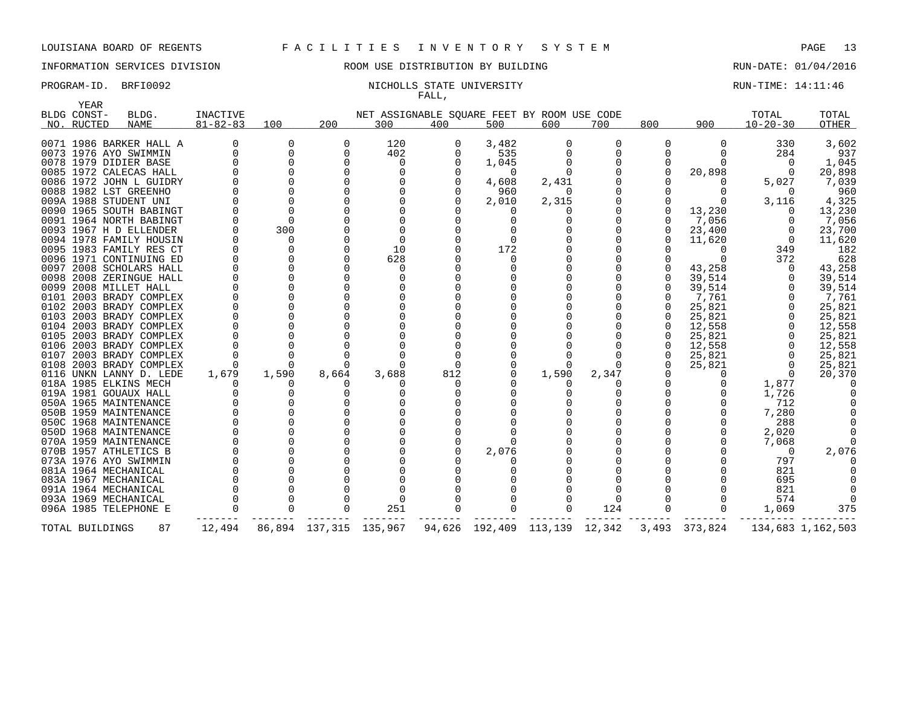LOUISIANA BOARD OF REGENTS F A C I L I T I E S I N V E N T O R Y S Y S T E M

INFORMATION SERVICES DIVISION ROOM USE DISTRIBUTION BY BUILDING RUN-DATE: 01/04/2016

PROGRAM-ID. BRFI0092 NICHOLLS STATE UNIVERSITY RUN-TIME: 14:11:46

FALL,

| BLDG NO. | YEAR CONST-RUCTED | BLDG. NAME | INACTIVE 81-82-83 | 100 | 200 | 300 | 400 | 500 | 600 | 700 | 800 | 900 | TOTAL 10-20-30 | TOTAL OTHER |
|---|---|---|---|---|---|---|---|---|---|---|---|---|---|---|
| 0071 | 1986 | BARKER HALL A | 0 | 0 | 0 | 120 | 0 | 3,482 | 0 | 0 | 0 | 0 | 330 | 3,602 |
| 0073 | 1976 | AYO SWIMMIN | 0 | 0 | 0 | 402 | 0 | 535 | 0 | 0 | 0 | 0 | 284 | 937 |
| 0078 | 1979 | DIDIER BASE | 0 | 0 | 0 | 0 | 0 | 1,045 | 0 | 0 | 0 | 0 | 0 | 1,045 |
| 0085 | 1972 | CALECAS HALL | 0 | 0 | 0 | 0 | 0 | 0 | 0 | 0 | 0 | 20,898 | 0 | 20,898 |
| 0086 | 1972 | JOHN L GUIDRY | 0 | 0 | 0 | 0 | 0 | 4,608 | 2,431 | 0 | 0 | 0 | 5,027 | 7,039 |
| 0088 | 1982 | LST GREENHO | 0 | 0 | 0 | 0 | 0 | 960 | 0 | 0 | 0 | 0 | 0 | 960 |
| 009A | 1988 | STUDENT UNI | 0 | 0 | 0 | 0 | 0 | 2,010 | 2,315 | 0 | 0 | 0 | 3,116 | 4,325 |
| 0090 | 1965 | SOUTH BABINGT | 0 | 0 | 0 | 0 | 0 | 0 | 0 | 0 | 0 | 13,230 | 0 | 13,230 |
| 0091 | 1964 | NORTH BABINGT | 0 | 0 | 0 | 0 | 0 | 0 | 0 | 0 | 0 | 7,056 | 0 | 7,056 |
| 0093 | 1967 | H D ELLENDER | 0 | 300 | 0 | 0 | 0 | 0 | 0 | 0 | 0 | 23,400 | 0 | 23,700 |
| 0094 | 1978 | FAMILY HOUSIN | 0 | 0 | 0 | 0 | 0 | 0 | 0 | 0 | 0 | 11,620 | 0 | 11,620 |
| 0095 | 1983 | FAMILY RES CT | 0 | 0 | 0 | 10 | 0 | 172 | 0 | 0 | 0 | 0 | 349 | 182 |
| 0096 | 1971 | CONTINUING ED | 0 | 0 | 0 | 628 | 0 | 0 | 0 | 0 | 0 | 0 | 372 | 628 |
| 0097 | 2008 | SCHOLARS HALL | 0 | 0 | 0 | 0 | 0 | 0 | 0 | 0 | 0 | 43,258 | 0 | 43,258 |
| 0098 | 2008 | ZERINGUE HALL | 0 | 0 | 0 | 0 | 0 | 0 | 0 | 0 | 0 | 39,514 | 0 | 39,514 |
| 0099 | 2008 | MILLET HALL | 0 | 0 | 0 | 0 | 0 | 0 | 0 | 0 | 0 | 39,514 | 0 | 39,514 |
| 0101 | 2003 | BRADY COMPLEX | 0 | 0 | 0 | 0 | 0 | 0 | 0 | 0 | 0 | 7,761 | 0 | 7,761 |
| 0102 | 2003 | BRADY COMPLEX | 0 | 0 | 0 | 0 | 0 | 0 | 0 | 0 | 0 | 25,821 | 0 | 25,821 |
| 0103 | 2003 | BRADY COMPLEX | 0 | 0 | 0 | 0 | 0 | 0 | 0 | 0 | 0 | 25,821 | 0 | 25,821 |
| 0104 | 2003 | BRADY COMPLEX | 0 | 0 | 0 | 0 | 0 | 0 | 0 | 0 | 0 | 12,558 | 0 | 12,558 |
| 0105 | 2003 | BRADY COMPLEX | 0 | 0 | 0 | 0 | 0 | 0 | 0 | 0 | 0 | 25,821 | 0 | 25,821 |
| 0106 | 2003 | BRADY COMPLEX | 0 | 0 | 0 | 0 | 0 | 0 | 0 | 0 | 0 | 12,558 | 0 | 12,558 |
| 0107 | 2003 | BRADY COMPLEX | 0 | 0 | 0 | 0 | 0 | 0 | 0 | 0 | 0 | 25,821 | 0 | 25,821 |
| 0108 | 2003 | BRADY COMPLEX | 0 | 0 | 0 | 0 | 0 | 0 | 0 | 0 | 0 | 25,821 | 0 | 25,821 |
| 0116 | UNKN | LANNY D. LEDE | 1,679 | 1,590 | 8,664 | 3,688 | 812 | 0 | 1,590 | 2,347 | 0 | 0 | 0 | 20,370 |
| 018A | 1985 | ELKINS MECH | 0 | 0 | 0 | 0 | 0 | 0 | 0 | 0 | 0 | 0 | 1,877 | 0 |
| 019A | 1981 | GOUAUX HALL | 0 | 0 | 0 | 0 | 0 | 0 | 0 | 0 | 0 | 0 | 1,726 | 0 |
| 050A | 1965 | MAINTENANCE | 0 | 0 | 0 | 0 | 0 | 0 | 0 | 0 | 0 | 0 | 712 | 0 |
| 050B | 1959 | MAINTENANCE | 0 | 0 | 0 | 0 | 0 | 0 | 0 | 0 | 0 | 0 | 7,280 | 0 |
| 050C | 1968 | MAINTENANCE | 0 | 0 | 0 | 0 | 0 | 0 | 0 | 0 | 0 | 0 | 288 | 0 |
| 050D | 1968 | MAINTENANCE | 0 | 0 | 0 | 0 | 0 | 0 | 0 | 0 | 0 | 0 | 2,020 | 0 |
| 070A | 1959 | MAINTENANCE | 0 | 0 | 0 | 0 | 0 | 0 | 0 | 0 | 0 | 0 | 7,068 | 0 |
| 070B | 1957 | ATHLETICS B | 0 | 0 | 0 | 0 | 0 | 2,076 | 0 | 0 | 0 | 0 | 0 | 2,076 |
| 073A | 1976 | AYO SWIMMIN | 0 | 0 | 0 | 0 | 0 | 0 | 0 | 0 | 0 | 0 | 797 | 0 |
| 081A | 1964 | MECHANICAL | 0 | 0 | 0 | 0 | 0 | 0 | 0 | 0 | 0 | 0 | 821 | 0 |
| 083A | 1967 | MECHANICAL | 0 | 0 | 0 | 0 | 0 | 0 | 0 | 0 | 0 | 0 | 695 | 0 |
| 091A | 1964 | MECHANICAL | 0 | 0 | 0 | 0 | 0 | 0 | 0 | 0 | 0 | 0 | 821 | 0 |
| 093A | 1969 | MECHANICAL | 0 | 0 | 0 | 0 | 0 | 0 | 0 | 0 | 0 | 0 | 574 | 0 |
| 096A | 1985 | TELEPHONE E | 0 | 0 | 0 | 251 | 0 | 0 | 0 | 124 | 0 | 0 | 1,069 | 375 |
| TOTAL BUILDINGS | | 87 | 12,494 | 86,894 | 137,315 | 135,967 | 94,626 | 192,409 | 113,139 | 12,342 | 3,493 | 373,824 | 134,683 | 1,162,503 |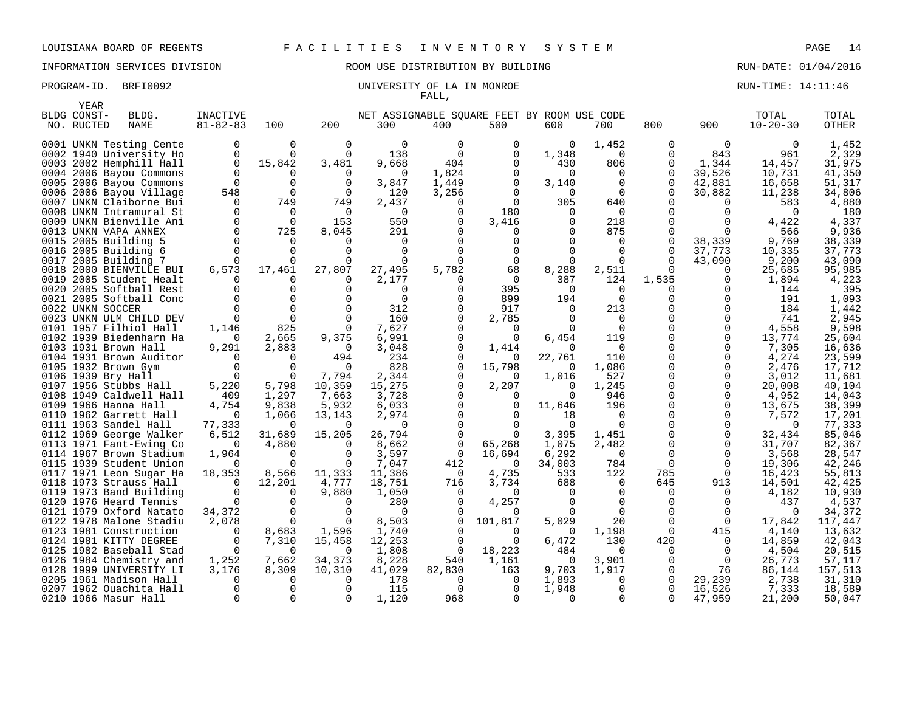LOUISIANA BOARD OF REGENTS F A C I L I T I E S I N V E N T O R Y S Y S T E M

INFORMATION SERVICES DIVISION ROOM USE DISTRIBUTION BY BUILDING RUN-DATE: 01/04/2016

PROGRAM-ID. BRFI0092 UNIVERSITY OF LA IN MONROE RUN-TIME: 14:11:46

FALL,

| BLDG NO. | YEAR CONST-RUCTED | BLDG. NAME | INACTIVE 81-82-83 | 100 | 200 | 300 | 400 | 500 | 600 | 700 | 800 | 900 | TOTAL 10-20-30 | TOTAL OTHER |
|---|---|---|---|---|---|---|---|---|---|---|---|---|---|---|
| | | | | NET ASSIGNABLE SQUARE FEET BY ROOM USE CODE | | | | | | | | | | |
| 0001 | UNKN | Testing Cente | 0 | 0 | 0 | 0 | 0 | 0 | 0 | 1,452 | 0 | 0 | 0 | 1,452 |
| 0002 | 1940 | University Ho | 0 | 0 | 0 | 138 | 0 | 0 | 1,348 | 0 | 0 | 843 | 961 | 2,329 |
| 0003 | 2002 | Hemphill Hall | 0 | 15,842 | 3,481 | 9,668 | 404 | 0 | 430 | 806 | 0 | 1,344 | 14,457 | 31,975 |
| 0004 | 2006 | Bayou Commons | 0 | 0 | 0 | 0 | 1,824 | 0 | 0 | 0 | 0 | 39,526 | 10,731 | 41,350 |
| 0005 | 2006 | Bayou Commons | 0 | 0 | 0 | 3,847 | 1,449 | 0 | 3,140 | 0 | 0 | 42,881 | 16,658 | 51,317 |
| 0006 | 2006 | Bayou Village | 548 | 0 | 0 | 120 | 3,256 | 0 | 0 | 0 | 0 | 30,882 | 11,238 | 34,806 |
| 0007 | UNKN | Claiborne Bui | 0 | 749 | 749 | 2,437 | 0 | 0 | 305 | 640 | 0 | 0 | 583 | 4,880 |
| 0008 | UNKN | Intramural St | 0 | 0 | 0 | 0 | 0 | 180 | 0 | 0 | 0 | 0 | 0 | 180 |
| 0009 | UNKN | Bienville Ani | 0 | 0 | 153 | 550 | 0 | 3,416 | 0 | 218 | 0 | 0 | 4,422 | 4,337 |
| 0013 | UNKN | VAPA ANNEX | 0 | 725 | 8,045 | 291 | 0 | 0 | 0 | 875 | 0 | 0 | 566 | 9,936 |
| 0015 | 2005 | Building 5 | 0 | 0 | 0 | 0 | 0 | 0 | 0 | 0 | 0 | 38,339 | 9,769 | 38,339 |
| 0016 | 2005 | Building 6 | 0 | 0 | 0 | 0 | 0 | 0 | 0 | 0 | 0 | 37,773 | 10,335 | 37,773 |
| 0017 | 2005 | Building 7 | 0 | 0 | 0 | 0 | 0 | 0 | 0 | 0 | 0 | 43,090 | 9,200 | 43,090 |
| 0018 | 2000 | BIENVILLE BUI | 6,573 | 17,461 | 27,807 | 27,495 | 5,782 | 68 | 8,288 | 2,511 | 0 | 0 | 25,685 | 95,985 |
| 0019 | 2005 | Student Healt | 0 | 0 | 0 | 2,177 | 0 | 0 | 387 | 124 | 1,535 | 0 | 1,894 | 4,223 |
| 0020 | 2005 | Softball Rest | 0 | 0 | 0 | 0 | 0 | 395 | 0 | 0 | 0 | 0 | 144 | 395 |
| 0021 | 2005 | Softball Conc | 0 | 0 | 0 | 0 | 0 | 899 | 194 | 0 | 0 | 0 | 191 | 1,093 |
| 0022 | UNKN | SOCCER | 0 | 0 | 0 | 312 | 0 | 917 | 0 | 213 | 0 | 0 | 184 | 1,442 |
| 0023 | UNKN | ULM CHILD DEV | 0 | 0 | 0 | 160 | 0 | 2,785 | 0 | 0 | 0 | 0 | 741 | 2,945 |
| 0101 | 1957 | Filhiol Hall | 1,146 | 825 | 0 | 7,627 | 0 | 0 | 0 | 0 | 0 | 0 | 4,558 | 9,598 |
| 0102 | 1939 | Biedenharn Ha | 0 | 2,665 | 9,375 | 6,991 | 0 | 0 | 6,454 | 119 | 0 | 0 | 13,774 | 25,604 |
| 0103 | 1931 | Brown Hall | 9,291 | 2,883 | 0 | 3,048 | 0 | 1,414 | 0 | 0 | 0 | 0 | 7,305 | 16,636 |
| 0104 | 1931 | Brown Auditor | 0 | 0 | 494 | 234 | 0 | 0 | 22,761 | 110 | 0 | 0 | 4,274 | 23,599 |
| 0105 | 1932 | Brown Gym | 0 | 0 | 0 | 828 | 0 | 15,798 | 0 | 1,086 | 0 | 0 | 2,476 | 17,712 |
| 0106 | 1939 | Bry Hall | 0 | 0 | 7,794 | 2,344 | 0 | 0 | 1,016 | 527 | 0 | 0 | 3,012 | 11,681 |
| 0107 | 1956 | Stubbs Hall | 5,220 | 5,798 | 10,359 | 15,275 | 0 | 2,207 | 0 | 1,245 | 0 | 0 | 20,008 | 40,104 |
| 0108 | 1949 | Caldwell Hall | 409 | 1,297 | 7,663 | 3,728 | 0 | 0 | 0 | 946 | 0 | 0 | 4,952 | 14,043 |
| 0109 | 1966 | Hanna Hall | 4,754 | 9,838 | 5,932 | 6,033 | 0 | 0 | 11,646 | 196 | 0 | 0 | 13,675 | 38,399 |
| 0110 | 1962 | Garrett Hall | 0 | 1,066 | 13,143 | 2,974 | 0 | 0 | 18 | 0 | 0 | 0 | 7,572 | 17,201 |
| 0111 | 1963 | Sandel Hall | 77,333 | 0 | 0 | 0 | 0 | 0 | 0 | 0 | 0 | 0 | 0 | 77,333 |
| 0112 | 1969 | George Walker | 6,512 | 31,689 | 15,205 | 26,794 | 0 | 0 | 3,395 | 1,451 | 0 | 0 | 32,434 | 85,046 |
| 0113 | 1971 | Fant-Ewing Co | 0 | 4,880 | 0 | 8,662 | 0 | 65,268 | 1,075 | 2,482 | 0 | 0 | 31,707 | 82,367 |
| 0114 | 1967 | Brown Stadium | 1,964 | 0 | 0 | 3,597 | 0 | 16,694 | 6,292 | 0 | 0 | 0 | 3,568 | 28,547 |
| 0115 | 1939 | Student Union | 0 | 0 | 0 | 7,047 | 412 | 0 | 34,003 | 784 | 0 | 0 | 19,306 | 42,246 |
| 0117 | 1971 | Leon Sugar Ha | 18,353 | 8,566 | 11,333 | 11,386 | 0 | 4,735 | 533 | 122 | 785 | 0 | 16,423 | 55,813 |
| 0118 | 1973 | Strauss Hall | 0 | 12,201 | 4,777 | 18,751 | 716 | 3,734 | 688 | 0 | 645 | 913 | 14,501 | 42,425 |
| 0119 | 1973 | Band Building | 0 | 0 | 9,880 | 1,050 | 0 | 0 | 0 | 0 | 0 | 0 | 4,182 | 10,930 |
| 0120 | 1976 | Heard Tennis | 0 | 0 | 0 | 280 | 0 | 4,257 | 0 | 0 | 0 | 0 | 437 | 4,537 |
| 0121 | 1979 | Oxford Natato | 34,372 | 0 | 0 | 0 | 0 | 0 | 0 | 0 | 0 | 0 | 0 | 34,372 |
| 0122 | 1978 | Malone Stadiu | 2,078 | 0 | 0 | 8,503 | 0 | 101,817 | 5,029 | 20 | 0 | 0 | 17,842 | 117,447 |
| 0123 | 1981 | Construction | 0 | 8,683 | 1,596 | 1,740 | 0 | 0 | 0 | 1,198 | 0 | 415 | 4,140 | 13,632 |
| 0124 | 1981 | KITTY DEGREE | 0 | 7,310 | 15,458 | 12,253 | 0 | 0 | 6,472 | 130 | 420 | 0 | 14,859 | 42,043 |
| 0125 | 1982 | Baseball Stad | 0 | 0 | 0 | 1,808 | 0 | 18,223 | 484 | 0 | 0 | 0 | 4,504 | 20,515 |
| 0126 | 1984 | Chemistry and | 1,252 | 7,662 | 34,373 | 8,228 | 540 | 1,161 | 0 | 3,901 | 0 | 0 | 26,773 | 57,117 |
| 0128 | 1999 | UNIVERSITY LI | 3,176 | 8,309 | 10,310 | 41,029 | 82,830 | 163 | 9,703 | 1,917 | 0 | 76 | 86,144 | 157,513 |
| 0205 | 1961 | Madison Hall | 0 | 0 | 0 | 178 | 0 | 0 | 1,893 | 0 | 0 | 29,239 | 2,738 | 31,310 |
| 0207 | 1962 | Ouachita Hall | 0 | 0 | 0 | 115 | 0 | 0 | 1,948 | 0 | 0 | 16,526 | 7,333 | 18,589 |
| 0210 | 1966 | Masur Hall | 0 | 0 | 0 | 1,120 | 968 | 0 | 0 | 0 | 0 | 47,959 | 21,200 | 50,047 |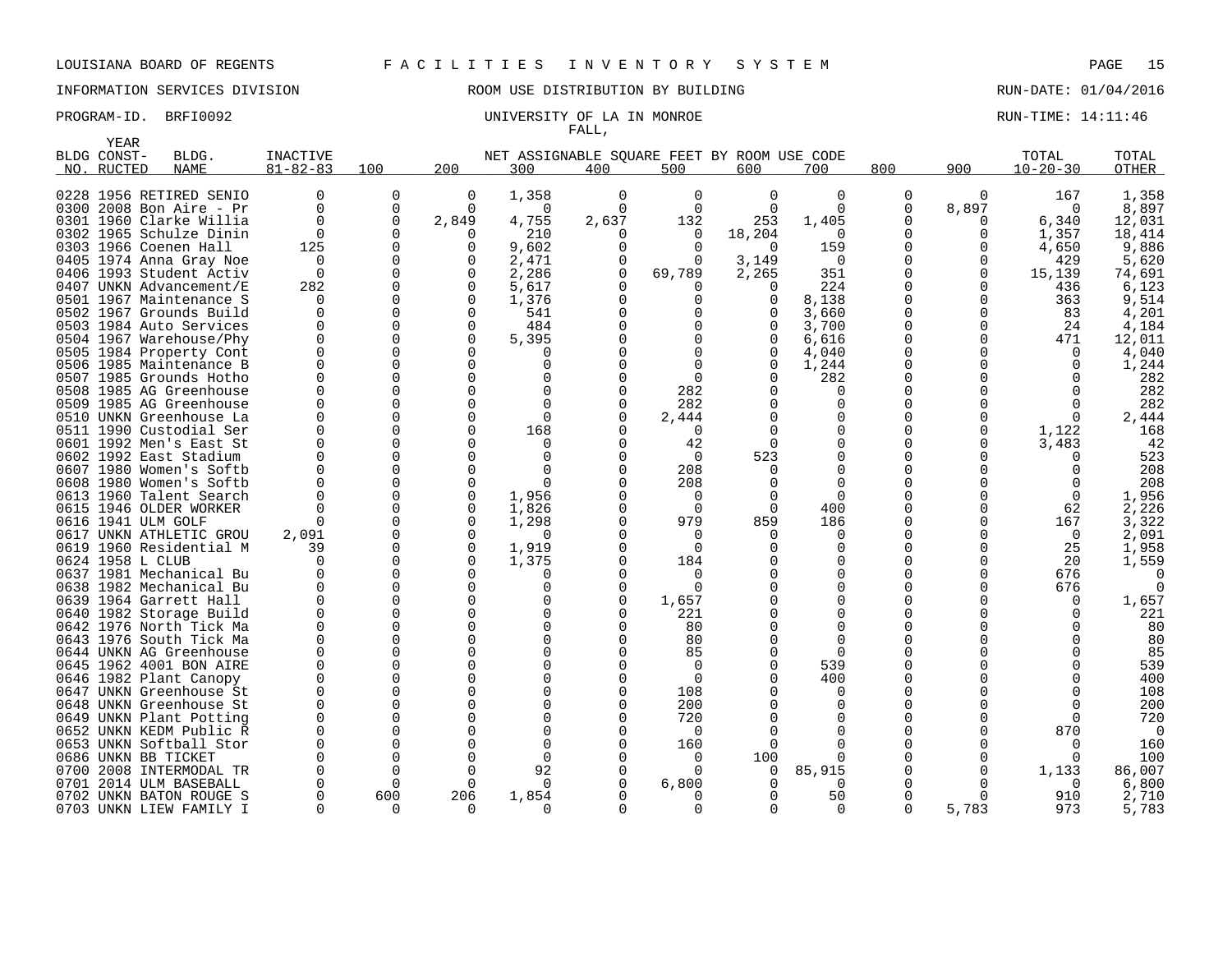LOUISIANA BOARD OF REGENTS — FACILITIES INVENTORY SYSTEM

INFORMATION SERVICES DIVISION — ROOM USE DISTRIBUTION BY BUILDING — RUN-DATE: 01/04/2016

PROGRAM-ID. BRFI0092 — UNIVERSITY OF LA IN MONROE — RUN-TIME: 14:11:46

FALL,

| BLDG NO. | YEAR CONST-RUCTED | BLDG. NAME | INACTIVE 81-82-83 | 100 | 200 | 300 | 400 | 500 | 600 | 700 | 800 | 900 | TOTAL 10-20-30 | TOTAL OTHER |
|---|---|---|---|---|---|---|---|---|---|---|---|---|---|---|
| | | | | NET ASSIGNABLE SQUARE FEET BY ROOM USE CODE | | | | | | | | | | |
| 0228 | 1956 | RETIRED SENIO | 0 | 0 | 0 | 1,358 | 0 | 0 | 0 | 0 | 0 | 0 | 167 | 1,358 |
| 0300 | 2008 | Bon Aire - Pr | 0 | 0 | 0 | 0 | 0 | 0 | 0 | 0 | 0 | 8,897 | 0 | 8,897 |
| 0301 | 1960 | Clarke Willia | 0 | 0 | 2,849 | 4,755 | 2,637 | 132 | 253 | 1,405 | 0 | 0 | 6,340 | 12,031 |
| 0302 | 1965 | Schulze Dinin | 0 | 0 | 0 | 210 | 0 | 0 | 18,204 | 0 | 0 | 0 | 1,357 | 18,414 |
| 0303 | 1966 | Coenen Hall | 125 | 0 | 0 | 9,602 | 0 | 0 | 0 | 159 | 0 | 0 | 4,650 | 9,886 |
| 0405 | 1974 | Anna Gray Noe | 0 | 0 | 0 | 2,471 | 0 | 0 | 3,149 | 0 | 0 | 0 | 429 | 5,620 |
| 0406 | 1993 | Student Activ | 0 | 0 | 0 | 2,286 | 0 | 69,789 | 2,265 | 351 | 0 | 0 | 15,139 | 74,691 |
| 0407 | UNKN | Advancement/E | 282 | 0 | 0 | 5,617 | 0 | 0 | 0 | 224 | 0 | 0 | 436 | 6,123 |
| 0501 | 1967 | Maintenance S | 0 | 0 | 0 | 1,376 | 0 | 0 | 0 | 8,138 | 0 | 0 | 363 | 9,514 |
| 0502 | 1967 | Grounds Build | 0 | 0 | 0 | 541 | 0 | 0 | 0 | 3,660 | 0 | 0 | 83 | 4,201 |
| 0503 | 1984 | Auto Services | 0 | 0 | 0 | 484 | 0 | 0 | 0 | 3,700 | 0 | 0 | 24 | 4,184 |
| 0504 | 1967 | Warehouse/Phy | 0 | 0 | 0 | 5,395 | 0 | 0 | 0 | 6,616 | 0 | 0 | 471 | 12,011 |
| 0505 | 1984 | Property Cont | 0 | 0 | 0 | 0 | 0 | 0 | 0 | 4,040 | 0 | 0 | 0 | 4,040 |
| 0506 | 1985 | Maintenance B | 0 | 0 | 0 | 0 | 0 | 0 | 0 | 1,244 | 0 | 0 | 0 | 1,244 |
| 0507 | 1985 | Grounds Hotho | 0 | 0 | 0 | 0 | 0 | 0 | 0 | 282 | 0 | 0 | 0 | 282 |
| 0508 | 1985 | AG Greenhouse | 0 | 0 | 0 | 0 | 0 | 282 | 0 | 0 | 0 | 0 | 0 | 282 |
| 0509 | 1985 | AG Greenhouse | 0 | 0 | 0 | 0 | 0 | 282 | 0 | 0 | 0 | 0 | 0 | 282 |
| 0510 | UNKN | Greenhouse La | 0 | 0 | 0 | 0 | 0 | 2,444 | 0 | 0 | 0 | 0 | 0 | 2,444 |
| 0511 | 1990 | Custodial Ser | 0 | 0 | 0 | 168 | 0 | 0 | 0 | 0 | 0 | 0 | 1,122 | 168 |
| 0601 | 1992 | Men's East St | 0 | 0 | 0 | 0 | 0 | 42 | 0 | 0 | 0 | 0 | 3,483 | 42 |
| 0602 | 1992 | East Stadium | 0 | 0 | 0 | 0 | 0 | 0 | 523 | 0 | 0 | 0 | 0 | 523 |
| 0607 | 1980 | Women's Softb | 0 | 0 | 0 | 0 | 0 | 208 | 0 | 0 | 0 | 0 | 0 | 208 |
| 0608 | 1980 | Women's Softb | 0 | 0 | 0 | 0 | 0 | 208 | 0 | 0 | 0 | 0 | 0 | 208 |
| 0613 | 1960 | Talent Search | 0 | 0 | 0 | 1,956 | 0 | 0 | 0 | 0 | 0 | 0 | 0 | 1,956 |
| 0615 | 1946 | OLDER WORKER | 0 | 0 | 0 | 1,826 | 0 | 0 | 0 | 400 | 0 | 0 | 62 | 2,226 |
| 0616 | 1941 | ULM GOLF | 0 | 0 | 0 | 1,298 | 0 | 979 | 859 | 186 | 0 | 0 | 167 | 3,322 |
| 0617 | UNKN | ATHLETIC GROU | 2,091 | 0 | 0 | 0 | 0 | 0 | 0 | 0 | 0 | 0 | 0 | 2,091 |
| 0619 | 1960 | Residential M | 39 | 0 | 0 | 1,919 | 0 | 0 | 0 | 0 | 0 | 0 | 25 | 1,958 |
| 0624 | 1958 | L CLUB | 0 | 0 | 0 | 1,375 | 0 | 184 | 0 | 0 | 0 | 0 | 20 | 1,559 |
| 0637 | 1981 | Mechanical Bu | 0 | 0 | 0 | 0 | 0 | 0 | 0 | 0 | 0 | 0 | 676 | 0 |
| 0638 | 1982 | Mechanical Bu | 0 | 0 | 0 | 0 | 0 | 0 | 0 | 0 | 0 | 0 | 676 | 0 |
| 0639 | 1964 | Garrett Hall | 0 | 0 | 0 | 0 | 0 | 1,657 | 0 | 0 | 0 | 0 | 0 | 1,657 |
| 0640 | 1982 | Storage Build | 0 | 0 | 0 | 0 | 0 | 221 | 0 | 0 | 0 | 0 | 0 | 221 |
| 0642 | 1976 | North Tick Ma | 0 | 0 | 0 | 0 | 0 | 80 | 0 | 0 | 0 | 0 | 0 | 80 |
| 0643 | 1976 | South Tick Ma | 0 | 0 | 0 | 0 | 0 | 80 | 0 | 0 | 0 | 0 | 0 | 80 |
| 0644 | UNKN | AG Greenhouse | 0 | 0 | 0 | 0 | 0 | 85 | 0 | 0 | 0 | 0 | 0 | 85 |
| 0645 | 1962 | 4001 BON AIRE | 0 | 0 | 0 | 0 | 0 | 0 | 0 | 539 | 0 | 0 | 0 | 539 |
| 0646 | 1982 | Plant Canopy | 0 | 0 | 0 | 0 | 0 | 0 | 0 | 400 | 0 | 0 | 0 | 400 |
| 0647 | UNKN | Greenhouse St | 0 | 0 | 0 | 0 | 0 | 108 | 0 | 0 | 0 | 0 | 0 | 108 |
| 0648 | UNKN | Greenhouse St | 0 | 0 | 0 | 0 | 0 | 200 | 0 | 0 | 0 | 0 | 0 | 200 |
| 0649 | UNKN | Plant Potting | 0 | 0 | 0 | 0 | 0 | 720 | 0 | 0 | 0 | 0 | 0 | 720 |
| 0652 | UNKN | KEDM Public R | 0 | 0 | 0 | 0 | 0 | 0 | 0 | 0 | 0 | 0 | 870 | 0 |
| 0653 | UNKN | Softball Stor | 0 | 0 | 0 | 0 | 0 | 160 | 0 | 0 | 0 | 0 | 0 | 160 |
| 0686 | UNKN | BB TICKET | 0 | 0 | 0 | 0 | 0 | 0 | 100 | 0 | 0 | 0 | 0 | 100 |
| 0700 | 2008 | INTERMODAL TR | 0 | 0 | 0 | 92 | 0 | 0 | 0 | 85,915 | 0 | 0 | 1,133 | 86,007 |
| 0701 | 2014 | ULM BASEBALL | 0 | 0 | 0 | 0 | 0 | 6,800 | 0 | 0 | 0 | 0 | 0 | 6,800 |
| 0702 | UNKN | BATON ROUGE S | 0 | 600 | 206 | 1,854 | 0 | 0 | 0 | 50 | 0 | 0 | 910 | 2,710 |
| 0703 | UNKN | LIEW FAMILY I | 0 | 0 | 0 | 0 | 0 | 0 | 0 | 0 | 0 | 5,783 | 973 | 5,783 |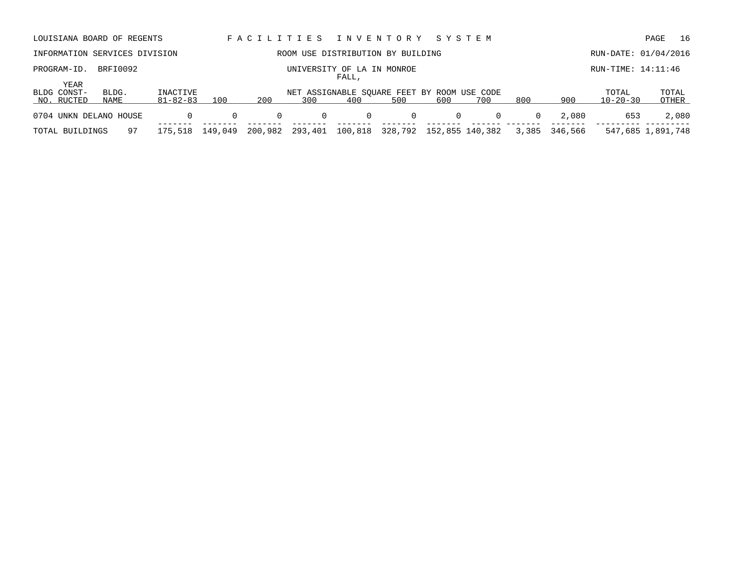LOUISIANA BOARD OF REGENTS — FACILITIES INVENTORY SYSTEM

INFORMATION SERVICES DIVISION — ROOM USE DISTRIBUTION BY BUILDING — RUN-DATE: 01/04/2016

PROGRAM-ID. BRFI0092 — UNIVERSITY OF LA IN MONROE — RUN-TIME: 14:11:46

FALL,

| BLDG NO. | YEAR CONST-RUCTED | BLDG. NAME | INACTIVE 81-82-83 | 100 | 200 | 300 | 400 | 500 | 600 | 700 | 800 | 900 | TOTAL 10-20-30 | TOTAL OTHER |
|---|---|---|---|---|---|---|---|---|---|---|---|---|---|---|
| | | | | NET ASSIGNABLE SQUARE FEET BY ROOM USE CODE | | | | | | | | | | |
| 0704 | UNKN | DELANO HOUSE | 0 | 0 | 0 | 0 | 0 | 0 | 0 | 0 | 0 | 2,080 | 653 | 2,080 |
| TOTAL BUILDINGS | | 97 | 175,518 | 149,049 | 200,982 | 293,401 | 100,818 | 328,792 | 152,855 | 140,382 | 3,385 | 346,566 | 547,685 | 1,891,748 |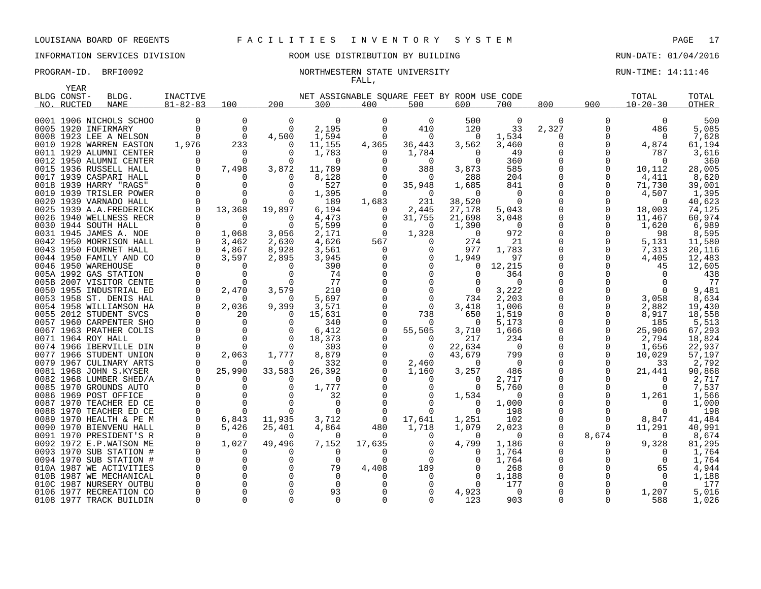LOUISIANA BOARD OF REGENTS — FACILITIES INVENTORY SYSTEM

INFORMATION SERVICES DIVISION — ROOM USE DISTRIBUTION BY BUILDING — RUN-DATE: 01/04/2016

PROGRAM-ID. BRFI0092 — NORTHWESTERN STATE UNIVERSITY — RUN-TIME: 14:11:46

FALL,

| BLDG NO. | YEAR CONST-RUCTED | BLDG. NAME | INACTIVE 81-82-83 | 100 | 200 | 300 | 400 | 500 | 600 | 700 | 800 | 900 | TOTAL 10-20-30 | TOTAL OTHER |
|---|---|---|---|---|---|---|---|---|---|---|---|---|---|---|
| | | | | NET ASSIGNABLE SQUARE FEET BY ROOM USE CODE | | | | | | | | | | |
| 0001 | 1906 | NICHOLS SCHOO | 0 | 0 | 0 | 0 | 0 | 0 | 500 | 0 | 0 | 0 | 0 | 500 |
| 0005 | 1920 | INFIRMARY | 0 | 0 | 0 | 2,195 | 0 | 410 | 120 | 33 | 2,327 | 0 | 486 | 5,085 |
| 0008 | 1923 | LEE A NELSON | 0 | 0 | 4,500 | 1,594 | 0 | 0 | 0 | 1,534 | 0 | 0 | 0 | 7,628 |
| 0010 | 1928 | WARREN EASTON | 1,976 | 233 | 0 | 11,155 | 4,365 | 36,443 | 3,562 | 3,460 | 0 | 0 | 4,874 | 61,194 |
| 0011 | 1929 | ALUMNI CENTER | 0 | 0 | 0 | 1,783 | 0 | 1,784 | 0 | 49 | 0 | 0 | 787 | 3,616 |
| 0012 | 1950 | ALUMNI CENTER | 0 | 0 | 0 | 0 | 0 | 0 | 0 | 360 | 0 | 0 | 0 | 360 |
| 0015 | 1936 | RUSSELL HALL | 0 | 7,498 | 3,872 | 11,789 | 0 | 388 | 3,873 | 585 | 0 | 0 | 10,112 | 28,005 |
| 0017 | 1939 | CASPARI HALL | 0 | 0 | 0 | 8,128 | 0 | 0 | 288 | 204 | 0 | 0 | 4,411 | 8,620 |
| 0018 | 1939 | HARRY "RAGS" | 0 | 0 | 0 | 527 | 0 | 35,948 | 1,685 | 841 | 0 | 0 | 71,730 | 39,001 |
| 0019 | 1939 | TRISLER POWER | 0 | 0 | 0 | 1,395 | 0 | 0 | 0 | 0 | 0 | 0 | 4,507 | 1,395 |
| 0020 | 1939 | VARNADO HALL | 0 | 0 | 0 | 189 | 1,683 | 231 | 38,520 | 0 | 0 | 0 | 0 | 40,623 |
| 0025 | 1939 | A.A.FREDERICK | 0 | 13,368 | 19,897 | 6,194 | 0 | 2,445 | 27,178 | 5,043 | 0 | 0 | 18,003 | 74,125 |
| 0026 | 1940 | WELLNESS RECR | 0 | 0 | 0 | 4,473 | 0 | 31,755 | 21,698 | 3,048 | 0 | 0 | 11,467 | 60,974 |
| 0030 | 1944 | SOUTH HALL | 0 | 0 | 0 | 5,599 | 0 | 0 | 1,390 | 0 | 0 | 0 | 1,620 | 6,989 |
| 0031 | 1945 | JAMES A. NOE | 0 | 1,068 | 3,056 | 2,171 | 0 | 1,328 | 0 | 972 | 0 | 0 | 98 | 8,595 |
| 0042 | 1950 | MORRISON HALL | 0 | 3,462 | 2,630 | 4,626 | 567 | 0 | 274 | 21 | 0 | 0 | 5,131 | 11,580 |
| 0043 | 1950 | FOURNET HALL | 0 | 4,867 | 8,928 | 3,561 | 0 | 0 | 977 | 1,783 | 0 | 0 | 7,313 | 20,116 |
| 0044 | 1950 | FAMILY AND CO | 0 | 3,597 | 2,895 | 3,945 | 0 | 0 | 1,949 | 97 | 0 | 0 | 4,405 | 12,483 |
| 0046 | 1950 | WAREHOUSE | 0 | 0 | 0 | 390 | 0 | 0 | 0 | 12,215 | 0 | 0 | 45 | 12,605 |
| 005A | 1992 | GAS STATION | 0 | 0 | 0 | 74 | 0 | 0 | 0 | 364 | 0 | 0 | 0 | 438 |
| 005B | 2007 | VISITOR CENTE | 0 | 0 | 0 | 77 | 0 | 0 | 0 | 0 | 0 | 0 | 0 | 77 |
| 0050 | 1955 | INDUSTRIAL ED | 0 | 2,470 | 3,579 | 210 | 0 | 0 | 0 | 3,222 | 0 | 0 | 0 | 9,481 |
| 0053 | 1958 | ST. DENIS HAL | 0 | 0 | 0 | 5,697 | 0 | 0 | 734 | 2,203 | 0 | 0 | 3,058 | 8,634 |
| 0054 | 1958 | WILLIAMSON HA | 0 | 2,036 | 9,399 | 3,571 | 0 | 0 | 3,418 | 1,006 | 0 | 0 | 2,882 | 19,430 |
| 0055 | 2012 | STUDENT SVCS | 0 | 20 | 0 | 15,631 | 0 | 738 | 650 | 1,519 | 0 | 0 | 8,917 | 18,558 |
| 0057 | 1960 | CARPENTER SHO | 0 | 0 | 0 | 340 | 0 | 0 | 0 | 5,173 | 0 | 0 | 185 | 5,513 |
| 0067 | 1963 | PRATHER COLIS | 0 | 0 | 0 | 6,412 | 0 | 55,505 | 3,710 | 1,666 | 0 | 0 | 25,906 | 67,293 |
| 0071 | 1964 | ROY HALL | 0 | 0 | 0 | 18,373 | 0 | 0 | 217 | 234 | 0 | 0 | 2,794 | 18,824 |
| 0074 | 1966 | IBERVILLE DIN | 0 | 0 | 0 | 303 | 0 | 0 | 22,634 | 0 | 0 | 0 | 1,656 | 22,937 |
| 0077 | 1966 | STUDENT UNION | 0 | 2,063 | 1,777 | 8,879 | 0 | 0 | 43,679 | 799 | 0 | 0 | 10,029 | 57,197 |
| 0079 | 1967 | CULINARY ARTS | 0 | 0 | 0 | 332 | 0 | 2,460 | 0 | 0 | 0 | 0 | 33 | 2,792 |
| 0081 | 1968 | JOHN S.KYSER | 0 | 25,990 | 33,583 | 26,392 | 0 | 1,160 | 3,257 | 486 | 0 | 0 | 21,441 | 90,868 |
| 0082 | 1968 | LUMBER SHED/A | 0 | 0 | 0 | 0 | 0 | 0 | 0 | 2,717 | 0 | 0 | 0 | 2,717 |
| 0085 | 1970 | GROUNDS AUTO | 0 | 0 | 0 | 1,777 | 0 | 0 | 0 | 5,760 | 0 | 0 | 0 | 7,537 |
| 0086 | 1969 | POST OFFICE | 0 | 0 | 0 | 32 | 0 | 0 | 1,534 | 0 | 0 | 0 | 1,261 | 1,566 |
| 0087 | 1970 | TEACHER ED CE | 0 | 0 | 0 | 0 | 0 | 0 | 0 | 1,000 | 0 | 0 | 0 | 1,000 |
| 0088 | 1970 | TEACHER ED CE | 0 | 0 | 0 | 0 | 0 | 0 | 0 | 198 | 0 | 0 | 0 | 198 |
| 0089 | 1970 | HEALTH & PE M | 0 | 6,843 | 11,935 | 3,712 | 0 | 17,641 | 1,251 | 102 | 0 | 0 | 8,847 | 41,484 |
| 0090 | 1970 | BIENVENU HALL | 0 | 5,426 | 25,401 | 4,864 | 480 | 1,718 | 1,079 | 2,023 | 0 | 0 | 11,291 | 40,991 |
| 0091 | 1970 | PRESIDENT'S R | 0 | 0 | 0 | 0 | 0 | 0 | 0 | 0 | 0 | 8,674 | 0 | 8,674 |
| 0092 | 1972 | E.P.WATSON ME | 0 | 1,027 | 49,496 | 7,152 | 17,635 | 0 | 4,799 | 1,186 | 0 | 0 | 9,328 | 81,295 |
| 0093 | 1970 | SUB STATION # | 0 | 0 | 0 | 0 | 0 | 0 | 0 | 1,764 | 0 | 0 | 0 | 1,764 |
| 0094 | 1970 | SUB STATION # | 0 | 0 | 0 | 0 | 0 | 0 | 0 | 1,764 | 0 | 0 | 0 | 1,764 |
| 010A | 1987 | WE ACTIVITIES | 0 | 0 | 0 | 79 | 4,408 | 189 | 0 | 268 | 0 | 0 | 65 | 4,944 |
| 010B | 1987 | WE MECHANICAL | 0 | 0 | 0 | 0 | 0 | 0 | 0 | 1,188 | 0 | 0 | 0 | 1,188 |
| 010C | 1987 | NURSERY OUTBU | 0 | 0 | 0 | 0 | 0 | 0 | 0 | 177 | 0 | 0 | 0 | 177 |
| 0106 | 1977 | RECREATION CO | 0 | 0 | 0 | 93 | 0 | 0 | 4,923 | 0 | 0 | 0 | 1,207 | 5,016 |
| 0108 | 1977 | TRACK BUILDIN | 0 | 0 | 0 | 0 | 0 | 0 | 123 | 903 | 0 | 0 | 588 | 1,026 |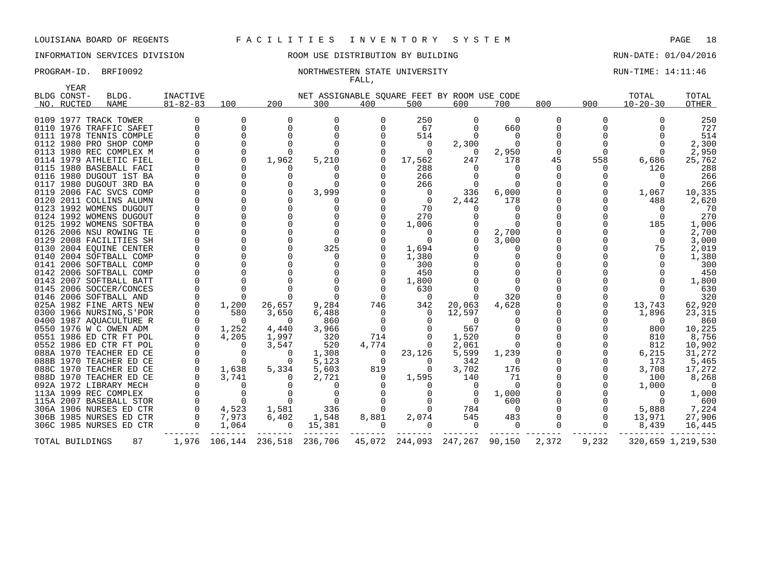LOUISIANA BOARD OF REGENTS F A C I L I T I E S I N V E N T O R Y S Y S T E M

INFORMATION SERVICES DIVISION ROOM USE DISTRIBUTION BY BUILDING RUN-DATE: 01/04/2016

PROGRAM-ID. BRFI0092 NORTHWESTERN STATE UNIVERSITY RUN-TIME: 14:11:46

FALL,

| BLDG NO. | YEAR CONST-RUCTED | BLDG. NAME | INACTIVE 81-82-83 | 100 | 200 | 300 | 400 | 500 | 600 | 700 | 800 | 900 | TOTAL 10-20-30 | TOTAL OTHER |
|---|---|---|---|---|---|---|---|---|---|---|---|---|---|---|
| 0109 | 1977 | TRACK TOWER | 0 | 0 | 0 | 0 | 0 | 250 | 0 | 0 | 0 | 0 | 0 | 250 |
| 0110 | 1976 | TRAFFIC SAFET | 0 | 0 | 0 | 0 | 0 | 67 | 0 | 660 | 0 | 0 | 0 | 727 |
| 0111 | 1978 | TENNIS COMPLE | 0 | 0 | 0 | 0 | 0 | 514 | 0 | 0 | 0 | 0 | 0 | 514 |
| 0112 | 1980 | PRO SHOP COMP | 0 | 0 | 0 | 0 | 0 | 0 | 2,300 | 0 | 0 | 0 | 0 | 2,300 |
| 0113 | 1980 | REC COMPLEX M | 0 | 0 | 0 | 0 | 0 | 0 | 0 | 2,950 | 0 | 0 | 0 | 2,950 |
| 0114 | 1979 | ATHLETIC FIEL | 0 | 0 | 1,962 | 5,210 | 0 | 17,562 | 247 | 178 | 45 | 558 | 6,686 | 25,762 |
| 0115 | 1980 | BASEBALL FACI | 0 | 0 | 0 | 0 | 0 | 288 | 0 | 0 | 0 | 0 | 126 | 288 |
| 0116 | 1980 | DUGOUT 1ST BA | 0 | 0 | 0 | 0 | 0 | 266 | 0 | 0 | 0 | 0 | 0 | 266 |
| 0117 | 1980 | DUGOUT 3RD BA | 0 | 0 | 0 | 0 | 0 | 266 | 0 | 0 | 0 | 0 | 0 | 266 |
| 0119 | 2006 | FAC SVCS COMP | 0 | 0 | 0 | 3,999 | 0 | 0 | 336 | 6,000 | 0 | 0 | 1,067 | 10,335 |
| 0120 | 2011 | COLLINS ALUMN | 0 | 0 | 0 | 0 | 0 | 0 | 2,442 | 178 | 0 | 0 | 488 | 2,620 |
| 0123 | 1992 | WOMENS DUGOUT | 0 | 0 | 0 | 0 | 0 | 70 | 0 | 0 | 0 | 0 | 0 | 70 |
| 0124 | 1992 | WOMENS DUGOUT | 0 | 0 | 0 | 0 | 0 | 270 | 0 | 0 | 0 | 0 | 0 | 270 |
| 0125 | 1992 | WOMENS SOFTBA | 0 | 0 | 0 | 0 | 0 | 1,006 | 0 | 0 | 0 | 0 | 185 | 1,006 |
| 0126 | 2006 | NSU ROWING TE | 0 | 0 | 0 | 0 | 0 | 0 | 0 | 2,700 | 0 | 0 | 0 | 2,700 |
| 0129 | 2008 | FACILITIES SH | 0 | 0 | 0 | 0 | 0 | 0 | 0 | 3,000 | 0 | 0 | 0 | 3,000 |
| 0130 | 2004 | EQUINE CENTER | 0 | 0 | 0 | 325 | 0 | 1,694 | 0 | 0 | 0 | 0 | 75 | 2,019 |
| 0140 | 2004 | SOFTBALL COMP | 0 | 0 | 0 | 0 | 0 | 1,380 | 0 | 0 | 0 | 0 | 0 | 1,380 |
| 0141 | 2006 | SOFTBALL COMP | 0 | 0 | 0 | 0 | 0 | 300 | 0 | 0 | 0 | 0 | 0 | 300 |
| 0142 | 2006 | SOFTBALL COMP | 0 | 0 | 0 | 0 | 0 | 450 | 0 | 0 | 0 | 0 | 0 | 450 |
| 0143 | 2007 | SOFTBALL BATT | 0 | 0 | 0 | 0 | 0 | 1,800 | 0 | 0 | 0 | 0 | 0 | 1,800 |
| 0145 | 2006 | SOCCER/CONCES | 0 | 0 | 0 | 0 | 0 | 630 | 0 | 0 | 0 | 0 | 0 | 630 |
| 0146 | 2006 | SOFTBALL AND | 0 | 0 | 0 | 0 | 0 | 0 | 0 | 320 | 0 | 0 | 0 | 320 |
| 025A | 1982 | FINE ARTS NEW | 0 | 1,200 | 26,657 | 9,284 | 746 | 342 | 20,063 | 4,628 | 0 | 0 | 13,743 | 62,920 |
| 0300 | 1966 | NURSING,S'POR | 0 | 580 | 3,650 | 6,488 | 0 | 0 | 12,597 | 0 | 0 | 0 | 1,896 | 23,315 |
| 0400 | 1987 | AQUACULTURE R | 0 | 0 | 0 | 860 | 0 | 0 | 0 | 0 | 0 | 0 | 0 | 860 |
| 0550 | 1976 | W C OWEN ADM | 0 | 1,252 | 4,440 | 3,966 | 0 | 0 | 567 | 0 | 0 | 0 | 800 | 10,225 |
| 0551 | 1986 | ED CTR FT POL | 0 | 4,205 | 1,997 | 320 | 714 | 0 | 1,520 | 0 | 0 | 0 | 810 | 8,756 |
| 0552 | 1986 | ED CTR FT POL | 0 | 0 | 3,547 | 520 | 4,774 | 0 | 2,061 | 0 | 0 | 0 | 812 | 10,902 |
| 088A | 1970 | TEACHER ED CE | 0 | 0 | 0 | 1,308 | 0 | 23,126 | 5,599 | 1,239 | 0 | 0 | 6,215 | 31,272 |
| 088B | 1970 | TEACHER ED CE | 0 | 0 | 0 | 5,123 | 0 | 0 | 342 | 0 | 0 | 0 | 173 | 5,465 |
| 088C | 1970 | TEACHER ED CE | 0 | 1,638 | 5,334 | 5,603 | 819 | 0 | 3,702 | 176 | 0 | 0 | 3,708 | 17,272 |
| 088D | 1970 | TEACHER ED CE | 0 | 3,741 | 0 | 2,721 | 0 | 1,595 | 140 | 71 | 0 | 0 | 100 | 8,268 |
| 092A | 1972 | LIBRARY MECH | 0 | 0 | 0 | 0 | 0 | 0 | 0 | 0 | 0 | 0 | 1,000 | 0 |
| 113A | 1999 | REC COMPLEX | 0 | 0 | 0 | 0 | 0 | 0 | 0 | 1,000 | 0 | 0 | 0 | 1,000 |
| 115A | 2007 | BASEBALL STOR | 0 | 0 | 0 | 0 | 0 | 0 | 0 | 600 | 0 | 0 | 0 | 600 |
| 306A | 1906 | NURSES ED CTR | 0 | 4,523 | 1,581 | 336 | 0 | 0 | 784 | 0 | 0 | 0 | 5,888 | 7,224 |
| 306B | 1985 | NURSES ED CTR | 0 | 7,973 | 6,402 | 1,548 | 8,881 | 2,074 | 545 | 483 | 0 | 0 | 13,971 | 27,906 |
| 306C | 1985 | NURSES ED CTR | 0 | 1,064 | 0 | 15,381 | 0 | 0 | 0 | 0 | 0 | 0 | 8,439 | 16,445 |
| TOTAL BUILDINGS | | 87 | 1,976 | 106,144 | 236,518 | 236,706 | 45,072 | 244,093 | 247,267 | 90,150 | 2,372 | 9,232 | 320,659 | 1,219,530 |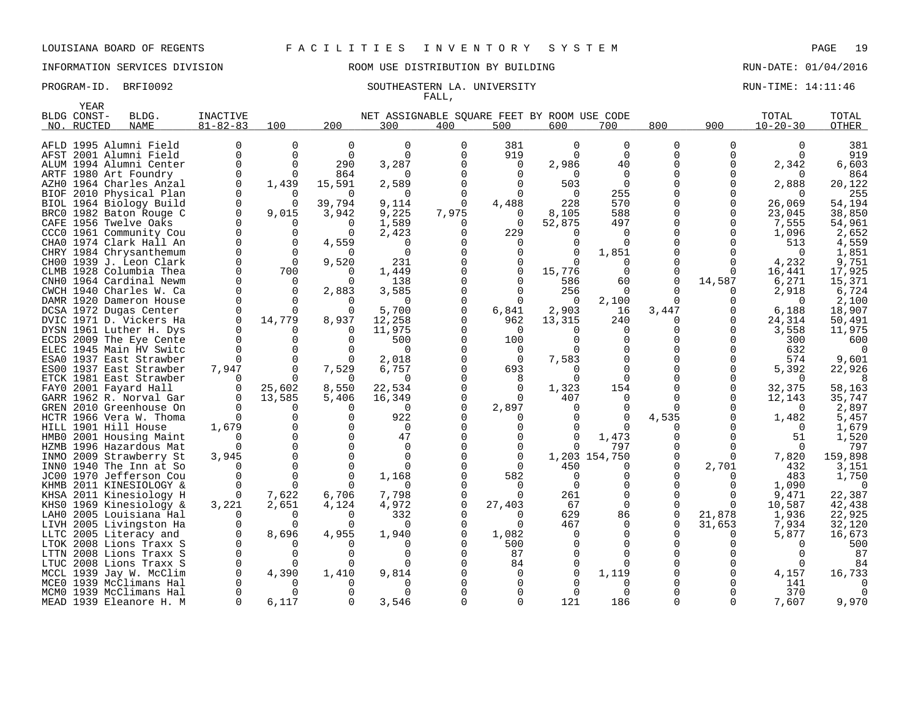LOUISIANA BOARD OF REGENTS — FACILITIES INVENTORY SYSTEM

INFORMATION SERVICES DIVISION — ROOM USE DISTRIBUTION BY BUILDING — RUN-DATE: 01/04/2016

PROGRAM-ID. BRFI0092 — SOUTHEASTERN LA. UNIVERSITY — FALL, — RUN-TIME: 14:11:46

| BLDG NO. | YEAR CONST-RUCTED | BLDG. NAME | INACTIVE 81-82-83 | 100 | 200 | 300 | 400 | 500 | 600 | 700 | 800 | 900 | TOTAL 10-20-30 | TOTAL OTHER |
|---|---|---|---|---|---|---|---|---|---|---|---|---|---|---|
| | | | | NET ASSIGNABLE SQUARE FEET BY ROOM USE CODE | | | | | | | | | | |
| AFLD | 1995 | Alumni Field | 0 | 0 | 0 | 0 | 0 | 381 | 0 | 0 | 0 | 0 | 0 | 381 |
| AFST | 2001 | Alumni Field | 0 | 0 | 0 | 0 | 0 | 919 | 0 | 0 | 0 | 0 | 0 | 919 |
| ALUM | 1994 | Alumni Center | 0 | 0 | 290 | 3,287 | 0 | 0 | 2,986 | 40 | 0 | 0 | 2,342 | 6,603 |
| ARTF | 1980 | Art Foundry | 0 | 0 | 864 | 0 | 0 | 0 | 0 | 0 | 0 | 0 | 0 | 864 |
| AZH0 | 1964 | Charles Anzal | 0 | 1,439 | 15,591 | 2,589 | 0 | 0 | 503 | 0 | 0 | 0 | 2,888 | 20,122 |
| BIOF | 2010 | Physical Plan | 0 | 0 | 0 | 0 | 0 | 0 | 0 | 255 | 0 | 0 | 0 | 255 |
| BIOL | 1964 | Biology Build | 0 | 0 | 39,794 | 9,114 | 0 | 4,488 | 228 | 570 | 0 | 0 | 26,069 | 54,194 |
| BRC0 | 1982 | Baton Rouge C | 0 | 9,015 | 3,942 | 9,225 | 7,975 | 0 | 8,105 | 588 | 0 | 0 | 23,045 | 38,850 |
| CAFE | 1956 | Twelve Oaks | 0 | 0 | 0 | 1,589 | 0 | 0 | 52,875 | 497 | 0 | 0 | 7,555 | 54,961 |
| CCC0 | 1961 | Community Cou | 0 | 0 | 0 | 2,423 | 0 | 229 | 0 | 0 | 0 | 0 | 1,096 | 2,652 |
| CHA0 | 1974 | Clark Hall An | 0 | 0 | 4,559 | 0 | 0 | 0 | 0 | 0 | 0 | 0 | 513 | 4,559 |
| CHRY | 1984 | Chrysanthemum | 0 | 0 | 0 | 0 | 0 | 0 | 0 | 1,851 | 0 | 0 | 0 | 1,851 |
| CH00 | 1939 | J. Leon Clark | 0 | 0 | 9,520 | 231 | 0 | 0 | 0 | 0 | 0 | 0 | 4,232 | 9,751 |
| CLMB | 1928 | Columbia Thea | 0 | 700 | 0 | 1,449 | 0 | 0 | 15,776 | 0 | 0 | 0 | 16,441 | 17,925 |
| CNH0 | 1964 | Cardinal Newm | 0 | 0 | 0 | 138 | 0 | 0 | 586 | 60 | 0 | 14,587 | 6,271 | 15,371 |
| CWCH | 1940 | Charles W. Ca | 0 | 0 | 2,883 | 3,585 | 0 | 0 | 256 | 0 | 0 | 0 | 2,918 | 6,724 |
| DAMR | 1920 | Dameron House | 0 | 0 | 0 | 0 | 0 | 0 | 0 | 2,100 | 0 | 0 | 0 | 2,100 |
| DCSA | 1972 | Dugas Center | 0 | 0 | 0 | 5,700 | 0 | 6,841 | 2,903 | 16 | 3,447 | 0 | 6,188 | 18,907 |
| DVIC | 1971 | D. Vickers Ha | 0 | 14,779 | 8,937 | 12,258 | 0 | 962 | 13,315 | 240 | 0 | 0 | 24,314 | 50,491 |
| DYSN | 1961 | Luther H. Dys | 0 | 0 | 0 | 11,975 | 0 | 0 | 0 | 0 | 0 | 0 | 3,558 | 11,975 |
| ECDS | 2009 | The Eye Cente | 0 | 0 | 0 | 500 | 0 | 100 | 0 | 0 | 0 | 0 | 300 | 600 |
| ELEC | 1945 | Main HV Switc | 0 | 0 | 0 | 0 | 0 | 0 | 0 | 0 | 0 | 0 | 632 | 0 |
| ESA0 | 1937 | East Strawber | 0 | 0 | 0 | 2,018 | 0 | 0 | 7,583 | 0 | 0 | 0 | 574 | 9,601 |
| ES00 | 1937 | East Strawber | 7,947 | 0 | 7,529 | 6,757 | 0 | 693 | 0 | 0 | 0 | 0 | 5,392 | 22,926 |
| ETCK | 1981 | East Strawber | 0 | 0 | 0 | 0 | 0 | 8 | 0 | 0 | 0 | 0 | 0 | 8 |
| FAY0 | 2001 | Fayard Hall | 0 | 25,602 | 8,550 | 22,534 | 0 | 0 | 1,323 | 154 | 0 | 0 | 32,375 | 58,163 |
| GARR | 1962 | R. Norval Gar | 0 | 13,585 | 5,406 | 16,349 | 0 | 0 | 407 | 0 | 0 | 0 | 12,143 | 35,747 |
| GREN | 2010 | Greenhouse On | 0 | 0 | 0 | 0 | 0 | 2,897 | 0 | 0 | 0 | 0 | 0 | 2,897 |
| HCTR | 1966 | Vera W. Thoma | 0 | 0 | 0 | 922 | 0 | 0 | 0 | 0 | 4,535 | 0 | 1,482 | 5,457 |
| HILL | 1901 | Hill House | 1,679 | 0 | 0 | 0 | 0 | 0 | 0 | 0 | 0 | 0 | 0 | 1,679 |
| HMB0 | 2001 | Housing Maint | 0 | 0 | 0 | 47 | 0 | 0 | 0 | 1,473 | 0 | 0 | 51 | 1,520 |
| HZMB | 1996 | Hazardous Mat | 0 | 0 | 0 | 0 | 0 | 0 | 0 | 797 | 0 | 0 | 0 | 797 |
| INMO | 2009 | Strawberry St | 3,945 | 0 | 0 | 0 | 0 | 0 | 1,203 | 154,750 | 0 | 0 | 7,820 | 159,898 |
| INN0 | 1940 | The Inn at So | 0 | 0 | 0 | 0 | 0 | 0 | 450 | 0 | 0 | 2,701 | 432 | 3,151 |
| JC00 | 1970 | Jefferson Cou | 0 | 0 | 0 | 1,168 | 0 | 582 | 0 | 0 | 0 | 0 | 483 | 1,750 |
| KHMB | 2011 | KINESIOLOGY & | 0 | 0 | 0 | 0 | 0 | 0 | 0 | 0 | 0 | 0 | 1,090 | 0 |
| KHSA | 2011 | Kinesiology H | 0 | 7,622 | 6,706 | 7,798 | 0 | 0 | 261 | 0 | 0 | 0 | 9,471 | 22,387 |
| KHS0 | 1969 | Kinesiology & | 3,221 | 2,651 | 4,124 | 4,972 | 0 | 27,403 | 67 | 0 | 0 | 0 | 10,587 | 42,438 |
| LAH0 | 2005 | Louisiana Hal | 0 | 0 | 0 | 332 | 0 | 0 | 629 | 86 | 0 | 21,878 | 1,936 | 22,925 |
| LIVH | 2005 | Livingston Ha | 0 | 0 | 0 | 0 | 0 | 0 | 467 | 0 | 0 | 31,653 | 7,934 | 32,120 |
| LLTC | 2005 | Literacy and | 0 | 8,696 | 4,955 | 1,940 | 0 | 1,082 | 0 | 0 | 0 | 0 | 5,877 | 16,673 |
| LTOK | 2008 | Lions Traxx S | 0 | 0 | 0 | 0 | 0 | 500 | 0 | 0 | 0 | 0 | 0 | 500 |
| LTTN | 2008 | Lions Traxx S | 0 | 0 | 0 | 0 | 0 | 87 | 0 | 0 | 0 | 0 | 0 | 87 |
| LTUC | 2008 | Lions Traxx S | 0 | 0 | 0 | 0 | 0 | 84 | 0 | 0 | 0 | 0 | 0 | 84 |
| MCCL | 1939 | Jay W. McClim | 0 | 4,390 | 1,410 | 9,814 | 0 | 0 | 0 | 1,119 | 0 | 0 | 4,157 | 16,733 |
| MCE0 | 1939 | McClimans Hal | 0 | 0 | 0 | 0 | 0 | 0 | 0 | 0 | 0 | 0 | 141 | 0 |
| MCM0 | 1939 | McClimans Hal | 0 | 0 | 0 | 0 | 0 | 0 | 0 | 0 | 0 | 0 | 370 | 0 |
| MEAD | 1939 | Eleanore H. M | 0 | 6,117 | 0 | 3,546 | 0 | 0 | 121 | 186 | 0 | 0 | 7,607 | 9,970 |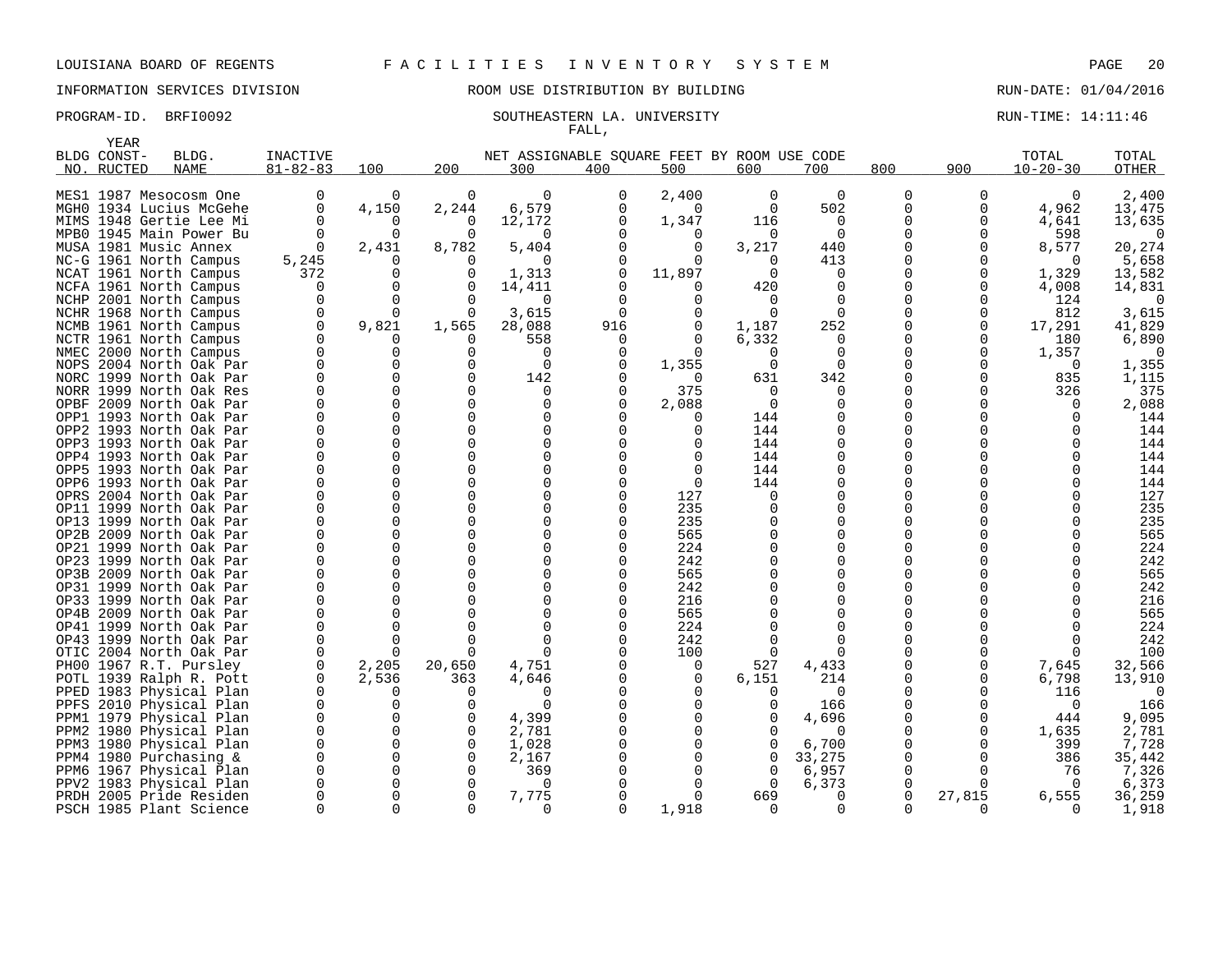LOUISIANA BOARD OF REGENTS — FACILITIES INVENTORY SYSTEM

INFORMATION SERVICES DIVISION — ROOM USE DISTRIBUTION BY BUILDING — RUN-DATE: 01/04/2016

PROGRAM-ID. BRFI0092 — SOUTHEASTERN LA. UNIVERSITY — FALL, — RUN-TIME: 14:11:46

| BLDG NO. | YEAR CONST-RUCTED | BLDG. NAME | INACTIVE 81-82-83 | 100 | 200 | 300 | 400 | 500 | 600 | 700 | 800 | 900 | TOTAL 10-20-30 | TOTAL OTHER |
|---|---|---|---|---|---|---|---|---|---|---|---|---|---|---|
| | | | | NET ASSIGNABLE SQUARE FEET BY ROOM USE CODE | | | | | | | | | | |
| MES1 | 1987 | Mesocosm One | 0 | 0 | 0 | 0 | 0 | 2,400 | 0 | 0 | 0 | 0 | 0 | 2,400 |
| MGH0 | 1934 | Lucius McGehe | 0 | 4,150 | 2,244 | 6,579 | 0 | 0 | 0 | 502 | 0 | 0 | 4,962 | 13,475 |
| MIMS | 1948 | Gertie Lee Mi | 0 | 0 | 0 | 12,172 | 0 | 1,347 | 116 | 0 | 0 | 0 | 4,641 | 13,635 |
| MPB0 | 1945 | Main Power Bu | 0 | 0 | 0 | 0 | 0 | 0 | 0 | 0 | 0 | 0 | 598 | 0 |
| MUSA | 1981 | Music Annex | 0 | 2,431 | 8,782 | 5,404 | 0 | 0 | 3,217 | 440 | 0 | 0 | 8,577 | 20,274 |
| NC-G | 1961 | North Campus | 5,245 | 0 | 0 | 0 | 0 | 0 | 0 | 413 | 0 | 0 | 0 | 5,658 |
| NCAT | 1961 | North Campus | 372 | 0 | 0 | 1,313 | 0 | 11,897 | 0 | 0 | 0 | 0 | 1,329 | 13,582 |
| NCFA | 1961 | North Campus | 0 | 0 | 0 | 14,411 | 0 | 0 | 420 | 0 | 0 | 0 | 4,008 | 14,831 |
| NCHP | 2001 | North Campus | 0 | 0 | 0 | 0 | 0 | 0 | 0 | 0 | 0 | 0 | 124 | 0 |
| NCHR | 1968 | North Campus | 0 | 0 | 0 | 3,615 | 0 | 0 | 0 | 0 | 0 | 0 | 812 | 3,615 |
| NCMB | 1961 | North Campus | 0 | 9,821 | 1,565 | 28,088 | 916 | 0 | 1,187 | 252 | 0 | 0 | 17,291 | 41,829 |
| NCTR | 1961 | North Campus | 0 | 0 | 0 | 558 | 0 | 0 | 6,332 | 0 | 0 | 0 | 180 | 6,890 |
| NMEC | 2000 | North Campus | 0 | 0 | 0 | 0 | 0 | 0 | 0 | 0 | 0 | 0 | 1,357 | 0 |
| NOPS | 2004 | North Oak Par | 0 | 0 | 0 | 0 | 0 | 1,355 | 0 | 0 | 0 | 0 | 0 | 1,355 |
| NORC | 1999 | North Oak Par | 0 | 0 | 0 | 142 | 0 | 0 | 631 | 342 | 0 | 0 | 835 | 1,115 |
| NORR | 1999 | North Oak Res | 0 | 0 | 0 | 0 | 0 | 375 | 0 | 0 | 0 | 0 | 326 | 375 |
| OPBF | 2009 | North Oak Par | 0 | 0 | 0 | 0 | 0 | 2,088 | 0 | 0 | 0 | 0 | 0 | 2,088 |
| OPP1 | 1993 | North Oak Par | 0 | 0 | 0 | 0 | 0 | 0 | 144 | 0 | 0 | 0 | 0 | 144 |
| OPP2 | 1993 | North Oak Par | 0 | 0 | 0 | 0 | 0 | 0 | 144 | 0 | 0 | 0 | 0 | 144 |
| OPP3 | 1993 | North Oak Par | 0 | 0 | 0 | 0 | 0 | 0 | 144 | 0 | 0 | 0 | 0 | 144 |
| OPP4 | 1993 | North Oak Par | 0 | 0 | 0 | 0 | 0 | 0 | 144 | 0 | 0 | 0 | 0 | 144 |
| OPP5 | 1993 | North Oak Par | 0 | 0 | 0 | 0 | 0 | 0 | 144 | 0 | 0 | 0 | 0 | 144 |
| OPP6 | 1993 | North Oak Par | 0 | 0 | 0 | 0 | 0 | 0 | 144 | 0 | 0 | 0 | 0 | 144 |
| OPRS | 2004 | North Oak Par | 0 | 0 | 0 | 0 | 0 | 127 | 0 | 0 | 0 | 0 | 0 | 127 |
| OP11 | 1999 | North Oak Par | 0 | 0 | 0 | 0 | 0 | 235 | 0 | 0 | 0 | 0 | 0 | 235 |
| OP13 | 1999 | North Oak Par | 0 | 0 | 0 | 0 | 0 | 235 | 0 | 0 | 0 | 0 | 0 | 235 |
| OP2B | 2009 | North Oak Par | 0 | 0 | 0 | 0 | 0 | 565 | 0 | 0 | 0 | 0 | 0 | 565 |
| OP21 | 1999 | North Oak Par | 0 | 0 | 0 | 0 | 0 | 224 | 0 | 0 | 0 | 0 | 0 | 224 |
| OP23 | 1999 | North Oak Par | 0 | 0 | 0 | 0 | 0 | 242 | 0 | 0 | 0 | 0 | 0 | 242 |
| OP3B | 2009 | North Oak Par | 0 | 0 | 0 | 0 | 0 | 565 | 0 | 0 | 0 | 0 | 0 | 565 |
| OP31 | 1999 | North Oak Par | 0 | 0 | 0 | 0 | 0 | 242 | 0 | 0 | 0 | 0 | 0 | 242 |
| OP33 | 1999 | North Oak Par | 0 | 0 | 0 | 0 | 0 | 216 | 0 | 0 | 0 | 0 | 0 | 216 |
| OP4B | 2009 | North Oak Par | 0 | 0 | 0 | 0 | 0 | 565 | 0 | 0 | 0 | 0 | 0 | 565 |
| OP41 | 1999 | North Oak Par | 0 | 0 | 0 | 0 | 0 | 224 | 0 | 0 | 0 | 0 | 0 | 224 |
| OP43 | 1999 | North Oak Par | 0 | 0 | 0 | 0 | 0 | 242 | 0 | 0 | 0 | 0 | 0 | 242 |
| OTIC | 2004 | North Oak Par | 0 | 0 | 0 | 0 | 0 | 100 | 0 | 0 | 0 | 0 | 0 | 100 |
| PH00 | 1967 | R.T. Pursley | 0 | 2,205 | 20,650 | 4,751 | 0 | 0 | 527 | 4,433 | 0 | 0 | 7,645 | 32,566 |
| POTL | 1939 | Ralph R. Pott | 0 | 2,536 | 363 | 4,646 | 0 | 0 | 6,151 | 214 | 0 | 0 | 6,798 | 13,910 |
| PPED | 1983 | Physical Plan | 0 | 0 | 0 | 0 | 0 | 0 | 0 | 0 | 0 | 0 | 116 | 0 |
| PPFS | 2010 | Physical Plan | 0 | 0 | 0 | 0 | 0 | 0 | 0 | 166 | 0 | 0 | 0 | 166 |
| PPM1 | 1979 | Physical Plan | 0 | 0 | 0 | 4,399 | 0 | 0 | 0 | 4,696 | 0 | 0 | 444 | 9,095 |
| PPM2 | 1980 | Physical Plan | 0 | 0 | 0 | 2,781 | 0 | 0 | 0 | 0 | 0 | 0 | 1,635 | 2,781 |
| PPM3 | 1980 | Physical Plan | 0 | 0 | 0 | 1,028 | 0 | 0 | 0 | 6,700 | 0 | 0 | 399 | 7,728 |
| PPM4 | 1980 | Purchasing & | 0 | 0 | 0 | 2,167 | 0 | 0 | 0 | 33,275 | 0 | 0 | 386 | 35,442 |
| PPM6 | 1967 | Physical Plan | 0 | 0 | 0 | 369 | 0 | 0 | 0 | 6,957 | 0 | 0 | 76 | 7,326 |
| PPV2 | 1983 | Physical Plan | 0 | 0 | 0 | 0 | 0 | 0 | 0 | 6,373 | 0 | 0 | 0 | 6,373 |
| PRDH | 2005 | Pride Residen | 0 | 0 | 0 | 7,775 | 0 | 0 | 669 | 0 | 0 | 27,815 | 6,555 | 36,259 |
| PSCH | 1985 | Plant Science | 0 | 0 | 0 | 0 | 0 | 1,918 | 0 | 0 | 0 | 0 | 0 | 1,918 |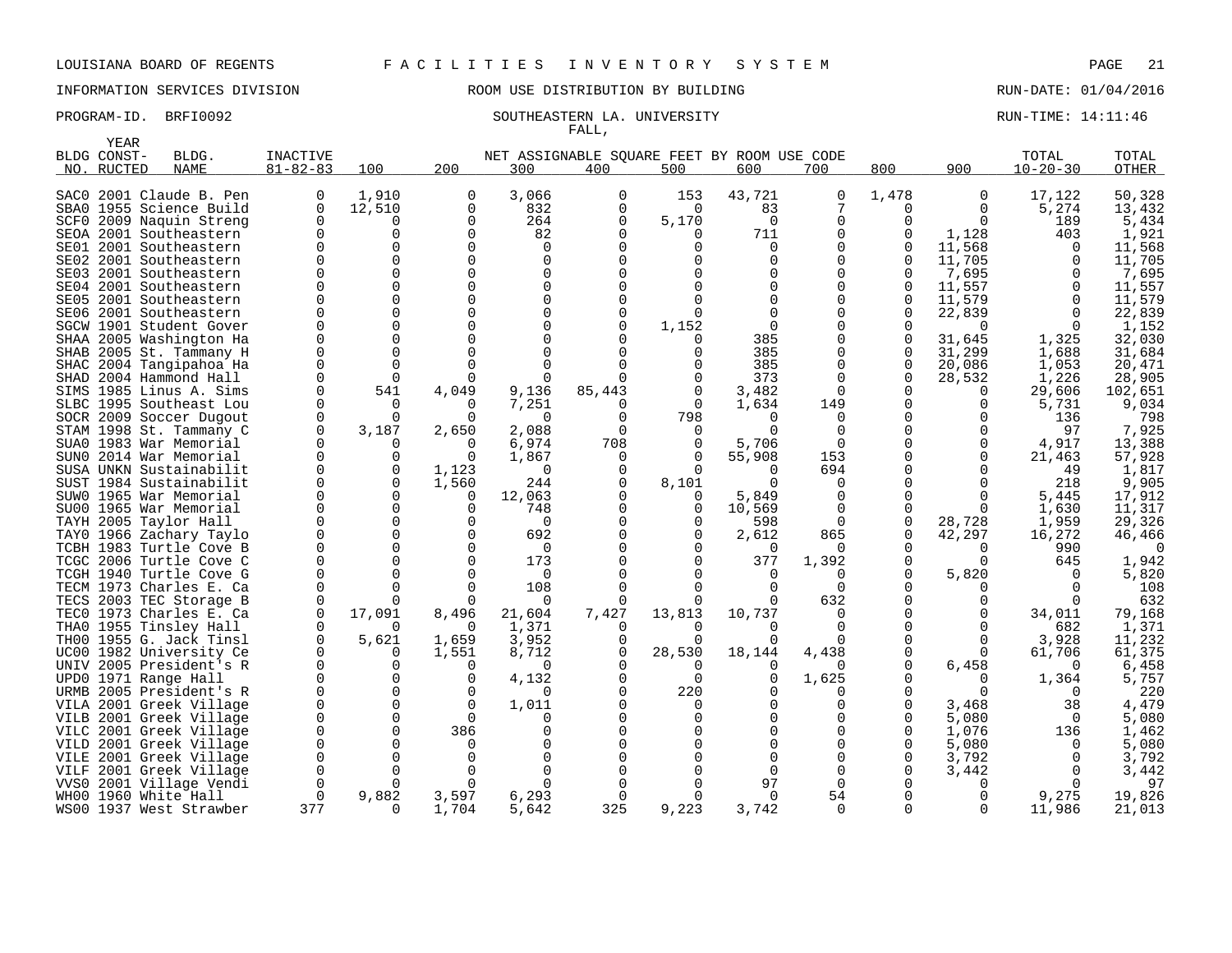LOUISIANA BOARD OF REGENTS F A C I L I T I E S I N V E N T O R Y S Y S T E M

INFORMATION SERVICES DIVISION ROOM USE DISTRIBUTION BY BUILDING RUN-DATE: 01/04/2016

PROGRAM-ID. BRFI0092 SOUTHEASTERN LA. UNIVERSITY RUN-TIME: 14:11:46

FALL,

| BLDG NO. | YEAR CONST-RUCTED | BLDG. NAME | INACTIVE 81-82-83 | 100 | 200 | 300 | 400 | 500 | 600 | 700 | 800 | 900 | TOTAL 10-20-30 | TOTAL OTHER |
|---|---|---|---|---|---|---|---|---|---|---|---|---|---|---|
| SAC0 | 2001 | Claude B. Pen | 0 | 1,910 | 0 | 3,066 | 0 | 153 | 43,721 | 0 | 1,478 | 0 | 17,122 | 50,328 |
| SBA0 | 1955 | Science Build | 0 | 12,510 | 0 | 832 | 0 | 0 | 83 | 7 | 0 | 0 | 5,274 | 13,432 |
| SCF0 | 2009 | Naquin Streng | 0 | 0 | 0 | 264 | 0 | 5,170 | 0 | 0 | 0 | 0 | 189 | 5,434 |
| SEOA | 2001 | Southeastern | 0 | 0 | 0 | 82 | 0 | 0 | 711 | 0 | 0 | 1,128 | 403 | 1,921 |
| SE01 | 2001 | Southeastern | 0 | 0 | 0 | 0 | 0 | 0 | 0 | 0 | 0 | 11,568 | 0 | 11,568 |
| SE02 | 2001 | Southeastern | 0 | 0 | 0 | 0 | 0 | 0 | 0 | 0 | 0 | 11,705 | 0 | 11,705 |
| SE03 | 2001 | Southeastern | 0 | 0 | 0 | 0 | 0 | 0 | 0 | 0 | 0 | 7,695 | 0 | 7,695 |
| SE04 | 2001 | Southeastern | 0 | 0 | 0 | 0 | 0 | 0 | 0 | 0 | 0 | 11,557 | 0 | 11,557 |
| SE05 | 2001 | Southeastern | 0 | 0 | 0 | 0 | 0 | 0 | 0 | 0 | 0 | 11,579 | 0 | 11,579 |
| SE06 | 2001 | Southeastern | 0 | 0 | 0 | 0 | 0 | 0 | 0 | 0 | 0 | 22,839 | 0 | 22,839 |
| SGCW | 1901 | Student Gover | 0 | 0 | 0 | 0 | 0 | 1,152 | 0 | 0 | 0 | 0 | 0 | 1,152 |
| SHAA | 2005 | Washington Ha | 0 | 0 | 0 | 0 | 0 | 0 | 385 | 0 | 0 | 31,645 | 1,325 | 32,030 |
| SHAB | 2005 | St. Tammany H | 0 | 0 | 0 | 0 | 0 | 0 | 385 | 0 | 0 | 31,299 | 1,688 | 31,684 |
| SHAC | 2004 | Tangipahoa Ha | 0 | 0 | 0 | 0 | 0 | 0 | 385 | 0 | 0 | 20,086 | 1,053 | 20,471 |
| SHAD | 2004 | Hammond Hall | 0 | 0 | 0 | 0 | 0 | 0 | 373 | 0 | 0 | 28,532 | 1,226 | 28,905 |
| SIMS | 1985 | Linus A. Sims | 0 | 541 | 4,049 | 9,136 | 85,443 | 0 | 3,482 | 0 | 0 | 0 | 29,606 | 102,651 |
| SLBC | 1995 | Southeast Lou | 0 | 0 | 0 | 7,251 | 0 | 0 | 1,634 | 149 | 0 | 0 | 5,731 | 9,034 |
| SOCR | 2009 | Soccer Dugout | 0 | 0 | 0 | 0 | 0 | 798 | 0 | 0 | 0 | 0 | 136 | 798 |
| STAM | 1998 | St. Tammany C | 0 | 3,187 | 2,650 | 2,088 | 0 | 0 | 0 | 0 | 0 | 0 | 97 | 7,925 |
| SUA0 | 1983 | War Memorial | 0 | 0 | 0 | 6,974 | 708 | 0 | 5,706 | 0 | 0 | 0 | 4,917 | 13,388 |
| SUN0 | 2014 | War Memorial | 0 | 0 | 0 | 1,867 | 0 | 0 | 55,908 | 153 | 0 | 0 | 21,463 | 57,928 |
| SUSA | UNKN | Sustainabilit | 0 | 0 | 1,123 | 0 | 0 | 0 | 0 | 694 | 0 | 0 | 49 | 1,817 |
| SUST | 1984 | Sustainabilit | 0 | 0 | 1,560 | 244 | 0 | 8,101 | 0 | 0 | 0 | 0 | 218 | 9,905 |
| SUW0 | 1965 | War Memorial | 0 | 0 | 0 | 12,063 | 0 | 0 | 5,849 | 0 | 0 | 0 | 5,445 | 17,912 |
| SU00 | 1965 | War Memorial | 0 | 0 | 0 | 748 | 0 | 0 | 10,569 | 0 | 0 | 0 | 1,630 | 11,317 |
| TAYH | 2005 | Taylor Hall | 0 | 0 | 0 | 0 | 0 | 0 | 598 | 0 | 0 | 28,728 | 1,959 | 29,326 |
| TAY0 | 1966 | Zachary Taylo | 0 | 0 | 0 | 692 | 0 | 0 | 2,612 | 865 | 0 | 42,297 | 16,272 | 46,466 |
| TCBH | 1983 | Turtle Cove B | 0 | 0 | 0 | 0 | 0 | 0 | 0 | 0 | 0 | 0 | 990 | 0 |
| TCGC | 2006 | Turtle Cove C | 0 | 0 | 0 | 173 | 0 | 0 | 377 | 1,392 | 0 | 0 | 645 | 1,942 |
| TCGH | 1940 | Turtle Cove G | 0 | 0 | 0 | 0 | 0 | 0 | 0 | 0 | 0 | 5,820 | 0 | 5,820 |
| TECM | 1973 | Charles E. Ca | 0 | 0 | 0 | 108 | 0 | 0 | 0 | 0 | 0 | 0 | 0 | 108 |
| TECS | 2003 | TEC Storage B | 0 | 0 | 0 | 0 | 0 | 0 | 0 | 632 | 0 | 0 | 0 | 632 |
| TEC0 | 1973 | Charles E. Ca | 0 | 17,091 | 8,496 | 21,604 | 7,427 | 13,813 | 10,737 | 0 | 0 | 0 | 34,011 | 79,168 |
| THA0 | 1955 | Tinsley Hall | 0 | 0 | 0 | 1,371 | 0 | 0 | 0 | 0 | 0 | 0 | 682 | 1,371 |
| TH00 | 1955 | G. Jack Tinsl | 0 | 5,621 | 1,659 | 3,952 | 0 | 0 | 0 | 0 | 0 | 0 | 3,928 | 11,232 |
| UC00 | 1982 | University Ce | 0 | 0 | 1,551 | 8,712 | 0 | 28,530 | 18,144 | 4,438 | 0 | 0 | 61,706 | 61,375 |
| UNIV | 2005 | President's R | 0 | 0 | 0 | 0 | 0 | 0 | 0 | 0 | 0 | 6,458 | 0 | 6,458 |
| UPD0 | 1971 | Range Hall | 0 | 0 | 0 | 4,132 | 0 | 0 | 0 | 1,625 | 0 | 0 | 1,364 | 5,757 |
| URMB | 2005 | President's R | 0 | 0 | 0 | 0 | 0 | 220 | 0 | 0 | 0 | 0 | 0 | 220 |
| VILA | 2001 | Greek Village | 0 | 0 | 0 | 1,011 | 0 | 0 | 0 | 0 | 0 | 3,468 | 38 | 4,479 |
| VILB | 2001 | Greek Village | 0 | 0 | 0 | 0 | 0 | 0 | 0 | 0 | 0 | 5,080 | 0 | 5,080 |
| VILC | 2001 | Greek Village | 0 | 0 | 386 | 0 | 0 | 0 | 0 | 0 | 0 | 1,076 | 136 | 1,462 |
| VILD | 2001 | Greek Village | 0 | 0 | 0 | 0 | 0 | 0 | 0 | 0 | 0 | 5,080 | 0 | 5,080 |
| VILE | 2001 | Greek Village | 0 | 0 | 0 | 0 | 0 | 0 | 0 | 0 | 0 | 3,792 | 0 | 3,792 |
| VILF | 2001 | Greek Village | 0 | 0 | 0 | 0 | 0 | 0 | 0 | 0 | 0 | 3,442 | 0 | 3,442 |
| VVS0 | 2001 | Village Vendi | 0 | 0 | 0 | 0 | 0 | 0 | 97 | 0 | 0 | 0 | 0 | 97 |
| WH00 | 1960 | White Hall | 0 | 9,882 | 3,597 | 6,293 | 0 | 0 | 0 | 54 | 0 | 0 | 9,275 | 19,826 |
| WS00 | 1937 | West Strawber | 377 | 0 | 1,704 | 5,642 | 325 | 9,223 | 3,742 | 0 | 0 | 0 | 11,986 | 21,013 |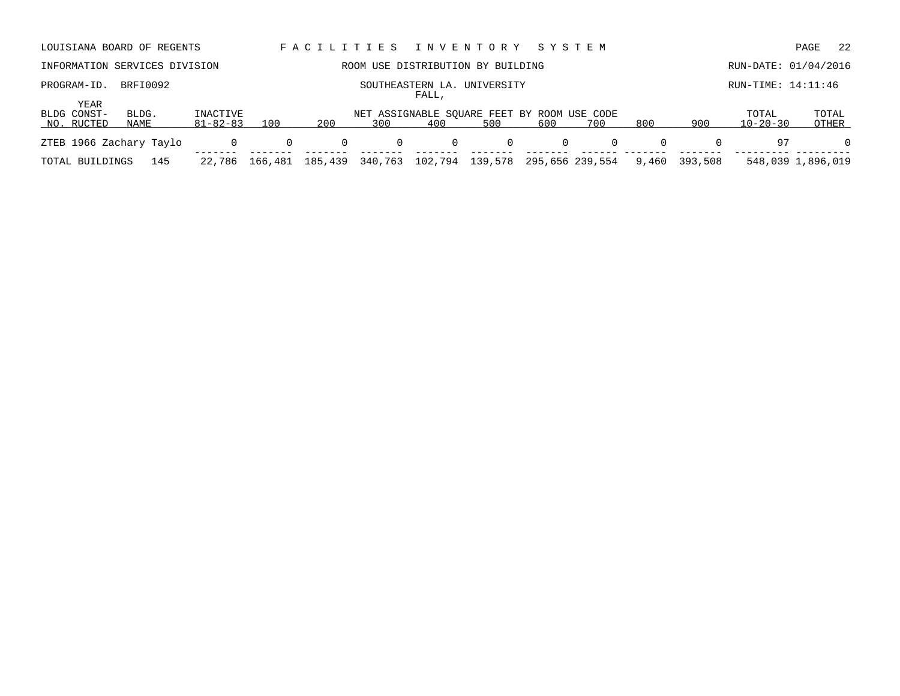LOUISIANA BOARD OF REGENTS — FACILITIES INVENTORY SYSTEM

INFORMATION SERVICES DIVISION — ROOM USE DISTRIBUTION BY BUILDING — RUN-DATE: 01/04/2016

PROGRAM-ID. BRFI0092 — SOUTHEASTERN LA. UNIVERSITY — RUN-TIME: 14:11:46

FALL,

| BLDG NO. | YEAR CONST-RUCTED | BLDG. NAME | INACTIVE 81-82-83 | 100 | 200 | 300 | 400 | 500 | 600 | 700 | 800 | 900 | TOTAL 10-20-30 | TOTAL OTHER |
|---|---|---|---|---|---|---|---|---|---|---|---|---|---|---|
| | | | | | | NET ASSIGNABLE SQUARE FEET BY ROOM USE CODE | | | | | | | | |
| ZTEB | 1966 | Zachary Taylo | 0 | 0 | 0 | 0 | 0 | 0 | 0 | 0 | 0 | 0 | 97 | 0 |
| TOTAL BUILDINGS | | 145 | 22,786 | 166,481 | 185,439 | 340,763 | 102,794 | 139,578 | 295,656 | 239,554 | 9,460 | 393,508 | 548,039 | 1,896,019 |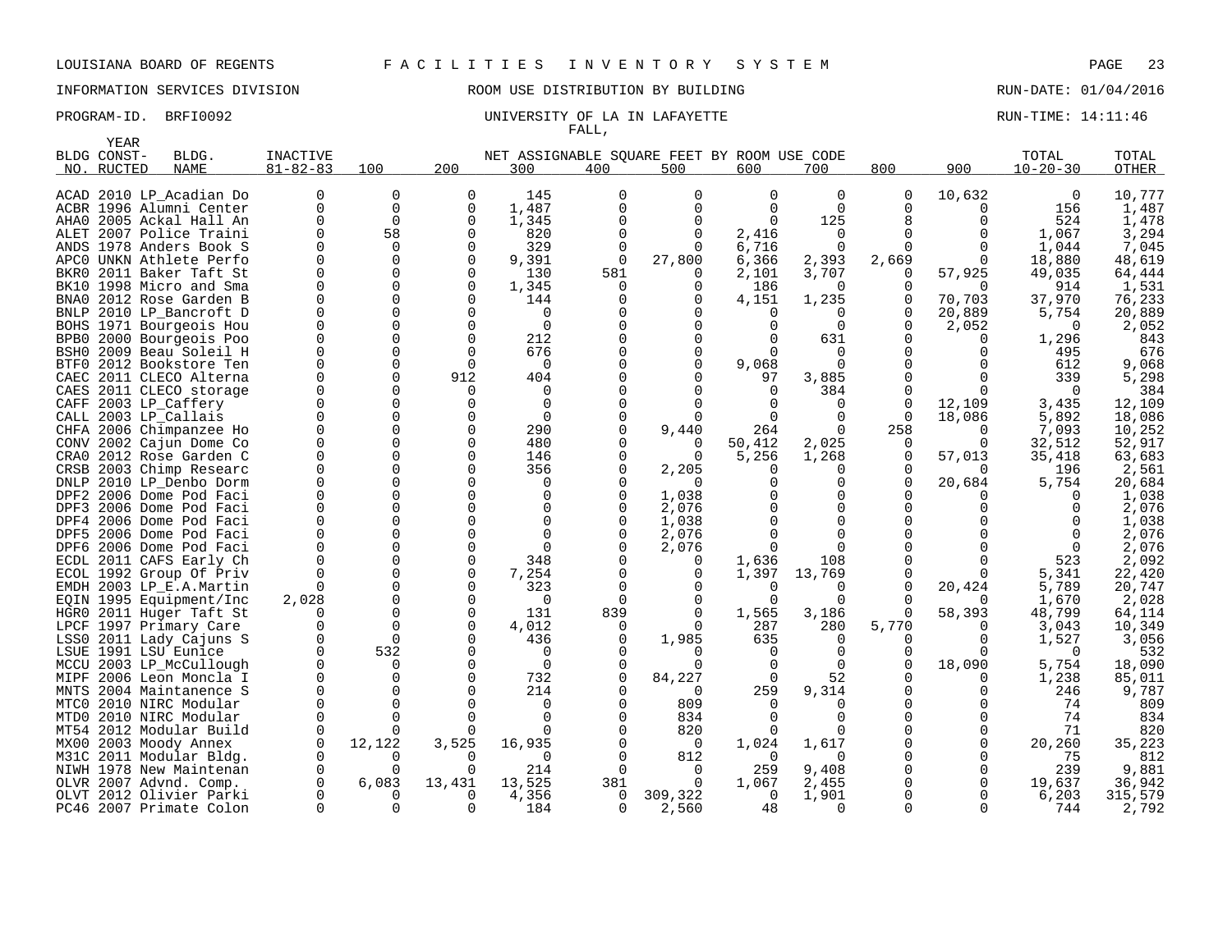LOUISIANA BOARD OF REGENTS — FACILITIES INVENTORY SYSTEM

INFORMATION SERVICES DIVISION — ROOM USE DISTRIBUTION BY BUILDING — RUN-DATE: 01/04/2016

PROGRAM-ID. BRFI0092 — UNIVERSITY OF LA IN LAFAYETTE — RUN-TIME: 14:11:46

FALL,

| BLDG NO. | YEAR CONST-RUCTED | BLDG. NAME | INACTIVE 81-82-83 | 100 | 200 | 300 | 400 | 500 | 600 | 700 | 800 | 900 | TOTAL 10-20-30 | TOTAL OTHER |
|---|---|---|---|---|---|---|---|---|---|---|---|---|---|---|
| | | | | NET ASSIGNABLE SQUARE FEET BY ROOM USE CODE | | | | | | | | | | |
| ACAD | 2010 | LP_Acadian Do | 0 | 0 | 0 | 145 | 0 | 0 | 0 | 0 | 0 | 10,632 | 0 | 10,777 |
| ACBR | 1996 | Alumni Center | 0 | 0 | 0 | 1,487 | 0 | 0 | 0 | 0 | 0 | 0 | 156 | 1,487 |
| AHA0 | 2005 | Ackal Hall An | 0 | 0 | 0 | 1,345 | 0 | 0 | 0 | 125 | 8 | 0 | 524 | 1,478 |
| ALET | 2007 | Police Traini | 0 | 58 | 0 | 820 | 0 | 0 | 2,416 | 0 | 0 | 0 | 1,067 | 3,294 |
| ANDS | 1978 | Anders Book S | 0 | 0 | 0 | 329 | 0 | 0 | 6,716 | 0 | 0 | 0 | 1,044 | 7,045 |
| APC0 | UNKN | Athlete Perfo | 0 | 0 | 0 | 9,391 | 0 | 27,800 | 6,366 | 2,393 | 2,669 | 0 | 18,880 | 48,619 |
| BKR0 | 2011 | Baker Taft St | 0 | 0 | 0 | 130 | 581 | 0 | 2,101 | 3,707 | 0 | 57,925 | 49,035 | 64,444 |
| BK10 | 1998 | Micro and Sma | 0 | 0 | 0 | 1,345 | 0 | 0 | 186 | 0 | 0 | 0 | 914 | 1,531 |
| BNA0 | 2012 | Rose Garden B | 0 | 0 | 0 | 144 | 0 | 0 | 4,151 | 1,235 | 0 | 70,703 | 37,970 | 76,233 |
| BNLP | 2010 | LP_Bancroft D | 0 | 0 | 0 | 0 | 0 | 0 | 0 | 0 | 0 | 20,889 | 5,754 | 20,889 |
| BOHS | 1971 | Bourgeois Hou | 0 | 0 | 0 | 0 | 0 | 0 | 0 | 0 | 0 | 2,052 | 0 | 2,052 |
| BPB0 | 2000 | Bourgeois Poo | 0 | 0 | 0 | 212 | 0 | 0 | 0 | 631 | 0 | 0 | 1,296 | 843 |
| BSH0 | 2009 | Beau Soleil H | 0 | 0 | 0 | 676 | 0 | 0 | 0 | 0 | 0 | 0 | 495 | 676 |
| BTF0 | 2012 | Bookstore Ten | 0 | 0 | 0 | 0 | 0 | 0 | 9,068 | 0 | 0 | 0 | 612 | 9,068 |
| CAEC | 2011 | CLECO Alterna | 0 | 0 | 912 | 404 | 0 | 0 | 97 | 3,885 | 0 | 0 | 339 | 5,298 |
| CAES | 2011 | CLECO storage | 0 | 0 | 0 | 0 | 0 | 0 | 0 | 384 | 0 | 0 | 0 | 384 |
| CAFF | 2003 | LP_Caffery | 0 | 0 | 0 | 0 | 0 | 0 | 0 | 0 | 0 | 12,109 | 3,435 | 12,109 |
| CALL | 2003 | LP_Callais | 0 | 0 | 0 | 0 | 0 | 0 | 0 | 0 | 0 | 18,086 | 5,892 | 18,086 |
| CHFA | 2006 | Chimpanzee Ho | 0 | 0 | 0 | 290 | 0 | 9,440 | 264 | 0 | 258 | 0 | 7,093 | 10,252 |
| CONV | 2002 | Cajun Dome Co | 0 | 0 | 0 | 480 | 0 | 0 | 50,412 | 2,025 | 0 | 0 | 32,512 | 52,917 |
| CRA0 | 2012 | Rose Garden C | 0 | 0 | 0 | 146 | 0 | 0 | 5,256 | 1,268 | 0 | 57,013 | 35,418 | 63,683 |
| CRSB | 2003 | Chimp Researc | 0 | 0 | 0 | 356 | 0 | 2,205 | 0 | 0 | 0 | 0 | 196 | 2,561 |
| DNLP | 2010 | LP_Denbo Dorm | 0 | 0 | 0 | 0 | 0 | 0 | 0 | 0 | 0 | 20,684 | 5,754 | 20,684 |
| DPF2 | 2006 | Dome Pod Faci | 0 | 0 | 0 | 0 | 0 | 1,038 | 0 | 0 | 0 | 0 | 0 | 1,038 |
| DPF3 | 2006 | Dome Pod Faci | 0 | 0 | 0 | 0 | 0 | 2,076 | 0 | 0 | 0 | 0 | 0 | 2,076 |
| DPF4 | 2006 | Dome Pod Faci | 0 | 0 | 0 | 0 | 0 | 1,038 | 0 | 0 | 0 | 0 | 0 | 1,038 |
| DPF5 | 2006 | Dome Pod Faci | 0 | 0 | 0 | 0 | 0 | 2,076 | 0 | 0 | 0 | 0 | 0 | 2,076 |
| DPF6 | 2006 | Dome Pod Faci | 0 | 0 | 0 | 0 | 0 | 2,076 | 0 | 0 | 0 | 0 | 0 | 2,076 |
| ECDL | 2011 | CAFS Early Ch | 0 | 0 | 0 | 348 | 0 | 0 | 1,636 | 108 | 0 | 0 | 523 | 2,092 |
| ECOL | 1992 | Group Of Priv | 0 | 0 | 0 | 7,254 | 0 | 0 | 1,397 | 13,769 | 0 | 0 | 5,341 | 22,420 |
| EMDH | 2003 | LP_E.A.Martin | 0 | 0 | 0 | 323 | 0 | 0 | 0 | 0 | 0 | 20,424 | 5,789 | 20,747 |
| EQIN | 1995 | Equipment/Inc | 2,028 | 0 | 0 | 0 | 0 | 0 | 0 | 0 | 0 | 0 | 1,670 | 2,028 |
| HGR0 | 2011 | Huger Taft St | 0 | 0 | 0 | 131 | 839 | 0 | 1,565 | 3,186 | 0 | 58,393 | 48,799 | 64,114 |
| LPCF | 1997 | Primary Care | 0 | 0 | 0 | 4,012 | 0 | 0 | 287 | 280 | 5,770 | 0 | 3,043 | 10,349 |
| LSS0 | 2011 | Lady Cajuns S | 0 | 0 | 0 | 436 | 0 | 1,985 | 635 | 0 | 0 | 0 | 1,527 | 3,056 |
| LSUE | 1991 | LSU Eunice | 0 | 532 | 0 | 0 | 0 | 0 | 0 | 0 | 0 | 0 | 0 | 532 |
| MCCU | 2003 | LP_McCullough | 0 | 0 | 0 | 0 | 0 | 0 | 0 | 0 | 0 | 18,090 | 5,754 | 18,090 |
| MIPF | 2006 | Leon Moncla I | 0 | 0 | 0 | 732 | 0 | 84,227 | 0 | 52 | 0 | 0 | 1,238 | 85,011 |
| MNTS | 2004 | Maintanence S | 0 | 0 | 0 | 214 | 0 | 0 | 259 | 9,314 | 0 | 0 | 246 | 9,787 |
| MTC0 | 2010 | NIRC Modular | 0 | 0 | 0 | 0 | 0 | 809 | 0 | 0 | 0 | 0 | 74 | 809 |
| MTD0 | 2010 | NIRC Modular | 0 | 0 | 0 | 0 | 0 | 834 | 0 | 0 | 0 | 0 | 74 | 834 |
| MT54 | 2012 | Modular Build | 0 | 0 | 0 | 0 | 0 | 820 | 0 | 0 | 0 | 0 | 71 | 820 |
| MX00 | 2003 | Moody Annex | 0 | 12,122 | 3,525 | 16,935 | 0 | 0 | 1,024 | 1,617 | 0 | 0 | 20,260 | 35,223 |
| M31C | 2011 | Modular Bldg. | 0 | 0 | 0 | 0 | 0 | 812 | 0 | 0 | 0 | 0 | 75 | 812 |
| NIWH | 1978 | New Maintenan | 0 | 0 | 0 | 214 | 0 | 0 | 259 | 9,408 | 0 | 0 | 239 | 9,881 |
| OLVR | 2007 | Advnd. Comp. | 0 | 6,083 | 13,431 | 13,525 | 381 | 0 | 1,067 | 2,455 | 0 | 0 | 19,637 | 36,942 |
| OLVT | 2012 | Olivier Parki | 0 | 0 | 0 | 4,356 | 0 | 309,322 | 0 | 1,901 | 0 | 0 | 6,203 | 315,579 |
| PC46 | 2007 | Primate Colon | 0 | 0 | 0 | 184 | 0 | 2,560 | 48 | 0 | 0 | 0 | 744 | 2,792 |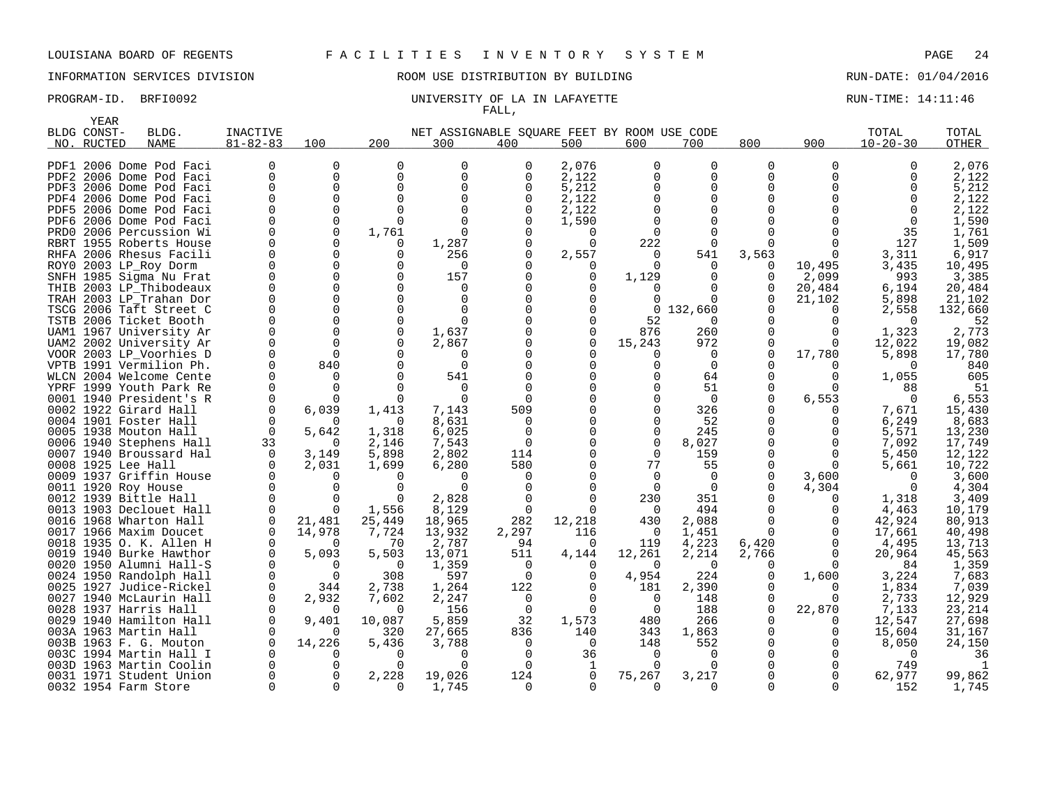LOUISIANA BOARD OF REGENTS F A C I L I T I E S I N V E N T O R Y S Y S T E M

INFORMATION SERVICES DIVISION ROOM USE DISTRIBUTION BY BUILDING RUN-DATE: 01/04/2016

PROGRAM-ID. BRFI0092 UNIVERSITY OF LA IN LAFAYETTE RUN-TIME: 14:11:46

FALL,

| BLDG NO. | YEAR CONST-RUCTED | BLDG. NAME | INACTIVE 81-82-83 | 100 | 200 | 300 | 400 | 500 | 600 | 700 | 800 | 900 | TOTAL 10-20-30 | TOTAL OTHER |
|---|---|---|---|---|---|---|---|---|---|---|---|---|---|---|
| | | | | NET ASSIGNABLE SQUARE FEET BY ROOM USE CODE | | | | | | | | | | |
| PDF1 | 2006 | Dome Pod Faci | 0 | 0 | 0 | 0 | 0 | 2,076 | 0 | 0 | 0 | 0 | 0 | 2,076 |
| PDF2 | 2006 | Dome Pod Faci | 0 | 0 | 0 | 0 | 0 | 2,122 | 0 | 0 | 0 | 0 | 0 | 2,122 |
| PDF3 | 2006 | Dome Pod Faci | 0 | 0 | 0 | 0 | 0 | 5,212 | 0 | 0 | 0 | 0 | 0 | 5,212 |
| PDF4 | 2006 | Dome Pod Faci | 0 | 0 | 0 | 0 | 0 | 2,122 | 0 | 0 | 0 | 0 | 0 | 2,122 |
| PDF5 | 2006 | Dome Pod Faci | 0 | 0 | 0 | 0 | 0 | 2,122 | 0 | 0 | 0 | 0 | 0 | 2,122 |
| PDF6 | 2006 | Dome Pod Faci | 0 | 0 | 0 | 0 | 0 | 1,590 | 0 | 0 | 0 | 0 | 0 | 1,590 |
| PRD0 | 2006 | Percussion Wi | 0 | 0 | 1,761 | 0 | 0 | 0 | 0 | 0 | 0 | 0 | 35 | 1,761 |
| RBRT | 1955 | Roberts House | 0 | 0 | 0 | 1,287 | 0 | 0 | 222 | 0 | 0 | 0 | 127 | 1,509 |
| RHFA | 2006 | Rhesus Facili | 0 | 0 | 0 | 256 | 0 | 2,557 | 0 | 541 | 3,563 | 0 | 3,311 | 6,917 |
| ROY0 | 2003 | LP_Roy Dorm | 0 | 0 | 0 | 0 | 0 | 0 | 0 | 0 | 0 | 10,495 | 3,435 | 10,495 |
| SNFH | 1985 | Sigma Nu Frat | 0 | 0 | 0 | 157 | 0 | 0 | 1,129 | 0 | 0 | 2,099 | 993 | 3,385 |
| THIB | 2003 | LP_Thibodeaux | 0 | 0 | 0 | 0 | 0 | 0 | 0 | 0 | 0 | 20,484 | 6,194 | 20,484 |
| TRAH | 2003 | LP_Trahan Dor | 0 | 0 | 0 | 0 | 0 | 0 | 0 | 0 | 0 | 21,102 | 5,898 | 21,102 |
| TSCG | 2006 | Taft Street C | 0 | 0 | 0 | 0 | 0 | 0 | 0 | 132,660 | 0 | 0 | 2,558 | 132,660 |
| TSTB | 2006 | Ticket Booth | 0 | 0 | 0 | 0 | 0 | 0 | 52 | 0 | 0 | 0 | 0 | 52 |
| UAM1 | 1967 | University Ar | 0 | 0 | 0 | 1,637 | 0 | 0 | 876 | 260 | 0 | 0 | 1,323 | 2,773 |
| UAM2 | 2002 | University Ar | 0 | 0 | 0 | 2,867 | 0 | 0 | 15,243 | 972 | 0 | 0 | 12,022 | 19,082 |
| VOOR | 2003 | LP_Voorhies D | 0 | 0 | 0 | 0 | 0 | 0 | 0 | 0 | 0 | 17,780 | 5,898 | 17,780 |
| VPTB | 1991 | Vermilion Ph. | 0 | 840 | 0 | 0 | 0 | 0 | 0 | 0 | 0 | 0 | 0 | 840 |
| WLCN | 2004 | Welcome Cente | 0 | 0 | 0 | 541 | 0 | 0 | 0 | 64 | 0 | 0 | 1,055 | 605 |
| YPRF | 1999 | Youth Park Re | 0 | 0 | 0 | 0 | 0 | 0 | 0 | 51 | 0 | 0 | 88 | 51 |
| 0001 | 1940 | President's R | 0 | 0 | 0 | 0 | 0 | 0 | 0 | 0 | 0 | 6,553 | 0 | 6,553 |
| 0002 | 1922 | Girard Hall | 0 | 6,039 | 1,413 | 7,143 | 509 | 0 | 0 | 326 | 0 | 0 | 7,671 | 15,430 |
| 0004 | 1901 | Foster Hall | 0 | 0 | 0 | 8,631 | 0 | 0 | 0 | 52 | 0 | 0 | 6,249 | 8,683 |
| 0005 | 1938 | Mouton Hall | 0 | 5,642 | 1,318 | 6,025 | 0 | 0 | 0 | 245 | 0 | 0 | 5,571 | 13,230 |
| 0006 | 1940 | Stephens Hall | 33 | 0 | 2,146 | 7,543 | 0 | 0 | 0 | 8,027 | 0 | 0 | 7,092 | 17,749 |
| 0007 | 1940 | Broussard Hal | 0 | 3,149 | 5,898 | 2,802 | 114 | 0 | 0 | 159 | 0 | 0 | 5,450 | 12,122 |
| 0008 | 1925 | Lee Hall | 0 | 2,031 | 1,699 | 6,280 | 580 | 0 | 77 | 55 | 0 | 0 | 5,661 | 10,722 |
| 0009 | 1937 | Griffin House | 0 | 0 | 0 | 0 | 0 | 0 | 0 | 0 | 0 | 3,600 | 0 | 3,600 |
| 0011 | 1920 | Roy House | 0 | 0 | 0 | 0 | 0 | 0 | 0 | 0 | 0 | 4,304 | 0 | 4,304 |
| 0012 | 1939 | Bittle Hall | 0 | 0 | 0 | 2,828 | 0 | 0 | 230 | 351 | 0 | 0 | 1,318 | 3,409 |
| 0013 | 1903 | Declouet Hall | 0 | 0 | 1,556 | 8,129 | 0 | 0 | 0 | 494 | 0 | 0 | 4,463 | 10,179 |
| 0016 | 1968 | Wharton Hall | 0 | 21,481 | 25,449 | 18,965 | 282 | 12,218 | 430 | 2,088 | 0 | 0 | 42,924 | 80,913 |
| 0017 | 1966 | Maxim Doucet | 0 | 14,978 | 7,724 | 13,932 | 2,297 | 116 | 0 | 1,451 | 0 | 0 | 17,661 | 40,498 |
| 0018 | 1935 | O. K. Allen H | 0 | 0 | 70 | 2,787 | 94 | 0 | 119 | 4,223 | 6,420 | 0 | 4,495 | 13,713 |
| 0019 | 1940 | Burke Hawthor | 0 | 5,093 | 5,503 | 13,071 | 511 | 4,144 | 12,261 | 2,214 | 2,766 | 0 | 20,964 | 45,563 |
| 0020 | 1950 | Alumni Hall-S | 0 | 0 | 0 | 1,359 | 0 | 0 | 0 | 0 | 0 | 0 | 84 | 1,359 |
| 0024 | 1950 | Randolph Hall | 0 | 0 | 308 | 597 | 0 | 0 | 4,954 | 224 | 0 | 1,600 | 3,224 | 7,683 |
| 0025 | 1927 | Judice-Rickel | 0 | 344 | 2,738 | 1,264 | 122 | 0 | 181 | 2,390 | 0 | 0 | 1,834 | 7,039 |
| 0027 | 1940 | McLaurin Hall | 0 | 2,932 | 7,602 | 2,247 | 0 | 0 | 0 | 148 | 0 | 0 | 2,733 | 12,929 |
| 0028 | 1937 | Harris Hall | 0 | 0 | 0 | 156 | 0 | 0 | 0 | 188 | 0 | 22,870 | 7,133 | 23,214 |
| 0029 | 1940 | Hamilton Hall | 0 | 9,401 | 10,087 | 5,859 | 32 | 1,573 | 480 | 266 | 0 | 0 | 12,547 | 27,698 |
| 003A | 1963 | Martin Hall | 0 | 0 | 320 | 27,665 | 836 | 140 | 343 | 1,863 | 0 | 0 | 15,604 | 31,167 |
| 003B | 1963 | F. G. Mouton | 0 | 14,226 | 5,436 | 3,788 | 0 | 0 | 148 | 552 | 0 | 0 | 8,050 | 24,150 |
| 003C | 1994 | Martin Hall I | 0 | 0 | 0 | 0 | 0 | 36 | 0 | 0 | 0 | 0 | 0 | 36 |
| 003D | 1963 | Martin Coolin | 0 | 0 | 0 | 0 | 0 | 1 | 0 | 0 | 0 | 0 | 749 | 1 |
| 0031 | 1971 | Student Union | 0 | 0 | 2,228 | 19,026 | 124 | 0 | 75,267 | 3,217 | 0 | 0 | 62,977 | 99,862 |
| 0032 | 1954 | Farm Store | 0 | 0 | 0 | 1,745 | 0 | 0 | 0 | 0 | 0 | 0 | 152 | 1,745 |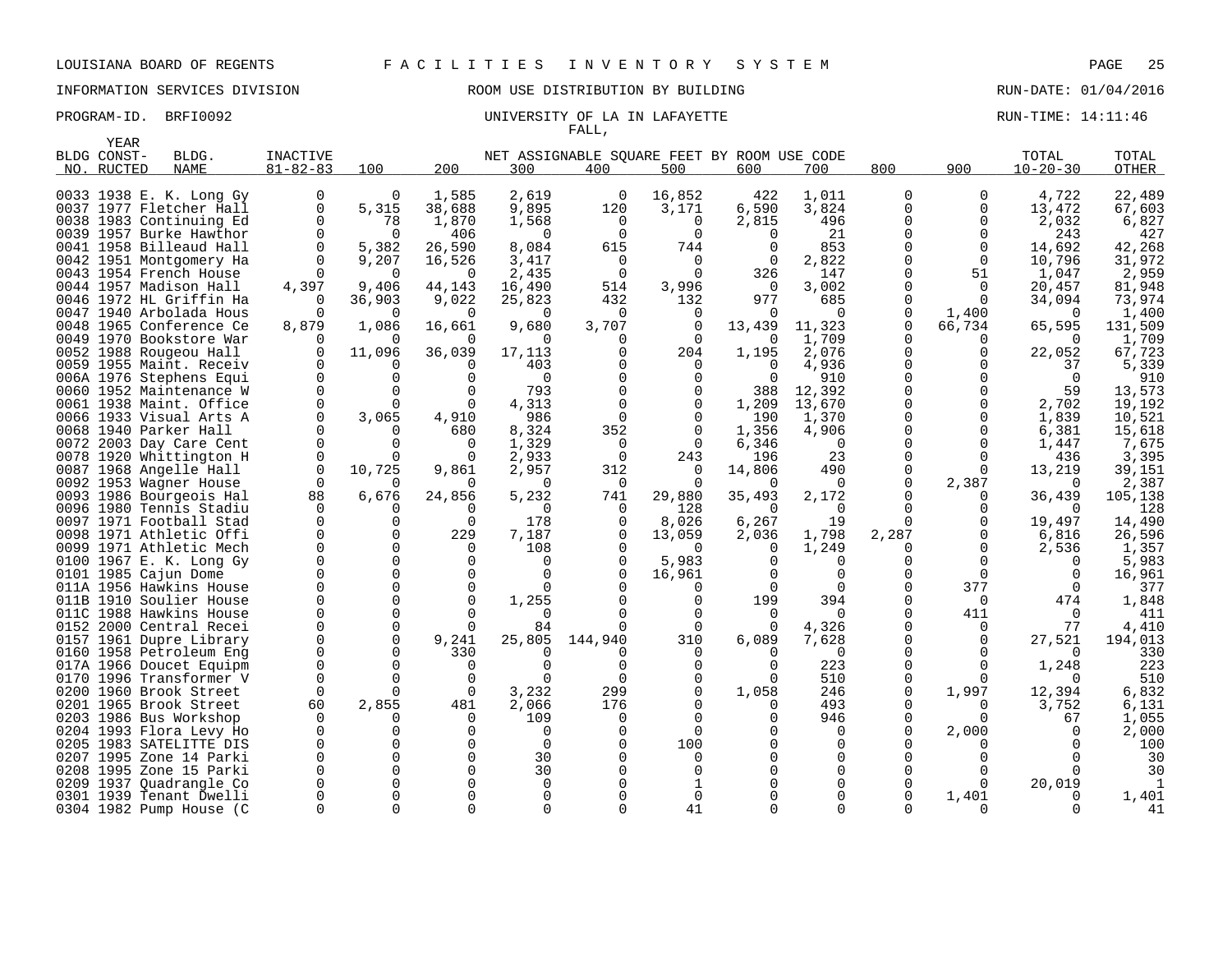LOUISIANA BOARD OF REGENTS F A C I L I T I E S I N V E N T O R Y S Y S T E M

INFORMATION SERVICES DIVISION ROOM USE DISTRIBUTION BY BUILDING RUN-DATE: 01/04/2016

PROGRAM-ID. BRFI0092 UNIVERSITY OF LA IN LAFAYETTE RUN-TIME: 14:11:46

FALL,

| BLDG NO. | YEAR CONST-RUCTED | BLDG. NAME | INACTIVE 81-82-83 | 100 | 200 | 300 | 400 | 500 | 600 | 700 | 800 | 900 | TOTAL 10-20-30 | TOTAL OTHER |
|---|---|---|---|---|---|---|---|---|---|---|---|---|---|---|
| 0033 | 1938 | E. K. Long Gy | 0 | 0 | 1,585 | 2,619 | 0 | 16,852 | 422 | 1,011 | 0 | 0 | 4,722 | 22,489 |
| 0037 | 1977 | Fletcher Hall | 0 | 5,315 | 38,688 | 9,895 | 120 | 3,171 | 6,590 | 3,824 | 0 | 0 | 13,472 | 67,603 |
| 0038 | 1983 | Continuing Ed | 0 | 78 | 1,870 | 1,568 | 0 | 0 | 2,815 | 496 | 0 | 0 | 2,032 | 6,827 |
| 0039 | 1957 | Burke Hawthor | 0 | 0 | 406 | 0 | 0 | 0 | 0 | 21 | 0 | 0 | 243 | 427 |
| 0041 | 1958 | Billeaud Hall | 0 | 5,382 | 26,590 | 8,084 | 615 | 744 | 0 | 853 | 0 | 0 | 14,692 | 42,268 |
| 0042 | 1951 | Montgomery Ha | 0 | 9,207 | 16,526 | 3,417 | 0 | 0 | 0 | 2,822 | 0 | 0 | 10,796 | 31,972 |
| 0043 | 1954 | French House | 0 | 0 | 0 | 2,435 | 0 | 0 | 326 | 147 | 0 | 51 | 1,047 | 2,959 |
| 0044 | 1957 | Madison Hall | 4,397 | 9,406 | 44,143 | 16,490 | 514 | 3,996 | 0 | 3,002 | 0 | 0 | 20,457 | 81,948 |
| 0046 | 1972 | HL Griffin Ha | 0 | 36,903 | 9,022 | 25,823 | 432 | 132 | 977 | 685 | 0 | 0 | 34,094 | 73,974 |
| 0047 | 1940 | Arbolada Hous | 0 | 0 | 0 | 0 | 0 | 0 | 0 | 0 | 0 | 1,400 | 0 | 1,400 |
| 0048 | 1965 | Conference Ce | 8,879 | 1,086 | 16,661 | 9,680 | 3,707 | 0 | 13,439 | 11,323 | 0 | 66,734 | 65,595 | 131,509 |
| 0049 | 1970 | Bookstore War | 0 | 0 | 0 | 0 | 0 | 0 | 0 | 1,709 | 0 | 0 | 0 | 1,709 |
| 0052 | 1988 | Rougeou Hall | 0 | 11,096 | 36,039 | 17,113 | 0 | 204 | 1,195 | 2,076 | 0 | 0 | 22,052 | 67,723 |
| 0059 | 1955 | Maint. Receiv | 0 | 0 | 0 | 403 | 0 | 0 | 0 | 4,936 | 0 | 0 | 37 | 5,339 |
| 006A | 1976 | Stephens Equi | 0 | 0 | 0 | 0 | 0 | 0 | 0 | 910 | 0 | 0 | 0 | 910 |
| 0060 | 1952 | Maintenance W | 0 | 0 | 0 | 793 | 0 | 0 | 388 | 12,392 | 0 | 0 | 59 | 13,573 |
| 0061 | 1938 | Maint. Office | 0 | 0 | 0 | 4,313 | 0 | 0 | 1,209 | 13,670 | 0 | 0 | 2,702 | 19,192 |
| 0066 | 1933 | Visual Arts A | 0 | 3,065 | 4,910 | 986 | 0 | 0 | 190 | 1,370 | 0 | 0 | 1,839 | 10,521 |
| 0068 | 1940 | Parker Hall | 0 | 0 | 680 | 8,324 | 352 | 0 | 1,356 | 4,906 | 0 | 0 | 6,381 | 15,618 |
| 0072 | 2003 | Day Care Cent | 0 | 0 | 0 | 1,329 | 0 | 0 | 6,346 | 0 | 0 | 0 | 1,447 | 7,675 |
| 0078 | 1920 | Whittington H | 0 | 0 | 0 | 2,933 | 0 | 243 | 196 | 23 | 0 | 0 | 436 | 3,395 |
| 0087 | 1968 | Angelle Hall | 0 | 10,725 | 9,861 | 2,957 | 312 | 0 | 14,806 | 490 | 0 | 0 | 13,219 | 39,151 |
| 0092 | 1953 | Wagner House | 0 | 0 | 0 | 0 | 0 | 0 | 0 | 0 | 0 | 2,387 | 0 | 2,387 |
| 0093 | 1986 | Bourgeois Hal | 88 | 6,676 | 24,856 | 5,232 | 741 | 29,880 | 35,493 | 2,172 | 0 | 0 | 36,439 | 105,138 |
| 0096 | 1980 | Tennis Stadiu | 0 | 0 | 0 | 0 | 0 | 128 | 0 | 0 | 0 | 0 | 0 | 128 |
| 0097 | 1971 | Football Stad | 0 | 0 | 0 | 178 | 0 | 8,026 | 6,267 | 19 | 0 | 0 | 19,497 | 14,490 |
| 0098 | 1971 | Athletic Offi | 0 | 0 | 229 | 7,187 | 0 | 13,059 | 2,036 | 1,798 | 2,287 | 0 | 6,816 | 26,596 |
| 0099 | 1971 | Athletic Mech | 0 | 0 | 0 | 108 | 0 | 0 | 0 | 1,249 | 0 | 0 | 2,536 | 1,357 |
| 0100 | 1967 | E. K. Long Gy | 0 | 0 | 0 | 0 | 0 | 5,983 | 0 | 0 | 0 | 0 | 0 | 5,983 |
| 0101 | 1985 | Cajun Dome | 0 | 0 | 0 | 0 | 0 | 16,961 | 0 | 0 | 0 | 0 | 0 | 16,961 |
| 011A | 1956 | Hawkins House | 0 | 0 | 0 | 0 | 0 | 0 | 0 | 0 | 0 | 377 | 0 | 377 |
| 011B | 1910 | Soulier House | 0 | 0 | 0 | 1,255 | 0 | 0 | 199 | 394 | 0 | 0 | 474 | 1,848 |
| 011C | 1988 | Hawkins House | 0 | 0 | 0 | 0 | 0 | 0 | 0 | 0 | 0 | 411 | 0 | 411 |
| 0152 | 2000 | Central Recei | 0 | 0 | 0 | 84 | 0 | 0 | 0 | 4,326 | 0 | 0 | 77 | 4,410 |
| 0157 | 1961 | Dupre Library | 0 | 0 | 9,241 | 25,805 | 144,940 | 310 | 6,089 | 7,628 | 0 | 0 | 27,521 | 194,013 |
| 0160 | 1958 | Petroleum Eng | 0 | 0 | 330 | 0 | 0 | 0 | 0 | 0 | 0 | 0 | 0 | 330 |
| 017A | 1966 | Doucet Equipm | 0 | 0 | 0 | 0 | 0 | 0 | 0 | 223 | 0 | 0 | 1,248 | 223 |
| 0170 | 1996 | Transformer V | 0 | 0 | 0 | 0 | 0 | 0 | 0 | 510 | 0 | 0 | 0 | 510 |
| 0200 | 1960 | Brook Street | 0 | 0 | 0 | 3,232 | 299 | 0 | 1,058 | 246 | 0 | 1,997 | 12,394 | 6,832 |
| 0201 | 1965 | Brook Street | 60 | 2,855 | 481 | 2,066 | 176 | 0 | 0 | 493 | 0 | 0 | 3,752 | 6,131 |
| 0203 | 1986 | Bus Workshop | 0 | 0 | 0 | 109 | 0 | 0 | 0 | 946 | 0 | 0 | 67 | 1,055 |
| 0204 | 1993 | Flora Levy Ho | 0 | 0 | 0 | 0 | 0 | 0 | 0 | 0 | 0 | 2,000 | 0 | 2,000 |
| 0205 | 1983 | SATELITTE DIS | 0 | 0 | 0 | 0 | 0 | 100 | 0 | 0 | 0 | 0 | 0 | 100 |
| 0207 | 1995 | Zone 14 Parki | 0 | 0 | 0 | 30 | 0 | 0 | 0 | 0 | 0 | 0 | 0 | 30 |
| 0208 | 1995 | Zone 15 Parki | 0 | 0 | 0 | 30 | 0 | 0 | 0 | 0 | 0 | 0 | 0 | 30 |
| 0209 | 1937 | Quadrangle Co | 0 | 0 | 0 | 0 | 0 | 1 | 0 | 0 | 0 | 0 | 20,019 | 1 |
| 0301 | 1939 | Tenant Dwelli | 0 | 0 | 0 | 0 | 0 | 0 | 0 | 0 | 0 | 1,401 | 0 | 1,401 |
| 0304 | 1982 | Pump House (C | 0 | 0 | 0 | 0 | 0 | 41 | 0 | 0 | 0 | 0 | 0 | 41 |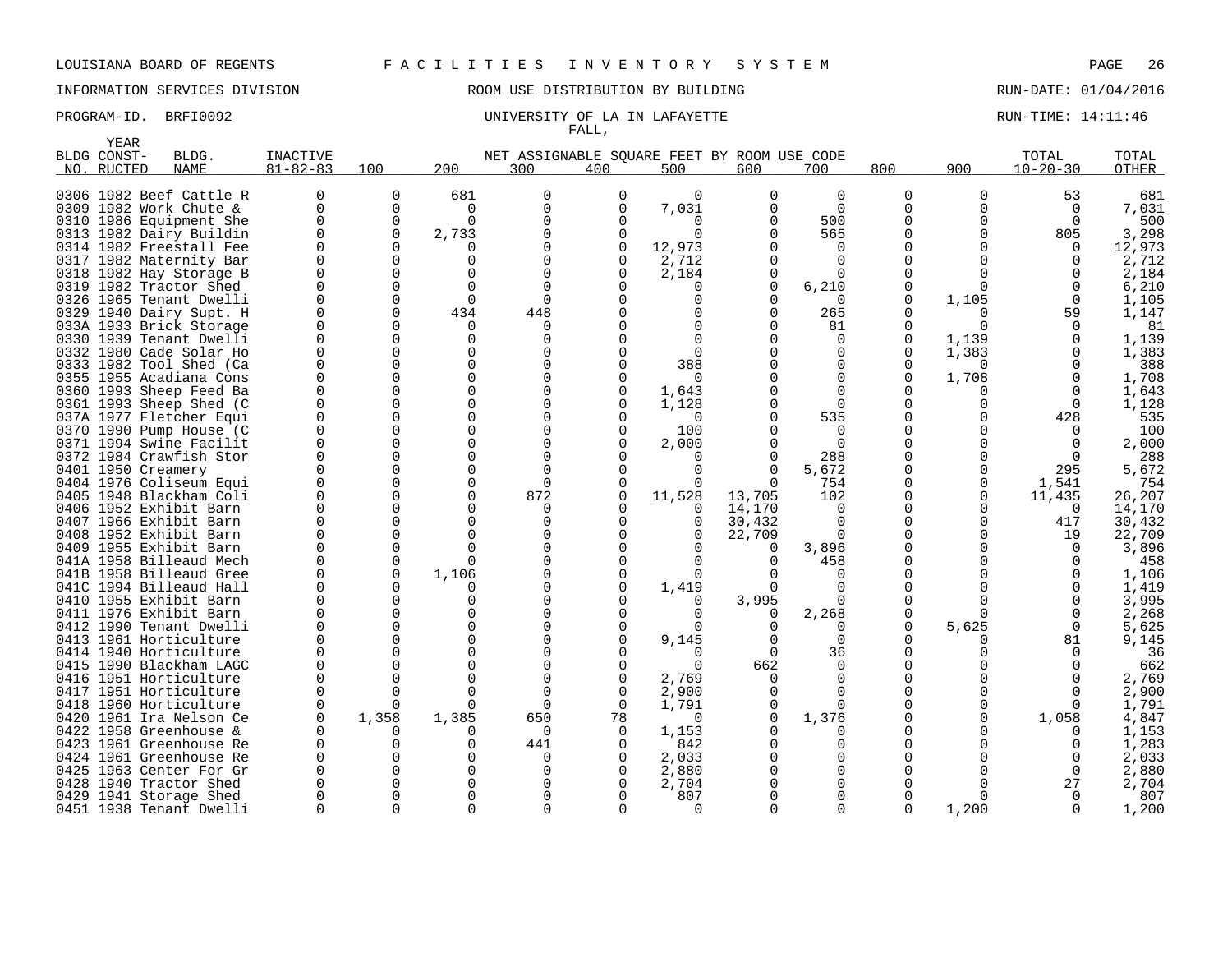LOUISIANA BOARD OF REGENTS — F A C I L I T I E S   I N V E N T O R Y   S Y S T E M

INFORMATION SERVICES DIVISION — ROOM USE DISTRIBUTION BY BUILDING — RUN-DATE: 01/04/2016

PROGRAM-ID. BRFI0092 — UNIVERSITY OF LA IN LAFAYETTE — RUN-TIME: 14:11:46

FALL,

| BLDG NO. | YEAR CONST-RUCTED | BLDG. NAME | INACTIVE 81-82-83 | 100 | 200 | 300 | 400 | 500 | 600 | 700 | 800 | 900 | TOTAL 10-20-30 | TOTAL OTHER |
|---|---|---|---|---|---|---|---|---|---|---|---|---|---|---|
| | | | | NET ASSIGNABLE SQUARE FEET BY ROOM USE CODE | | | | | | | | | | |
| 0306 | 1982 | Beef Cattle R | 0 | 0 | 681 | 0 | 0 | 0 | 0 | 0 | 0 | 0 | 53 | 681 |
| 0309 | 1982 | Work Chute & | 0 | 0 | 0 | 0 | 0 | 7,031 | 0 | 0 | 0 | 0 | 0 | 7,031 |
| 0310 | 1986 | Equipment She | 0 | 0 | 0 | 0 | 0 | 0 | 0 | 500 | 0 | 0 | 0 | 500 |
| 0313 | 1982 | Dairy Buildin | 0 | 0 | 2,733 | 0 | 0 | 0 | 0 | 565 | 0 | 0 | 805 | 3,298 |
| 0314 | 1982 | Freestall Fee | 0 | 0 | 0 | 0 | 0 | 12,973 | 0 | 0 | 0 | 0 | 0 | 12,973 |
| 0317 | 1982 | Maternity Bar | 0 | 0 | 0 | 0 | 0 | 2,712 | 0 | 0 | 0 | 0 | 0 | 2,712 |
| 0318 | 1982 | Hay Storage B | 0 | 0 | 0 | 0 | 0 | 2,184 | 0 | 0 | 0 | 0 | 0 | 2,184 |
| 0319 | 1982 | Tractor Shed | 0 | 0 | 0 | 0 | 0 | 0 | 0 | 6,210 | 0 | 0 | 0 | 6,210 |
| 0326 | 1965 | Tenant Dwelli | 0 | 0 | 0 | 0 | 0 | 0 | 0 | 0 | 0 | 1,105 | 0 | 1,105 |
| 0329 | 1940 | Dairy Supt. H | 0 | 0 | 434 | 448 | 0 | 0 | 0 | 265 | 0 | 0 | 59 | 1,147 |
| 033A | 1933 | Brick Storage | 0 | 0 | 0 | 0 | 0 | 0 | 0 | 81 | 0 | 0 | 0 | 81 |
| 0330 | 1939 | Tenant Dwelli | 0 | 0 | 0 | 0 | 0 | 0 | 0 | 0 | 0 | 1,139 | 0 | 1,139 |
| 0332 | 1980 | Cade Solar Ho | 0 | 0 | 0 | 0 | 0 | 0 | 0 | 0 | 0 | 1,383 | 0 | 1,383 |
| 0333 | 1982 | Tool Shed (Ca | 0 | 0 | 0 | 0 | 0 | 388 | 0 | 0 | 0 | 0 | 0 | 388 |
| 0355 | 1955 | Acadiana Cons | 0 | 0 | 0 | 0 | 0 | 0 | 0 | 0 | 0 | 1,708 | 0 | 1,708 |
| 0360 | 1993 | Sheep Feed Ba | 0 | 0 | 0 | 0 | 0 | 1,643 | 0 | 0 | 0 | 0 | 0 | 1,643 |
| 0361 | 1993 | Sheep Shed (C | 0 | 0 | 0 | 0 | 0 | 1,128 | 0 | 0 | 0 | 0 | 0 | 1,128 |
| 037A | 1977 | Fletcher Equi | 0 | 0 | 0 | 0 | 0 | 0 | 0 | 535 | 0 | 0 | 428 | 535 |
| 0370 | 1990 | Pump House (C | 0 | 0 | 0 | 0 | 0 | 100 | 0 | 0 | 0 | 0 | 0 | 100 |
| 0371 | 1994 | Swine Facilit | 0 | 0 | 0 | 0 | 0 | 2,000 | 0 | 0 | 0 | 0 | 0 | 2,000 |
| 0372 | 1984 | Crawfish Stor | 0 | 0 | 0 | 0 | 0 | 0 | 0 | 288 | 0 | 0 | 0 | 288 |
| 0401 | 1950 | Creamery | 0 | 0 | 0 | 0 | 0 | 0 | 0 | 5,672 | 0 | 0 | 295 | 5,672 |
| 0404 | 1976 | Coliseum Equi | 0 | 0 | 0 | 0 | 0 | 0 | 0 | 754 | 0 | 0 | 1,541 | 754 |
| 0405 | 1948 | Blackham Coli | 0 | 0 | 0 | 872 | 0 | 11,528 | 13,705 | 102 | 0 | 0 | 11,435 | 26,207 |
| 0406 | 1952 | Exhibit Barn | 0 | 0 | 0 | 0 | 0 | 0 | 14,170 | 0 | 0 | 0 | 0 | 14,170 |
| 0407 | 1966 | Exhibit Barn | 0 | 0 | 0 | 0 | 0 | 0 | 30,432 | 0 | 0 | 0 | 417 | 30,432 |
| 0408 | 1952 | Exhibit Barn | 0 | 0 | 0 | 0 | 0 | 0 | 22,709 | 0 | 0 | 0 | 19 | 22,709 |
| 0409 | 1955 | Exhibit Barn | 0 | 0 | 0 | 0 | 0 | 0 | 0 | 3,896 | 0 | 0 | 0 | 3,896 |
| 041A | 1958 | Billeaud Mech | 0 | 0 | 0 | 0 | 0 | 0 | 0 | 458 | 0 | 0 | 0 | 458 |
| 041B | 1958 | Billeaud Gree | 0 | 0 | 1,106 | 0 | 0 | 0 | 0 | 0 | 0 | 0 | 0 | 1,106 |
| 041C | 1994 | Billeaud Hall | 0 | 0 | 0 | 0 | 0 | 1,419 | 0 | 0 | 0 | 0 | 0 | 1,419 |
| 0410 | 1955 | Exhibit Barn | 0 | 0 | 0 | 0 | 0 | 0 | 3,995 | 0 | 0 | 0 | 0 | 3,995 |
| 0411 | 1976 | Exhibit Barn | 0 | 0 | 0 | 0 | 0 | 0 | 0 | 2,268 | 0 | 0 | 0 | 2,268 |
| 0412 | 1990 | Tenant Dwelli | 0 | 0 | 0 | 0 | 0 | 0 | 0 | 0 | 0 | 5,625 | 0 | 5,625 |
| 0413 | 1961 | Horticulture | 0 | 0 | 0 | 0 | 0 | 9,145 | 0 | 0 | 0 | 0 | 81 | 9,145 |
| 0414 | 1940 | Horticulture | 0 | 0 | 0 | 0 | 0 | 0 | 0 | 36 | 0 | 0 | 0 | 36 |
| 0415 | 1990 | Blackham LAGC | 0 | 0 | 0 | 0 | 0 | 0 | 662 | 0 | 0 | 0 | 0 | 662 |
| 0416 | 1951 | Horticulture | 0 | 0 | 0 | 0 | 0 | 2,769 | 0 | 0 | 0 | 0 | 0 | 2,769 |
| 0417 | 1951 | Horticulture | 0 | 0 | 0 | 0 | 0 | 2,900 | 0 | 0 | 0 | 0 | 0 | 2,900 |
| 0418 | 1960 | Horticulture | 0 | 0 | 0 | 0 | 0 | 1,791 | 0 | 0 | 0 | 0 | 0 | 1,791 |
| 0420 | 1961 | Ira Nelson Ce | 0 | 1,358 | 1,385 | 650 | 78 | 0 | 0 | 1,376 | 0 | 0 | 1,058 | 4,847 |
| 0422 | 1958 | Greenhouse & | 0 | 0 | 0 | 0 | 0 | 1,153 | 0 | 0 | 0 | 0 | 0 | 1,153 |
| 0423 | 1961 | Greenhouse Re | 0 | 0 | 0 | 441 | 0 | 842 | 0 | 0 | 0 | 0 | 0 | 1,283 |
| 0424 | 1961 | Greenhouse Re | 0 | 0 | 0 | 0 | 0 | 2,033 | 0 | 0 | 0 | 0 | 0 | 2,033 |
| 0425 | 1963 | Center For Gr | 0 | 0 | 0 | 0 | 0 | 2,880 | 0 | 0 | 0 | 0 | 0 | 2,880 |
| 0428 | 1940 | Tractor Shed | 0 | 0 | 0 | 0 | 0 | 2,704 | 0 | 0 | 0 | 0 | 27 | 2,704 |
| 0429 | 1941 | Storage Shed | 0 | 0 | 0 | 0 | 0 | 807 | 0 | 0 | 0 | 0 | 0 | 807 |
| 0451 | 1938 | Tenant Dwelli | 0 | 0 | 0 | 0 | 0 | 0 | 0 | 0 | 0 | 1,200 | 0 | 1,200 |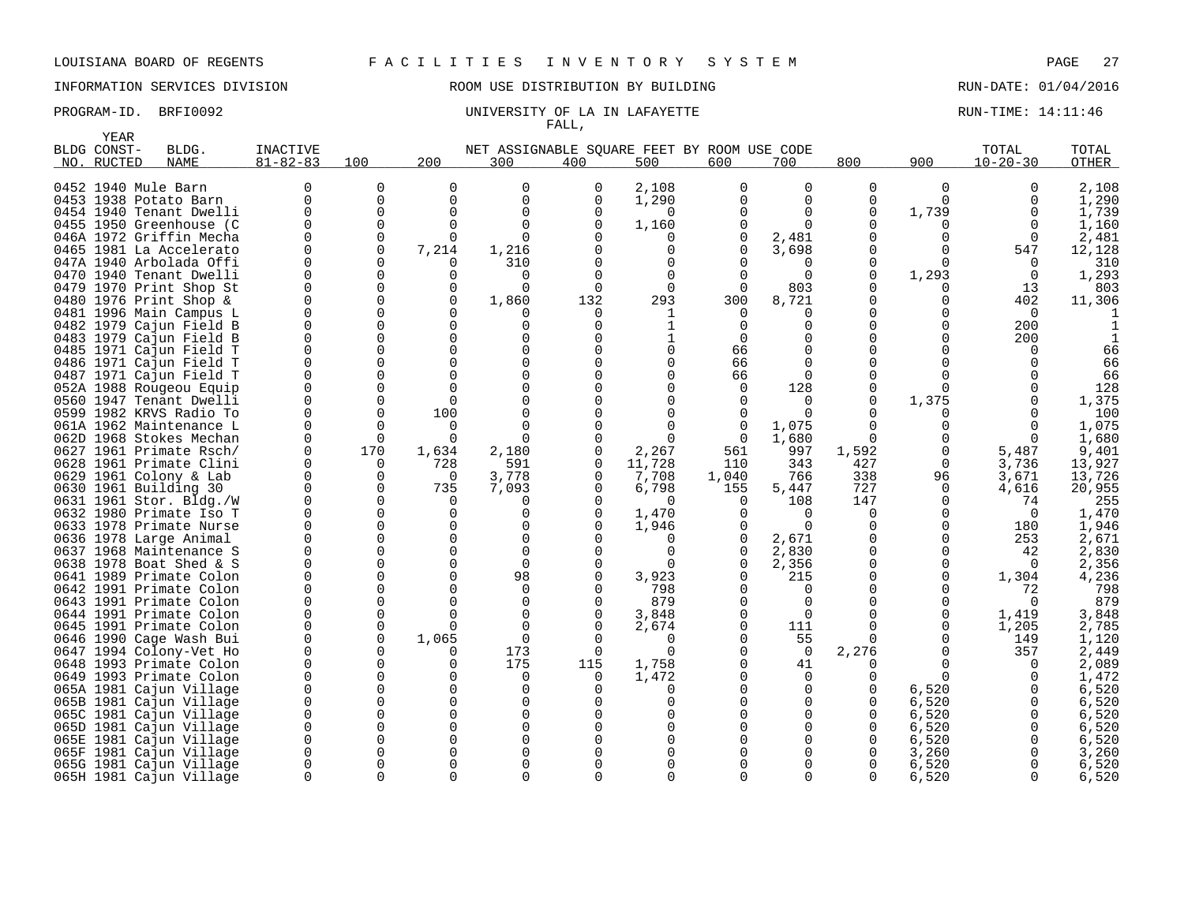LOUISIANA BOARD OF REGENTS — FACILITIES INVENTORY SYSTEM

INFORMATION SERVICES DIVISION — ROOM USE DISTRIBUTION BY BUILDING — RUN-DATE: 01/04/2016

PROGRAM-ID. BRFI0092 — UNIVERSITY OF LA IN LAFAYETTE — RUN-TIME: 14:11:46

FALL,

| BLDG NO. | YEAR CONST-RUCTED | BLDG. NAME | INACTIVE 81-82-83 | 100 | 200 | 300 | 400 | 500 | 600 | 700 | 800 | 900 | TOTAL 10-20-30 | TOTAL OTHER |
|---|---|---|---|---|---|---|---|---|---|---|---|---|---|---|
| | | | | NET ASSIGNABLE SQUARE FEET BY ROOM USE CODE | | | | | | | | | | |
| 0452 | 1940 | Mule Barn | 0 | 0 | 0 | 0 | 0 | 2,108 | 0 | 0 | 0 | 0 | 0 | 2,108 |
| 0453 | 1938 | Potato Barn | 0 | 0 | 0 | 0 | 0 | 1,290 | 0 | 0 | 0 | 0 | 0 | 1,290 |
| 0454 | 1940 | Tenant Dwelli | 0 | 0 | 0 | 0 | 0 | 0 | 0 | 0 | 0 | 1,739 | 0 | 1,739 |
| 0455 | 1950 | Greenhouse (C | 0 | 0 | 0 | 0 | 0 | 1,160 | 0 | 0 | 0 | 0 | 0 | 1,160 |
| 046A | 1972 | Griffin Mecha | 0 | 0 | 0 | 0 | 0 | 0 | 0 | 2,481 | 0 | 0 | 0 | 2,481 |
| 0465 | 1981 | La Accelerato | 0 | 0 | 7,214 | 1,216 | 0 | 0 | 0 | 3,698 | 0 | 0 | 547 | 12,128 |
| 047A | 1940 | Arbolada Offi | 0 | 0 | 0 | 310 | 0 | 0 | 0 | 0 | 0 | 0 | 0 | 310 |
| 0470 | 1940 | Tenant Dwelli | 0 | 0 | 0 | 0 | 0 | 0 | 0 | 0 | 0 | 1,293 | 0 | 1,293 |
| 0479 | 1970 | Print Shop St | 0 | 0 | 0 | 0 | 0 | 0 | 0 | 803 | 0 | 0 | 13 | 803 |
| 0480 | 1976 | Print Shop & | 0 | 0 | 0 | 1,860 | 132 | 293 | 300 | 8,721 | 0 | 0 | 402 | 11,306 |
| 0481 | 1996 | Main Campus L | 0 | 0 | 0 | 0 | 0 | 1 | 0 | 0 | 0 | 0 | 0 | 1 |
| 0482 | 1979 | Cajun Field B | 0 | 0 | 0 | 0 | 0 | 1 | 0 | 0 | 0 | 0 | 200 | 1 |
| 0483 | 1979 | Cajun Field B | 0 | 0 | 0 | 0 | 0 | 1 | 0 | 0 | 0 | 0 | 200 | 1 |
| 0485 | 1971 | Cajun Field T | 0 | 0 | 0 | 0 | 0 | 0 | 66 | 0 | 0 | 0 | 0 | 66 |
| 0486 | 1971 | Cajun Field T | 0 | 0 | 0 | 0 | 0 | 0 | 66 | 0 | 0 | 0 | 0 | 66 |
| 0487 | 1971 | Cajun Field T | 0 | 0 | 0 | 0 | 0 | 0 | 66 | 0 | 0 | 0 | 0 | 66 |
| 052A | 1988 | Rougeou Equip | 0 | 0 | 0 | 0 | 0 | 0 | 0 | 128 | 0 | 0 | 0 | 128 |
| 0560 | 1947 | Tenant Dwelli | 0 | 0 | 0 | 0 | 0 | 0 | 0 | 0 | 0 | 1,375 | 0 | 1,375 |
| 0599 | 1982 | KRVS Radio To | 0 | 0 | 100 | 0 | 0 | 0 | 0 | 0 | 0 | 0 | 0 | 100 |
| 061A | 1962 | Maintenance L | 0 | 0 | 0 | 0 | 0 | 0 | 0 | 1,075 | 0 | 0 | 0 | 1,075 |
| 062D | 1968 | Stokes Mechan | 0 | 0 | 0 | 0 | 0 | 0 | 0 | 1,680 | 0 | 0 | 0 | 1,680 |
| 0627 | 1961 | Primate Rsch/ | 0 | 170 | 1,634 | 2,180 | 0 | 2,267 | 561 | 997 | 1,592 | 0 | 5,487 | 9,401 |
| 0628 | 1961 | Primate Clini | 0 | 0 | 728 | 591 | 0 | 11,728 | 110 | 343 | 427 | 0 | 3,736 | 13,927 |
| 0629 | 1961 | Colony & Lab | 0 | 0 | 0 | 3,778 | 0 | 7,708 | 1,040 | 766 | 338 | 96 | 3,671 | 13,726 |
| 0630 | 1961 | Building 30 | 0 | 0 | 735 | 7,093 | 0 | 6,798 | 155 | 5,447 | 727 | 0 | 4,616 | 20,955 |
| 0631 | 1961 | Stor. Bldg./W | 0 | 0 | 0 | 0 | 0 | 0 | 0 | 108 | 147 | 0 | 74 | 255 |
| 0632 | 1980 | Primate Iso T | 0 | 0 | 0 | 0 | 0 | 1,470 | 0 | 0 | 0 | 0 | 0 | 1,470 |
| 0633 | 1978 | Primate Nurse | 0 | 0 | 0 | 0 | 0 | 1,946 | 0 | 0 | 0 | 0 | 180 | 1,946 |
| 0636 | 1978 | Large Animal | 0 | 0 | 0 | 0 | 0 | 0 | 0 | 2,671 | 0 | 0 | 253 | 2,671 |
| 0637 | 1968 | Maintenance S | 0 | 0 | 0 | 0 | 0 | 0 | 0 | 2,830 | 0 | 0 | 42 | 2,830 |
| 0638 | 1978 | Boat Shed & S | 0 | 0 | 0 | 0 | 0 | 0 | 0 | 2,356 | 0 | 0 | 0 | 2,356 |
| 0641 | 1989 | Primate Colon | 0 | 0 | 0 | 98 | 0 | 3,923 | 0 | 215 | 0 | 0 | 1,304 | 4,236 |
| 0642 | 1991 | Primate Colon | 0 | 0 | 0 | 0 | 0 | 798 | 0 | 0 | 0 | 0 | 72 | 798 |
| 0643 | 1991 | Primate Colon | 0 | 0 | 0 | 0 | 0 | 879 | 0 | 0 | 0 | 0 | 0 | 879 |
| 0644 | 1991 | Primate Colon | 0 | 0 | 0 | 0 | 0 | 3,848 | 0 | 0 | 0 | 0 | 1,419 | 3,848 |
| 0645 | 1991 | Primate Colon | 0 | 0 | 0 | 0 | 0 | 2,674 | 0 | 111 | 0 | 0 | 1,205 | 2,785 |
| 0646 | 1990 | Cage Wash Bui | 0 | 0 | 1,065 | 0 | 0 | 0 | 0 | 55 | 0 | 0 | 149 | 1,120 |
| 0647 | 1994 | Colony-Vet Ho | 0 | 0 | 0 | 173 | 0 | 0 | 0 | 0 | 2,276 | 0 | 357 | 2,449 |
| 0648 | 1993 | Primate Colon | 0 | 0 | 0 | 175 | 115 | 1,758 | 0 | 41 | 0 | 0 | 0 | 2,089 |
| 0649 | 1993 | Primate Colon | 0 | 0 | 0 | 0 | 0 | 1,472 | 0 | 0 | 0 | 0 | 0 | 1,472 |
| 065A | 1981 | Cajun Village | 0 | 0 | 0 | 0 | 0 | 0 | 0 | 0 | 0 | 6,520 | 0 | 6,520 |
| 065B | 1981 | Cajun Village | 0 | 0 | 0 | 0 | 0 | 0 | 0 | 0 | 0 | 6,520 | 0 | 6,520 |
| 065C | 1981 | Cajun Village | 0 | 0 | 0 | 0 | 0 | 0 | 0 | 0 | 0 | 6,520 | 0 | 6,520 |
| 065D | 1981 | Cajun Village | 0 | 0 | 0 | 0 | 0 | 0 | 0 | 0 | 0 | 6,520 | 0 | 6,520 |
| 065E | 1981 | Cajun Village | 0 | 0 | 0 | 0 | 0 | 0 | 0 | 0 | 0 | 6,520 | 0 | 6,520 |
| 065F | 1981 | Cajun Village | 0 | 0 | 0 | 0 | 0 | 0 | 0 | 0 | 0 | 3,260 | 0 | 3,260 |
| 065G | 1981 | Cajun Village | 0 | 0 | 0 | 0 | 0 | 0 | 0 | 0 | 0 | 6,520 | 0 | 6,520 |
| 065H | 1981 | Cajun Village | 0 | 0 | 0 | 0 | 0 | 0 | 0 | 0 | 0 | 6,520 | 0 | 6,520 |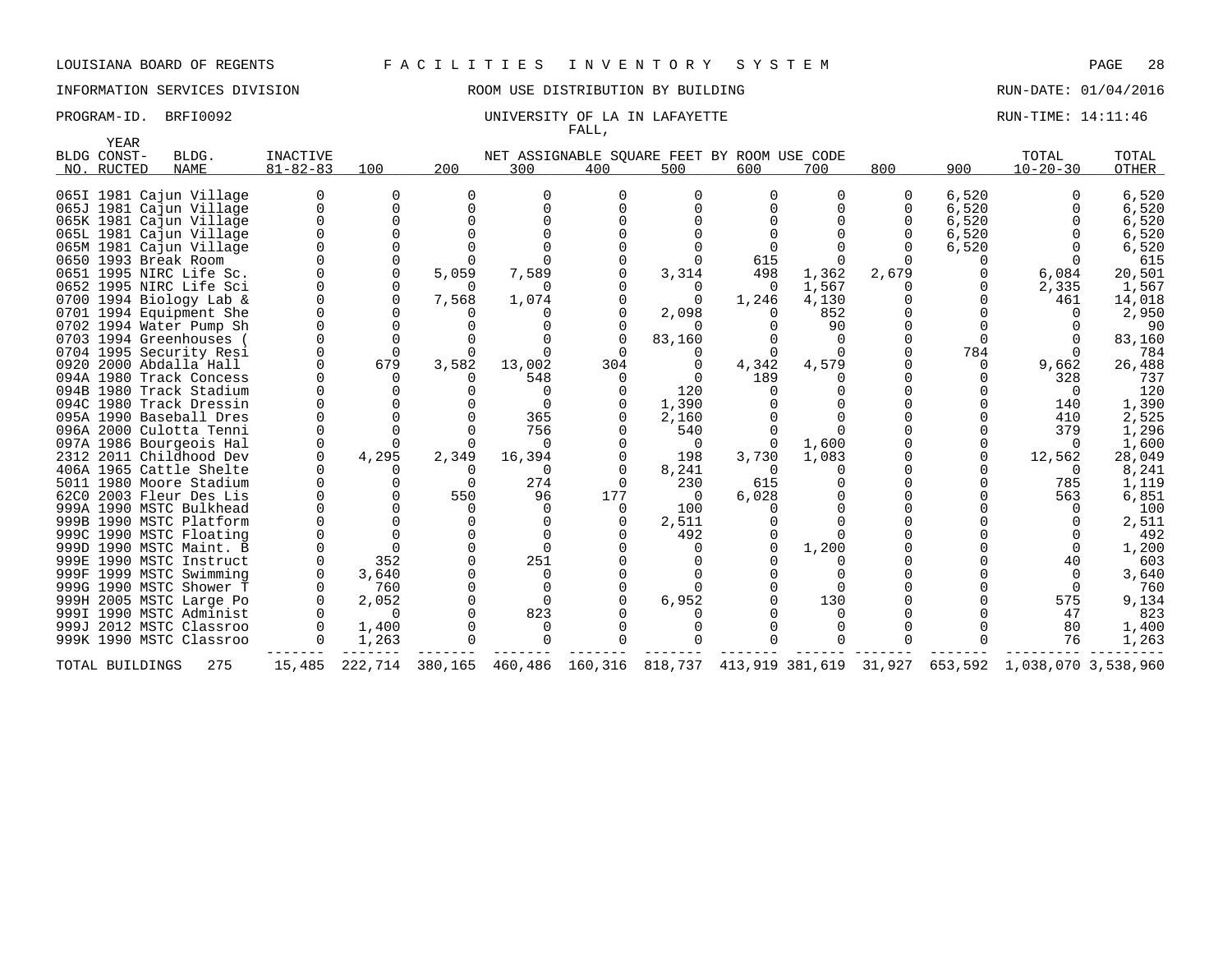LOUISIANA BOARD OF REGENTS — FACILITIES INVENTORY SYSTEM

INFORMATION SERVICES DIVISION — ROOM USE DISTRIBUTION BY BUILDING — RUN-DATE: 01/04/2016

PROGRAM-ID. BRFI0092 — UNIVERSITY OF LA IN LAFAYETTE — RUN-TIME: 14:11:46

FALL,

| BLDG NO. | YEAR CONST-RUCTED | BLDG. NAME | INACTIVE 81-82-83 | 100 | 200 | 300 | 400 | 500 | 600 | 700 | 800 | 900 | TOTAL 10-20-30 | TOTAL OTHER |
|---|---|---|---|---|---|---|---|---|---|---|---|---|---|---|
| | | | | NET ASSIGNABLE SQUARE FEET BY ROOM USE CODE | | | | | | | | | | |
| 065I | 1981 | Cajun Village | 0 | 0 | 0 | 0 | 0 | 0 | 0 | 0 | 0 | 6,520 | 0 | 6,520 |
| 065J | 1981 | Cajun Village | 0 | 0 | 0 | 0 | 0 | 0 | 0 | 0 | 0 | 6,520 | 0 | 6,520 |
| 065K | 1981 | Cajun Village | 0 | 0 | 0 | 0 | 0 | 0 | 0 | 0 | 0 | 6,520 | 0 | 6,520 |
| 065L | 1981 | Cajun Village | 0 | 0 | 0 | 0 | 0 | 0 | 0 | 0 | 0 | 6,520 | 0 | 6,520 |
| 065M | 1981 | Cajun Village | 0 | 0 | 0 | 0 | 0 | 0 | 0 | 0 | 0 | 6,520 | 0 | 6,520 |
| 0650 | 1993 | Break Room | 0 | 0 | 0 | 0 | 0 | 0 | 615 | 0 | 0 | 0 | 0 | 615 |
| 0651 | 1995 | NIRC Life Sc. | 0 | 0 | 5,059 | 7,589 | 0 | 3,314 | 498 | 1,362 | 2,679 | 0 | 6,084 | 20,501 |
| 0652 | 1995 | NIRC Life Sci | 0 | 0 | 0 | 0 | 0 | 0 | 0 | 1,567 | 0 | 0 | 2,335 | 1,567 |
| 0700 | 1994 | Biology Lab & | 0 | 0 | 7,568 | 1,074 | 0 | 0 | 1,246 | 4,130 | 0 | 0 | 461 | 14,018 |
| 0701 | 1994 | Equipment She | 0 | 0 | 0 | 0 | 0 | 2,098 | 0 | 852 | 0 | 0 | 0 | 2,950 |
| 0702 | 1994 | Water Pump Sh | 0 | 0 | 0 | 0 | 0 | 0 | 0 | 90 | 0 | 0 | 0 | 90 |
| 0703 | 1994 | Greenhouses ( | 0 | 0 | 0 | 0 | 0 | 83,160 | 0 | 0 | 0 | 0 | 0 | 83,160 |
| 0704 | 1995 | Security Resi | 0 | 0 | 0 | 0 | 0 | 0 | 0 | 0 | 0 | 784 | 0 | 784 |
| 0920 | 2000 | Abdalla Hall | 0 | 679 | 3,582 | 13,002 | 304 | 0 | 4,342 | 4,579 | 0 | 0 | 9,662 | 26,488 |
| 094A | 1980 | Track Concess | 0 | 0 | 0 | 548 | 0 | 0 | 189 | 0 | 0 | 0 | 328 | 737 |
| 094B | 1980 | Track Stadium | 0 | 0 | 0 | 0 | 0 | 120 | 0 | 0 | 0 | 0 | 0 | 120 |
| 094C | 1980 | Track Dressin | 0 | 0 | 0 | 0 | 0 | 1,390 | 0 | 0 | 0 | 0 | 140 | 1,390 |
| 095A | 1990 | Baseball Dres | 0 | 0 | 0 | 365 | 0 | 2,160 | 0 | 0 | 0 | 0 | 410 | 2,525 |
| 096A | 2000 | Culotta Tenni | 0 | 0 | 0 | 756 | 0 | 540 | 0 | 0 | 0 | 0 | 379 | 1,296 |
| 097A | 1986 | Bourgeois Hal | 0 | 0 | 0 | 0 | 0 | 0 | 0 | 1,600 | 0 | 0 | 0 | 1,600 |
| 2312 | 2011 | Childhood Dev | 0 | 4,295 | 2,349 | 16,394 | 0 | 198 | 3,730 | 1,083 | 0 | 0 | 12,562 | 28,049 |
| 406A | 1965 | Cattle Shelte | 0 | 0 | 0 | 0 | 0 | 8,241 | 0 | 0 | 0 | 0 | 0 | 8,241 |
| 5011 | 1980 | Moore Stadium | 0 | 0 | 0 | 274 | 0 | 230 | 615 | 0 | 0 | 0 | 785 | 1,119 |
| 62C0 | 2003 | Fleur Des Lis | 0 | 0 | 550 | 96 | 177 | 0 | 6,028 | 0 | 0 | 0 | 563 | 6,851 |
| 999A | 1990 | MSTC Bulkhead | 0 | 0 | 0 | 0 | 0 | 100 | 0 | 0 | 0 | 0 | 0 | 100 |
| 999B | 1990 | MSTC Platform | 0 | 0 | 0 | 0 | 0 | 2,511 | 0 | 0 | 0 | 0 | 0 | 2,511 |
| 999C | 1990 | MSTC Floating | 0 | 0 | 0 | 0 | 0 | 492 | 0 | 0 | 0 | 0 | 0 | 492 |
| 999D | 1990 | MSTC Maint. B | 0 | 0 | 0 | 0 | 0 | 0 | 0 | 1,200 | 0 | 0 | 0 | 1,200 |
| 999E | 1990 | MSTC Instruct | 0 | 352 | 0 | 251 | 0 | 0 | 0 | 0 | 0 | 0 | 40 | 603 |
| 999F | 1999 | MSTC Swimming | 0 | 3,640 | 0 | 0 | 0 | 0 | 0 | 0 | 0 | 0 | 0 | 3,640 |
| 999G | 1990 | MSTC Shower T | 0 | 760 | 0 | 0 | 0 | 0 | 0 | 0 | 0 | 0 | 0 | 760 |
| 999H | 2005 | MSTC Large Po | 0 | 2,052 | 0 | 0 | 0 | 6,952 | 0 | 130 | 0 | 0 | 575 | 9,134 |
| 999I | 1990 | MSTC Administ | 0 | 0 | 0 | 823 | 0 | 0 | 0 | 0 | 0 | 0 | 47 | 823 |
| 999J | 2012 | MSTC Classroo | 0 | 1,400 | 0 | 0 | 0 | 0 | 0 | 0 | 0 | 0 | 80 | 1,400 |
| 999K | 1990 | MSTC Classroo | 0 | 1,263 | 0 | 0 | 0 | 0 | 0 | 0 | 0 | 0 | 76 | 1,263 |
| TOTAL BUILDINGS | | 275 | 15,485 | 222,714 | 380,165 | 460,486 | 160,316 | 818,737 | 413,919 | 381,619 | 31,927 | 653,592 | 1,038,070 | 3,538,960 |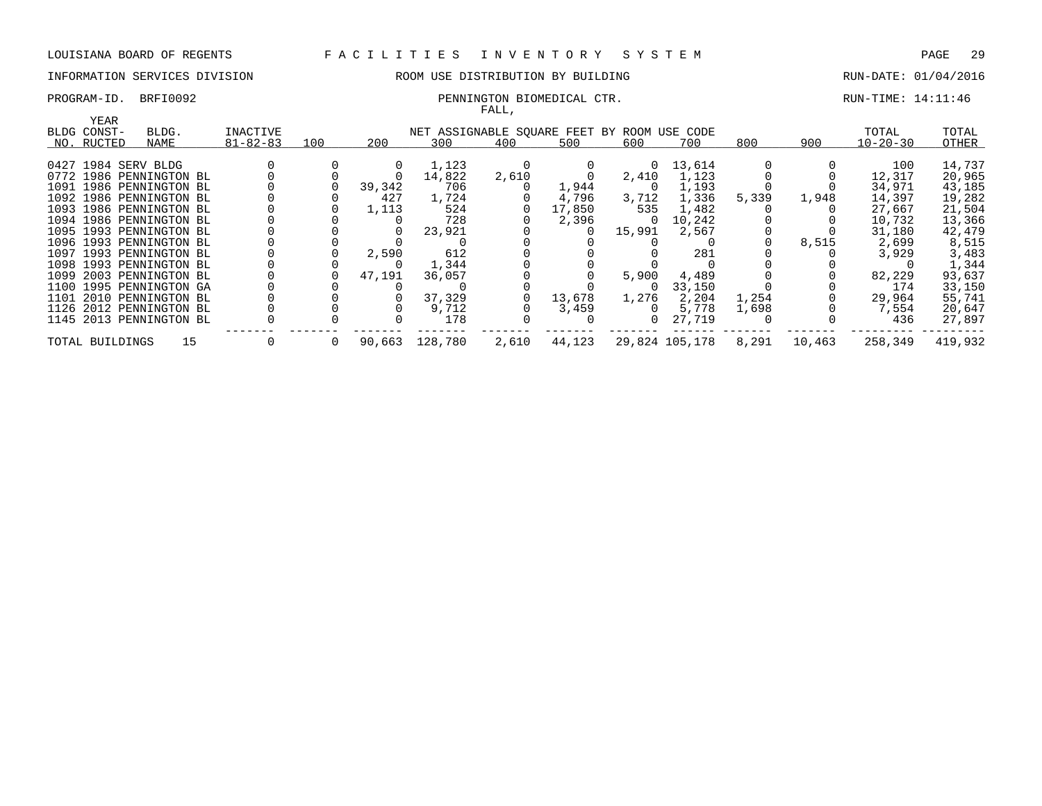LOUISIANA BOARD OF REGENTS F A C I L I T I E S I N V E N T O R Y S Y S T E M

INFORMATION SERVICES DIVISION ROOM USE DISTRIBUTION BY BUILDING RUN-DATE: 01/04/2016

PROGRAM-ID. BRFI0092 PENNINGTON BIOMEDICAL CTR. RUN-TIME: 14:11:46

FALL,

| BLDG NO. | YEAR CONST-RUCTED | BLDG. NAME | INACTIVE 81-82-83 | 100 | 200 | 300 | 400 | 500 | 600 | 700 | 800 | 900 | TOTAL 10-20-30 | TOTAL OTHER |
|---|---|---|---|---|---|---|---|---|---|---|---|---|---|---|
| 0427 | 1984 | SERV BLDG | 0 | 0 | 0 | 1,123 | 0 | 0 | 0 | 13,614 | 0 | 0 | 100 | 14,737 |
| 0772 | 1986 | PENNINGTON BL | 0 | 0 | 0 | 14,822 | 2,610 | 0 | 2,410 | 1,123 | 0 | 0 | 12,317 | 20,965 |
| 1091 | 1986 | PENNINGTON BL | 0 | 0 | 39,342 | 706 | 0 | 1,944 | 0 | 1,193 | 0 | 0 | 34,971 | 43,185 |
| 1092 | 1986 | PENNINGTON BL | 0 | 0 | 427 | 1,724 | 0 | 4,796 | 3,712 | 1,336 | 5,339 | 1,948 | 14,397 | 19,282 |
| 1093 | 1986 | PENNINGTON BL | 0 | 0 | 1,113 | 524 | 0 | 17,850 | 535 | 1,482 | 0 | 0 | 27,667 | 21,504 |
| 1094 | 1986 | PENNINGTON BL | 0 | 0 | 0 | 728 | 0 | 2,396 | 0 | 10,242 | 0 | 0 | 10,732 | 13,366 |
| 1095 | 1993 | PENNINGTON BL | 0 | 0 | 0 | 23,921 | 0 | 0 | 15,991 | 2,567 | 0 | 0 | 31,180 | 42,479 |
| 1096 | 1993 | PENNINGTON BL | 0 | 0 | 0 | 0 | 0 | 0 | 0 | 0 | 0 | 8,515 | 2,699 | 8,515 |
| 1097 | 1993 | PENNINGTON BL | 0 | 0 | 2,590 | 612 | 0 | 0 | 0 | 281 | 0 | 0 | 3,929 | 3,483 |
| 1098 | 1993 | PENNINGTON BL | 0 | 0 | 0 | 1,344 | 0 | 0 | 0 | 0 | 0 | 0 | 0 | 1,344 |
| 1099 | 2003 | PENNINGTON BL | 0 | 0 | 47,191 | 36,057 | 0 | 0 | 5,900 | 4,489 | 0 | 0 | 82,229 | 93,637 |
| 1100 | 1995 | PENNINGTON GA | 0 | 0 | 0 | 0 | 0 | 0 | 0 | 33,150 | 0 | 0 | 174 | 33,150 |
| 1101 | 2010 | PENNINGTON BL | 0 | 0 | 0 | 37,329 | 0 | 13,678 | 1,276 | 2,204 | 1,254 | 0 | 29,964 | 55,741 |
| 1126 | 2012 | PENNINGTON BL | 0 | 0 | 0 | 9,712 | 0 | 3,459 | 0 | 5,778 | 1,698 | 0 | 7,554 | 20,647 |
| 1145 | 2013 | PENNINGTON BL | 0 | 0 | 0 | 178 | 0 | 0 | 0 | 27,719 | 0 | 0 | 436 | 27,897 |
| TOTAL BUILDINGS | | 15 | 0 | 0 | 90,663 | 128,780 | 2,610 | 44,123 | 29,824 | 105,178 | 8,291 | 10,463 | 258,349 | 419,932 |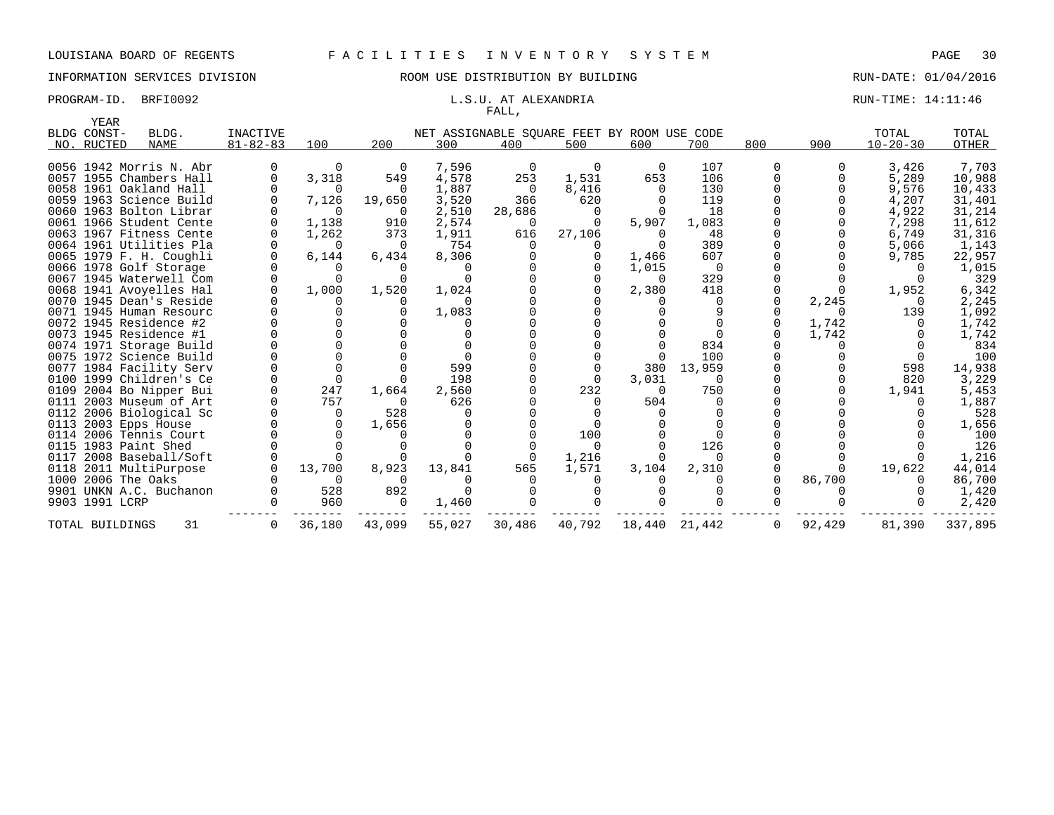LOUISIANA BOARD OF REGENTS F A C I L I T I E S I N V E N T O R Y S Y S T E M

INFORMATION SERVICES DIVISION ROOM USE DISTRIBUTION BY BUILDING RUN-DATE: 01/04/2016

PROGRAM-ID. BRFI0092 L.S.U. AT ALEXANDRIA RUN-TIME: 14:11:46

FALL,

| BLDG NO. | YEAR CONST-RUCTED | BLDG. NAME | INACTIVE 81-82-83 | 100 | 200 | 300 | 400 | 500 | 600 | 700 | 800 | 900 | TOTAL 10-20-30 | TOTAL OTHER |
|---|---|---|---|---|---|---|---|---|---|---|---|---|---|---|
| | | | | NET ASSIGNABLE SQUARE FEET BY ROOM USE CODE | | | | | | | | | | |
| 0056 | 1942 | Morris N. Abr | 0 | 0 | 0 | 7,596 | 0 | 0 | 0 | 107 | 0 | 0 | 3,426 | 7,703 |
| 0057 | 1955 | Chambers Hall | 0 | 3,318 | 549 | 4,578 | 253 | 1,531 | 653 | 106 | 0 | 0 | 5,289 | 10,988 |
| 0058 | 1961 | Oakland Hall | 0 | 0 | 0 | 1,887 | 0 | 8,416 | 0 | 130 | 0 | 0 | 9,576 | 10,433 |
| 0059 | 1963 | Science Build | 0 | 7,126 | 19,650 | 3,520 | 366 | 620 | 0 | 119 | 0 | 0 | 4,207 | 31,401 |
| 0060 | 1963 | Bolton Librar | 0 | 0 | 0 | 2,510 | 28,686 | 0 | 0 | 18 | 0 | 0 | 4,922 | 31,214 |
| 0061 | 1966 | Student Cente | 0 | 1,138 | 910 | 2,574 | 0 | 0 | 5,907 | 1,083 | 0 | 0 | 7,298 | 11,612 |
| 0063 | 1967 | Fitness Cente | 0 | 1,262 | 373 | 1,911 | 616 | 27,106 | 0 | 48 | 0 | 0 | 6,749 | 31,316 |
| 0064 | 1961 | Utilities Pla | 0 | 0 | 0 | 754 | 0 | 0 | 0 | 389 | 0 | 0 | 5,066 | 1,143 |
| 0065 | 1979 | F. H. Coughli | 0 | 6,144 | 6,434 | 8,306 | 0 | 0 | 1,466 | 607 | 0 | 0 | 9,785 | 22,957 |
| 0066 | 1978 | Golf Storage | 0 | 0 | 0 | 0 | 0 | 0 | 1,015 | 0 | 0 | 0 | 0 | 1,015 |
| 0067 | 1945 | Waterwell Com | 0 | 0 | 0 | 0 | 0 | 0 | 0 | 329 | 0 | 0 | 0 | 329 |
| 0068 | 1941 | Avoyelles Hal | 0 | 1,000 | 1,520 | 1,024 | 0 | 0 | 2,380 | 418 | 0 | 0 | 1,952 | 6,342 |
| 0070 | 1945 | Dean's Reside | 0 | 0 | 0 | 0 | 0 | 0 | 0 | 0 | 0 | 2,245 | 0 | 2,245 |
| 0071 | 1945 | Human Resourc | 0 | 0 | 0 | 1,083 | 0 | 0 | 0 | 9 | 0 | 0 | 139 | 1,092 |
| 0072 | 1945 | Residence #2 | 0 | 0 | 0 | 0 | 0 | 0 | 0 | 0 | 0 | 1,742 | 0 | 1,742 |
| 0073 | 1945 | Residence #1 | 0 | 0 | 0 | 0 | 0 | 0 | 0 | 0 | 0 | 1,742 | 0 | 1,742 |
| 0074 | 1971 | Storage Build | 0 | 0 | 0 | 0 | 0 | 0 | 0 | 834 | 0 | 0 | 0 | 834 |
| 0075 | 1972 | Science Build | 0 | 0 | 0 | 0 | 0 | 0 | 0 | 100 | 0 | 0 | 0 | 100 |
| 0077 | 1984 | Facility Serv | 0 | 0 | 0 | 599 | 0 | 0 | 380 | 13,959 | 0 | 0 | 598 | 14,938 |
| 0100 | 1999 | Children's Ce | 0 | 0 | 0 | 198 | 0 | 0 | 3,031 | 0 | 0 | 0 | 820 | 3,229 |
| 0109 | 2004 | Bo Nipper Bui | 0 | 247 | 1,664 | 2,560 | 0 | 232 | 0 | 750 | 0 | 0 | 1,941 | 5,453 |
| 0111 | 2003 | Museum of Art | 0 | 757 | 0 | 626 | 0 | 0 | 504 | 0 | 0 | 0 | 0 | 1,887 |
| 0112 | 2006 | Biological Sc | 0 | 0 | 528 | 0 | 0 | 0 | 0 | 0 | 0 | 0 | 0 | 528 |
| 0113 | 2003 | Epps House | 0 | 0 | 1,656 | 0 | 0 | 0 | 0 | 0 | 0 | 0 | 0 | 1,656 |
| 0114 | 2006 | Tennis Court | 0 | 0 | 0 | 0 | 0 | 100 | 0 | 0 | 0 | 0 | 0 | 100 |
| 0115 | 1983 | Paint Shed | 0 | 0 | 0 | 0 | 0 | 0 | 0 | 126 | 0 | 0 | 0 | 126 |
| 0117 | 2008 | Baseball/Soft | 0 | 0 | 0 | 0 | 0 | 1,216 | 0 | 0 | 0 | 0 | 0 | 1,216 |
| 0118 | 2011 | MultiPurpose | 0 | 13,700 | 8,923 | 13,841 | 565 | 1,571 | 3,104 | 2,310 | 0 | 0 | 19,622 | 44,014 |
| 1000 | 2006 | The Oaks | 0 | 0 | 0 | 0 | 0 | 0 | 0 | 0 | 0 | 86,700 | 0 | 86,700 |
| 9901 | UNKN | A.C. Buchanon | 0 | 528 | 892 | 0 | 0 | 0 | 0 | 0 | 0 | 0 | 0 | 1,420 |
| 9903 | 1991 | LCRP | 0 | 960 | 0 | 1,460 | 0 | 0 | 0 | 0 | 0 | 0 | 0 | 2,420 |
| TOTAL BUILDINGS | | 31 | 0 | 36,180 | 43,099 | 55,027 | 30,486 | 40,792 | 18,440 | 21,442 | 0 | 92,429 | 81,390 | 337,895 |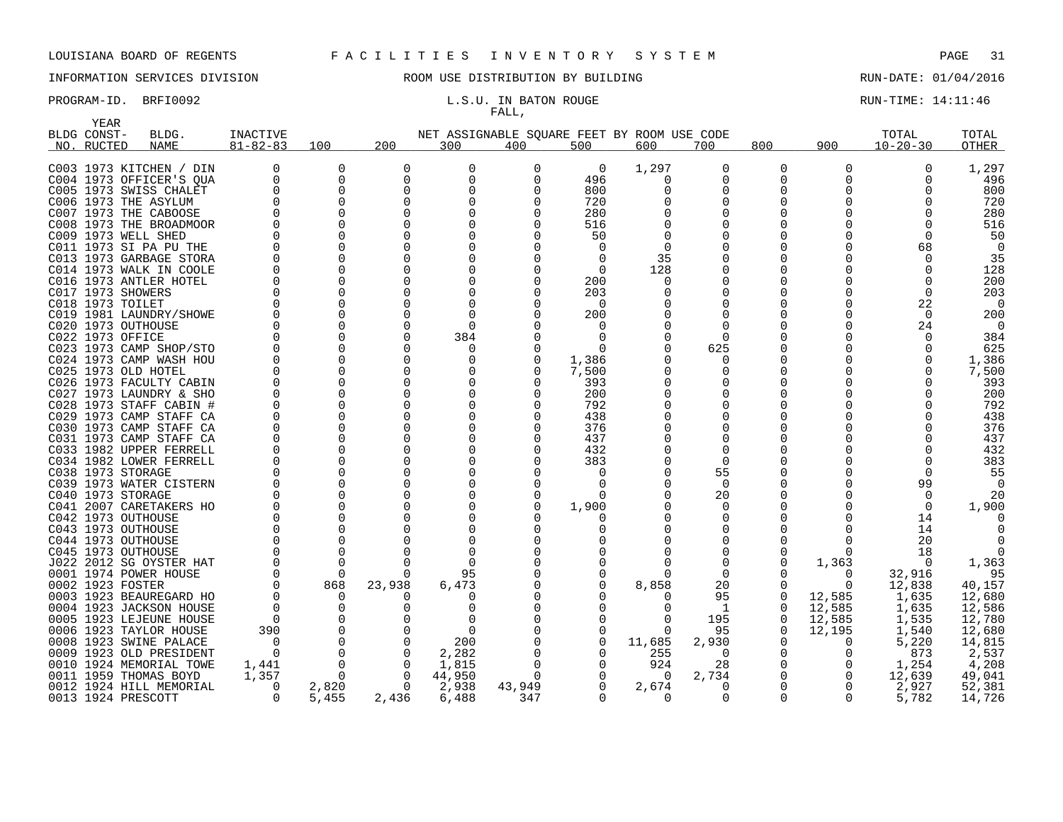LOUISIANA BOARD OF REGENTS F A C I L I T I E S I N V E N T O R Y S Y S T E M

INFORMATION SERVICES DIVISION ROOM USE DISTRIBUTION BY BUILDING RUN-DATE: 01/04/2016

PROGRAM-ID. BRFI0092 L.S.U. IN BATON ROUGE RUN-TIME: 14:11:46

FALL,

| BLDG NO. | YEAR CONST-RUCTED | BLDG. NAME | INACTIVE 81-82-83 | 100 | 200 | 300 | 400 | 500 | 600 | 700 | 800 | 900 | TOTAL 10-20-30 | TOTAL OTHER |
|---|---|---|---|---|---|---|---|---|---|---|---|---|---|---|
| C003 | 1973 | KITCHEN / DIN | 0 | 0 | 0 | 0 | 0 | 0 | 1,297 | 0 | 0 | 0 | 0 | 1,297 |
| C004 | 1973 | OFFICER'S QUA | 0 | 0 | 0 | 0 | 0 | 496 | 0 | 0 | 0 | 0 | 0 | 496 |
| C005 | 1973 | SWISS CHALET | 0 | 0 | 0 | 0 | 0 | 800 | 0 | 0 | 0 | 0 | 0 | 800 |
| C006 | 1973 | THE ASYLUM | 0 | 0 | 0 | 0 | 0 | 720 | 0 | 0 | 0 | 0 | 0 | 720 |
| C007 | 1973 | THE CABOOSE | 0 | 0 | 0 | 0 | 0 | 280 | 0 | 0 | 0 | 0 | 0 | 280 |
| C008 | 1973 | THE BROADMOOR | 0 | 0 | 0 | 0 | 0 | 516 | 0 | 0 | 0 | 0 | 0 | 516 |
| C009 | 1973 | WELL SHED | 0 | 0 | 0 | 0 | 0 | 50 | 0 | 0 | 0 | 0 | 0 | 50 |
| C011 | 1973 | SI PA PU THE | 0 | 0 | 0 | 0 | 0 | 0 | 0 | 0 | 0 | 0 | 68 | 0 |
| C013 | 1973 | GARBAGE STORA | 0 | 0 | 0 | 0 | 0 | 0 | 35 | 0 | 0 | 0 | 0 | 35 |
| C014 | 1973 | WALK IN COOLE | 0 | 0 | 0 | 0 | 0 | 0 | 128 | 0 | 0 | 0 | 0 | 128 |
| C016 | 1973 | ANTLER HOTEL | 0 | 0 | 0 | 0 | 0 | 200 | 0 | 0 | 0 | 0 | 0 | 200 |
| C017 | 1973 | SHOWERS | 0 | 0 | 0 | 0 | 0 | 203 | 0 | 0 | 0 | 0 | 0 | 203 |
| C018 | 1973 | TOILET | 0 | 0 | 0 | 0 | 0 | 0 | 0 | 0 | 0 | 0 | 22 | 0 |
| C019 | 1981 | LAUNDRY/SHOWE | 0 | 0 | 0 | 0 | 0 | 200 | 0 | 0 | 0 | 0 | 0 | 200 |
| C020 | 1973 | OUTHOUSE | 0 | 0 | 0 | 0 | 0 | 0 | 0 | 0 | 0 | 0 | 24 | 0 |
| C022 | 1973 | OFFICE | 0 | 0 | 0 | 384 | 0 | 0 | 0 | 0 | 0 | 0 | 0 | 384 |
| C023 | 1973 | CAMP SHOP/STO | 0 | 0 | 0 | 0 | 0 | 0 | 0 | 625 | 0 | 0 | 0 | 625 |
| C024 | 1973 | CAMP WASH HOU | 0 | 0 | 0 | 0 | 0 | 1,386 | 0 | 0 | 0 | 0 | 0 | 1,386 |
| C025 | 1973 | OLD HOTEL | 0 | 0 | 0 | 0 | 0 | 7,500 | 0 | 0 | 0 | 0 | 0 | 7,500 |
| C026 | 1973 | FACULTY CABIN | 0 | 0 | 0 | 0 | 0 | 393 | 0 | 0 | 0 | 0 | 0 | 393 |
| C027 | 1973 | LAUNDRY & SHO | 0 | 0 | 0 | 0 | 0 | 200 | 0 | 0 | 0 | 0 | 0 | 200 |
| C028 | 1973 | STAFF CABIN # | 0 | 0 | 0 | 0 | 0 | 792 | 0 | 0 | 0 | 0 | 0 | 792 |
| C029 | 1973 | CAMP STAFF CA | 0 | 0 | 0 | 0 | 0 | 438 | 0 | 0 | 0 | 0 | 0 | 438 |
| C030 | 1973 | CAMP STAFF CA | 0 | 0 | 0 | 0 | 0 | 376 | 0 | 0 | 0 | 0 | 0 | 376 |
| C031 | 1973 | CAMP STAFF CA | 0 | 0 | 0 | 0 | 0 | 437 | 0 | 0 | 0 | 0 | 0 | 437 |
| C033 | 1982 | UPPER FERRELL | 0 | 0 | 0 | 0 | 0 | 432 | 0 | 0 | 0 | 0 | 0 | 432 |
| C034 | 1982 | LOWER FERRELL | 0 | 0 | 0 | 0 | 0 | 383 | 0 | 0 | 0 | 0 | 0 | 383 |
| C038 | 1973 | STORAGE | 0 | 0 | 0 | 0 | 0 | 0 | 0 | 55 | 0 | 0 | 0 | 55 |
| C039 | 1973 | WATER CISTERN | 0 | 0 | 0 | 0 | 0 | 0 | 0 | 0 | 0 | 0 | 99 | 0 |
| C040 | 1973 | STORAGE | 0 | 0 | 0 | 0 | 0 | 0 | 0 | 20 | 0 | 0 | 0 | 20 |
| C041 | 2007 | CARETAKERS HO | 0 | 0 | 0 | 0 | 0 | 1,900 | 0 | 0 | 0 | 0 | 0 | 1,900 |
| C042 | 1973 | OUTHOUSE | 0 | 0 | 0 | 0 | 0 | 0 | 0 | 0 | 0 | 0 | 14 | 0 |
| C043 | 1973 | OUTHOUSE | 0 | 0 | 0 | 0 | 0 | 0 | 0 | 0 | 0 | 0 | 14 | 0 |
| C044 | 1973 | OUTHOUSE | 0 | 0 | 0 | 0 | 0 | 0 | 0 | 0 | 0 | 0 | 20 | 0 |
| C045 | 1973 | OUTHOUSE | 0 | 0 | 0 | 0 | 0 | 0 | 0 | 0 | 0 | 0 | 18 | 0 |
| J022 | 2012 | SG OYSTER HAT | 0 | 0 | 0 | 0 | 0 | 0 | 0 | 0 | 0 | 1,363 | 0 | 1,363 |
| 0001 | 1974 | POWER HOUSE | 0 | 0 | 0 | 95 | 0 | 0 | 0 | 0 | 0 | 0 | 32,916 | 95 |
| 0002 | 1923 | FOSTER | 0 | 868 | 23,938 | 6,473 | 0 | 0 | 8,858 | 20 | 0 | 0 | 12,838 | 40,157 |
| 0003 | 1923 | BEAUREGARD HO | 0 | 0 | 0 | 0 | 0 | 0 | 0 | 95 | 0 | 12,585 | 1,635 | 12,680 |
| 0004 | 1923 | JACKSON HOUSE | 0 | 0 | 0 | 0 | 0 | 0 | 0 | 1 | 0 | 12,585 | 1,635 | 12,586 |
| 0005 | 1923 | LEJEUNE HOUSE | 0 | 0 | 0 | 0 | 0 | 0 | 0 | 195 | 0 | 12,585 | 1,535 | 12,780 |
| 0006 | 1923 | TAYLOR HOUSE | 390 | 0 | 0 | 0 | 0 | 0 | 0 | 95 | 0 | 12,195 | 1,540 | 12,680 |
| 0008 | 1923 | SWINE PALACE | 0 | 0 | 0 | 200 | 0 | 0 | 11,685 | 2,930 | 0 | 0 | 5,220 | 14,815 |
| 0009 | 1923 | OLD PRESIDENT | 0 | 0 | 0 | 2,282 | 0 | 0 | 255 | 0 | 0 | 0 | 873 | 2,537 |
| 0010 | 1924 | MEMORIAL TOWE | 1,441 | 0 | 0 | 1,815 | 0 | 0 | 924 | 28 | 0 | 0 | 1,254 | 4,208 |
| 0011 | 1959 | THOMAS BOYD | 1,357 | 0 | 0 | 44,950 | 0 | 0 | 0 | 2,734 | 0 | 0 | 12,639 | 49,041 |
| 0012 | 1924 | HILL MEMORIAL | 0 | 2,820 | 0 | 2,938 | 43,949 | 0 | 2,674 | 0 | 0 | 0 | 2,927 | 52,381 |
| 0013 | 1924 | PRESCOTT | 0 | 5,455 | 2,436 | 6,488 | 347 | 0 | 0 | 0 | 0 | 0 | 5,782 | 14,726 |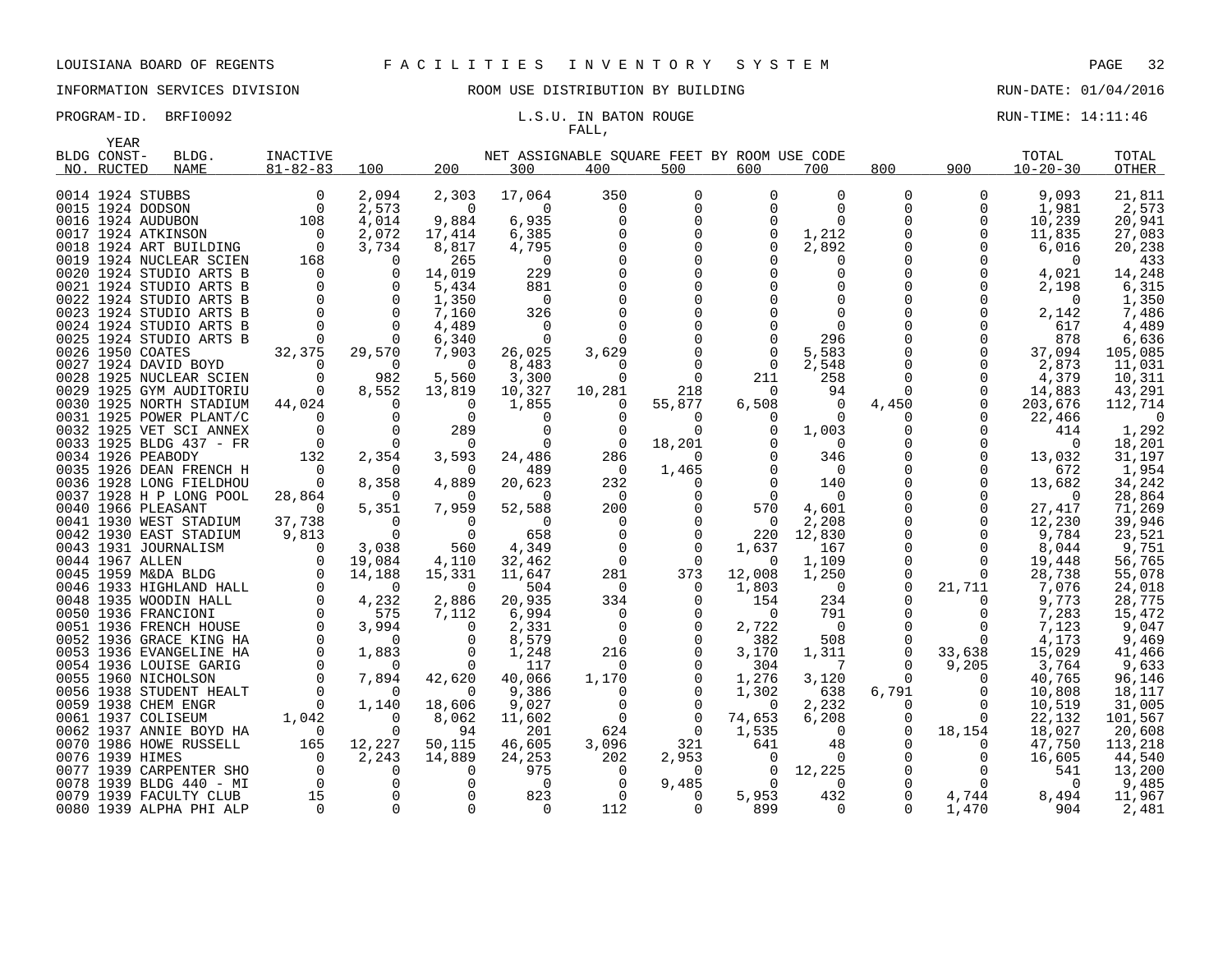LOUISIANA BOARD OF REGENTS — F A C I L I T I E S   I N V E N T O R Y   S Y S T E M

INFORMATION SERVICES DIVISION — ROOM USE DISTRIBUTION BY BUILDING — RUN-DATE: 01/04/2016

PROGRAM-ID. BRFI0092 — L.S.U. IN BATON ROUGE — RUN-TIME: 14:11:46

FALL,

| BLDG NO. | YEAR CONST-RUCTED | BLDG. NAME | INACTIVE 81-82-83 | 100 | 200 | 300 | 400 | 500 | 600 | 700 | 800 | 900 | TOTAL 10-20-30 | TOTAL OTHER |
|---|---|---|---|---|---|---|---|---|---|---|---|---|---|---|
| | | | | NET ASSIGNABLE SQUARE FEET BY ROOM USE CODE | | | | | | | | | | |
| 0014 | 1924 | STUBBS | 0 | 2,094 | 2,303 | 17,064 | 350 | 0 | 0 | 0 | 0 | 0 | 9,093 | 21,811 |
| 0015 | 1924 | DODSON | 0 | 2,573 | 0 | 0 | 0 | 0 | 0 | 0 | 0 | 0 | 1,981 | 2,573 |
| 0016 | 1924 | AUDUBON | 108 | 4,014 | 9,884 | 6,935 | 0 | 0 | 0 | 0 | 0 | 0 | 10,239 | 20,941 |
| 0017 | 1924 | ATKINSON | 0 | 2,072 | 17,414 | 6,385 | 0 | 0 | 0 | 1,212 | 0 | 0 | 11,835 | 27,083 |
| 0018 | 1924 | ART BUILDING | 0 | 3,734 | 8,817 | 4,795 | 0 | 0 | 0 | 2,892 | 0 | 0 | 6,016 | 20,238 |
| 0019 | 1924 | NUCLEAR SCIEN | 168 | 0 | 265 | 0 | 0 | 0 | 0 | 0 | 0 | 0 | 0 | 433 |
| 0020 | 1924 | STUDIO ARTS B | 0 | 0 | 14,019 | 229 | 0 | 0 | 0 | 0 | 0 | 0 | 4,021 | 14,248 |
| 0021 | 1924 | STUDIO ARTS B | 0 | 0 | 5,434 | 881 | 0 | 0 | 0 | 0 | 0 | 0 | 2,198 | 6,315 |
| 0022 | 1924 | STUDIO ARTS B | 0 | 0 | 1,350 | 0 | 0 | 0 | 0 | 0 | 0 | 0 | 0 | 1,350 |
| 0023 | 1924 | STUDIO ARTS B | 0 | 0 | 7,160 | 326 | 0 | 0 | 0 | 0 | 0 | 0 | 2,142 | 7,486 |
| 0024 | 1924 | STUDIO ARTS B | 0 | 0 | 4,489 | 0 | 0 | 0 | 0 | 0 | 0 | 0 | 617 | 4,489 |
| 0025 | 1924 | STUDIO ARTS B | 0 | 0 | 6,340 | 0 | 0 | 0 | 0 | 296 | 0 | 0 | 878 | 6,636 |
| 0026 | 1950 | COATES | 32,375 | 29,570 | 7,903 | 26,025 | 3,629 | 0 | 0 | 5,583 | 0 | 0 | 37,094 | 105,085 |
| 0027 | 1924 | DAVID BOYD | 0 | 0 | 0 | 8,483 | 0 | 0 | 0 | 2,548 | 0 | 0 | 2,873 | 11,031 |
| 0028 | 1925 | NUCLEAR SCIEN | 0 | 982 | 5,560 | 3,300 | 0 | 0 | 211 | 258 | 0 | 0 | 4,379 | 10,311 |
| 0029 | 1925 | GYM AUDITORIU | 0 | 8,552 | 13,819 | 10,327 | 10,281 | 218 | 0 | 94 | 0 | 0 | 14,883 | 43,291 |
| 0030 | 1925 | NORTH STADIUM | 44,024 | 0 | 0 | 1,855 | 0 | 55,877 | 6,508 | 0 | 4,450 | 0 | 203,676 | 112,714 |
| 0031 | 1925 | POWER PLANT/C | 0 | 0 | 0 | 0 | 0 | 0 | 0 | 0 | 0 | 0 | 22,466 | 0 |
| 0032 | 1925 | VET SCI ANNEX | 0 | 0 | 289 | 0 | 0 | 0 | 0 | 1,003 | 0 | 0 | 414 | 1,292 |
| 0033 | 1925 | BLDG 437 - FR | 0 | 0 | 0 | 0 | 0 | 18,201 | 0 | 0 | 0 | 0 | 0 | 18,201 |
| 0034 | 1926 | PEABODY | 132 | 2,354 | 3,593 | 24,486 | 286 | 0 | 0 | 346 | 0 | 0 | 13,032 | 31,197 |
| 0035 | 1926 | DEAN FRENCH H | 0 | 0 | 0 | 489 | 0 | 1,465 | 0 | 0 | 0 | 0 | 672 | 1,954 |
| 0036 | 1928 | LONG FIELDHOU | 0 | 8,358 | 4,889 | 20,623 | 232 | 0 | 0 | 140 | 0 | 0 | 13,682 | 34,242 |
| 0037 | 1928 | H P LONG POOL | 28,864 | 0 | 0 | 0 | 0 | 0 | 0 | 0 | 0 | 0 | 0 | 28,864 |
| 0040 | 1966 | PLEASANT | 0 | 5,351 | 7,959 | 52,588 | 200 | 0 | 570 | 4,601 | 0 | 0 | 27,417 | 71,269 |
| 0041 | 1930 | WEST STADIUM | 37,738 | 0 | 0 | 0 | 0 | 0 | 0 | 2,208 | 0 | 0 | 12,230 | 39,946 |
| 0042 | 1930 | EAST STADIUM | 9,813 | 0 | 0 | 658 | 0 | 0 | 220 | 12,830 | 0 | 0 | 9,784 | 23,521 |
| 0043 | 1931 | JOURNALISM | 0 | 3,038 | 560 | 4,349 | 0 | 0 | 1,637 | 167 | 0 | 0 | 8,044 | 9,751 |
| 0044 | 1967 | ALLEN | 0 | 19,084 | 4,110 | 32,462 | 0 | 0 | 0 | 1,109 | 0 | 0 | 19,448 | 56,765 |
| 0045 | 1959 | M&DA BLDG | 0 | 14,188 | 15,331 | 11,647 | 281 | 373 | 12,008 | 1,250 | 0 | 0 | 28,738 | 55,078 |
| 0046 | 1933 | HIGHLAND HALL | 0 | 0 | 0 | 504 | 0 | 0 | 1,803 | 0 | 0 | 21,711 | 7,076 | 24,018 |
| 0048 | 1935 | WOODIN HALL | 0 | 4,232 | 2,886 | 20,935 | 334 | 0 | 154 | 234 | 0 | 0 | 9,773 | 28,775 |
| 0050 | 1936 | FRANCIONI | 0 | 575 | 7,112 | 6,994 | 0 | 0 | 0 | 791 | 0 | 0 | 7,283 | 15,472 |
| 0051 | 1936 | FRENCH HOUSE | 0 | 3,994 | 0 | 2,331 | 0 | 0 | 2,722 | 0 | 0 | 0 | 7,123 | 9,047 |
| 0052 | 1936 | GRACE KING HA | 0 | 0 | 0 | 8,579 | 0 | 0 | 382 | 508 | 0 | 0 | 4,173 | 9,469 |
| 0053 | 1936 | EVANGELINE HA | 0 | 1,883 | 0 | 1,248 | 216 | 0 | 3,170 | 1,311 | 0 | 33,638 | 15,029 | 41,466 |
| 0054 | 1936 | LOUISE GARIG | 0 | 0 | 0 | 117 | 0 | 0 | 304 | 7 | 0 | 9,205 | 3,764 | 9,633 |
| 0055 | 1960 | NICHOLSON | 0 | 7,894 | 42,620 | 40,066 | 1,170 | 0 | 1,276 | 3,120 | 0 | 0 | 40,765 | 96,146 |
| 0056 | 1938 | STUDENT HEALT | 0 | 0 | 0 | 9,386 | 0 | 0 | 1,302 | 638 | 6,791 | 0 | 10,808 | 18,117 |
| 0059 | 1938 | CHEM ENGR | 0 | 1,140 | 18,606 | 9,027 | 0 | 0 | 0 | 2,232 | 0 | 0 | 10,519 | 31,005 |
| 0061 | 1937 | COLISEUM | 1,042 | 0 | 8,062 | 11,602 | 0 | 0 | 74,653 | 6,208 | 0 | 0 | 22,132 | 101,567 |
| 0062 | 1937 | ANNIE BOYD HA | 0 | 0 | 94 | 201 | 624 | 0 | 1,535 | 0 | 0 | 18,154 | 18,027 | 20,608 |
| 0070 | 1986 | HOWE RUSSELL | 165 | 12,227 | 50,115 | 46,605 | 3,096 | 321 | 641 | 48 | 0 | 0 | 47,750 | 113,218 |
| 0076 | 1939 | HIMES | 0 | 2,243 | 14,889 | 24,253 | 202 | 2,953 | 0 | 0 | 0 | 0 | 16,605 | 44,540 |
| 0077 | 1939 | CARPENTER SHO | 0 | 0 | 0 | 975 | 0 | 0 | 0 | 12,225 | 0 | 0 | 541 | 13,200 |
| 0078 | 1939 | BLDG 440 - MI | 0 | 0 | 0 | 0 | 0 | 9,485 | 0 | 0 | 0 | 0 | 0 | 9,485 |
| 0079 | 1939 | FACULTY CLUB | 15 | 0 | 0 | 823 | 0 | 0 | 5,953 | 432 | 0 | 4,744 | 8,494 | 11,967 |
| 0080 | 1939 | ALPHA PHI ALP | 0 | 0 | 0 | 0 | 112 | 0 | 899 | 0 | 0 | 1,470 | 904 | 2,481 |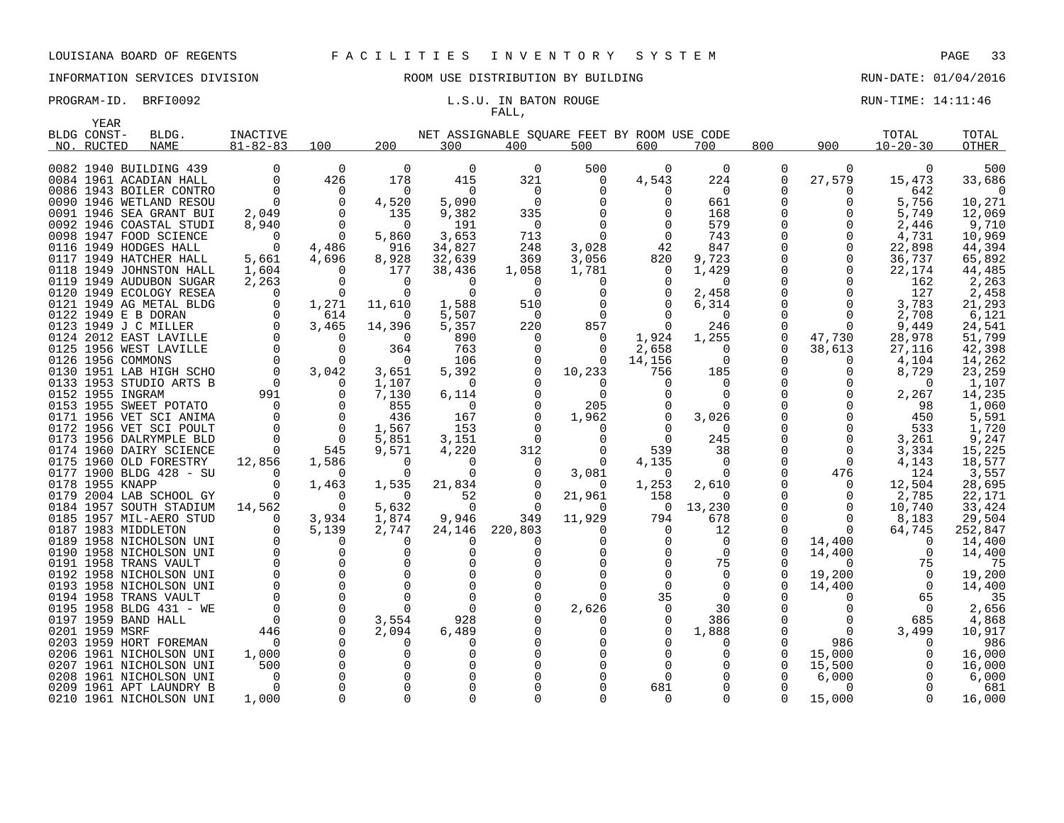LOUISIANA BOARD OF REGENTS F A C I L I T I E S I N V E N T O R Y S Y S T E M

INFORMATION SERVICES DIVISION ROOM USE DISTRIBUTION BY BUILDING RUN-DATE: 01/04/2016

PROGRAM-ID. BRFI0092 L.S.U. IN BATON ROUGE RUN-TIME: 14:11:46

FALL,

| BLDG NO. | YEAR CONST-RUCTED | BLDG. NAME | INACTIVE 81-82-83 | 100 | 200 | 300 | 400 | 500 | 600 | 700 | 800 | 900 | TOTAL 10-20-30 | TOTAL OTHER |
|---|---|---|---|---|---|---|---|---|---|---|---|---|---|---|
| 0082 | 1940 | BUILDING 439 | 0 | 0 | 0 | 0 | 0 | 500 | 0 | 0 | 0 | 0 | 0 | 500 |
| 0084 | 1961 | ACADIAN HALL | 0 | 426 | 178 | 415 | 321 | 0 | 4,543 | 224 | 0 | 27,579 | 15,473 | 33,686 |
| 0086 | 1943 | BOILER CONTRO | 0 | 0 | 0 | 0 | 0 | 0 | 0 | 0 | 0 | 0 | 642 | 0 |
| 0090 | 1946 | WETLAND RESOU | 0 | 0 | 4,520 | 5,090 | 0 | 0 | 0 | 661 | 0 | 0 | 5,756 | 10,271 |
| 0091 | 1946 | SEA GRANT BUI | 2,049 | 0 | 135 | 9,382 | 335 | 0 | 0 | 168 | 0 | 0 | 5,749 | 12,069 |
| 0092 | 1946 | COASTAL STUDI | 8,940 | 0 | 0 | 191 | 0 | 0 | 0 | 579 | 0 | 0 | 2,446 | 9,710 |
| 0098 | 1947 | FOOD SCIENCE | 0 | 0 | 5,860 | 3,653 | 713 | 0 | 0 | 743 | 0 | 0 | 4,731 | 10,969 |
| 0116 | 1949 | HODGES HALL | 0 | 4,486 | 916 | 34,827 | 248 | 3,028 | 42 | 847 | 0 | 0 | 22,898 | 44,394 |
| 0117 | 1949 | HATCHER HALL | 5,661 | 4,696 | 8,928 | 32,639 | 369 | 3,056 | 820 | 9,723 | 0 | 0 | 36,737 | 65,892 |
| 0118 | 1949 | JOHNSTON HALL | 1,604 | 0 | 177 | 38,436 | 1,058 | 1,781 | 0 | 1,429 | 0 | 0 | 22,174 | 44,485 |
| 0119 | 1949 | AUDUBON SUGAR | 2,263 | 0 | 0 | 0 | 0 | 0 | 0 | 0 | 0 | 0 | 162 | 2,263 |
| 0120 | 1949 | ECOLOGY RESEA | 0 | 0 | 0 | 0 | 0 | 0 | 0 | 2,458 | 0 | 0 | 127 | 2,458 |
| 0121 | 1949 | AG METAL BLDG | 0 | 1,271 | 11,610 | 1,588 | 510 | 0 | 0 | 6,314 | 0 | 0 | 3,783 | 21,293 |
| 0122 | 1949 | E B DORAN | 0 | 614 | 0 | 5,507 | 0 | 0 | 0 | 0 | 0 | 0 | 2,708 | 6,121 |
| 0123 | 1949 | J C MILLER | 0 | 3,465 | 14,396 | 5,357 | 220 | 857 | 0 | 246 | 0 | 0 | 9,449 | 24,541 |
| 0124 | 2012 | EAST LAVILLE | 0 | 0 | 0 | 890 | 0 | 0 | 1,924 | 1,255 | 0 | 47,730 | 28,978 | 51,799 |
| 0125 | 1956 | WEST LAVILLE | 0 | 0 | 364 | 763 | 0 | 0 | 2,658 | 0 | 0 | 38,613 | 27,116 | 42,398 |
| 0126 | 1956 | COMMONS | 0 | 0 | 0 | 106 | 0 | 0 | 14,156 | 0 | 0 | 0 | 4,104 | 14,262 |
| 0130 | 1951 | LAB HIGH SCHO | 0 | 3,042 | 3,651 | 5,392 | 0 | 10,233 | 756 | 185 | 0 | 0 | 8,729 | 23,259 |
| 0133 | 1953 | STUDIO ARTS B | 0 | 0 | 1,107 | 0 | 0 | 0 | 0 | 0 | 0 | 0 | 0 | 1,107 |
| 0152 | 1955 | INGRAM | 991 | 0 | 7,130 | 6,114 | 0 | 0 | 0 | 0 | 0 | 0 | 2,267 | 14,235 |
| 0153 | 1955 | SWEET POTATO | 0 | 0 | 855 | 0 | 0 | 205 | 0 | 0 | 0 | 0 | 98 | 1,060 |
| 0171 | 1956 | VET SCI ANIMA | 0 | 0 | 436 | 167 | 0 | 1,962 | 0 | 3,026 | 0 | 0 | 450 | 5,591 |
| 0172 | 1956 | VET SCI POULT | 0 | 0 | 1,567 | 153 | 0 | 0 | 0 | 0 | 0 | 0 | 533 | 1,720 |
| 0173 | 1956 | DALRYMPLE BLD | 0 | 0 | 5,851 | 3,151 | 0 | 0 | 0 | 245 | 0 | 0 | 3,261 | 9,247 |
| 0174 | 1960 | DAIRY SCIENCE | 0 | 545 | 9,571 | 4,220 | 312 | 0 | 539 | 38 | 0 | 0 | 3,334 | 15,225 |
| 0175 | 1960 | OLD FORESTRY | 12,856 | 1,586 | 0 | 0 | 0 | 0 | 4,135 | 0 | 0 | 0 | 4,143 | 18,577 |
| 0177 | 1900 | BLDG 428 - SU | 0 | 0 | 0 | 0 | 0 | 3,081 | 0 | 0 | 0 | 476 | 124 | 3,557 |
| 0178 | 1955 | KNAPP | 0 | 1,463 | 1,535 | 21,834 | 0 | 0 | 1,253 | 2,610 | 0 | 0 | 12,504 | 28,695 |
| 0179 | 2004 | LAB SCHOOL GY | 0 | 0 | 0 | 52 | 0 | 21,961 | 158 | 0 | 0 | 0 | 2,785 | 22,171 |
| 0184 | 1957 | SOUTH STADIUM | 14,562 | 0 | 5,632 | 0 | 0 | 0 | 0 | 13,230 | 0 | 0 | 10,740 | 33,424 |
| 0185 | 1957 | MIL-AERO STUD | 0 | 3,934 | 1,874 | 9,946 | 349 | 11,929 | 794 | 678 | 0 | 0 | 8,183 | 29,504 |
| 0187 | 1983 | MIDDLETON | 0 | 5,139 | 2,747 | 24,146 | 220,803 | 0 | 0 | 12 | 0 | 0 | 64,745 | 252,847 |
| 0189 | 1958 | NICHOLSON UNI | 0 | 0 | 0 | 0 | 0 | 0 | 0 | 0 | 0 | 14,400 | 0 | 14,400 |
| 0190 | 1958 | NICHOLSON UNI | 0 | 0 | 0 | 0 | 0 | 0 | 0 | 0 | 0 | 14,400 | 0 | 14,400 |
| 0191 | 1958 | TRANS VAULT | 0 | 0 | 0 | 0 | 0 | 0 | 0 | 75 | 0 | 0 | 75 | 75 |
| 0192 | 1958 | NICHOLSON UNI | 0 | 0 | 0 | 0 | 0 | 0 | 0 | 0 | 0 | 19,200 | 0 | 19,200 |
| 0193 | 1958 | NICHOLSON UNI | 0 | 0 | 0 | 0 | 0 | 0 | 0 | 0 | 0 | 14,400 | 0 | 14,400 |
| 0194 | 1958 | TRANS VAULT | 0 | 0 | 0 | 0 | 0 | 0 | 35 | 0 | 0 | 0 | 65 | 35 |
| 0195 | 1958 | BLDG 431 - WE | 0 | 0 | 0 | 0 | 0 | 2,626 | 0 | 30 | 0 | 0 | 0 | 2,656 |
| 0197 | 1959 | BAND HALL | 0 | 0 | 3,554 | 928 | 0 | 0 | 0 | 386 | 0 | 0 | 685 | 4,868 |
| 0201 | 1959 | MSRF | 446 | 0 | 2,094 | 6,489 | 0 | 0 | 0 | 1,888 | 0 | 0 | 3,499 | 10,917 |
| 0203 | 1959 | HORT FOREMAN | 0 | 0 | 0 | 0 | 0 | 0 | 0 | 0 | 0 | 986 | 0 | 986 |
| 0206 | 1961 | NICHOLSON UNI | 1,000 | 0 | 0 | 0 | 0 | 0 | 0 | 0 | 0 | 15,000 | 0 | 16,000 |
| 0207 | 1961 | NICHOLSON UNI | 500 | 0 | 0 | 0 | 0 | 0 | 0 | 0 | 0 | 15,500 | 0 | 16,000 |
| 0208 | 1961 | NICHOLSON UNI | 0 | 0 | 0 | 0 | 0 | 0 | 0 | 0 | 0 | 6,000 | 0 | 6,000 |
| 0209 | 1961 | APT LAUNDRY B | 0 | 0 | 0 | 0 | 0 | 0 | 681 | 0 | 0 | 0 | 0 | 681 |
| 0210 | 1961 | NICHOLSON UNI | 1,000 | 0 | 0 | 0 | 0 | 0 | 0 | 0 | 0 | 15,000 | 0 | 16,000 |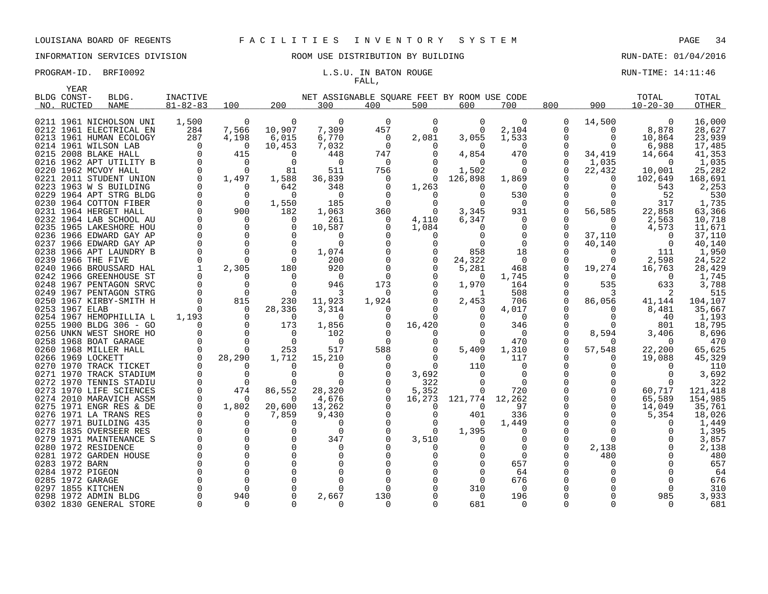LOUISIANA BOARD OF REGENTS F A C I L I T I E S I N V E N T O R Y S Y S T E M

INFORMATION SERVICES DIVISION ROOM USE DISTRIBUTION BY BUILDING RUN-DATE: 01/04/2016

PROGRAM-ID. BRFI0092 L.S.U. IN BATON ROUGE RUN-TIME: 14:11:46

FALL,

| BLDG NO. | YEAR CONST-RUCTED | BLDG. NAME | INACTIVE 81-82-83 | 100 | 200 | 300 | 400 | 500 | 600 | 700 | 800 | 900 | TOTAL 10-20-30 | TOTAL OTHER |
|---|---|---|---|---|---|---|---|---|---|---|---|---|---|---|
| 0211 | 1961 | NICHOLSON UNI | 1,500 | 0 | 0 | 0 | 0 | 0 | 0 | 0 | 0 | 14,500 | 0 | 16,000 |
| 0212 | 1961 | ELECTRICAL EN | 284 | 7,566 | 10,907 | 7,309 | 457 | 0 | 0 | 2,104 | 0 | 0 | 8,878 | 28,627 |
| 0213 | 1961 | HUMAN ECOLOGY | 287 | 4,198 | 6,015 | 6,770 | 0 | 2,081 | 3,055 | 1,533 | 0 | 0 | 10,864 | 23,939 |
| 0214 | 1961 | WILSON LAB | 0 | 0 | 10,453 | 7,032 | 0 | 0 | 0 | 0 | 0 | 0 | 6,988 | 17,485 |
| 0215 | 2008 | BLAKE HALL | 0 | 415 | 0 | 448 | 747 | 0 | 4,854 | 470 | 0 | 34,419 | 14,664 | 41,353 |
| 0216 | 1962 | APT UTILITY B | 0 | 0 | 0 | 0 | 0 | 0 | 0 | 0 | 0 | 1,035 | 0 | 1,035 |
| 0220 | 1962 | MCVOY HALL | 0 | 0 | 81 | 511 | 756 | 0 | 1,502 | 0 | 0 | 22,432 | 10,001 | 25,282 |
| 0221 | 2011 | STUDENT UNION | 0 | 1,497 | 1,588 | 36,839 | 0 | 0 | 126,898 | 1,869 | 0 | 0 | 102,649 | 168,691 |
| 0223 | 1963 | W S BUILDING | 0 | 0 | 642 | 348 | 0 | 1,263 | 0 | 0 | 0 | 0 | 543 | 2,253 |
| 0229 | 1964 | APT STRG BLDG | 0 | 0 | 0 | 0 | 0 | 0 | 0 | 530 | 0 | 0 | 52 | 530 |
| 0230 | 1964 | COTTON FIBER | 0 | 0 | 1,550 | 185 | 0 | 0 | 0 | 0 | 0 | 0 | 317 | 1,735 |
| 0231 | 1964 | HERGET HALL | 0 | 900 | 182 | 1,063 | 360 | 0 | 3,345 | 931 | 0 | 56,585 | 22,858 | 63,366 |
| 0232 | 1964 | LAB SCHOOL AU | 0 | 0 | 0 | 261 | 0 | 4,110 | 6,347 | 0 | 0 | 0 | 2,563 | 10,718 |
| 0235 | 1965 | LAKESHORE HOU | 0 | 0 | 0 | 10,587 | 0 | 1,084 | 0 | 0 | 0 | 0 | 4,573 | 11,671 |
| 0236 | 1966 | EDWARD GAY AP | 0 | 0 | 0 | 0 | 0 | 0 | 0 | 0 | 0 | 37,110 | 0 | 37,110 |
| 0237 | 1966 | EDWARD GAY AP | 0 | 0 | 0 | 0 | 0 | 0 | 0 | 0 | 0 | 40,140 | 0 | 40,140 |
| 0238 | 1966 | APT LAUNDRY B | 0 | 0 | 0 | 1,074 | 0 | 0 | 858 | 18 | 0 | 0 | 111 | 1,950 |
| 0239 | 1966 | THE FIVE | 0 | 0 | 0 | 200 | 0 | 0 | 24,322 | 0 | 0 | 0 | 2,598 | 24,522 |
| 0240 | 1966 | BROUSSARD HAL | 1 | 2,305 | 180 | 920 | 0 | 0 | 5,281 | 468 | 0 | 19,274 | 16,763 | 28,429 |
| 0242 | 1966 | GREENHOUSE ST | 0 | 0 | 0 | 0 | 0 | 0 | 0 | 1,745 | 0 | 0 | 0 | 1,745 |
| 0248 | 1967 | PENTAGON SRVC | 0 | 0 | 0 | 946 | 173 | 0 | 1,970 | 164 | 0 | 535 | 633 | 3,788 |
| 0249 | 1967 | PENTAGON STRG | 0 | 0 | 0 | 3 | 0 | 0 | 1 | 508 | 0 | 3 | 2 | 515 |
| 0250 | 1967 | KIRBY-SMITH H | 0 | 815 | 230 | 11,923 | 1,924 | 0 | 2,453 | 706 | 0 | 86,056 | 41,144 | 104,107 |
| 0253 | 1967 | ELAB | 0 | 0 | 28,336 | 3,314 | 0 | 0 | 0 | 4,017 | 0 | 0 | 8,481 | 35,667 |
| 0254 | 1967 | HEMOPHILLIA L | 1,193 | 0 | 0 | 0 | 0 | 0 | 0 | 0 | 0 | 0 | 40 | 1,193 |
| 0255 | 1900 | BLDG 306 - GO | 0 | 0 | 173 | 1,856 | 0 | 16,420 | 0 | 346 | 0 | 0 | 801 | 18,795 |
| 0256 | UNKN | WEST SHORE HO | 0 | 0 | 0 | 102 | 0 | 0 | 0 | 0 | 0 | 8,594 | 3,406 | 8,696 |
| 0258 | 1968 | BOAT GARAGE | 0 | 0 | 0 | 0 | 0 | 0 | 0 | 470 | 0 | 0 | 0 | 470 |
| 0260 | 1968 | MILLER HALL | 0 | 0 | 253 | 517 | 588 | 0 | 5,409 | 1,310 | 0 | 57,548 | 22,200 | 65,625 |
| 0266 | 1969 | LOCKETT | 0 | 28,290 | 1,712 | 15,210 | 0 | 0 | 0 | 117 | 0 | 0 | 19,088 | 45,329 |
| 0270 | 1970 | TRACK TICKET | 0 | 0 | 0 | 0 | 0 | 0 | 110 | 0 | 0 | 0 | 0 | 110 |
| 0271 | 1970 | TRACK STADIUM | 0 | 0 | 0 | 0 | 0 | 3,692 | 0 | 0 | 0 | 0 | 0 | 3,692 |
| 0272 | 1970 | TENNIS STADIU | 0 | 0 | 0 | 0 | 0 | 322 | 0 | 0 | 0 | 0 | 0 | 322 |
| 0273 | 1970 | LIFE SCIENCES | 0 | 474 | 86,552 | 28,320 | 0 | 5,352 | 0 | 720 | 0 | 0 | 60,717 | 121,418 |
| 0274 | 2010 | MARAVICH ASSM | 0 | 0 | 0 | 4,676 | 0 | 16,273 | 121,774 | 12,262 | 0 | 0 | 65,589 | 154,985 |
| 0275 | 1971 | ENGR RES & DE | 0 | 1,802 | 20,600 | 13,262 | 0 | 0 | 0 | 97 | 0 | 0 | 14,049 | 35,761 |
| 0276 | 1971 | LA TRANS RES | 0 | 0 | 7,859 | 9,430 | 0 | 0 | 401 | 336 | 0 | 0 | 5,354 | 18,026 |
| 0277 | 1971 | BUILDING 435 | 0 | 0 | 0 | 0 | 0 | 0 | 0 | 1,449 | 0 | 0 | 0 | 1,449 |
| 0278 | 1835 | OVERSEER RES | 0 | 0 | 0 | 0 | 0 | 0 | 1,395 | 0 | 0 | 0 | 0 | 1,395 |
| 0279 | 1971 | MAINTENANCE S | 0 | 0 | 0 | 347 | 0 | 3,510 | 0 | 0 | 0 | 0 | 0 | 3,857 |
| 0280 | 1972 | RESIDENCE | 0 | 0 | 0 | 0 | 0 | 0 | 0 | 0 | 0 | 2,138 | 0 | 2,138 |
| 0281 | 1972 | GARDEN HOUSE | 0 | 0 | 0 | 0 | 0 | 0 | 0 | 0 | 0 | 480 | 0 | 480 |
| 0283 | 1972 | BARN | 0 | 0 | 0 | 0 | 0 | 0 | 0 | 657 | 0 | 0 | 0 | 657 |
| 0284 | 1972 | PIGEON | 0 | 0 | 0 | 0 | 0 | 0 | 0 | 64 | 0 | 0 | 0 | 64 |
| 0285 | 1972 | GARAGE | 0 | 0 | 0 | 0 | 0 | 0 | 0 | 676 | 0 | 0 | 0 | 676 |
| 0297 | 1855 | KITCHEN | 0 | 0 | 0 | 0 | 0 | 0 | 310 | 0 | 0 | 0 | 0 | 310 |
| 0298 | 1972 | ADMIN BLDG | 0 | 940 | 0 | 2,667 | 130 | 0 | 0 | 196 | 0 | 0 | 985 | 3,933 |
| 0302 | 1830 | GENERAL STORE | 0 | 0 | 0 | 0 | 0 | 0 | 681 | 0 | 0 | 0 | 0 | 681 |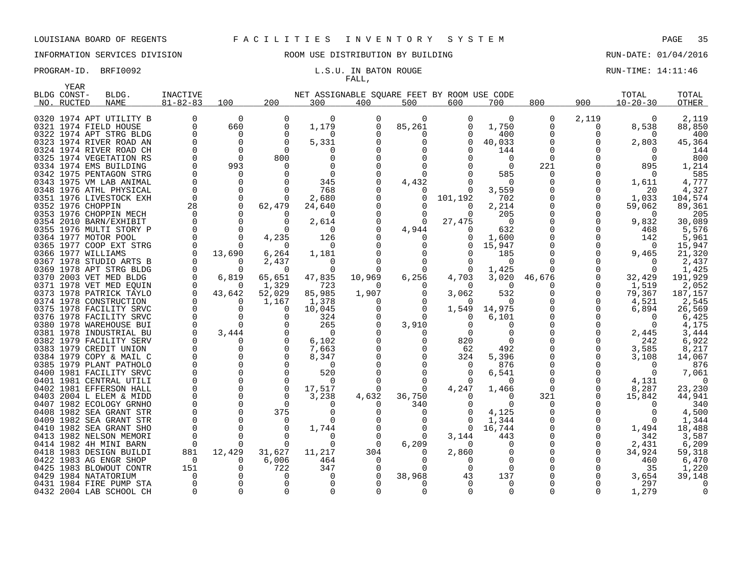LOUISIANA BOARD OF REGENTS F A C I L I T I E S I N V E N T O R Y S Y S T E M

INFORMATION SERVICES DIVISION ROOM USE DISTRIBUTION BY BUILDING RUN-DATE: 01/04/2016

PROGRAM-ID. BRFI0092 L.S.U. IN BATON ROUGE RUN-TIME: 14:11:46

FALL,

| BLDG NO. | YEAR CONST-RUCTED | BLDG. NAME | INACTIVE 81-82-83 | 100 | 200 | 300 | 400 | 500 | 600 | 700 | 800 | 900 | TOTAL 10-20-30 | TOTAL OTHER |
|---|---|---|---|---|---|---|---|---|---|---|---|---|---|---|
| | | | | NET ASSIGNABLE SQUARE FEET BY ROOM USE CODE | | | | | | | | | | |
| 0320 | 1974 | APT UTILITY B | 0 | 0 | 0 | 0 | 0 | 0 | 0 | 0 | 0 | 2,119 | 0 | 2,119 |
| 0321 | 1974 | FIELD HOUSE | 0 | 660 | 0 | 1,179 | 0 | 85,261 | 0 | 1,750 | 0 | 0 | 8,538 | 88,850 |
| 0322 | 1974 | APT STRG BLDG | 0 | 0 | 0 | 0 | 0 | 0 | 0 | 400 | 0 | 0 | 0 | 400 |
| 0323 | 1974 | RIVER ROAD AN | 0 | 0 | 0 | 5,331 | 0 | 0 | 0 | 40,033 | 0 | 0 | 2,803 | 45,364 |
| 0324 | 1974 | RIVER ROAD CH | 0 | 0 | 0 | 0 | 0 | 0 | 0 | 144 | 0 | 0 | 0 | 144 |
| 0325 | 1974 | VEGETATION RS | 0 | 0 | 800 | 0 | 0 | 0 | 0 | 0 | 0 | 0 | 0 | 800 |
| 0334 | 1974 | EMS BUILDING | 0 | 993 | 0 | 0 | 0 | 0 | 0 | 0 | 221 | 0 | 895 | 1,214 |
| 0342 | 1975 | PENTAGON STRG | 0 | 0 | 0 | 0 | 0 | 0 | 0 | 585 | 0 | 0 | 0 | 585 |
| 0343 | 1975 | VM LAB ANIMAL | 0 | 0 | 0 | 345 | 0 | 4,432 | 0 | 0 | 0 | 0 | 1,611 | 4,777 |
| 0348 | 1976 | ATHL PHYSICAL | 0 | 0 | 0 | 768 | 0 | 0 | 0 | 3,559 | 0 | 0 | 20 | 4,327 |
| 0351 | 1976 | LIVESTOCK EXH | 0 | 0 | 0 | 2,680 | 0 | 0 | 101,192 | 702 | 0 | 0 | 1,033 | 104,574 |
| 0352 | 1976 | CHOPPIN | 28 | 0 | 62,479 | 24,640 | 0 | 0 | 0 | 2,214 | 0 | 0 | 59,062 | 89,361 |
| 0353 | 1976 | CHOPPIN MECH | 0 | 0 | 0 | 0 | 0 | 0 | 0 | 205 | 0 | 0 | 0 | 205 |
| 0354 | 2010 | BARN/EXHIBIT | 0 | 0 | 0 | 2,614 | 0 | 0 | 27,475 | 0 | 0 | 0 | 9,832 | 30,089 |
| 0355 | 1976 | MULTI STORY P | 0 | 0 | 0 | 0 | 0 | 4,944 | 0 | 632 | 0 | 0 | 468 | 5,576 |
| 0364 | 1977 | MOTOR POOL | 0 | 0 | 4,235 | 126 | 0 | 0 | 0 | 1,600 | 0 | 0 | 142 | 5,961 |
| 0365 | 1977 | COOP EXT STRG | 0 | 0 | 0 | 0 | 0 | 0 | 0 | 15,947 | 0 | 0 | 0 | 15,947 |
| 0366 | 1977 | WILLIAMS | 0 | 13,690 | 6,264 | 1,181 | 0 | 0 | 0 | 185 | 0 | 0 | 9,465 | 21,320 |
| 0367 | 1978 | STUDIO ARTS B | 0 | 0 | 2,437 | 0 | 0 | 0 | 0 | 0 | 0 | 0 | 0 | 2,437 |
| 0369 | 1978 | APT STRG BLDG | 0 | 0 | 0 | 0 | 0 | 0 | 0 | 1,425 | 0 | 0 | 0 | 1,425 |
| 0370 | 2003 | VET MED BLDG | 0 | 6,819 | 65,651 | 47,835 | 10,969 | 6,256 | 4,703 | 3,020 | 46,676 | 0 | 32,429 | 191,929 |
| 0371 | 1978 | VET MED EQUIN | 0 | 0 | 1,329 | 723 | 0 | 0 | 0 | 0 | 0 | 0 | 1,519 | 2,052 |
| 0373 | 1978 | PATRICK TAYLO | 0 | 43,642 | 52,029 | 85,985 | 1,907 | 0 | 3,062 | 532 | 0 | 0 | 79,367 | 187,157 |
| 0374 | 1978 | CONSTRUCTION | 0 | 0 | 1,167 | 1,378 | 0 | 0 | 0 | 0 | 0 | 0 | 4,521 | 2,545 |
| 0375 | 1978 | FACILITY SRVC | 0 | 0 | 0 | 10,045 | 0 | 0 | 1,549 | 14,975 | 0 | 0 | 6,894 | 26,569 |
| 0376 | 1978 | FACILITY SRVC | 0 | 0 | 0 | 324 | 0 | 0 | 0 | 6,101 | 0 | 0 | 0 | 6,425 |
| 0380 | 1978 | WAREHOUSE BUI | 0 | 0 | 0 | 265 | 0 | 3,910 | 0 | 0 | 0 | 0 | 0 | 4,175 |
| 0381 | 1978 | INDUSTRIAL BU | 0 | 3,444 | 0 | 0 | 0 | 0 | 0 | 0 | 0 | 0 | 2,445 | 3,444 |
| 0382 | 1979 | FACILITY SERV | 0 | 0 | 0 | 6,102 | 0 | 0 | 820 | 0 | 0 | 0 | 242 | 6,922 |
| 0383 | 1979 | CREDIT UNION | 0 | 0 | 0 | 7,663 | 0 | 0 | 62 | 492 | 0 | 0 | 3,585 | 8,217 |
| 0384 | 1979 | COPY & MAIL C | 0 | 0 | 0 | 8,347 | 0 | 0 | 324 | 5,396 | 0 | 0 | 3,108 | 14,067 |
| 0385 | 1979 | PLANT PATHOLO | 0 | 0 | 0 | 0 | 0 | 0 | 0 | 876 | 0 | 0 | 0 | 876 |
| 0400 | 1981 | FACILITY SRVC | 0 | 0 | 0 | 520 | 0 | 0 | 0 | 6,541 | 0 | 0 | 0 | 7,061 |
| 0401 | 1981 | CENTRAL UTILI | 0 | 0 | 0 | 0 | 0 | 0 | 0 | 0 | 0 | 0 | 4,131 | 0 |
| 0402 | 1981 | EFFERSON HALL | 0 | 0 | 0 | 17,517 | 0 | 0 | 4,247 | 1,466 | 0 | 0 | 8,287 | 23,230 |
| 0403 | 2004 | L ELEM & MIDD | 0 | 0 | 0 | 3,238 | 4,632 | 36,750 | 0 | 0 | 321 | 0 | 15,842 | 44,941 |
| 0407 | 1982 | ECOLOGY GRNHO | 0 | 0 | 0 | 0 | 0 | 340 | 0 | 0 | 0 | 0 | 0 | 340 |
| 0408 | 1982 | SEA GRANT STR | 0 | 0 | 375 | 0 | 0 | 0 | 0 | 4,125 | 0 | 0 | 0 | 4,500 |
| 0409 | 1982 | SEA GRANT STR | 0 | 0 | 0 | 0 | 0 | 0 | 0 | 1,344 | 0 | 0 | 0 | 1,344 |
| 0410 | 1982 | SEA GRANT SHO | 0 | 0 | 0 | 1,744 | 0 | 0 | 0 | 16,744 | 0 | 0 | 1,494 | 18,488 |
| 0413 | 1982 | NELSON MEMORI | 0 | 0 | 0 | 0 | 0 | 0 | 3,144 | 443 | 0 | 0 | 342 | 3,587 |
| 0414 | 1982 | 4H MINI BARN | 0 | 0 | 0 | 0 | 0 | 6,209 | 0 | 0 | 0 | 0 | 2,431 | 6,209 |
| 0418 | 1983 | DESIGN BUILDI | 881 | 12,429 | 31,627 | 11,217 | 304 | 0 | 2,860 | 0 | 0 | 0 | 34,924 | 59,318 |
| 0422 | 1983 | AG ENGR SHOP | 0 | 0 | 6,006 | 464 | 0 | 0 | 0 | 0 | 0 | 0 | 460 | 6,470 |
| 0425 | 1983 | BLOWOUT CONTR | 151 | 0 | 722 | 347 | 0 | 0 | 0 | 0 | 0 | 0 | 35 | 1,220 |
| 0429 | 1984 | NATATORIUM | 0 | 0 | 0 | 0 | 0 | 38,968 | 43 | 137 | 0 | 0 | 3,654 | 39,148 |
| 0431 | 1984 | FIRE PUMP STA | 0 | 0 | 0 | 0 | 0 | 0 | 0 | 0 | 0 | 0 | 297 | 0 |
| 0432 | 2004 | LAB SCHOOL CH | 0 | 0 | 0 | 0 | 0 | 0 | 0 | 0 | 0 | 0 | 1,279 | 0 |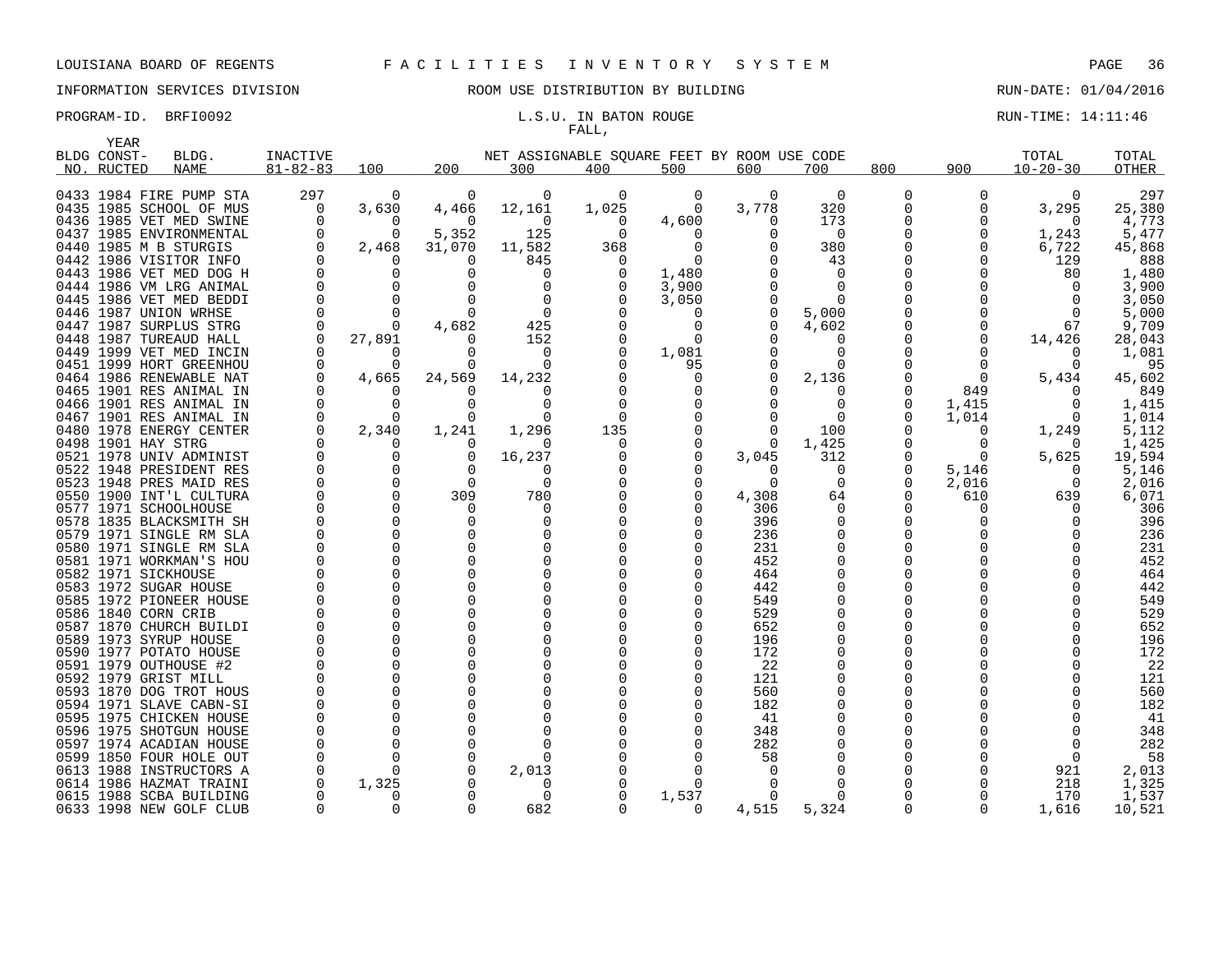LOUISIANA BOARD OF REGENTS F A C I L I T I E S I N V E N T O R Y S Y S T E M

INFORMATION SERVICES DIVISION ROOM USE DISTRIBUTION BY BUILDING RUN-DATE: 01/04/2016

PROGRAM-ID. BRFI0092 L.S.U. IN BATON ROUGE RUN-TIME: 14:11:46

FALL,

| BLDG NO. | YEAR CONST-RUCTED | BLDG. NAME | INACTIVE 81-82-83 | 100 | 200 | 300 | 400 | 500 | 600 | 700 | 800 | 900 | TOTAL 10-20-30 | TOTAL OTHER |
|---|---|---|---|---|---|---|---|---|---|---|---|---|---|---|
| 0433 | 1984 | FIRE PUMP STA | 297 | 0 | 0 | 0 | 0 | 0 | 0 | 0 | 0 | 0 | 0 | 297 |
| 0435 | 1985 | SCHOOL OF MUS | 0 | 3,630 | 4,466 | 12,161 | 1,025 | 0 | 3,778 | 320 | 0 | 0 | 3,295 | 25,380 |
| 0436 | 1985 | VET MED SWINE | 0 | 0 | 0 | 0 | 0 | 4,600 | 0 | 173 | 0 | 0 | 0 | 4,773 |
| 0437 | 1985 | ENVIRONMENTAL | 0 | 0 | 5,352 | 125 | 0 | 0 | 0 | 0 | 0 | 0 | 1,243 | 5,477 |
| 0440 | 1985 | M B STURGIS | 0 | 2,468 | 31,070 | 11,582 | 368 | 0 | 0 | 380 | 0 | 0 | 6,722 | 45,868 |
| 0442 | 1986 | VISITOR INFO | 0 | 0 | 0 | 845 | 0 | 0 | 0 | 43 | 0 | 0 | 129 | 888 |
| 0443 | 1986 | VET MED DOG H | 0 | 0 | 0 | 0 | 0 | 1,480 | 0 | 0 | 0 | 0 | 80 | 1,480 |
| 0444 | 1986 | VM LRG ANIMAL | 0 | 0 | 0 | 0 | 0 | 3,900 | 0 | 0 | 0 | 0 | 0 | 3,900 |
| 0445 | 1986 | VET MED BEDDI | 0 | 0 | 0 | 0 | 0 | 3,050 | 0 | 0 | 0 | 0 | 0 | 3,050 |
| 0446 | 1987 | UNION WRHSE | 0 | 0 | 0 | 0 | 0 | 0 | 0 | 5,000 | 0 | 0 | 0 | 5,000 |
| 0447 | 1987 | SURPLUS STRG | 0 | 0 | 4,682 | 425 | 0 | 0 | 0 | 4,602 | 0 | 0 | 67 | 9,709 |
| 0448 | 1987 | TUREAUD HALL | 0 | 27,891 | 0 | 152 | 0 | 0 | 0 | 0 | 0 | 0 | 14,426 | 28,043 |
| 0449 | 1999 | VET MED INCIN | 0 | 0 | 0 | 0 | 0 | 1,081 | 0 | 0 | 0 | 0 | 0 | 1,081 |
| 0451 | 1999 | HORT GREENHOU | 0 | 0 | 0 | 0 | 0 | 95 | 0 | 0 | 0 | 0 | 0 | 95 |
| 0464 | 1986 | RENEWABLE NAT | 0 | 4,665 | 24,569 | 14,232 | 0 | 0 | 0 | 2,136 | 0 | 0 | 5,434 | 45,602 |
| 0465 | 1901 | RES ANIMAL IN | 0 | 0 | 0 | 0 | 0 | 0 | 0 | 0 | 0 | 849 | 0 | 849 |
| 0466 | 1901 | RES ANIMAL IN | 0 | 0 | 0 | 0 | 0 | 0 | 0 | 0 | 0 | 1,415 | 0 | 1,415 |
| 0467 | 1901 | RES ANIMAL IN | 0 | 0 | 0 | 0 | 0 | 0 | 0 | 0 | 0 | 1,014 | 0 | 1,014 |
| 0480 | 1978 | ENERGY CENTER | 0 | 2,340 | 1,241 | 1,296 | 135 | 0 | 0 | 100 | 0 | 0 | 1,249 | 5,112 |
| 0498 | 1901 | HAY STRG | 0 | 0 | 0 | 0 | 0 | 0 | 0 | 1,425 | 0 | 0 | 0 | 1,425 |
| 0521 | 1978 | UNIV ADMINIST | 0 | 0 | 0 | 16,237 | 0 | 0 | 3,045 | 312 | 0 | 0 | 5,625 | 19,594 |
| 0522 | 1948 | PRESIDENT RES | 0 | 0 | 0 | 0 | 0 | 0 | 0 | 0 | 0 | 5,146 | 0 | 5,146 |
| 0523 | 1948 | PRES MAID RES | 0 | 0 | 0 | 0 | 0 | 0 | 0 | 0 | 0 | 2,016 | 0 | 2,016 |
| 0550 | 1900 | INT'L CULTURA | 0 | 0 | 309 | 780 | 0 | 0 | 4,308 | 64 | 0 | 610 | 639 | 6,071 |
| 0577 | 1971 | SCHOOLHOUSE | 0 | 0 | 0 | 0 | 0 | 0 | 306 | 0 | 0 | 0 | 0 | 306 |
| 0578 | 1835 | BLACKSMITH SH | 0 | 0 | 0 | 0 | 0 | 0 | 396 | 0 | 0 | 0 | 0 | 396 |
| 0579 | 1971 | SINGLE RM SLA | 0 | 0 | 0 | 0 | 0 | 0 | 236 | 0 | 0 | 0 | 0 | 236 |
| 0580 | 1971 | SINGLE RM SLA | 0 | 0 | 0 | 0 | 0 | 0 | 231 | 0 | 0 | 0 | 0 | 231 |
| 0581 | 1971 | WORKMAN'S HOU | 0 | 0 | 0 | 0 | 0 | 0 | 452 | 0 | 0 | 0 | 0 | 452 |
| 0582 | 1971 | SICKHOUSE | 0 | 0 | 0 | 0 | 0 | 0 | 464 | 0 | 0 | 0 | 0 | 464 |
| 0583 | 1972 | SUGAR HOUSE | 0 | 0 | 0 | 0 | 0 | 0 | 442 | 0 | 0 | 0 | 0 | 442 |
| 0585 | 1972 | PIONEER HOUSE | 0 | 0 | 0 | 0 | 0 | 0 | 549 | 0 | 0 | 0 | 0 | 549 |
| 0586 | 1840 | CORN CRIB | 0 | 0 | 0 | 0 | 0 | 0 | 529 | 0 | 0 | 0 | 0 | 529 |
| 0587 | 1870 | CHURCH BUILDI | 0 | 0 | 0 | 0 | 0 | 0 | 652 | 0 | 0 | 0 | 0 | 652 |
| 0589 | 1973 | SYRUP HOUSE | 0 | 0 | 0 | 0 | 0 | 0 | 196 | 0 | 0 | 0 | 0 | 196 |
| 0590 | 1977 | POTATO HOUSE | 0 | 0 | 0 | 0 | 0 | 0 | 172 | 0 | 0 | 0 | 0 | 172 |
| 0591 | 1979 | OUTHOUSE #2 | 0 | 0 | 0 | 0 | 0 | 0 | 22 | 0 | 0 | 0 | 0 | 22 |
| 0592 | 1979 | GRIST MILL | 0 | 0 | 0 | 0 | 0 | 0 | 121 | 0 | 0 | 0 | 0 | 121 |
| 0593 | 1870 | DOG TROT HOUS | 0 | 0 | 0 | 0 | 0 | 0 | 560 | 0 | 0 | 0 | 0 | 560 |
| 0594 | 1971 | SLAVE CABN-SI | 0 | 0 | 0 | 0 | 0 | 0 | 182 | 0 | 0 | 0 | 0 | 182 |
| 0595 | 1975 | CHICKEN HOUSE | 0 | 0 | 0 | 0 | 0 | 0 | 41 | 0 | 0 | 0 | 0 | 41 |
| 0596 | 1975 | SHOTGUN HOUSE | 0 | 0 | 0 | 0 | 0 | 0 | 348 | 0 | 0 | 0 | 0 | 348 |
| 0597 | 1974 | ACADIAN HOUSE | 0 | 0 | 0 | 0 | 0 | 0 | 282 | 0 | 0 | 0 | 0 | 282 |
| 0599 | 1850 | FOUR HOLE OUT | 0 | 0 | 0 | 0 | 0 | 0 | 58 | 0 | 0 | 0 | 0 | 58 |
| 0613 | 1988 | INSTRUCTORS A | 0 | 0 | 0 | 2,013 | 0 | 0 | 0 | 0 | 0 | 0 | 921 | 2,013 |
| 0614 | 1986 | HAZMAT TRAINI | 0 | 1,325 | 0 | 0 | 0 | 0 | 0 | 0 | 0 | 0 | 218 | 1,325 |
| 0615 | 1988 | SCBA BUILDING | 0 | 0 | 0 | 0 | 0 | 1,537 | 0 | 0 | 0 | 0 | 170 | 1,537 |
| 0633 | 1998 | NEW GOLF CLUB | 0 | 0 | 0 | 682 | 0 | 0 | 4,515 | 5,324 | 0 | 0 | 1,616 | 10,521 |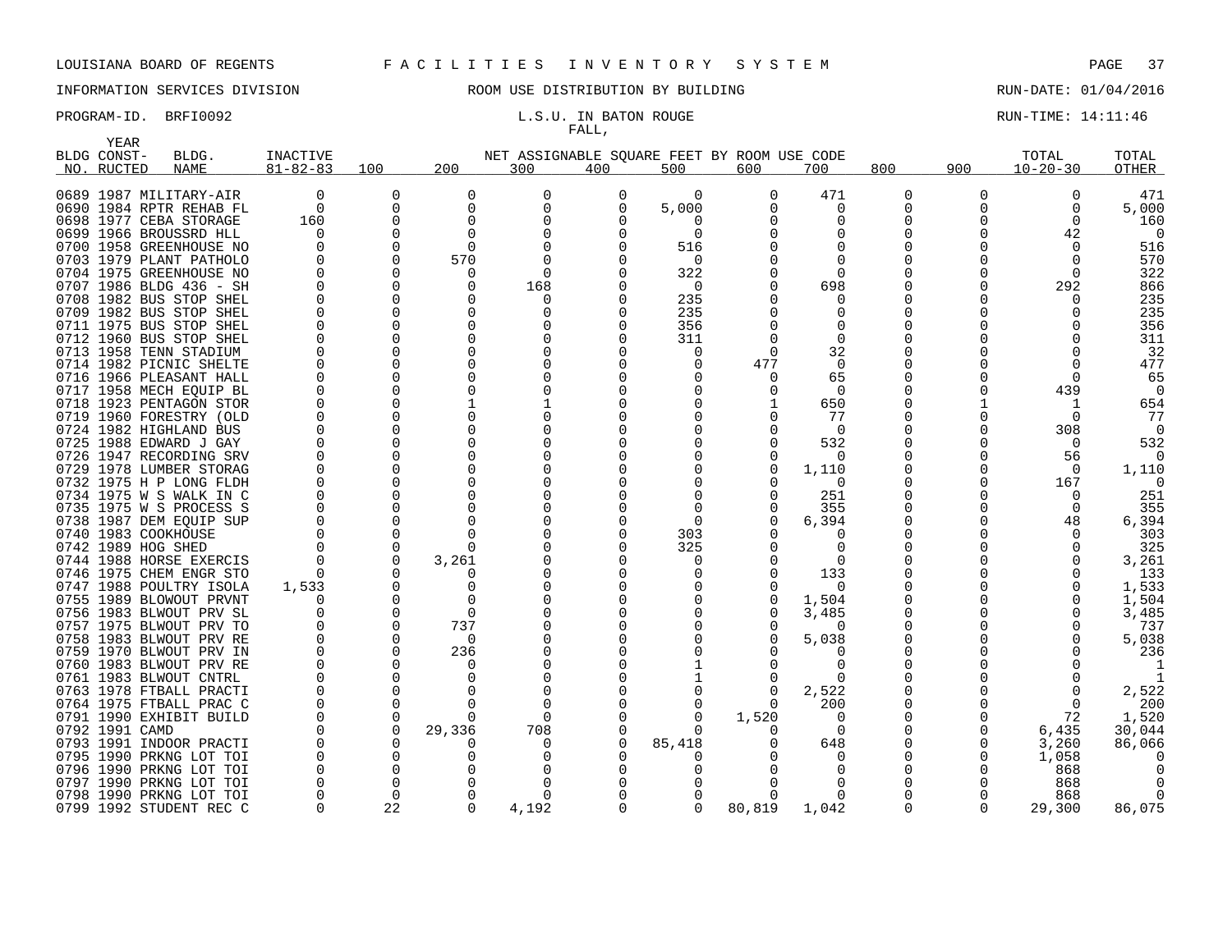LOUISIANA BOARD OF REGENTS F A C I L I T I E S I N V E N T O R Y S Y S T E M

INFORMATION SERVICES DIVISION ROOM USE DISTRIBUTION BY BUILDING RUN-DATE: 01/04/2016

PROGRAM-ID. BRFI0092 L.S.U. IN BATON ROUGE RUN-TIME: 14:11:46

FALL,

| BLDG NO. | YEAR CONST-RUCTED | BLDG. NAME | INACTIVE 81-82-83 | 100 | 200 | 300 | 400 | 500 | 600 | 700 | 800 | 900 | TOTAL 10-20-30 | TOTAL OTHER |
|---|---|---|---|---|---|---|---|---|---|---|---|---|---|---|
| 0689 | 1987 | MILITARY-AIR | 0 | 0 | 0 | 0 | 0 | 0 | 0 | 471 | 0 | 0 | 0 | 471 |
| 0690 | 1984 | RPTR REHAB FL | 0 | 0 | 0 | 0 | 0 | 5,000 | 0 | 0 | 0 | 0 | 0 | 5,000 |
| 0698 | 1977 | CEBA STORAGE | 160 | 0 | 0 | 0 | 0 | 0 | 0 | 0 | 0 | 0 | 0 | 160 |
| 0699 | 1966 | BROUSSRD HLL | 0 | 0 | 0 | 0 | 0 | 0 | 0 | 0 | 0 | 0 | 42 | 0 |
| 0700 | 1958 | GREENHOUSE NO | 0 | 0 | 0 | 0 | 0 | 516 | 0 | 0 | 0 | 0 | 0 | 516 |
| 0703 | 1979 | PLANT PATHOLO | 0 | 0 | 570 | 0 | 0 | 0 | 0 | 0 | 0 | 0 | 0 | 570 |
| 0704 | 1975 | GREENHOUSE NO | 0 | 0 | 0 | 0 | 0 | 322 | 0 | 0 | 0 | 0 | 0 | 322 |
| 0707 | 1986 | BLDG 436 - SH | 0 | 0 | 0 | 168 | 0 | 0 | 0 | 698 | 0 | 0 | 292 | 866 |
| 0708 | 1982 | BUS STOP SHEL | 0 | 0 | 0 | 0 | 0 | 235 | 0 | 0 | 0 | 0 | 0 | 235 |
| 0709 | 1982 | BUS STOP SHEL | 0 | 0 | 0 | 0 | 0 | 235 | 0 | 0 | 0 | 0 | 0 | 235 |
| 0711 | 1975 | BUS STOP SHEL | 0 | 0 | 0 | 0 | 0 | 356 | 0 | 0 | 0 | 0 | 0 | 356 |
| 0712 | 1960 | BUS STOP SHEL | 0 | 0 | 0 | 0 | 0 | 311 | 0 | 0 | 0 | 0 | 0 | 311 |
| 0713 | 1958 | TENN STADIUM | 0 | 0 | 0 | 0 | 0 | 0 | 0 | 32 | 0 | 0 | 0 | 32 |
| 0714 | 1982 | PICNIC SHELTE | 0 | 0 | 0 | 0 | 0 | 0 | 477 | 0 | 0 | 0 | 0 | 477 |
| 0716 | 1966 | PLEASANT HALL | 0 | 0 | 0 | 0 | 0 | 0 | 0 | 65 | 0 | 0 | 0 | 65 |
| 0717 | 1958 | MECH EQUIP BL | 0 | 0 | 0 | 0 | 0 | 0 | 0 | 0 | 0 | 0 | 439 | 0 |
| 0718 | 1923 | PENTAGON STOR | 0 | 0 | 1 | 1 | 0 | 0 | 1 | 650 | 0 | 1 | 1 | 654 |
| 0719 | 1960 | FORESTRY (OLD | 0 | 0 | 0 | 0 | 0 | 0 | 0 | 77 | 0 | 0 | 0 | 77 |
| 0724 | 1982 | HIGHLAND BUS | 0 | 0 | 0 | 0 | 0 | 0 | 0 | 0 | 0 | 0 | 308 | 0 |
| 0725 | 1988 | EDWARD J GAY | 0 | 0 | 0 | 0 | 0 | 0 | 0 | 532 | 0 | 0 | 0 | 532 |
| 0726 | 1947 | RECORDING SRV | 0 | 0 | 0 | 0 | 0 | 0 | 0 | 0 | 0 | 0 | 56 | 0 |
| 0729 | 1978 | LUMBER STORAG | 0 | 0 | 0 | 0 | 0 | 0 | 0 | 1,110 | 0 | 0 | 0 | 1,110 |
| 0732 | 1975 | H P LONG FLDH | 0 | 0 | 0 | 0 | 0 | 0 | 0 | 0 | 0 | 0 | 167 | 0 |
| 0734 | 1975 | W S WALK IN C | 0 | 0 | 0 | 0 | 0 | 0 | 0 | 251 | 0 | 0 | 0 | 251 |
| 0735 | 1975 | W S PROCESS S | 0 | 0 | 0 | 0 | 0 | 0 | 0 | 355 | 0 | 0 | 0 | 355 |
| 0738 | 1987 | DEM EQUIP SUP | 0 | 0 | 0 | 0 | 0 | 0 | 0 | 6,394 | 0 | 0 | 48 | 6,394 |
| 0740 | 1983 | COOKHOUSE | 0 | 0 | 0 | 0 | 0 | 303 | 0 | 0 | 0 | 0 | 0 | 303 |
| 0742 | 1989 | HOG SHED | 0 | 0 | 0 | 0 | 0 | 325 | 0 | 0 | 0 | 0 | 0 | 325 |
| 0744 | 1988 | HORSE EXERCIS | 0 | 0 | 3,261 | 0 | 0 | 0 | 0 | 0 | 0 | 0 | 0 | 3,261 |
| 0746 | 1975 | CHEM ENGR STO | 0 | 0 | 0 | 0 | 0 | 0 | 0 | 133 | 0 | 0 | 0 | 133 |
| 0747 | 1988 | POULTRY ISOLA | 1,533 | 0 | 0 | 0 | 0 | 0 | 0 | 0 | 0 | 0 | 0 | 1,533 |
| 0755 | 1989 | BLOWOUT PRVNT | 0 | 0 | 0 | 0 | 0 | 0 | 0 | 1,504 | 0 | 0 | 0 | 1,504 |
| 0756 | 1983 | BLWOUT PRV SL | 0 | 0 | 0 | 0 | 0 | 0 | 0 | 3,485 | 0 | 0 | 0 | 3,485 |
| 0757 | 1975 | BLWOUT PRV TO | 0 | 0 | 737 | 0 | 0 | 0 | 0 | 0 | 0 | 0 | 0 | 737 |
| 0758 | 1983 | BLWOUT PRV RE | 0 | 0 | 0 | 0 | 0 | 0 | 0 | 5,038 | 0 | 0 | 0 | 5,038 |
| 0759 | 1970 | BLWOUT PRV IN | 0 | 0 | 236 | 0 | 0 | 0 | 0 | 0 | 0 | 0 | 0 | 236 |
| 0760 | 1983 | BLWOUT PRV RE | 0 | 0 | 0 | 0 | 0 | 1 | 0 | 0 | 0 | 0 | 0 | 1 |
| 0761 | 1983 | BLWOUT CNTRL | 0 | 0 | 0 | 0 | 0 | 1 | 0 | 0 | 0 | 0 | 0 | 1 |
| 0763 | 1978 | FTBALL PRACTI | 0 | 0 | 0 | 0 | 0 | 0 | 0 | 2,522 | 0 | 0 | 0 | 2,522 |
| 0764 | 1975 | FTBALL PRAC C | 0 | 0 | 0 | 0 | 0 | 0 | 0 | 200 | 0 | 0 | 0 | 200 |
| 0791 | 1990 | EXHIBIT BUILD | 0 | 0 | 0 | 0 | 0 | 0 | 1,520 | 0 | 0 | 0 | 72 | 1,520 |
| 0792 | 1991 | CAMD | 0 | 0 | 29,336 | 708 | 0 | 0 | 0 | 0 | 0 | 0 | 6,435 | 30,044 |
| 0793 | 1991 | INDOOR PRACTI | 0 | 0 | 0 | 0 | 0 | 85,418 | 0 | 648 | 0 | 0 | 3,260 | 86,066 |
| 0795 | 1990 | PRKNG LOT TOI | 0 | 0 | 0 | 0 | 0 | 0 | 0 | 0 | 0 | 0 | 1,058 | 0 |
| 0796 | 1990 | PRKNG LOT TOI | 0 | 0 | 0 | 0 | 0 | 0 | 0 | 0 | 0 | 0 | 868 | 0 |
| 0797 | 1990 | PRKNG LOT TOI | 0 | 0 | 0 | 0 | 0 | 0 | 0 | 0 | 0 | 0 | 868 | 0 |
| 0798 | 1990 | PRKNG LOT TOI | 0 | 0 | 0 | 0 | 0 | 0 | 0 | 0 | 0 | 0 | 868 | 0 |
| 0799 | 1992 | STUDENT REC C | 0 | 22 | 0 | 4,192 | 0 | 0 | 80,819 | 1,042 | 0 | 0 | 29,300 | 86,075 |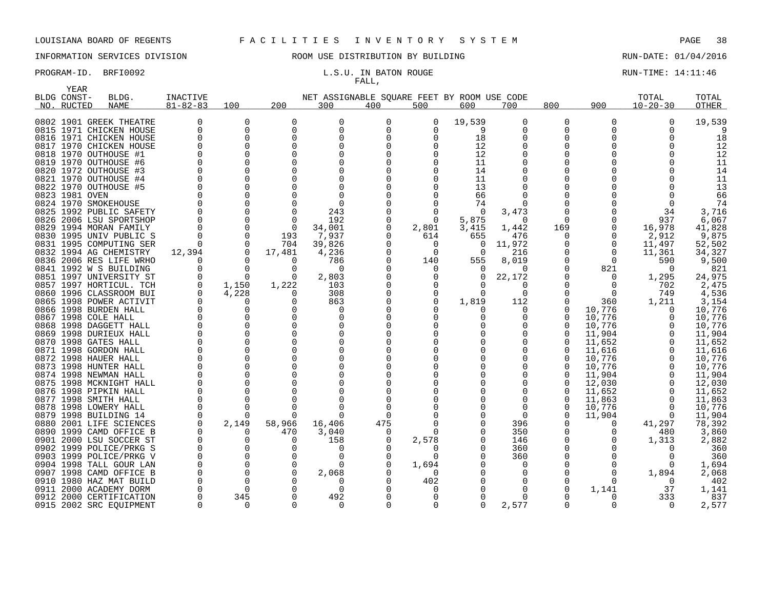LOUISIANA BOARD OF REGENTS F A C I L I T I E S I N V E N T O R Y S Y S T E M

INFORMATION SERVICES DIVISION ROOM USE DISTRIBUTION BY BUILDING RUN-DATE: 01/04/2016

PROGRAM-ID. BRFI0092 L.S.U. IN BATON ROUGE RUN-TIME: 14:11:46

FALL,

| BLDG NO. | YEAR CONST-RUCTED | BLDG. NAME | INACTIVE 81-82-83 | 100 | 200 | 300 | 400 | 500 | 600 | 700 | 800 | 900 | TOTAL 10-20-30 | TOTAL OTHER |
|---|---|---|---|---|---|---|---|---|---|---|---|---|---|---|
| 0802 | 1901 | GREEK THEATRE | 0 | 0 | 0 | 0 | 0 | 0 | 19,539 | 0 | 0 | 0 | 0 | 19,539 |
| 0815 | 1971 | CHICKEN HOUSE | 0 | 0 | 0 | 0 | 0 | 0 | 9 | 0 | 0 | 0 | 0 | 9 |
| 0816 | 1971 | CHICKEN HOUSE | 0 | 0 | 0 | 0 | 0 | 0 | 18 | 0 | 0 | 0 | 0 | 18 |
| 0817 | 1970 | CHICKEN HOUSE | 0 | 0 | 0 | 0 | 0 | 0 | 12 | 0 | 0 | 0 | 0 | 12 |
| 0818 | 1970 | OUTHOUSE #1 | 0 | 0 | 0 | 0 | 0 | 0 | 12 | 0 | 0 | 0 | 0 | 12 |
| 0819 | 1970 | OUTHOUSE #6 | 0 | 0 | 0 | 0 | 0 | 0 | 11 | 0 | 0 | 0 | 0 | 11 |
| 0820 | 1972 | OUTHOUSE #3 | 0 | 0 | 0 | 0 | 0 | 0 | 14 | 0 | 0 | 0 | 0 | 14 |
| 0821 | 1970 | OUTHOUSE #4 | 0 | 0 | 0 | 0 | 0 | 0 | 11 | 0 | 0 | 0 | 0 | 11 |
| 0822 | 1970 | OUTHOUSE #5 | 0 | 0 | 0 | 0 | 0 | 0 | 13 | 0 | 0 | 0 | 0 | 13 |
| 0823 | 1981 | OVEN | 0 | 0 | 0 | 0 | 0 | 0 | 66 | 0 | 0 | 0 | 0 | 66 |
| 0824 | 1970 | SMOKEHOUSE | 0 | 0 | 0 | 0 | 0 | 0 | 74 | 0 | 0 | 0 | 0 | 74 |
| 0825 | 1992 | PUBLIC SAFETY | 0 | 0 | 0 | 243 | 0 | 0 | 0 | 3,473 | 0 | 0 | 34 | 3,716 |
| 0826 | 2006 | LSU SPORTSHOP | 0 | 0 | 0 | 192 | 0 | 0 | 5,875 | 0 | 0 | 0 | 937 | 6,067 |
| 0829 | 1994 | MORAN FAMILY | 0 | 0 | 0 | 34,001 | 0 | 2,801 | 3,415 | 1,442 | 169 | 0 | 16,978 | 41,828 |
| 0830 | 1995 | UNIV PUBLIC S | 0 | 0 | 193 | 7,937 | 0 | 614 | 655 | 476 | 0 | 0 | 2,912 | 9,875 |
| 0831 | 1995 | COMPUTING SER | 0 | 0 | 704 | 39,826 | 0 | 0 | 0 | 11,972 | 0 | 0 | 11,497 | 52,502 |
| 0832 | 1994 | AG CHEMISTRY | 12,394 | 0 | 17,481 | 4,236 | 0 | 0 | 0 | 216 | 0 | 0 | 11,361 | 34,327 |
| 0836 | 2006 | RES LIFE WRHO | 0 | 0 | 0 | 786 | 0 | 140 | 555 | 8,019 | 0 | 0 | 590 | 9,500 |
| 0841 | 1992 | W S BUILDING | 0 | 0 | 0 | 0 | 0 | 0 | 0 | 0 | 0 | 821 | 0 | 821 |
| 0851 | 1997 | UNIVERSITY ST | 0 | 0 | 0 | 2,803 | 0 | 0 | 0 | 22,172 | 0 | 0 | 1,295 | 24,975 |
| 0857 | 1997 | HORTICUL. TCH | 0 | 1,150 | 1,222 | 103 | 0 | 0 | 0 | 0 | 0 | 0 | 702 | 2,475 |
| 0860 | 1996 | CLASSROOM BUI | 0 | 4,228 | 0 | 308 | 0 | 0 | 0 | 0 | 0 | 0 | 749 | 4,536 |
| 0865 | 1998 | POWER ACTIVIT | 0 | 0 | 0 | 863 | 0 | 0 | 1,819 | 112 | 0 | 360 | 1,211 | 3,154 |
| 0866 | 1998 | BURDEN HALL | 0 | 0 | 0 | 0 | 0 | 0 | 0 | 0 | 0 | 10,776 | 0 | 10,776 |
| 0867 | 1998 | COLE HALL | 0 | 0 | 0 | 0 | 0 | 0 | 0 | 0 | 0 | 10,776 | 0 | 10,776 |
| 0868 | 1998 | DAGGETT HALL | 0 | 0 | 0 | 0 | 0 | 0 | 0 | 0 | 0 | 10,776 | 0 | 10,776 |
| 0869 | 1998 | DURIEUX HALL | 0 | 0 | 0 | 0 | 0 | 0 | 0 | 0 | 0 | 11,904 | 0 | 11,904 |
| 0870 | 1998 | GATES HALL | 0 | 0 | 0 | 0 | 0 | 0 | 0 | 0 | 0 | 11,652 | 0 | 11,652 |
| 0871 | 1998 | GORDON HALL | 0 | 0 | 0 | 0 | 0 | 0 | 0 | 0 | 0 | 11,616 | 0 | 11,616 |
| 0872 | 1998 | HAUER HALL | 0 | 0 | 0 | 0 | 0 | 0 | 0 | 0 | 0 | 10,776 | 0 | 10,776 |
| 0873 | 1998 | HUNTER HALL | 0 | 0 | 0 | 0 | 0 | 0 | 0 | 0 | 0 | 10,776 | 0 | 10,776 |
| 0874 | 1998 | NEWMAN HALL | 0 | 0 | 0 | 0 | 0 | 0 | 0 | 0 | 0 | 11,904 | 0 | 11,904 |
| 0875 | 1998 | MCKNIGHT HALL | 0 | 0 | 0 | 0 | 0 | 0 | 0 | 0 | 0 | 12,030 | 0 | 12,030 |
| 0876 | 1998 | PIPKIN HALL | 0 | 0 | 0 | 0 | 0 | 0 | 0 | 0 | 0 | 11,652 | 0 | 11,652 |
| 0877 | 1998 | SMITH HALL | 0 | 0 | 0 | 0 | 0 | 0 | 0 | 0 | 0 | 11,863 | 0 | 11,863 |
| 0878 | 1998 | LOWERY HALL | 0 | 0 | 0 | 0 | 0 | 0 | 0 | 0 | 0 | 10,776 | 0 | 10,776 |
| 0879 | 1998 | BUILDING 14 | 0 | 0 | 0 | 0 | 0 | 0 | 0 | 0 | 0 | 11,904 | 0 | 11,904 |
| 0880 | 2001 | LIFE SCIENCES | 0 | 2,149 | 58,966 | 16,406 | 475 | 0 | 0 | 396 | 0 | 0 | 41,297 | 78,392 |
| 0890 | 1999 | CAMD OFFICE B | 0 | 0 | 470 | 3,040 | 0 | 0 | 0 | 350 | 0 | 0 | 480 | 3,860 |
| 0901 | 2000 | LSU SOCCER ST | 0 | 0 | 0 | 158 | 0 | 2,578 | 0 | 146 | 0 | 0 | 1,313 | 2,882 |
| 0902 | 1999 | POLICE/PRKG S | 0 | 0 | 0 | 0 | 0 | 0 | 0 | 360 | 0 | 0 | 0 | 360 |
| 0903 | 1999 | POLICE/PRKG V | 0 | 0 | 0 | 0 | 0 | 0 | 0 | 360 | 0 | 0 | 0 | 360 |
| 0904 | 1998 | TALL GOUR LAN | 0 | 0 | 0 | 0 | 0 | 1,694 | 0 | 0 | 0 | 0 | 0 | 1,694 |
| 0907 | 1998 | CAMD OFFICE B | 0 | 0 | 0 | 2,068 | 0 | 0 | 0 | 0 | 0 | 0 | 1,894 | 2,068 |
| 0910 | 1980 | HAZ MAT BUILD | 0 | 0 | 0 | 0 | 0 | 402 | 0 | 0 | 0 | 0 | 0 | 402 |
| 0911 | 2000 | ACADEMY DORM | 0 | 0 | 0 | 0 | 0 | 0 | 0 | 0 | 0 | 1,141 | 37 | 1,141 |
| 0912 | 2000 | CERTIFICATION | 0 | 345 | 0 | 492 | 0 | 0 | 0 | 0 | 0 | 0 | 333 | 837 |
| 0915 | 2002 | SRC EQUIPMENT | 0 | 0 | 0 | 0 | 0 | 0 | 0 | 2,577 | 0 | 0 | 0 | 2,577 |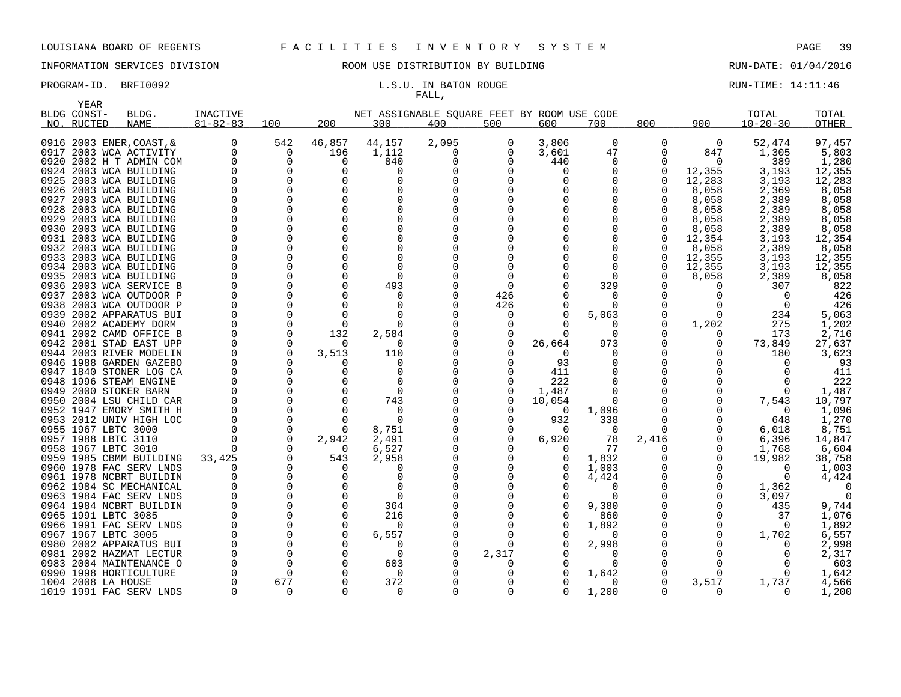LOUISIANA BOARD OF REGENTS F A C I L I T I E S I N V E N T O R Y S Y S T E M

INFORMATION SERVICES DIVISION ROOM USE DISTRIBUTION BY BUILDING RUN-DATE: 01/04/2016

PROGRAM-ID. BRFI0092 L.S.U. IN BATON ROUGE RUN-TIME: 14:11:46

FALL,

| BLDG NO. | YEAR CONST-RUCTED | BLDG. NAME | INACTIVE 81-82-83 | 100 | 200 | 300 | 400 | 500 | 600 | 700 | 800 | 900 | TOTAL 10-20-30 | TOTAL OTHER |
|---|---|---|---|---|---|---|---|---|---|---|---|---|---|---|
| | | | | NET ASSIGNABLE SQUARE FEET BY ROOM USE CODE | | | | | | | | | | |
| 0916 | 2003 | ENER,COAST,& | 0 | 542 | 46,857 | 44,157 | 2,095 | 0 | 3,806 | 0 | 0 | 0 | 52,474 | 97,457 |
| 0917 | 2003 | WCA ACTIVITY | 0 | 0 | 196 | 1,112 | 0 | 0 | 3,601 | 47 | 0 | 847 | 1,305 | 5,803 |
| 0920 | 2002 | H T ADMIN COM | 0 | 0 | 0 | 840 | 0 | 0 | 440 | 0 | 0 | 0 | 389 | 1,280 |
| 0924 | 2003 | WCA BUILDING | 0 | 0 | 0 | 0 | 0 | 0 | 0 | 0 | 0 | 12,355 | 3,193 | 12,355 |
| 0925 | 2003 | WCA BUILDING | 0 | 0 | 0 | 0 | 0 | 0 | 0 | 0 | 0 | 12,283 | 3,193 | 12,283 |
| 0926 | 2003 | WCA BUILDING | 0 | 0 | 0 | 0 | 0 | 0 | 0 | 0 | 0 | 8,058 | 2,369 | 8,058 |
| 0927 | 2003 | WCA BUILDING | 0 | 0 | 0 | 0 | 0 | 0 | 0 | 0 | 0 | 8,058 | 2,389 | 8,058 |
| 0928 | 2003 | WCA BUILDING | 0 | 0 | 0 | 0 | 0 | 0 | 0 | 0 | 0 | 8,058 | 2,389 | 8,058 |
| 0929 | 2003 | WCA BUILDING | 0 | 0 | 0 | 0 | 0 | 0 | 0 | 0 | 0 | 8,058 | 2,389 | 8,058 |
| 0930 | 2003 | WCA BUILDING | 0 | 0 | 0 | 0 | 0 | 0 | 0 | 0 | 0 | 8,058 | 2,389 | 8,058 |
| 0931 | 2003 | WCA BUILDING | 0 | 0 | 0 | 0 | 0 | 0 | 0 | 0 | 0 | 12,354 | 3,193 | 12,354 |
| 0932 | 2003 | WCA BUILDING | 0 | 0 | 0 | 0 | 0 | 0 | 0 | 0 | 0 | 8,058 | 2,389 | 8,058 |
| 0933 | 2003 | WCA BUILDING | 0 | 0 | 0 | 0 | 0 | 0 | 0 | 0 | 0 | 12,355 | 3,193 | 12,355 |
| 0934 | 2003 | WCA BUILDING | 0 | 0 | 0 | 0 | 0 | 0 | 0 | 0 | 0 | 12,355 | 3,193 | 12,355 |
| 0935 | 2003 | WCA BUILDING | 0 | 0 | 0 | 0 | 0 | 0 | 0 | 0 | 0 | 8,058 | 2,389 | 8,058 |
| 0936 | 2003 | WCA SERVICE B | 0 | 0 | 0 | 493 | 0 | 0 | 0 | 329 | 0 | 0 | 307 | 822 |
| 0937 | 2003 | WCA OUTDOOR P | 0 | 0 | 0 | 0 | 0 | 426 | 0 | 0 | 0 | 0 | 0 | 426 |
| 0938 | 2003 | WCA OUTDOOR P | 0 | 0 | 0 | 0 | 0 | 426 | 0 | 0 | 0 | 0 | 0 | 426 |
| 0939 | 2002 | APPARATUS BUI | 0 | 0 | 0 | 0 | 0 | 0 | 0 | 5,063 | 0 | 0 | 234 | 5,063 |
| 0940 | 2002 | ACADEMY DORM | 0 | 0 | 0 | 0 | 0 | 0 | 0 | 0 | 0 | 1,202 | 275 | 1,202 |
| 0941 | 2002 | CAMD OFFICE B | 0 | 0 | 132 | 2,584 | 0 | 0 | 0 | 0 | 0 | 0 | 173 | 2,716 |
| 0942 | 2001 | STAD EAST UPP | 0 | 0 | 0 | 0 | 0 | 0 | 26,664 | 973 | 0 | 0 | 73,849 | 27,637 |
| 0944 | 2003 | RIVER MODELIN | 0 | 0 | 3,513 | 110 | 0 | 0 | 0 | 0 | 0 | 0 | 180 | 3,623 |
| 0946 | 1988 | GARDEN GAZEBO | 0 | 0 | 0 | 0 | 0 | 0 | 93 | 0 | 0 | 0 | 0 | 93 |
| 0947 | 1840 | STONER LOG CA | 0 | 0 | 0 | 0 | 0 | 0 | 411 | 0 | 0 | 0 | 0 | 411 |
| 0948 | 1996 | STEAM ENGINE | 0 | 0 | 0 | 0 | 0 | 0 | 222 | 0 | 0 | 0 | 0 | 222 |
| 0949 | 2000 | STOKER BARN | 0 | 0 | 0 | 0 | 0 | 0 | 1,487 | 0 | 0 | 0 | 0 | 1,487 |
| 0950 | 2004 | LSU CHILD CAR | 0 | 0 | 0 | 743 | 0 | 0 | 10,054 | 0 | 0 | 0 | 7,543 | 10,797 |
| 0952 | 1947 | EMORY SMITH H | 0 | 0 | 0 | 0 | 0 | 0 | 0 | 1,096 | 0 | 0 | 0 | 1,096 |
| 0953 | 2012 | UNIV HIGH LOC | 0 | 0 | 0 | 0 | 0 | 0 | 932 | 338 | 0 | 0 | 648 | 1,270 |
| 0955 | 1967 | LBTC 3000 | 0 | 0 | 0 | 8,751 | 0 | 0 | 0 | 0 | 0 | 0 | 6,018 | 8,751 |
| 0957 | 1988 | LBTC 3110 | 0 | 0 | 2,942 | 2,491 | 0 | 0 | 6,920 | 78 | 2,416 | 0 | 6,396 | 14,847 |
| 0958 | 1967 | LBTC 3010 | 0 | 0 | 0 | 6,527 | 0 | 0 | 0 | 77 | 0 | 0 | 1,768 | 6,604 |
| 0959 | 1985 | CBMM BUILDING | 33,425 | 0 | 543 | 2,958 | 0 | 0 | 0 | 1,832 | 0 | 0 | 19,982 | 38,758 |
| 0960 | 1978 | FAC SERV LNDS | 0 | 0 | 0 | 0 | 0 | 0 | 0 | 1,003 | 0 | 0 | 0 | 1,003 |
| 0961 | 1978 | NCBRT BUILDIN | 0 | 0 | 0 | 0 | 0 | 0 | 0 | 4,424 | 0 | 0 | 0 | 4,424 |
| 0962 | 1984 | SC MECHANICAL | 0 | 0 | 0 | 0 | 0 | 0 | 0 | 0 | 0 | 0 | 1,362 | 0 |
| 0963 | 1984 | FAC SERV LNDS | 0 | 0 | 0 | 0 | 0 | 0 | 0 | 0 | 0 | 0 | 3,097 | 0 |
| 0964 | 1984 | NCBRT BUILDIN | 0 | 0 | 0 | 364 | 0 | 0 | 0 | 9,380 | 0 | 0 | 435 | 9,744 |
| 0965 | 1991 | LBTC 3085 | 0 | 0 | 0 | 216 | 0 | 0 | 0 | 860 | 0 | 0 | 37 | 1,076 |
| 0966 | 1991 | FAC SERV LNDS | 0 | 0 | 0 | 0 | 0 | 0 | 0 | 1,892 | 0 | 0 | 0 | 1,892 |
| 0967 | 1967 | LBTC 3005 | 0 | 0 | 0 | 6,557 | 0 | 0 | 0 | 0 | 0 | 0 | 1,702 | 6,557 |
| 0980 | 2002 | APPARATUS BUI | 0 | 0 | 0 | 0 | 0 | 0 | 0 | 2,998 | 0 | 0 | 0 | 2,998 |
| 0981 | 2002 | HAZMAT LECTUR | 0 | 0 | 0 | 0 | 0 | 2,317 | 0 | 0 | 0 | 0 | 0 | 2,317 |
| 0983 | 2004 | MAINTENANCE O | 0 | 0 | 0 | 603 | 0 | 0 | 0 | 0 | 0 | 0 | 0 | 603 |
| 0990 | 1998 | HORTICULTURE | 0 | 0 | 0 | 0 | 0 | 0 | 0 | 1,642 | 0 | 0 | 0 | 1,642 |
| 1004 | 2008 | LA HOUSE | 0 | 677 | 0 | 372 | 0 | 0 | 0 | 0 | 0 | 3,517 | 1,737 | 4,566 |
| 1019 | 1991 | FAC SERV LNDS | 0 | 0 | 0 | 0 | 0 | 0 | 0 | 1,200 | 0 | 0 | 0 | 1,200 |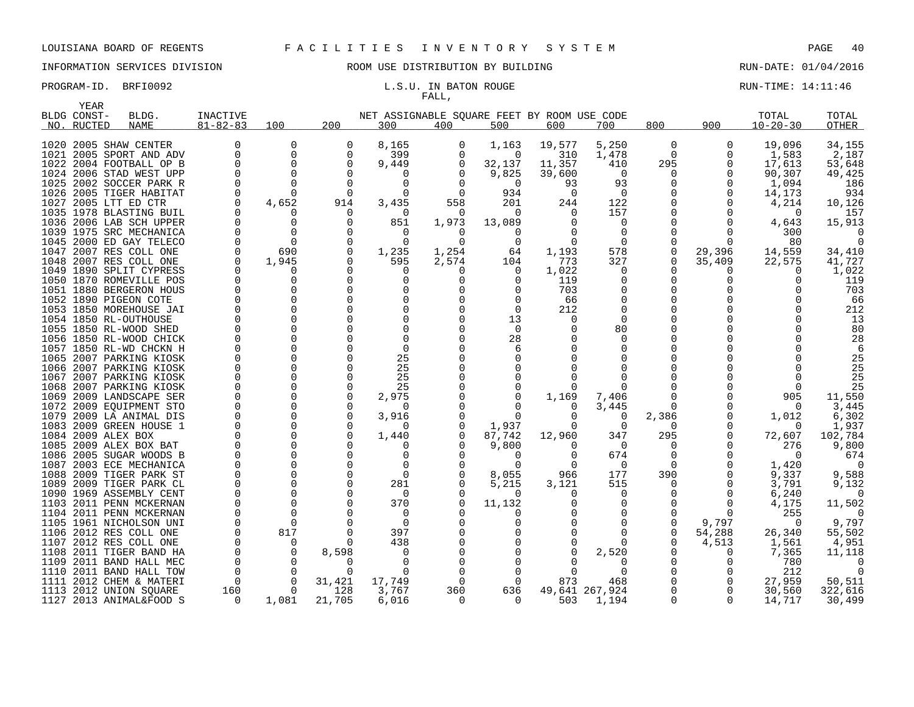LOUISIANA BOARD OF REGENTS F A C I L I T I E S I N V E N T O R Y S Y S T E M

INFORMATION SERVICES DIVISION ROOM USE DISTRIBUTION BY BUILDING RUN-DATE: 01/04/2016

PROGRAM-ID. BRFI0092 L.S.U. IN BATON ROUGE RUN-TIME: 14:11:46

FALL,

| BLDG NO. | YEAR CONST-RUCTED | BLDG. NAME | INACTIVE 81-82-83 | 100 | 200 | 300 | 400 | 500 | 600 | 700 | 800 | 900 | TOTAL 10-20-30 | TOTAL OTHER |
|---|---|---|---|---|---|---|---|---|---|---|---|---|---|---|
| 1020 | 2005 | SHAW CENTER | 0 | 0 | 0 | 8,165 | 0 | 1,163 | 19,577 | 5,250 | 0 | 0 | 19,096 | 34,155 |
| 1021 | 2005 | SPORT AND ADV | 0 | 0 | 0 | 399 | 0 | 0 | 310 | 1,478 | 0 | 0 | 1,583 | 2,187 |
| 1022 | 2004 | FOOTBALL OP B | 0 | 0 | 0 | 9,449 | 0 | 32,137 | 11,357 | 410 | 295 | 0 | 17,613 | 53,648 |
| 1024 | 2006 | STAD WEST UPP | 0 | 0 | 0 | 0 | 0 | 9,825 | 39,600 | 0 | 0 | 0 | 90,307 | 49,425 |
| 1025 | 2002 | SOCCER PARK R | 0 | 0 | 0 | 0 | 0 | 0 | 93 | 93 | 0 | 0 | 1,094 | 186 |
| 1026 | 2005 | TIGER HABITAT | 0 | 0 | 0 | 0 | 0 | 934 | 0 | 0 | 0 | 0 | 14,173 | 934 |
| 1027 | 2005 | LTT ED CTR | 0 | 4,652 | 914 | 3,435 | 558 | 201 | 244 | 122 | 0 | 0 | 4,214 | 10,126 |
| 1035 | 1978 | BLASTING BUIL | 0 | 0 | 0 | 0 | 0 | 0 | 0 | 157 | 0 | 0 | 0 | 157 |
| 1036 | 2006 | LAB SCH UPPER | 0 | 0 | 0 | 851 | 1,973 | 13,089 | 0 | 0 | 0 | 0 | 4,643 | 15,913 |
| 1039 | 1975 | SRC MECHANICA | 0 | 0 | 0 | 0 | 0 | 0 | 0 | 0 | 0 | 0 | 300 | 0 |
| 1045 | 2000 | ED GAY TELECO | 0 | 0 | 0 | 0 | 0 | 0 | 0 | 0 | 0 | 0 | 80 | 0 |
| 1047 | 2007 | RES COLL ONE | 0 | 690 | 0 | 1,235 | 1,254 | 64 | 1,193 | 578 | 0 | 29,396 | 14,559 | 34,410 |
| 1048 | 2007 | RES COLL ONE | 0 | 1,945 | 0 | 595 | 2,574 | 104 | 773 | 327 | 0 | 35,409 | 22,575 | 41,727 |
| 1049 | 1890 | SPLIT CYPRESS | 0 | 0 | 0 | 0 | 0 | 0 | 1,022 | 0 | 0 | 0 | 0 | 1,022 |
| 1050 | 1870 | ROMEVILLE POS | 0 | 0 | 0 | 0 | 0 | 0 | 119 | 0 | 0 | 0 | 0 | 119 |
| 1051 | 1880 | BERGERON HOUS | 0 | 0 | 0 | 0 | 0 | 0 | 703 | 0 | 0 | 0 | 0 | 703 |
| 1052 | 1890 | PIGEON COTE | 0 | 0 | 0 | 0 | 0 | 0 | 66 | 0 | 0 | 0 | 0 | 66 |
| 1053 | 1850 | MOREHOUSE JAI | 0 | 0 | 0 | 0 | 0 | 0 | 212 | 0 | 0 | 0 | 0 | 212 |
| 1054 | 1850 | RL-OUTHOUSE | 0 | 0 | 0 | 0 | 0 | 13 | 0 | 0 | 0 | 0 | 0 | 13 |
| 1055 | 1850 | RL-WOOD SHED | 0 | 0 | 0 | 0 | 0 | 0 | 0 | 80 | 0 | 0 | 0 | 80 |
| 1056 | 1850 | RL-WOOD CHICK | 0 | 0 | 0 | 0 | 0 | 28 | 0 | 0 | 0 | 0 | 0 | 28 |
| 1057 | 1850 | RL-WD CHCKN H | 0 | 0 | 0 | 0 | 0 | 6 | 0 | 0 | 0 | 0 | 0 | 6 |
| 1065 | 2007 | PARKING KIOSK | 0 | 0 | 0 | 25 | 0 | 0 | 0 | 0 | 0 | 0 | 0 | 25 |
| 1066 | 2007 | PARKING KIOSK | 0 | 0 | 0 | 25 | 0 | 0 | 0 | 0 | 0 | 0 | 0 | 25 |
| 1067 | 2007 | PARKING KIOSK | 0 | 0 | 0 | 25 | 0 | 0 | 0 | 0 | 0 | 0 | 0 | 25 |
| 1068 | 2007 | PARKING KIOSK | 0 | 0 | 0 | 25 | 0 | 0 | 0 | 0 | 0 | 0 | 0 | 25 |
| 1069 | 2009 | LANDSCAPE SER | 0 | 0 | 0 | 2,975 | 0 | 0 | 1,169 | 7,406 | 0 | 0 | 905 | 11,550 |
| 1072 | 2009 | EQUIPMENT STO | 0 | 0 | 0 | 0 | 0 | 0 | 0 | 3,445 | 0 | 0 | 0 | 3,445 |
| 1079 | 2009 | LA ANIMAL DIS | 0 | 0 | 0 | 3,916 | 0 | 0 | 0 | 0 | 2,386 | 0 | 1,012 | 6,302 |
| 1083 | 2009 | GREEN HOUSE 1 | 0 | 0 | 0 | 0 | 0 | 1,937 | 0 | 0 | 0 | 0 | 0 | 1,937 |
| 1084 | 2009 | ALEX BOX | 0 | 0 | 0 | 1,440 | 0 | 87,742 | 12,960 | 347 | 295 | 0 | 72,607 | 102,784 |
| 1085 | 2009 | ALEX BOX BAT | 0 | 0 | 0 | 0 | 0 | 9,800 | 0 | 0 | 0 | 0 | 276 | 9,800 |
| 1086 | 2005 | SUGAR WOODS B | 0 | 0 | 0 | 0 | 0 | 0 | 0 | 674 | 0 | 0 | 0 | 674 |
| 1087 | 2003 | ECE MECHANICA | 0 | 0 | 0 | 0 | 0 | 0 | 0 | 0 | 0 | 0 | 1,420 | 0 |
| 1088 | 2009 | TIGER PARK ST | 0 | 0 | 0 | 0 | 0 | 8,055 | 966 | 177 | 390 | 0 | 9,337 | 9,588 |
| 1089 | 2009 | TIGER PARK CL | 0 | 0 | 0 | 281 | 0 | 5,215 | 3,121 | 515 | 0 | 0 | 3,791 | 9,132 |
| 1090 | 1969 | ASSEMBLY CENT | 0 | 0 | 0 | 0 | 0 | 0 | 0 | 0 | 0 | 0 | 6,240 | 0 |
| 1103 | 2011 | PENN MCKERNAN | 0 | 0 | 0 | 370 | 0 | 11,132 | 0 | 0 | 0 | 0 | 4,175 | 11,502 |
| 1104 | 2011 | PENN MCKERNAN | 0 | 0 | 0 | 0 | 0 | 0 | 0 | 0 | 0 | 0 | 255 | 0 |
| 1105 | 1961 | NICHOLSON UNI | 0 | 0 | 0 | 0 | 0 | 0 | 0 | 0 | 0 | 9,797 | 0 | 9,797 |
| 1106 | 2012 | RES COLL ONE | 0 | 817 | 0 | 397 | 0 | 0 | 0 | 0 | 0 | 54,288 | 26,340 | 55,502 |
| 1107 | 2012 | RES COLL ONE | 0 | 0 | 0 | 438 | 0 | 0 | 0 | 0 | 0 | 4,513 | 1,561 | 4,951 |
| 1108 | 2011 | TIGER BAND HA | 0 | 0 | 8,598 | 0 | 0 | 0 | 0 | 2,520 | 0 | 0 | 7,365 | 11,118 |
| 1109 | 2011 | BAND HALL MEC | 0 | 0 | 0 | 0 | 0 | 0 | 0 | 0 | 0 | 0 | 780 | 0 |
| 1110 | 2011 | BAND HALL TOW | 0 | 0 | 0 | 0 | 0 | 0 | 0 | 0 | 0 | 0 | 212 | 0 |
| 1111 | 2012 | CHEM & MATERI | 0 | 0 | 31,421 | 17,749 | 0 | 0 | 873 | 468 | 0 | 0 | 27,959 | 50,511 |
| 1113 | 2012 | UNION SQUARE | 160 | 0 | 128 | 3,767 | 360 | 636 | 49,641 | 267,924 | 0 | 0 | 30,560 | 322,616 |
| 1127 | 2013 | ANIMAL&FOOD S | 0 | 1,081 | 21,705 | 6,016 | 0 | 0 | 503 | 1,194 | 0 | 0 | 14,717 | 30,499 |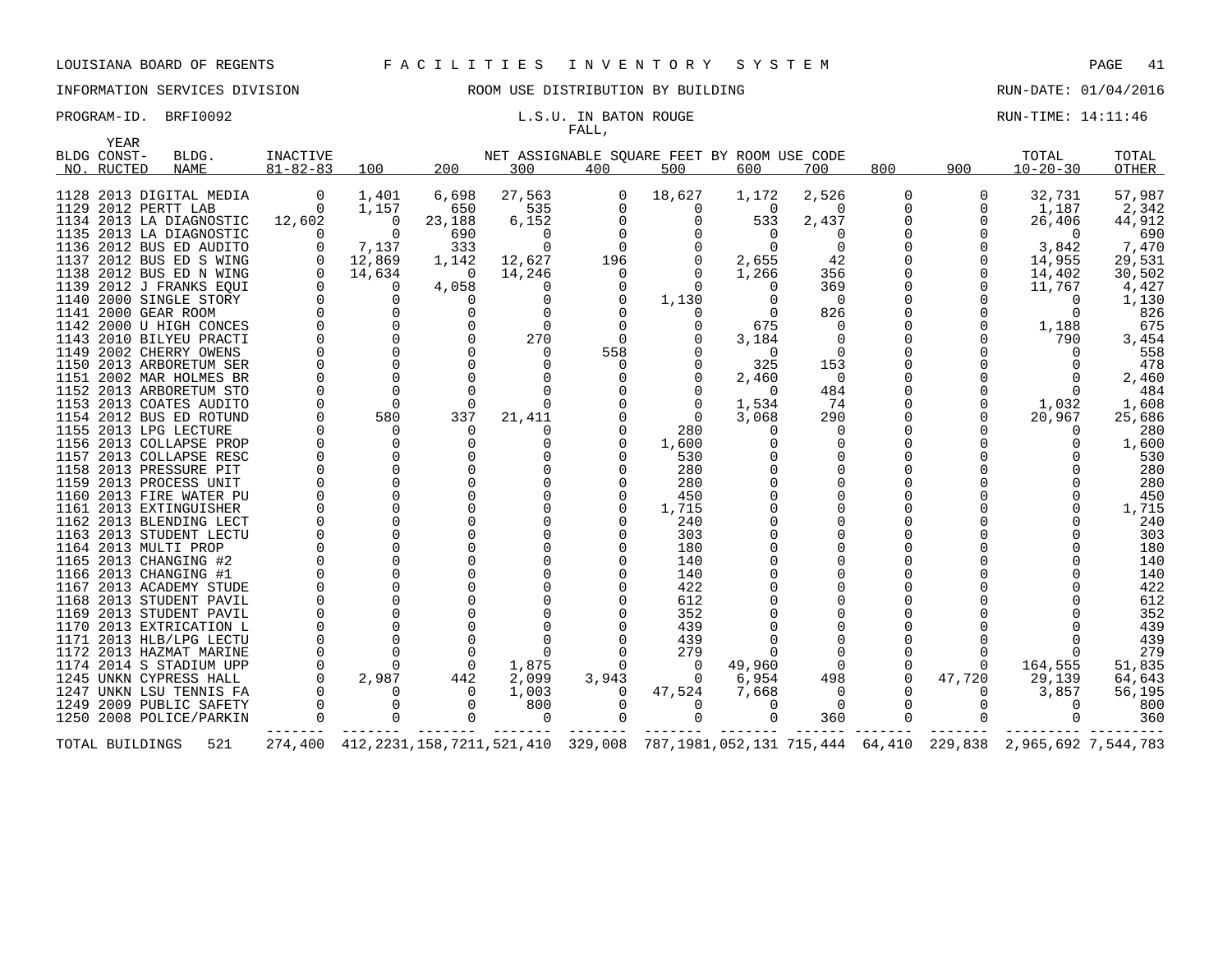LOUISIANA BOARD OF REGENTS — F A C I L I T I E S   I N V E N T O R Y   S Y S T E M

INFORMATION SERVICES DIVISION — ROOM USE DISTRIBUTION BY BUILDING — RUN-DATE: 01/04/2016

PROGRAM-ID. BRFI0092 — L.S.U. IN BATON ROUGE — RUN-TIME: 14:11:46

FALL,

| BLDG NO. | YEAR CONST-RUCTED | BLDG. NAME | INACTIVE 81-82-83 | 100 | 200 | 300 | 400 | 500 | 600 | 700 | 800 | 900 | TOTAL 10-20-30 | TOTAL OTHER |
|---|---|---|---|---|---|---|---|---|---|---|---|---|---|---|
| 1128 | 2013 | DIGITAL MEDIA | 0 | 1,401 | 6,698 | 27,563 | 0 | 18,627 | 1,172 | 2,526 | 0 | 0 | 32,731 | 57,987 |
| 1129 | 2012 | PERTT LAB | 0 | 1,157 | 650 | 535 | 0 | 0 | 0 | 0 | 0 | 0 | 1,187 | 2,342 |
| 1134 | 2013 | LA DIAGNOSTIC | 12,602 | 0 | 23,188 | 6,152 | 0 | 0 | 533 | 2,437 | 0 | 0 | 26,406 | 44,912 |
| 1135 | 2013 | LA DIAGNOSTIC | 0 | 0 | 690 | 0 | 0 | 0 | 0 | 0 | 0 | 0 | 0 | 690 |
| 1136 | 2012 | BUS ED AUDITO | 0 | 7,137 | 333 | 0 | 0 | 0 | 0 | 0 | 0 | 0 | 3,842 | 7,470 |
| 1137 | 2012 | BUS ED S WING | 0 | 12,869 | 1,142 | 12,627 | 196 | 0 | 2,655 | 42 | 0 | 0 | 14,955 | 29,531 |
| 1138 | 2012 | BUS ED N WING | 0 | 14,634 | 0 | 14,246 | 0 | 0 | 1,266 | 356 | 0 | 0 | 14,402 | 30,502 |
| 1139 | 2012 | J FRANKS EQUI | 0 | 0 | 4,058 | 0 | 0 | 0 | 0 | 369 | 0 | 0 | 11,767 | 4,427 |
| 1140 | 2000 | SINGLE STORY | 0 | 0 | 0 | 0 | 0 | 1,130 | 0 | 0 | 0 | 0 | 0 | 1,130 |
| 1141 | 2000 | GEAR ROOM | 0 | 0 | 0 | 0 | 0 | 0 | 0 | 826 | 0 | 0 | 0 | 826 |
| 1142 | 2000 | U HIGH CONCES | 0 | 0 | 0 | 0 | 0 | 0 | 675 | 0 | 0 | 0 | 1,188 | 675 |
| 1143 | 2010 | BILYEU PRACTI | 0 | 0 | 0 | 270 | 0 | 0 | 3,184 | 0 | 0 | 0 | 790 | 3,454 |
| 1149 | 2002 | CHERRY OWENS | 0 | 0 | 0 | 0 | 558 | 0 | 0 | 0 | 0 | 0 | 0 | 558 |
| 1150 | 2013 | ARBORETUM SER | 0 | 0 | 0 | 0 | 0 | 0 | 325 | 153 | 0 | 0 | 0 | 478 |
| 1151 | 2002 | MAR HOLMES BR | 0 | 0 | 0 | 0 | 0 | 0 | 2,460 | 0 | 0 | 0 | 0 | 2,460 |
| 1152 | 2013 | ARBORETUM STO | 0 | 0 | 0 | 0 | 0 | 0 | 0 | 484 | 0 | 0 | 0 | 484 |
| 1153 | 2013 | COATES AUDITO | 0 | 0 | 0 | 0 | 0 | 0 | 1,534 | 74 | 0 | 0 | 1,032 | 1,608 |
| 1154 | 2012 | BUS ED ROTUND | 0 | 580 | 337 | 21,411 | 0 | 0 | 3,068 | 290 | 0 | 0 | 20,967 | 25,686 |
| 1155 | 2013 | LPG LECTURE | 0 | 0 | 0 | 0 | 0 | 280 | 0 | 0 | 0 | 0 | 0 | 280 |
| 1156 | 2013 | COLLAPSE PROP | 0 | 0 | 0 | 0 | 0 | 1,600 | 0 | 0 | 0 | 0 | 0 | 1,600 |
| 1157 | 2013 | COLLAPSE RESC | 0 | 0 | 0 | 0 | 0 | 530 | 0 | 0 | 0 | 0 | 0 | 530 |
| 1158 | 2013 | PRESSURE PIT | 0 | 0 | 0 | 0 | 0 | 280 | 0 | 0 | 0 | 0 | 0 | 280 |
| 1159 | 2013 | PROCESS UNIT | 0 | 0 | 0 | 0 | 0 | 280 | 0 | 0 | 0 | 0 | 0 | 280 |
| 1160 | 2013 | FIRE WATER PU | 0 | 0 | 0 | 0 | 0 | 450 | 0 | 0 | 0 | 0 | 0 | 450 |
| 1161 | 2013 | EXTINGUISHER | 0 | 0 | 0 | 0 | 0 | 1,715 | 0 | 0 | 0 | 0 | 0 | 1,715 |
| 1162 | 2013 | BLENDING LECT | 0 | 0 | 0 | 0 | 0 | 240 | 0 | 0 | 0 | 0 | 0 | 240 |
| 1163 | 2013 | STUDENT LECTU | 0 | 0 | 0 | 0 | 0 | 303 | 0 | 0 | 0 | 0 | 0 | 303 |
| 1164 | 2013 | MULTI PROP | 0 | 0 | 0 | 0 | 0 | 180 | 0 | 0 | 0 | 0 | 0 | 180 |
| 1165 | 2013 | CHANGING #2 | 0 | 0 | 0 | 0 | 0 | 140 | 0 | 0 | 0 | 0 | 0 | 140 |
| 1166 | 2013 | CHANGING #1 | 0 | 0 | 0 | 0 | 0 | 140 | 0 | 0 | 0 | 0 | 0 | 140 |
| 1167 | 2013 | ACADEMY STUDE | 0 | 0 | 0 | 0 | 0 | 422 | 0 | 0 | 0 | 0 | 0 | 422 |
| 1168 | 2013 | STUDENT PAVIL | 0 | 0 | 0 | 0 | 0 | 612 | 0 | 0 | 0 | 0 | 0 | 612 |
| 1169 | 2013 | STUDENT PAVIL | 0 | 0 | 0 | 0 | 0 | 352 | 0 | 0 | 0 | 0 | 0 | 352 |
| 1170 | 2013 | EXTRICATION L | 0 | 0 | 0 | 0 | 0 | 439 | 0 | 0 | 0 | 0 | 0 | 439 |
| 1171 | 2013 | HLB/LPG LECTU | 0 | 0 | 0 | 0 | 0 | 439 | 0 | 0 | 0 | 0 | 0 | 439 |
| 1172 | 2013 | HAZMAT MARINE | 0 | 0 | 0 | 0 | 0 | 279 | 0 | 0 | 0 | 0 | 0 | 279 |
| 1174 | 2014 | S STADIUM UPP | 0 | 0 | 0 | 1,875 | 0 | 0 | 49,960 | 0 | 0 | 0 | 164,555 | 51,835 |
| 1245 | UNKN | CYPRESS HALL | 0 | 2,987 | 442 | 2,099 | 3,943 | 0 | 6,954 | 498 | 0 | 47,720 | 29,139 | 64,643 |
| 1247 | UNKN | LSU TENNIS FA | 0 | 0 | 0 | 1,003 | 0 | 47,524 | 7,668 | 0 | 0 | 0 | 3,857 | 56,195 |
| 1249 | 2009 | PUBLIC SAFETY | 0 | 0 | 0 | 800 | 0 | 0 | 0 | 0 | 0 | 0 | 0 | 800 |
| 1250 | 2008 | POLICE/PARKIN | 0 | 0 | 0 | 0 | 0 | 0 | 0 | 360 | 0 | 0 | 0 | 360 |
| TOTAL BUILDINGS | | 521 | 274,400 | 412,223 | 1,158,721 | 1,521,410 | 329,008 | 787,198 | 1,052,131 | 715,444 | 64,410 | 229,838 | 2,965,692 | 7,544,783 |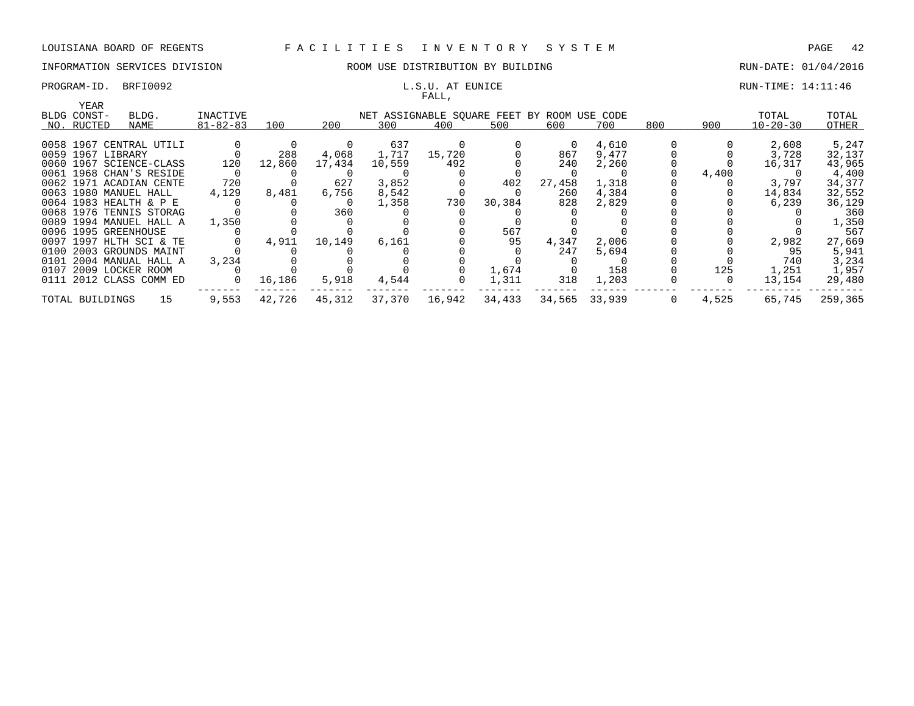LOUISIANA BOARD OF REGENTS — FACILITIES INVENTORY SYSTEM

INFORMATION SERVICES DIVISION — ROOM USE DISTRIBUTION BY BUILDING — RUN-DATE: 01/04/2016

PROGRAM-ID. BRFI0092 — L.S.U. AT EUNICE — RUN-TIME: 14:11:46

FALL,

| BLDG NO. | YEAR CONST-RUCTED | BLDG. NAME | INACTIVE 81-82-83 | 100 | 200 | 300 | 400 | 500 | 600 | 700 | 800 | 900 | TOTAL 10-20-30 | TOTAL OTHER |
|---|---|---|---|---|---|---|---|---|---|---|---|---|---|---|
| | | | | NET ASSIGNABLE SQUARE FEET BY ROOM USE CODE | | | | | | | | | | |
| 0058 | 1967 | CENTRAL UTILI | 0 | 0 | 0 | 637 | 0 | 0 | 0 | 4,610 | 0 | 0 | 2,608 | 5,247 |
| 0059 | 1967 | LIBRARY | 0 | 288 | 4,068 | 1,717 | 15,720 | 0 | 867 | 9,477 | 0 | 0 | 3,728 | 32,137 |
| 0060 | 1967 | SCIENCE-CLASS | 120 | 12,860 | 17,434 | 10,559 | 492 | 0 | 240 | 2,260 | 0 | 0 | 16,317 | 43,965 |
| 0061 | 1968 | CHAN'S RESIDE | 0 | 0 | 0 | 0 | 0 | 0 | 0 | 0 | 0 | 4,400 | 0 | 4,400 |
| 0062 | 1971 | ACADIAN CENTE | 720 | 0 | 627 | 3,852 | 0 | 402 | 27,458 | 1,318 | 0 | 0 | 3,797 | 34,377 |
| 0063 | 1980 | MANUEL HALL | 4,129 | 8,481 | 6,756 | 8,542 | 0 | 0 | 260 | 4,384 | 0 | 0 | 14,834 | 32,552 |
| 0064 | 1983 | HEALTH & P E | 0 | 0 | 0 | 1,358 | 730 | 30,384 | 828 | 2,829 | 0 | 0 | 6,239 | 36,129 |
| 0068 | 1976 | TENNIS STORAG | 0 | 0 | 360 | 0 | 0 | 0 | 0 | 0 | 0 | 0 | 0 | 360 |
| 0089 | 1994 | MANUEL HALL A | 1,350 | 0 | 0 | 0 | 0 | 0 | 0 | 0 | 0 | 0 | 0 | 1,350 |
| 0096 | 1995 | GREENHOUSE | 0 | 0 | 0 | 0 | 0 | 567 | 0 | 0 | 0 | 0 | 0 | 567 |
| 0097 | 1997 | HLTH SCI & TE | 0 | 4,911 | 10,149 | 6,161 | 0 | 95 | 4,347 | 2,006 | 0 | 0 | 2,982 | 27,669 |
| 0100 | 2003 | GROUNDS MAINT | 0 | 0 | 0 | 0 | 0 | 0 | 247 | 5,694 | 0 | 0 | 95 | 5,941 |
| 0101 | 2004 | MANUAL HALL A | 3,234 | 0 | 0 | 0 | 0 | 0 | 0 | 0 | 0 | 0 | 740 | 3,234 |
| 0107 | 2009 | LOCKER ROOM | 0 | 0 | 0 | 0 | 0 | 1,674 | 0 | 158 | 0 | 125 | 1,251 | 1,957 |
| 0111 | 2012 | CLASS COMM ED | 0 | 16,186 | 5,918 | 4,544 | 0 | 1,311 | 318 | 1,203 | 0 | 0 | 13,154 | 29,480 |
| TOTAL BUILDINGS | | 15 | 9,553 | 42,726 | 45,312 | 37,370 | 16,942 | 34,433 | 34,565 | 33,939 | 0 | 4,525 | 65,745 | 259,365 |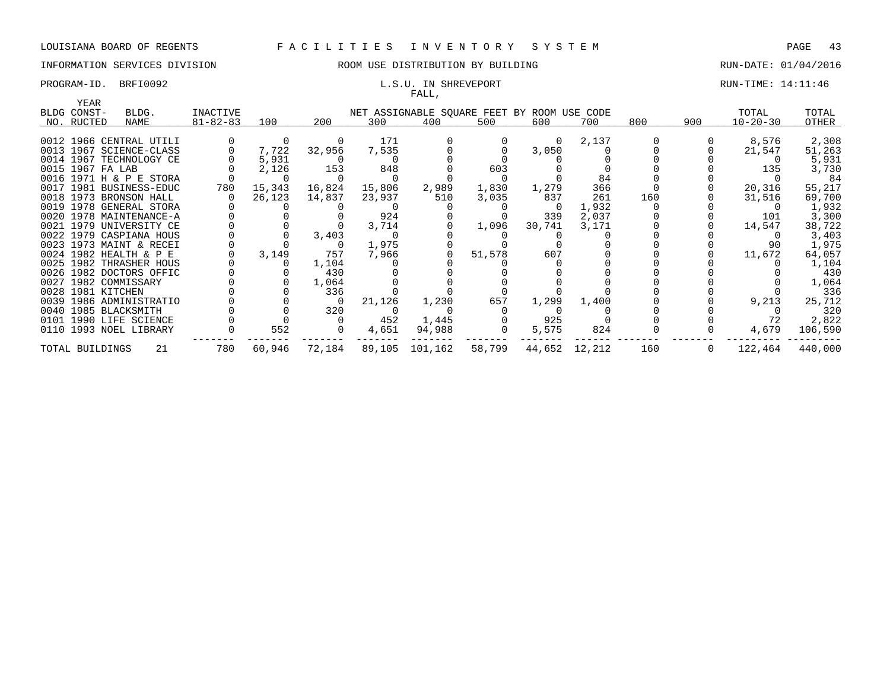LOUISIANA BOARD OF REGENTS F A C I L I T I E S I N V E N T O R Y S Y S T E M

INFORMATION SERVICES DIVISION ROOM USE DISTRIBUTION BY BUILDING RUN-DATE: 01/04/2016

PROGRAM-ID. BRFI0092 L.S.U. IN SHREVEPORT RUN-TIME: 14:11:46

FALL,

NET ASSIGNABLE SQUARE FEET BY ROOM USE CODE

| BLDG NO. | YEAR CONST-RUCTED | BLDG. NAME | INACTIVE 81-82-83 | 100 | 200 | 300 | 400 | 500 | 600 | 700 | 800 | 900 | TOTAL 10-20-30 | TOTAL OTHER |
|---|---|---|---|---|---|---|---|---|---|---|---|---|---|---|
| 0012 | 1966 | CENTRAL UTILI | 0 | 0 | 0 | 171 | 0 | 0 | 0 | 2,137 | 0 | 0 | 8,576 | 2,308 |
| 0013 | 1967 | SCIENCE-CLASS | 0 | 7,722 | 32,956 | 7,535 | 0 | 0 | 3,050 | 0 | 0 | 0 | 21,547 | 51,263 |
| 0014 | 1967 | TECHNOLOGY CE | 0 | 5,931 | 0 | 0 | 0 | 0 | 0 | 0 | 0 | 0 | 0 | 5,931 |
| 0015 | 1967 | FA LAB | 0 | 2,126 | 153 | 848 | 0 | 603 | 0 | 0 | 0 | 0 | 135 | 3,730 |
| 0016 | 1971 | H & P E STORA | 0 | 0 | 0 | 0 | 0 | 0 | 0 | 84 | 0 | 0 | 0 | 84 |
| 0017 | 1981 | BUSINESS-EDUC | 780 | 15,343 | 16,824 | 15,806 | 2,989 | 1,830 | 1,279 | 366 | 0 | 0 | 20,316 | 55,217 |
| 0018 | 1973 | BRONSON HALL | 0 | 26,123 | 14,837 | 23,937 | 510 | 3,035 | 837 | 261 | 160 | 0 | 31,516 | 69,700 |
| 0019 | 1978 | GENERAL STORA | 0 | 0 | 0 | 0 | 0 | 0 | 0 | 1,932 | 0 | 0 | 0 | 1,932 |
| 0020 | 1978 | MAINTENANCE-A | 0 | 0 | 0 | 924 | 0 | 0 | 339 | 2,037 | 0 | 0 | 101 | 3,300 |
| 0021 | 1979 | UNIVERSITY CE | 0 | 0 | 0 | 3,714 | 0 | 1,096 | 30,741 | 3,171 | 0 | 0 | 14,547 | 38,722 |
| 0022 | 1979 | CASPIANA HOUS | 0 | 0 | 3,403 | 0 | 0 | 0 | 0 | 0 | 0 | 0 | 0 | 3,403 |
| 0023 | 1973 | MAINT & RECEI | 0 | 0 | 0 | 1,975 | 0 | 0 | 0 | 0 | 0 | 0 | 90 | 1,975 |
| 0024 | 1982 | HEALTH & P E | 0 | 3,149 | 757 | 7,966 | 0 | 51,578 | 607 | 0 | 0 | 0 | 11,672 | 64,057 |
| 0025 | 1982 | THRASHER HOUS | 0 | 0 | 1,104 | 0 | 0 | 0 | 0 | 0 | 0 | 0 | 0 | 1,104 |
| 0026 | 1982 | DOCTORS OFFIC | 0 | 0 | 430 | 0 | 0 | 0 | 0 | 0 | 0 | 0 | 0 | 430 |
| 0027 | 1982 | COMMISSARY | 0 | 0 | 1,064 | 0 | 0 | 0 | 0 | 0 | 0 | 0 | 0 | 1,064 |
| 0028 | 1981 | KITCHEN | 0 | 0 | 336 | 0 | 0 | 0 | 0 | 0 | 0 | 0 | 0 | 336 |
| 0039 | 1986 | ADMINISTRATIO | 0 | 0 | 0 | 21,126 | 1,230 | 657 | 1,299 | 1,400 | 0 | 0 | 9,213 | 25,712 |
| 0040 | 1985 | BLACKSMITH | 0 | 0 | 320 | 0 | 0 | 0 | 0 | 0 | 0 | 0 | 0 | 320 |
| 0101 | 1990 | LIFE SCIENCE | 0 | 0 | 0 | 452 | 1,445 | 0 | 925 | 0 | 0 | 0 | 72 | 2,822 |
| 0110 | 1993 | NOEL LIBRARY | 0 | 552 | 0 | 4,651 | 94,988 | 0 | 5,575 | 824 | 0 | 0 | 4,679 | 106,590 |
| TOTAL BUILDINGS | | 21 | 780 | 60,946 | 72,184 | 89,105 | 101,162 | 58,799 | 44,652 | 12,212 | 160 | 0 | 122,464 | 440,000 |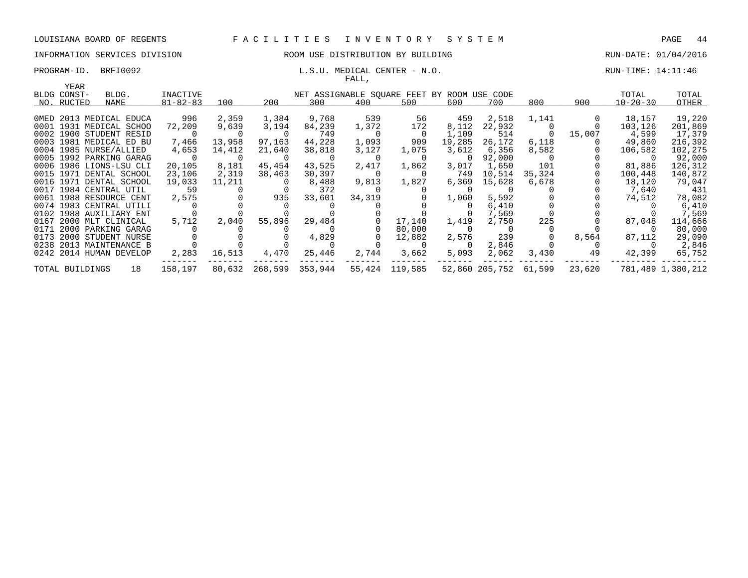LOUISIANA BOARD OF REGENTS F A C I L I T I E S I N V E N T O R Y S Y S T E M

INFORMATION SERVICES DIVISION ROOM USE DISTRIBUTION BY BUILDING RUN-DATE: 01/04/2016

PROGRAM-ID. BRFI0092 L.S.U. MEDICAL CENTER - N.O. RUN-TIME: 14:11:46

FALL,

| BLDG NO. | YEAR CONST-RUCTED | BLDG. NAME | INACTIVE 81-82-83 | 100 | 200 | 300 | 400 | 500 | 600 | 700 | 800 | 900 | TOTAL 10-20-30 | TOTAL OTHER |
|---|---|---|---|---|---|---|---|---|---|---|---|---|---|---|
| 0MED | 2013 | MEDICAL EDUCA | 996 | 2,359 | 1,384 | 9,768 | 539 | 56 | 459 | 2,518 | 1,141 | 0 | 18,157 | 19,220 |
| 0001 | 1931 | MEDICAL SCHOO | 72,209 | 9,639 | 3,194 | 84,239 | 1,372 | 172 | 8,112 | 22,932 | 0 | 0 | 103,126 | 201,869 |
| 0002 | 1900 | STUDENT RESID | 0 | 0 | 0 | 749 | 0 | 0 | 1,109 | 514 | 0 | 15,007 | 4,599 | 17,379 |
| 0003 | 1981 | MEDICAL ED BU | 7,466 | 13,958 | 97,163 | 44,228 | 1,093 | 909 | 19,285 | 26,172 | 6,118 | 0 | 49,860 | 216,392 |
| 0004 | 1985 | NURSE/ALLIED | 4,653 | 14,412 | 21,640 | 38,818 | 3,127 | 1,075 | 3,612 | 6,356 | 8,582 | 0 | 106,582 | 102,275 |
| 0005 | 1992 | PARKING GARAG | 0 | 0 | 0 | 0 | 0 | 0 | 0 | 92,000 | 0 | 0 | 0 | 92,000 |
| 0006 | 1986 | LIONS-LSU CLI | 20,105 | 8,181 | 45,454 | 43,525 | 2,417 | 1,862 | 3,017 | 1,650 | 101 | 0 | 81,886 | 126,312 |
| 0015 | 1971 | DENTAL SCHOOL | 23,106 | 2,319 | 38,463 | 30,397 | 0 | 0 | 749 | 10,514 | 35,324 | 0 | 100,448 | 140,872 |
| 0016 | 1971 | DENTAL SCHOOL | 19,033 | 11,211 | 0 | 8,488 | 9,813 | 1,827 | 6,369 | 15,628 | 6,678 | 0 | 18,120 | 79,047 |
| 0017 | 1984 | CENTRAL UTIL | 59 | 0 | 0 | 372 | 0 | 0 | 0 | 0 | 0 | 0 | 7,640 | 431 |
| 0061 | 1988 | RESOURCE CENT | 2,575 | 0 | 935 | 33,601 | 34,319 | 0 | 1,060 | 5,592 | 0 | 0 | 74,512 | 78,082 |
| 0074 | 1983 | CENTRAL UTILI | 0 | 0 | 0 | 0 | 0 | 0 | 0 | 6,410 | 0 | 0 | 0 | 6,410 |
| 0102 | 1988 | AUXILIARY ENT | 0 | 0 | 0 | 0 | 0 | 0 | 0 | 7,569 | 0 | 0 | 0 | 7,569 |
| 0167 | 2000 | MLT CLINICAL | 5,712 | 2,040 | 55,896 | 29,484 | 0 | 17,140 | 1,419 | 2,750 | 225 | 0 | 87,048 | 114,666 |
| 0171 | 2000 | PARKING GARAG | 0 | 0 | 0 | 0 | 0 | 80,000 | 0 | 0 | 0 | 0 | 0 | 80,000 |
| 0173 | 2000 | STUDENT NURSE | 0 | 0 | 0 | 4,829 | 0 | 12,882 | 2,576 | 239 | 0 | 8,564 | 87,112 | 29,090 |
| 0238 | 2013 | MAINTENANCE B | 0 | 0 | 0 | 0 | 0 | 0 | 0 | 2,846 | 0 | 0 | 0 | 2,846 |
| 0242 | 2014 | HUMAN DEVELOP | 2,283 | 16,513 | 4,470 | 25,446 | 2,744 | 3,662 | 5,093 | 2,062 | 3,430 | 49 | 42,399 | 65,752 |
| TOTAL BUILDINGS | | 18 | 158,197 | 80,632 | 268,599 | 353,944 | 55,424 | 119,585 | 52,860 | 205,752 | 61,599 | 23,620 | 781,489 | 1,380,212 |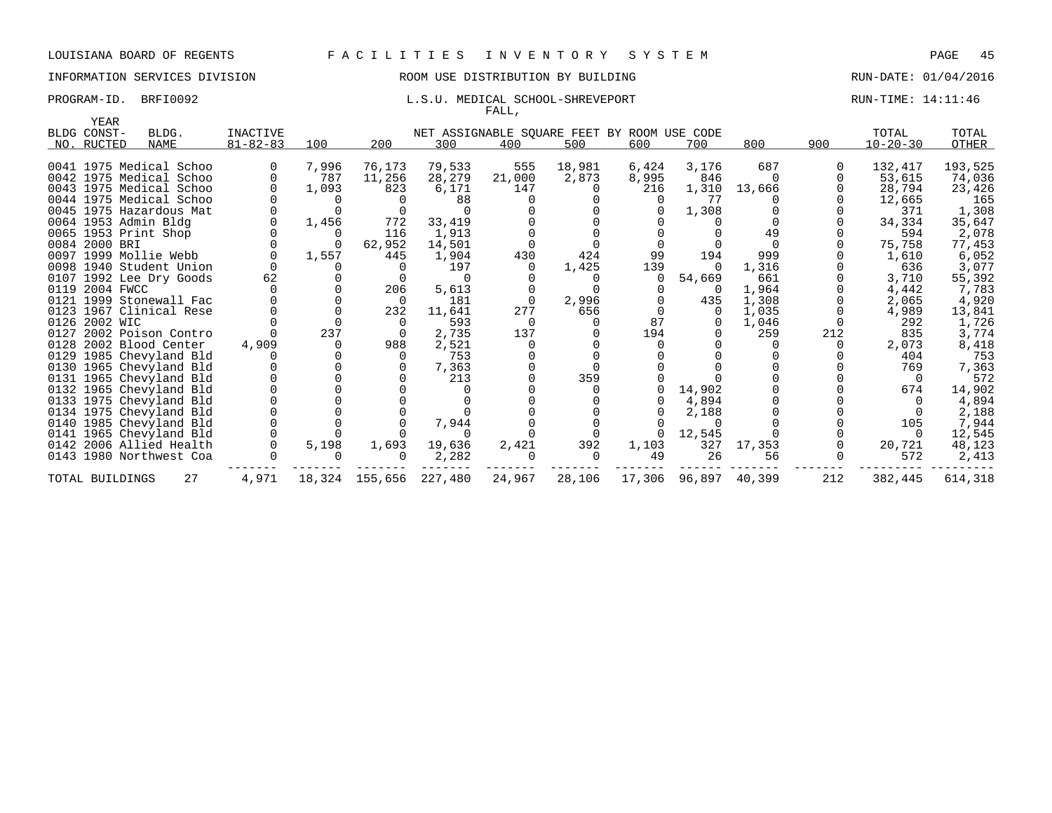LOUISIANA BOARD OF REGENTS F A C I L I T I E S I N V E N T O R Y S Y S T E M

INFORMATION SERVICES DIVISION ROOM USE DISTRIBUTION BY BUILDING RUN-DATE: 01/04/2016

PROGRAM-ID. BRFI0092 L.S.U. MEDICAL SCHOOL-SHREVEPORT RUN-TIME: 14:11:46

FALL,

| BLDG NO. | YEAR CONST-RUCTED | BLDG. NAME | INACTIVE 81-82-83 | 100 | 200 | 300 | 400 | 500 | 600 | 700 | 800 | 900 | TOTAL 10-20-30 | TOTAL OTHER |
|---|---|---|---|---|---|---|---|---|---|---|---|---|---|---|
| 0041 | 1975 | Medical Schoo | 0 | 7,996 | 76,173 | 79,533 | 555 | 18,981 | 6,424 | 3,176 | 687 | 0 | 132,417 | 193,525 |
| 0042 | 1975 | Medical Schoo | 0 | 787 | 11,256 | 28,279 | 21,000 | 2,873 | 8,995 | 846 | 0 | 0 | 53,615 | 74,036 |
| 0043 | 1975 | Medical Schoo | 0 | 1,093 | 823 | 6,171 | 147 | 0 | 216 | 1,310 | 13,666 | 0 | 28,794 | 23,426 |
| 0044 | 1975 | Medical Schoo | 0 | 0 | 0 | 88 | 0 | 0 | 0 | 77 | 0 | 0 | 12,665 | 165 |
| 0045 | 1975 | Hazardous Mat | 0 | 0 | 0 | 0 | 0 | 0 | 0 | 1,308 | 0 | 0 | 371 | 1,308 |
| 0064 | 1953 | Admin Bldg | 0 | 1,456 | 772 | 33,419 | 0 | 0 | 0 | 0 | 0 | 0 | 34,334 | 35,647 |
| 0065 | 1953 | Print Shop | 0 | 0 | 116 | 1,913 | 0 | 0 | 0 | 0 | 49 | 0 | 594 | 2,078 |
| 0084 | 2000 | BRI | 0 | 0 | 62,952 | 14,501 | 0 | 0 | 0 | 0 | 0 | 0 | 75,758 | 77,453 |
| 0097 | 1999 | Mollie Webb | 0 | 1,557 | 445 | 1,904 | 430 | 424 | 99 | 194 | 999 | 0 | 1,610 | 6,052 |
| 0098 | 1940 | Student Union | 0 | 0 | 0 | 197 | 0 | 1,425 | 139 | 0 | 1,316 | 0 | 636 | 3,077 |
| 0107 | 1992 | Lee Dry Goods | 62 | 0 | 0 | 0 | 0 | 0 | 0 | 54,669 | 661 | 0 | 3,710 | 55,392 |
| 0119 | 2004 | FWCC | 0 | 0 | 206 | 5,613 | 0 | 0 | 0 | 0 | 1,964 | 0 | 4,442 | 7,783 |
| 0121 | 1999 | Stonewall Fac | 0 | 0 | 0 | 181 | 0 | 2,996 | 0 | 435 | 1,308 | 0 | 2,065 | 4,920 |
| 0123 | 1967 | Clinical Rese | 0 | 0 | 232 | 11,641 | 277 | 656 | 0 | 0 | 1,035 | 0 | 4,989 | 13,841 |
| 0126 | 2002 | WIC | 0 | 0 | 0 | 593 | 0 | 0 | 87 | 0 | 1,046 | 0 | 292 | 1,726 |
| 0127 | 2002 | Poison Contro | 0 | 237 | 0 | 2,735 | 137 | 0 | 194 | 0 | 259 | 212 | 835 | 3,774 |
| 0128 | 2002 | Blood Center | 4,909 | 0 | 988 | 2,521 | 0 | 0 | 0 | 0 | 0 | 0 | 2,073 | 8,418 |
| 0129 | 1985 | Chevyland Bld | 0 | 0 | 0 | 753 | 0 | 0 | 0 | 0 | 0 | 0 | 404 | 753 |
| 0130 | 1965 | Chevyland Bld | 0 | 0 | 0 | 7,363 | 0 | 0 | 0 | 0 | 0 | 0 | 769 | 7,363 |
| 0131 | 1965 | Chevyland Bld | 0 | 0 | 0 | 213 | 0 | 359 | 0 | 0 | 0 | 0 | 0 | 572 |
| 0132 | 1965 | Chevyland Bld | 0 | 0 | 0 | 0 | 0 | 0 | 0 | 14,902 | 0 | 0 | 674 | 14,902 |
| 0133 | 1975 | Chevyland Bld | 0 | 0 | 0 | 0 | 0 | 0 | 0 | 4,894 | 0 | 0 | 0 | 4,894 |
| 0134 | 1975 | Chevyland Bld | 0 | 0 | 0 | 0 | 0 | 0 | 0 | 2,188 | 0 | 0 | 0 | 2,188 |
| 0140 | 1985 | Chevyland Bld | 0 | 0 | 0 | 7,944 | 0 | 0 | 0 | 0 | 0 | 0 | 105 | 7,944 |
| 0141 | 1965 | Chevyland Bld | 0 | 0 | 0 | 0 | 0 | 0 | 0 | 12,545 | 0 | 0 | 0 | 12,545 |
| 0142 | 2006 | Allied Health | 0 | 5,198 | 1,693 | 19,636 | 2,421 | 392 | 1,103 | 327 | 17,353 | 0 | 20,721 | 48,123 |
| 0143 | 1980 | Northwest Coa | 0 | 0 | 0 | 2,282 | 0 | 0 | 49 | 26 | 56 | 0 | 572 | 2,413 |
| TOTAL BUILDINGS | | 27 | 4,971 | 18,324 | 155,656 | 227,480 | 24,967 | 28,106 | 17,306 | 96,897 | 40,399 | 212 | 382,445 | 614,318 |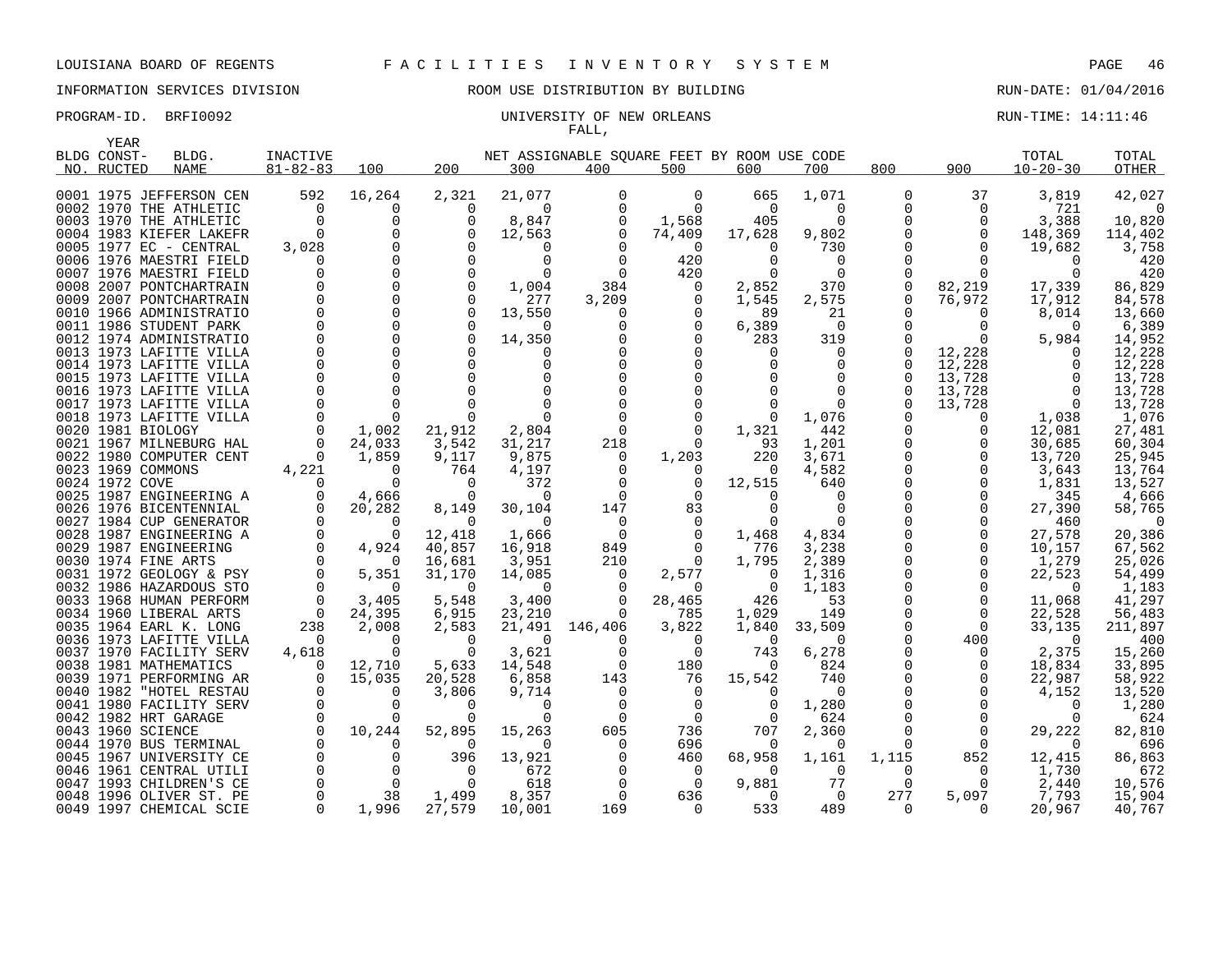LOUISIANA BOARD OF REGENTS — F A C I L I T I E S   I N V E N T O R Y   S Y S T E M

INFORMATION SERVICES DIVISION — ROOM USE DISTRIBUTION BY BUILDING — RUN-DATE: 01/04/2016

PROGRAM-ID. BRFI0092 — UNIVERSITY OF NEW ORLEANS — RUN-TIME: 14:11:46

FALL,

| BLDG NO. | YEAR CONST-RUCTED | BLDG. NAME | INACTIVE 81-82-83 | 100 | 200 | 300 | 400 | 500 | 600 | 700 | 800 | 900 | TOTAL 10-20-30 | TOTAL OTHER |
|---|---|---|---|---|---|---|---|---|---|---|---|---|---|---|
| 0001 | 1975 | JEFFERSON CEN | 592 | 16,264 | 2,321 | 21,077 | 0 | 0 | 665 | 1,071 | 0 | 37 | 3,819 | 42,027 |
| 0002 | 1970 | THE ATHLETIC | 0 | 0 | 0 | 0 | 0 | 0 | 0 | 0 | 0 | 0 | 721 | 0 |
| 0003 | 1970 | THE ATHLETIC | 0 | 0 | 0 | 8,847 | 0 | 1,568 | 405 | 0 | 0 | 0 | 3,388 | 10,820 |
| 0004 | 1983 | KIEFER LAKEFR | 0 | 0 | 0 | 12,563 | 0 | 74,409 | 17,628 | 9,802 | 0 | 0 | 148,369 | 114,402 |
| 0005 | 1977 | EC - CENTRAL | 3,028 | 0 | 0 | 0 | 0 | 0 | 0 | 730 | 0 | 0 | 19,682 | 3,758 |
| 0006 | 1976 | MAESTRI FIELD | 0 | 0 | 0 | 0 | 0 | 420 | 0 | 0 | 0 | 0 | 0 | 420 |
| 0007 | 1976 | MAESTRI FIELD | 0 | 0 | 0 | 0 | 0 | 420 | 0 | 0 | 0 | 0 | 0 | 420 |
| 0008 | 2007 | PONTCHARTRAIN | 0 | 0 | 0 | 1,004 | 384 | 0 | 2,852 | 370 | 0 | 82,219 | 17,339 | 86,829 |
| 0009 | 2007 | PONTCHARTRAIN | 0 | 0 | 0 | 277 | 3,209 | 0 | 1,545 | 2,575 | 0 | 76,972 | 17,912 | 84,578 |
| 0010 | 1966 | ADMINISTRATIO | 0 | 0 | 0 | 13,550 | 0 | 0 | 89 | 21 | 0 | 0 | 8,014 | 13,660 |
| 0011 | 1986 | STUDENT PARK | 0 | 0 | 0 | 0 | 0 | 0 | 6,389 | 0 | 0 | 0 | 0 | 6,389 |
| 0012 | 1974 | ADMINISTRATIO | 0 | 0 | 0 | 14,350 | 0 | 0 | 283 | 319 | 0 | 0 | 5,984 | 14,952 |
| 0013 | 1973 | LAFITTE VILLA | 0 | 0 | 0 | 0 | 0 | 0 | 0 | 0 | 0 | 12,228 | 0 | 12,228 |
| 0014 | 1973 | LAFITTE VILLA | 0 | 0 | 0 | 0 | 0 | 0 | 0 | 0 | 0 | 12,228 | 0 | 12,228 |
| 0015 | 1973 | LAFITTE VILLA | 0 | 0 | 0 | 0 | 0 | 0 | 0 | 0 | 0 | 13,728 | 0 | 13,728 |
| 0016 | 1973 | LAFITTE VILLA | 0 | 0 | 0 | 0 | 0 | 0 | 0 | 0 | 0 | 13,728 | 0 | 13,728 |
| 0017 | 1973 | LAFITTE VILLA | 0 | 0 | 0 | 0 | 0 | 0 | 0 | 0 | 0 | 13,728 | 0 | 13,728 |
| 0018 | 1973 | LAFITTE VILLA | 0 | 0 | 0 | 0 | 0 | 0 | 0 | 1,076 | 0 | 0 | 1,038 | 1,076 |
| 0020 | 1981 | BIOLOGY | 0 | 1,002 | 21,912 | 2,804 | 0 | 0 | 1,321 | 442 | 0 | 0 | 12,081 | 27,481 |
| 0021 | 1967 | MILNEBURG HAL | 0 | 24,033 | 3,542 | 31,217 | 218 | 0 | 93 | 1,201 | 0 | 0 | 30,685 | 60,304 |
| 0022 | 1980 | COMPUTER CENT | 0 | 1,859 | 9,117 | 9,875 | 0 | 1,203 | 220 | 3,671 | 0 | 0 | 13,720 | 25,945 |
| 0023 | 1969 | COMMONS | 4,221 | 0 | 764 | 4,197 | 0 | 0 | 0 | 4,582 | 0 | 0 | 3,643 | 13,764 |
| 0024 | 1972 | COVE | 0 | 0 | 0 | 372 | 0 | 0 | 12,515 | 640 | 0 | 0 | 1,831 | 13,527 |
| 0025 | 1987 | ENGINEERING A | 0 | 4,666 | 0 | 0 | 0 | 0 | 0 | 0 | 0 | 0 | 345 | 4,666 |
| 0026 | 1976 | BICENTENNIAL | 0 | 20,282 | 8,149 | 30,104 | 147 | 83 | 0 | 0 | 0 | 0 | 27,390 | 58,765 |
| 0027 | 1984 | CUP GENERATOR | 0 | 0 | 0 | 0 | 0 | 0 | 0 | 0 | 0 | 0 | 460 | 0 |
| 0028 | 1987 | ENGINEERING A | 0 | 0 | 12,418 | 1,666 | 0 | 0 | 1,468 | 4,834 | 0 | 0 | 27,578 | 20,386 |
| 0029 | 1987 | ENGINEERING | 0 | 4,924 | 40,857 | 16,918 | 849 | 0 | 776 | 3,238 | 0 | 0 | 10,157 | 67,562 |
| 0030 | 1974 | FINE ARTS | 0 | 0 | 16,681 | 3,951 | 210 | 0 | 1,795 | 2,389 | 0 | 0 | 1,279 | 25,026 |
| 0031 | 1972 | GEOLOGY & PSY | 0 | 5,351 | 31,170 | 14,085 | 0 | 2,577 | 0 | 1,316 | 0 | 0 | 22,523 | 54,499 |
| 0032 | 1986 | HAZARDOUS STO | 0 | 0 | 0 | 0 | 0 | 0 | 0 | 1,183 | 0 | 0 | 0 | 1,183 |
| 0033 | 1968 | HUMAN PERFORM | 0 | 3,405 | 5,548 | 3,400 | 0 | 28,465 | 426 | 53 | 0 | 0 | 11,068 | 41,297 |
| 0034 | 1960 | LIBERAL ARTS | 0 | 24,395 | 6,915 | 23,210 | 0 | 785 | 1,029 | 149 | 0 | 0 | 22,528 | 56,483 |
| 0035 | 1964 | EARL K. LONG | 238 | 2,008 | 2,583 | 21,491 | 146,406 | 3,822 | 1,840 | 33,509 | 0 | 0 | 33,135 | 211,897 |
| 0036 | 1973 | LAFITTE VILLA | 0 | 0 | 0 | 0 | 0 | 0 | 0 | 0 | 0 | 400 | 0 | 400 |
| 0037 | 1970 | FACILITY SERV | 4,618 | 0 | 0 | 3,621 | 0 | 0 | 743 | 6,278 | 0 | 0 | 2,375 | 15,260 |
| 0038 | 1981 | MATHEMATICS | 0 | 12,710 | 5,633 | 14,548 | 0 | 180 | 0 | 824 | 0 | 0 | 18,834 | 33,895 |
| 0039 | 1971 | PERFORMING AR | 0 | 15,035 | 20,528 | 6,858 | 143 | 76 | 15,542 | 740 | 0 | 0 | 22,987 | 58,922 |
| 0040 | 1982 | "HOTEL RESTAU | 0 | 0 | 3,806 | 9,714 | 0 | 0 | 0 | 0 | 0 | 0 | 4,152 | 13,520 |
| 0041 | 1980 | FACILITY SERV | 0 | 0 | 0 | 0 | 0 | 0 | 0 | 1,280 | 0 | 0 | 0 | 1,280 |
| 0042 | 1982 | HRT GARAGE | 0 | 0 | 0 | 0 | 0 | 0 | 0 | 624 | 0 | 0 | 0 | 624 |
| 0043 | 1960 | SCIENCE | 0 | 10,244 | 52,895 | 15,263 | 605 | 736 | 707 | 2,360 | 0 | 0 | 29,222 | 82,810 |
| 0044 | 1970 | BUS TERMINAL | 0 | 0 | 0 | 0 | 0 | 696 | 0 | 0 | 0 | 0 | 0 | 696 |
| 0045 | 1967 | UNIVERSITY CE | 0 | 0 | 396 | 13,921 | 0 | 460 | 68,958 | 1,161 | 1,115 | 852 | 12,415 | 86,863 |
| 0046 | 1961 | CENTRAL UTILI | 0 | 0 | 0 | 672 | 0 | 0 | 0 | 0 | 0 | 0 | 1,730 | 672 |
| 0047 | 1993 | CHILDREN'S CE | 0 | 0 | 0 | 618 | 0 | 0 | 9,881 | 77 | 0 | 0 | 2,440 | 10,576 |
| 0048 | 1996 | OLIVER ST. PE | 0 | 38 | 1,499 | 8,357 | 0 | 636 | 0 | 0 | 277 | 5,097 | 7,793 | 15,904 |
| 0049 | 1997 | CHEMICAL SCIE | 0 | 1,996 | 27,579 | 10,001 | 169 | 0 | 533 | 489 | 0 | 0 | 20,967 | 40,767 |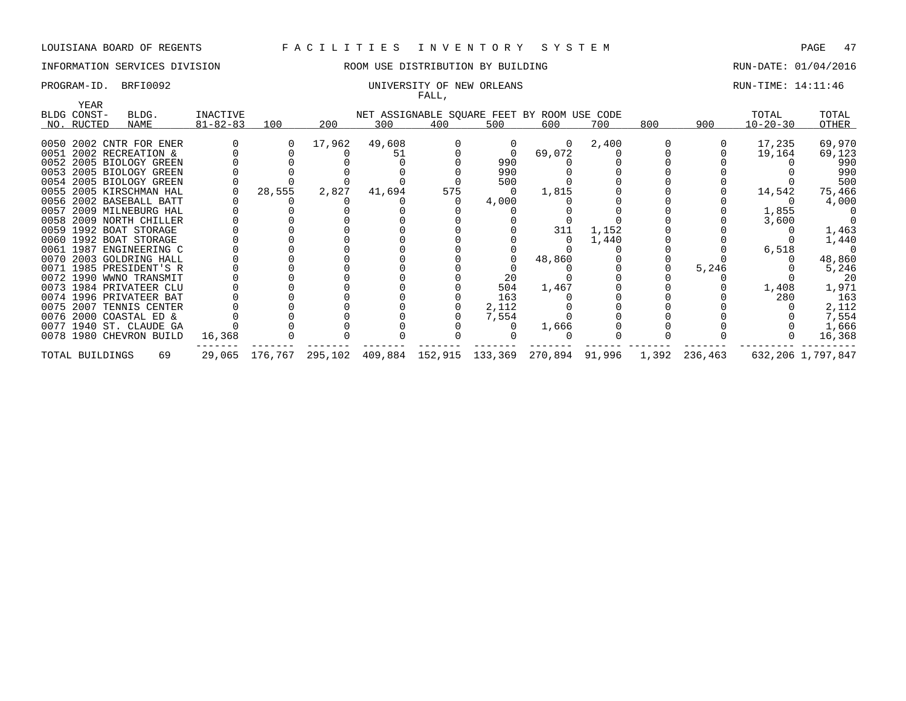LOUISIANA BOARD OF REGENTS F A C I L I T I E S I N V E N T O R Y S Y S T E M

INFORMATION SERVICES DIVISION ROOM USE DISTRIBUTION BY BUILDING RUN-DATE: 01/04/2016

PROGRAM-ID. BRFI0092 UNIVERSITY OF NEW ORLEANS RUN-TIME: 14:11:46

FALL,

| BLDG NO. | YEAR CONST-RUCTED | BLDG. NAME | INACTIVE 81-82-83 | 100 | 200 | 300 | 400 | 500 | 600 | 700 | 800 | 900 | TOTAL 10-20-30 | TOTAL OTHER |
|---|---|---|---|---|---|---|---|---|---|---|---|---|---|---|
| 0050 | 2002 | CNTR FOR ENER | 0 | 0 | 17,962 | 49,608 | 0 | 0 | 0 | 2,400 | 0 | 0 | 17,235 | 69,970 |
| 0051 | 2002 | RECREATION & | 0 | 0 | 0 | 51 | 0 | 0 | 69,072 | 0 | 0 | 0 | 19,164 | 69,123 |
| 0052 | 2005 | BIOLOGY GREEN | 0 | 0 | 0 | 0 | 0 | 990 | 0 | 0 | 0 | 0 | 0 | 990 |
| 0053 | 2005 | BIOLOGY GREEN | 0 | 0 | 0 | 0 | 0 | 990 | 0 | 0 | 0 | 0 | 0 | 990 |
| 0054 | 2005 | BIOLOGY GREEN | 0 | 0 | 0 | 0 | 0 | 500 | 0 | 0 | 0 | 0 | 0 | 500 |
| 0055 | 2005 | KIRSCHMAN HAL | 0 | 28,555 | 2,827 | 41,694 | 575 | 0 | 1,815 | 0 | 0 | 0 | 14,542 | 75,466 |
| 0056 | 2002 | BASEBALL BATT | 0 | 0 | 0 | 0 | 0 | 4,000 | 0 | 0 | 0 | 0 | 0 | 4,000 |
| 0057 | 2009 | MILNEBURG HAL | 0 | 0 | 0 | 0 | 0 | 0 | 0 | 0 | 0 | 0 | 1,855 | 0 |
| 0058 | 2009 | NORTH CHILLER | 0 | 0 | 0 | 0 | 0 | 0 | 0 | 0 | 0 | 0 | 3,600 | 0 |
| 0059 | 1992 | BOAT STORAGE | 0 | 0 | 0 | 0 | 0 | 0 | 311 | 1,152 | 0 | 0 | 0 | 1,463 |
| 0060 | 1992 | BOAT STORAGE | 0 | 0 | 0 | 0 | 0 | 0 | 0 | 1,440 | 0 | 0 | 0 | 1,440 |
| 0061 | 1987 | ENGINEERING C | 0 | 0 | 0 | 0 | 0 | 0 | 0 | 0 | 0 | 0 | 6,518 | 0 |
| 0070 | 2003 | GOLDRING HALL | 0 | 0 | 0 | 0 | 0 | 0 | 48,860 | 0 | 0 | 0 | 0 | 48,860 |
| 0071 | 1985 | PRESIDENT'S R | 0 | 0 | 0 | 0 | 0 | 0 | 0 | 0 | 0 | 5,246 | 0 | 5,246 |
| 0072 | 1990 | WWNO TRANSMIT | 0 | 0 | 0 | 0 | 0 | 20 | 0 | 0 | 0 | 0 | 0 | 20 |
| 0073 | 1984 | PRIVATEER CLU | 0 | 0 | 0 | 0 | 0 | 504 | 1,467 | 0 | 0 | 0 | 1,408 | 1,971 |
| 0074 | 1996 | PRIVATEER BAT | 0 | 0 | 0 | 0 | 0 | 163 | 0 | 0 | 0 | 0 | 280 | 163 |
| 0075 | 2007 | TENNIS CENTER | 0 | 0 | 0 | 0 | 0 | 2,112 | 0 | 0 | 0 | 0 | 0 | 2,112 |
| 0076 | 2000 | COASTAL ED & | 0 | 0 | 0 | 0 | 0 | 7,554 | 0 | 0 | 0 | 0 | 0 | 7,554 |
| 0077 | 1940 | ST. CLAUDE GA | 0 | 0 | 0 | 0 | 0 | 0 | 1,666 | 0 | 0 | 0 | 0 | 1,666 |
| 0078 | 1980 | CHEVRON BUILD | 16,368 | 0 | 0 | 0 | 0 | 0 | 0 | 0 | 0 | 0 | 0 | 16,368 |
| TOTAL BUILDINGS | | 69 | 29,065 | 176,767 | 295,102 | 409,884 | 152,915 | 133,369 | 270,894 | 91,996 | 1,392 | 236,463 | 632,206 | 1,797,847 |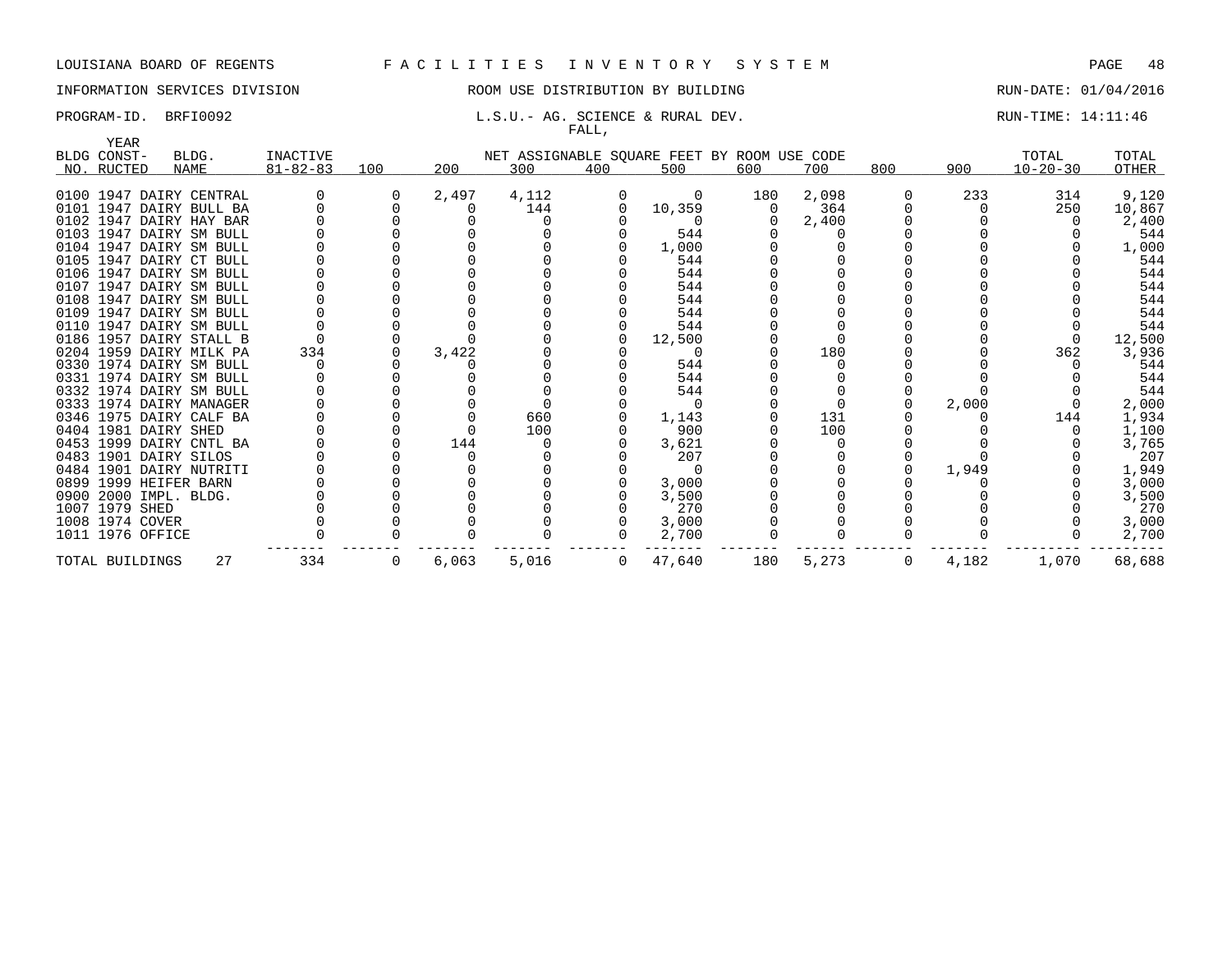LOUISIANA BOARD OF REGENTS F A C I L I T I E S I N V E N T O R Y S Y S T E M

INFORMATION SERVICES DIVISION ROOM USE DISTRIBUTION BY BUILDING RUN-DATE: 01/04/2016

PROGRAM-ID. BRFI0092 L.S.U.- AG. SCIENCE & RURAL DEV. RUN-TIME: 14:11:46

FALL,

| BLDG NO. | YEAR CONST-RUCTED | BLDG. NAME | INACTIVE 81-82-83 | 100 | 200 | 300 | 400 | 500 | 600 | 700 | 800 | 900 | TOTAL 10-20-30 | TOTAL OTHER |
|---|---|---|---|---|---|---|---|---|---|---|---|---|---|---|
| 0100 | 1947 | DAIRY CENTRAL | 0 | 0 | 2,497 | 4,112 | 0 | 0 | 180 | 2,098 | 0 | 233 | 314 | 9,120 |
| 0101 | 1947 | DAIRY BULL BA | 0 | 0 | 0 | 144 | 0 | 10,359 | 0 | 364 | 0 | 0 | 250 | 10,867 |
| 0102 | 1947 | DAIRY HAY BAR | 0 | 0 | 0 | 0 | 0 | 0 | 0 | 2,400 | 0 | 0 | 0 | 2,400 |
| 0103 | 1947 | DAIRY SM BULL | 0 | 0 | 0 | 0 | 0 | 544 | 0 | 0 | 0 | 0 | 0 | 544 |
| 0104 | 1947 | DAIRY SM BULL | 0 | 0 | 0 | 0 | 0 | 1,000 | 0 | 0 | 0 | 0 | 0 | 1,000 |
| 0105 | 1947 | DAIRY CT BULL | 0 | 0 | 0 | 0 | 0 | 544 | 0 | 0 | 0 | 0 | 0 | 544 |
| 0106 | 1947 | DAIRY SM BULL | 0 | 0 | 0 | 0 | 0 | 544 | 0 | 0 | 0 | 0 | 0 | 544 |
| 0107 | 1947 | DAIRY SM BULL | 0 | 0 | 0 | 0 | 0 | 544 | 0 | 0 | 0 | 0 | 0 | 544 |
| 0108 | 1947 | DAIRY SM BULL | 0 | 0 | 0 | 0 | 0 | 544 | 0 | 0 | 0 | 0 | 0 | 544 |
| 0109 | 1947 | DAIRY SM BULL | 0 | 0 | 0 | 0 | 0 | 544 | 0 | 0 | 0 | 0 | 0 | 544 |
| 0110 | 1947 | DAIRY SM BULL | 0 | 0 | 0 | 0 | 0 | 544 | 0 | 0 | 0 | 0 | 0 | 544 |
| 0186 | 1957 | DAIRY STALL B | 0 | 0 | 0 | 0 | 0 | 12,500 | 0 | 0 | 0 | 0 | 0 | 12,500 |
| 0204 | 1959 | DAIRY MILK PA | 334 | 0 | 3,422 | 0 | 0 | 0 | 0 | 180 | 0 | 0 | 362 | 3,936 |
| 0330 | 1974 | DAIRY SM BULL | 0 | 0 | 0 | 0 | 0 | 544 | 0 | 0 | 0 | 0 | 0 | 544 |
| 0331 | 1974 | DAIRY SM BULL | 0 | 0 | 0 | 0 | 0 | 544 | 0 | 0 | 0 | 0 | 0 | 544 |
| 0332 | 1974 | DAIRY SM BULL | 0 | 0 | 0 | 0 | 0 | 544 | 0 | 0 | 0 | 0 | 0 | 544 |
| 0333 | 1974 | DAIRY MANAGER | 0 | 0 | 0 | 0 | 0 | 0 | 0 | 0 | 0 | 2,000 | 0 | 2,000 |
| 0346 | 1975 | DAIRY CALF BA | 0 | 0 | 0 | 660 | 0 | 1,143 | 0 | 131 | 0 | 0 | 144 | 1,934 |
| 0404 | 1981 | DAIRY SHED | 0 | 0 | 0 | 100 | 0 | 900 | 0 | 100 | 0 | 0 | 0 | 1,100 |
| 0453 | 1999 | DAIRY CNTL BA | 0 | 0 | 144 | 0 | 0 | 3,621 | 0 | 0 | 0 | 0 | 0 | 3,765 |
| 0483 | 1901 | DAIRY SILOS | 0 | 0 | 0 | 0 | 0 | 207 | 0 | 0 | 0 | 0 | 0 | 207 |
| 0484 | 1901 | DAIRY NUTRITI | 0 | 0 | 0 | 0 | 0 | 0 | 0 | 0 | 0 | 1,949 | 0 | 1,949 |
| 0899 | 1999 | HEIFER BARN | 0 | 0 | 0 | 0 | 0 | 3,000 | 0 | 0 | 0 | 0 | 0 | 3,000 |
| 0900 | 2000 | IMPL. BLDG. | 0 | 0 | 0 | 0 | 0 | 3,500 | 0 | 0 | 0 | 0 | 0 | 3,500 |
| 1007 | 1979 | SHED | 0 | 0 | 0 | 0 | 0 | 270 | 0 | 0 | 0 | 0 | 0 | 270 |
| 1008 | 1974 | COVER | 0 | 0 | 0 | 0 | 0 | 3,000 | 0 | 0 | 0 | 0 | 0 | 3,000 |
| 1011 | 1976 | OFFICE | 0 | 0 | 0 | 0 | 0 | 2,700 | 0 | 0 | 0 | 0 | 0 | 2,700 |
| TOTAL BUILDINGS | | 27 | 334 | 0 | 6,063 | 5,016 | 0 | 47,640 | 180 | 5,273 | 0 | 4,182 | 1,070 | 68,688 |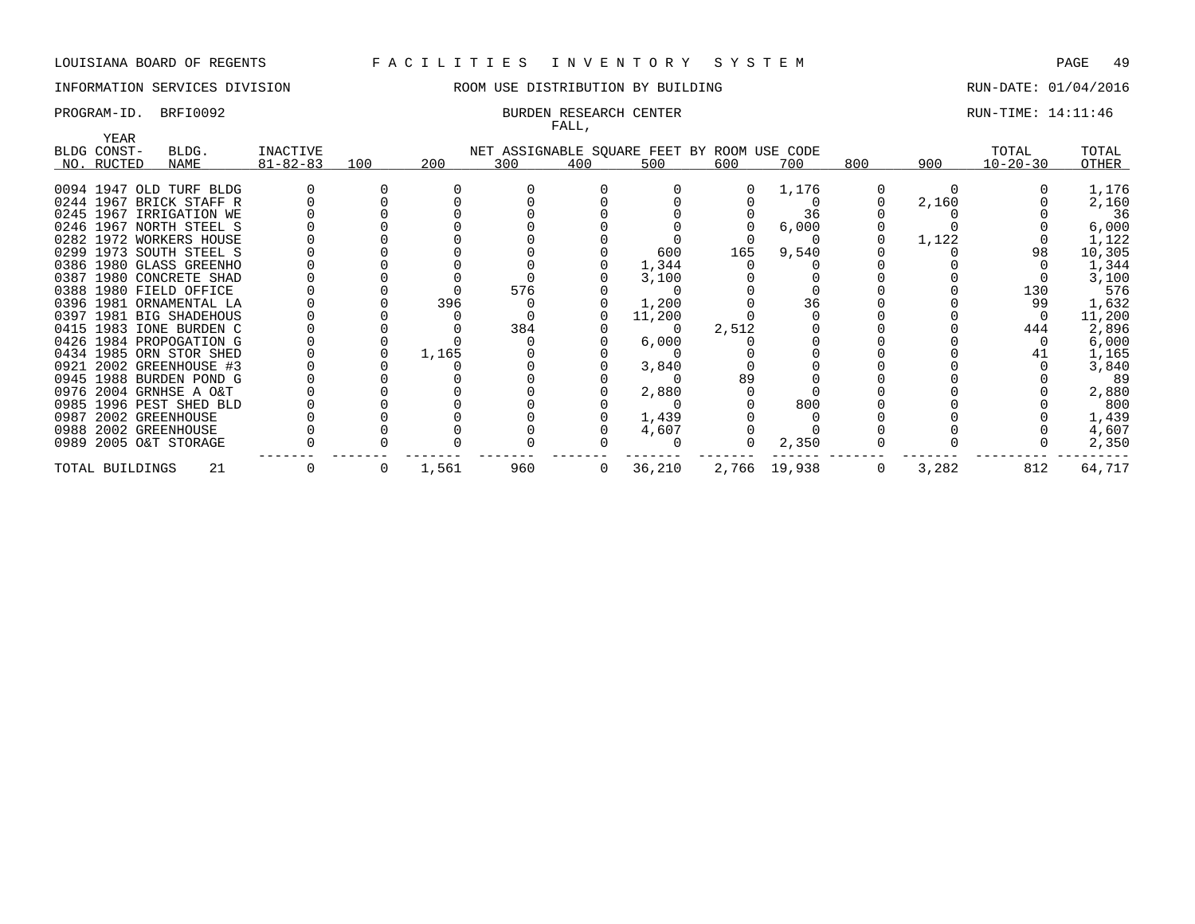LOUISIANA BOARD OF REGENTS — F A C I L I T I E S   I N V E N T O R Y   S Y S T E M

INFORMATION SERVICES DIVISION — ROOM USE DISTRIBUTION BY BUILDING — RUN-DATE: 01/04/2016

PROGRAM-ID. BRFI0092 — BURDEN RESEARCH CENTER — RUN-TIME: 14:11:46

FALL,

| BLDG NO. | YEAR CONST-RUCTED | BLDG. NAME | INACTIVE 81-82-83 | 100 | 200 | 300 | 400 | 500 | 600 | 700 | 800 | 900 | TOTAL 10-20-30 | TOTAL OTHER |
|---|---|---|---|---|---|---|---|---|---|---|---|---|---|---|
| 0094 | 1947 | OLD TURF BLDG | 0 | 0 | 0 | 0 | 0 | 0 | 0 | 1,176 | 0 | 0 | 0 | 1,176 |
| 0244 | 1967 | BRICK STAFF R | 0 | 0 | 0 | 0 | 0 | 0 | 0 | 0 | 0 | 2,160 | 0 | 2,160 |
| 0245 | 1967 | IRRIGATION WE | 0 | 0 | 0 | 0 | 0 | 0 | 0 | 36 | 0 | 0 | 0 | 36 |
| 0246 | 1967 | NORTH STEEL S | 0 | 0 | 0 | 0 | 0 | 0 | 0 | 6,000 | 0 | 0 | 0 | 6,000 |
| 0282 | 1972 | WORKERS HOUSE | 0 | 0 | 0 | 0 | 0 | 0 | 0 | 0 | 0 | 1,122 | 0 | 1,122 |
| 0299 | 1973 | SOUTH STEEL S | 0 | 0 | 0 | 0 | 0 | 600 | 165 | 9,540 | 0 | 0 | 98 | 10,305 |
| 0386 | 1980 | GLASS GREENHO | 0 | 0 | 0 | 0 | 0 | 1,344 | 0 | 0 | 0 | 0 | 0 | 1,344 |
| 0387 | 1980 | CONCRETE SHAD | 0 | 0 | 0 | 0 | 0 | 3,100 | 0 | 0 | 0 | 0 | 0 | 3,100 |
| 0388 | 1980 | FIELD OFFICE | 0 | 0 | 0 | 576 | 0 | 0 | 0 | 0 | 0 | 0 | 130 | 576 |
| 0396 | 1981 | ORNAMENTAL LA | 0 | 0 | 396 | 0 | 0 | 1,200 | 0 | 36 | 0 | 0 | 99 | 1,632 |
| 0397 | 1981 | BIG SHADEHOUS | 0 | 0 | 0 | 0 | 0 | 11,200 | 0 | 0 | 0 | 0 | 0 | 11,200 |
| 0415 | 1983 | IONE BURDEN C | 0 | 0 | 0 | 384 | 0 | 0 | 2,512 | 0 | 0 | 0 | 444 | 2,896 |
| 0426 | 1984 | PROPOGATION G | 0 | 0 | 0 | 0 | 0 | 6,000 | 0 | 0 | 0 | 0 | 0 | 6,000 |
| 0434 | 1985 | ORN STOR SHED | 0 | 0 | 1,165 | 0 | 0 | 0 | 0 | 0 | 0 | 0 | 41 | 1,165 |
| 0921 | 2002 | GREENHOUSE #3 | 0 | 0 | 0 | 0 | 0 | 3,840 | 0 | 0 | 0 | 0 | 0 | 3,840 |
| 0945 | 1988 | BURDEN POND G | 0 | 0 | 0 | 0 | 0 | 0 | 89 | 0 | 0 | 0 | 0 | 89 |
| 0976 | 2004 | GRNHSE A O&T | 0 | 0 | 0 | 0 | 0 | 2,880 | 0 | 0 | 0 | 0 | 0 | 2,880 |
| 0985 | 1996 | PEST SHED BLD | 0 | 0 | 0 | 0 | 0 | 0 | 0 | 800 | 0 | 0 | 0 | 800 |
| 0987 | 2002 | GREENHOUSE | 0 | 0 | 0 | 0 | 0 | 1,439 | 0 | 0 | 0 | 0 | 0 | 1,439 |
| 0988 | 2002 | GREENHOUSE | 0 | 0 | 0 | 0 | 0 | 4,607 | 0 | 0 | 0 | 0 | 0 | 4,607 |
| 0989 | 2005 | O&T STORAGE | 0 | 0 | 0 | 0 | 0 | 0 | 0 | 2,350 | 0 | 0 | 0 | 2,350 |
| TOTAL BUILDINGS | | 21 | 0 | 0 | 1,561 | 960 | 0 | 36,210 | 2,766 | 19,938 | 0 | 3,282 | 812 | 64,717 |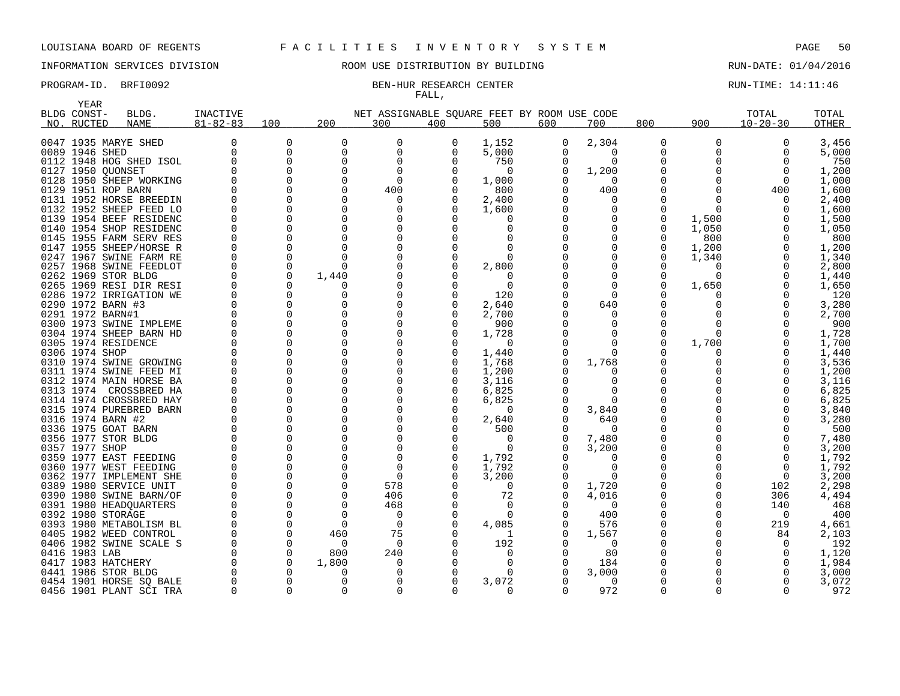LOUISIANA BOARD OF REGENTS F A C I L I T I E S I N V E N T O R Y S Y S T E M

INFORMATION SERVICES DIVISION ROOM USE DISTRIBUTION BY BUILDING RUN-DATE: 01/04/2016

PROGRAM-ID. BRFI0092 BEN-HUR RESEARCH CENTER RUN-TIME: 14:11:46

FALL,

| BLDG NO. | YEAR CONST-RUCTED | BLDG. NAME | INACTIVE 81-82-83 | 100 | 200 | 300 | 400 | 500 | 600 | 700 | 800 | 900 | TOTAL 10-20-30 | TOTAL OTHER |
|---|---|---|---|---|---|---|---|---|---|---|---|---|---|---|
| 0047 | 1935 | MARYE SHED | 0 | 0 | 0 | 0 | 0 | 1,152 | 0 | 2,304 | 0 | 0 | 0 | 3,456 |
| 0089 | 1946 | SHED | 0 | 0 | 0 | 0 | 0 | 5,000 | 0 | 0 | 0 | 0 | 0 | 5,000 |
| 0112 | 1948 | HOG SHED ISOL | 0 | 0 | 0 | 0 | 0 | 750 | 0 | 0 | 0 | 0 | 0 | 750 |
| 0127 | 1950 | QUONSET | 0 | 0 | 0 | 0 | 0 | 0 | 0 | 1,200 | 0 | 0 | 0 | 1,200 |
| 0128 | 1950 | SHEEP WORKING | 0 | 0 | 0 | 0 | 0 | 1,000 | 0 | 0 | 0 | 0 | 0 | 1,000 |
| 0129 | 1951 | ROP BARN | 0 | 0 | 0 | 400 | 0 | 800 | 0 | 400 | 0 | 0 | 400 | 1,600 |
| 0131 | 1952 | HORSE BREEDIN | 0 | 0 | 0 | 0 | 0 | 2,400 | 0 | 0 | 0 | 0 | 0 | 2,400 |
| 0132 | 1952 | SHEEP FEED LO | 0 | 0 | 0 | 0 | 0 | 1,600 | 0 | 0 | 0 | 0 | 0 | 1,600 |
| 0139 | 1954 | BEEF RESIDENC | 0 | 0 | 0 | 0 | 0 | 0 | 0 | 0 | 0 | 1,500 | 0 | 1,500 |
| 0140 | 1954 | SHOP RESIDENC | 0 | 0 | 0 | 0 | 0 | 0 | 0 | 0 | 0 | 1,050 | 0 | 1,050 |
| 0145 | 1955 | FARM SERV RES | 0 | 0 | 0 | 0 | 0 | 0 | 0 | 0 | 0 | 800 | 0 | 800 |
| 0147 | 1955 | SHEEP/HORSE R | 0 | 0 | 0 | 0 | 0 | 0 | 0 | 0 | 0 | 1,200 | 0 | 1,200 |
| 0247 | 1967 | SWINE FARM RE | 0 | 0 | 0 | 0 | 0 | 0 | 0 | 0 | 0 | 1,340 | 0 | 1,340 |
| 0257 | 1968 | SWINE FEEDLOT | 0 | 0 | 0 | 0 | 0 | 2,800 | 0 | 0 | 0 | 0 | 0 | 2,800 |
| 0262 | 1969 | STOR BLDG | 0 | 0 | 1,440 | 0 | 0 | 0 | 0 | 0 | 0 | 0 | 0 | 1,440 |
| 0265 | 1969 | RESI DIR RESI | 0 | 0 | 0 | 0 | 0 | 0 | 0 | 0 | 0 | 1,650 | 0 | 1,650 |
| 0286 | 1972 | IRRIGATION WE | 0 | 0 | 0 | 0 | 0 | 120 | 0 | 0 | 0 | 0 | 0 | 120 |
| 0290 | 1972 | BARN #3 | 0 | 0 | 0 | 0 | 0 | 2,640 | 0 | 640 | 0 | 0 | 0 | 3,280 |
| 0291 | 1972 | BARN#1 | 0 | 0 | 0 | 0 | 0 | 2,700 | 0 | 0 | 0 | 0 | 0 | 2,700 |
| 0300 | 1973 | SWINE IMPLEME | 0 | 0 | 0 | 0 | 0 | 900 | 0 | 0 | 0 | 0 | 0 | 900 |
| 0304 | 1974 | SHEEP BARN HD | 0 | 0 | 0 | 0 | 0 | 1,728 | 0 | 0 | 0 | 0 | 0 | 1,728 |
| 0305 | 1974 | RESIDENCE | 0 | 0 | 0 | 0 | 0 | 0 | 0 | 0 | 0 | 1,700 | 0 | 1,700 |
| 0306 | 1974 | SHOP | 0 | 0 | 0 | 0 | 0 | 1,440 | 0 | 0 | 0 | 0 | 0 | 1,440 |
| 0310 | 1974 | SWINE GROWING | 0 | 0 | 0 | 0 | 0 | 1,768 | 0 | 1,768 | 0 | 0 | 0 | 3,536 |
| 0311 | 1974 | SWINE FEED MI | 0 | 0 | 0 | 0 | 0 | 1,200 | 0 | 0 | 0 | 0 | 0 | 1,200 |
| 0312 | 1974 | MAIN HORSE BA | 0 | 0 | 0 | 0 | 0 | 3,116 | 0 | 0 | 0 | 0 | 0 | 3,116 |
| 0313 | 1974 | CROSSBRED HA | 0 | 0 | 0 | 0 | 0 | 6,825 | 0 | 0 | 0 | 0 | 0 | 6,825 |
| 0314 | 1974 | CROSSBRED HAY | 0 | 0 | 0 | 0 | 0 | 6,825 | 0 | 0 | 0 | 0 | 0 | 6,825 |
| 0315 | 1974 | PUREBRED BARN | 0 | 0 | 0 | 0 | 0 | 0 | 0 | 3,840 | 0 | 0 | 0 | 3,840 |
| 0316 | 1974 | BARN #2 | 0 | 0 | 0 | 0 | 0 | 2,640 | 0 | 640 | 0 | 0 | 0 | 3,280 |
| 0336 | 1975 | GOAT BARN | 0 | 0 | 0 | 0 | 0 | 500 | 0 | 0 | 0 | 0 | 0 | 500 |
| 0356 | 1977 | STOR BLDG | 0 | 0 | 0 | 0 | 0 | 0 | 0 | 7,480 | 0 | 0 | 0 | 7,480 |
| 0357 | 1977 | SHOP | 0 | 0 | 0 | 0 | 0 | 0 | 0 | 3,200 | 0 | 0 | 0 | 3,200 |
| 0359 | 1977 | EAST FEEDING | 0 | 0 | 0 | 0 | 0 | 1,792 | 0 | 0 | 0 | 0 | 0 | 1,792 |
| 0360 | 1977 | WEST FEEDING | 0 | 0 | 0 | 0 | 0 | 1,792 | 0 | 0 | 0 | 0 | 0 | 1,792 |
| 0362 | 1977 | IMPLEMENT SHE | 0 | 0 | 0 | 0 | 0 | 3,200 | 0 | 0 | 0 | 0 | 0 | 3,200 |
| 0389 | 1980 | SERVICE UNIT | 0 | 0 | 0 | 578 | 0 | 0 | 0 | 1,720 | 0 | 0 | 102 | 2,298 |
| 0390 | 1980 | SWINE BARN/OF | 0 | 0 | 0 | 406 | 0 | 72 | 0 | 4,016 | 0 | 0 | 306 | 4,494 |
| 0391 | 1980 | HEADQUARTERS | 0 | 0 | 0 | 468 | 0 | 0 | 0 | 0 | 0 | 0 | 140 | 468 |
| 0392 | 1980 | STORAGE | 0 | 0 | 0 | 0 | 0 | 0 | 0 | 400 | 0 | 0 | 0 | 400 |
| 0393 | 1980 | METABOLISM BL | 0 | 0 | 0 | 0 | 0 | 4,085 | 0 | 576 | 0 | 0 | 219 | 4,661 |
| 0405 | 1982 | WEED CONTROL | 0 | 0 | 460 | 75 | 0 | 1 | 0 | 1,567 | 0 | 0 | 84 | 2,103 |
| 0406 | 1982 | SWINE SCALE S | 0 | 0 | 0 | 0 | 0 | 192 | 0 | 0 | 0 | 0 | 0 | 192 |
| 0416 | 1983 | LAB | 0 | 0 | 800 | 240 | 0 | 0 | 0 | 80 | 0 | 0 | 0 | 1,120 |
| 0417 | 1983 | HATCHERY | 0 | 0 | 1,800 | 0 | 0 | 0 | 0 | 184 | 0 | 0 | 0 | 1,984 |
| 0441 | 1986 | STOR BLDG | 0 | 0 | 0 | 0 | 0 | 0 | 0 | 3,000 | 0 | 0 | 0 | 3,000 |
| 0454 | 1901 | HORSE SQ BALE | 0 | 0 | 0 | 0 | 0 | 3,072 | 0 | 0 | 0 | 0 | 0 | 3,072 |
| 0456 | 1901 | PLANT SCI TRA | 0 | 0 | 0 | 0 | 0 | 0 | 0 | 972 | 0 | 0 | 0 | 972 |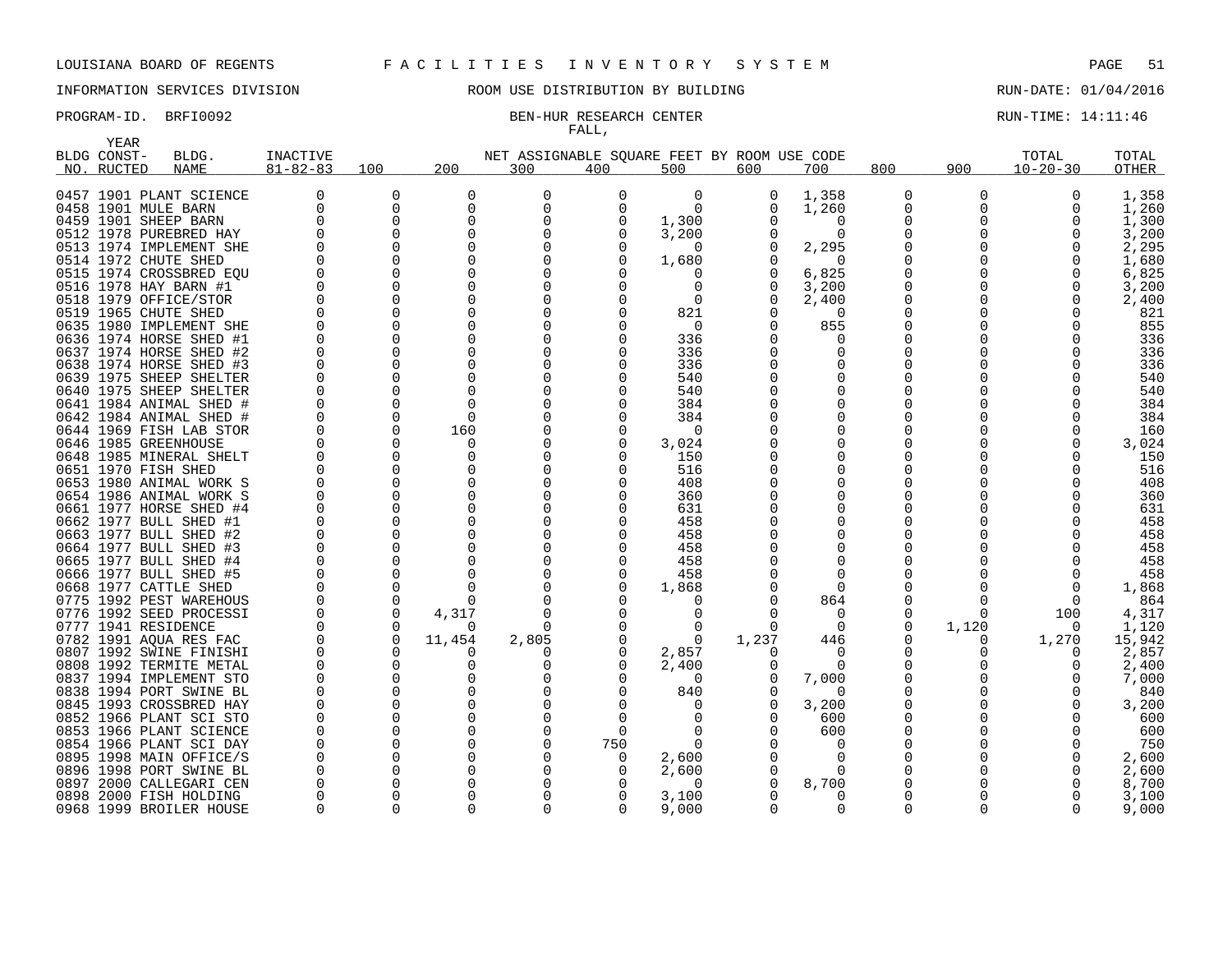LOUISIANA BOARD OF REGENTS F A C I L I T I E S I N V E N T O R Y S Y S T E M

INFORMATION SERVICES DIVISION ROOM USE DISTRIBUTION BY BUILDING RUN-DATE: 01/04/2016

PROGRAM-ID. BRFI0092 BEN-HUR RESEARCH CENTER RUN-TIME: 14:11:46

FALL,

| BLDG NO. | YEAR CONST-RUCTED | BLDG. NAME | INACTIVE 81-82-83 | 100 | 200 | 300 | 400 | 500 | 600 | 700 | 800 | 900 | TOTAL 10-20-30 | TOTAL OTHER |
|---|---|---|---|---|---|---|---|---|---|---|---|---|---|---|
| 0457 | 1901 | PLANT SCIENCE | 0 | 0 | 0 | 0 | 0 | 0 | 0 | 1,358 | 0 | 0 | 0 | 1,358 |
| 0458 | 1901 | MULE BARN | 0 | 0 | 0 | 0 | 0 | 0 | 0 | 1,260 | 0 | 0 | 0 | 1,260 |
| 0459 | 1901 | SHEEP BARN | 0 | 0 | 0 | 0 | 0 | 1,300 | 0 | 0 | 0 | 0 | 0 | 1,300 |
| 0512 | 1978 | PUREBRED HAY | 0 | 0 | 0 | 0 | 0 | 3,200 | 0 | 0 | 0 | 0 | 0 | 3,200 |
| 0513 | 1974 | IMPLEMENT SHE | 0 | 0 | 0 | 0 | 0 | 0 | 0 | 2,295 | 0 | 0 | 0 | 2,295 |
| 0514 | 1972 | CHUTE SHED | 0 | 0 | 0 | 0 | 0 | 1,680 | 0 | 0 | 0 | 0 | 0 | 1,680 |
| 0515 | 1974 | CROSSBRED EQU | 0 | 0 | 0 | 0 | 0 | 0 | 0 | 6,825 | 0 | 0 | 0 | 6,825 |
| 0516 | 1978 | HAY BARN #1 | 0 | 0 | 0 | 0 | 0 | 0 | 0 | 3,200 | 0 | 0 | 0 | 3,200 |
| 0518 | 1979 | OFFICE/STOR | 0 | 0 | 0 | 0 | 0 | 0 | 0 | 2,400 | 0 | 0 | 0 | 2,400 |
| 0519 | 1965 | CHUTE SHED | 0 | 0 | 0 | 0 | 0 | 821 | 0 | 0 | 0 | 0 | 0 | 821 |
| 0635 | 1980 | IMPLEMENT SHE | 0 | 0 | 0 | 0 | 0 | 0 | 0 | 855 | 0 | 0 | 0 | 855 |
| 0636 | 1974 | HORSE SHED #1 | 0 | 0 | 0 | 0 | 0 | 336 | 0 | 0 | 0 | 0 | 0 | 336 |
| 0637 | 1974 | HORSE SHED #2 | 0 | 0 | 0 | 0 | 0 | 336 | 0 | 0 | 0 | 0 | 0 | 336 |
| 0638 | 1974 | HORSE SHED #3 | 0 | 0 | 0 | 0 | 0 | 336 | 0 | 0 | 0 | 0 | 0 | 336 |
| 0639 | 1975 | SHEEP SHELTER | 0 | 0 | 0 | 0 | 0 | 540 | 0 | 0 | 0 | 0 | 0 | 540 |
| 0640 | 1975 | SHEEP SHELTER | 0 | 0 | 0 | 0 | 0 | 540 | 0 | 0 | 0 | 0 | 0 | 540 |
| 0641 | 1984 | ANIMAL SHED # | 0 | 0 | 0 | 0 | 0 | 384 | 0 | 0 | 0 | 0 | 0 | 384 |
| 0642 | 1984 | ANIMAL SHED # | 0 | 0 | 0 | 0 | 0 | 384 | 0 | 0 | 0 | 0 | 0 | 384 |
| 0644 | 1969 | FISH LAB STOR | 0 | 0 | 160 | 0 | 0 | 0 | 0 | 0 | 0 | 0 | 0 | 160 |
| 0646 | 1985 | GREENHOUSE | 0 | 0 | 0 | 0 | 0 | 3,024 | 0 | 0 | 0 | 0 | 0 | 3,024 |
| 0648 | 1985 | MINERAL SHELT | 0 | 0 | 0 | 0 | 0 | 150 | 0 | 0 | 0 | 0 | 0 | 150 |
| 0651 | 1970 | FISH SHED | 0 | 0 | 0 | 0 | 0 | 516 | 0 | 0 | 0 | 0 | 0 | 516 |
| 0653 | 1980 | ANIMAL WORK S | 0 | 0 | 0 | 0 | 0 | 408 | 0 | 0 | 0 | 0 | 0 | 408 |
| 0654 | 1986 | ANIMAL WORK S | 0 | 0 | 0 | 0 | 0 | 360 | 0 | 0 | 0 | 0 | 0 | 360 |
| 0661 | 1977 | HORSE SHED #4 | 0 | 0 | 0 | 0 | 0 | 631 | 0 | 0 | 0 | 0 | 0 | 631 |
| 0662 | 1977 | BULL SHED #1 | 0 | 0 | 0 | 0 | 0 | 458 | 0 | 0 | 0 | 0 | 0 | 458 |
| 0663 | 1977 | BULL SHED #2 | 0 | 0 | 0 | 0 | 0 | 458 | 0 | 0 | 0 | 0 | 0 | 458 |
| 0664 | 1977 | BULL SHED #3 | 0 | 0 | 0 | 0 | 0 | 458 | 0 | 0 | 0 | 0 | 0 | 458 |
| 0665 | 1977 | BULL SHED #4 | 0 | 0 | 0 | 0 | 0 | 458 | 0 | 0 | 0 | 0 | 0 | 458 |
| 0666 | 1977 | BULL SHED #5 | 0 | 0 | 0 | 0 | 0 | 458 | 0 | 0 | 0 | 0 | 0 | 458 |
| 0668 | 1977 | CATTLE SHED | 0 | 0 | 0 | 0 | 0 | 1,868 | 0 | 0 | 0 | 0 | 0 | 1,868 |
| 0775 | 1992 | PEST WAREHOUS | 0 | 0 | 0 | 0 | 0 | 0 | 0 | 864 | 0 | 0 | 0 | 864 |
| 0776 | 1992 | SEED PROCESSI | 0 | 0 | 4,317 | 0 | 0 | 0 | 0 | 0 | 0 | 0 | 100 | 4,317 |
| 0777 | 1941 | RESIDENCE | 0 | 0 | 0 | 0 | 0 | 0 | 0 | 0 | 0 | 1,120 | 0 | 1,120 |
| 0782 | 1991 | AQUA RES FAC | 0 | 0 | 11,454 | 2,805 | 0 | 0 | 1,237 | 446 | 0 | 0 | 1,270 | 15,942 |
| 0807 | 1992 | SWINE FINISHI | 0 | 0 | 0 | 0 | 0 | 2,857 | 0 | 0 | 0 | 0 | 0 | 2,857 |
| 0808 | 1992 | TERMITE METAL | 0 | 0 | 0 | 0 | 0 | 2,400 | 0 | 0 | 0 | 0 | 0 | 2,400 |
| 0837 | 1994 | IMPLEMENT STO | 0 | 0 | 0 | 0 | 0 | 0 | 0 | 7,000 | 0 | 0 | 0 | 7,000 |
| 0838 | 1994 | PORT SWINE BL | 0 | 0 | 0 | 0 | 0 | 840 | 0 | 0 | 0 | 0 | 0 | 840 |
| 0845 | 1993 | CROSSBRED HAY | 0 | 0 | 0 | 0 | 0 | 0 | 0 | 3,200 | 0 | 0 | 0 | 3,200 |
| 0852 | 1966 | PLANT SCI STO | 0 | 0 | 0 | 0 | 0 | 0 | 0 | 600 | 0 | 0 | 0 | 600 |
| 0853 | 1966 | PLANT SCIENCE | 0 | 0 | 0 | 0 | 0 | 0 | 0 | 600 | 0 | 0 | 0 | 600 |
| 0854 | 1966 | PLANT SCI DAY | 0 | 0 | 0 | 0 | 750 | 0 | 0 | 0 | 0 | 0 | 0 | 750 |
| 0895 | 1998 | MAIN OFFICE/S | 0 | 0 | 0 | 0 | 0 | 2,600 | 0 | 0 | 0 | 0 | 0 | 2,600 |
| 0896 | 1998 | PORT SWINE BL | 0 | 0 | 0 | 0 | 0 | 2,600 | 0 | 0 | 0 | 0 | 0 | 2,600 |
| 0897 | 2000 | CALLEGARI CEN | 0 | 0 | 0 | 0 | 0 | 0 | 0 | 8,700 | 0 | 0 | 0 | 8,700 |
| 0898 | 2000 | FISH HOLDING | 0 | 0 | 0 | 0 | 0 | 3,100 | 0 | 0 | 0 | 0 | 0 | 3,100 |
| 0968 | 1999 | BROILER HOUSE | 0 | 0 | 0 | 0 | 0 | 9,000 | 0 | 0 | 0 | 0 | 0 | 9,000 |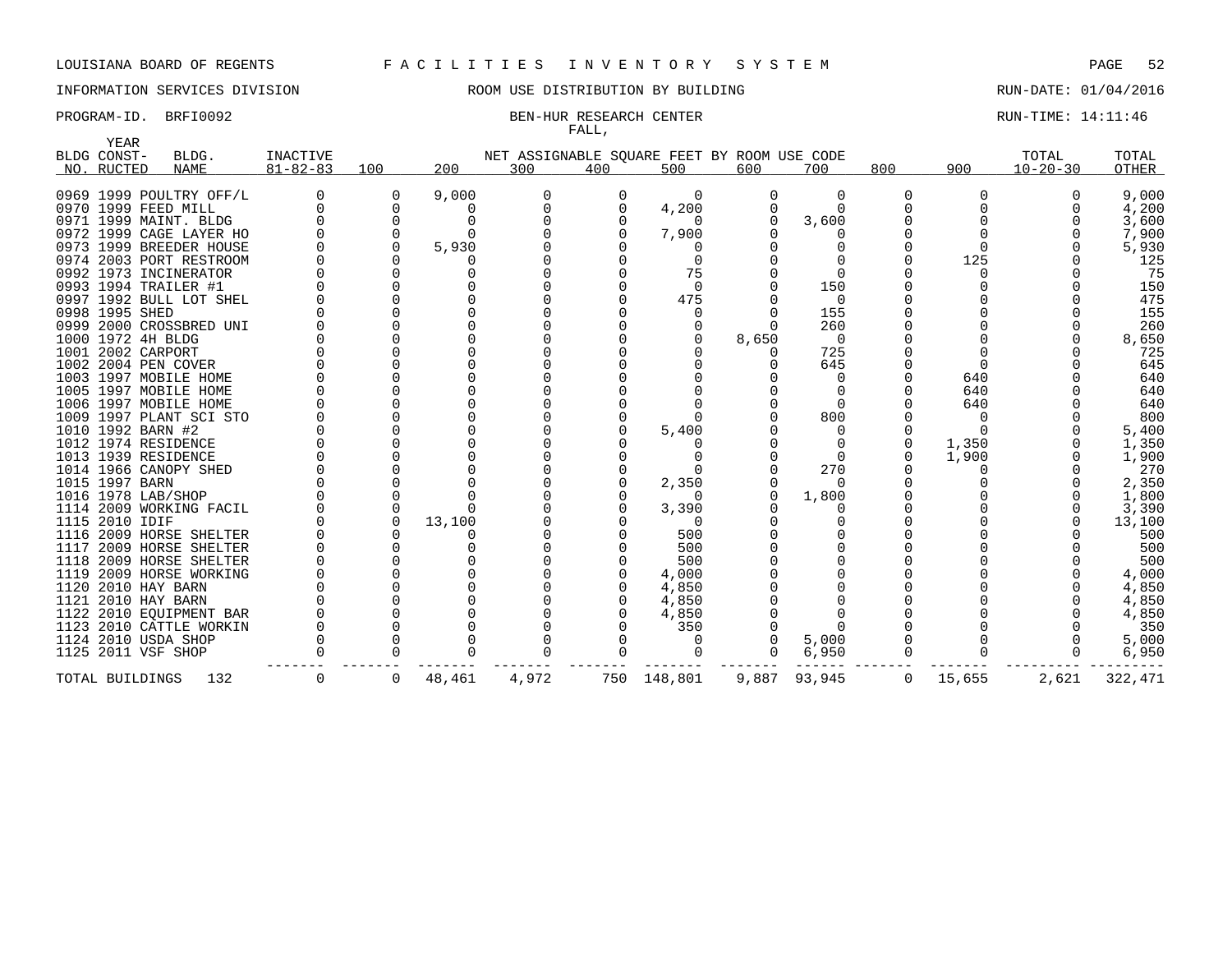LOUISIANA BOARD OF REGENTS F A C I L I T I E S I N V E N T O R Y S Y S T E M

INFORMATION SERVICES DIVISION ROOM USE DISTRIBUTION BY BUILDING RUN-DATE: 01/04/2016

PROGRAM-ID. BRFI0092 BEN-HUR RESEARCH CENTER RUN-TIME: 14:11:46

FALL,

| BLDG NO. | YEAR CONST-RUCTED | BLDG. NAME | INACTIVE 81-82-83 | 100 | 200 | 300 | 400 | 500 | 600 | 700 | 800 | 900 | TOTAL 10-20-30 | TOTAL OTHER |
|---|---|---|---|---|---|---|---|---|---|---|---|---|---|---|
| 0969 | 1999 | POULTRY OFF/L | 0 | 0 | 9,000 | 0 | 0 | 0 | 0 | 0 | 0 | 0 | 0 | 9,000 |
| 0970 | 1999 | FEED MILL | 0 | 0 | 0 | 0 | 0 | 4,200 | 0 | 0 | 0 | 0 | 0 | 4,200 |
| 0971 | 1999 | MAINT. BLDG | 0 | 0 | 0 | 0 | 0 | 0 | 0 | 3,600 | 0 | 0 | 0 | 3,600 |
| 0972 | 1999 | CAGE LAYER HO | 0 | 0 | 0 | 0 | 0 | 7,900 | 0 | 0 | 0 | 0 | 0 | 7,900 |
| 0973 | 1999 | BREEDER HOUSE | 0 | 0 | 5,930 | 0 | 0 | 0 | 0 | 0 | 0 | 0 | 0 | 5,930 |
| 0974 | 2003 | PORT RESTROOM | 0 | 0 | 0 | 0 | 0 | 0 | 0 | 0 | 0 | 125 | 0 | 125 |
| 0992 | 1973 | INCINERATOR | 0 | 0 | 0 | 0 | 0 | 75 | 0 | 0 | 0 | 0 | 0 | 75 |
| 0993 | 1994 | TRAILER #1 | 0 | 0 | 0 | 0 | 0 | 0 | 0 | 150 | 0 | 0 | 0 | 150 |
| 0997 | 1992 | BULL LOT SHEL | 0 | 0 | 0 | 0 | 0 | 475 | 0 | 0 | 0 | 0 | 0 | 475 |
| 0998 | 1995 | SHED | 0 | 0 | 0 | 0 | 0 | 0 | 0 | 155 | 0 | 0 | 0 | 155 |
| 0999 | 2000 | CROSSBRED UNI | 0 | 0 | 0 | 0 | 0 | 0 | 0 | 260 | 0 | 0 | 0 | 260 |
| 1000 | 1972 | 4H BLDG | 0 | 0 | 0 | 0 | 0 | 0 | 8,650 | 0 | 0 | 0 | 0 | 8,650 |
| 1001 | 2002 | CARPORT | 0 | 0 | 0 | 0 | 0 | 0 | 0 | 725 | 0 | 0 | 0 | 725 |
| 1002 | 2004 | PEN COVER | 0 | 0 | 0 | 0 | 0 | 0 | 0 | 645 | 0 | 0 | 0 | 645 |
| 1003 | 1997 | MOBILE HOME | 0 | 0 | 0 | 0 | 0 | 0 | 0 | 0 | 0 | 640 | 0 | 640 |
| 1005 | 1997 | MOBILE HOME | 0 | 0 | 0 | 0 | 0 | 0 | 0 | 0 | 0 | 640 | 0 | 640 |
| 1006 | 1997 | MOBILE HOME | 0 | 0 | 0 | 0 | 0 | 0 | 0 | 0 | 0 | 640 | 0 | 640 |
| 1009 | 1997 | PLANT SCI STO | 0 | 0 | 0 | 0 | 0 | 0 | 0 | 800 | 0 | 0 | 0 | 800 |
| 1010 | 1992 | BARN #2 | 0 | 0 | 0 | 0 | 0 | 5,400 | 0 | 0 | 0 | 0 | 0 | 5,400 |
| 1012 | 1974 | RESIDENCE | 0 | 0 | 0 | 0 | 0 | 0 | 0 | 0 | 0 | 1,350 | 0 | 1,350 |
| 1013 | 1939 | RESIDENCE | 0 | 0 | 0 | 0 | 0 | 0 | 0 | 0 | 0 | 1,900 | 0 | 1,900 |
| 1014 | 1966 | CANOPY SHED | 0 | 0 | 0 | 0 | 0 | 0 | 0 | 270 | 0 | 0 | 0 | 270 |
| 1015 | 1997 | BARN | 0 | 0 | 0 | 0 | 0 | 2,350 | 0 | 0 | 0 | 0 | 0 | 2,350 |
| 1016 | 1978 | LAB/SHOP | 0 | 0 | 0 | 0 | 0 | 0 | 0 | 1,800 | 0 | 0 | 0 | 1,800 |
| 1114 | 2009 | WORKING FACIL | 0 | 0 | 0 | 0 | 0 | 3,390 | 0 | 0 | 0 | 0 | 0 | 3,390 |
| 1115 | 2010 | IDIF | 0 | 0 | 13,100 | 0 | 0 | 0 | 0 | 0 | 0 | 0 | 0 | 13,100 |
| 1116 | 2009 | HORSE SHELTER | 0 | 0 | 0 | 0 | 0 | 500 | 0 | 0 | 0 | 0 | 0 | 500 |
| 1117 | 2009 | HORSE SHELTER | 0 | 0 | 0 | 0 | 0 | 500 | 0 | 0 | 0 | 0 | 0 | 500 |
| 1118 | 2009 | HORSE SHELTER | 0 | 0 | 0 | 0 | 0 | 500 | 0 | 0 | 0 | 0 | 0 | 500 |
| 1119 | 2009 | HORSE WORKING | 0 | 0 | 0 | 0 | 0 | 4,000 | 0 | 0 | 0 | 0 | 0 | 4,000 |
| 1120 | 2010 | HAY BARN | 0 | 0 | 0 | 0 | 0 | 4,850 | 0 | 0 | 0 | 0 | 0 | 4,850 |
| 1121 | 2010 | HAY BARN | 0 | 0 | 0 | 0 | 0 | 4,850 | 0 | 0 | 0 | 0 | 0 | 4,850 |
| 1122 | 2010 | EQUIPMENT BAR | 0 | 0 | 0 | 0 | 0 | 4,850 | 0 | 0 | 0 | 0 | 0 | 4,850 |
| 1123 | 2010 | CATTLE WORKIN | 0 | 0 | 0 | 0 | 0 | 350 | 0 | 0 | 0 | 0 | 0 | 350 |
| 1124 | 2010 | USDA SHOP | 0 | 0 | 0 | 0 | 0 | 0 | 0 | 5,000 | 0 | 0 | 0 | 5,000 |
| 1125 | 2011 | VSF SHOP | 0 | 0 | 0 | 0 | 0 | 0 | 0 | 6,950 | 0 | 0 | 0 | 6,950 |
| TOTAL BUILDINGS | | 132 | 0 | 0 | 48,461 | 4,972 | 750 | 148,801 | 9,887 | 93,945 | 0 | 15,655 | 2,621 | 322,471 |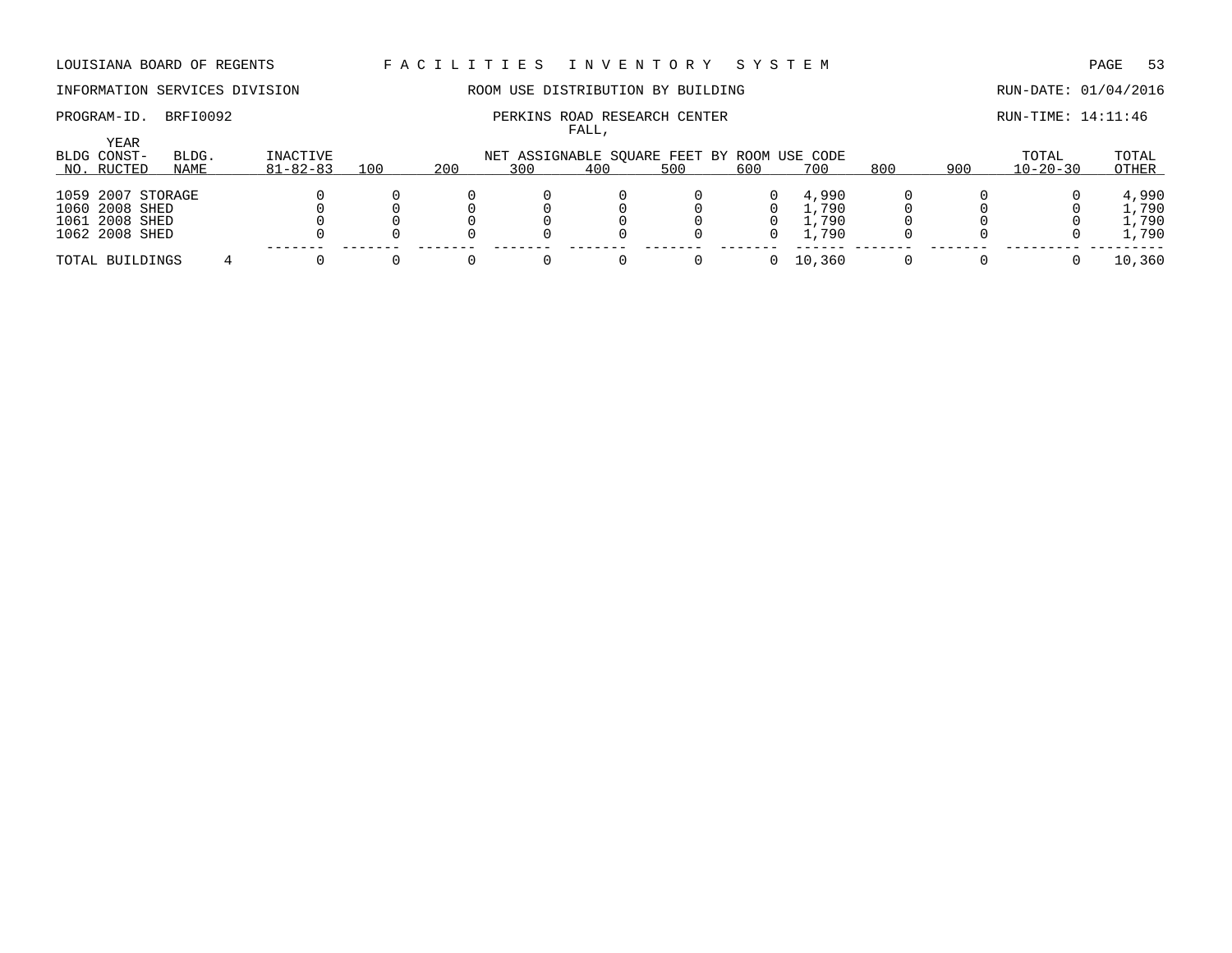LOUISIANA BOARD OF REGENTS — FACILITIES INVENTORY SYSTEM

INFORMATION SERVICES DIVISION — ROOM USE DISTRIBUTION BY BUILDING — RUN-DATE: 01/04/2016

PROGRAM-ID. BRFI0092 — PERKINS ROAD RESEARCH CENTER FALL, — RUN-TIME: 14:11:46

| BLDG NO. | YEAR CONST-RUCTED | BLDG. NAME | INACTIVE 81-82-83 | 100 | 200 | 300 | 400 | 500 | 600 | 700 | 800 | 900 | TOTAL 10-20-30 | TOTAL OTHER |
|---|---|---|---|---|---|---|---|---|---|---|---|---|---|---|
| | | | | NET ASSIGNABLE SQUARE FEET BY ROOM USE CODE | | | | | | | | | | |
| 1059 | 2007 | STORAGE | 0 | 0 | 0 | 0 | 0 | 0 | 0 | 4,990 | 0 | 0 | 0 | 4,990 |
| 1060 | 2008 | SHED | 0 | 0 | 0 | 0 | 0 | 0 | 0 | 1,790 | 0 | 0 | 0 | 1,790 |
| 1061 | 2008 | SHED | 0 | 0 | 0 | 0 | 0 | 0 | 0 | 1,790 | 0 | 0 | 0 | 1,790 |
| 1062 | 2008 | SHED | 0 | 0 | 0 | 0 | 0 | 0 | 0 | 1,790 | 0 | 0 | 0 | 1,790 |
| TOTAL BUILDINGS | | 4 | 0 | 0 | 0 | 0 | 0 | 0 | 0 | 10,360 | 0 | 0 | 0 | 10,360 |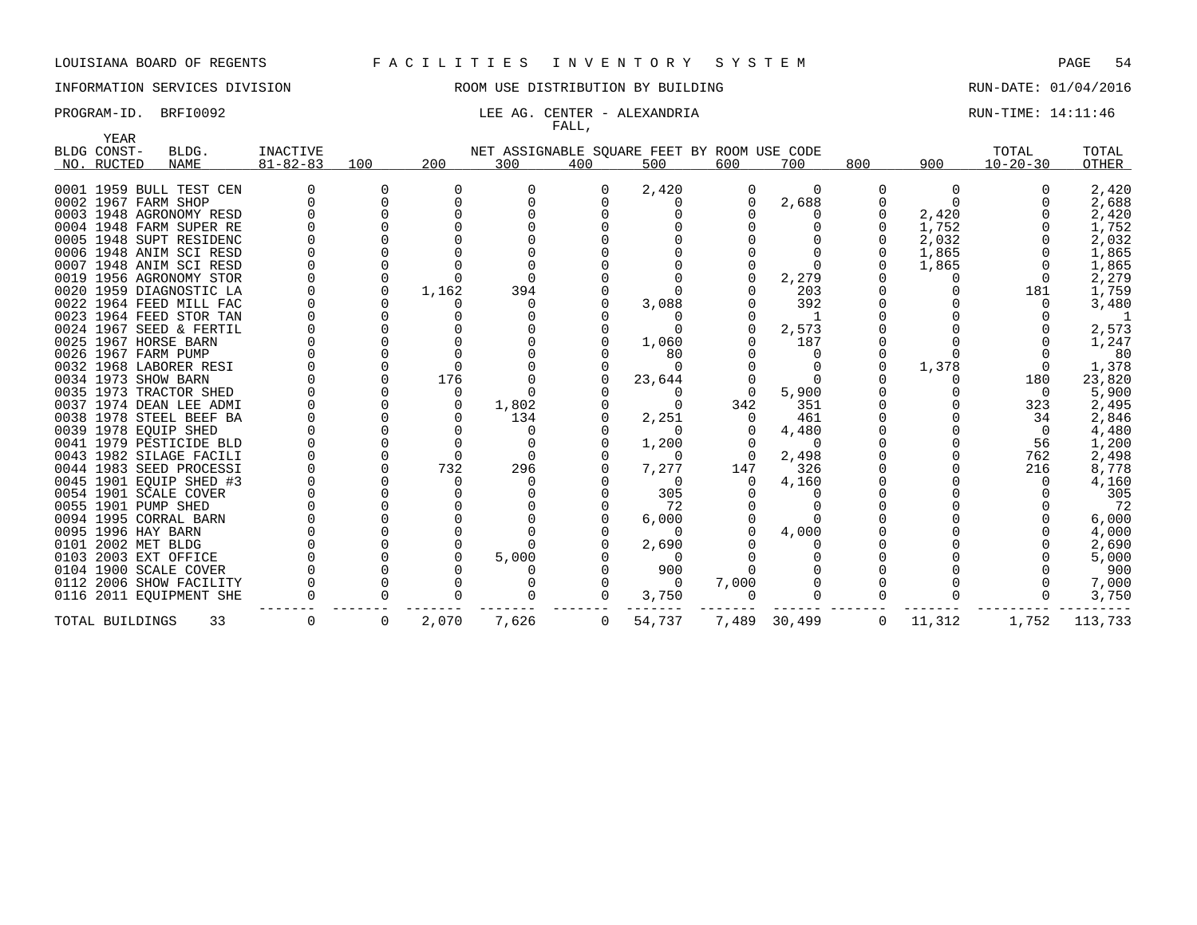LOUISIANA BOARD OF REGENTS F A C I L I T I E S I N V E N T O R Y S Y S T E M

INFORMATION SERVICES DIVISION ROOM USE DISTRIBUTION BY BUILDING RUN-DATE: 01/04/2016

PROGRAM-ID. BRFI0092 LEE AG. CENTER - ALEXANDRIA RUN-TIME: 14:11:46

FALL,

| BLDG NO. | YEAR CONSTRUCTED | BLDG. NAME | INACTIVE 81-82-83 | 100 | 200 | 300 | 400 | 500 | 600 | 700 | 800 | 900 | TOTAL 10-20-30 | TOTAL OTHER |
|---|---|---|---|---|---|---|---|---|---|---|---|---|---|---|
| 0001 | 1959 | BULL TEST CEN | 0 | 0 | 0 | 0 | 0 | 2,420 | 0 | 0 | 0 | 0 | 0 | 2,420 |
| 0002 | 1967 | FARM SHOP | 0 | 0 | 0 | 0 | 0 | 0 | 0 | 2,688 | 0 | 0 | 0 | 2,688 |
| 0003 | 1948 | AGRONOMY RESD | 0 | 0 | 0 | 0 | 0 | 0 | 0 | 0 | 0 | 2,420 | 0 | 2,420 |
| 0004 | 1948 | FARM SUPER RE | 0 | 0 | 0 | 0 | 0 | 0 | 0 | 0 | 0 | 1,752 | 0 | 1,752 |
| 0005 | 1948 | SUPT RESIDENC | 0 | 0 | 0 | 0 | 0 | 0 | 0 | 0 | 0 | 2,032 | 0 | 2,032 |
| 0006 | 1948 | ANIM SCI RESD | 0 | 0 | 0 | 0 | 0 | 0 | 0 | 0 | 0 | 1,865 | 0 | 1,865 |
| 0007 | 1948 | ANIM SCI RESD | 0 | 0 | 0 | 0 | 0 | 0 | 0 | 0 | 0 | 1,865 | 0 | 1,865 |
| 0019 | 1956 | AGRONOMY STOR | 0 | 0 | 0 | 0 | 0 | 0 | 0 | 2,279 | 0 | 0 | 0 | 2,279 |
| 0020 | 1959 | DIAGNOSTIC LA | 0 | 0 | 1,162 | 394 | 0 | 0 | 0 | 203 | 0 | 0 | 181 | 1,759 |
| 0022 | 1964 | FEED MILL FAC | 0 | 0 | 0 | 0 | 0 | 3,088 | 0 | 392 | 0 | 0 | 0 | 3,480 |
| 0023 | 1964 | FEED STOR TAN | 0 | 0 | 0 | 0 | 0 | 0 | 0 | 1 | 0 | 0 | 0 | 1 |
| 0024 | 1967 | SEED & FERTIL | 0 | 0 | 0 | 0 | 0 | 0 | 0 | 2,573 | 0 | 0 | 0 | 2,573 |
| 0025 | 1967 | HORSE BARN | 0 | 0 | 0 | 0 | 0 | 1,060 | 0 | 187 | 0 | 0 | 0 | 1,247 |
| 0026 | 1967 | FARM PUMP | 0 | 0 | 0 | 0 | 0 | 80 | 0 | 0 | 0 | 0 | 0 | 80 |
| 0032 | 1968 | LABORER RESI | 0 | 0 | 0 | 0 | 0 | 0 | 0 | 0 | 0 | 1,378 | 0 | 1,378 |
| 0034 | 1973 | SHOW BARN | 0 | 0 | 176 | 0 | 0 | 23,644 | 0 | 0 | 0 | 0 | 180 | 23,820 |
| 0035 | 1973 | TRACTOR SHED | 0 | 0 | 0 | 0 | 0 | 0 | 0 | 5,900 | 0 | 0 | 0 | 5,900 |
| 0037 | 1974 | DEAN LEE ADMI | 0 | 0 | 0 | 1,802 | 0 | 0 | 342 | 351 | 0 | 0 | 323 | 2,495 |
| 0038 | 1978 | STEEL BEEF BA | 0 | 0 | 0 | 134 | 0 | 2,251 | 0 | 461 | 0 | 0 | 34 | 2,846 |
| 0039 | 1978 | EQUIP SHED | 0 | 0 | 0 | 0 | 0 | 0 | 0 | 4,480 | 0 | 0 | 0 | 4,480 |
| 0041 | 1979 | PESTICIDE BLD | 0 | 0 | 0 | 0 | 0 | 1,200 | 0 | 0 | 0 | 0 | 56 | 1,200 |
| 0043 | 1982 | SILAGE FACILI | 0 | 0 | 0 | 0 | 0 | 0 | 0 | 2,498 | 0 | 0 | 762 | 2,498 |
| 0044 | 1983 | SEED PROCESSI | 0 | 0 | 732 | 296 | 0 | 7,277 | 147 | 326 | 0 | 0 | 216 | 8,778 |
| 0045 | 1901 | EQUIP SHED #3 | 0 | 0 | 0 | 0 | 0 | 0 | 0 | 4,160 | 0 | 0 | 0 | 4,160 |
| 0054 | 1901 | SCALE COVER | 0 | 0 | 0 | 0 | 0 | 305 | 0 | 0 | 0 | 0 | 0 | 305 |
| 0055 | 1901 | PUMP SHED | 0 | 0 | 0 | 0 | 0 | 72 | 0 | 0 | 0 | 0 | 0 | 72 |
| 0094 | 1995 | CORRAL BARN | 0 | 0 | 0 | 0 | 0 | 6,000 | 0 | 0 | 0 | 0 | 0 | 6,000 |
| 0095 | 1996 | HAY BARN | 0 | 0 | 0 | 0 | 0 | 0 | 0 | 4,000 | 0 | 0 | 0 | 4,000 |
| 0101 | 2002 | MET BLDG | 0 | 0 | 0 | 0 | 0 | 2,690 | 0 | 0 | 0 | 0 | 0 | 2,690 |
| 0103 | 2003 | EXT OFFICE | 0 | 0 | 0 | 5,000 | 0 | 0 | 0 | 0 | 0 | 0 | 0 | 5,000 |
| 0104 | 1900 | SCALE COVER | 0 | 0 | 0 | 0 | 0 | 900 | 0 | 0 | 0 | 0 | 0 | 900 |
| 0112 | 2006 | SHOW FACILITY | 0 | 0 | 0 | 0 | 0 | 0 | 7,000 | 0 | 0 | 0 | 0 | 7,000 |
| 0116 | 2011 | EQUIPMENT SHE | 0 | 0 | 0 | 0 | 0 | 3,750 | 0 | 0 | 0 | 0 | 0 | 3,750 |
| TOTAL BUILDINGS | | 33 | 0 | 0 | 2,070 | 7,626 | 0 | 54,737 | 7,489 | 30,499 | 0 | 11,312 | 1,752 | 113,733 |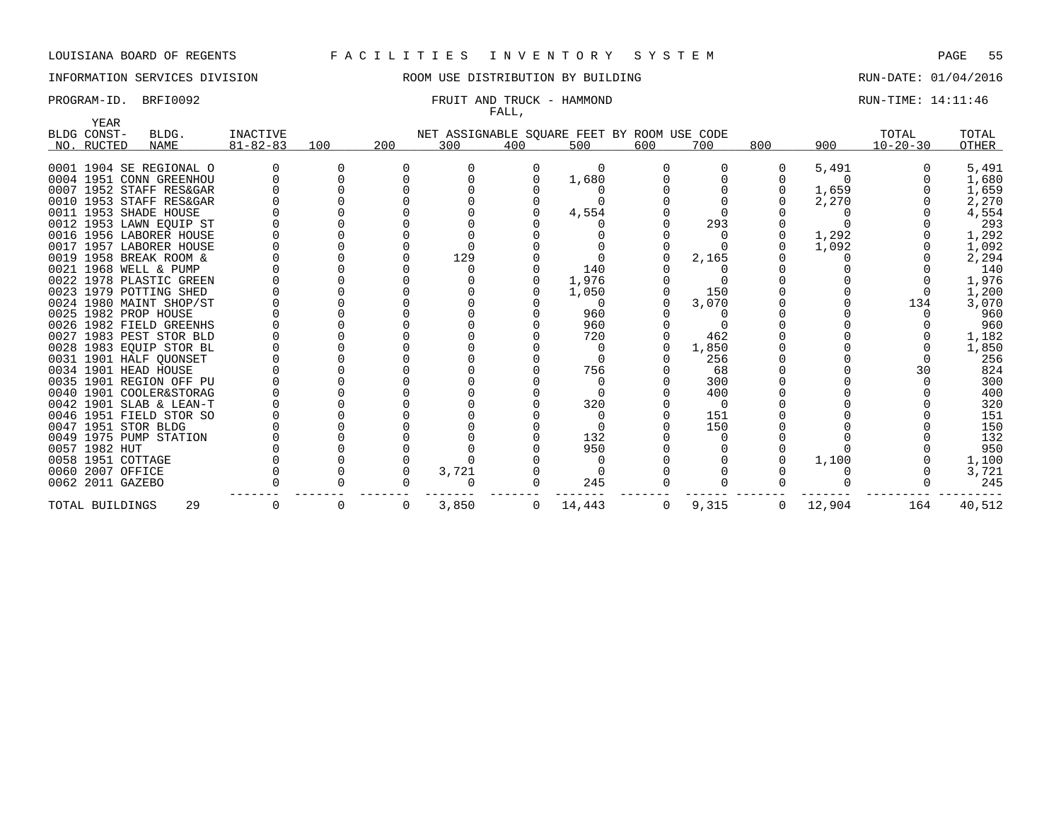LOUISIANA BOARD OF REGENTS F A C I L I T I E S I N V E N T O R Y S Y S T E M

INFORMATION SERVICES DIVISION ROOM USE DISTRIBUTION BY BUILDING RUN-DATE: 01/04/2016

PROGRAM-ID. BRFI0092 FRUIT AND TRUCK - HAMMOND RUN-TIME: 14:11:46

FALL,

| BLDG NO. | YEAR CONSTRUCTED | BLDG. NAME | INACTIVE 81-82-83 | 100 | 200 | 300 | 400 | 500 | 600 | 700 | 800 | 900 | TOTAL 10-20-30 | TOTAL OTHER |
|---|---|---|---|---|---|---|---|---|---|---|---|---|---|---|
| 0001 | 1904 | SE REGIONAL O | 0 | 0 | 0 | 0 | 0 | 0 | 0 | 0 | 0 | 5,491 | 0 | 5,491 |
| 0004 | 1951 | CONN GREENHOU | 0 | 0 | 0 | 0 | 0 | 1,680 | 0 | 0 | 0 | 0 | 0 | 1,680 |
| 0007 | 1952 | STAFF RES&GAR | 0 | 0 | 0 | 0 | 0 | 0 | 0 | 0 | 0 | 1,659 | 0 | 1,659 |
| 0010 | 1953 | STAFF RES&GAR | 0 | 0 | 0 | 0 | 0 | 0 | 0 | 0 | 0 | 2,270 | 0 | 2,270 |
| 0011 | 1953 | SHADE HOUSE | 0 | 0 | 0 | 0 | 0 | 4,554 | 0 | 0 | 0 | 0 | 0 | 4,554 |
| 0012 | 1953 | LAWN EQUIP ST | 0 | 0 | 0 | 0 | 0 | 0 | 0 | 293 | 0 | 0 | 0 | 293 |
| 0016 | 1956 | LABORER HOUSE | 0 | 0 | 0 | 0 | 0 | 0 | 0 | 0 | 0 | 1,292 | 0 | 1,292 |
| 0017 | 1957 | LABORER HOUSE | 0 | 0 | 0 | 0 | 0 | 0 | 0 | 0 | 0 | 1,092 | 0 | 1,092 |
| 0019 | 1958 | BREAK ROOM & | 0 | 0 | 0 | 129 | 0 | 0 | 0 | 2,165 | 0 | 0 | 0 | 2,294 |
| 0021 | 1968 | WELL & PUMP | 0 | 0 | 0 | 0 | 0 | 140 | 0 | 0 | 0 | 0 | 0 | 140 |
| 0022 | 1978 | PLASTIC GREEN | 0 | 0 | 0 | 0 | 0 | 1,976 | 0 | 0 | 0 | 0 | 0 | 1,976 |
| 0023 | 1979 | POTTING SHED | 0 | 0 | 0 | 0 | 0 | 1,050 | 0 | 150 | 0 | 0 | 0 | 1,200 |
| 0024 | 1980 | MAINT SHOP/ST | 0 | 0 | 0 | 0 | 0 | 0 | 0 | 3,070 | 0 | 0 | 134 | 3,070 |
| 0025 | 1982 | PROP HOUSE | 0 | 0 | 0 | 0 | 0 | 960 | 0 | 0 | 0 | 0 | 0 | 960 |
| 0026 | 1982 | FIELD GREENHS | 0 | 0 | 0 | 0 | 0 | 960 | 0 | 0 | 0 | 0 | 0 | 960 |
| 0027 | 1983 | PEST STOR BLD | 0 | 0 | 0 | 0 | 0 | 720 | 0 | 462 | 0 | 0 | 0 | 1,182 |
| 0028 | 1983 | EQUIP STOR BL | 0 | 0 | 0 | 0 | 0 | 0 | 0 | 1,850 | 0 | 0 | 0 | 1,850 |
| 0031 | 1901 | HALF QUONSET | 0 | 0 | 0 | 0 | 0 | 0 | 0 | 256 | 0 | 0 | 0 | 256 |
| 0034 | 1901 | HEAD HOUSE | 0 | 0 | 0 | 0 | 0 | 756 | 0 | 68 | 0 | 0 | 30 | 824 |
| 0035 | 1901 | REGION OFF PU | 0 | 0 | 0 | 0 | 0 | 0 | 0 | 300 | 0 | 0 | 0 | 300 |
| 0040 | 1901 | COOLER&STORAG | 0 | 0 | 0 | 0 | 0 | 0 | 0 | 400 | 0 | 0 | 0 | 400 |
| 0042 | 1901 | SLAB & LEAN-T | 0 | 0 | 0 | 0 | 0 | 320 | 0 | 0 | 0 | 0 | 0 | 320 |
| 0046 | 1951 | FIELD STOR SO | 0 | 0 | 0 | 0 | 0 | 0 | 0 | 151 | 0 | 0 | 0 | 151 |
| 0047 | 1951 | STOR BLDG | 0 | 0 | 0 | 0 | 0 | 0 | 0 | 150 | 0 | 0 | 0 | 150 |
| 0049 | 1975 | PUMP STATION | 0 | 0 | 0 | 0 | 0 | 132 | 0 | 0 | 0 | 0 | 0 | 132 |
| 0057 | 1982 | HUT | 0 | 0 | 0 | 0 | 0 | 950 | 0 | 0 | 0 | 0 | 0 | 950 |
| 0058 | 1951 | COTTAGE | 0 | 0 | 0 | 0 | 0 | 0 | 0 | 0 | 0 | 1,100 | 0 | 1,100 |
| 0060 | 2007 | OFFICE | 0 | 0 | 0 | 3,721 | 0 | 0 | 0 | 0 | 0 | 0 | 0 | 3,721 |
| 0062 | 2011 | GAZEBO | 0 | 0 | 0 | 0 | 0 | 245 | 0 | 0 | 0 | 0 | 0 | 245 |
| TOTAL BUILDINGS | | 29 | 0 | 0 | 0 | 3,850 | 0 | 14,443 | 0 | 9,315 | 0 | 12,904 | 164 | 40,512 |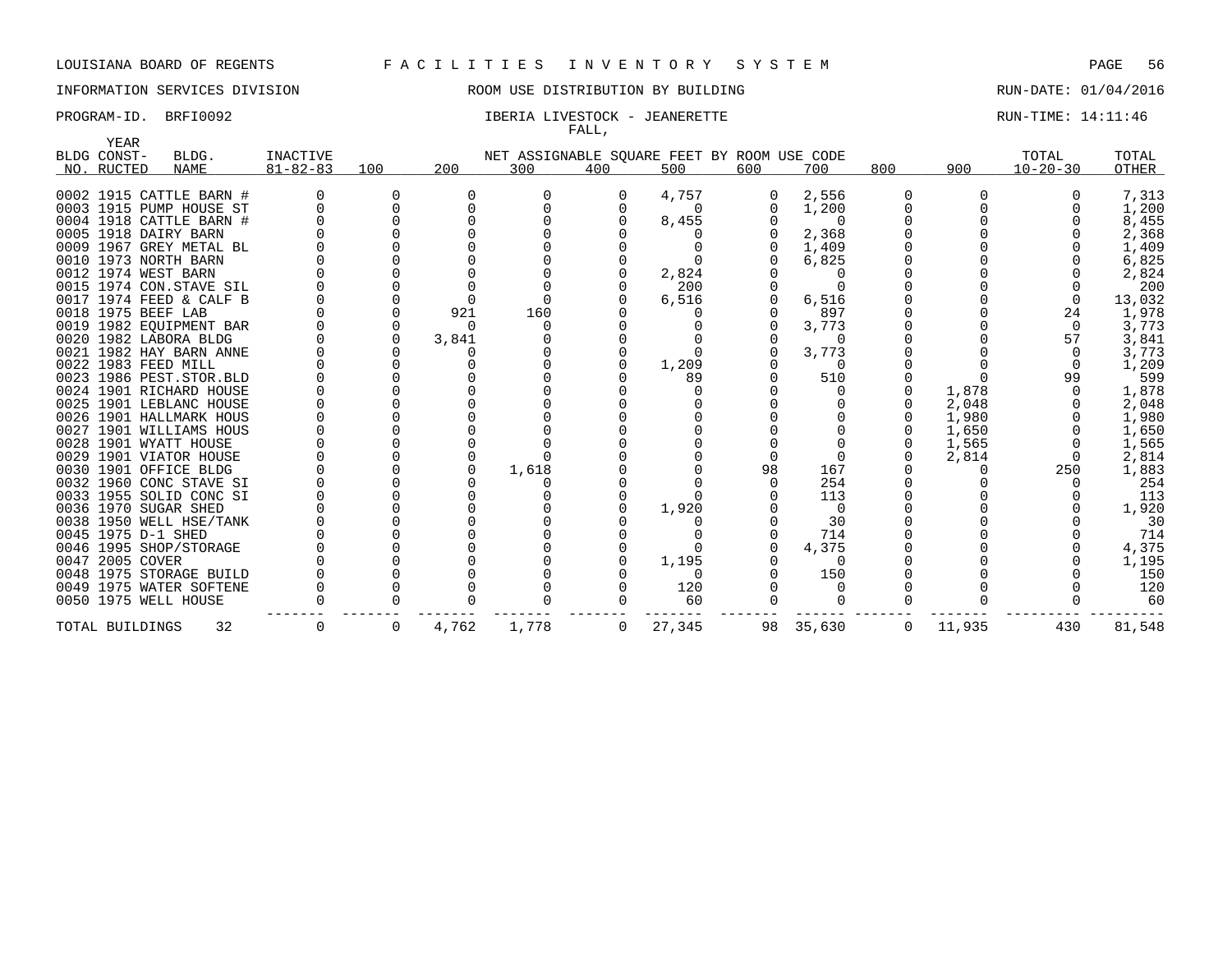LOUISIANA BOARD OF REGENTS F A C I L I T I E S I N V E N T O R Y S Y S T E M

INFORMATION SERVICES DIVISION ROOM USE DISTRIBUTION BY BUILDING RUN-DATE: 01/04/2016

PROGRAM-ID. BRFI0092 IBERIA LIVESTOCK - JEANERETTE RUN-TIME: 14:11:46

FALL,

| BLDG NO. | YEAR CONST-RUCTED | BLDG. NAME | INACTIVE 81-82-83 | 100 | 200 | 300 | 400 | 500 | 600 | 700 | 800 | 900 | TOTAL 10-20-30 | TOTAL OTHER |
|---|---|---|---|---|---|---|---|---|---|---|---|---|---|---|
| 0002 | 1915 | CATTLE BARN # | 0 | 0 | 0 | 0 | 0 | 4,757 | 0 | 2,556 | 0 | 0 | 0 | 7,313 |
| 0003 | 1915 | PUMP HOUSE ST | 0 | 0 | 0 | 0 | 0 | 0 | 0 | 1,200 | 0 | 0 | 0 | 1,200 |
| 0004 | 1918 | CATTLE BARN # | 0 | 0 | 0 | 0 | 0 | 8,455 | 0 | 0 | 0 | 0 | 0 | 8,455 |
| 0005 | 1918 | DAIRY BARN | 0 | 0 | 0 | 0 | 0 | 0 | 0 | 2,368 | 0 | 0 | 0 | 2,368 |
| 0009 | 1967 | GREY METAL BL | 0 | 0 | 0 | 0 | 0 | 0 | 0 | 1,409 | 0 | 0 | 0 | 1,409 |
| 0010 | 1973 | NORTH BARN | 0 | 0 | 0 | 0 | 0 | 0 | 0 | 6,825 | 0 | 0 | 0 | 6,825 |
| 0012 | 1974 | WEST BARN | 0 | 0 | 0 | 0 | 0 | 2,824 | 0 | 0 | 0 | 0 | 0 | 2,824 |
| 0015 | 1974 | CON.STAVE SIL | 0 | 0 | 0 | 0 | 0 | 200 | 0 | 0 | 0 | 0 | 0 | 200 |
| 0017 | 1974 | FEED & CALF B | 0 | 0 | 0 | 0 | 0 | 6,516 | 0 | 6,516 | 0 | 0 | 0 | 13,032 |
| 0018 | 1975 | BEEF LAB | 0 | 0 | 921 | 160 | 0 | 0 | 0 | 897 | 0 | 0 | 24 | 1,978 |
| 0019 | 1982 | EQUIPMENT BAR | 0 | 0 | 0 | 0 | 0 | 0 | 0 | 3,773 | 0 | 0 | 0 | 3,773 |
| 0020 | 1982 | LABORA BLDG | 0 | 0 | 3,841 | 0 | 0 | 0 | 0 | 0 | 0 | 0 | 57 | 3,841 |
| 0021 | 1982 | HAY BARN ANNE | 0 | 0 | 0 | 0 | 0 | 0 | 0 | 3,773 | 0 | 0 | 0 | 3,773 |
| 0022 | 1983 | FEED MILL | 0 | 0 | 0 | 0 | 0 | 1,209 | 0 | 0 | 0 | 0 | 0 | 1,209 |
| 0023 | 1986 | PEST.STOR.BLD | 0 | 0 | 0 | 0 | 0 | 89 | 0 | 510 | 0 | 0 | 99 | 599 |
| 0024 | 1901 | RICHARD HOUSE | 0 | 0 | 0 | 0 | 0 | 0 | 0 | 0 | 0 | 1,878 | 0 | 1,878 |
| 0025 | 1901 | LEBLANC HOUSE | 0 | 0 | 0 | 0 | 0 | 0 | 0 | 0 | 0 | 2,048 | 0 | 2,048 |
| 0026 | 1901 | HALLMARK HOUS | 0 | 0 | 0 | 0 | 0 | 0 | 0 | 0 | 0 | 1,980 | 0 | 1,980 |
| 0027 | 1901 | WILLIAMS HOUS | 0 | 0 | 0 | 0 | 0 | 0 | 0 | 0 | 0 | 1,650 | 0 | 1,650 |
| 0028 | 1901 | WYATT HOUSE | 0 | 0 | 0 | 0 | 0 | 0 | 0 | 0 | 0 | 1,565 | 0 | 1,565 |
| 0029 | 1901 | VIATOR HOUSE | 0 | 0 | 0 | 0 | 0 | 0 | 0 | 0 | 0 | 2,814 | 0 | 2,814 |
| 0030 | 1901 | OFFICE BLDG | 0 | 0 | 0 | 1,618 | 0 | 0 | 98 | 167 | 0 | 0 | 250 | 1,883 |
| 0032 | 1960 | CONC STAVE SI | 0 | 0 | 0 | 0 | 0 | 0 | 0 | 254 | 0 | 0 | 0 | 254 |
| 0033 | 1955 | SOLID CONC SI | 0 | 0 | 0 | 0 | 0 | 0 | 0 | 113 | 0 | 0 | 0 | 113 |
| 0036 | 1970 | SUGAR SHED | 0 | 0 | 0 | 0 | 0 | 1,920 | 0 | 0 | 0 | 0 | 0 | 1,920 |
| 0038 | 1950 | WELL HSE/TANK | 0 | 0 | 0 | 0 | 0 | 0 | 0 | 30 | 0 | 0 | 0 | 30 |
| 0045 | 1975 | D-1 SHED | 0 | 0 | 0 | 0 | 0 | 0 | 0 | 714 | 0 | 0 | 0 | 714 |
| 0046 | 1995 | SHOP/STORAGE | 0 | 0 | 0 | 0 | 0 | 0 | 0 | 4,375 | 0 | 0 | 0 | 4,375 |
| 0047 | 2005 | COVER | 0 | 0 | 0 | 0 | 0 | 1,195 | 0 | 0 | 0 | 0 | 0 | 1,195 |
| 0048 | 1975 | STORAGE BUILD | 0 | 0 | 0 | 0 | 0 | 0 | 0 | 150 | 0 | 0 | 0 | 150 |
| 0049 | 1975 | WATER SOFTENE | 0 | 0 | 0 | 0 | 0 | 120 | 0 | 0 | 0 | 0 | 0 | 120 |
| 0050 | 1975 | WELL HOUSE | 0 | 0 | 0 | 0 | 0 | 60 | 0 | 0 | 0 | 0 | 0 | 60 |
| TOTAL BUILDINGS | | 32 | 0 | 0 | 4,762 | 1,778 | 0 | 27,345 | 98 | 35,630 | 0 | 11,935 | 430 | 81,548 |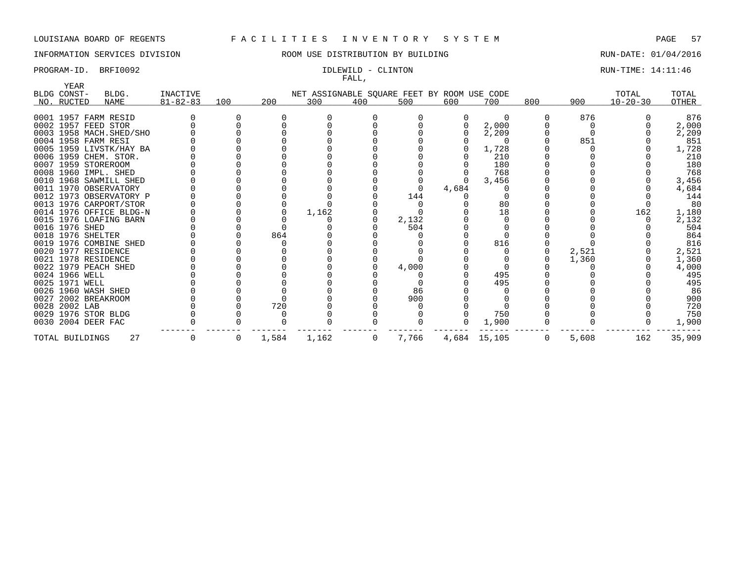LOUISIANA BOARD OF REGENTS F A C I L I T I E S I N V E N T O R Y S Y S T E M

INFORMATION SERVICES DIVISION ROOM USE DISTRIBUTION BY BUILDING RUN-DATE: 01/04/2016

PROGRAM-ID. BRFI0092 IDLEWILD - CLINTON RUN-TIME: 14:11:46

FALL,

| BLDG NO. | YEAR CONSTRUCTED | BLDG. NAME | INACTIVE 81-82-83 | 100 | 200 | 300 | 400 | 500 | 600 | 700 | 800 | 900 | TOTAL 10-20-30 | TOTAL OTHER |
|---|---|---|---|---|---|---|---|---|---|---|---|---|---|---|
| 0001 | 1957 | FARM RESID | 0 | 0 | 0 | 0 | 0 | 0 | 0 | 0 | 0 | 876 | 0 | 876 |
| 0002 | 1957 | FEED STOR | 0 | 0 | 0 | 0 | 0 | 0 | 0 | 2,000 | 0 | 0 | 0 | 2,000 |
| 0003 | 1958 | MACH.SHED/SHO | 0 | 0 | 0 | 0 | 0 | 0 | 0 | 2,209 | 0 | 0 | 0 | 2,209 |
| 0004 | 1958 | FARM RESI | 0 | 0 | 0 | 0 | 0 | 0 | 0 | 0 | 0 | 851 | 0 | 851 |
| 0005 | 1959 | LIVSTK/HAY BA | 0 | 0 | 0 | 0 | 0 | 0 | 0 | 1,728 | 0 | 0 | 0 | 1,728 |
| 0006 | 1959 | CHEM. STOR. | 0 | 0 | 0 | 0 | 0 | 0 | 0 | 210 | 0 | 0 | 0 | 210 |
| 0007 | 1959 | STOREROOM | 0 | 0 | 0 | 0 | 0 | 0 | 0 | 180 | 0 | 0 | 0 | 180 |
| 0008 | 1960 | IMPL. SHED | 0 | 0 | 0 | 0 | 0 | 0 | 0 | 768 | 0 | 0 | 0 | 768 |
| 0010 | 1968 | SAWMILL SHED | 0 | 0 | 0 | 0 | 0 | 0 | 0 | 3,456 | 0 | 0 | 0 | 3,456 |
| 0011 | 1970 | OBSERVATORY | 0 | 0 | 0 | 0 | 0 | 0 | 4,684 | 0 | 0 | 0 | 0 | 4,684 |
| 0012 | 1973 | OBSERVATORY P | 0 | 0 | 0 | 0 | 0 | 144 | 0 | 0 | 0 | 0 | 0 | 144 |
| 0013 | 1976 | CARPORT/STOR | 0 | 0 | 0 | 0 | 0 | 0 | 0 | 80 | 0 | 0 | 0 | 80 |
| 0014 | 1976 | OFFICE BLDG-N | 0 | 0 | 0 | 1,162 | 0 | 0 | 0 | 18 | 0 | 0 | 162 | 1,180 |
| 0015 | 1976 | LOAFING BARN | 0 | 0 | 0 | 0 | 0 | 2,132 | 0 | 0 | 0 | 0 | 0 | 2,132 |
| 0016 | 1976 | SHED | 0 | 0 | 0 | 0 | 0 | 504 | 0 | 0 | 0 | 0 | 0 | 504 |
| 0018 | 1976 | SHELTER | 0 | 0 | 864 | 0 | 0 | 0 | 0 | 0 | 0 | 0 | 0 | 864 |
| 0019 | 1976 | COMBINE SHED | 0 | 0 | 0 | 0 | 0 | 0 | 0 | 816 | 0 | 0 | 0 | 816 |
| 0020 | 1977 | RESIDENCE | 0 | 0 | 0 | 0 | 0 | 0 | 0 | 0 | 0 | 2,521 | 0 | 2,521 |
| 0021 | 1978 | RESIDENCE | 0 | 0 | 0 | 0 | 0 | 0 | 0 | 0 | 0 | 1,360 | 0 | 1,360 |
| 0022 | 1979 | PEACH SHED | 0 | 0 | 0 | 0 | 0 | 4,000 | 0 | 0 | 0 | 0 | 0 | 4,000 |
| 0024 | 1966 | WELL | 0 | 0 | 0 | 0 | 0 | 0 | 0 | 495 | 0 | 0 | 0 | 495 |
| 0025 | 1971 | WELL | 0 | 0 | 0 | 0 | 0 | 0 | 0 | 495 | 0 | 0 | 0 | 495 |
| 0026 | 1960 | WASH SHED | 0 | 0 | 0 | 0 | 0 | 86 | 0 | 0 | 0 | 0 | 0 | 86 |
| 0027 | 2002 | BREAKROOM | 0 | 0 | 0 | 0 | 0 | 900 | 0 | 0 | 0 | 0 | 0 | 900 |
| 0028 | 2002 | LAB | 0 | 0 | 720 | 0 | 0 | 0 | 0 | 0 | 0 | 0 | 0 | 720 |
| 0029 | 1976 | STOR BLDG | 0 | 0 | 0 | 0 | 0 | 0 | 0 | 750 | 0 | 0 | 0 | 750 |
| 0030 | 2004 | DEER FAC | 0 | 0 | 0 | 0 | 0 | 0 | 0 | 1,900 | 0 | 0 | 0 | 1,900 |
| TOTAL BUILDINGS | | 27 | 0 | 0 | 1,584 | 1,162 | 0 | 7,766 | 4,684 | 15,105 | 0 | 5,608 | 162 | 35,909 |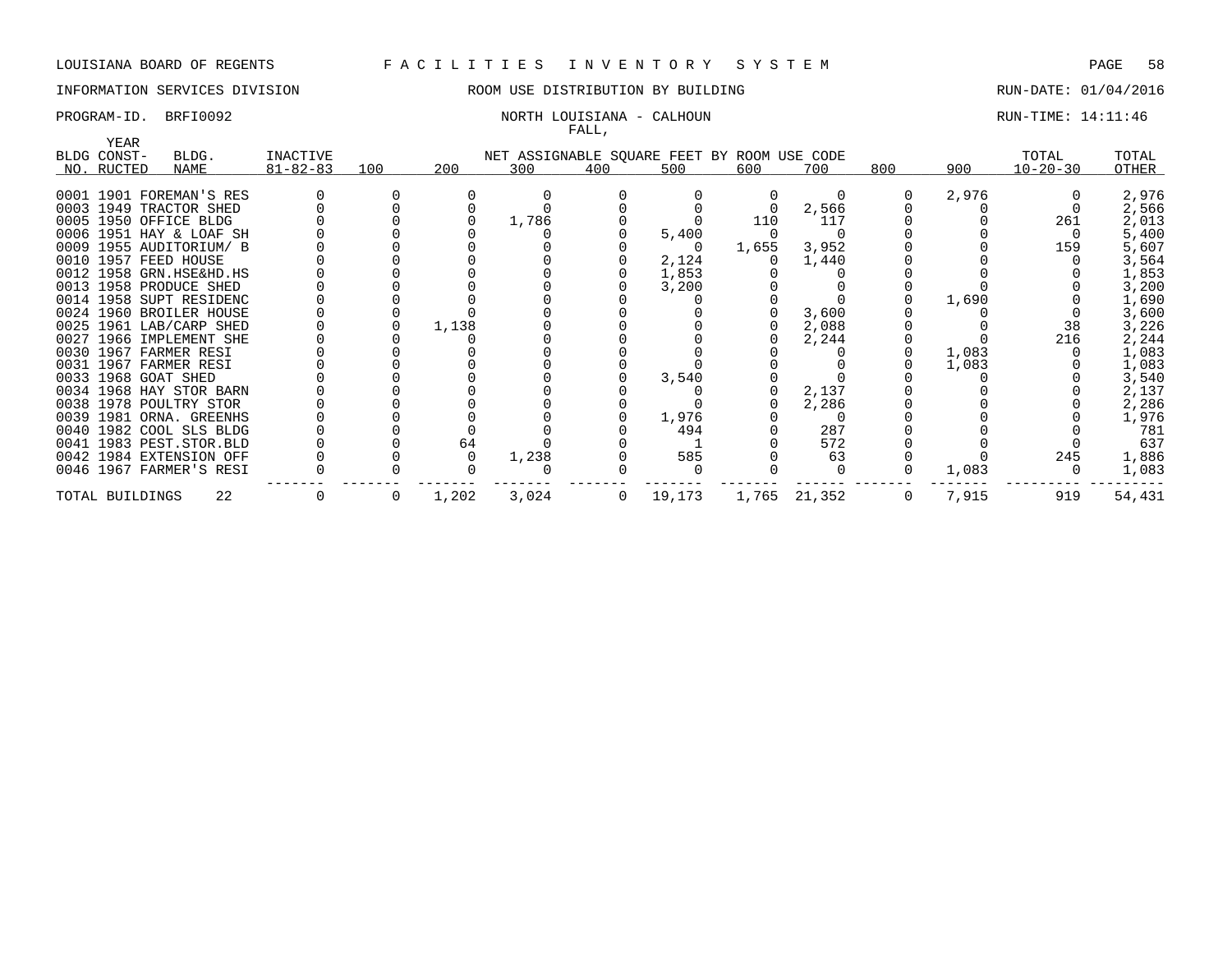LOUISIANA BOARD OF REGENTS F A C I L I T I E S I N V E N T O R Y S Y S T E M

INFORMATION SERVICES DIVISION ROOM USE DISTRIBUTION BY BUILDING RUN-DATE: 01/04/2016

PROGRAM-ID. BRFI0092 NORTH LOUISIANA - CALHOUN RUN-TIME: 14:11:46

FALL,

| BLDG NO. | YEAR CONST-RUCTED | BLDG. NAME | INACTIVE 81-82-83 | 100 | 200 | 300 | 400 | 500 | 600 | 700 | 800 | 900 | TOTAL 10-20-30 | TOTAL OTHER |
|---|---|---|---|---|---|---|---|---|---|---|---|---|---|---|
| | | | | NET ASSIGNABLE SQUARE FEET BY ROOM USE CODE | | | | | | | | | | |
| 0001 | 1901 | FOREMAN'S RES | 0 | 0 | 0 | 0 | 0 | 0 | 0 | 0 | 0 | 2,976 | 0 | 2,976 |
| 0003 | 1949 | TRACTOR SHED | 0 | 0 | 0 | 0 | 0 | 0 | 0 | 2,566 | 0 | 0 | 0 | 2,566 |
| 0005 | 1950 | OFFICE BLDG | 0 | 0 | 0 | 1,786 | 0 | 0 | 110 | 117 | 0 | 0 | 261 | 2,013 |
| 0006 | 1951 | HAY & LOAF SH | 0 | 0 | 0 | 0 | 0 | 5,400 | 0 | 0 | 0 | 0 | 0 | 5,400 |
| 0009 | 1955 | AUDITORIUM/ B | 0 | 0 | 0 | 0 | 0 | 0 | 1,655 | 3,952 | 0 | 0 | 159 | 5,607 |
| 0010 | 1957 | FEED HOUSE | 0 | 0 | 0 | 0 | 0 | 2,124 | 0 | 1,440 | 0 | 0 | 0 | 3,564 |
| 0012 | 1958 | GRN.HSE&HD.HS | 0 | 0 | 0 | 0 | 0 | 1,853 | 0 | 0 | 0 | 0 | 0 | 1,853 |
| 0013 | 1958 | PRODUCE SHED | 0 | 0 | 0 | 0 | 0 | 3,200 | 0 | 0 | 0 | 0 | 0 | 3,200 |
| 0014 | 1958 | SUPT RESIDENC | 0 | 0 | 0 | 0 | 0 | 0 | 0 | 0 | 0 | 1,690 | 0 | 1,690 |
| 0024 | 1960 | BROILER HOUSE | 0 | 0 | 0 | 0 | 0 | 0 | 0 | 3,600 | 0 | 0 | 0 | 3,600 |
| 0025 | 1961 | LAB/CARP SHED | 0 | 0 | 1,138 | 0 | 0 | 0 | 0 | 2,088 | 0 | 0 | 38 | 3,226 |
| 0027 | 1966 | IMPLEMENT SHE | 0 | 0 | 0 | 0 | 0 | 0 | 0 | 2,244 | 0 | 0 | 216 | 2,244 |
| 0030 | 1967 | FARMER RESI | 0 | 0 | 0 | 0 | 0 | 0 | 0 | 0 | 0 | 1,083 | 0 | 1,083 |
| 0031 | 1967 | FARMER RESI | 0 | 0 | 0 | 0 | 0 | 0 | 0 | 0 | 0 | 1,083 | 0 | 1,083 |
| 0033 | 1968 | GOAT SHED | 0 | 0 | 0 | 0 | 0 | 3,540 | 0 | 0 | 0 | 0 | 0 | 3,540 |
| 0034 | 1968 | HAY STOR BARN | 0 | 0 | 0 | 0 | 0 | 0 | 0 | 2,137 | 0 | 0 | 0 | 2,137 |
| 0038 | 1978 | POULTRY STOR | 0 | 0 | 0 | 0 | 0 | 0 | 0 | 2,286 | 0 | 0 | 0 | 2,286 |
| 0039 | 1981 | ORNA. GREENHS | 0 | 0 | 0 | 0 | 0 | 1,976 | 0 | 0 | 0 | 0 | 0 | 1,976 |
| 0040 | 1982 | COOL SLS BLDG | 0 | 0 | 0 | 0 | 0 | 494 | 0 | 287 | 0 | 0 | 0 | 781 |
| 0041 | 1983 | PEST.STOR.BLD | 0 | 0 | 64 | 0 | 0 | 1 | 0 | 572 | 0 | 0 | 0 | 637 |
| 0042 | 1984 | EXTENSION OFF | 0 | 0 | 0 | 1,238 | 0 | 585 | 0 | 63 | 0 | 0 | 245 | 1,886 |
| 0046 | 1967 | FARMER'S RESI | 0 | 0 | 0 | 0 | 0 | 0 | 0 | 0 | 0 | 1,083 | 0 | 1,083 |
| TOTAL BUILDINGS | | 22 | 0 | 0 | 1,202 | 3,024 | 0 | 19,173 | 1,765 | 21,352 | 0 | 7,915 | 919 | 54,431 |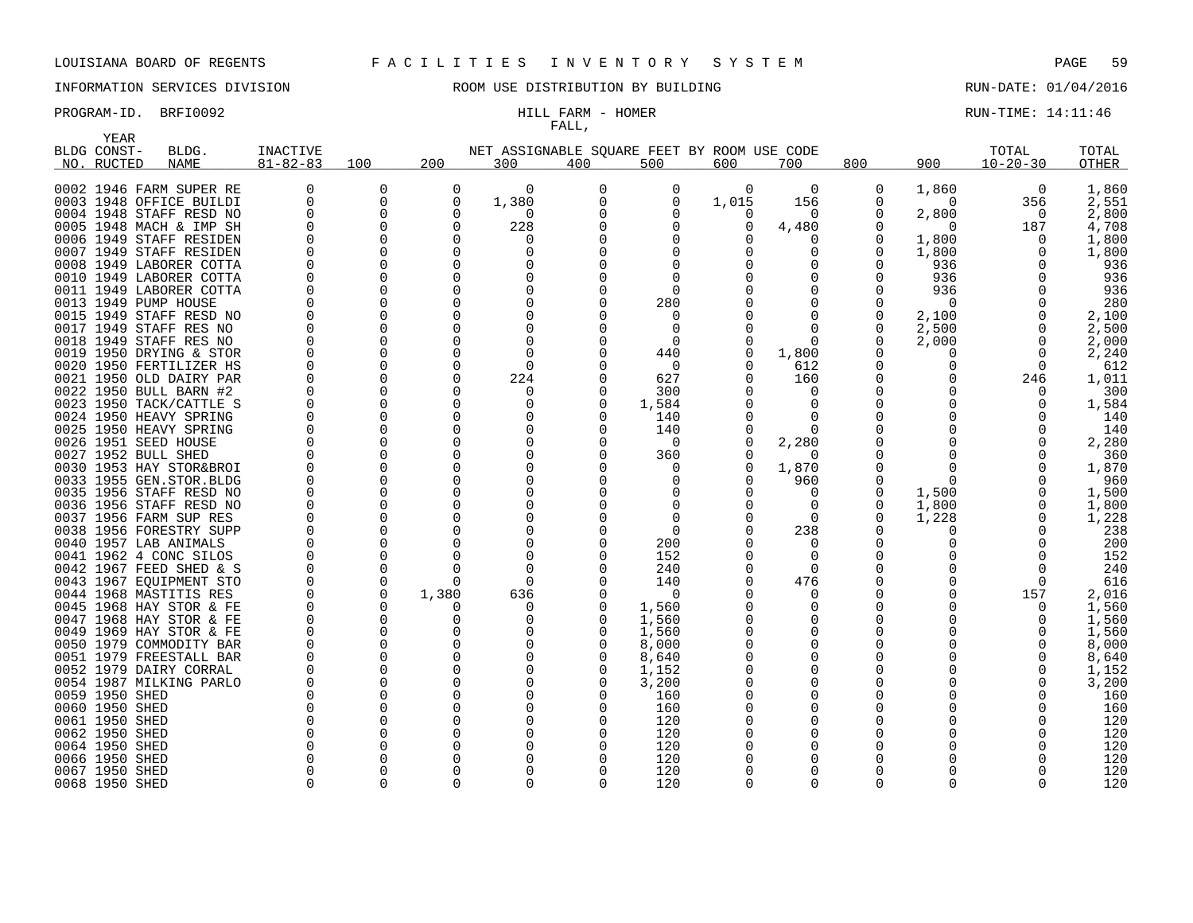LOUISIANA BOARD OF REGENTS F A C I L I T I E S I N V E N T O R Y S Y S T E M

INFORMATION SERVICES DIVISION ROOM USE DISTRIBUTION BY BUILDING RUN-DATE: 01/04/2016

PROGRAM-ID. BRFI0092 HILL FARM - HOMER RUN-TIME: 14:11:46

FALL,

| BLDG NO. | YEAR CONST-RUCTED | BLDG. NAME | INACTIVE 81-82-83 | 100 | 200 | 300 | 400 | 500 | 600 | 700 | 800 | 900 | TOTAL 10-20-30 | TOTAL OTHER |
|---|---|---|---|---|---|---|---|---|---|---|---|---|---|---|
| 0002 | 1946 | FARM SUPER RE | 0 | 0 | 0 | 0 | 0 | 0 | 0 | 0 | 0 | 1,860 | 0 | 1,860 |
| 0003 | 1948 | OFFICE BUILDI | 0 | 0 | 0 | 1,380 | 0 | 0 | 1,015 | 156 | 0 | 0 | 356 | 2,551 |
| 0004 | 1948 | STAFF RESD NO | 0 | 0 | 0 | 0 | 0 | 0 | 0 | 0 | 0 | 2,800 | 0 | 2,800 |
| 0005 | 1948 | MACH & IMP SH | 0 | 0 | 0 | 228 | 0 | 0 | 0 | 4,480 | 0 | 0 | 187 | 4,708 |
| 0006 | 1949 | STAFF RESIDEN | 0 | 0 | 0 | 0 | 0 | 0 | 0 | 0 | 0 | 1,800 | 0 | 1,800 |
| 0007 | 1949 | STAFF RESIDEN | 0 | 0 | 0 | 0 | 0 | 0 | 0 | 0 | 0 | 1,800 | 0 | 1,800 |
| 0008 | 1949 | LABORER COTTA | 0 | 0 | 0 | 0 | 0 | 0 | 0 | 0 | 0 | 936 | 0 | 936 |
| 0010 | 1949 | LABORER COTTA | 0 | 0 | 0 | 0 | 0 | 0 | 0 | 0 | 0 | 936 | 0 | 936 |
| 0011 | 1949 | LABORER COTTA | 0 | 0 | 0 | 0 | 0 | 0 | 0 | 0 | 0 | 936 | 0 | 936 |
| 0013 | 1949 | PUMP HOUSE | 0 | 0 | 0 | 0 | 0 | 280 | 0 | 0 | 0 | 0 | 0 | 280 |
| 0015 | 1949 | STAFF RESD NO | 0 | 0 | 0 | 0 | 0 | 0 | 0 | 0 | 0 | 2,100 | 0 | 2,100 |
| 0017 | 1949 | STAFF RES NO | 0 | 0 | 0 | 0 | 0 | 0 | 0 | 0 | 0 | 2,500 | 0 | 2,500 |
| 0018 | 1949 | STAFF RES NO | 0 | 0 | 0 | 0 | 0 | 0 | 0 | 0 | 0 | 2,000 | 0 | 2,000 |
| 0019 | 1950 | DRYING & STOR | 0 | 0 | 0 | 0 | 0 | 440 | 0 | 1,800 | 0 | 0 | 0 | 2,240 |
| 0020 | 1950 | FERTILIZER HS | 0 | 0 | 0 | 0 | 0 | 0 | 0 | 612 | 0 | 0 | 0 | 612 |
| 0021 | 1950 | OLD DAIRY PAR | 0 | 0 | 0 | 224 | 0 | 627 | 0 | 160 | 0 | 0 | 246 | 1,011 |
| 0022 | 1950 | BULL BARN #2 | 0 | 0 | 0 | 0 | 0 | 300 | 0 | 0 | 0 | 0 | 0 | 300 |
| 0023 | 1950 | TACK/CATTLE S | 0 | 0 | 0 | 0 | 0 | 1,584 | 0 | 0 | 0 | 0 | 0 | 1,584 |
| 0024 | 1950 | HEAVY SPRING | 0 | 0 | 0 | 0 | 0 | 140 | 0 | 0 | 0 | 0 | 0 | 140 |
| 0025 | 1950 | HEAVY SPRING | 0 | 0 | 0 | 0 | 0 | 140 | 0 | 0 | 0 | 0 | 0 | 140 |
| 0026 | 1951 | SEED HOUSE | 0 | 0 | 0 | 0 | 0 | 0 | 0 | 2,280 | 0 | 0 | 0 | 2,280 |
| 0027 | 1952 | BULL SHED | 0 | 0 | 0 | 0 | 0 | 360 | 0 | 0 | 0 | 0 | 0 | 360 |
| 0030 | 1953 | HAY STOR&BROI | 0 | 0 | 0 | 0 | 0 | 0 | 0 | 1,870 | 0 | 0 | 0 | 1,870 |
| 0033 | 1955 | GEN.STOR.BLDG | 0 | 0 | 0 | 0 | 0 | 0 | 0 | 960 | 0 | 0 | 0 | 960 |
| 0035 | 1956 | STAFF RESD NO | 0 | 0 | 0 | 0 | 0 | 0 | 0 | 0 | 0 | 1,500 | 0 | 1,500 |
| 0036 | 1956 | STAFF RESD NO | 0 | 0 | 0 | 0 | 0 | 0 | 0 | 0 | 0 | 1,800 | 0 | 1,800 |
| 0037 | 1956 | FARM SUP RES | 0 | 0 | 0 | 0 | 0 | 0 | 0 | 0 | 0 | 1,228 | 0 | 1,228 |
| 0038 | 1956 | FORESTRY SUPP | 0 | 0 | 0 | 0 | 0 | 0 | 0 | 238 | 0 | 0 | 0 | 238 |
| 0040 | 1957 | LAB ANIMALS | 0 | 0 | 0 | 0 | 0 | 200 | 0 | 0 | 0 | 0 | 0 | 200 |
| 0041 | 1962 | 4 CONC SILOS | 0 | 0 | 0 | 0 | 0 | 152 | 0 | 0 | 0 | 0 | 0 | 152 |
| 0042 | 1967 | FEED SHED & S | 0 | 0 | 0 | 0 | 0 | 240 | 0 | 0 | 0 | 0 | 0 | 240 |
| 0043 | 1967 | EQUIPMENT STO | 0 | 0 | 0 | 0 | 0 | 140 | 0 | 476 | 0 | 0 | 0 | 616 |
| 0044 | 1968 | MASTITIS RES | 0 | 0 | 1,380 | 636 | 0 | 0 | 0 | 0 | 0 | 0 | 157 | 2,016 |
| 0045 | 1968 | HAY STOR & FE | 0 | 0 | 0 | 0 | 0 | 1,560 | 0 | 0 | 0 | 0 | 0 | 1,560 |
| 0047 | 1968 | HAY STOR & FE | 0 | 0 | 0 | 0 | 0 | 1,560 | 0 | 0 | 0 | 0 | 0 | 1,560 |
| 0049 | 1969 | HAY STOR & FE | 0 | 0 | 0 | 0 | 0 | 1,560 | 0 | 0 | 0 | 0 | 0 | 1,560 |
| 0050 | 1979 | COMMODITY BAR | 0 | 0 | 0 | 0 | 0 | 8,000 | 0 | 0 | 0 | 0 | 0 | 8,000 |
| 0051 | 1979 | FREESTALL BAR | 0 | 0 | 0 | 0 | 0 | 8,640 | 0 | 0 | 0 | 0 | 0 | 8,640 |
| 0052 | 1979 | DAIRY CORRAL | 0 | 0 | 0 | 0 | 0 | 1,152 | 0 | 0 | 0 | 0 | 0 | 1,152 |
| 0054 | 1987 | MILKING PARLO | 0 | 0 | 0 | 0 | 0 | 3,200 | 0 | 0 | 0 | 0 | 0 | 3,200 |
| 0059 | 1950 | SHED | 0 | 0 | 0 | 0 | 0 | 160 | 0 | 0 | 0 | 0 | 0 | 160 |
| 0060 | 1950 | SHED | 0 | 0 | 0 | 0 | 0 | 160 | 0 | 0 | 0 | 0 | 0 | 160 |
| 0061 | 1950 | SHED | 0 | 0 | 0 | 0 | 0 | 120 | 0 | 0 | 0 | 0 | 0 | 120 |
| 0062 | 1950 | SHED | 0 | 0 | 0 | 0 | 0 | 120 | 0 | 0 | 0 | 0 | 0 | 120 |
| 0064 | 1950 | SHED | 0 | 0 | 0 | 0 | 0 | 120 | 0 | 0 | 0 | 0 | 0 | 120 |
| 0066 | 1950 | SHED | 0 | 0 | 0 | 0 | 0 | 120 | 0 | 0 | 0 | 0 | 0 | 120 |
| 0067 | 1950 | SHED | 0 | 0 | 0 | 0 | 0 | 120 | 0 | 0 | 0 | 0 | 0 | 120 |
| 0068 | 1950 | SHED | 0 | 0 | 0 | 0 | 0 | 120 | 0 | 0 | 0 | 0 | 0 | 120 |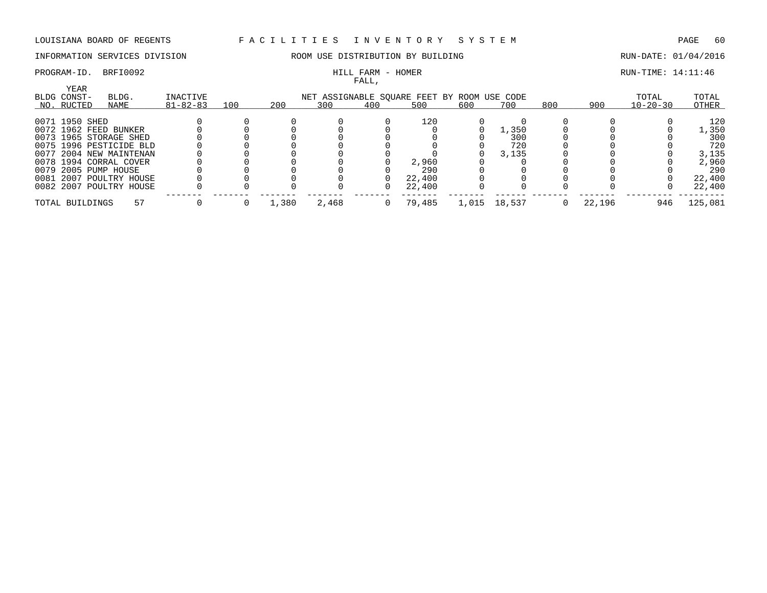LOUISIANA BOARD OF REGENTS — FACILITIES INVENTORY SYSTEM

INFORMATION SERVICES DIVISION — ROOM USE DISTRIBUTION BY BUILDING — RUN-DATE: 01/04/2016

PROGRAM-ID. BRFI0092 — HILL FARM - HOMER FALL, — RUN-TIME: 14:11:46

| BLDG NO. | YEAR CONST-RUCTED | BLDG. NAME | INACTIVE 81-82-83 | 100 | 200 | 300 | 400 | 500 | 600 | 700 | 800 | 900 | TOTAL 10-20-30 | TOTAL OTHER |
|---|---|---|---|---|---|---|---|---|---|---|---|---|---|---|
| 0071 | 1950 | SHED | 0 | 0 | 0 | 0 | 0 | 120 | 0 | 0 | 0 | 0 | 0 | 120 |
| 0072 | 1962 | FEED BUNKER | 0 | 0 | 0 | 0 | 0 | 0 | 0 | 1,350 | 0 | 0 | 0 | 1,350 |
| 0073 | 1965 | STORAGE SHED | 0 | 0 | 0 | 0 | 0 | 0 | 0 | 300 | 0 | 0 | 0 | 300 |
| 0075 | 1996 | PESTICIDE BLD | 0 | 0 | 0 | 0 | 0 | 0 | 0 | 720 | 0 | 0 | 0 | 720 |
| 0077 | 2004 | NEW MAINTENAN | 0 | 0 | 0 | 0 | 0 | 0 | 0 | 3,135 | 0 | 0 | 0 | 3,135 |
| 0078 | 1994 | CORRAL COVER | 0 | 0 | 0 | 0 | 0 | 2,960 | 0 | 0 | 0 | 0 | 0 | 2,960 |
| 0079 | 2005 | PUMP HOUSE | 0 | 0 | 0 | 0 | 0 | 290 | 0 | 0 | 0 | 0 | 0 | 290 |
| 0081 | 2007 | POULTRY HOUSE | 0 | 0 | 0 | 0 | 0 | 22,400 | 0 | 0 | 0 | 0 | 0 | 22,400 |
| 0082 | 2007 | POULTRY HOUSE | 0 | 0 | 0 | 0 | 0 | 22,400 | 0 | 0 | 0 | 0 | 0 | 22,400 |
| TOTAL BUILDINGS | | 57 | 0 | 0 | 1,380 | 2,468 | 0 | 79,485 | 1,015 | 18,537 | 0 | 22,196 | 946 | 125,081 |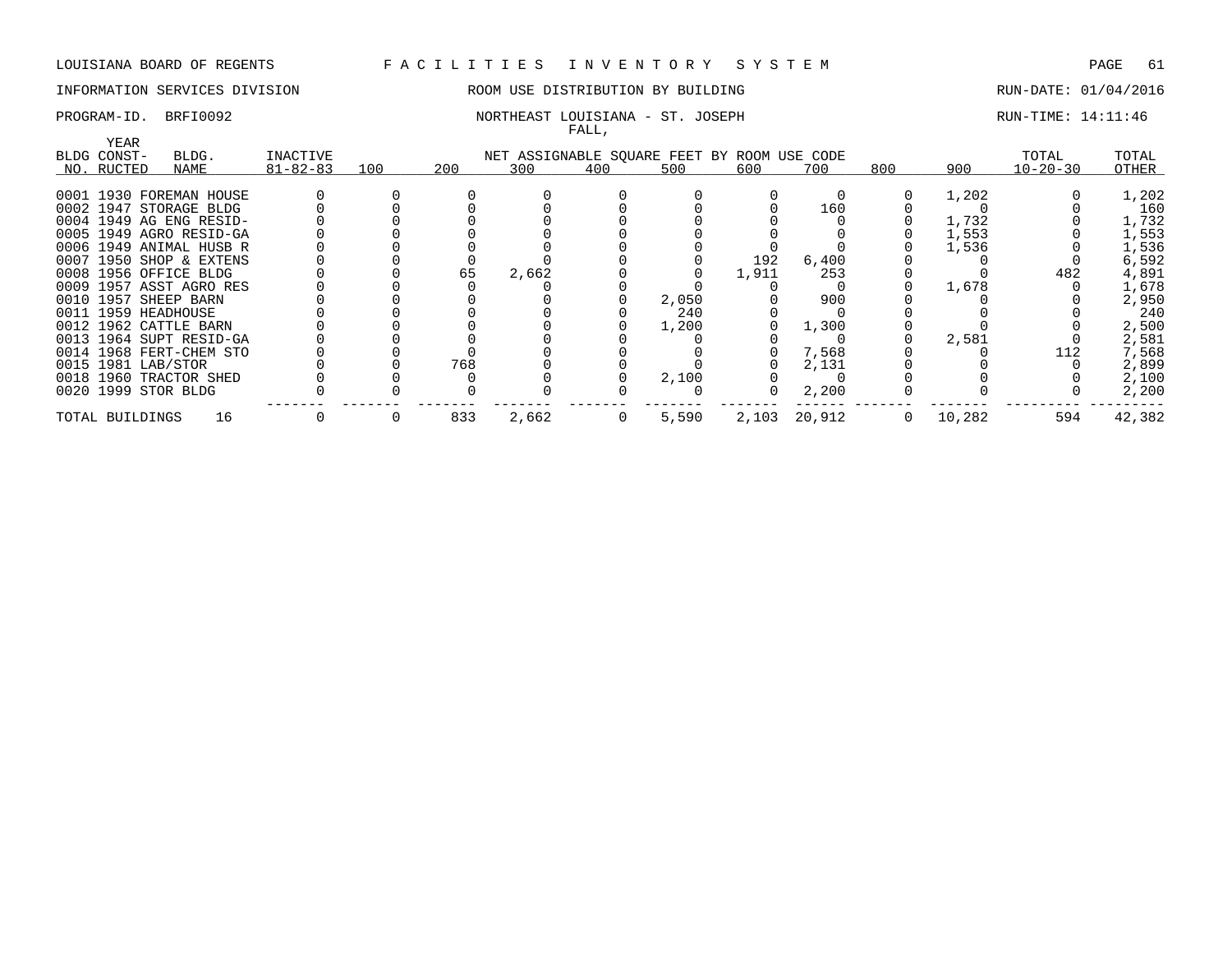LOUISIANA BOARD OF REGENTS F A C I L I T I E S I N V E N T O R Y S Y S T E M

INFORMATION SERVICES DIVISION ROOM USE DISTRIBUTION BY BUILDING RUN-DATE: 01/04/2016

PROGRAM-ID. BRFI0092 NORTHEAST LOUISIANA - ST. JOSEPH RUN-TIME: 14:11:46

FALL,

| BLDG NO. | YEAR CONSTRUCTED | BLDG. NAME | INACTIVE 81-82-83 | 100 | 200 | 300 | 400 | 500 | 600 | 700 | 800 | 900 | TOTAL 10-20-30 | TOTAL OTHER |
|---|---|---|---|---|---|---|---|---|---|---|---|---|---|---|
| 0001 | 1930 | FOREMAN HOUSE | 0 | 0 | 0 | 0 | 0 | 0 | 0 | 0 | 0 | 1,202 | 0 | 1,202 |
| 0002 | 1947 | STORAGE BLDG | 0 | 0 | 0 | 0 | 0 | 0 | 0 | 160 | 0 | 0 | 0 | 160 |
| 0004 | 1949 | AG ENG RESID- | 0 | 0 | 0 | 0 | 0 | 0 | 0 | 0 | 0 | 1,732 | 0 | 1,732 |
| 0005 | 1949 | AGRO RESID-GA | 0 | 0 | 0 | 0 | 0 | 0 | 0 | 0 | 0 | 1,553 | 0 | 1,553 |
| 0006 | 1949 | ANIMAL HUSB R | 0 | 0 | 0 | 0 | 0 | 0 | 0 | 0 | 0 | 1,536 | 0 | 1,536 |
| 0007 | 1950 | SHOP & EXTENS | 0 | 0 | 0 | 0 | 0 | 0 | 192 | 6,400 | 0 | 0 | 0 | 6,592 |
| 0008 | 1956 | OFFICE BLDG | 0 | 0 | 65 | 2,662 | 0 | 0 | 1,911 | 253 | 0 | 0 | 482 | 4,891 |
| 0009 | 1957 | ASST AGRO RES | 0 | 0 | 0 | 0 | 0 | 0 | 0 | 0 | 0 | 1,678 | 0 | 1,678 |
| 0010 | 1957 | SHEEP BARN | 0 | 0 | 0 | 0 | 0 | 2,050 | 0 | 900 | 0 | 0 | 0 | 2,950 |
| 0011 | 1959 | HEADHOUSE | 0 | 0 | 0 | 0 | 0 | 240 | 0 | 0 | 0 | 0 | 0 | 240 |
| 0012 | 1962 | CATTLE BARN | 0 | 0 | 0 | 0 | 0 | 1,200 | 0 | 1,300 | 0 | 0 | 0 | 2,500 |
| 0013 | 1964 | SUPT RESID-GA | 0 | 0 | 0 | 0 | 0 | 0 | 0 | 0 | 0 | 2,581 | 0 | 2,581 |
| 0014 | 1968 | FERT-CHEM STO | 0 | 0 | 0 | 0 | 0 | 0 | 0 | 7,568 | 0 | 0 | 112 | 7,568 |
| 0015 | 1981 | LAB/STOR | 0 | 0 | 768 | 0 | 0 | 0 | 0 | 2,131 | 0 | 0 | 0 | 2,899 |
| 0018 | 1960 | TRACTOR SHED | 0 | 0 | 0 | 0 | 0 | 2,100 | 0 | 0 | 0 | 0 | 0 | 2,100 |
| 0020 | 1999 | STOR BLDG | 0 | 0 | 0 | 0 | 0 | 0 | 0 | 2,200 | 0 | 0 | 0 | 2,200 |
| TOTAL BUILDINGS | | 16 | 0 | 0 | 833 | 2,662 | 0 | 5,590 | 2,103 | 20,912 | 0 | 10,282 | 594 | 42,382 |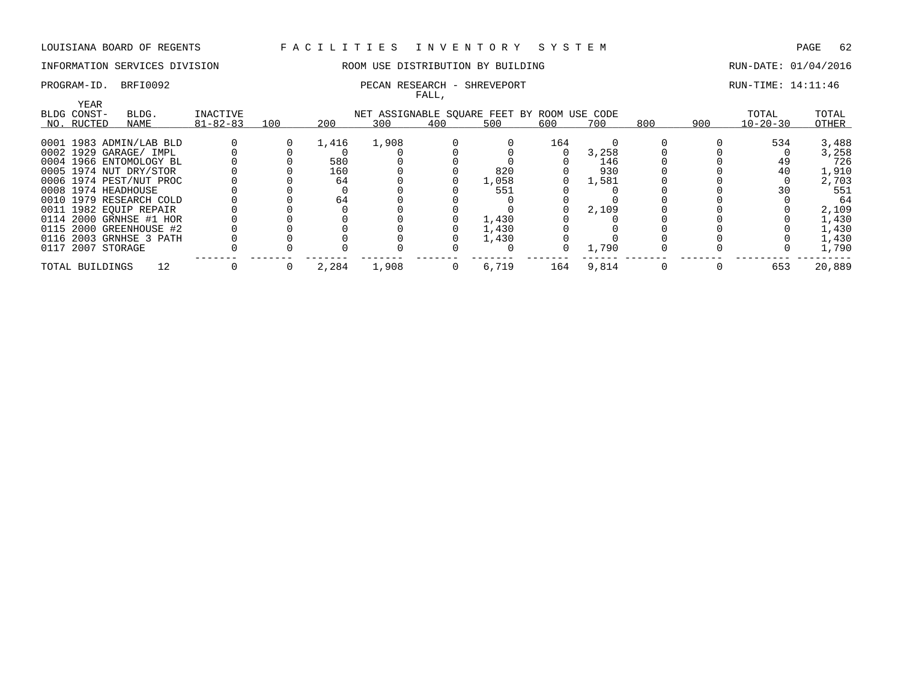LOUISIANA BOARD OF REGENTS F A C I L I T I E S I N V E N T O R Y S Y S T E M

INFORMATION SERVICES DIVISION ROOM USE DISTRIBUTION BY BUILDING RUN-DATE: 01/04/2016

PROGRAM-ID. BRFI0092 PECAN RESEARCH - SHREVEPORT RUN-TIME: 14:11:46

FALL,

| BLDG NO. | YEAR CONST-RUCTED | BLDG. NAME | INACTIVE 81-82-83 | 100 | 200 | 300 | 400 | 500 | 600 | 700 | 800 | 900 | TOTAL 10-20-30 | TOTAL OTHER |
|---|---|---|---|---|---|---|---|---|---|---|---|---|---|---|
| | | | | NET ASSIGNABLE SQUARE FEET BY ROOM USE CODE | | | | | | | | | | |
| 0001 | 1983 | ADMIN/LAB BLD | 0 | 0 | 1,416 | 1,908 | 0 | 0 | 164 | 0 | 0 | 0 | 534 | 3,488 |
| 0002 | 1929 | GARAGE/ IMPL | 0 | 0 | 0 | 0 | 0 | 0 | 0 | 3,258 | 0 | 0 | 0 | 3,258 |
| 0004 | 1966 | ENTOMOLOGY BL | 0 | 0 | 580 | 0 | 0 | 0 | 0 | 146 | 0 | 0 | 49 | 726 |
| 0005 | 1974 | NUT DRY/STOR | 0 | 0 | 160 | 0 | 0 | 820 | 0 | 930 | 0 | 0 | 40 | 1,910 |
| 0006 | 1974 | PEST/NUT PROC | 0 | 0 | 64 | 0 | 0 | 1,058 | 0 | 1,581 | 0 | 0 | 0 | 2,703 |
| 0008 | 1974 | HEADHOUSE | 0 | 0 | 0 | 0 | 0 | 551 | 0 | 0 | 0 | 0 | 30 | 551 |
| 0010 | 1979 | RESEARCH COLD | 0 | 0 | 64 | 0 | 0 | 0 | 0 | 0 | 0 | 0 | 0 | 64 |
| 0011 | 1982 | EQUIP REPAIR | 0 | 0 | 0 | 0 | 0 | 0 | 0 | 2,109 | 0 | 0 | 0 | 2,109 |
| 0114 | 2000 | GRNHSE #1 HOR | 0 | 0 | 0 | 0 | 0 | 1,430 | 0 | 0 | 0 | 0 | 0 | 1,430 |
| 0115 | 2000 | GREENHOUSE #2 | 0 | 0 | 0 | 0 | 0 | 1,430 | 0 | 0 | 0 | 0 | 0 | 1,430 |
| 0116 | 2003 | GRNHSE 3 PATH | 0 | 0 | 0 | 0 | 0 | 1,430 | 0 | 0 | 0 | 0 | 0 | 1,430 |
| 0117 | 2007 | STORAGE | 0 | 0 | 0 | 0 | 0 | 0 | 0 | 1,790 | 0 | 0 | 0 | 1,790 |
| TOTAL BUILDINGS | | 12 | 0 | 0 | 2,284 | 1,908 | 0 | 6,719 | 164 | 9,814 | 0 | 0 | 653 | 20,889 |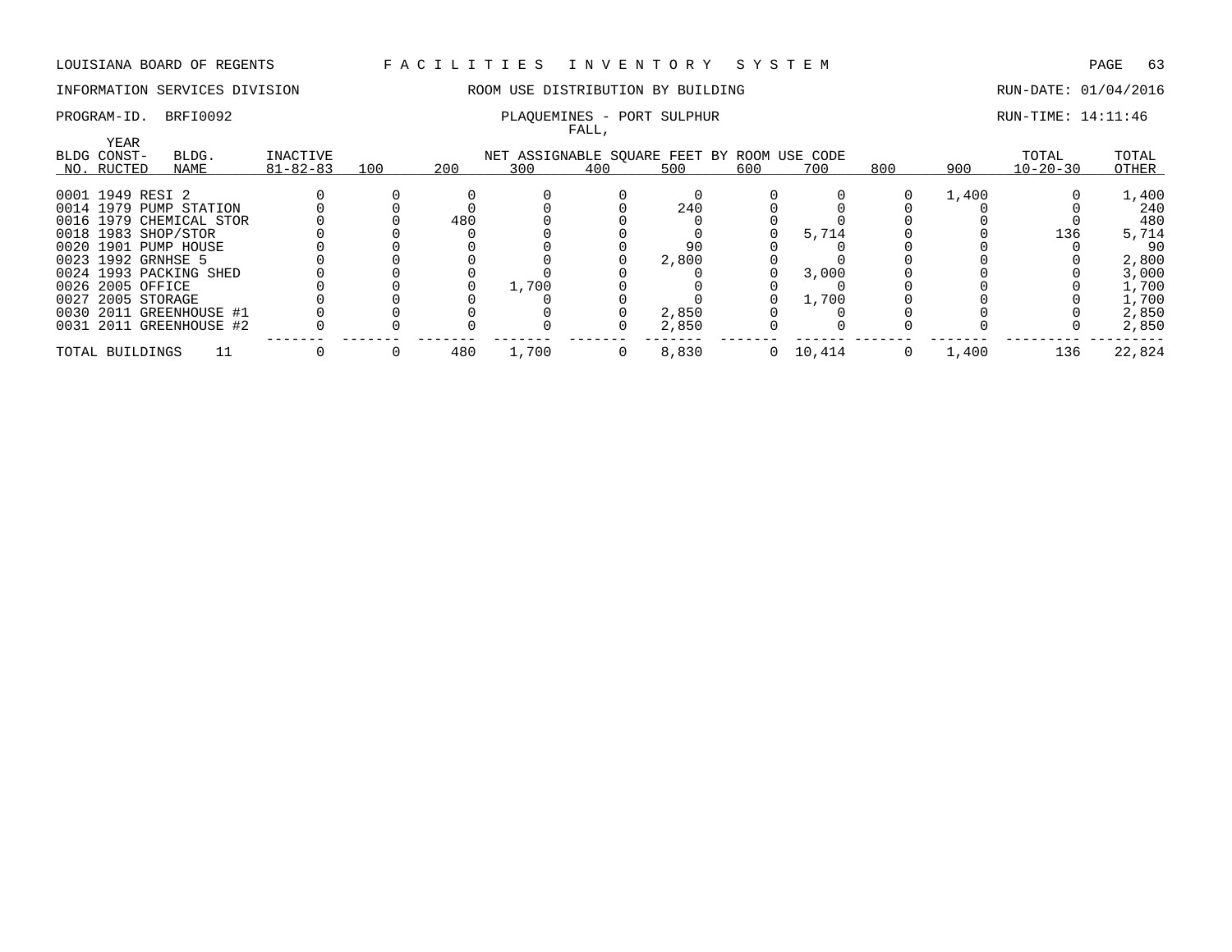LOUISIANA BOARD OF REGENTS — F A C I L I T I E S   I N V E N T O R Y   S Y S T E M

INFORMATION SERVICES DIVISION — ROOM USE DISTRIBUTION BY BUILDING — RUN-DATE: 01/04/2016

PROGRAM-ID. BRFI0092 — PLAQUEMINES - PORT SULPHUR — RUN-TIME: 14:11:46

FALL,

| BLDG NO. | YEAR CONST-RUCTED | BLDG. NAME | INACTIVE 81-82-83 | 100 | 200 | 300 | 400 | 500 | 600 | 700 | 800 | 900 | TOTAL 10-20-30 | TOTAL OTHER |
|---|---|---|---|---|---|---|---|---|---|---|---|---|---|---|
| | | | | NET ASSIGNABLE SQUARE FEET BY ROOM USE CODE | | | | | | | | | | |
| 0001 | 1949 | RESI 2 | 0 | 0 | 0 | 0 | 0 | 0 | 0 | 0 | 0 | 1,400 | 0 | 1,400 |
| 0014 | 1979 | PUMP STATION | 0 | 0 | 0 | 0 | 0 | 240 | 0 | 0 | 0 | 0 | 0 | 240 |
| 0016 | 1979 | CHEMICAL STOR | 0 | 0 | 480 | 0 | 0 | 0 | 0 | 0 | 0 | 0 | 0 | 480 |
| 0018 | 1983 | SHOP/STOR | 0 | 0 | 0 | 0 | 0 | 0 | 0 | 5,714 | 0 | 0 | 136 | 5,714 |
| 0020 | 1901 | PUMP HOUSE | 0 | 0 | 0 | 0 | 0 | 90 | 0 | 0 | 0 | 0 | 0 | 90 |
| 0023 | 1992 | GRNHSE 5 | 0 | 0 | 0 | 0 | 0 | 2,800 | 0 | 0 | 0 | 0 | 0 | 2,800 |
| 0024 | 1993 | PACKING SHED | 0 | 0 | 0 | 0 | 0 | 0 | 0 | 3,000 | 0 | 0 | 0 | 3,000 |
| 0026 | 2005 | OFFICE | 0 | 0 | 0 | 1,700 | 0 | 0 | 0 | 0 | 0 | 0 | 0 | 1,700 |
| 0027 | 2005 | STORAGE | 0 | 0 | 0 | 0 | 0 | 0 | 0 | 1,700 | 0 | 0 | 0 | 1,700 |
| 0030 | 2011 | GREENHOUSE #1 | 0 | 0 | 0 | 0 | 0 | 2,850 | 0 | 0 | 0 | 0 | 0 | 2,850 |
| 0031 | 2011 | GREENHOUSE #2 | 0 | 0 | 0 | 0 | 0 | 2,850 | 0 | 0 | 0 | 0 | 0 | 2,850 |
| TOTAL BUILDINGS | | 11 | 0 | 0 | 480 | 1,700 | 0 | 8,830 | 0 | 10,414 | 0 | 1,400 | 136 | 22,824 |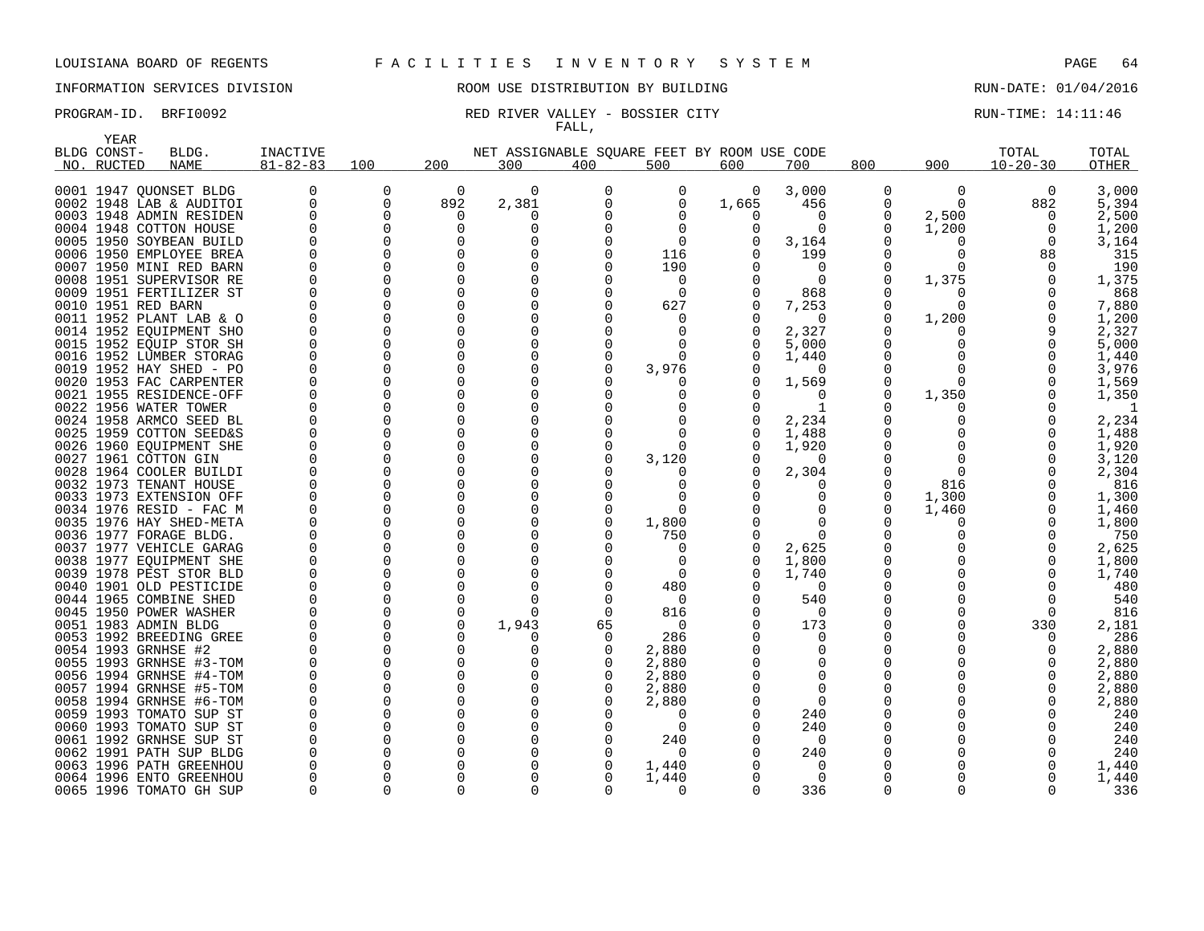LOUISIANA BOARD OF REGENTS F A C I L I T I E S I N V E N T O R Y S Y S T E M

INFORMATION SERVICES DIVISION ROOM USE DISTRIBUTION BY BUILDING RUN-DATE: 01/04/2016

PROGRAM-ID. BRFI0092 RED RIVER VALLEY - BOSSIER CITY RUN-TIME: 14:11:46

FALL,

| BLDG NO. | YEAR CONST-RUCTED | BLDG. NAME | INACTIVE 81-82-83 | 100 | 200 | 300 | 400 | 500 | 600 | 700 | 800 | 900 | TOTAL 10-20-30 | TOTAL OTHER |
|---|---|---|---|---|---|---|---|---|---|---|---|---|---|---|
| 0001 | 1947 | QUONSET BLDG | 0 | 0 | 0 | 0 | 0 | 0 | 0 | 3,000 | 0 | 0 | 0 | 3,000 |
| 0002 | 1948 | LAB & AUDITOI | 0 | 0 | 892 | 2,381 | 0 | 0 | 1,665 | 456 | 0 | 0 | 882 | 5,394 |
| 0003 | 1948 | ADMIN RESIDEN | 0 | 0 | 0 | 0 | 0 | 0 | 0 | 0 | 0 | 2,500 | 0 | 2,500 |
| 0004 | 1948 | COTTON HOUSE | 0 | 0 | 0 | 0 | 0 | 0 | 0 | 0 | 0 | 1,200 | 0 | 1,200 |
| 0005 | 1950 | SOYBEAN BUILD | 0 | 0 | 0 | 0 | 0 | 0 | 0 | 3,164 | 0 | 0 | 0 | 3,164 |
| 0006 | 1950 | EMPLOYEE BREA | 0 | 0 | 0 | 0 | 0 | 116 | 0 | 199 | 0 | 0 | 88 | 315 |
| 0007 | 1950 | MINI RED BARN | 0 | 0 | 0 | 0 | 0 | 190 | 0 | 0 | 0 | 0 | 0 | 190 |
| 0008 | 1951 | SUPERVISOR RE | 0 | 0 | 0 | 0 | 0 | 0 | 0 | 0 | 0 | 1,375 | 0 | 1,375 |
| 0009 | 1951 | FERTILIZER ST | 0 | 0 | 0 | 0 | 0 | 0 | 0 | 868 | 0 | 0 | 0 | 868 |
| 0010 | 1951 | RED BARN | 0 | 0 | 0 | 0 | 0 | 627 | 0 | 7,253 | 0 | 0 | 0 | 7,880 |
| 0011 | 1952 | PLANT LAB & O | 0 | 0 | 0 | 0 | 0 | 0 | 0 | 0 | 0 | 1,200 | 0 | 1,200 |
| 0014 | 1952 | EQUIPMENT SHO | 0 | 0 | 0 | 0 | 0 | 0 | 0 | 2,327 | 0 | 0 | 9 | 2,327 |
| 0015 | 1952 | EQUIP STOR SH | 0 | 0 | 0 | 0 | 0 | 0 | 0 | 5,000 | 0 | 0 | 0 | 5,000 |
| 0016 | 1952 | LUMBER STORAG | 0 | 0 | 0 | 0 | 0 | 0 | 0 | 1,440 | 0 | 0 | 0 | 1,440 |
| 0019 | 1952 | HAY SHED - PO | 0 | 0 | 0 | 0 | 0 | 3,976 | 0 | 0 | 0 | 0 | 0 | 3,976 |
| 0020 | 1953 | FAC CARPENTER | 0 | 0 | 0 | 0 | 0 | 0 | 0 | 1,569 | 0 | 0 | 0 | 1,569 |
| 0021 | 1955 | RESIDENCE-OFF | 0 | 0 | 0 | 0 | 0 | 0 | 0 | 0 | 0 | 1,350 | 0 | 1,350 |
| 0022 | 1956 | WATER TOWER | 0 | 0 | 0 | 0 | 0 | 0 | 0 | 1 | 0 | 0 | 0 | 1 |
| 0024 | 1958 | ARMCO SEED BL | 0 | 0 | 0 | 0 | 0 | 0 | 0 | 2,234 | 0 | 0 | 0 | 2,234 |
| 0025 | 1959 | COTTON SEED&S | 0 | 0 | 0 | 0 | 0 | 0 | 0 | 1,488 | 0 | 0 | 0 | 1,488 |
| 0026 | 1960 | EQUIPMENT SHE | 0 | 0 | 0 | 0 | 0 | 0 | 0 | 1,920 | 0 | 0 | 0 | 1,920 |
| 0027 | 1961 | COTTON GIN | 0 | 0 | 0 | 0 | 0 | 3,120 | 0 | 0 | 0 | 0 | 0 | 3,120 |
| 0028 | 1964 | COOLER BUILDI | 0 | 0 | 0 | 0 | 0 | 0 | 0 | 2,304 | 0 | 0 | 0 | 2,304 |
| 0032 | 1973 | TENANT HOUSE | 0 | 0 | 0 | 0 | 0 | 0 | 0 | 0 | 0 | 816 | 0 | 816 |
| 0033 | 1973 | EXTENSION OFF | 0 | 0 | 0 | 0 | 0 | 0 | 0 | 0 | 0 | 1,300 | 0 | 1,300 |
| 0034 | 1976 | RESID - FAC M | 0 | 0 | 0 | 0 | 0 | 0 | 0 | 0 | 0 | 1,460 | 0 | 1,460 |
| 0035 | 1976 | HAY SHED-META | 0 | 0 | 0 | 0 | 0 | 1,800 | 0 | 0 | 0 | 0 | 0 | 1,800 |
| 0036 | 1977 | FORAGE BLDG. | 0 | 0 | 0 | 0 | 0 | 750 | 0 | 0 | 0 | 0 | 0 | 750 |
| 0037 | 1977 | VEHICLE GARAG | 0 | 0 | 0 | 0 | 0 | 0 | 0 | 2,625 | 0 | 0 | 0 | 2,625 |
| 0038 | 1977 | EQUIPMENT SHE | 0 | 0 | 0 | 0 | 0 | 0 | 0 | 1,800 | 0 | 0 | 0 | 1,800 |
| 0039 | 1978 | PEST STOR BLD | 0 | 0 | 0 | 0 | 0 | 0 | 0 | 1,740 | 0 | 0 | 0 | 1,740 |
| 0040 | 1901 | OLD PESTICIDE | 0 | 0 | 0 | 0 | 0 | 480 | 0 | 0 | 0 | 0 | 0 | 480 |
| 0044 | 1965 | COMBINE SHED | 0 | 0 | 0 | 0 | 0 | 0 | 0 | 540 | 0 | 0 | 0 | 540 |
| 0045 | 1950 | POWER WASHER | 0 | 0 | 0 | 0 | 0 | 816 | 0 | 0 | 0 | 0 | 0 | 816 |
| 0051 | 1983 | ADMIN BLDG | 0 | 0 | 0 | 1,943 | 65 | 0 | 0 | 173 | 0 | 0 | 330 | 2,181 |
| 0053 | 1992 | BREEDING GREE | 0 | 0 | 0 | 0 | 0 | 286 | 0 | 0 | 0 | 0 | 0 | 286 |
| 0054 | 1993 | GRNHSE #2 | 0 | 0 | 0 | 0 | 0 | 2,880 | 0 | 0 | 0 | 0 | 0 | 2,880 |
| 0055 | 1993 | GRNHSE #3-TOM | 0 | 0 | 0 | 0 | 0 | 2,880 | 0 | 0 | 0 | 0 | 0 | 2,880 |
| 0056 | 1994 | GRNHSE #4-TOM | 0 | 0 | 0 | 0 | 0 | 2,880 | 0 | 0 | 0 | 0 | 0 | 2,880 |
| 0057 | 1994 | GRNHSE #5-TOM | 0 | 0 | 0 | 0 | 0 | 2,880 | 0 | 0 | 0 | 0 | 0 | 2,880 |
| 0058 | 1994 | GRNHSE #6-TOM | 0 | 0 | 0 | 0 | 0 | 2,880 | 0 | 0 | 0 | 0 | 0 | 2,880 |
| 0059 | 1993 | TOMATO SUP ST | 0 | 0 | 0 | 0 | 0 | 0 | 0 | 240 | 0 | 0 | 0 | 240 |
| 0060 | 1993 | TOMATO SUP ST | 0 | 0 | 0 | 0 | 0 | 0 | 0 | 240 | 0 | 0 | 0 | 240 |
| 0061 | 1992 | GRNHSE SUP ST | 0 | 0 | 0 | 0 | 0 | 240 | 0 | 0 | 0 | 0 | 0 | 240 |
| 0062 | 1991 | PATH SUP BLDG | 0 | 0 | 0 | 0 | 0 | 0 | 0 | 240 | 0 | 0 | 0 | 240 |
| 0063 | 1996 | PATH GREENHOU | 0 | 0 | 0 | 0 | 0 | 1,440 | 0 | 0 | 0 | 0 | 0 | 1,440 |
| 0064 | 1996 | ENTO GREENHOU | 0 | 0 | 0 | 0 | 0 | 1,440 | 0 | 0 | 0 | 0 | 0 | 1,440 |
| 0065 | 1996 | TOMATO GH SUP | 0 | 0 | 0 | 0 | 0 | 0 | 0 | 336 | 0 | 0 | 0 | 336 |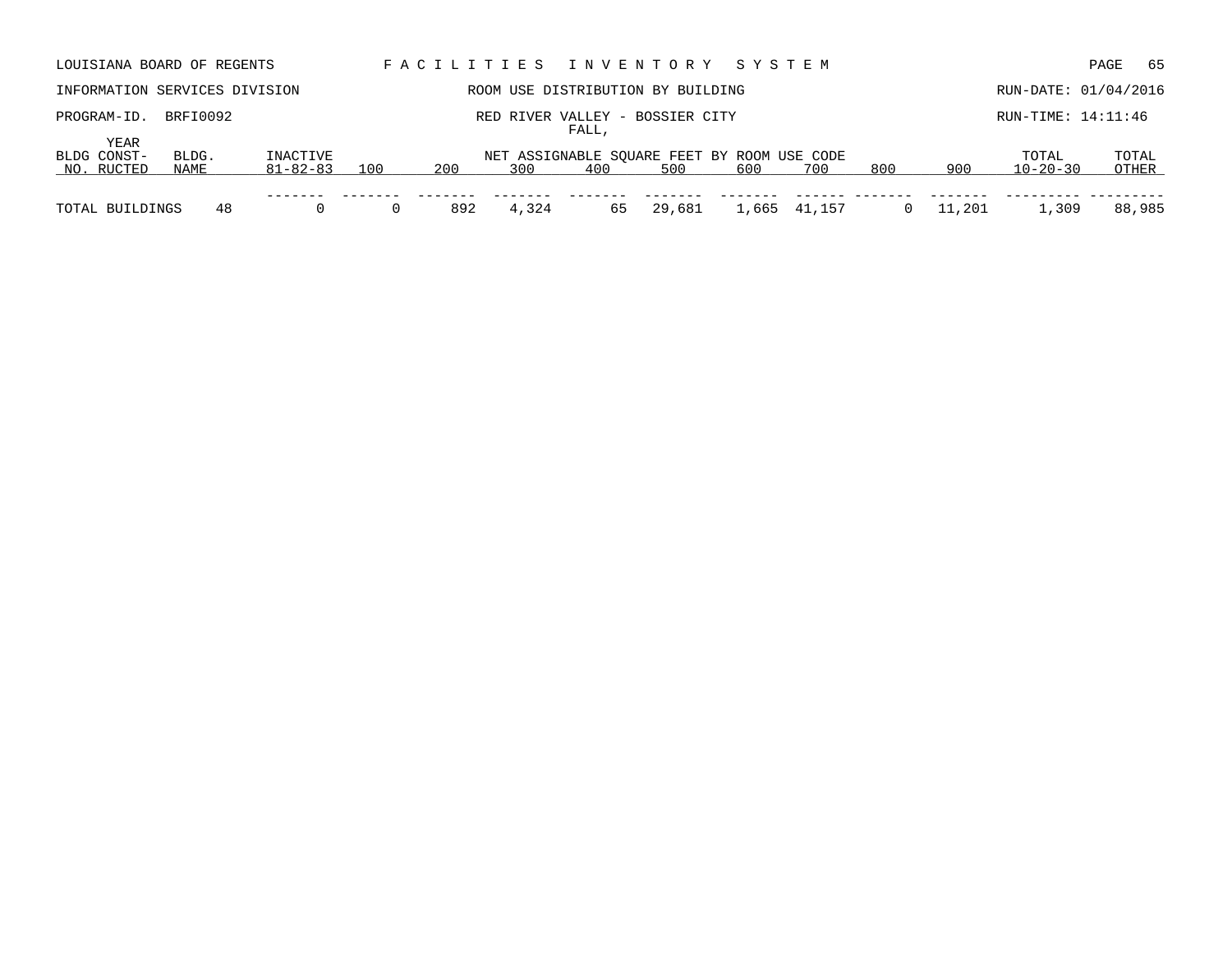LOUISIANA BOARD OF REGENTS — F A C I L I T I E S   I N V E N T O R Y   S Y S T E M

INFORMATION SERVICES DIVISION — ROOM USE DISTRIBUTION BY BUILDING — RUN-DATE: 01/04/2016

PROGRAM-ID. BRFI0092 — RED RIVER VALLEY - BOSSIER CITY — RUN-TIME: 14:11:46

FALL,

| BLDG NO. | YEAR CONST-RUCTED | BLDG. NAME | INACTIVE 81-82-83 | 100 | 200 | 300 | 400 | 500 | 600 | 700 | 800 | 900 | TOTAL 10-20-30 | TOTAL OTHER |
|---|---|---|---|---|---|---|---|---|---|---|---|---|---|---|
| | | | | | | NET ASSIGNABLE SQUARE FEET BY ROOM USE CODE | | | | | | | | |
| TOTAL BUILDINGS | | 48 | 0 | 0 | 892 | 4,324 | 65 | 29,681 | 1,665 | 41,157 | 0 | 11,201 | 1,309 | 88,985 |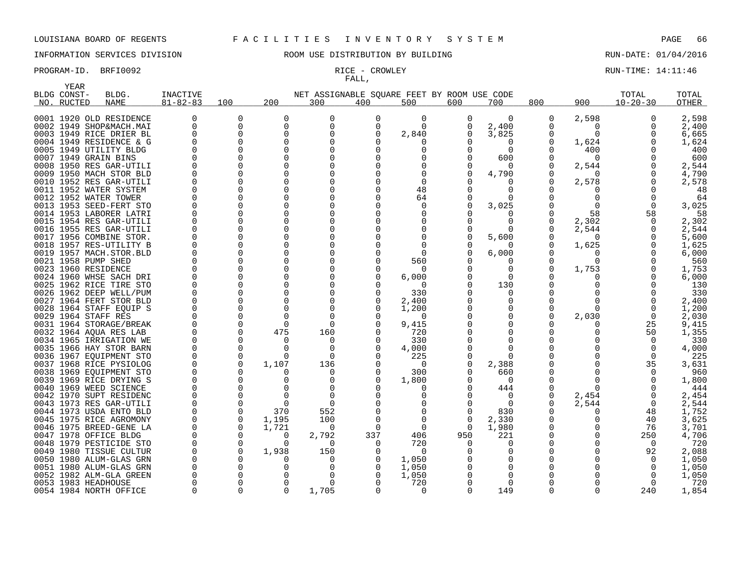LOUISIANA BOARD OF REGENTS F A C I L I T I E S I N V E N T O R Y S Y S T E M

INFORMATION SERVICES DIVISION ROOM USE DISTRIBUTION BY BUILDING RUN-DATE: 01/04/2016

PROGRAM-ID. BRFI0092 RICE - CROWLEY RUN-TIME: 14:11:46

FALL,

| BLDG NO. | YEAR CONST-RUCTED | BLDG. NAME | INACTIVE 81-82-83 | 100 | 200 | 300 | 400 | 500 | 600 | 700 | 800 | 900 | TOTAL 10-20-30 | TOTAL OTHER |
|---|---|---|---|---|---|---|---|---|---|---|---|---|---|---|
| 0001 | 1920 | OLD RESIDENCE | 0 | 0 | 0 | 0 | 0 | 0 | 0 | 0 | 0 | 2,598 | 0 | 2,598 |
| 0002 | 1949 | SHOP&MACH.MAI | 0 | 0 | 0 | 0 | 0 | 0 | 0 | 2,400 | 0 | 0 | 0 | 2,400 |
| 0003 | 1949 | RICE DRIER BL | 0 | 0 | 0 | 0 | 0 | 2,840 | 0 | 3,825 | 0 | 0 | 0 | 6,665 |
| 0004 | 1949 | RESIDENCE & G | 0 | 0 | 0 | 0 | 0 | 0 | 0 | 0 | 0 | 1,624 | 0 | 1,624 |
| 0005 | 1949 | UTILITY BLDG | 0 | 0 | 0 | 0 | 0 | 0 | 0 | 0 | 0 | 400 | 0 | 400 |
| 0007 | 1949 | GRAIN BINS | 0 | 0 | 0 | 0 | 0 | 0 | 0 | 600 | 0 | 0 | 0 | 600 |
| 0008 | 1950 | RES GAR-UTILI | 0 | 0 | 0 | 0 | 0 | 0 | 0 | 0 | 0 | 2,544 | 0 | 2,544 |
| 0009 | 1950 | MACH STOR BLD | 0 | 0 | 0 | 0 | 0 | 0 | 0 | 4,790 | 0 | 0 | 0 | 4,790 |
| 0010 | 1952 | RES GAR-UTILI | 0 | 0 | 0 | 0 | 0 | 0 | 0 | 0 | 0 | 2,578 | 0 | 2,578 |
| 0011 | 1952 | WATER SYSTEM | 0 | 0 | 0 | 0 | 0 | 48 | 0 | 0 | 0 | 0 | 0 | 48 |
| 0012 | 1952 | WATER TOWER | 0 | 0 | 0 | 0 | 0 | 64 | 0 | 0 | 0 | 0 | 0 | 64 |
| 0013 | 1953 | SEED-FERT STO | 0 | 0 | 0 | 0 | 0 | 0 | 0 | 3,025 | 0 | 0 | 0 | 3,025 |
| 0014 | 1953 | LABORER LATRI | 0 | 0 | 0 | 0 | 0 | 0 | 0 | 0 | 0 | 58 | 58 | 58 |
| 0015 | 1954 | RES GAR-UTILI | 0 | 0 | 0 | 0 | 0 | 0 | 0 | 0 | 0 | 2,302 | 0 | 2,302 |
| 0016 | 1955 | RES GAR-UTILI | 0 | 0 | 0 | 0 | 0 | 0 | 0 | 0 | 0 | 2,544 | 0 | 2,544 |
| 0017 | 1956 | COMBINE STOR. | 0 | 0 | 0 | 0 | 0 | 0 | 0 | 5,600 | 0 | 0 | 0 | 5,600 |
| 0018 | 1957 | RES-UTILITY B | 0 | 0 | 0 | 0 | 0 | 0 | 0 | 0 | 0 | 1,625 | 0 | 1,625 |
| 0019 | 1957 | MACH.STOR.BLD | 0 | 0 | 0 | 0 | 0 | 0 | 0 | 6,000 | 0 | 0 | 0 | 6,000 |
| 0021 | 1958 | PUMP SHED | 0 | 0 | 0 | 0 | 0 | 560 | 0 | 0 | 0 | 0 | 0 | 560 |
| 0023 | 1960 | RESIDENCE | 0 | 0 | 0 | 0 | 0 | 0 | 0 | 0 | 0 | 1,753 | 0 | 1,753 |
| 0024 | 1960 | WHSE SACH DRI | 0 | 0 | 0 | 0 | 0 | 6,000 | 0 | 0 | 0 | 0 | 0 | 6,000 |
| 0025 | 1962 | RICE TIRE STO | 0 | 0 | 0 | 0 | 0 | 0 | 0 | 130 | 0 | 0 | 0 | 130 |
| 0026 | 1962 | DEEP WELL/PUM | 0 | 0 | 0 | 0 | 0 | 330 | 0 | 0 | 0 | 0 | 0 | 330 |
| 0027 | 1964 | FERT STOR BLD | 0 | 0 | 0 | 0 | 0 | 2,400 | 0 | 0 | 0 | 0 | 0 | 2,400 |
| 0028 | 1964 | STAFF EQUIP S | 0 | 0 | 0 | 0 | 0 | 1,200 | 0 | 0 | 0 | 0 | 0 | 1,200 |
| 0029 | 1964 | STAFF RES | 0 | 0 | 0 | 0 | 0 | 0 | 0 | 0 | 0 | 2,030 | 0 | 2,030 |
| 0031 | 1964 | STORAGE/BREAK | 0 | 0 | 0 | 0 | 0 | 9,415 | 0 | 0 | 0 | 0 | 25 | 9,415 |
| 0032 | 1964 | AQUA RES LAB | 0 | 0 | 475 | 160 | 0 | 720 | 0 | 0 | 0 | 0 | 50 | 1,355 |
| 0034 | 1965 | IRRIGATION WE | 0 | 0 | 0 | 0 | 0 | 330 | 0 | 0 | 0 | 0 | 0 | 330 |
| 0035 | 1966 | HAY STOR BARN | 0 | 0 | 0 | 0 | 0 | 4,000 | 0 | 0 | 0 | 0 | 0 | 4,000 |
| 0036 | 1967 | EQUIPMENT STO | 0 | 0 | 0 | 0 | 0 | 225 | 0 | 0 | 0 | 0 | 0 | 225 |
| 0037 | 1968 | RICE PYSIOLOG | 0 | 0 | 1,107 | 136 | 0 | 0 | 0 | 2,388 | 0 | 0 | 35 | 3,631 |
| 0038 | 1969 | EQUIPMENT STO | 0 | 0 | 0 | 0 | 0 | 300 | 0 | 660 | 0 | 0 | 0 | 960 |
| 0039 | 1969 | RICE DRYING S | 0 | 0 | 0 | 0 | 0 | 1,800 | 0 | 0 | 0 | 0 | 0 | 1,800 |
| 0040 | 1969 | WEED SCIENCE | 0 | 0 | 0 | 0 | 0 | 0 | 0 | 444 | 0 | 0 | 0 | 444 |
| 0042 | 1970 | SUPT RESIDENC | 0 | 0 | 0 | 0 | 0 | 0 | 0 | 0 | 0 | 2,454 | 0 | 2,454 |
| 0043 | 1973 | RES GAR-UTILI | 0 | 0 | 0 | 0 | 0 | 0 | 0 | 0 | 0 | 2,544 | 0 | 2,544 |
| 0044 | 1973 | USDA ENTO BLD | 0 | 0 | 370 | 552 | 0 | 0 | 0 | 830 | 0 | 0 | 48 | 1,752 |
| 0045 | 1975 | RICE AGRONOMY | 0 | 0 | 1,195 | 100 | 0 | 0 | 0 | 2,330 | 0 | 0 | 40 | 3,625 |
| 0046 | 1975 | BREED-GENE LA | 0 | 0 | 1,721 | 0 | 0 | 0 | 0 | 1,980 | 0 | 0 | 76 | 3,701 |
| 0047 | 1978 | OFFICE BLDG | 0 | 0 | 0 | 2,792 | 337 | 406 | 950 | 221 | 0 | 0 | 250 | 4,706 |
| 0048 | 1979 | PESTICIDE STO | 0 | 0 | 0 | 0 | 0 | 720 | 0 | 0 | 0 | 0 | 0 | 720 |
| 0049 | 1980 | TISSUE CULTUR | 0 | 0 | 1,938 | 150 | 0 | 0 | 0 | 0 | 0 | 0 | 92 | 2,088 |
| 0050 | 1980 | ALUM-GLAS GRN | 0 | 0 | 0 | 0 | 0 | 1,050 | 0 | 0 | 0 | 0 | 0 | 1,050 |
| 0051 | 1980 | ALUM-GLAS GRN | 0 | 0 | 0 | 0 | 0 | 1,050 | 0 | 0 | 0 | 0 | 0 | 1,050 |
| 0052 | 1982 | ALM-GLA GREEN | 0 | 0 | 0 | 0 | 0 | 1,050 | 0 | 0 | 0 | 0 | 0 | 1,050 |
| 0053 | 1983 | HEADHOUSE | 0 | 0 | 0 | 0 | 0 | 720 | 0 | 0 | 0 | 0 | 0 | 720 |
| 0054 | 1984 | NORTH OFFICE | 0 | 0 | 0 | 1,705 | 0 | 0 | 0 | 149 | 0 | 0 | 240 | 1,854 |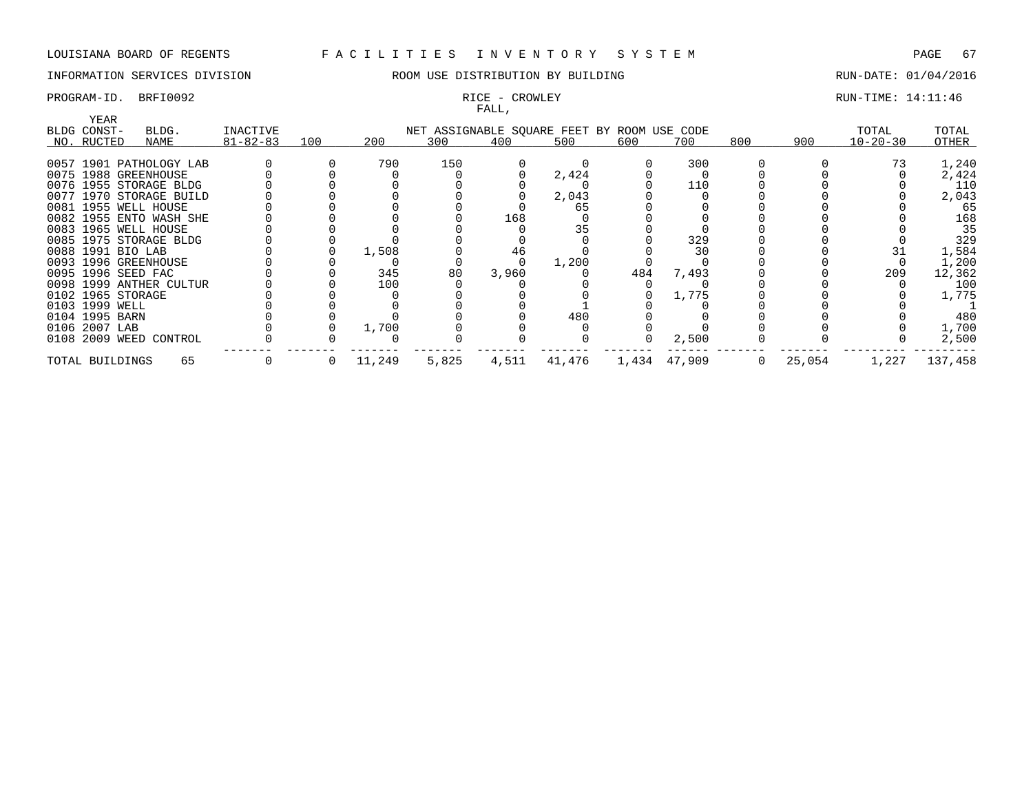LOUISIANA BOARD OF REGENTS — FACILITIES INVENTORY SYSTEM

INFORMATION SERVICES DIVISION — ROOM USE DISTRIBUTION BY BUILDING — RUN-DATE: 01/04/2016

PROGRAM-ID. BRFI0092 — RICE - CROWLEY — RUN-TIME: 14:11:46

FALL,

| BLDG NO. | YEAR CONST-RUCTED | BLDG. NAME | INACTIVE 81-82-83 | 100 | 200 | 300 | 400 | 500 | 600 | 700 | 800 | 900 | TOTAL 10-20-30 | TOTAL OTHER |
|---|---|---|---|---|---|---|---|---|---|---|---|---|---|---|
| | | | | NET ASSIGNABLE SQUARE FEET BY ROOM USE CODE | | | | | | | | | | |
| 0057 | 1901 | PATHOLOGY LAB | 0 | 0 | 790 | 150 | 0 | 0 | 0 | 300 | 0 | 0 | 73 | 1,240 |
| 0075 | 1988 | GREENHOUSE | 0 | 0 | 0 | 0 | 0 | 2,424 | 0 | 0 | 0 | 0 | 0 | 2,424 |
| 0076 | 1955 | STORAGE BLDG | 0 | 0 | 0 | 0 | 0 | 0 | 0 | 110 | 0 | 0 | 0 | 110 |
| 0077 | 1970 | STORAGE BUILD | 0 | 0 | 0 | 0 | 0 | 2,043 | 0 | 0 | 0 | 0 | 0 | 2,043 |
| 0081 | 1955 | WELL HOUSE | 0 | 0 | 0 | 0 | 0 | 65 | 0 | 0 | 0 | 0 | 0 | 65 |
| 0082 | 1955 | ENTO WASH SHE | 0 | 0 | 0 | 0 | 168 | 0 | 0 | 0 | 0 | 0 | 0 | 168 |
| 0083 | 1965 | WELL HOUSE | 0 | 0 | 0 | 0 | 0 | 35 | 0 | 0 | 0 | 0 | 0 | 35 |
| 0085 | 1975 | STORAGE BLDG | 0 | 0 | 0 | 0 | 0 | 0 | 0 | 329 | 0 | 0 | 0 | 329 |
| 0088 | 1991 | BIO LAB | 0 | 0 | 1,508 | 0 | 46 | 0 | 0 | 30 | 0 | 0 | 31 | 1,584 |
| 0093 | 1996 | GREENHOUSE | 0 | 0 | 0 | 0 | 0 | 1,200 | 0 | 0 | 0 | 0 | 0 | 1,200 |
| 0095 | 1996 | SEED FAC | 0 | 0 | 345 | 80 | 3,960 | 0 | 484 | 7,493 | 0 | 0 | 209 | 12,362 |
| 0098 | 1999 | ANTHER CULTUR | 0 | 0 | 100 | 0 | 0 | 0 | 0 | 0 | 0 | 0 | 0 | 100 |
| 0102 | 1965 | STORAGE | 0 | 0 | 0 | 0 | 0 | 0 | 0 | 1,775 | 0 | 0 | 0 | 1,775 |
| 0103 | 1999 | WELL | 0 | 0 | 0 | 0 | 0 | 1 | 0 | 0 | 0 | 0 | 0 | 1 |
| 0104 | 1995 | BARN | 0 | 0 | 0 | 0 | 0 | 480 | 0 | 0 | 0 | 0 | 0 | 480 |
| 0106 | 2007 | LAB | 0 | 0 | 1,700 | 0 | 0 | 0 | 0 | 0 | 0 | 0 | 0 | 1,700 |
| 0108 | 2009 | WEED CONTROL | 0 | 0 | 0 | 0 | 0 | 0 | 0 | 2,500 | 0 | 0 | 0 | 2,500 |
| TOTAL BUILDINGS | | 65 | 0 | 0 | 11,249 | 5,825 | 4,511 | 41,476 | 1,434 | 47,909 | 0 | 25,054 | 1,227 | 137,458 |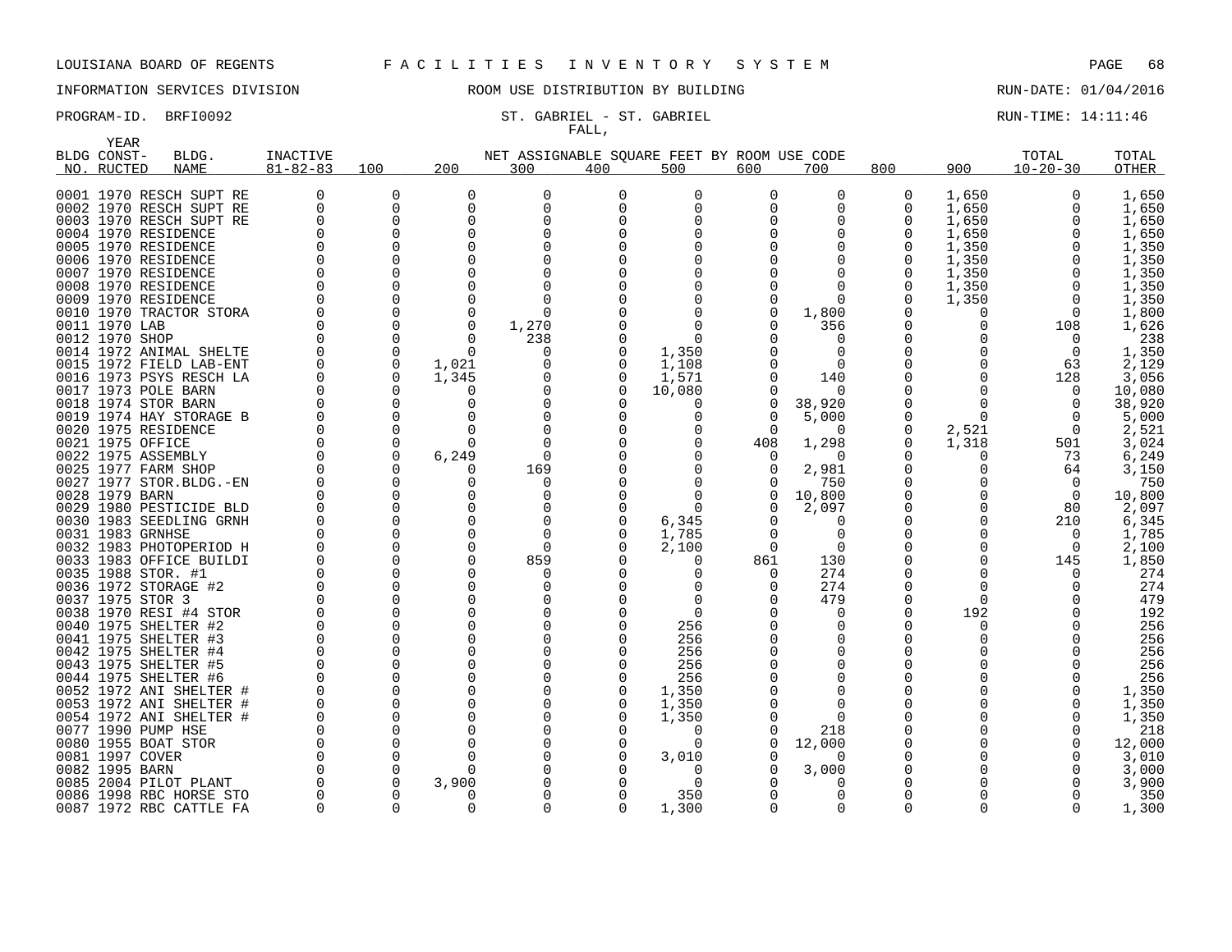LOUISIANA BOARD OF REGENTS F A C I L I T I E S I N V E N T O R Y S Y S T E M

INFORMATION SERVICES DIVISION ROOM USE DISTRIBUTION BY BUILDING RUN-DATE: 01/04/2016

PROGRAM-ID. BRFI0092 ST. GABRIEL - ST. GABRIEL RUN-TIME: 14:11:46

FALL,

| BLDG NO. | YEAR CONST-RUCTED | BLDG. NAME | INACTIVE 81-82-83 | 100 | 200 | 300 | 400 | 500 | 600 | 700 | 800 | 900 | TOTAL 10-20-30 | TOTAL OTHER |
|---|---|---|---|---|---|---|---|---|---|---|---|---|---|---|
| | | | | | | NET ASSIGNABLE SQUARE FEET BY ROOM USE CODE | | | | | | | | |
| 0001 | 1970 | RESCH SUPT RE | 0 | 0 | 0 | 0 | 0 | 0 | 0 | 0 | 0 | 1,650 | 0 | 1,650 |
| 0002 | 1970 | RESCH SUPT RE | 0 | 0 | 0 | 0 | 0 | 0 | 0 | 0 | 0 | 1,650 | 0 | 1,650 |
| 0003 | 1970 | RESCH SUPT RE | 0 | 0 | 0 | 0 | 0 | 0 | 0 | 0 | 0 | 1,650 | 0 | 1,650 |
| 0004 | 1970 | RESIDENCE | 0 | 0 | 0 | 0 | 0 | 0 | 0 | 0 | 0 | 1,650 | 0 | 1,650 |
| 0005 | 1970 | RESIDENCE | 0 | 0 | 0 | 0 | 0 | 0 | 0 | 0 | 0 | 1,350 | 0 | 1,350 |
| 0006 | 1970 | RESIDENCE | 0 | 0 | 0 | 0 | 0 | 0 | 0 | 0 | 0 | 1,350 | 0 | 1,350 |
| 0007 | 1970 | RESIDENCE | 0 | 0 | 0 | 0 | 0 | 0 | 0 | 0 | 0 | 1,350 | 0 | 1,350 |
| 0008 | 1970 | RESIDENCE | 0 | 0 | 0 | 0 | 0 | 0 | 0 | 0 | 0 | 1,350 | 0 | 1,350 |
| 0009 | 1970 | RESIDENCE | 0 | 0 | 0 | 0 | 0 | 0 | 0 | 0 | 0 | 1,350 | 0 | 1,350 |
| 0010 | 1970 | TRACTOR STORA | 0 | 0 | 0 | 0 | 0 | 0 | 0 | 1,800 | 0 | 0 | 0 | 1,800 |
| 0011 | 1970 | LAB | 0 | 0 | 0 | 1,270 | 0 | 0 | 0 | 356 | 0 | 0 | 108 | 1,626 |
| 0012 | 1970 | SHOP | 0 | 0 | 0 | 238 | 0 | 0 | 0 | 0 | 0 | 0 | 0 | 238 |
| 0014 | 1972 | ANIMAL SHELTE | 0 | 0 | 0 | 0 | 0 | 1,350 | 0 | 0 | 0 | 0 | 0 | 1,350 |
| 0015 | 1972 | FIELD LAB-ENT | 0 | 0 | 1,021 | 0 | 0 | 1,108 | 0 | 0 | 0 | 0 | 63 | 2,129 |
| 0016 | 1973 | PSYS RESCH LA | 0 | 0 | 1,345 | 0 | 0 | 1,571 | 0 | 140 | 0 | 0 | 128 | 3,056 |
| 0017 | 1973 | POLE BARN | 0 | 0 | 0 | 0 | 0 | 10,080 | 0 | 0 | 0 | 0 | 0 | 10,080 |
| 0018 | 1974 | STOR BARN | 0 | 0 | 0 | 0 | 0 | 0 | 0 | 38,920 | 0 | 0 | 0 | 38,920 |
| 0019 | 1974 | HAY STORAGE B | 0 | 0 | 0 | 0 | 0 | 0 | 0 | 5,000 | 0 | 0 | 0 | 5,000 |
| 0020 | 1975 | RESIDENCE | 0 | 0 | 0 | 0 | 0 | 0 | 0 | 0 | 0 | 2,521 | 0 | 2,521 |
| 0021 | 1975 | OFFICE | 0 | 0 | 0 | 0 | 0 | 0 | 408 | 1,298 | 0 | 1,318 | 501 | 3,024 |
| 0022 | 1975 | ASSEMBLY | 0 | 0 | 6,249 | 0 | 0 | 0 | 0 | 0 | 0 | 0 | 73 | 6,249 |
| 0025 | 1977 | FARM SHOP | 0 | 0 | 0 | 169 | 0 | 0 | 0 | 2,981 | 0 | 0 | 64 | 3,150 |
| 0027 | 1977 | STOR.BLDG.-EN | 0 | 0 | 0 | 0 | 0 | 0 | 0 | 750 | 0 | 0 | 0 | 750 |
| 0028 | 1979 | BARN | 0 | 0 | 0 | 0 | 0 | 0 | 0 | 10,800 | 0 | 0 | 0 | 10,800 |
| 0029 | 1980 | PESTICIDE BLD | 0 | 0 | 0 | 0 | 0 | 0 | 0 | 2,097 | 0 | 0 | 80 | 2,097 |
| 0030 | 1983 | SEEDLING GRNH | 0 | 0 | 0 | 0 | 0 | 6,345 | 0 | 0 | 0 | 0 | 210 | 6,345 |
| 0031 | 1983 | GRNHSE | 0 | 0 | 0 | 0 | 0 | 1,785 | 0 | 0 | 0 | 0 | 0 | 1,785 |
| 0032 | 1983 | PHOTOPERIOD H | 0 | 0 | 0 | 0 | 0 | 2,100 | 0 | 0 | 0 | 0 | 0 | 2,100 |
| 0033 | 1983 | OFFICE BUILDI | 0 | 0 | 0 | 859 | 0 | 0 | 861 | 130 | 0 | 0 | 145 | 1,850 |
| 0035 | 1988 | STOR. #1 | 0 | 0 | 0 | 0 | 0 | 0 | 0 | 274 | 0 | 0 | 0 | 274 |
| 0036 | 1972 | STORAGE #2 | 0 | 0 | 0 | 0 | 0 | 0 | 0 | 274 | 0 | 0 | 0 | 274 |
| 0037 | 1975 | STOR 3 | 0 | 0 | 0 | 0 | 0 | 0 | 0 | 479 | 0 | 0 | 0 | 479 |
| 0038 | 1970 | RESI #4 STOR | 0 | 0 | 0 | 0 | 0 | 0 | 0 | 0 | 0 | 192 | 0 | 192 |
| 0040 | 1975 | SHELTER #2 | 0 | 0 | 0 | 0 | 0 | 256 | 0 | 0 | 0 | 0 | 0 | 256 |
| 0041 | 1975 | SHELTER #3 | 0 | 0 | 0 | 0 | 0 | 256 | 0 | 0 | 0 | 0 | 0 | 256 |
| 0042 | 1975 | SHELTER #4 | 0 | 0 | 0 | 0 | 0 | 256 | 0 | 0 | 0 | 0 | 0 | 256 |
| 0043 | 1975 | SHELTER #5 | 0 | 0 | 0 | 0 | 0 | 256 | 0 | 0 | 0 | 0 | 0 | 256 |
| 0044 | 1975 | SHELTER #6 | 0 | 0 | 0 | 0 | 0 | 256 | 0 | 0 | 0 | 0 | 0 | 256 |
| 0052 | 1972 | ANI SHELTER # | 0 | 0 | 0 | 0 | 0 | 1,350 | 0 | 0 | 0 | 0 | 0 | 1,350 |
| 0053 | 1972 | ANI SHELTER # | 0 | 0 | 0 | 0 | 0 | 1,350 | 0 | 0 | 0 | 0 | 0 | 1,350 |
| 0054 | 1972 | ANI SHELTER # | 0 | 0 | 0 | 0 | 0 | 1,350 | 0 | 0 | 0 | 0 | 0 | 1,350 |
| 0077 | 1990 | PUMP HSE | 0 | 0 | 0 | 0 | 0 | 0 | 0 | 218 | 0 | 0 | 0 | 218 |
| 0080 | 1955 | BOAT STOR | 0 | 0 | 0 | 0 | 0 | 0 | 0 | 12,000 | 0 | 0 | 0 | 12,000 |
| 0081 | 1997 | COVER | 0 | 0 | 0 | 0 | 0 | 3,010 | 0 | 0 | 0 | 0 | 0 | 3,010 |
| 0082 | 1995 | BARN | 0 | 0 | 0 | 0 | 0 | 0 | 0 | 3,000 | 0 | 0 | 0 | 3,000 |
| 0085 | 2004 | PILOT PLANT | 0 | 0 | 3,900 | 0 | 0 | 0 | 0 | 0 | 0 | 0 | 0 | 3,900 |
| 0086 | 1998 | RBC HORSE STO | 0 | 0 | 0 | 0 | 0 | 350 | 0 | 0 | 0 | 0 | 0 | 350 |
| 0087 | 1972 | RBC CATTLE FA | 0 | 0 | 0 | 0 | 0 | 1,300 | 0 | 0 | 0 | 0 | 0 | 1,300 |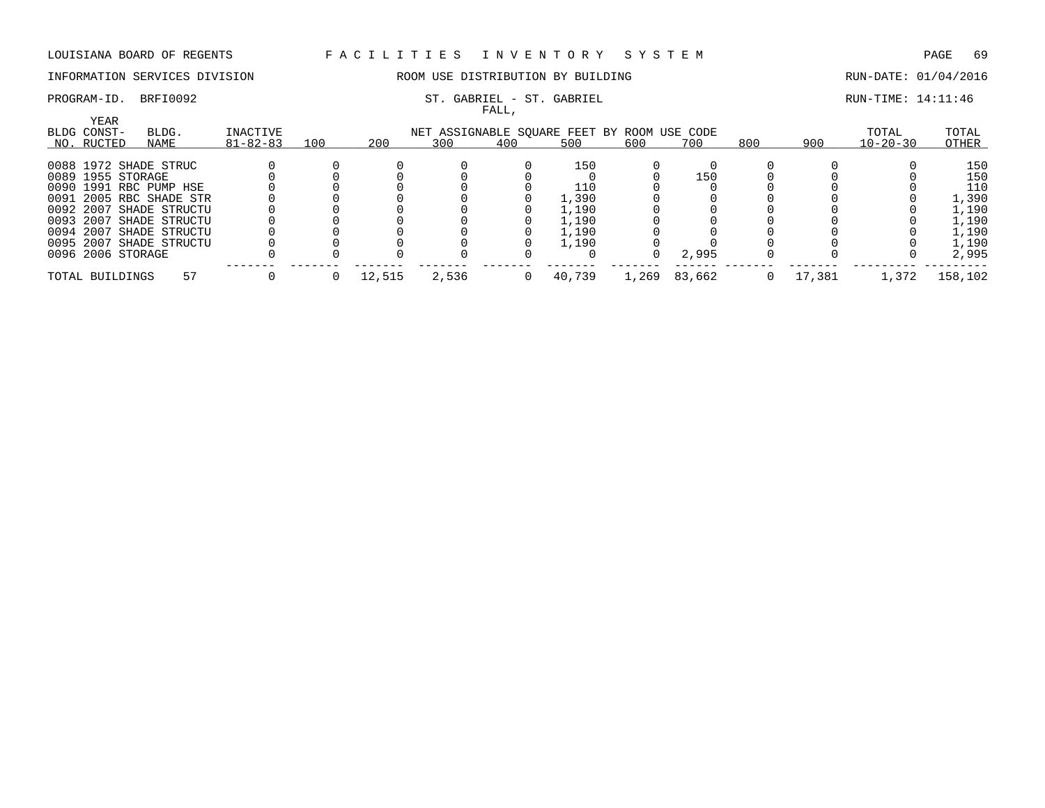LOUISIANA BOARD OF REGENTS — FACILITIES INVENTORY SYSTEM

INFORMATION SERVICES DIVISION — ROOM USE DISTRIBUTION BY BUILDING — RUN-DATE: 01/04/2016

PROGRAM-ID. BRFI0092 — ST. GABRIEL - ST. GABRIEL — RUN-TIME: 14:11:46

FALL,

| BLDG NO. | YEAR CONST-RUCTED | BLDG. NAME | INACTIVE 81-82-83 | 100 | 200 | 300 | 400 | 500 | 600 | 700 | 800 | 900 | TOTAL 10-20-30 | TOTAL OTHER |
|---|---|---|---|---|---|---|---|---|---|---|---|---|---|---|
| | | | | NET ASSIGNABLE SQUARE FEET BY ROOM USE CODE | | | | | | | | | | |
| 0088 | 1972 | SHADE STRUC | 0 | 0 | 0 | 0 | 0 | 150 | 0 | 0 | 0 | 0 | 0 | 150 |
| 0089 | 1955 | STORAGE | 0 | 0 | 0 | 0 | 0 | 0 | 0 | 150 | 0 | 0 | 0 | 150 |
| 0090 | 1991 | RBC PUMP HSE | 0 | 0 | 0 | 0 | 0 | 110 | 0 | 0 | 0 | 0 | 0 | 110 |
| 0091 | 2005 | RBC SHADE STR | 0 | 0 | 0 | 0 | 0 | 1,390 | 0 | 0 | 0 | 0 | 0 | 1,390 |
| 0092 | 2007 | SHADE STRUCTU | 0 | 0 | 0 | 0 | 0 | 1,190 | 0 | 0 | 0 | 0 | 0 | 1,190 |
| 0093 | 2007 | SHADE STRUCTU | 0 | 0 | 0 | 0 | 0 | 1,190 | 0 | 0 | 0 | 0 | 0 | 1,190 |
| 0094 | 2007 | SHADE STRUCTU | 0 | 0 | 0 | 0 | 0 | 1,190 | 0 | 0 | 0 | 0 | 0 | 1,190 |
| 0095 | 2007 | SHADE STRUCTU | 0 | 0 | 0 | 0 | 0 | 1,190 | 0 | 0 | 0 | 0 | 0 | 1,190 |
| 0096 | 2006 | STORAGE | 0 | 0 | 0 | 0 | 0 | 0 | 0 | 2,995 | 0 | 0 | 0 | 2,995 |
| TOTAL BUILDINGS | | 57 | 0 | 0 | 12,515 | 2,536 | 0 | 40,739 | 1,269 | 83,662 | 0 | 17,381 | 1,372 | 158,102 |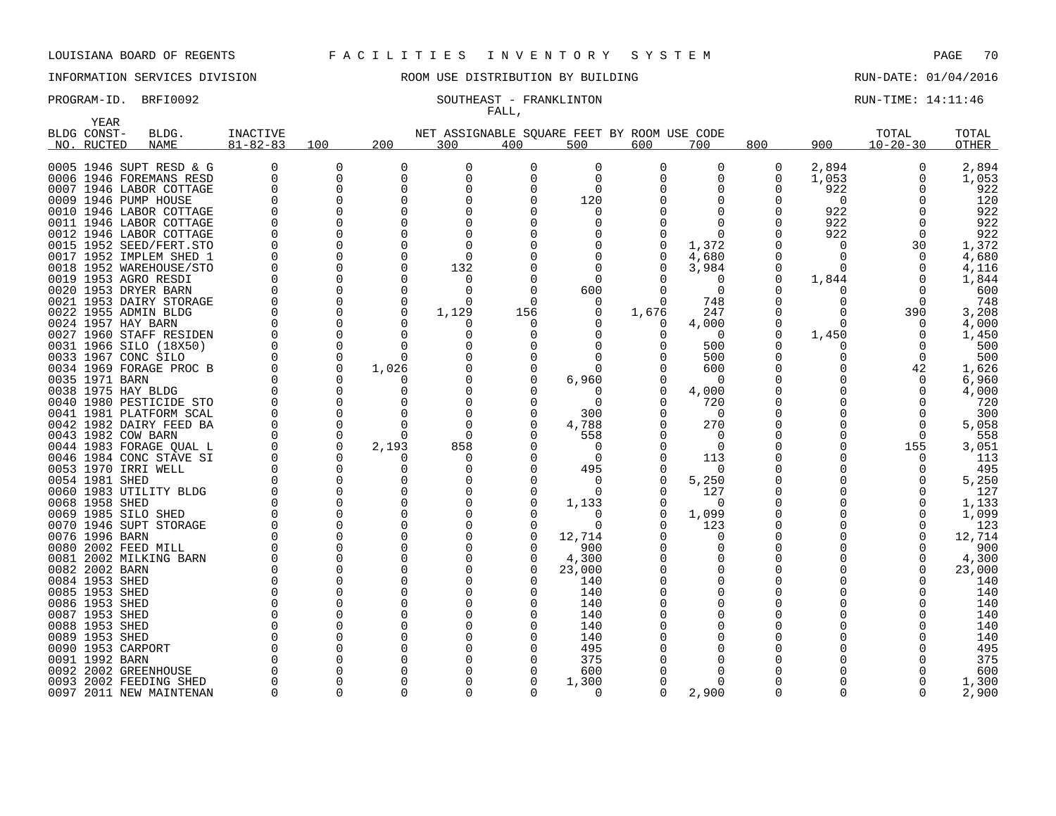LOUISIANA BOARD OF REGENTS F A C I L I T I E S I N V E N T O R Y S Y S T E M

INFORMATION SERVICES DIVISION ROOM USE DISTRIBUTION BY BUILDING RUN-DATE: 01/04/2016

PROGRAM-ID. BRFI0092 SOUTHEAST - FRANKLINTON RUN-TIME: 14:11:46

FALL,

| BLDG NO. | YEAR CONST-RUCTED | BLDG. NAME | INACTIVE 81-82-83 | 100 | 200 | 300 | 400 | 500 | 600 | 700 | 800 | 900 | TOTAL 10-20-30 | TOTAL OTHER |
|---|---|---|---|---|---|---|---|---|---|---|---|---|---|---|
| 0005 | 1946 | SUPT RESD & G | 0 | 0 | 0 | 0 | 0 | 0 | 0 | 0 | 0 | 2,894 | 0 | 2,894 |
| 0006 | 1946 | FOREMANS RESD | 0 | 0 | 0 | 0 | 0 | 0 | 0 | 0 | 0 | 1,053 | 0 | 1,053 |
| 0007 | 1946 | LABOR COTTAGE | 0 | 0 | 0 | 0 | 0 | 0 | 0 | 0 | 0 | 922 | 0 | 922 |
| 0009 | 1946 | PUMP HOUSE | 0 | 0 | 0 | 0 | 0 | 120 | 0 | 0 | 0 | 0 | 0 | 120 |
| 0010 | 1946 | LABOR COTTAGE | 0 | 0 | 0 | 0 | 0 | 0 | 0 | 0 | 0 | 922 | 0 | 922 |
| 0011 | 1946 | LABOR COTTAGE | 0 | 0 | 0 | 0 | 0 | 0 | 0 | 0 | 0 | 922 | 0 | 922 |
| 0012 | 1946 | LABOR COTTAGE | 0 | 0 | 0 | 0 | 0 | 0 | 0 | 0 | 0 | 922 | 0 | 922 |
| 0015 | 1952 | SEED/FERT.STO | 0 | 0 | 0 | 0 | 0 | 0 | 0 | 1,372 | 0 | 0 | 30 | 1,372 |
| 0017 | 1952 | IMPLEM SHED 1 | 0 | 0 | 0 | 0 | 0 | 0 | 0 | 4,680 | 0 | 0 | 0 | 4,680 |
| 0018 | 1952 | WAREHOUSE/STO | 0 | 0 | 0 | 132 | 0 | 0 | 0 | 3,984 | 0 | 0 | 0 | 4,116 |
| 0019 | 1953 | AGRO RESDI | 0 | 0 | 0 | 0 | 0 | 0 | 0 | 0 | 0 | 1,844 | 0 | 1,844 |
| 0020 | 1953 | DRYER BARN | 0 | 0 | 0 | 0 | 0 | 600 | 0 | 0 | 0 | 0 | 0 | 600 |
| 0021 | 1953 | DAIRY STORAGE | 0 | 0 | 0 | 0 | 0 | 0 | 0 | 748 | 0 | 0 | 0 | 748 |
| 0022 | 1955 | ADMIN BLDG | 0 | 0 | 0 | 1,129 | 156 | 0 | 1,676 | 247 | 0 | 0 | 390 | 3,208 |
| 0024 | 1957 | HAY BARN | 0 | 0 | 0 | 0 | 0 | 0 | 0 | 4,000 | 0 | 0 | 0 | 4,000 |
| 0027 | 1960 | STAFF RESIDEN | 0 | 0 | 0 | 0 | 0 | 0 | 0 | 0 | 0 | 1,450 | 0 | 1,450 |
| 0031 | 1966 | SILO (18X50) | 0 | 0 | 0 | 0 | 0 | 0 | 0 | 500 | 0 | 0 | 0 | 500 |
| 0033 | 1967 | CONC SILO | 0 | 0 | 0 | 0 | 0 | 0 | 0 | 500 | 0 | 0 | 0 | 500 |
| 0034 | 1969 | FORAGE PROC B | 0 | 0 | 1,026 | 0 | 0 | 0 | 0 | 600 | 0 | 0 | 42 | 1,626 |
| 0035 | 1971 | BARN | 0 | 0 | 0 | 0 | 0 | 6,960 | 0 | 0 | 0 | 0 | 0 | 6,960 |
| 0038 | 1975 | HAY BLDG | 0 | 0 | 0 | 0 | 0 | 0 | 0 | 4,000 | 0 | 0 | 0 | 4,000 |
| 0040 | 1980 | PESTICIDE STO | 0 | 0 | 0 | 0 | 0 | 0 | 0 | 720 | 0 | 0 | 0 | 720 |
| 0041 | 1981 | PLATFORM SCAL | 0 | 0 | 0 | 0 | 0 | 300 | 0 | 0 | 0 | 0 | 0 | 300 |
| 0042 | 1982 | DAIRY FEED BA | 0 | 0 | 0 | 0 | 0 | 4,788 | 0 | 270 | 0 | 0 | 0 | 5,058 |
| 0043 | 1982 | COW BARN | 0 | 0 | 0 | 0 | 0 | 558 | 0 | 0 | 0 | 0 | 0 | 558 |
| 0044 | 1983 | FORAGE QUAL L | 0 | 0 | 2,193 | 858 | 0 | 0 | 0 | 0 | 0 | 0 | 155 | 3,051 |
| 0046 | 1984 | CONC STAVE SI | 0 | 0 | 0 | 0 | 0 | 0 | 0 | 113 | 0 | 0 | 0 | 113 |
| 0053 | 1970 | IRRI WELL | 0 | 0 | 0 | 0 | 0 | 495 | 0 | 0 | 0 | 0 | 0 | 495 |
| 0054 | 1981 | SHED | 0 | 0 | 0 | 0 | 0 | 0 | 0 | 5,250 | 0 | 0 | 0 | 5,250 |
| 0060 | 1983 | UTILITY BLDG | 0 | 0 | 0 | 0 | 0 | 0 | 0 | 127 | 0 | 0 | 0 | 127 |
| 0068 | 1958 | SHED | 0 | 0 | 0 | 0 | 0 | 1,133 | 0 | 0 | 0 | 0 | 0 | 1,133 |
| 0069 | 1985 | SILO SHED | 0 | 0 | 0 | 0 | 0 | 0 | 0 | 1,099 | 0 | 0 | 0 | 1,099 |
| 0070 | 1946 | SUPT STORAGE | 0 | 0 | 0 | 0 | 0 | 0 | 0 | 123 | 0 | 0 | 0 | 123 |
| 0076 | 1996 | BARN | 0 | 0 | 0 | 0 | 0 | 12,714 | 0 | 0 | 0 | 0 | 0 | 12,714 |
| 0080 | 2002 | FEED MILL | 0 | 0 | 0 | 0 | 0 | 900 | 0 | 0 | 0 | 0 | 0 | 900 |
| 0081 | 2002 | MILKING BARN | 0 | 0 | 0 | 0 | 0 | 4,300 | 0 | 0 | 0 | 0 | 0 | 4,300 |
| 0082 | 2002 | BARN | 0 | 0 | 0 | 0 | 0 | 23,000 | 0 | 0 | 0 | 0 | 0 | 23,000 |
| 0084 | 1953 | SHED | 0 | 0 | 0 | 0 | 0 | 140 | 0 | 0 | 0 | 0 | 0 | 140 |
| 0085 | 1953 | SHED | 0 | 0 | 0 | 0 | 0 | 140 | 0 | 0 | 0 | 0 | 0 | 140 |
| 0086 | 1953 | SHED | 0 | 0 | 0 | 0 | 0 | 140 | 0 | 0 | 0 | 0 | 0 | 140 |
| 0087 | 1953 | SHED | 0 | 0 | 0 | 0 | 0 | 140 | 0 | 0 | 0 | 0 | 0 | 140 |
| 0088 | 1953 | SHED | 0 | 0 | 0 | 0 | 0 | 140 | 0 | 0 | 0 | 0 | 0 | 140 |
| 0089 | 1953 | SHED | 0 | 0 | 0 | 0 | 0 | 140 | 0 | 0 | 0 | 0 | 0 | 140 |
| 0090 | 1953 | CARPORT | 0 | 0 | 0 | 0 | 0 | 495 | 0 | 0 | 0 | 0 | 0 | 495 |
| 0091 | 1992 | BARN | 0 | 0 | 0 | 0 | 0 | 375 | 0 | 0 | 0 | 0 | 0 | 375 |
| 0092 | 2002 | GREENHOUSE | 0 | 0 | 0 | 0 | 0 | 600 | 0 | 0 | 0 | 0 | 0 | 600 |
| 0093 | 2002 | FEEDING SHED | 0 | 0 | 0 | 0 | 0 | 1,300 | 0 | 0 | 0 | 0 | 0 | 1,300 |
| 0097 | 2011 | NEW MAINTENAN | 0 | 0 | 0 | 0 | 0 | 0 | 0 | 2,900 | 0 | 0 | 0 | 2,900 |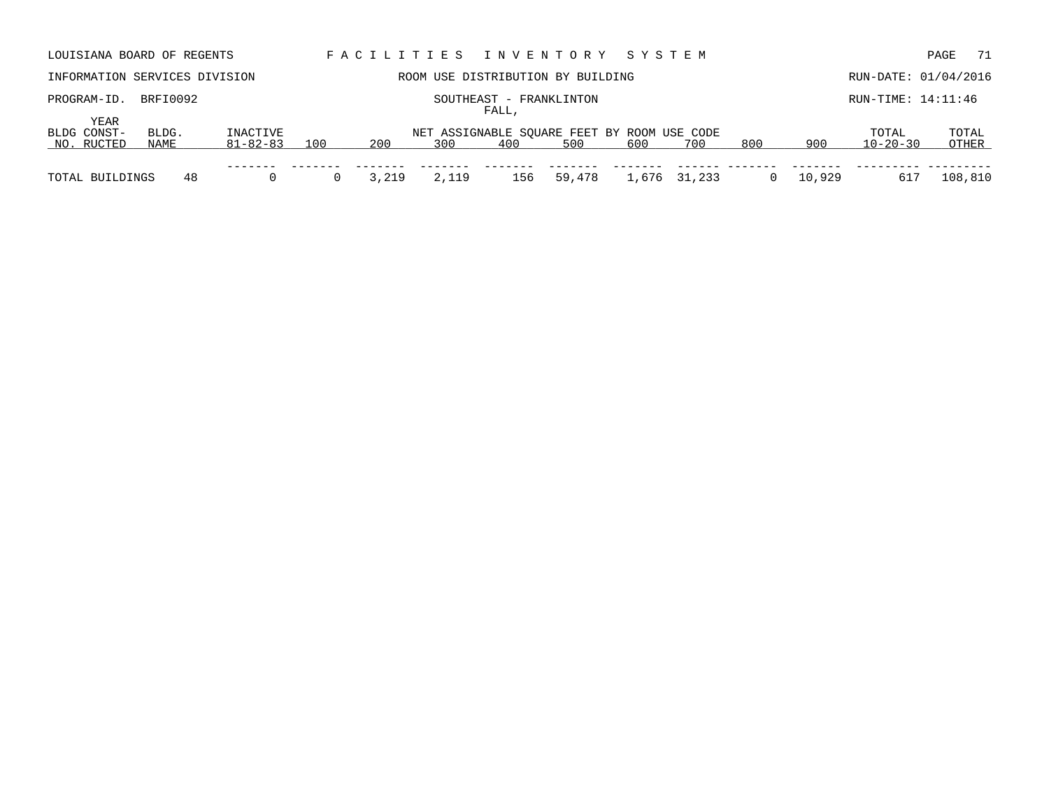LOUISIANA BOARD OF REGENTS — F A C I L I T I E S   I N V E N T O R Y   S Y S T E M

INFORMATION SERVICES DIVISION — ROOM USE DISTRIBUTION BY BUILDING — RUN-DATE: 01/04/2016

PROGRAM-ID. BRFI0092 — SOUTHEAST - FRANKLINTON — RUN-TIME: 14:11:46

FALL,

| BLDG NO. | YEAR CONST-RUCTED | BLDG. NAME | INACTIVE 81-82-83 | 100 | 200 | 300 | 400 | 500 | 600 | 700 | 800 | 900 | TOTAL 10-20-30 | TOTAL OTHER |
|---|---|---|---|---|---|---|---|---|---|---|---|---|---|---|
| | | | | | | NET ASSIGNABLE SQUARE FEET BY ROOM USE CODE | | | | | | | | |
| TOTAL BUILDINGS | | 48 | 0 | 0 | 3,219 | 2,119 | 156 | 59,478 | 1,676 | 31,233 | 0 | 10,929 | 617 | 108,810 |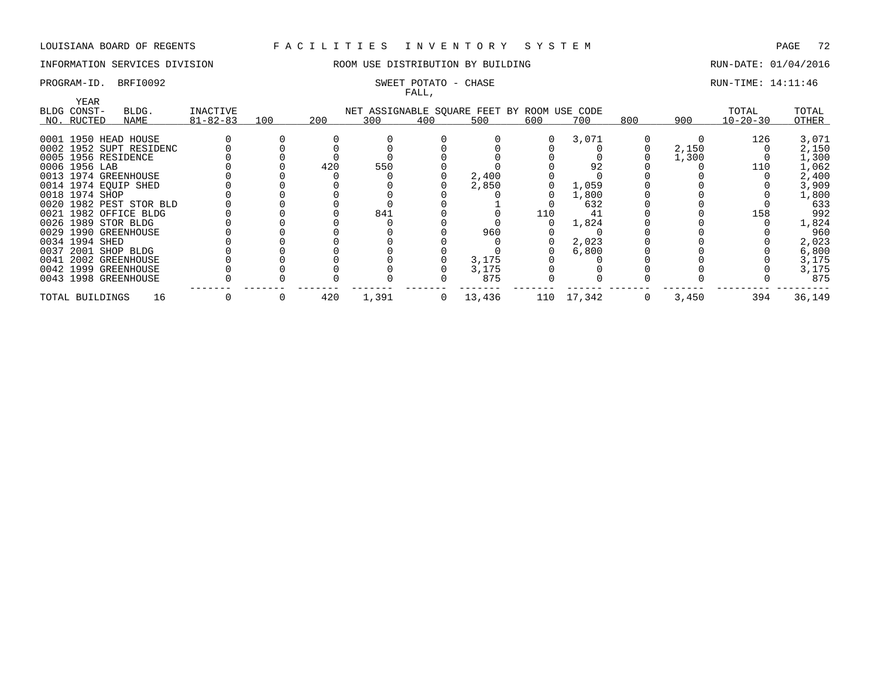LOUISIANA BOARD OF REGENTS — F A C I L I T I E S I N V E N T O R Y S Y S T E M

INFORMATION SERVICES DIVISION — ROOM USE DISTRIBUTION BY BUILDING — RUN-DATE: 01/04/2016

PROGRAM-ID. BRFI0092 — SWEET POTATO - CHASE — RUN-TIME: 14:11:46

FALL,

| BLDG NO. | YEAR CONST-RUCTED | BLDG. NAME | INACTIVE 81-82-83 | 100 | 200 | 300 | 400 | 500 | 600 | 700 | 800 | 900 | TOTAL 10-20-30 | TOTAL OTHER |
|---|---|---|---|---|---|---|---|---|---|---|---|---|---|---|
| 0001 | 1950 | HEAD HOUSE | 0 | 0 | 0 | 0 | 0 | 0 | 0 | 3,071 | 0 | 0 | 126 | 3,071 |
| 0002 | 1952 | SUPT RESIDENC | 0 | 0 | 0 | 0 | 0 | 0 | 0 | 0 | 0 | 2,150 | 0 | 2,150 |
| 0005 | 1956 | RESIDENCE | 0 | 0 | 0 | 0 | 0 | 0 | 0 | 0 | 0 | 1,300 | 0 | 1,300 |
| 0006 | 1956 | LAB | 0 | 0 | 420 | 550 | 0 | 0 | 0 | 92 | 0 | 0 | 110 | 1,062 |
| 0013 | 1974 | GREENHOUSE | 0 | 0 | 0 | 0 | 0 | 2,400 | 0 | 0 | 0 | 0 | 0 | 2,400 |
| 0014 | 1974 | EQUIP SHED | 0 | 0 | 0 | 0 | 0 | 2,850 | 0 | 1,059 | 0 | 0 | 0 | 3,909 |
| 0018 | 1974 | SHOP | 0 | 0 | 0 | 0 | 0 | 0 | 0 | 1,800 | 0 | 0 | 0 | 1,800 |
| 0020 | 1982 | PEST STOR BLD | 0 | 0 | 0 | 0 | 0 | 1 | 0 | 632 | 0 | 0 | 0 | 633 |
| 0021 | 1982 | OFFICE BLDG | 0 | 0 | 0 | 841 | 0 | 0 | 110 | 41 | 0 | 0 | 158 | 992 |
| 0026 | 1989 | STOR BLDG | 0 | 0 | 0 | 0 | 0 | 0 | 0 | 1,824 | 0 | 0 | 0 | 1,824 |
| 0029 | 1990 | GREENHOUSE | 0 | 0 | 0 | 0 | 0 | 960 | 0 | 0 | 0 | 0 | 0 | 960 |
| 0034 | 1994 | SHED | 0 | 0 | 0 | 0 | 0 | 0 | 0 | 2,023 | 0 | 0 | 0 | 2,023 |
| 0037 | 2001 | SHOP BLDG | 0 | 0 | 0 | 0 | 0 | 0 | 0 | 6,800 | 0 | 0 | 0 | 6,800 |
| 0041 | 2002 | GREENHOUSE | 0 | 0 | 0 | 0 | 0 | 3,175 | 0 | 0 | 0 | 0 | 0 | 3,175 |
| 0042 | 1999 | GREENHOUSE | 0 | 0 | 0 | 0 | 0 | 3,175 | 0 | 0 | 0 | 0 | 0 | 3,175 |
| 0043 | 1998 | GREENHOUSE | 0 | 0 | 0 | 0 | 0 | 875 | 0 | 0 | 0 | 0 | 0 | 875 |
| TOTAL BUILDINGS | | 16 | 0 | 0 | 420 | 1,391 | 0 | 13,436 | 110 | 17,342 | 0 | 3,450 | 394 | 36,149 |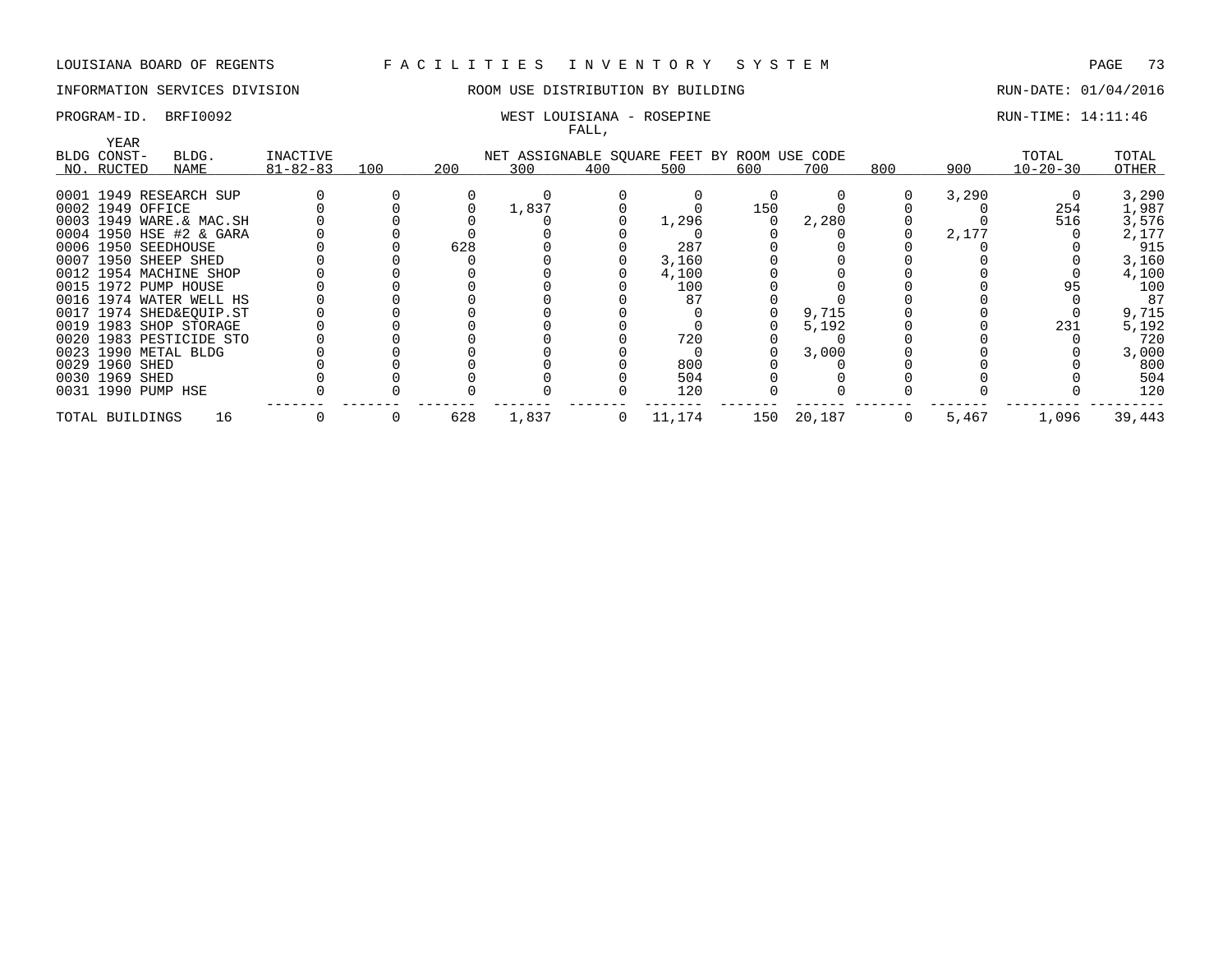LOUISIANA BOARD OF REGENTS — FACILITIES INVENTORY SYSTEM

INFORMATION SERVICES DIVISION — ROOM USE DISTRIBUTION BY BUILDING — RUN-DATE: 01/04/2016

PROGRAM-ID. BRFI0092 — WEST LOUISIANA - ROSEPINE — RUN-TIME: 14:11:46

FALL,

| BLDG NO. | YEAR CONST-RUCTED | BLDG. NAME | INACTIVE 81-82-83 | 100 | 200 | 300 | 400 | 500 | 600 | 700 | 800 | 900 | TOTAL 10-20-30 | TOTAL OTHER |
|---|---|---|---|---|---|---|---|---|---|---|---|---|---|---|
| 0001 | 1949 | RESEARCH SUP | 0 | 0 | 0 | 0 | 0 | 0 | 0 | 0 | 0 | 3,290 | 0 | 3,290 |
| 0002 | 1949 | OFFICE | 0 | 0 | 0 | 1,837 | 0 | 0 | 150 | 0 | 0 | 0 | 254 | 1,987 |
| 0003 | 1949 | WARE.& MAC.SH | 0 | 0 | 0 | 0 | 0 | 1,296 | 0 | 2,280 | 0 | 0 | 516 | 3,576 |
| 0004 | 1950 | HSE #2 & GARA | 0 | 0 | 0 | 0 | 0 | 0 | 0 | 0 | 0 | 2,177 | 0 | 2,177 |
| 0006 | 1950 | SEEDHOUSE | 0 | 0 | 628 | 0 | 0 | 287 | 0 | 0 | 0 | 0 | 0 | 915 |
| 0007 | 1950 | SHEEP SHED | 0 | 0 | 0 | 0 | 0 | 3,160 | 0 | 0 | 0 | 0 | 0 | 3,160 |
| 0012 | 1954 | MACHINE SHOP | 0 | 0 | 0 | 0 | 0 | 4,100 | 0 | 0 | 0 | 0 | 0 | 4,100 |
| 0015 | 1972 | PUMP HOUSE | 0 | 0 | 0 | 0 | 0 | 100 | 0 | 0 | 0 | 0 | 95 | 100 |
| 0016 | 1974 | WATER WELL HS | 0 | 0 | 0 | 0 | 0 | 87 | 0 | 0 | 0 | 0 | 0 | 87 |
| 0017 | 1974 | SHED&EQUIP.ST | 0 | 0 | 0 | 0 | 0 | 0 | 0 | 9,715 | 0 | 0 | 0 | 9,715 |
| 0019 | 1983 | SHOP STORAGE | 0 | 0 | 0 | 0 | 0 | 0 | 0 | 5,192 | 0 | 0 | 231 | 5,192 |
| 0020 | 1983 | PESTICIDE STO | 0 | 0 | 0 | 0 | 0 | 720 | 0 | 0 | 0 | 0 | 0 | 720 |
| 0023 | 1990 | METAL BLDG | 0 | 0 | 0 | 0 | 0 | 0 | 0 | 3,000 | 0 | 0 | 0 | 3,000 |
| 0029 | 1960 | SHED | 0 | 0 | 0 | 0 | 0 | 800 | 0 | 0 | 0 | 0 | 0 | 800 |
| 0030 | 1969 | SHED | 0 | 0 | 0 | 0 | 0 | 504 | 0 | 0 | 0 | 0 | 0 | 504 |
| 0031 | 1990 | PUMP HSE | 0 | 0 | 0 | 0 | 0 | 120 | 0 | 0 | 0 | 0 | 0 | 120 |
| TOTAL BUILDINGS | | 16 | 0 | 0 | 628 | 1,837 | 0 | 11,174 | 150 | 20,187 | 0 | 5,467 | 1,096 | 39,443 |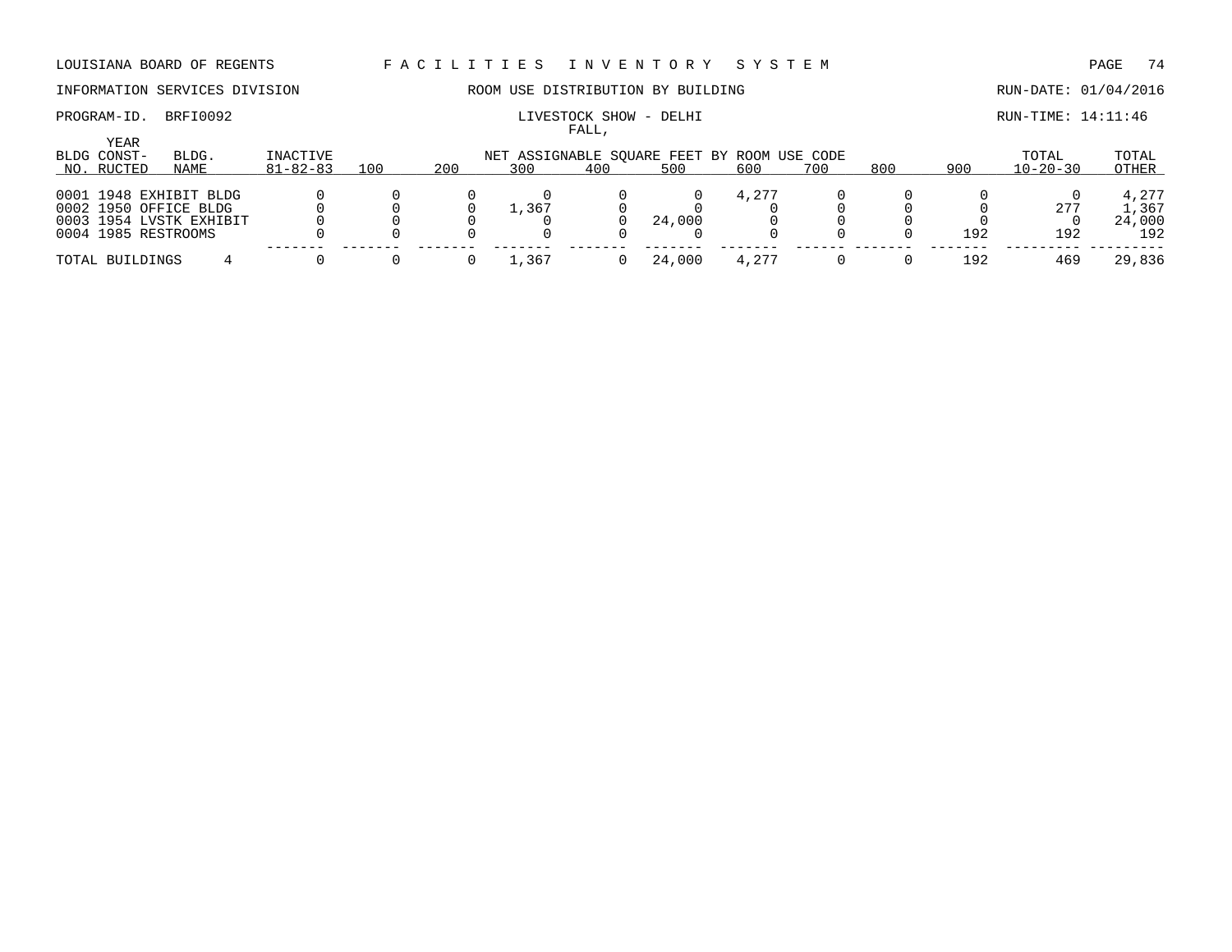LOUISIANA BOARD OF REGENTS — FACILITIES INVENTORY SYSTEM

INFORMATION SERVICES DIVISION — ROOM USE DISTRIBUTION BY BUILDING — RUN-DATE: 01/04/2016

PROGRAM-ID. BRFI0092 — LIVESTOCK SHOW - DELHI — RUN-TIME: 14:11:46

FALL,

| BLDG NO. | YEAR CONSTRUCTED | BLDG. NAME | INACTIVE 81-82-83 | 100 | 200 | 300 | 400 | 500 | 600 | 700 | 800 | 900 | TOTAL 10-20-30 | TOTAL OTHER |
|---|---|---|---|---|---|---|---|---|---|---|---|---|---|---|
| | | | | NET ASSIGNABLE SQUARE FEET BY ROOM USE CODE | | | | | | | | | | |
| 0001 | 1948 | EXHIBIT BLDG | 0 | 0 | 0 | 0 | 0 | 0 | 4,277 | 0 | 0 | 0 | 0 | 4,277 |
| 0002 | 1950 | OFFICE BLDG | 0 | 0 | 0 | 1,367 | 0 | 0 | 0 | 0 | 0 | 0 | 277 | 1,367 |
| 0003 | 1954 | LVSTK EXHIBIT | 0 | 0 | 0 | 0 | 0 | 24,000 | 0 | 0 | 0 | 0 | 0 | 24,000 |
| 0004 | 1985 | RESTROOMS | 0 | 0 | 0 | 0 | 0 | 0 | 0 | 0 | 0 | 192 | 192 | 192 |
| TOTAL BUILDINGS | | 4 | 0 | 0 | 0 | 1,367 | 0 | 24,000 | 4,277 | 0 | 0 | 192 | 469 | 29,836 |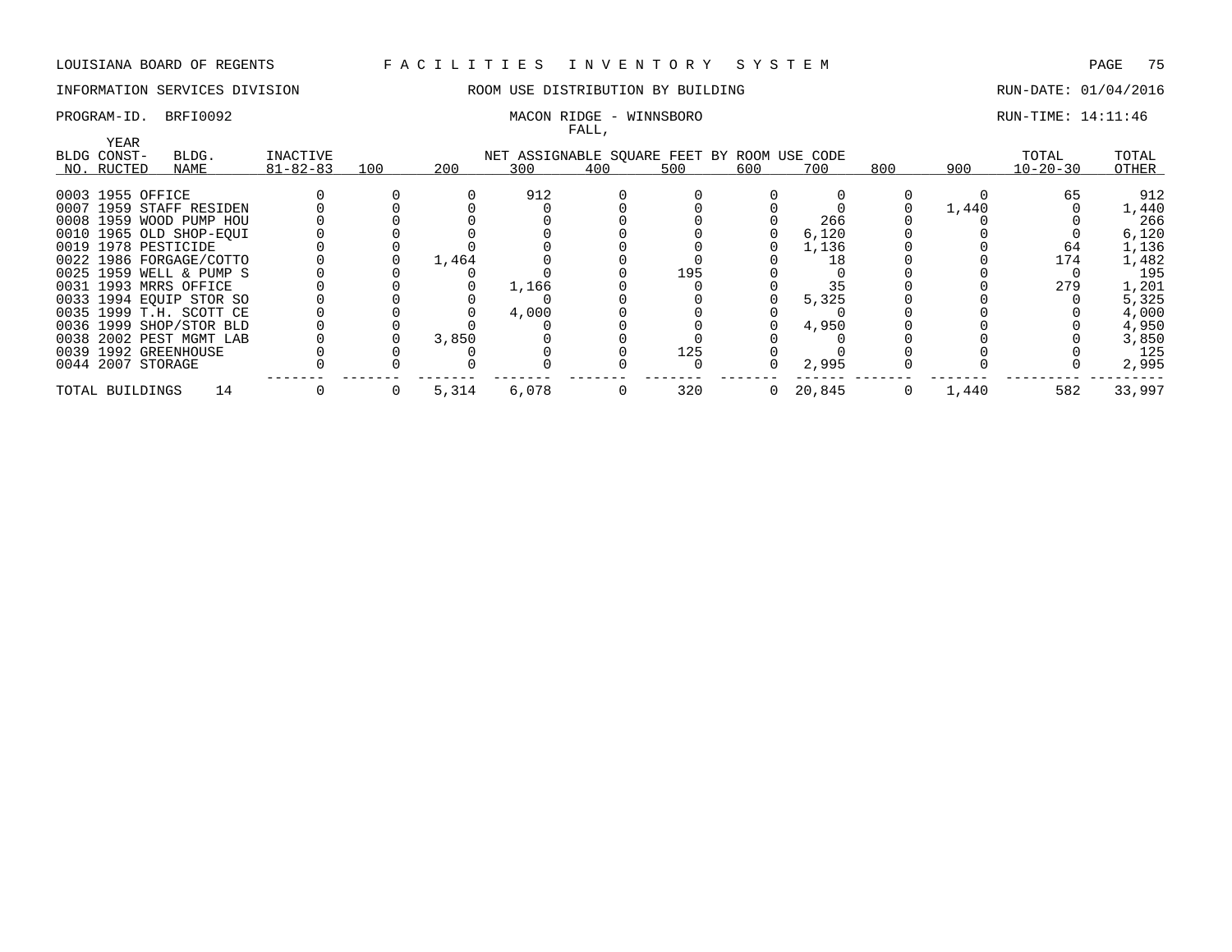LOUISIANA BOARD OF REGENTS F A C I L I T I E S I N V E N T O R Y S Y S T E M

INFORMATION SERVICES DIVISION ROOM USE DISTRIBUTION BY BUILDING RUN-DATE: 01/04/2016

PROGRAM-ID. BRFI0092 MACON RIDGE - WINNSBORO RUN-TIME: 14:11:46

FALL,

| BLDG NO. | YEAR CONST-RUCTED | BLDG. NAME | INACTIVE 81-82-83 | 100 | 200 | 300 | 400 | 500 | 600 | 700 | 800 | 900 | TOTAL 10-20-30 | TOTAL OTHER |
|---|---|---|---|---|---|---|---|---|---|---|---|---|---|---|
| 0003 | 1955 | OFFICE | 0 | 0 | 0 | 912 | 0 | 0 | 0 | 0 | 0 | 0 | 65 | 912 |
| 0007 | 1959 | STAFF RESIDEN | 0 | 0 | 0 | 0 | 0 | 0 | 0 | 0 | 0 | 1,440 | 0 | 1,440 |
| 0008 | 1959 | WOOD PUMP HOU | 0 | 0 | 0 | 0 | 0 | 0 | 0 | 266 | 0 | 0 | 0 | 266 |
| 0010 | 1965 | OLD SHOP-EQUI | 0 | 0 | 0 | 0 | 0 | 0 | 0 | 6,120 | 0 | 0 | 0 | 6,120 |
| 0019 | 1978 | PESTICIDE | 0 | 0 | 0 | 0 | 0 | 0 | 0 | 1,136 | 0 | 0 | 64 | 1,136 |
| 0022 | 1986 | FORGAGE/COTTO | 0 | 0 | 1,464 | 0 | 0 | 0 | 0 | 18 | 0 | 0 | 174 | 1,482 |
| 0025 | 1959 | WELL & PUMP S | 0 | 0 | 0 | 0 | 0 | 195 | 0 | 0 | 0 | 0 | 0 | 195 |
| 0031 | 1993 | MRRS OFFICE | 0 | 0 | 0 | 1,166 | 0 | 0 | 0 | 35 | 0 | 0 | 279 | 1,201 |
| 0033 | 1994 | EQUIP STOR SO | 0 | 0 | 0 | 0 | 0 | 0 | 0 | 5,325 | 0 | 0 | 0 | 5,325 |
| 0035 | 1999 | T.H. SCOTT CE | 0 | 0 | 0 | 4,000 | 0 | 0 | 0 | 0 | 0 | 0 | 0 | 4,000 |
| 0036 | 1999 | SHOP/STOR BLD | 0 | 0 | 0 | 0 | 0 | 0 | 0 | 4,950 | 0 | 0 | 0 | 4,950 |
| 0038 | 2002 | PEST MGMT LAB | 0 | 0 | 3,850 | 0 | 0 | 0 | 0 | 0 | 0 | 0 | 0 | 3,850 |
| 0039 | 1992 | GREENHOUSE | 0 | 0 | 0 | 0 | 0 | 125 | 0 | 0 | 0 | 0 | 0 | 125 |
| 0044 | 2007 | STORAGE | 0 | 0 | 0 | 0 | 0 | 0 | 0 | 2,995 | 0 | 0 | 0 | 2,995 |
| TOTAL BUILDINGS | | 14 | 0 | 0 | 5,314 | 6,078 | 0 | 320 | 0 | 20,845 | 0 | 1,440 | 582 | 33,997 |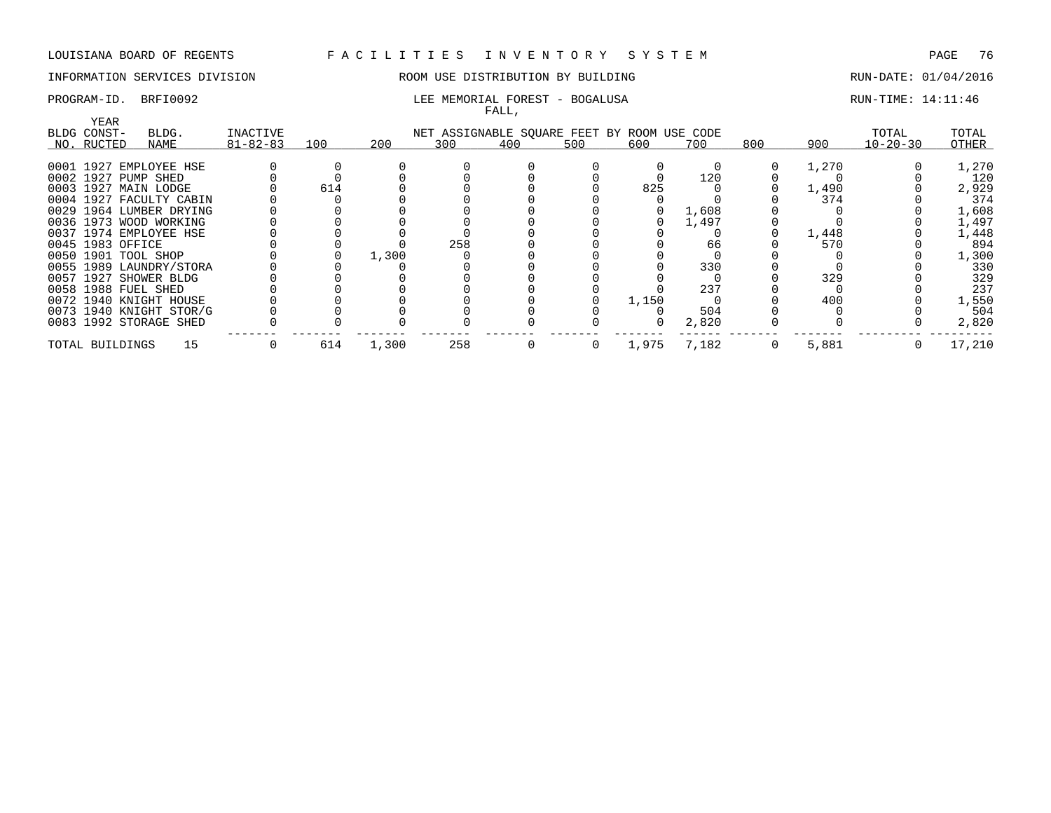LOUISIANA BOARD OF REGENTS — F A C I L I T I E S   I N V E N T O R Y   S Y S T E M

INFORMATION SERVICES DIVISION — ROOM USE DISTRIBUTION BY BUILDING — RUN-DATE: 01/04/2016

PROGRAM-ID. BRFI0092 — LEE MEMORIAL FOREST - BOGALUSA — RUN-TIME: 14:11:46

FALL,

| BLDG NO. | YEAR CONST-RUCTED | BLDG. NAME | INACTIVE 81-82-83 | 100 | 200 | 300 | 400 | 500 | 600 | 700 | 800 | 900 | TOTAL 10-20-30 | TOTAL OTHER |
|---|---|---|---|---|---|---|---|---|---|---|---|---|---|---|
| | | | | NET ASSIGNABLE SQUARE FEET BY ROOM USE CODE | | | | | | | | | | |
| 0001 | 1927 | EMPLOYEE HSE | 0 | 0 | 0 | 0 | 0 | 0 | 0 | 0 | 0 | 1,270 | 0 | 1,270 |
| 0002 | 1927 | PUMP SHED | 0 | 0 | 0 | 0 | 0 | 0 | 0 | 120 | 0 | 0 | 0 | 120 |
| 0003 | 1927 | MAIN LODGE | 0 | 614 | 0 | 0 | 0 | 0 | 825 | 0 | 0 | 1,490 | 0 | 2,929 |
| 0004 | 1927 | FACULTY CABIN | 0 | 0 | 0 | 0 | 0 | 0 | 0 | 0 | 0 | 374 | 0 | 374 |
| 0029 | 1964 | LUMBER DRYING | 0 | 0 | 0 | 0 | 0 | 0 | 0 | 1,608 | 0 | 0 | 0 | 1,608 |
| 0036 | 1973 | WOOD WORKING | 0 | 0 | 0 | 0 | 0 | 0 | 0 | 1,497 | 0 | 0 | 0 | 1,497 |
| 0037 | 1974 | EMPLOYEE HSE | 0 | 0 | 0 | 0 | 0 | 0 | 0 | 0 | 0 | 1,448 | 0 | 1,448 |
| 0045 | 1983 | OFFICE | 0 | 0 | 0 | 258 | 0 | 0 | 0 | 66 | 0 | 570 | 0 | 894 |
| 0050 | 1901 | TOOL SHOP | 0 | 0 | 1,300 | 0 | 0 | 0 | 0 | 0 | 0 | 0 | 0 | 1,300 |
| 0055 | 1989 | LAUNDRY/STORA | 0 | 0 | 0 | 0 | 0 | 0 | 0 | 330 | 0 | 0 | 0 | 330 |
| 0057 | 1927 | SHOWER BLDG | 0 | 0 | 0 | 0 | 0 | 0 | 0 | 0 | 0 | 329 | 0 | 329 |
| 0058 | 1988 | FUEL SHED | 0 | 0 | 0 | 0 | 0 | 0 | 0 | 237 | 0 | 0 | 0 | 237 |
| 0072 | 1940 | KNIGHT HOUSE | 0 | 0 | 0 | 0 | 0 | 0 | 1,150 | 0 | 0 | 400 | 0 | 1,550 |
| 0073 | 1940 | KNIGHT STOR/G | 0 | 0 | 0 | 0 | 0 | 0 | 0 | 504 | 0 | 0 | 0 | 504 |
| 0083 | 1992 | STORAGE SHED | 0 | 0 | 0 | 0 | 0 | 0 | 0 | 2,820 | 0 | 0 | 0 | 2,820 |
| TOTAL BUILDINGS | | 15 | 0 | 614 | 1,300 | 258 | 0 | 0 | 1,975 | 7,182 | 0 | 5,881 | 0 | 17,210 |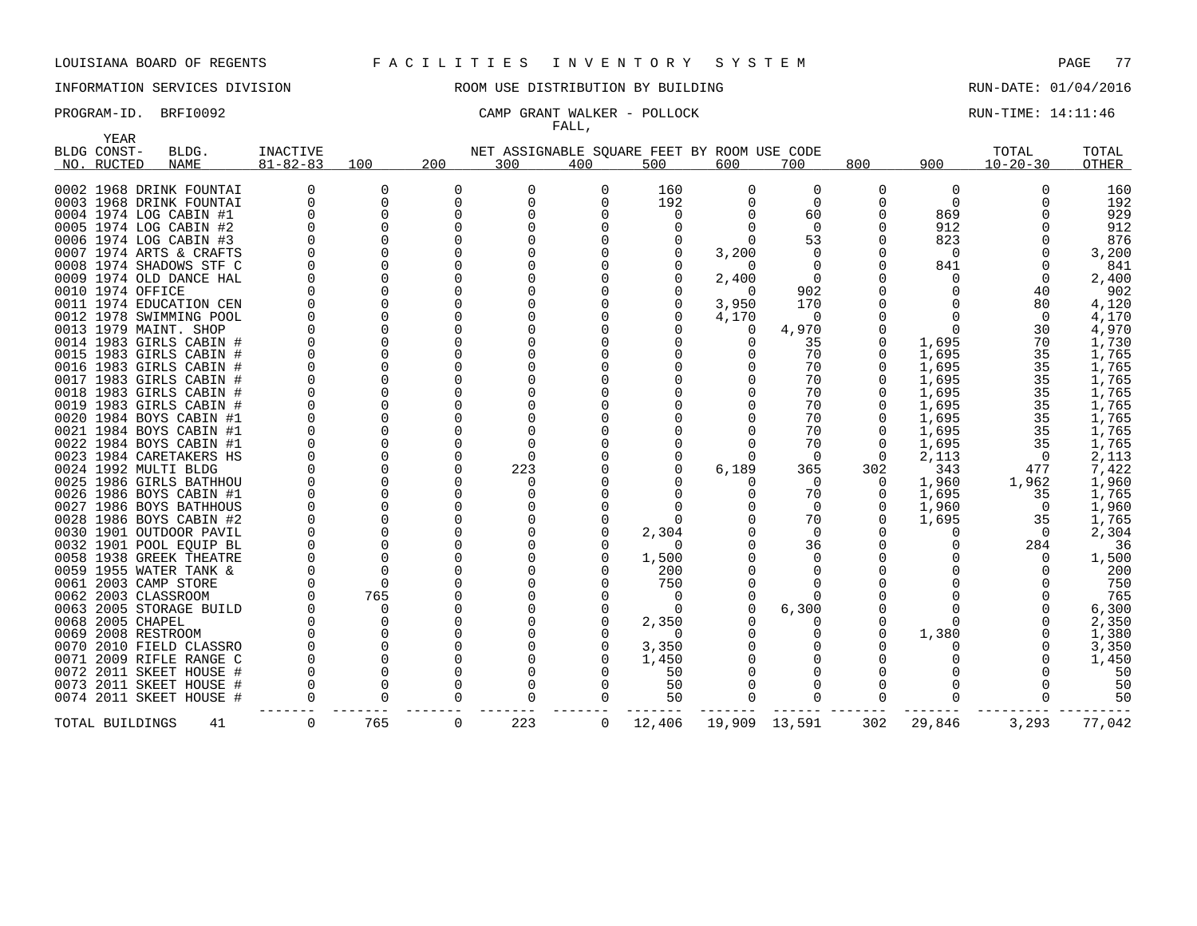LOUISIANA BOARD OF REGENTS F A C I L I T I E S I N V E N T O R Y S Y S T E M

INFORMATION SERVICES DIVISION ROOM USE DISTRIBUTION BY BUILDING RUN-DATE: 01/04/2016

PROGRAM-ID. BRFI0092 CAMP GRANT WALKER - POLLOCK RUN-TIME: 14:11:46

FALL,

| BLDG NO. | YEAR CONST-RUCTED | BLDG. NAME | INACTIVE 81-82-83 | 100 | 200 | 300 | 400 | 500 | 600 | 700 | 800 | 900 | TOTAL 10-20-30 | TOTAL OTHER |
|---|---|---|---|---|---|---|---|---|---|---|---|---|---|---|
| 0002 | 1968 | DRINK FOUNTAI | 0 | 0 | 0 | 0 | 0 | 160 | 0 | 0 | 0 | 0 | 0 | 160 |
| 0003 | 1968 | DRINK FOUNTAI | 0 | 0 | 0 | 0 | 0 | 192 | 0 | 0 | 0 | 0 | 0 | 192 |
| 0004 | 1974 | LOG CABIN #1 | 0 | 0 | 0 | 0 | 0 | 0 | 0 | 60 | 0 | 869 | 0 | 929 |
| 0005 | 1974 | LOG CABIN #2 | 0 | 0 | 0 | 0 | 0 | 0 | 0 | 0 | 0 | 912 | 0 | 912 |
| 0006 | 1974 | LOG CABIN #3 | 0 | 0 | 0 | 0 | 0 | 0 | 0 | 53 | 0 | 823 | 0 | 876 |
| 0007 | 1974 | ARTS & CRAFTS | 0 | 0 | 0 | 0 | 0 | 0 | 3,200 | 0 | 0 | 0 | 0 | 3,200 |
| 0008 | 1974 | SHADOWS STF C | 0 | 0 | 0 | 0 | 0 | 0 | 0 | 0 | 0 | 841 | 0 | 841 |
| 0009 | 1974 | OLD DANCE HAL | 0 | 0 | 0 | 0 | 0 | 0 | 2,400 | 0 | 0 | 0 | 0 | 2,400 |
| 0010 | 1974 | OFFICE | 0 | 0 | 0 | 0 | 0 | 0 | 0 | 902 | 0 | 0 | 40 | 902 |
| 0011 | 1974 | EDUCATION CEN | 0 | 0 | 0 | 0 | 0 | 0 | 3,950 | 170 | 0 | 0 | 80 | 4,120 |
| 0012 | 1978 | SWIMMING POOL | 0 | 0 | 0 | 0 | 0 | 0 | 4,170 | 0 | 0 | 0 | 0 | 4,170 |
| 0013 | 1979 | MAINT. SHOP | 0 | 0 | 0 | 0 | 0 | 0 | 0 | 4,970 | 0 | 0 | 30 | 4,970 |
| 0014 | 1983 | GIRLS CABIN # | 0 | 0 | 0 | 0 | 0 | 0 | 0 | 35 | 0 | 1,695 | 70 | 1,730 |
| 0015 | 1983 | GIRLS CABIN # | 0 | 0 | 0 | 0 | 0 | 0 | 0 | 70 | 0 | 1,695 | 35 | 1,765 |
| 0016 | 1983 | GIRLS CABIN # | 0 | 0 | 0 | 0 | 0 | 0 | 0 | 70 | 0 | 1,695 | 35 | 1,765 |
| 0017 | 1983 | GIRLS CABIN # | 0 | 0 | 0 | 0 | 0 | 0 | 0 | 70 | 0 | 1,695 | 35 | 1,765 |
| 0018 | 1983 | GIRLS CABIN # | 0 | 0 | 0 | 0 | 0 | 0 | 0 | 70 | 0 | 1,695 | 35 | 1,765 |
| 0019 | 1983 | GIRLS CABIN # | 0 | 0 | 0 | 0 | 0 | 0 | 0 | 70 | 0 | 1,695 | 35 | 1,765 |
| 0020 | 1984 | BOYS CABIN #1 | 0 | 0 | 0 | 0 | 0 | 0 | 0 | 70 | 0 | 1,695 | 35 | 1,765 |
| 0021 | 1984 | BOYS CABIN #1 | 0 | 0 | 0 | 0 | 0 | 0 | 0 | 70 | 0 | 1,695 | 35 | 1,765 |
| 0022 | 1984 | BOYS CABIN #1 | 0 | 0 | 0 | 0 | 0 | 0 | 0 | 70 | 0 | 1,695 | 35 | 1,765 |
| 0023 | 1984 | CARETAKERS HS | 0 | 0 | 0 | 0 | 0 | 0 | 0 | 0 | 0 | 2,113 | 0 | 2,113 |
| 0024 | 1992 | MULTI BLDG | 0 | 0 | 0 | 223 | 0 | 0 | 6,189 | 365 | 302 | 343 | 477 | 7,422 |
| 0025 | 1986 | GIRLS BATHHOU | 0 | 0 | 0 | 0 | 0 | 0 | 0 | 0 | 0 | 1,960 | 1,962 | 1,960 |
| 0026 | 1986 | BOYS CABIN #1 | 0 | 0 | 0 | 0 | 0 | 0 | 0 | 70 | 0 | 1,695 | 35 | 1,765 |
| 0027 | 1986 | BOYS BATHHOUS | 0 | 0 | 0 | 0 | 0 | 0 | 0 | 0 | 0 | 1,960 | 0 | 1,960 |
| 0028 | 1986 | BOYS CABIN #2 | 0 | 0 | 0 | 0 | 0 | 0 | 0 | 70 | 0 | 1,695 | 35 | 1,765 |
| 0030 | 1901 | OUTDOOR PAVIL | 0 | 0 | 0 | 0 | 0 | 2,304 | 0 | 0 | 0 | 0 | 0 | 2,304 |
| 0032 | 1901 | POOL EQUIP BL | 0 | 0 | 0 | 0 | 0 | 0 | 0 | 36 | 0 | 0 | 284 | 36 |
| 0058 | 1938 | GREEK THEATRE | 0 | 0 | 0 | 0 | 0 | 1,500 | 0 | 0 | 0 | 0 | 0 | 1,500 |
| 0059 | 1955 | WATER TANK & | 0 | 0 | 0 | 0 | 0 | 200 | 0 | 0 | 0 | 0 | 0 | 200 |
| 0061 | 2003 | CAMP STORE | 0 | 0 | 0 | 0 | 0 | 750 | 0 | 0 | 0 | 0 | 0 | 750 |
| 0062 | 2003 | CLASSROOM | 0 | 765 | 0 | 0 | 0 | 0 | 0 | 0 | 0 | 0 | 0 | 765 |
| 0063 | 2005 | STORAGE BUILD | 0 | 0 | 0 | 0 | 0 | 0 | 0 | 6,300 | 0 | 0 | 0 | 6,300 |
| 0068 | 2005 | CHAPEL | 0 | 0 | 0 | 0 | 0 | 2,350 | 0 | 0 | 0 | 0 | 0 | 2,350 |
| 0069 | 2008 | RESTROOM | 0 | 0 | 0 | 0 | 0 | 0 | 0 | 0 | 0 | 1,380 | 0 | 1,380 |
| 0070 | 2010 | FIELD CLASSRO | 0 | 0 | 0 | 0 | 0 | 3,350 | 0 | 0 | 0 | 0 | 0 | 3,350 |
| 0071 | 2009 | RIFLE RANGE C | 0 | 0 | 0 | 0 | 0 | 1,450 | 0 | 0 | 0 | 0 | 0 | 1,450 |
| 0072 | 2011 | SKEET HOUSE # | 0 | 0 | 0 | 0 | 0 | 50 | 0 | 0 | 0 | 0 | 0 | 50 |
| 0073 | 2011 | SKEET HOUSE # | 0 | 0 | 0 | 0 | 0 | 50 | 0 | 0 | 0 | 0 | 0 | 50 |
| 0074 | 2011 | SKEET HOUSE # | 0 | 0 | 0 | 0 | 0 | 50 | 0 | 0 | 0 | 0 | 0 | 50 |
| TOTAL BUILDINGS | | 41 | 0 | 765 | 0 | 223 | 0 | 12,406 | 19,909 | 13,591 | 302 | 29,846 | 3,293 | 77,042 |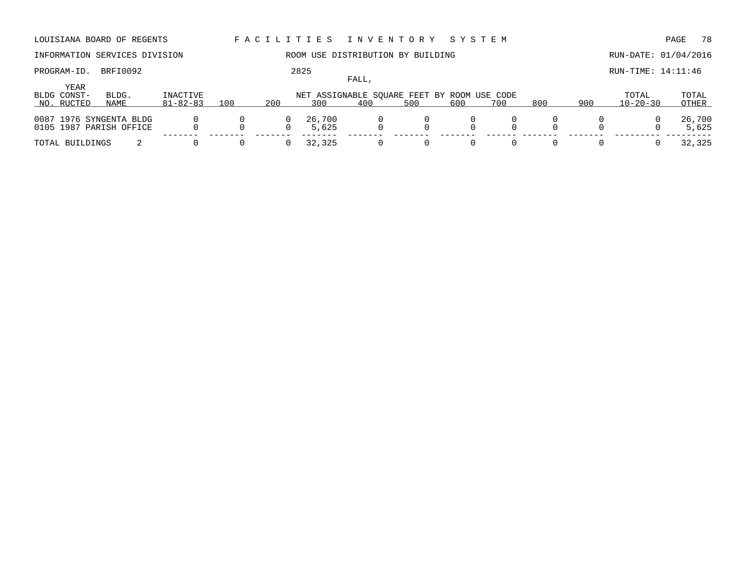LOUISIANA BOARD OF REGENTS — FACILITIES INVENTORY SYSTEM

INFORMATION SERVICES DIVISION — ROOM USE DISTRIBUTION BY BUILDING — RUN-DATE: 01/04/2016

PROGRAM-ID. BRFI0092 — 2825 — RUN-TIME: 14:11:46

FALL,

| BLDG NO. | YEAR CONST-RUCTED | BLDG. NAME | INACTIVE 81-82-83 | 100 | 200 | 300 | 400 | 500 | 600 | 700 | 800 | 900 | TOTAL 10-20-30 | TOTAL OTHER |
|---|---|---|---|---|---|---|---|---|---|---|---|---|---|---|
| | | | | | | NET ASSIGNABLE SQUARE FEET BY ROOM USE CODE | | | | | | | | |
| 0087 | 1976 | SYNGENTA BLDG | 0 | 0 | 0 | 26,700 | 0 | 0 | 0 | 0 | 0 | 0 | 0 | 26,700 |
| 0105 | 1987 | PARISH OFFICE | 0 | 0 | 0 | 5,625 | 0 | 0 | 0 | 0 | 0 | 0 | 0 | 5,625 |
| TOTAL BUILDINGS | | 2 | 0 | 0 | 0 | 32,325 | 0 | 0 | 0 | 0 | 0 | 0 | 0 | 32,325 |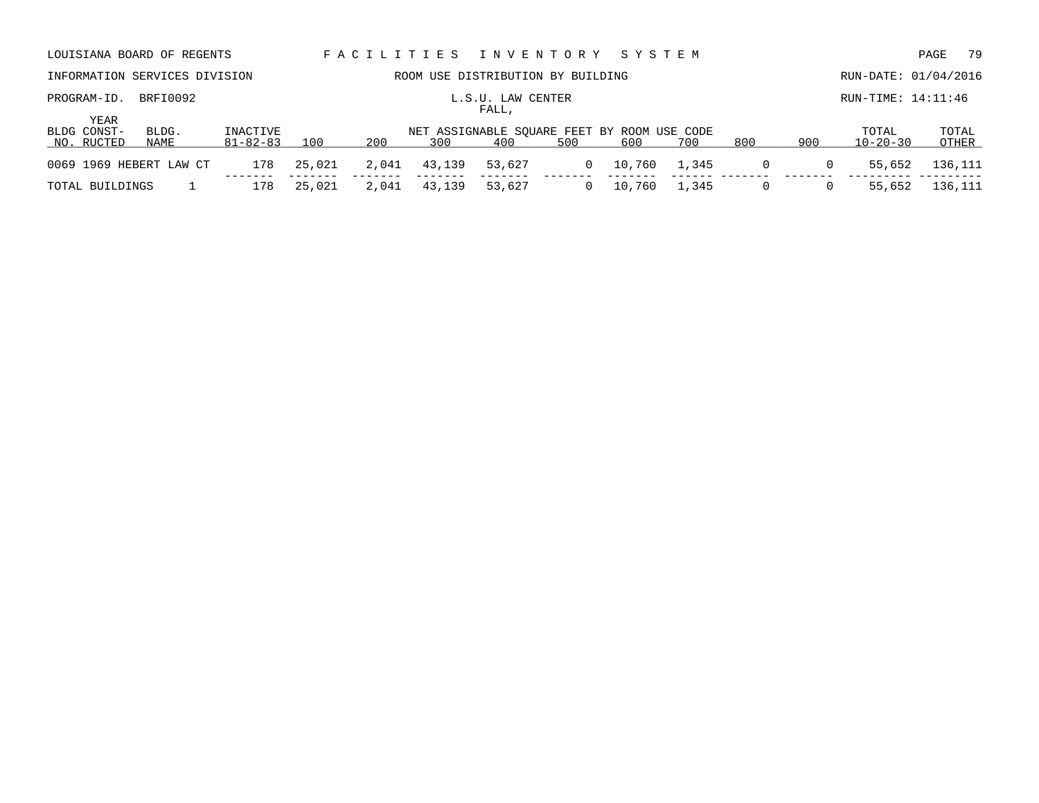LOUISIANA BOARD OF REGENTS — F A C I L I T I E S   I N V E N T O R Y   S Y S T E M

INFORMATION SERVICES DIVISION — ROOM USE DISTRIBUTION BY BUILDING — RUN-DATE: 01/04/2016

PROGRAM-ID. BRFI0092 — L.S.U. LAW CENTER — RUN-TIME: 14:11:46

FALL,

| BLDG NO. | YEAR CONST-RUCTED | BLDG. NAME | INACTIVE 81-82-83 | 100 | 200 | 300 | 400 | 500 | 600 | 700 | 800 | 900 | TOTAL 10-20-30 | TOTAL OTHER |
|---|---|---|---|---|---|---|---|---|---|---|---|---|---|---|
| | | | | | | NET ASSIGNABLE SQUARE FEET BY ROOM USE CODE | | | | | | | | |
| 0069 | 1969 | HEBERT LAW CT | 178 | 25,021 | 2,041 | 43,139 | 53,627 | 0 | 10,760 | 1,345 | 0 | 0 | 55,652 | 136,111 |
| TOTAL BUILDINGS | | 1 | 178 | 25,021 | 2,041 | 43,139 | 53,627 | 0 | 10,760 | 1,345 | 0 | 0 | 55,652 | 136,111 |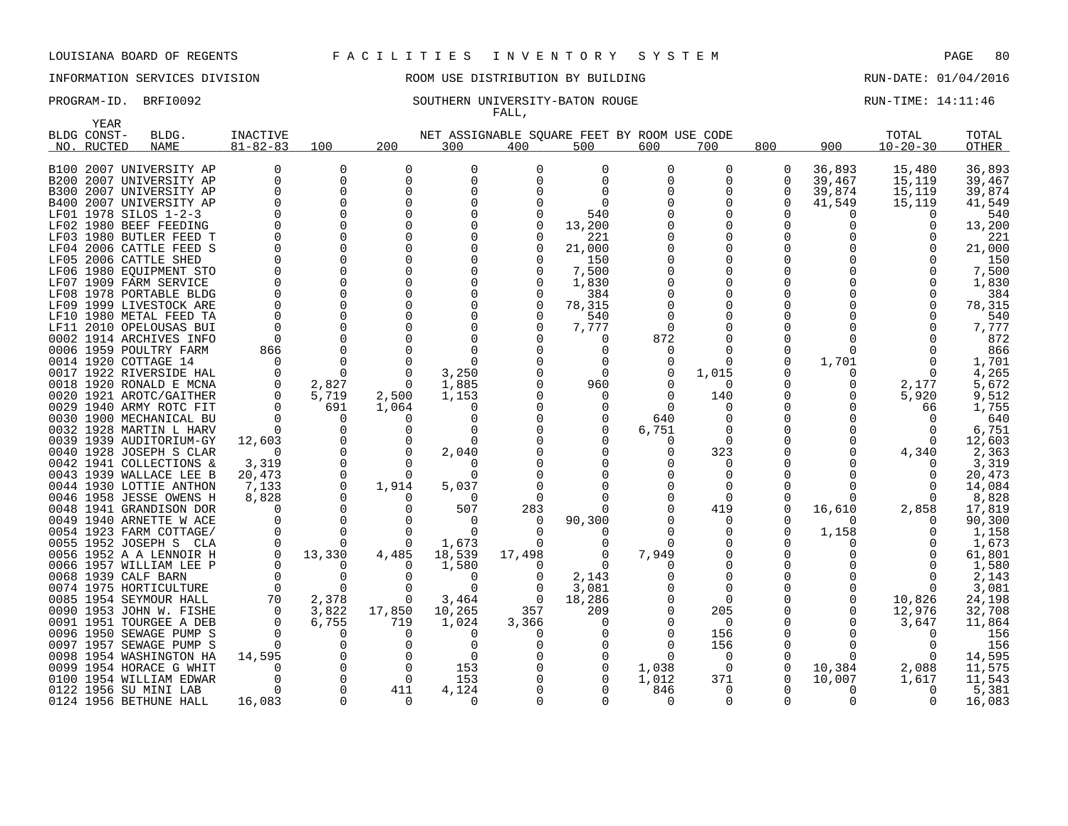LOUISIANA BOARD OF REGENTS F A C I L I T I E S I N V E N T O R Y S Y S T E M

INFORMATION SERVICES DIVISION ROOM USE DISTRIBUTION BY BUILDING RUN-DATE: 01/04/2016

PROGRAM-ID. BRFI0092 SOUTHERN UNIVERSITY-BATON ROUGE RUN-TIME: 14:11:46

FALL,

| BLDG NO. | YEAR CONST-RUCTED | BLDG. NAME | INACTIVE 81-82-83 | 100 | 200 | 300 | 400 | 500 | 600 | 700 | 800 | 900 | TOTAL 10-20-30 | TOTAL OTHER |
|---|---|---|---|---|---|---|---|---|---|---|---|---|---|---|
| B100 | 2007 | UNIVERSITY AP | 0 | 0 | 0 | 0 | 0 | 0 | 0 | 0 | 0 | 36,893 | 15,480 | 36,893 |
| B200 | 2007 | UNIVERSITY AP | 0 | 0 | 0 | 0 | 0 | 0 | 0 | 0 | 0 | 39,467 | 15,119 | 39,467 |
| B300 | 2007 | UNIVERSITY AP | 0 | 0 | 0 | 0 | 0 | 0 | 0 | 0 | 0 | 39,874 | 15,119 | 39,874 |
| B400 | 2007 | UNIVERSITY AP | 0 | 0 | 0 | 0 | 0 | 0 | 0 | 0 | 0 | 41,549 | 15,119 | 41,549 |
| LF01 | 1978 | SILOS 1-2-3 | 0 | 0 | 0 | 0 | 0 | 540 | 0 | 0 | 0 | 0 | 0 | 540 |
| LF02 | 1980 | BEEF FEEDING | 0 | 0 | 0 | 0 | 0 | 13,200 | 0 | 0 | 0 | 0 | 0 | 13,200 |
| LF03 | 1980 | BUTLER FEED T | 0 | 0 | 0 | 0 | 0 | 221 | 0 | 0 | 0 | 0 | 0 | 221 |
| LF04 | 2006 | CATTLE FEED S | 0 | 0 | 0 | 0 | 0 | 21,000 | 0 | 0 | 0 | 0 | 0 | 21,000 |
| LF05 | 2006 | CATTLE SHED | 0 | 0 | 0 | 0 | 0 | 150 | 0 | 0 | 0 | 0 | 0 | 150 |
| LF06 | 1980 | EQUIPMENT STO | 0 | 0 | 0 | 0 | 0 | 7,500 | 0 | 0 | 0 | 0 | 0 | 7,500 |
| LF07 | 1909 | FARM SERVICE | 0 | 0 | 0 | 0 | 0 | 1,830 | 0 | 0 | 0 | 0 | 0 | 1,830 |
| LF08 | 1978 | PORTABLE BLDG | 0 | 0 | 0 | 0 | 0 | 384 | 0 | 0 | 0 | 0 | 0 | 384 |
| LF09 | 1999 | LIVESTOCK ARE | 0 | 0 | 0 | 0 | 0 | 78,315 | 0 | 0 | 0 | 0 | 0 | 78,315 |
| LF10 | 1980 | METAL FEED TA | 0 | 0 | 0 | 0 | 0 | 540 | 0 | 0 | 0 | 0 | 0 | 540 |
| LF11 | 2010 | OPELOUSAS BUI | 0 | 0 | 0 | 0 | 0 | 7,777 | 0 | 0 | 0 | 0 | 0 | 7,777 |
| 0002 | 1914 | ARCHIVES INFO | 0 | 0 | 0 | 0 | 0 | 0 | 872 | 0 | 0 | 0 | 0 | 872 |
| 0006 | 1959 | POULTRY FARM | 866 | 0 | 0 | 0 | 0 | 0 | 0 | 0 | 0 | 0 | 0 | 866 |
| 0014 | 1920 | COTTAGE 14 | 0 | 0 | 0 | 0 | 0 | 0 | 0 | 0 | 0 | 1,701 | 0 | 1,701 |
| 0017 | 1922 | RIVERSIDE HAL | 0 | 0 | 0 | 3,250 | 0 | 0 | 0 | 1,015 | 0 | 0 | 0 | 4,265 |
| 0018 | 1920 | RONALD E MCNA | 0 | 2,827 | 0 | 1,885 | 0 | 960 | 0 | 0 | 0 | 0 | 2,177 | 5,672 |
| 0020 | 1921 | AROTC/GAITHER | 0 | 5,719 | 2,500 | 1,153 | 0 | 0 | 0 | 140 | 0 | 0 | 5,920 | 9,512 |
| 0029 | 1940 | ARMY ROTC FIT | 0 | 691 | 1,064 | 0 | 0 | 0 | 0 | 0 | 0 | 0 | 66 | 1,755 |
| 0030 | 1900 | MECHANICAL BU | 0 | 0 | 0 | 0 | 0 | 0 | 640 | 0 | 0 | 0 | 0 | 640 |
| 0032 | 1928 | MARTIN L HARV | 0 | 0 | 0 | 0 | 0 | 0 | 6,751 | 0 | 0 | 0 | 0 | 6,751 |
| 0039 | 1939 | AUDITORIUM-GY | 12,603 | 0 | 0 | 0 | 0 | 0 | 0 | 0 | 0 | 0 | 0 | 12,603 |
| 0040 | 1928 | JOSEPH S CLAR | 0 | 0 | 0 | 2,040 | 0 | 0 | 0 | 323 | 0 | 0 | 4,340 | 2,363 |
| 0042 | 1941 | COLLECTIONS & | 3,319 | 0 | 0 | 0 | 0 | 0 | 0 | 0 | 0 | 0 | 0 | 3,319 |
| 0043 | 1939 | WALLACE LEE B | 20,473 | 0 | 0 | 0 | 0 | 0 | 0 | 0 | 0 | 0 | 0 | 20,473 |
| 0044 | 1930 | LOTTIE ANTHON | 7,133 | 0 | 1,914 | 5,037 | 0 | 0 | 0 | 0 | 0 | 0 | 0 | 14,084 |
| 0046 | 1958 | JESSE OWENS H | 8,828 | 0 | 0 | 0 | 0 | 0 | 0 | 0 | 0 | 0 | 0 | 8,828 |
| 0048 | 1941 | GRANDISON DOR | 0 | 0 | 0 | 507 | 283 | 0 | 0 | 419 | 0 | 16,610 | 2,858 | 17,819 |
| 0049 | 1940 | ARNETTE W ACE | 0 | 0 | 0 | 0 | 0 | 90,300 | 0 | 0 | 0 | 0 | 0 | 90,300 |
| 0054 | 1923 | FARM COTTAGE/ | 0 | 0 | 0 | 0 | 0 | 0 | 0 | 0 | 0 | 1,158 | 0 | 1,158 |
| 0055 | 1952 | JOSEPH S CLA | 0 | 0 | 0 | 1,673 | 0 | 0 | 0 | 0 | 0 | 0 | 0 | 1,673 |
| 0056 | 1952 | A A LENNOIR H | 0 | 13,330 | 4,485 | 18,539 | 17,498 | 0 | 7,949 | 0 | 0 | 0 | 0 | 61,801 |
| 0066 | 1957 | WILLIAM LEE P | 0 | 0 | 0 | 1,580 | 0 | 0 | 0 | 0 | 0 | 0 | 0 | 1,580 |
| 0068 | 1939 | CALF BARN | 0 | 0 | 0 | 0 | 0 | 2,143 | 0 | 0 | 0 | 0 | 0 | 2,143 |
| 0074 | 1975 | HORTICULTURE | 0 | 0 | 0 | 0 | 0 | 3,081 | 0 | 0 | 0 | 0 | 0 | 3,081 |
| 0085 | 1954 | SEYMOUR HALL | 70 | 2,378 | 0 | 3,464 | 0 | 18,286 | 0 | 0 | 0 | 0 | 10,826 | 24,198 |
| 0090 | 1953 | JOHN W. FISHE | 0 | 3,822 | 17,850 | 10,265 | 357 | 209 | 0 | 205 | 0 | 0 | 12,976 | 32,708 |
| 0091 | 1951 | TOURGEE A DEB | 0 | 6,755 | 719 | 1,024 | 3,366 | 0 | 0 | 0 | 0 | 0 | 3,647 | 11,864 |
| 0096 | 1950 | SEWAGE PUMP S | 0 | 0 | 0 | 0 | 0 | 0 | 0 | 156 | 0 | 0 | 0 | 156 |
| 0097 | 1957 | SEWAGE PUMP S | 0 | 0 | 0 | 0 | 0 | 0 | 0 | 156 | 0 | 0 | 0 | 156 |
| 0098 | 1954 | WASHINGTON HA | 14,595 | 0 | 0 | 0 | 0 | 0 | 0 | 0 | 0 | 0 | 0 | 14,595 |
| 0099 | 1954 | HORACE G WHIT | 0 | 0 | 0 | 153 | 0 | 0 | 1,038 | 0 | 0 | 10,384 | 2,088 | 11,575 |
| 0100 | 1954 | WILLIAM EDWAR | 0 | 0 | 0 | 153 | 0 | 0 | 1,012 | 371 | 0 | 10,007 | 1,617 | 11,543 |
| 0122 | 1956 | SU MINI LAB | 0 | 0 | 411 | 4,124 | 0 | 0 | 846 | 0 | 0 | 0 | 0 | 5,381 |
| 0124 | 1956 | BETHUNE HALL | 16,083 | 0 | 0 | 0 | 0 | 0 | 0 | 0 | 0 | 0 | 0 | 16,083 |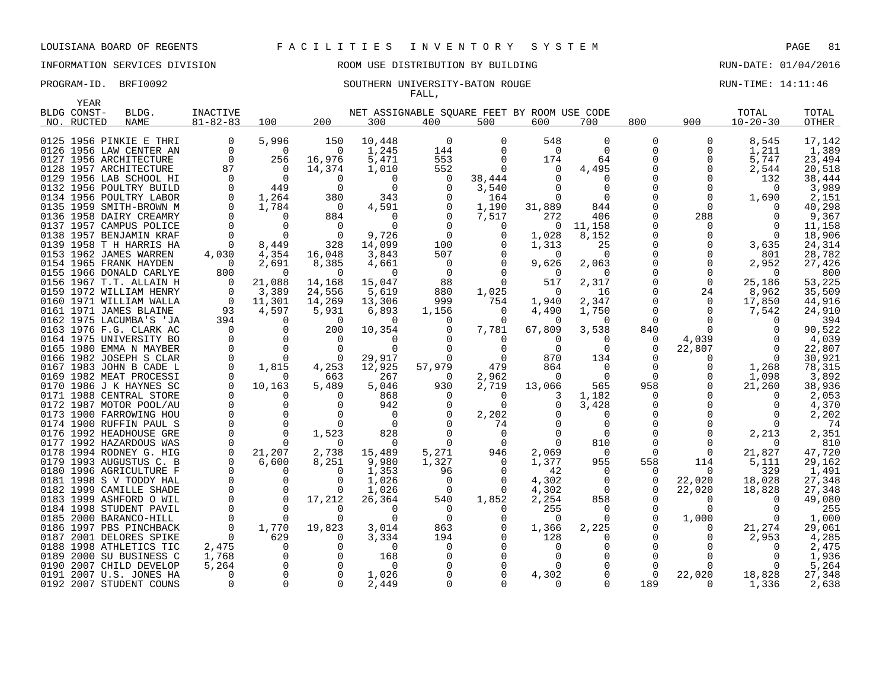LOUISIANA BOARD OF REGENTS F A C I L I T I E S I N V E N T O R Y S Y S T E M

INFORMATION SERVICES DIVISION ROOM USE DISTRIBUTION BY BUILDING RUN-DATE: 01/04/2016

PROGRAM-ID. BRFI0092 SOUTHERN UNIVERSITY-BATON ROUGE RUN-TIME: 14:11:46

FALL,

| BLDG NO. | YEAR CONSTRUCTED | BLDG. NAME | INACTIVE 81-82-83 | 100 | 200 | 300 | 400 | 500 | 600 | 700 | 800 | 900 | TOTAL 10-20-30 | TOTAL OTHER |
|---|---|---|---|---|---|---|---|---|---|---|---|---|---|---|
| 0125 | 1956 | PINKIE E THRI | 0 | 5,996 | 150 | 10,448 | 0 | 0 | 548 | 0 | 0 | 0 | 8,545 | 17,142 |
| 0126 | 1956 | LAW CENTER AN | 0 | 0 | 0 | 1,245 | 144 | 0 | 0 | 0 | 0 | 0 | 1,211 | 1,389 |
| 0127 | 1956 | ARCHITECTURE | 0 | 256 | 16,976 | 5,471 | 553 | 0 | 174 | 64 | 0 | 0 | 5,747 | 23,494 |
| 0128 | 1957 | ARCHITECTURE | 87 | 0 | 14,374 | 1,010 | 552 | 0 | 0 | 4,495 | 0 | 0 | 2,544 | 20,518 |
| 0129 | 1956 | LAB SCHOOL HI | 0 | 0 | 0 | 0 | 0 | 38,444 | 0 | 0 | 0 | 0 | 132 | 38,444 |
| 0132 | 1956 | POULTRY BUILD | 0 | 449 | 0 | 0 | 0 | 3,540 | 0 | 0 | 0 | 0 | 0 | 3,989 |
| 0134 | 1956 | POULTRY LABOR | 0 | 1,264 | 380 | 343 | 0 | 164 | 0 | 0 | 0 | 0 | 1,690 | 2,151 |
| 0135 | 1959 | SMITH-BROWN M | 0 | 1,784 | 0 | 4,591 | 0 | 1,190 | 31,889 | 844 | 0 | 0 | 0 | 40,298 |
| 0136 | 1958 | DAIRY CREAMRY | 0 | 0 | 884 | 0 | 0 | 7,517 | 272 | 406 | 0 | 288 | 0 | 9,367 |
| 0137 | 1957 | CAMPUS POLICE | 0 | 0 | 0 | 0 | 0 | 0 | 0 | 11,158 | 0 | 0 | 0 | 11,158 |
| 0138 | 1957 | BENJAMIN KRAF | 0 | 0 | 0 | 9,726 | 0 | 0 | 1,028 | 8,152 | 0 | 0 | 0 | 18,906 |
| 0139 | 1958 | T H HARRIS HA | 0 | 8,449 | 328 | 14,099 | 100 | 0 | 1,313 | 25 | 0 | 0 | 3,635 | 24,314 |
| 0153 | 1962 | JAMES WARREN | 4,030 | 4,354 | 16,048 | 3,843 | 507 | 0 | 0 | 0 | 0 | 0 | 801 | 28,782 |
| 0154 | 1965 | FRANK HAYDEN | 0 | 2,691 | 8,385 | 4,661 | 0 | 0 | 9,626 | 2,063 | 0 | 0 | 2,952 | 27,426 |
| 0155 | 1966 | DONALD CARLYE | 800 | 0 | 0 | 0 | 0 | 0 | 0 | 0 | 0 | 0 | 0 | 800 |
| 0156 | 1967 | T.T. ALLAIN H | 0 | 21,088 | 14,168 | 15,047 | 88 | 0 | 517 | 2,317 | 0 | 0 | 25,186 | 53,225 |
| 0159 | 1972 | WILLIAM HENRY | 0 | 3,389 | 24,556 | 5,619 | 880 | 1,025 | 0 | 16 | 0 | 24 | 8,962 | 35,509 |
| 0160 | 1971 | WILLIAM WALLA | 0 | 11,301 | 14,269 | 13,306 | 999 | 754 | 1,940 | 2,347 | 0 | 0 | 17,850 | 44,916 |
| 0161 | 1971 | JAMES BLAINE | 93 | 4,597 | 5,931 | 6,893 | 1,156 | 0 | 4,490 | 1,750 | 0 | 0 | 7,542 | 24,910 |
| 0162 | 1975 | LACUMBA'S 'JA | 394 | 0 | 0 | 0 | 0 | 0 | 0 | 0 | 0 | 0 | 0 | 394 |
| 0163 | 1976 | F.G. CLARK AC | 0 | 0 | 200 | 10,354 | 0 | 7,781 | 67,809 | 3,538 | 840 | 0 | 0 | 90,522 |
| 0164 | 1975 | UNIVERSITY BO | 0 | 0 | 0 | 0 | 0 | 0 | 0 | 0 | 0 | 4,039 | 0 | 4,039 |
| 0165 | 1980 | EMMA N MAYBER | 0 | 0 | 0 | 0 | 0 | 0 | 0 | 0 | 0 | 22,807 | 0 | 22,807 |
| 0166 | 1982 | JOSEPH S CLAR | 0 | 0 | 0 | 29,917 | 0 | 0 | 870 | 134 | 0 | 0 | 0 | 30,921 |
| 0167 | 1983 | JOHN B CADE L | 0 | 1,815 | 4,253 | 12,925 | 57,979 | 479 | 864 | 0 | 0 | 0 | 1,268 | 78,315 |
| 0169 | 1982 | MEAT PROCESSI | 0 | 0 | 663 | 267 | 0 | 2,962 | 0 | 0 | 0 | 0 | 1,098 | 3,892 |
| 0170 | 1986 | J K HAYNES SC | 0 | 10,163 | 5,489 | 5,046 | 930 | 2,719 | 13,066 | 565 | 958 | 0 | 21,260 | 38,936 |
| 0171 | 1988 | CENTRAL STORE | 0 | 0 | 0 | 868 | 0 | 0 | 3 | 1,182 | 0 | 0 | 0 | 2,053 |
| 0172 | 1987 | MOTOR POOL/AU | 0 | 0 | 0 | 942 | 0 | 0 | 0 | 3,428 | 0 | 0 | 0 | 4,370 |
| 0173 | 1900 | FARROWING HOU | 0 | 0 | 0 | 0 | 0 | 2,202 | 0 | 0 | 0 | 0 | 0 | 2,202 |
| 0174 | 1900 | RUFFIN PAUL S | 0 | 0 | 0 | 0 | 0 | 74 | 0 | 0 | 0 | 0 | 0 | 74 |
| 0176 | 1992 | HEADHOUSE GRE | 0 | 0 | 1,523 | 828 | 0 | 0 | 0 | 0 | 0 | 0 | 2,213 | 2,351 |
| 0177 | 1992 | HAZARDOUS WAS | 0 | 0 | 0 | 0 | 0 | 0 | 0 | 810 | 0 | 0 | 0 | 810 |
| 0178 | 1994 | RODNEY G. HIG | 0 | 21,207 | 2,738 | 15,489 | 5,271 | 946 | 2,069 | 0 | 0 | 0 | 21,827 | 47,720 |
| 0179 | 1993 | AUGUSTUS C. B | 0 | 6,600 | 8,251 | 9,980 | 1,327 | 0 | 1,377 | 955 | 558 | 114 | 5,111 | 29,162 |
| 0180 | 1996 | AGRICULTURE F | 0 | 0 | 0 | 1,353 | 96 | 0 | 42 | 0 | 0 | 0 | 329 | 1,491 |
| 0181 | 1998 | S V TODDY HAL | 0 | 0 | 0 | 1,026 | 0 | 0 | 4,302 | 0 | 0 | 22,020 | 18,028 | 27,348 |
| 0182 | 1999 | CAMILLE SHADE | 0 | 0 | 0 | 1,026 | 0 | 0 | 4,302 | 0 | 0 | 22,020 | 18,828 | 27,348 |
| 0183 | 1999 | ASHFORD O WIL | 0 | 0 | 17,212 | 26,364 | 540 | 1,852 | 2,254 | 858 | 0 | 0 | 0 | 49,080 |
| 0184 | 1998 | STUDENT PAVIL | 0 | 0 | 0 | 0 | 0 | 0 | 255 | 0 | 0 | 0 | 0 | 255 |
| 0185 | 2000 | BARANCO-HILL | 0 | 0 | 0 | 0 | 0 | 0 | 0 | 0 | 0 | 1,000 | 0 | 1,000 |
| 0186 | 1997 | PBS PINCHBACK | 0 | 1,770 | 19,823 | 3,014 | 863 | 0 | 1,366 | 2,225 | 0 | 0 | 21,274 | 29,061 |
| 0187 | 2001 | DELORES SPIKE | 0 | 629 | 0 | 3,334 | 194 | 0 | 128 | 0 | 0 | 0 | 2,953 | 4,285 |
| 0188 | 1998 | ATHLETICS TIC | 2,475 | 0 | 0 | 0 | 0 | 0 | 0 | 0 | 0 | 0 | 0 | 2,475 |
| 0189 | 2000 | SU BUSINESS C | 1,768 | 0 | 0 | 168 | 0 | 0 | 0 | 0 | 0 | 0 | 0 | 1,936 |
| 0190 | 2007 | CHILD DEVELOP | 5,264 | 0 | 0 | 0 | 0 | 0 | 0 | 0 | 0 | 0 | 0 | 5,264 |
| 0191 | 2007 | U.S. JONES HA | 0 | 0 | 0 | 1,026 | 0 | 0 | 4,302 | 0 | 0 | 22,020 | 18,828 | 27,348 |
| 0192 | 2007 | STUDENT COUNS | 0 | 0 | 0 | 2,449 | 0 | 0 | 0 | 0 | 189 | 0 | 1,336 | 2,638 |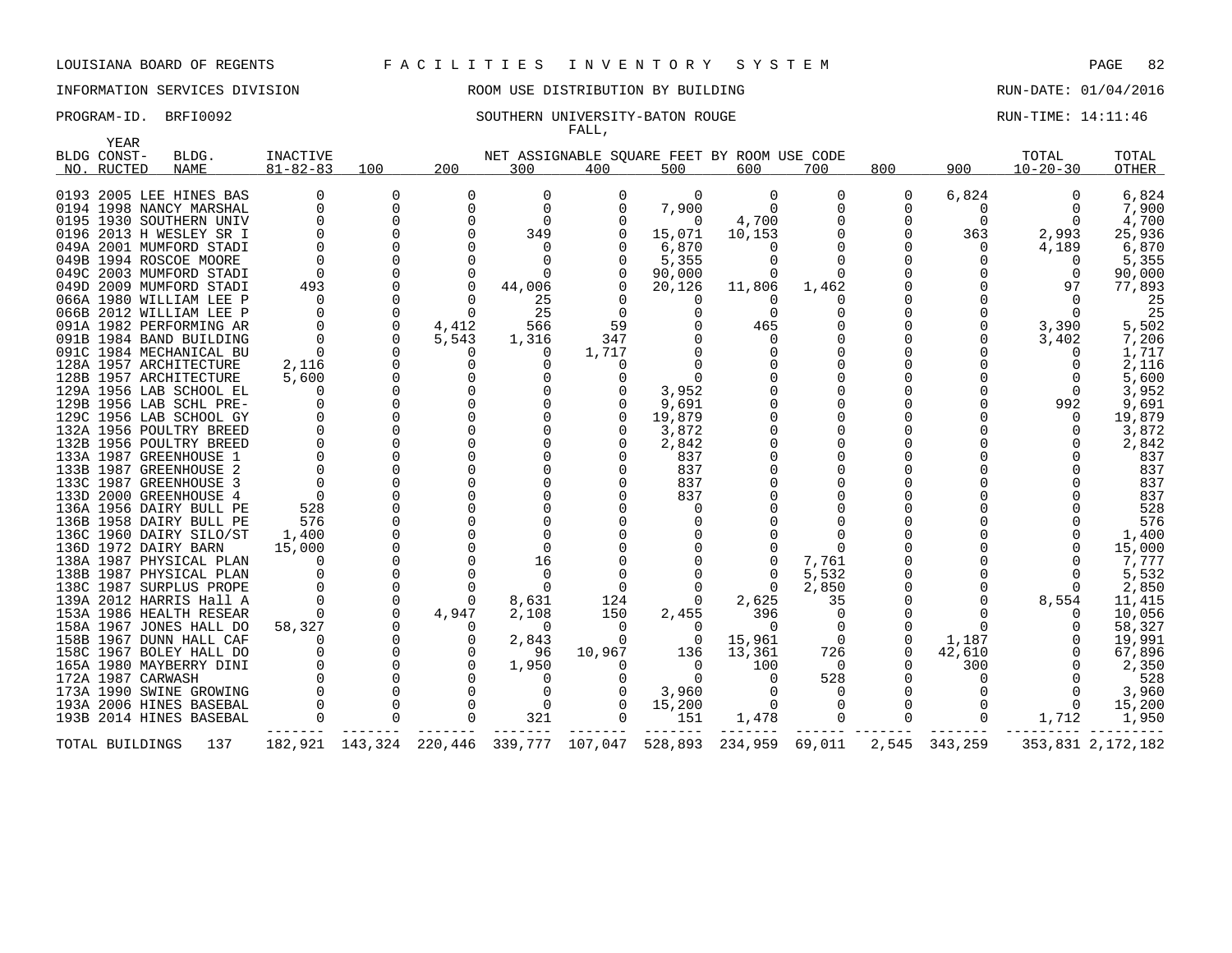LOUISIANA BOARD OF REGENTS F A C I L I T I E S I N V E N T O R Y S Y S T E M

INFORMATION SERVICES DIVISION ROOM USE DISTRIBUTION BY BUILDING RUN-DATE: 01/04/2016

PROGRAM-ID. BRFI0092 SOUTHERN UNIVERSITY-BATON ROUGE RUN-TIME: 14:11:46

FALL,

| BLDG NO. | YEAR CONST-RUCTED | BLDG. NAME | INACTIVE 81-82-83 | 100 | 200 | 300 | 400 | 500 | 600 | 700 | 800 | 900 | TOTAL 10-20-30 | TOTAL OTHER |
|---|---|---|---|---|---|---|---|---|---|---|---|---|---|---|
| 0193 | 2005 | LEE HINES BAS | 0 | 0 | 0 | 0 | 0 | 0 | 0 | 0 | 0 | 6,824 | 0 | 6,824 |
| 0194 | 1998 | NANCY MARSHAL | 0 | 0 | 0 | 0 | 0 | 7,900 | 0 | 0 | 0 | 0 | 0 | 7,900 |
| 0195 | 1930 | SOUTHERN UNIV | 0 | 0 | 0 | 0 | 0 | 0 | 4,700 | 0 | 0 | 0 | 0 | 4,700 |
| 0196 | 2013 | H WESLEY SR I | 0 | 0 | 0 | 349 | 0 | 15,071 | 10,153 | 0 | 0 | 363 | 2,993 | 25,936 |
| 049A | 2001 | MUMFORD STADI | 0 | 0 | 0 | 0 | 0 | 6,870 | 0 | 0 | 0 | 0 | 4,189 | 6,870 |
| 049B | 1994 | ROSCOE MOORE | 0 | 0 | 0 | 0 | 0 | 5,355 | 0 | 0 | 0 | 0 | 0 | 5,355 |
| 049C | 2003 | MUMFORD STADI | 0 | 0 | 0 | 0 | 0 | 90,000 | 0 | 0 | 0 | 0 | 0 | 90,000 |
| 049D | 2009 | MUMFORD STADI | 493 | 0 | 0 | 44,006 | 0 | 20,126 | 11,806 | 1,462 | 0 | 0 | 97 | 77,893 |
| 066A | 1980 | WILLIAM LEE P | 0 | 0 | 0 | 25 | 0 | 0 | 0 | 0 | 0 | 0 | 0 | 25 |
| 066B | 2012 | WILLIAM LEE P | 0 | 0 | 0 | 25 | 0 | 0 | 0 | 0 | 0 | 0 | 0 | 25 |
| 091A | 1982 | PERFORMING AR | 0 | 0 | 4,412 | 566 | 59 | 0 | 465 | 0 | 0 | 0 | 3,390 | 5,502 |
| 091B | 1984 | BAND BUILDING | 0 | 0 | 5,543 | 1,316 | 347 | 0 | 0 | 0 | 0 | 0 | 3,402 | 7,206 |
| 091C | 1984 | MECHANICAL BU | 0 | 0 | 0 | 0 | 1,717 | 0 | 0 | 0 | 0 | 0 | 0 | 1,717 |
| 128A | 1957 | ARCHITECTURE | 2,116 | 0 | 0 | 0 | 0 | 0 | 0 | 0 | 0 | 0 | 0 | 2,116 |
| 128B | 1957 | ARCHITECTURE | 5,600 | 0 | 0 | 0 | 0 | 0 | 0 | 0 | 0 | 0 | 0 | 5,600 |
| 129A | 1956 | LAB SCHOOL EL | 0 | 0 | 0 | 0 | 0 | 3,952 | 0 | 0 | 0 | 0 | 0 | 3,952 |
| 129B | 1956 | LAB SCHL PRE- | 0 | 0 | 0 | 0 | 0 | 9,691 | 0 | 0 | 0 | 0 | 992 | 9,691 |
| 129C | 1956 | LAB SCHOOL GY | 0 | 0 | 0 | 0 | 0 | 19,879 | 0 | 0 | 0 | 0 | 0 | 19,879 |
| 132A | 1956 | POULTRY BREED | 0 | 0 | 0 | 0 | 0 | 3,872 | 0 | 0 | 0 | 0 | 0 | 3,872 |
| 132B | 1956 | POULTRY BREED | 0 | 0 | 0 | 0 | 0 | 2,842 | 0 | 0 | 0 | 0 | 0 | 2,842 |
| 133A | 1987 | GREENHOUSE 1 | 0 | 0 | 0 | 0 | 0 | 837 | 0 | 0 | 0 | 0 | 0 | 837 |
| 133B | 1987 | GREENHOUSE 2 | 0 | 0 | 0 | 0 | 0 | 837 | 0 | 0 | 0 | 0 | 0 | 837 |
| 133C | 1987 | GREENHOUSE 3 | 0 | 0 | 0 | 0 | 0 | 837 | 0 | 0 | 0 | 0 | 0 | 837 |
| 133D | 2000 | GREENHOUSE 4 | 0 | 0 | 0 | 0 | 0 | 837 | 0 | 0 | 0 | 0 | 0 | 837 |
| 136A | 1956 | DAIRY BULL PE | 528 | 0 | 0 | 0 | 0 | 0 | 0 | 0 | 0 | 0 | 0 | 528 |
| 136B | 1958 | DAIRY BULL PE | 576 | 0 | 0 | 0 | 0 | 0 | 0 | 0 | 0 | 0 | 0 | 576 |
| 136C | 1960 | DAIRY SILO/ST | 1,400 | 0 | 0 | 0 | 0 | 0 | 0 | 0 | 0 | 0 | 0 | 1,400 |
| 136D | 1972 | DAIRY BARN | 15,000 | 0 | 0 | 0 | 0 | 0 | 0 | 0 | 0 | 0 | 0 | 15,000 |
| 138A | 1987 | PHYSICAL PLAN | 0 | 0 | 0 | 16 | 0 | 0 | 0 | 7,761 | 0 | 0 | 0 | 7,777 |
| 138B | 1987 | PHYSICAL PLAN | 0 | 0 | 0 | 0 | 0 | 0 | 0 | 5,532 | 0 | 0 | 0 | 5,532 |
| 138C | 1987 | SURPLUS PROPE | 0 | 0 | 0 | 0 | 0 | 0 | 0 | 2,850 | 0 | 0 | 0 | 2,850 |
| 139A | 2012 | HARRIS Hall A | 0 | 0 | 0 | 8,631 | 124 | 0 | 2,625 | 35 | 0 | 0 | 8,554 | 11,415 |
| 153A | 1986 | HEALTH RESEAR | 0 | 0 | 4,947 | 2,108 | 150 | 2,455 | 396 | 0 | 0 | 0 | 0 | 10,056 |
| 158A | 1967 | JONES HALL DO | 58,327 | 0 | 0 | 0 | 0 | 0 | 0 | 0 | 0 | 0 | 0 | 58,327 |
| 158B | 1967 | DUNN HALL CAF | 0 | 0 | 0 | 2,843 | 0 | 0 | 15,961 | 0 | 0 | 1,187 | 0 | 19,991 |
| 158C | 1967 | BOLEY HALL DO | 0 | 0 | 0 | 96 | 10,967 | 136 | 13,361 | 726 | 0 | 42,610 | 0 | 67,896 |
| 165A | 1980 | MAYBERRY DINI | 0 | 0 | 0 | 1,950 | 0 | 0 | 100 | 0 | 0 | 300 | 0 | 2,350 |
| 172A | 1987 | CARWASH | 0 | 0 | 0 | 0 | 0 | 0 | 0 | 528 | 0 | 0 | 0 | 528 |
| 173A | 1990 | SWINE GROWING | 0 | 0 | 0 | 0 | 0 | 3,960 | 0 | 0 | 0 | 0 | 0 | 3,960 |
| 193A | 2006 | HINES BASEBAL | 0 | 0 | 0 | 0 | 0 | 15,200 | 0 | 0 | 0 | 0 | 0 | 15,200 |
| 193B | 2014 | HINES BASEBAL | 0 | 0 | 0 | 321 | 0 | 151 | 1,478 | 0 | 0 | 0 | 1,712 | 1,950 |
| TOTAL BUILDINGS | | 137 | 182,921 | 143,324 | 220,446 | 339,777 | 107,047 | 528,893 | 234,959 | 69,011 | 2,545 | 343,259 | 353,831 | 2,172,182 |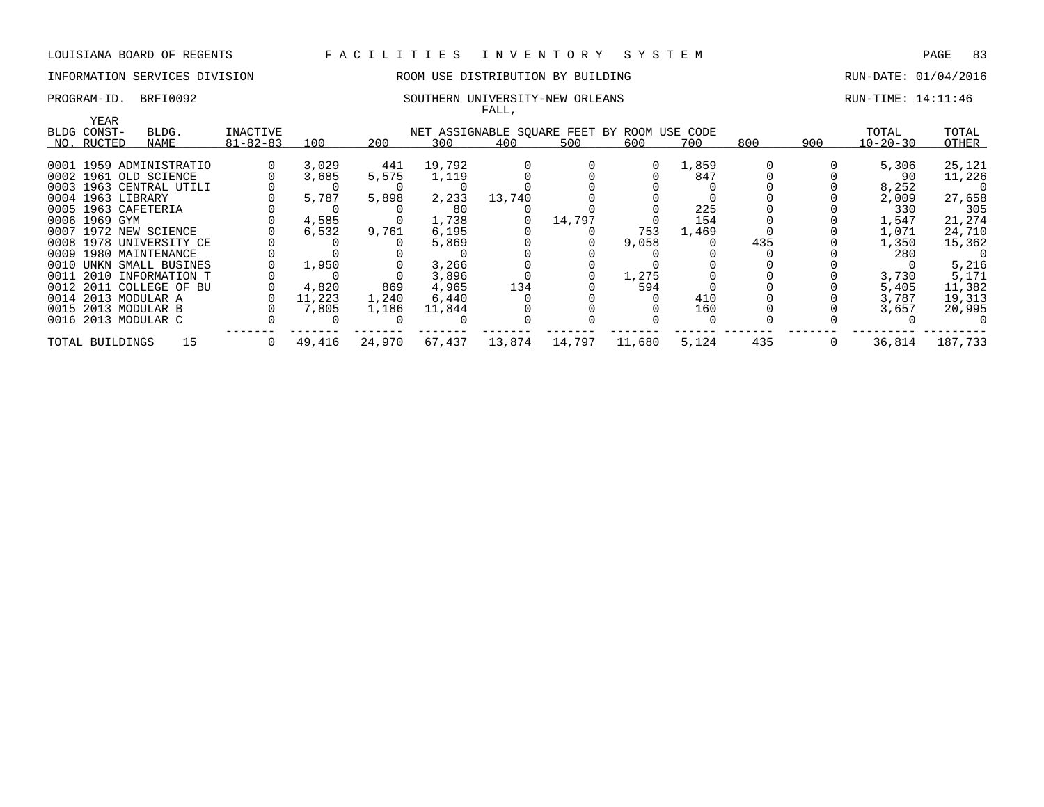LOUISIANA BOARD OF REGENTS — FACILITIES INVENTORY SYSTEM

INFORMATION SERVICES DIVISION — ROOM USE DISTRIBUTION BY BUILDING — RUN-DATE: 01/04/2016

PROGRAM-ID. BRFI0092 — SOUTHERN UNIVERSITY-NEW ORLEANS — RUN-TIME: 14:11:46

FALL,

| BLDG NO. | YEAR CONST-RUCTED | BLDG. NAME | INACTIVE 81-82-83 | 100 | 200 | 300 | 400 | 500 | 600 | 700 | 800 | 900 | TOTAL 10-20-30 | TOTAL OTHER |
|---|---|---|---|---|---|---|---|---|---|---|---|---|---|---|
| | | | | NET ASSIGNABLE SQUARE FEET BY ROOM USE CODE | | | | | | | | | | |
| 0001 | 1959 | ADMINISTRATIO | 0 | 3,029 | 441 | 19,792 | 0 | 0 | 0 | 1,859 | 0 | 0 | 5,306 | 25,121 |
| 0002 | 1961 | OLD SCIENCE | 0 | 3,685 | 5,575 | 1,119 | 0 | 0 | 0 | 847 | 0 | 0 | 90 | 11,226 |
| 0003 | 1963 | CENTRAL UTILI | 0 | 0 | 0 | 0 | 0 | 0 | 0 | 0 | 0 | 0 | 8,252 | 0 |
| 0004 | 1963 | LIBRARY | 0 | 5,787 | 5,898 | 2,233 | 13,740 | 0 | 0 | 0 | 0 | 0 | 2,009 | 27,658 |
| 0005 | 1963 | CAFETERIA | 0 | 0 | 0 | 80 | 0 | 0 | 0 | 225 | 0 | 0 | 330 | 305 |
| 0006 | 1969 | GYM | 0 | 4,585 | 0 | 1,738 | 0 | 14,797 | 0 | 154 | 0 | 0 | 1,547 | 21,274 |
| 0007 | 1972 | NEW SCIENCE | 0 | 6,532 | 9,761 | 6,195 | 0 | 0 | 753 | 1,469 | 0 | 0 | 1,071 | 24,710 |
| 0008 | 1978 | UNIVERSITY CE | 0 | 0 | 0 | 5,869 | 0 | 0 | 9,058 | 0 | 435 | 0 | 1,350 | 15,362 |
| 0009 | 1980 | MAINTENANCE | 0 | 0 | 0 | 0 | 0 | 0 | 0 | 0 | 0 | 0 | 280 | 0 |
| 0010 | UNKN | SMALL BUSINES | 0 | 1,950 | 0 | 3,266 | 0 | 0 | 0 | 0 | 0 | 0 | 0 | 5,216 |
| 0011 | 2010 | INFORMATION T | 0 | 0 | 0 | 3,896 | 0 | 0 | 1,275 | 0 | 0 | 0 | 3,730 | 5,171 |
| 0012 | 2011 | COLLEGE OF BU | 0 | 4,820 | 869 | 4,965 | 134 | 0 | 594 | 0 | 0 | 0 | 5,405 | 11,382 |
| 0014 | 2013 | MODULAR A | 0 | 11,223 | 1,240 | 6,440 | 0 | 0 | 0 | 410 | 0 | 0 | 3,787 | 19,313 |
| 0015 | 2013 | MODULAR B | 0 | 7,805 | 1,186 | 11,844 | 0 | 0 | 0 | 160 | 0 | 0 | 3,657 | 20,995 |
| 0016 | 2013 | MODULAR C | 0 | 0 | 0 | 0 | 0 | 0 | 0 | 0 | 0 | 0 | 0 | 0 |
| TOTAL BUILDINGS | | 15 | 0 | 49,416 | 24,970 | 67,437 | 13,874 | 14,797 | 11,680 | 5,124 | 435 | 0 | 36,814 | 187,733 |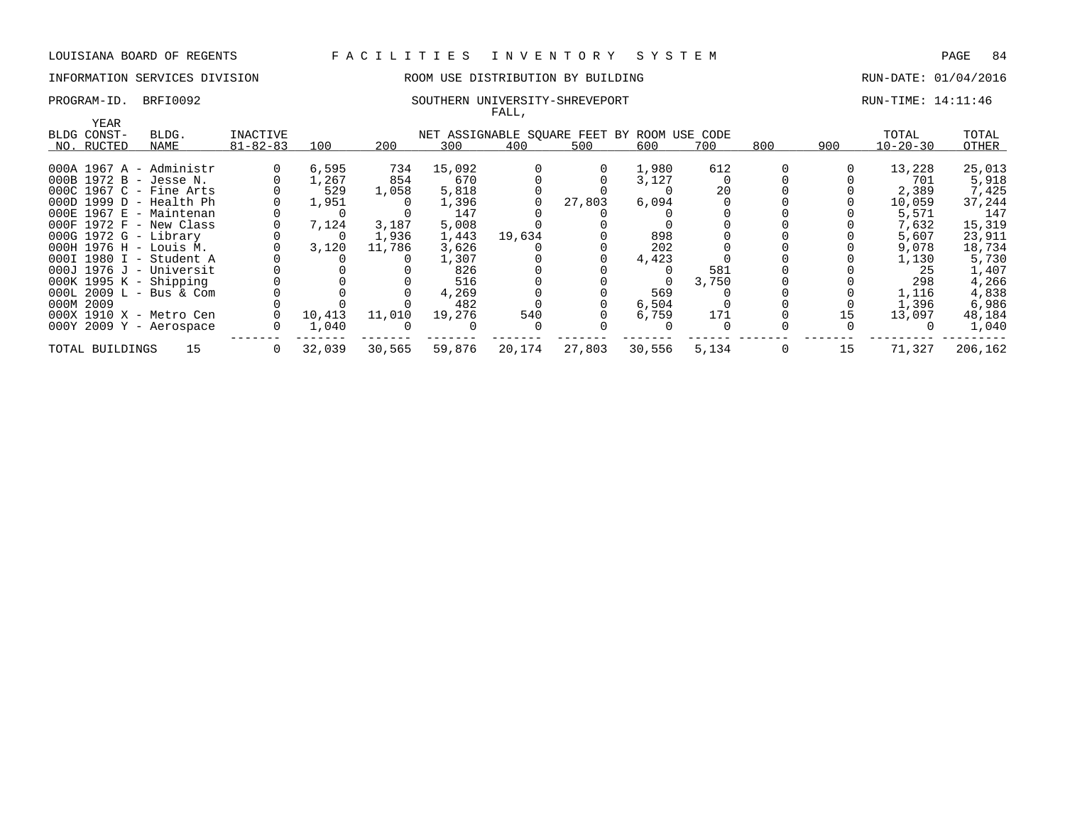LOUISIANA BOARD OF REGENTS — FACILITIES INVENTORY SYSTEM

INFORMATION SERVICES DIVISION — ROOM USE DISTRIBUTION BY BUILDING — RUN-DATE: 01/04/2016

PROGRAM-ID. BRFI0092 — SOUTHERN UNIVERSITY-SHREVEPORT — RUN-TIME: 14:11:46

FALL,

| BLDG NO. | YEAR CONST-RUCTED | BLDG. NAME | INACTIVE 81-82-83 | 100 | 200 | 300 | 400 | 500 | 600 | 700 | 800 | 900 | TOTAL 10-20-30 | TOTAL OTHER |
|---|---|---|---|---|---|---|---|---|---|---|---|---|---|---|
| | | | | NET ASSIGNABLE SQUARE FEET BY ROOM USE CODE | | | | | | | | | | |
| 000A | 1967 | A - Administr | 0 | 6,595 | 734 | 15,092 | 0 | 0 | 1,980 | 612 | 0 | 0 | 13,228 | 25,013 |
| 000B | 1972 | B - Jesse N. | 0 | 1,267 | 854 | 670 | 0 | 0 | 3,127 | 0 | 0 | 0 | 701 | 5,918 |
| 000C | 1967 | C - Fine Arts | 0 | 529 | 1,058 | 5,818 | 0 | 0 | 0 | 20 | 0 | 0 | 2,389 | 7,425 |
| 000D | 1999 | D - Health Ph | 0 | 1,951 | 0 | 1,396 | 0 | 27,803 | 6,094 | 0 | 0 | 0 | 10,059 | 37,244 |
| 000E | 1967 | E - Maintenan | 0 | 0 | 0 | 147 | 0 | 0 | 0 | 0 | 0 | 0 | 5,571 | 147 |
| 000F | 1972 | F - New Class | 0 | 7,124 | 3,187 | 5,008 | 0 | 0 | 0 | 0 | 0 | 0 | 7,632 | 15,319 |
| 000G | 1972 | G - Library | 0 | 0 | 1,936 | 1,443 | 19,634 | 0 | 898 | 0 | 0 | 0 | 5,607 | 23,911 |
| 000H | 1976 | H - Louis M. | 0 | 3,120 | 11,786 | 3,626 | 0 | 0 | 202 | 0 | 0 | 0 | 9,078 | 18,734 |
| 000I | 1980 | I - Student A | 0 | 0 | 0 | 1,307 | 0 | 0 | 4,423 | 0 | 0 | 0 | 1,130 | 5,730 |
| 000J | 1976 | J - Universit | 0 | 0 | 0 | 826 | 0 | 0 | 0 | 581 | 0 | 0 | 25 | 1,407 |
| 000K | 1995 | K - Shipping | 0 | 0 | 0 | 516 | 0 | 0 | 0 | 3,750 | 0 | 0 | 298 | 4,266 |
| 000L | 2009 | L - Bus & Com | 0 | 0 | 0 | 4,269 | 0 | 0 | 569 | 0 | 0 | 0 | 1,116 | 4,838 |
| 000M | 2009 | | 0 | 0 | 0 | 482 | 0 | 0 | 6,504 | 0 | 0 | 0 | 1,396 | 6,986 |
| 000X | 1910 | X - Metro Cen | 0 | 10,413 | 11,010 | 19,276 | 540 | 0 | 6,759 | 171 | 0 | 15 | 13,097 | 48,184 |
| 000Y | 2009 | Y - Aerospace | 0 | 1,040 | 0 | 0 | 0 | 0 | 0 | 0 | 0 | 0 | 0 | 1,040 |
| TOTAL BUILDINGS | | 15 | 0 | 32,039 | 30,565 | 59,876 | 20,174 | 27,803 | 30,556 | 5,134 | 0 | 15 | 71,327 | 206,162 |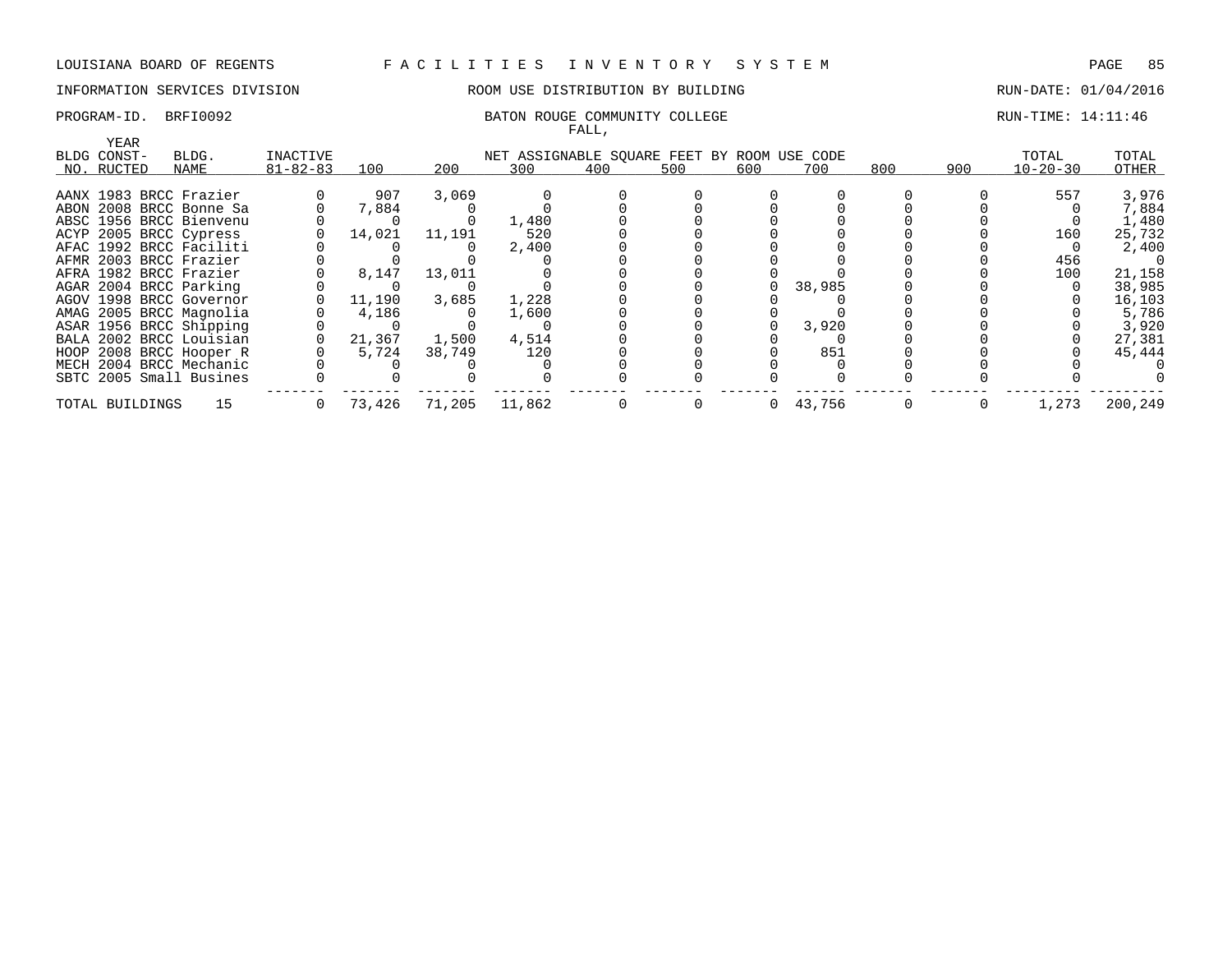LOUISIANA BOARD OF REGENTS — FACILITIES INVENTORY SYSTEM

INFORMATION SERVICES DIVISION — ROOM USE DISTRIBUTION BY BUILDING — RUN-DATE: 01/04/2016

PROGRAM-ID. BRFI0092 — BATON ROUGE COMMUNITY COLLEGE — RUN-TIME: 14:11:46

FALL,

| BLDG NO. | YEAR CONST-RUCTED | BLDG. NAME | INACTIVE 81-82-83 | 100 | 200 | 300 | 400 | 500 | 600 | 700 | 800 | 900 | TOTAL 10-20-30 | TOTAL OTHER |
|---|---|---|---|---|---|---|---|---|---|---|---|---|---|---|
| | | | | NET ASSIGNABLE SQUARE FEET BY ROOM USE CODE | | | | | | | | | | |
| AANX | 1983 | BRCC Frazier | 0 | 907 | 3,069 | 0 | 0 | 0 | 0 | 0 | 0 | 0 | 557 | 3,976 |
| ABON | 2008 | BRCC Bonne Sa | 0 | 7,884 | 0 | 0 | 0 | 0 | 0 | 0 | 0 | 0 | 0 | 7,884 |
| ABSC | 1956 | BRCC Bienvenu | 0 | 0 | 0 | 1,480 | 0 | 0 | 0 | 0 | 0 | 0 | 0 | 1,480 |
| ACYP | 2005 | BRCC Cypress | 0 | 14,021 | 11,191 | 520 | 0 | 0 | 0 | 0 | 0 | 0 | 160 | 25,732 |
| AFAC | 1992 | BRCC Faciliti | 0 | 0 | 0 | 2,400 | 0 | 0 | 0 | 0 | 0 | 0 | 0 | 2,400 |
| AFMR | 2003 | BRCC Frazier | 0 | 0 | 0 | 0 | 0 | 0 | 0 | 0 | 0 | 0 | 456 | 0 |
| AFRA | 1982 | BRCC Frazier | 0 | 8,147 | 13,011 | 0 | 0 | 0 | 0 | 0 | 0 | 0 | 100 | 21,158 |
| AGAR | 2004 | BRCC Parking | 0 | 0 | 0 | 0 | 0 | 0 | 0 | 38,985 | 0 | 0 | 0 | 38,985 |
| AGOV | 1998 | BRCC Governor | 0 | 11,190 | 3,685 | 1,228 | 0 | 0 | 0 | 0 | 0 | 0 | 0 | 16,103 |
| AMAG | 2005 | BRCC Magnolia | 0 | 4,186 | 0 | 1,600 | 0 | 0 | 0 | 0 | 0 | 0 | 0 | 5,786 |
| ASAR | 1956 | BRCC Shipping | 0 | 0 | 0 | 0 | 0 | 0 | 0 | 3,920 | 0 | 0 | 0 | 3,920 |
| BALA | 2002 | BRCC Louisian | 0 | 21,367 | 1,500 | 4,514 | 0 | 0 | 0 | 0 | 0 | 0 | 0 | 27,381 |
| HOOP | 2008 | BRCC Hooper R | 0 | 5,724 | 38,749 | 120 | 0 | 0 | 0 | 851 | 0 | 0 | 0 | 45,444 |
| MECH | 2004 | BRCC Mechanic | 0 | 0 | 0 | 0 | 0 | 0 | 0 | 0 | 0 | 0 | 0 | 0 |
| SBTC | 2005 | Small Busines | 0 | 0 | 0 | 0 | 0 | 0 | 0 | 0 | 0 | 0 | 0 | 0 |
| TOTAL BUILDINGS | | 15 | 0 | 73,426 | 71,205 | 11,862 | 0 | 0 | 0 | 43,756 | 0 | 0 | 1,273 | 200,249 |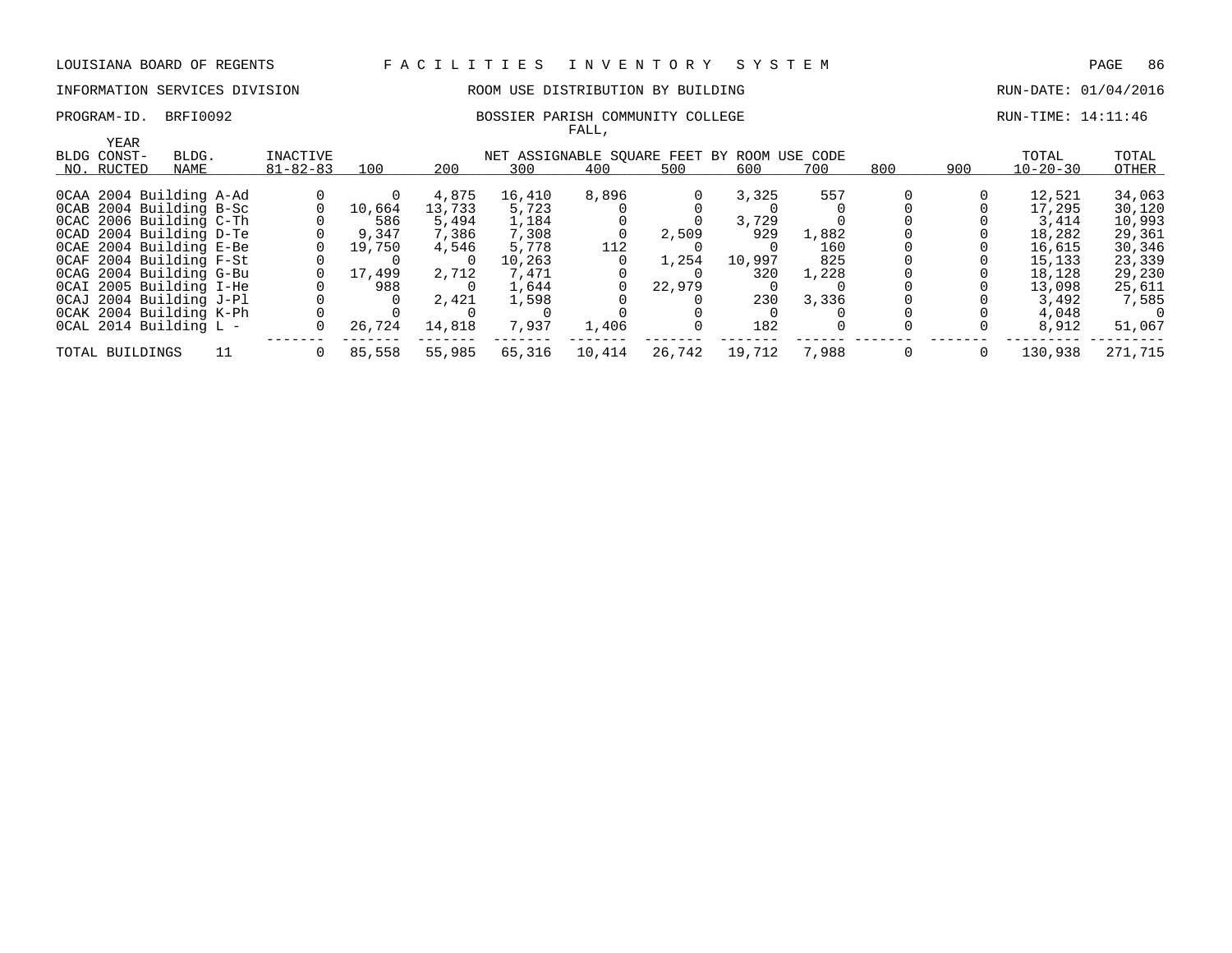LOUISIANA BOARD OF REGENTS F A C I L I T I E S I N V E N T O R Y S Y S T E M

INFORMATION SERVICES DIVISION ROOM USE DISTRIBUTION BY BUILDING RUN-DATE: 01/04/2016

PROGRAM-ID. BRFI0092 BOSSIER PARISH COMMUNITY COLLEGE RUN-TIME: 14:11:46

FALL,

| BLDG NO. | YEAR CONST-RUCTED | BLDG. NAME | INACTIVE 81-82-83 | 100 | 200 | 300 | 400 | 500 | 600 | 700 | 800 | 900 | TOTAL 10-20-30 | TOTAL OTHER |
|---|---|---|---|---|---|---|---|---|---|---|---|---|---|---|
| | | | | NET ASSIGNABLE SQUARE FEET BY ROOM USE CODE | | | | | | | | | | |
| 0CAA | 2004 | Building A-Ad | 0 | 0 | 4,875 | 16,410 | 8,896 | 0 | 3,325 | 557 | 0 | 0 | 12,521 | 34,063 |
| 0CAB | 2004 | Building B-Sc | 0 | 10,664 | 13,733 | 5,723 | 0 | 0 | 0 | 0 | 0 | 0 | 17,295 | 30,120 |
| 0CAC | 2006 | Building C-Th | 0 | 586 | 5,494 | 1,184 | 0 | 0 | 3,729 | 0 | 0 | 0 | 3,414 | 10,993 |
| 0CAD | 2004 | Building D-Te | 0 | 9,347 | 7,386 | 7,308 | 0 | 2,509 | 929 | 1,882 | 0 | 0 | 18,282 | 29,361 |
| 0CAE | 2004 | Building E-Be | 0 | 19,750 | 4,546 | 5,778 | 112 | 0 | 0 | 160 | 0 | 0 | 16,615 | 30,346 |
| 0CAF | 2004 | Building F-St | 0 | 0 | 0 | 10,263 | 0 | 1,254 | 10,997 | 825 | 0 | 0 | 15,133 | 23,339 |
| 0CAG | 2004 | Building G-Bu | 0 | 17,499 | 2,712 | 7,471 | 0 | 0 | 320 | 1,228 | 0 | 0 | 18,128 | 29,230 |
| 0CAI | 2005 | Building I-He | 0 | 988 | 0 | 1,644 | 0 | 22,979 | 0 | 0 | 0 | 0 | 13,098 | 25,611 |
| 0CAJ | 2004 | Building J-Pl | 0 | 0 | 2,421 | 1,598 | 0 | 0 | 230 | 3,336 | 0 | 0 | 3,492 | 7,585 |
| 0CAK | 2004 | Building K-Ph | 0 | 0 | 0 | 0 | 0 | 0 | 0 | 0 | 0 | 0 | 4,048 | 0 |
| 0CAL | 2014 | Building L - | 0 | 26,724 | 14,818 | 7,937 | 1,406 | 0 | 182 | 0 | 0 | 0 | 8,912 | 51,067 |
| TOTAL BUILDINGS | | 11 | 0 | 85,558 | 55,985 | 65,316 | 10,414 | 26,742 | 19,712 | 7,988 | 0 | 0 | 130,938 | 271,715 |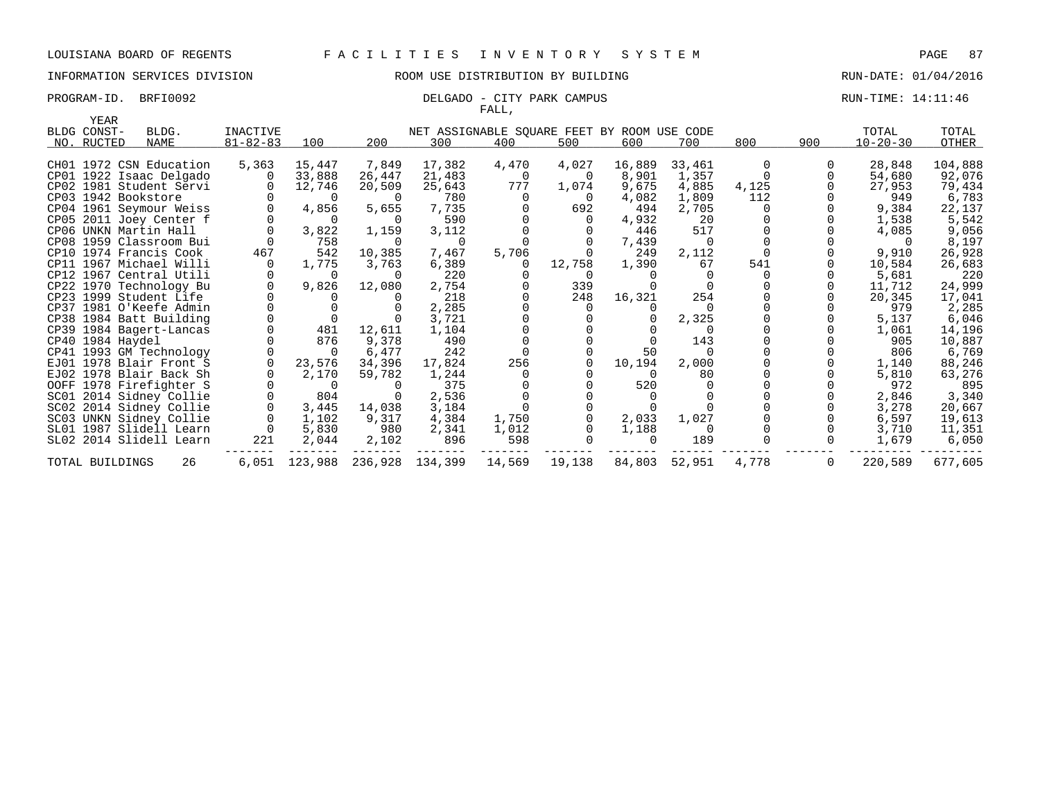LOUISIANA BOARD OF REGENTS F A C I L I T I E S I N V E N T O R Y S Y S T E M

INFORMATION SERVICES DIVISION ROOM USE DISTRIBUTION BY BUILDING RUN-DATE: 01/04/2016

PROGRAM-ID. BRFI0092 DELGADO - CITY PARK CAMPUS RUN-TIME: 14:11:46

FALL,

| BLDG NO. | YEAR CONST-RUCTED | BLDG. NAME | INACTIVE 81-82-83 | 100 | 200 | 300 | 400 | 500 | 600 | 700 | 800 | 900 | TOTAL 10-20-30 | TOTAL OTHER |
|---|---|---|---|---|---|---|---|---|---|---|---|---|---|---|
| CH01 | 1972 | CSN Education | 5,363 | 15,447 | 7,849 | 17,382 | 4,470 | 4,027 | 16,889 | 33,461 | 0 | 0 | 28,848 | 104,888 |
| CP01 | 1922 | Isaac Delgado | 0 | 33,888 | 26,447 | 21,483 | 0 | 0 | 8,901 | 1,357 | 0 | 0 | 54,680 | 92,076 |
| CP02 | 1981 | Student Servi | 0 | 12,746 | 20,509 | 25,643 | 777 | 1,074 | 9,675 | 4,885 | 4,125 | 0 | 27,953 | 79,434 |
| CP03 | 1942 | Bookstore | 0 | 0 | 0 | 780 | 0 | 0 | 4,082 | 1,809 | 112 | 0 | 949 | 6,783 |
| CP04 | 1961 | Seymour Weiss | 0 | 4,856 | 5,655 | 7,735 | 0 | 692 | 494 | 2,705 | 0 | 0 | 9,384 | 22,137 |
| CP05 | 2011 | Joey Center f | 0 | 0 | 0 | 590 | 0 | 0 | 4,932 | 20 | 0 | 0 | 1,538 | 5,542 |
| CP06 | UNKN | Martin Hall | 0 | 3,822 | 1,159 | 3,112 | 0 | 0 | 446 | 517 | 0 | 0 | 4,085 | 9,056 |
| CP08 | 1959 | Classroom Bui | 0 | 758 | 0 | 0 | 0 | 0 | 7,439 | 0 | 0 | 0 | 0 | 8,197 |
| CP10 | 1974 | Francis Cook | 467 | 542 | 10,385 | 7,467 | 5,706 | 0 | 249 | 2,112 | 0 | 0 | 9,910 | 26,928 |
| CP11 | 1967 | Michael Willi | 0 | 1,775 | 3,763 | 6,389 | 0 | 12,758 | 1,390 | 67 | 541 | 0 | 10,584 | 26,683 |
| CP12 | 1967 | Central Utili | 0 | 0 | 0 | 220 | 0 | 0 | 0 | 0 | 0 | 0 | 5,681 | 220 |
| CP22 | 1970 | Technology Bu | 0 | 9,826 | 12,080 | 2,754 | 0 | 339 | 0 | 0 | 0 | 0 | 11,712 | 24,999 |
| CP23 | 1999 | Student Life | 0 | 0 | 0 | 218 | 0 | 248 | 16,321 | 254 | 0 | 0 | 20,345 | 17,041 |
| CP37 | 1981 | O'Keefe Admin | 0 | 0 | 0 | 2,285 | 0 | 0 | 0 | 0 | 0 | 0 | 979 | 2,285 |
| CP38 | 1984 | Batt Building | 0 | 0 | 0 | 3,721 | 0 | 0 | 0 | 2,325 | 0 | 0 | 5,137 | 6,046 |
| CP39 | 1984 | Bagert-Lancas | 0 | 481 | 12,611 | 1,104 | 0 | 0 | 0 | 0 | 0 | 0 | 1,061 | 14,196 |
| CP40 | 1984 | Haydel | 0 | 876 | 9,378 | 490 | 0 | 0 | 0 | 143 | 0 | 0 | 905 | 10,887 |
| CP41 | 1993 | GM Technology | 0 | 0 | 6,477 | 242 | 0 | 0 | 50 | 0 | 0 | 0 | 806 | 6,769 |
| EJ01 | 1978 | Blair Front S | 0 | 23,576 | 34,396 | 17,824 | 256 | 0 | 10,194 | 2,000 | 0 | 0 | 1,140 | 88,246 |
| EJ02 | 1978 | Blair Back Sh | 0 | 2,170 | 59,782 | 1,244 | 0 | 0 | 0 | 80 | 0 | 0 | 5,810 | 63,276 |
| OOFF | 1978 | Firefighter S | 0 | 0 | 0 | 375 | 0 | 0 | 520 | 0 | 0 | 0 | 972 | 895 |
| SC01 | 2014 | Sidney Collie | 0 | 804 | 0 | 2,536 | 0 | 0 | 0 | 0 | 0 | 0 | 2,846 | 3,340 |
| SC02 | 2014 | Sidney Collie | 0 | 3,445 | 14,038 | 3,184 | 0 | 0 | 0 | 0 | 0 | 0 | 3,278 | 20,667 |
| SC03 | UNKN | Sidney Collie | 0 | 1,102 | 9,317 | 4,384 | 1,750 | 0 | 2,033 | 1,027 | 0 | 0 | 6,597 | 19,613 |
| SL01 | 1987 | Slidell Learn | 0 | 5,830 | 980 | 2,341 | 1,012 | 0 | 1,188 | 0 | 0 | 0 | 3,710 | 11,351 |
| SL02 | 2014 | Slidell Learn | 221 | 2,044 | 2,102 | 896 | 598 | 0 | 0 | 189 | 0 | 0 | 1,679 | 6,050 |
| TOTAL BUILDINGS | | 26 | 6,051 | 123,988 | 236,928 | 134,399 | 14,569 | 19,138 | 84,803 | 52,951 | 4,778 | 0 | 220,589 | 677,605 |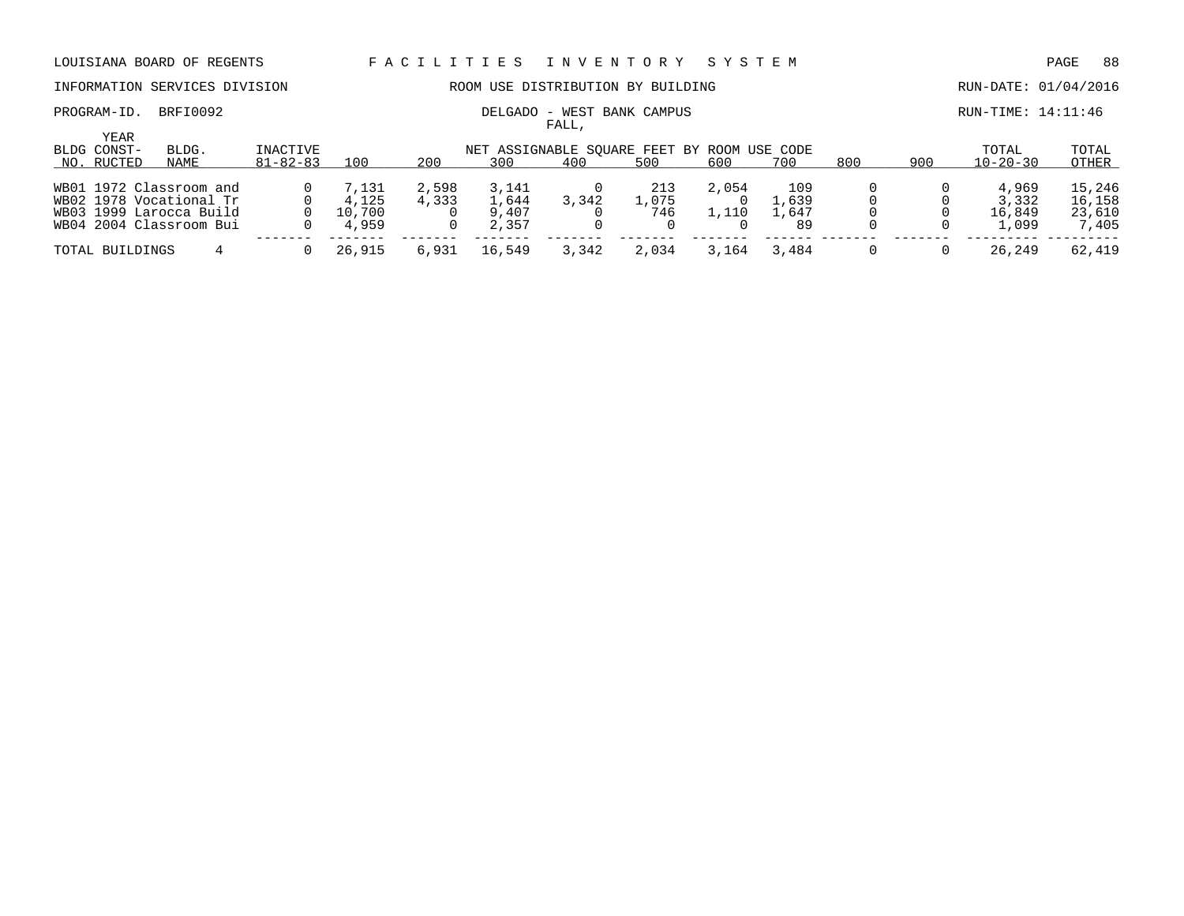LOUISIANA BOARD OF REGENTS — FACILITIES INVENTORY SYSTEM

INFORMATION SERVICES DIVISION — ROOM USE DISTRIBUTION BY BUILDING — RUN-DATE: 01/04/2016

PROGRAM-ID. BRFI0092 — DELGADO - WEST BANK CAMPUS — RUN-TIME: 14:11:46

FALL,

| BLDG NO. | YEAR CONST-RUCTED | BLDG. NAME | INACTIVE 81-82-83 | NET ASSIGNABLE SQUARE FEET BY ROOM USE CODE 100 | 200 | 300 | 400 | 500 | 600 | 700 | 800 | 900 | TOTAL 10-20-30 | TOTAL OTHER |
|---|---|---|---|---|---|---|---|---|---|---|---|---|---|---|
| WB01 | 1972 | Classroom and | 0 | 7,131 | 2,598 | 3,141 | 0 | 213 | 2,054 | 109 | 0 | 0 | 4,969 | 15,246 |
| WB02 | 1978 | Vocational Tr | 0 | 4,125 | 4,333 | 1,644 | 3,342 | 1,075 | 0 | 1,639 | 0 | 0 | 3,332 | 16,158 |
| WB03 | 1999 | Larocca Build | 0 | 10,700 | 0 | 9,407 | 0 | 746 | 1,110 | 1,647 | 0 | 0 | 16,849 | 23,610 |
| WB04 | 2004 | Classroom Bui | 0 | 4,959 | 0 | 2,357 | 0 | 0 | 0 | 89 | 0 | 0 | 1,099 | 7,405 |
| TOTAL BUILDINGS | | 4 | 0 | 26,915 | 6,931 | 16,549 | 3,342 | 2,034 | 3,164 | 3,484 | 0 | 0 | 26,249 | 62,419 |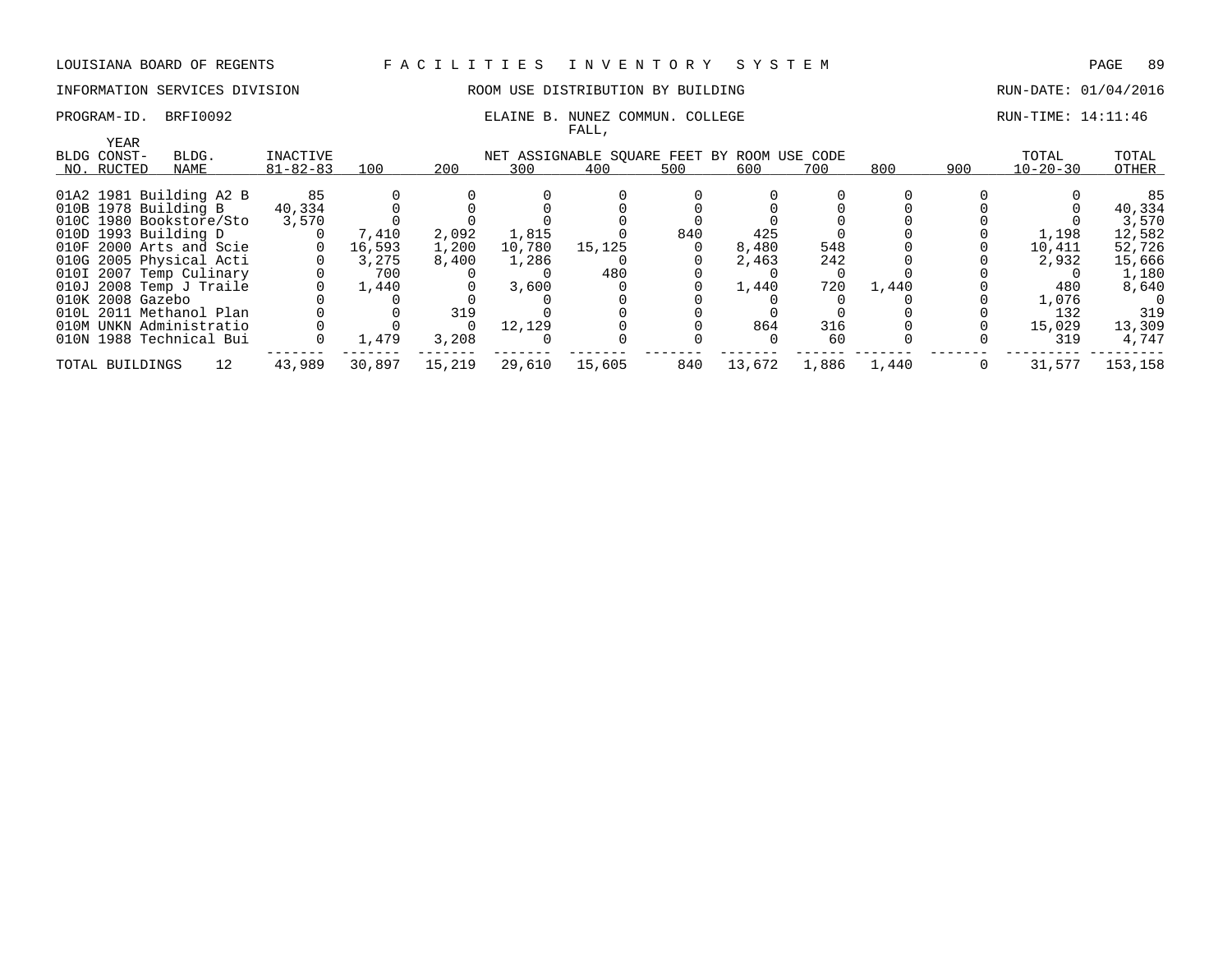LOUISIANA BOARD OF REGENTS — FACILITIES INVENTORY SYSTEM

INFORMATION SERVICES DIVISION — ROOM USE DISTRIBUTION BY BUILDING — RUN-DATE: 01/04/2016

PROGRAM-ID. BRFI0092 — ELAINE B. NUNEZ COMMUN. COLLEGE — RUN-TIME: 14:11:46

FALL,

| BLDG NO. | YEAR CONST-RUCTED | BLDG. NAME | INACTIVE 81-82-83 | 100 | 200 | 300 | 400 | 500 | 600 | 700 | 800 | 900 | TOTAL 10-20-30 | TOTAL OTHER |
|---|---|---|---|---|---|---|---|---|---|---|---|---|---|---|
| | | | | NET ASSIGNABLE SQUARE FEET BY ROOM USE CODE | | | | | | | | | | |
| 01A2 | 1981 | Building A2 B | 85 | 0 | 0 | 0 | 0 | 0 | 0 | 0 | 0 | 0 | 0 | 85 |
| 010B | 1978 | Building B | 40,334 | 0 | 0 | 0 | 0 | 0 | 0 | 0 | 0 | 0 | 0 | 40,334 |
| 010C | 1980 | Bookstore/Sto | 3,570 | 0 | 0 | 0 | 0 | 0 | 0 | 0 | 0 | 0 | 0 | 3,570 |
| 010D | 1993 | Building D | 0 | 7,410 | 2,092 | 1,815 | 0 | 840 | 425 | 0 | 0 | 0 | 1,198 | 12,582 |
| 010F | 2000 | Arts and Scie | 0 | 16,593 | 1,200 | 10,780 | 15,125 | 0 | 8,480 | 548 | 0 | 0 | 10,411 | 52,726 |
| 010G | 2005 | Physical Acti | 0 | 3,275 | 8,400 | 1,286 | 0 | 0 | 2,463 | 242 | 0 | 0 | 2,932 | 15,666 |
| 010I | 2007 | Temp Culinary | 0 | 700 | 0 | 0 | 480 | 0 | 0 | 0 | 0 | 0 | 0 | 1,180 |
| 010J | 2008 | Temp J Traile | 0 | 1,440 | 0 | 3,600 | 0 | 0 | 1,440 | 720 | 1,440 | 0 | 480 | 8,640 |
| 010K | 2008 | Gazebo | 0 | 0 | 0 | 0 | 0 | 0 | 0 | 0 | 0 | 0 | 1,076 | 0 |
| 010L | 2011 | Methanol Plan | 0 | 0 | 319 | 0 | 0 | 0 | 0 | 0 | 0 | 0 | 132 | 319 |
| 010M | UNKN | Administratio | 0 | 0 | 0 | 12,129 | 0 | 0 | 864 | 316 | 0 | 0 | 15,029 | 13,309 |
| 010N | 1988 | Technical Bui | 0 | 1,479 | 3,208 | 0 | 0 | 0 | 0 | 60 | 0 | 0 | 319 | 4,747 |
| TOTAL BUILDINGS | | 12 | 43,989 | 30,897 | 15,219 | 29,610 | 15,605 | 840 | 13,672 | 1,886 | 1,440 | 0 | 31,577 | 153,158 |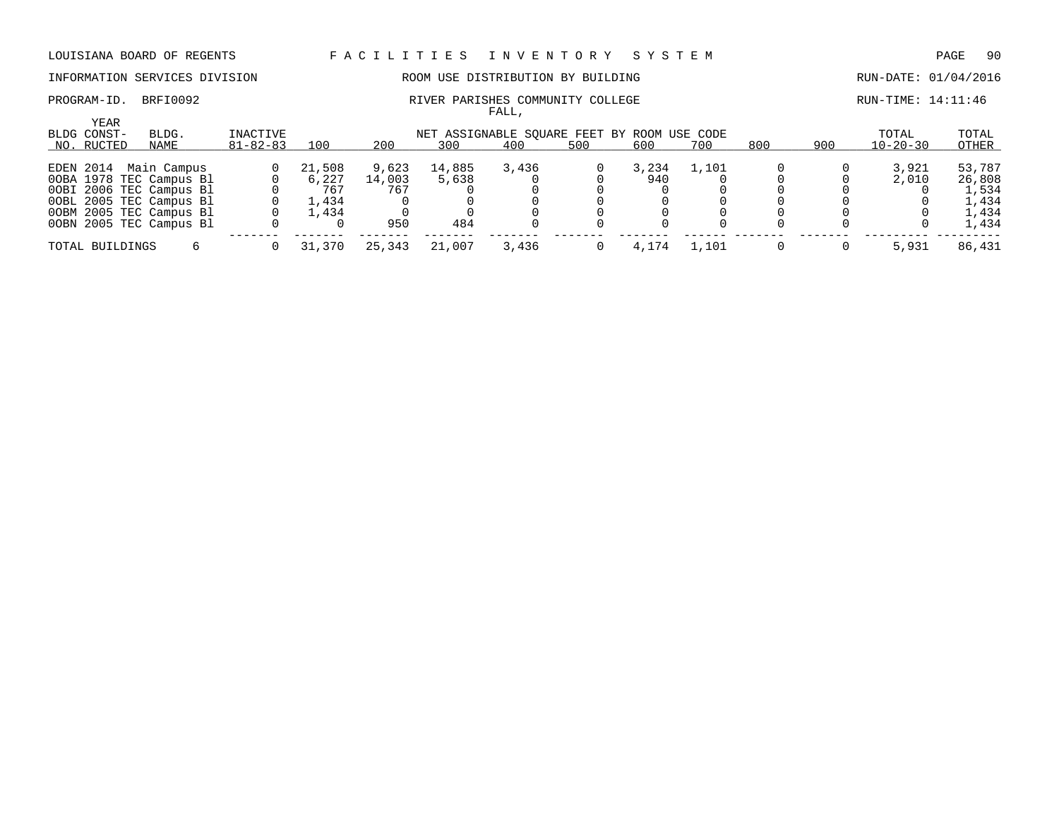LOUISIANA BOARD OF REGENTS — FACILITIES INVENTORY SYSTEM

INFORMATION SERVICES DIVISION — ROOM USE DISTRIBUTION BY BUILDING — RUN-DATE: 01/04/2016

PROGRAM-ID. BRFI0092 — RIVER PARISHES COMMUNITY COLLEGE — RUN-TIME: 14:11:46

FALL,

| BLDG NO. | YEAR CONST-RUCTED | BLDG. NAME | INACTIVE 81-82-83 | 100 | 200 | 300 | 400 | 500 | 600 | 700 | 800 | 900 | TOTAL 10-20-30 | TOTAL OTHER |
|---|---|---|---|---|---|---|---|---|---|---|---|---|---|---|
| | | | | NET ASSIGNABLE SQUARE FEET BY ROOM USE CODE | | | | | | | | | | |
| EDEN | 2014 | Main Campus | 0 | 21,508 | 9,623 | 14,885 | 3,436 | 0 | 3,234 | 1,101 | 0 | 0 | 3,921 | 53,787 |
| 0OBA | 1978 | TEC Campus Bl | 0 | 6,227 | 14,003 | 5,638 | 0 | 0 | 940 | 0 | 0 | 0 | 2,010 | 26,808 |
| 0OBI | 2006 | TEC Campus Bl | 0 | 767 | 767 | 0 | 0 | 0 | 0 | 0 | 0 | 0 | 0 | 1,534 |
| 0OBL | 2005 | TEC Campus Bl | 0 | 1,434 | 0 | 0 | 0 | 0 | 0 | 0 | 0 | 0 | 0 | 1,434 |
| 0OBM | 2005 | TEC Campus Bl | 0 | 1,434 | 0 | 0 | 0 | 0 | 0 | 0 | 0 | 0 | 0 | 1,434 |
| 0OBN | 2005 | TEC Campus Bl | 0 | 0 | 950 | 484 | 0 | 0 | 0 | 0 | 0 | 0 | 0 | 1,434 |
| TOTAL BUILDINGS | | 6 | 0 | 31,370 | 25,343 | 21,007 | 3,436 | 0 | 4,174 | 1,101 | 0 | 0 | 5,931 | 86,431 |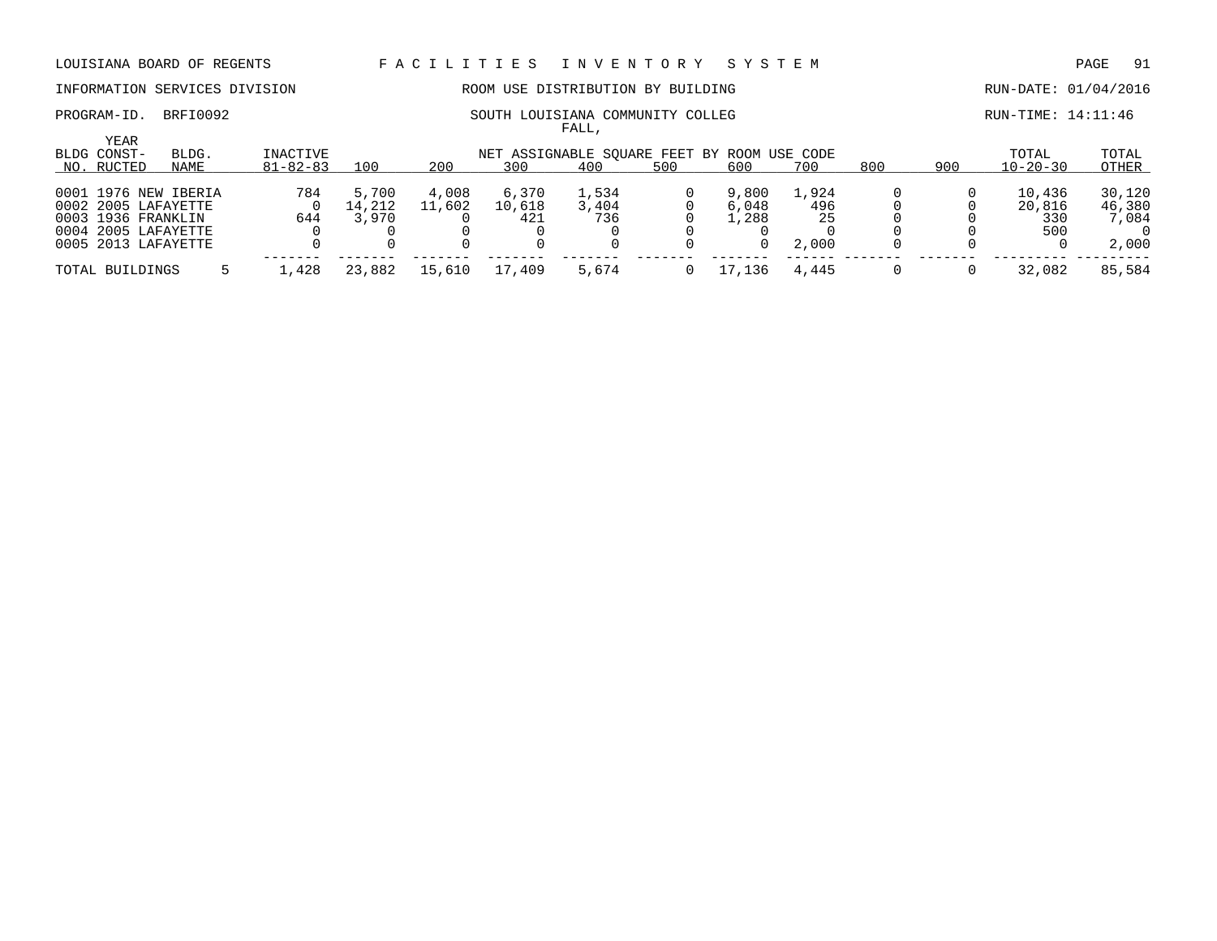LOUISIANA BOARD OF REGENTS — FACILITIES INVENTORY SYSTEM

INFORMATION SERVICES DIVISION — ROOM USE DISTRIBUTION BY BUILDING — RUN-DATE: 01/04/2016

PROGRAM-ID. BRFI0092 — SOUTH LOUISIANA COMMUNITY COLLEG — RUN-TIME: 14:11:46

FALL,

| BLDG NO. | YEAR CONST-RUCTED | BLDG. NAME | INACTIVE 81-82-83 | 100 | 200 | 300 | 400 | 500 | 600 | 700 | 800 | 900 | TOTAL 10-20-30 | TOTAL OTHER |
|---|---|---|---|---|---|---|---|---|---|---|---|---|---|---|
| | | | | NET ASSIGNABLE SQUARE FEET BY ROOM USE CODE | | | | | | | | | | |
| 0001 | 1976 | NEW IBERIA | 784 | 5,700 | 4,008 | 6,370 | 1,534 | 0 | 9,800 | 1,924 | 0 | 0 | 10,436 | 30,120 |
| 0002 | 2005 | LAFAYETTE | 0 | 14,212 | 11,602 | 10,618 | 3,404 | 0 | 6,048 | 496 | 0 | 0 | 20,816 | 46,380 |
| 0003 | 1936 | FRANKLIN | 644 | 3,970 | 0 | 421 | 736 | 0 | 1,288 | 25 | 0 | 0 | 330 | 7,084 |
| 0004 | 2005 | LAFAYETTE | 0 | 0 | 0 | 0 | 0 | 0 | 0 | 0 | 0 | 0 | 500 | 0 |
| 0005 | 2013 | LAFAYETTE | 0 | 0 | 0 | 0 | 0 | 0 | 0 | 2,000 | 0 | 0 | 0 | 2,000 |
| TOTAL BUILDINGS | | 5 | 1,428 | 23,882 | 15,610 | 17,409 | 5,674 | 0 | 17,136 | 4,445 | 0 | 0 | 32,082 | 85,584 |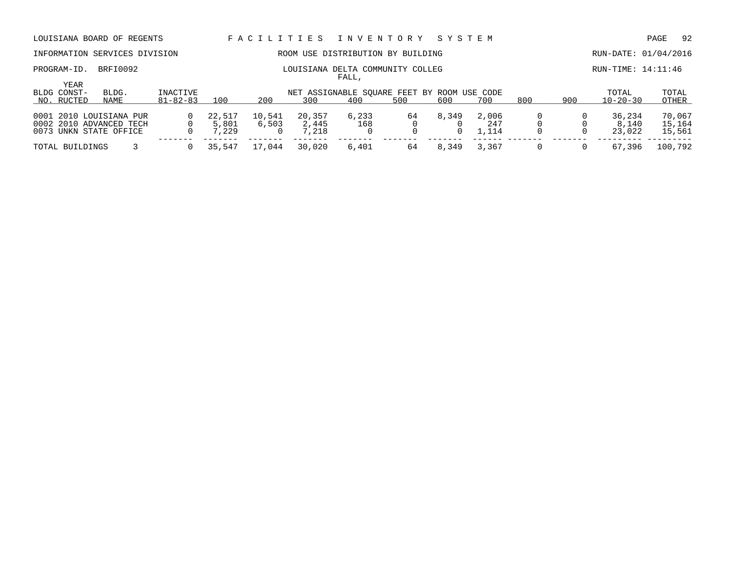LOUISIANA BOARD OF REGENTS — FACILITIES INVENTORY SYSTEM

INFORMATION SERVICES DIVISION — ROOM USE DISTRIBUTION BY BUILDING — RUN-DATE: 01/04/2016

PROGRAM-ID. BRFI0092 — LOUISIANA DELTA COMMUNITY COLLEG — RUN-TIME: 14:11:46

FALL,

| BLDG NO. | YEAR CONST-RUCTED | BLDG. NAME | INACTIVE 81-82-83 | 100 | 200 | 300 | 400 | 500 | 600 | 700 | 800 | 900 | TOTAL 10-20-30 | TOTAL OTHER |
|---|---|---|---|---|---|---|---|---|---|---|---|---|---|---|
| 0001 | 2010 | LOUISIANA PUR | 0 | 22,517 | 10,541 | 20,357 | 6,233 | 64 | 8,349 | 2,006 | 0 | 0 | 36,234 | 70,067 |
| 0002 | 2010 | ADVANCED TECH | 0 | 5,801 | 6,503 | 2,445 | 168 | 0 | 0 | 247 | 0 | 0 | 8,140 | 15,164 |
| 0073 | UNKN | STATE OFFICE | 0 | 7,229 | 0 | 7,218 | 0 | 0 | 0 | 1,114 | 0 | 0 | 23,022 | 15,561 |
| TOTAL BUILDINGS | | 3 | 0 | 35,547 | 17,044 | 30,020 | 6,401 | 64 | 8,349 | 3,367 | 0 | 0 | 67,396 | 100,792 |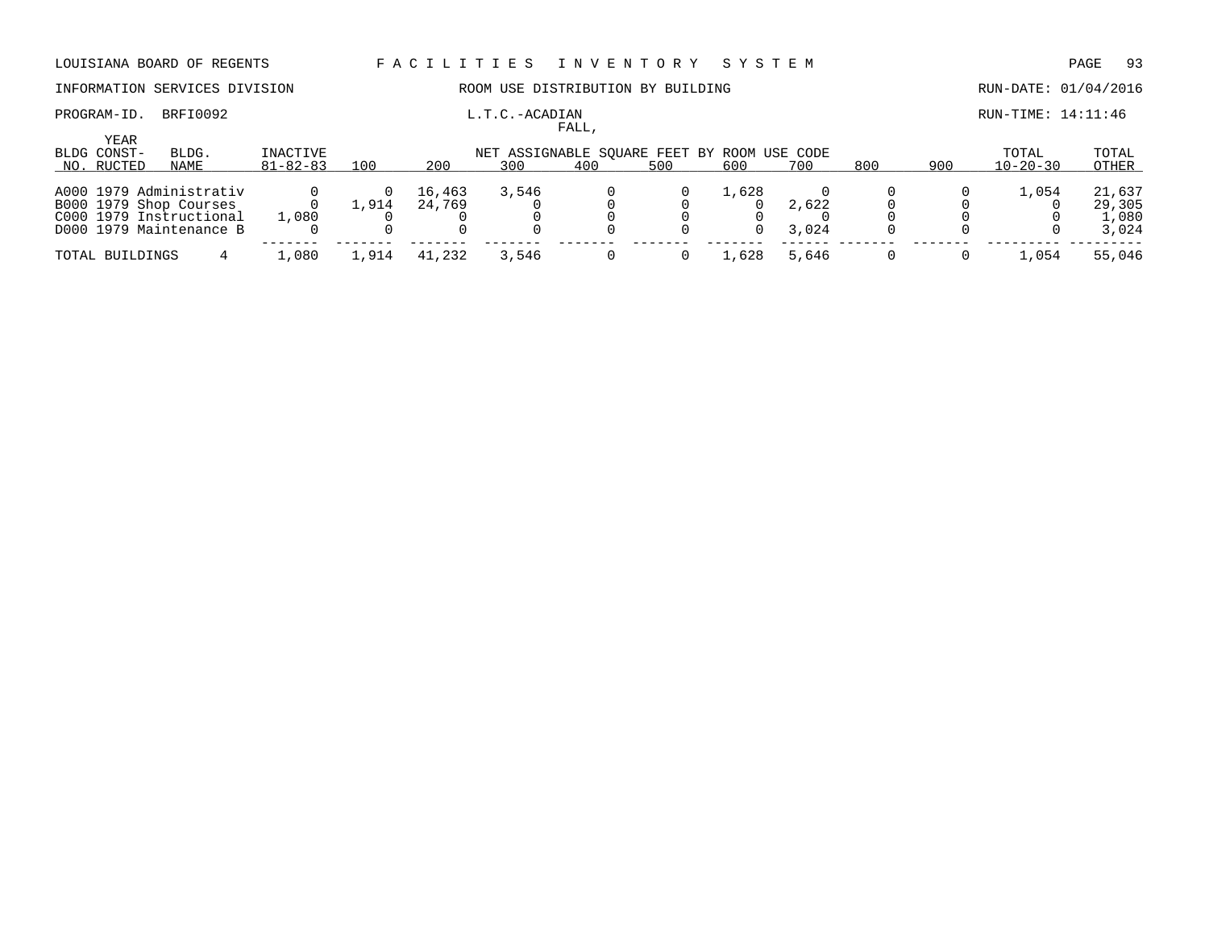LOUISIANA BOARD OF REGENTS — FACILITIES INVENTORY SYSTEM

INFORMATION SERVICES DIVISION — ROOM USE DISTRIBUTION BY BUILDING — RUN-DATE: 01/04/2016

PROGRAM-ID. BRFI0092 — L.T.C.-ACADIAN — RUN-TIME: 14:11:46

FALL,

| BLDG NO. | YEAR CONST-RUCTED | BLDG. NAME | INACTIVE 81-82-83 | 100 | 200 | 300 | 400 | 500 | 600 | 700 | 800 | 900 | TOTAL 10-20-30 | TOTAL OTHER |
|---|---|---|---|---|---|---|---|---|---|---|---|---|---|---|
| | | | | NET ASSIGNABLE SQUARE FEET BY ROOM USE CODE | | | | | | | | | | |
| A000 | 1979 | Administrativ | 0 | 0 | 16,463 | 3,546 | 0 | 0 | 1,628 | 0 | 0 | 0 | 1,054 | 21,637 |
| B000 | 1979 | Shop Courses | 0 | 1,914 | 24,769 | 0 | 0 | 0 | 0 | 2,622 | 0 | 0 | 0 | 29,305 |
| C000 | 1979 | Instructional | 1,080 | 0 | 0 | 0 | 0 | 0 | 0 | 0 | 0 | 0 | 0 | 1,080 |
| D000 | 1979 | Maintenance B | 0 | 0 | 0 | 0 | 0 | 0 | 0 | 3,024 | 0 | 0 | 0 | 3,024 |
| TOTAL BUILDINGS | | 4 | 1,080 | 1,914 | 41,232 | 3,546 | 0 | 0 | 1,628 | 5,646 | 0 | 0 | 1,054 | 55,046 |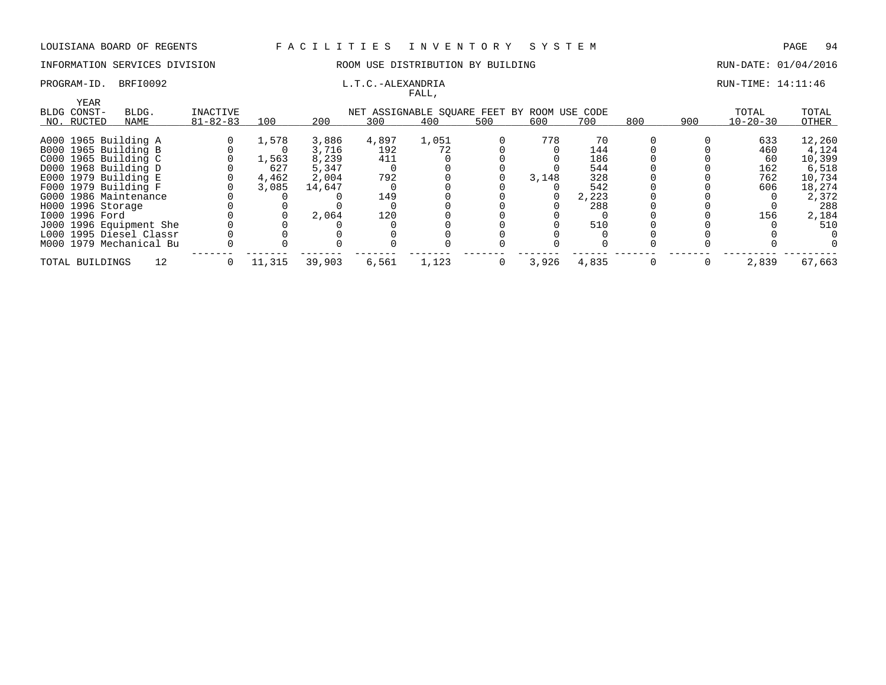LOUISIANA BOARD OF REGENTS — F A C I L I T I E S   I N V E N T O R Y   S Y S T E M

INFORMATION SERVICES DIVISION — ROOM USE DISTRIBUTION BY BUILDING — RUN-DATE: 01/04/2016

PROGRAM-ID. BRFI0092 — L.T.C.-ALEXANDRIA — RUN-TIME: 14:11:46

FALL,

| BLDG NO. | YEAR CONST-RUCTED | BLDG. NAME | INACTIVE 81-82-83 | 100 | 200 | 300 | 400 | 500 | 600 | 700 | 800 | 900 | TOTAL 10-20-30 | TOTAL OTHER |
|---|---|---|---|---|---|---|---|---|---|---|---|---|---|---|
| | | | | NET ASSIGNABLE SQUARE FEET BY ROOM USE CODE | | | | | | | | | | |
| A000 | 1965 | Building A | 0 | 1,578 | 3,886 | 4,897 | 1,051 | 0 | 778 | 70 | 0 | 0 | 633 | 12,260 |
| B000 | 1965 | Building B | 0 | 0 | 3,716 | 192 | 72 | 0 | 0 | 144 | 0 | 0 | 460 | 4,124 |
| C000 | 1965 | Building C | 0 | 1,563 | 8,239 | 411 | 0 | 0 | 0 | 186 | 0 | 0 | 60 | 10,399 |
| D000 | 1968 | Building D | 0 | 627 | 5,347 | 0 | 0 | 0 | 0 | 544 | 0 | 0 | 162 | 6,518 |
| E000 | 1979 | Building E | 0 | 4,462 | 2,004 | 792 | 0 | 0 | 3,148 | 328 | 0 | 0 | 762 | 10,734 |
| F000 | 1979 | Building F | 0 | 3,085 | 14,647 | 0 | 0 | 0 | 0 | 542 | 0 | 0 | 606 | 18,274 |
| G000 | 1986 | Maintenance | 0 | 0 | 0 | 149 | 0 | 0 | 0 | 2,223 | 0 | 0 | 0 | 2,372 |
| H000 | 1996 | Storage | 0 | 0 | 0 | 0 | 0 | 0 | 0 | 288 | 0 | 0 | 0 | 288 |
| I000 | 1996 | Ford | 0 | 0 | 2,064 | 120 | 0 | 0 | 0 | 0 | 0 | 0 | 156 | 2,184 |
| J000 | 1996 | Equipment She | 0 | 0 | 0 | 0 | 0 | 0 | 0 | 510 | 0 | 0 | 0 | 510 |
| L000 | 1995 | Diesel Classr | 0 | 0 | 0 | 0 | 0 | 0 | 0 | 0 | 0 | 0 | 0 | 0 |
| M000 | 1979 | Mechanical Bu | 0 | 0 | 0 | 0 | 0 | 0 | 0 | 0 | 0 | 0 | 0 | 0 |
| TOTAL BUILDINGS | | 12 | 0 | 11,315 | 39,903 | 6,561 | 1,123 | 0 | 3,926 | 4,835 | 0 | 0 | 2,839 | 67,663 |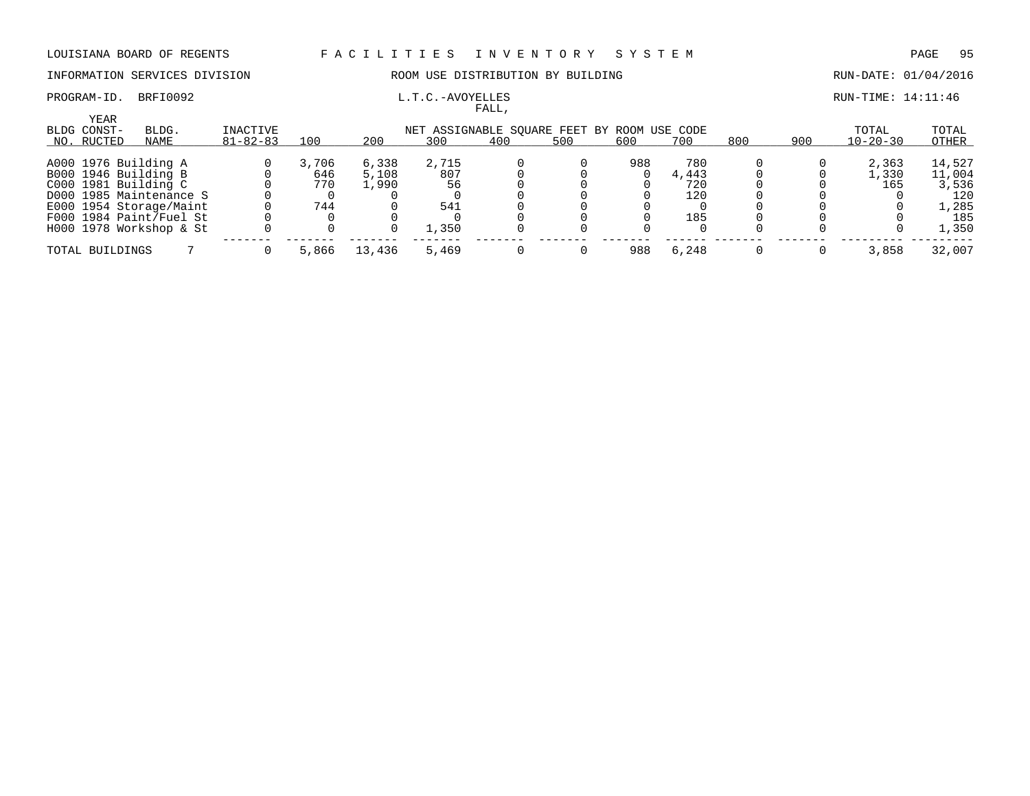LOUISIANA BOARD OF REGENTS — F A C I L I T I E S   I N V E N T O R Y   S Y S T E M

INFORMATION SERVICES DIVISION — ROOM USE DISTRIBUTION BY BUILDING — RUN-DATE: 01/04/2016

PROGRAM-ID. BRFI0092 — L.T.C.-AVOYELLES FALL, — RUN-TIME: 14:11:46

| BLDG NO. | YEAR CONST-RUCTED | BLDG. NAME | INACTIVE 81-82-83 | 100 | 200 | 300 | 400 | 500 | 600 | 700 | 800 | 900 | TOTAL 10-20-30 | TOTAL OTHER |
|---|---|---|---|---|---|---|---|---|---|---|---|---|---|---|
| | | | | NET ASSIGNABLE SQUARE FEET BY ROOM USE CODE | | | | | | | | | | |
| A000 | 1976 | Building A | 0 | 3,706 | 6,338 | 2,715 | 0 | 0 | 988 | 780 | 0 | 0 | 2,363 | 14,527 |
| B000 | 1946 | Building B | 0 | 646 | 5,108 | 807 | 0 | 0 | 0 | 4,443 | 0 | 0 | 1,330 | 11,004 |
| C000 | 1981 | Building C | 0 | 770 | 1,990 | 56 | 0 | 0 | 0 | 720 | 0 | 0 | 165 | 3,536 |
| D000 | 1985 | Maintenance S | 0 | 0 | 0 | 0 | 0 | 0 | 0 | 120 | 0 | 0 | 0 | 120 |
| E000 | 1954 | Storage/Maint | 0 | 744 | 0 | 541 | 0 | 0 | 0 | 0 | 0 | 0 | 0 | 1,285 |
| F000 | 1984 | Paint/Fuel St | 0 | 0 | 0 | 0 | 0 | 0 | 0 | 185 | 0 | 0 | 0 | 185 |
| H000 | 1978 | Workshop & St | 0 | 0 | 0 | 1,350 | 0 | 0 | 0 | 0 | 0 | 0 | 0 | 1,350 |
| TOTAL BUILDINGS | | 7 | 0 | 5,866 | 13,436 | 5,469 | 0 | 0 | 988 | 6,248 | 0 | 0 | 3,858 | 32,007 |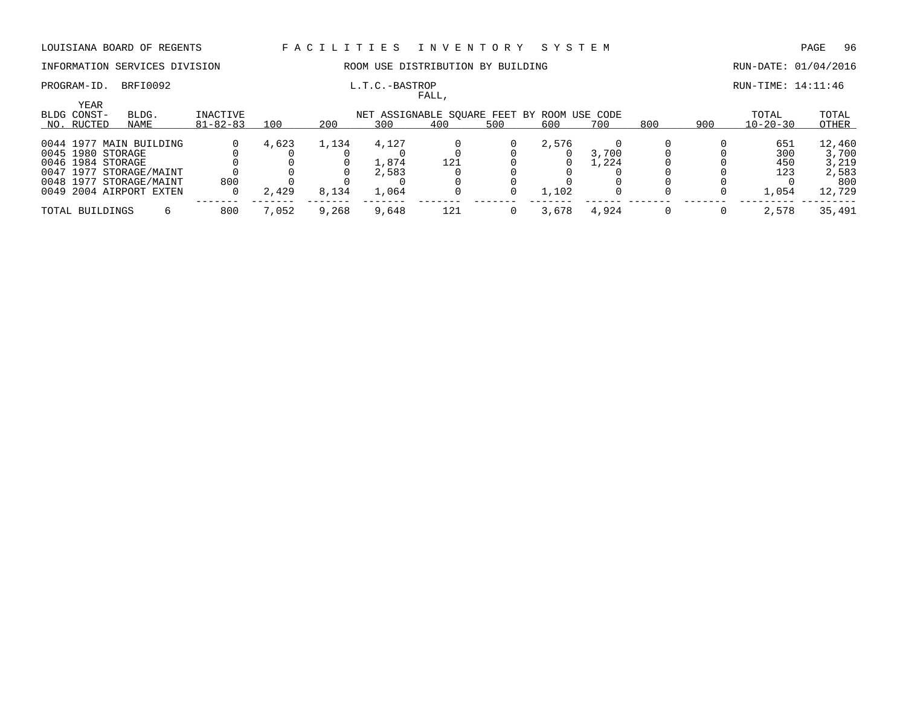LOUISIANA BOARD OF REGENTS — FACILITIES INVENTORY SYSTEM

INFORMATION SERVICES DIVISION — ROOM USE DISTRIBUTION BY BUILDING — RUN-DATE: 01/04/2016

PROGRAM-ID. BRFI0092 — L.T.C.-BASTROP — RUN-TIME: 14:11:46

FALL,

| BLDG NO. | YEAR CONST-RUCTED | BLDG. NAME | INACTIVE 81-82-83 | 100 | 200 | 300 | 400 | 500 | 600 | 700 | 800 | 900 | TOTAL 10-20-30 | TOTAL OTHER |
|---|---|---|---|---|---|---|---|---|---|---|---|---|---|---|
| | | | | NET ASSIGNABLE SQUARE FEET BY ROOM USE CODE | | | | | | | | | | |
| 0044 | 1977 | MAIN BUILDING | 0 | 4,623 | 1,134 | 4,127 | 0 | 0 | 2,576 | 0 | 0 | 0 | 651 | 12,460 |
| 0045 | 1980 | STORAGE | 0 | 0 | 0 | 0 | 0 | 0 | 0 | 3,700 | 0 | 0 | 300 | 3,700 |
| 0046 | 1984 | STORAGE | 0 | 0 | 0 | 1,874 | 121 | 0 | 0 | 1,224 | 0 | 0 | 450 | 3,219 |
| 0047 | 1977 | STORAGE/MAINT | 0 | 0 | 0 | 2,583 | 0 | 0 | 0 | 0 | 0 | 0 | 123 | 2,583 |
| 0048 | 1977 | STORAGE/MAINT | 800 | 0 | 0 | 0 | 0 | 0 | 0 | 0 | 0 | 0 | 0 | 800 |
| 0049 | 2004 | AIRPORT EXTEN | 0 | 2,429 | 8,134 | 1,064 | 0 | 0 | 1,102 | 0 | 0 | 0 | 1,054 | 12,729 |
| TOTAL BUILDINGS | | 6 | 800 | 7,052 | 9,268 | 9,648 | 121 | 0 | 3,678 | 4,924 | 0 | 0 | 2,578 | 35,491 |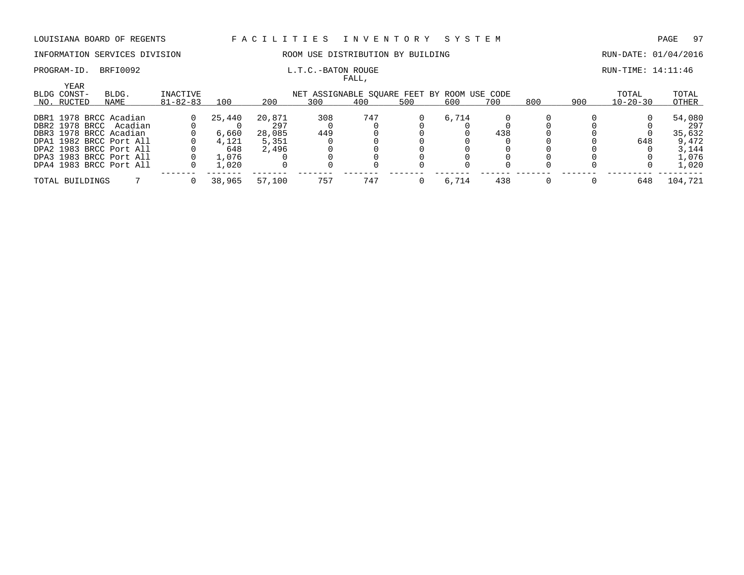LOUISIANA BOARD OF REGENTS — FACILITIES INVENTORY SYSTEM

INFORMATION SERVICES DIVISION — ROOM USE DISTRIBUTION BY BUILDING — RUN-DATE: 01/04/2016

PROGRAM-ID. BRFI0092 — L.T.C.-BATON ROUGE — RUN-TIME: 14:11:46

FALL,

| BLDG NO. | YEAR CONST-RUCTED | BLDG. NAME | INACTIVE 81-82-83 | 100 | 200 | 300 | 400 | 500 | 600 | 700 | 800 | 900 | TOTAL 10-20-30 | TOTAL OTHER |
|---|---|---|---|---|---|---|---|---|---|---|---|---|---|---|
| | | | | NET ASSIGNABLE SQUARE FEET BY ROOM USE CODE | | | | | | | | | | |
| DBR1 | 1978 | BRCC Acadian | 0 | 25,440 | 20,871 | 308 | 747 | 0 | 6,714 | 0 | 0 | 0 | 0 | 54,080 |
| DBR2 | 1978 | BRCC Acadian | 0 | 0 | 297 | 0 | 0 | 0 | 0 | 0 | 0 | 0 | 0 | 297 |
| DBR3 | 1978 | BRCC Acadian | 0 | 6,660 | 28,085 | 449 | 0 | 0 | 0 | 438 | 0 | 0 | 0 | 35,632 |
| DPA1 | 1982 | BRCC Port All | 0 | 4,121 | 5,351 | 0 | 0 | 0 | 0 | 0 | 0 | 0 | 648 | 9,472 |
| DPA2 | 1983 | BRCC Port All | 0 | 648 | 2,496 | 0 | 0 | 0 | 0 | 0 | 0 | 0 | 0 | 3,144 |
| DPA3 | 1983 | BRCC Port All | 0 | 1,076 | 0 | 0 | 0 | 0 | 0 | 0 | 0 | 0 | 0 | 1,076 |
| DPA4 | 1983 | BRCC Port All | 0 | 1,020 | 0 | 0 | 0 | 0 | 0 | 0 | 0 | 0 | 0 | 1,020 |
| TOTAL BUILDINGS | | 7 | 0 | 38,965 | 57,100 | 757 | 747 | 0 | 6,714 | 438 | 0 | 0 | 648 | 104,721 |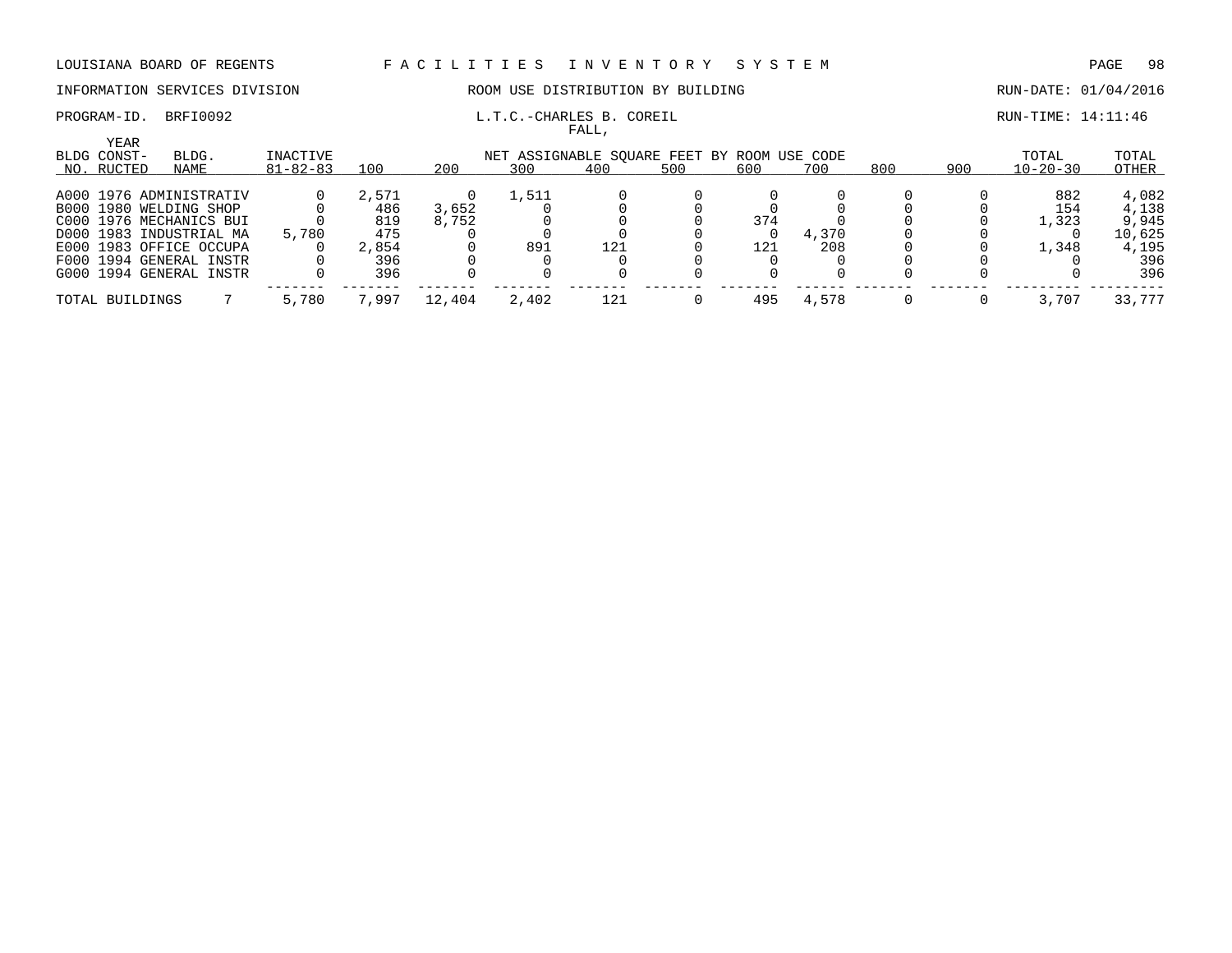LOUISIANA BOARD OF REGENTS — FACILITIES INVENTORY SYSTEM

INFORMATION SERVICES DIVISION — ROOM USE DISTRIBUTION BY BUILDING — RUN-DATE: 01/04/2016

PROGRAM-ID. BRFI0092 — L.T.C.-CHARLES B. COREIL — RUN-TIME: 14:11:46

FALL,

| BLDG NO. | YEAR CONST-RUCTED | BLDG. NAME | INACTIVE 81-82-83 | 100 | 200 | 300 | 400 | 500 | 600 | 700 | 800 | 900 | TOTAL 10-20-30 | TOTAL OTHER |
|---|---|---|---|---|---|---|---|---|---|---|---|---|---|---|
| | | | | NET ASSIGNABLE SQUARE FEET BY ROOM USE CODE | | | | | | | | | | |
| A000 | 1976 | ADMINISTRATIV | 0 | 2,571 | 0 | 1,511 | 0 | 0 | 0 | 0 | 0 | 0 | 882 | 4,082 |
| B000 | 1980 | WELDING SHOP | 0 | 486 | 3,652 | 0 | 0 | 0 | 0 | 0 | 0 | 0 | 154 | 4,138 |
| C000 | 1976 | MECHANICS BUI | 0 | 819 | 8,752 | 0 | 0 | 0 | 374 | 0 | 0 | 0 | 1,323 | 9,945 |
| D000 | 1983 | INDUSTRIAL MA | 5,780 | 475 | 0 | 0 | 0 | 0 | 0 | 4,370 | 0 | 0 | 0 | 10,625 |
| E000 | 1983 | OFFICE OCCUPA | 0 | 2,854 | 0 | 891 | 121 | 0 | 121 | 208 | 0 | 0 | 1,348 | 4,195 |
| F000 | 1994 | GENERAL INSTR | 0 | 396 | 0 | 0 | 0 | 0 | 0 | 0 | 0 | 0 | 0 | 396 |
| G000 | 1994 | GENERAL INSTR | 0 | 396 | 0 | 0 | 0 | 0 | 0 | 0 | 0 | 0 | 0 | 396 |
| TOTAL BUILDINGS | | 7 | 5,780 | 7,997 | 12,404 | 2,402 | 121 | 0 | 495 | 4,578 | 0 | 0 | 3,707 | 33,777 |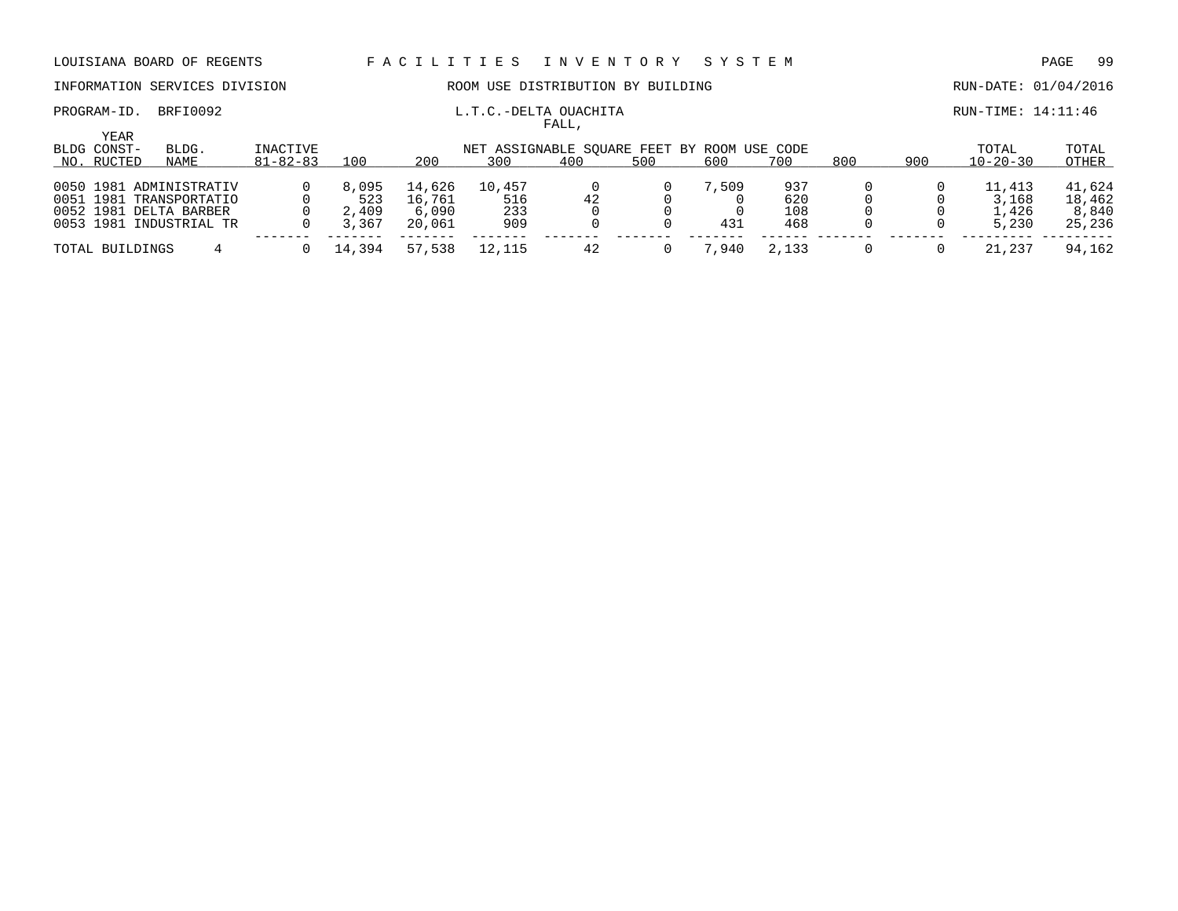LOUISIANA BOARD OF REGENTS — FACILITIES INVENTORY SYSTEM

INFORMATION SERVICES DIVISION — ROOM USE DISTRIBUTION BY BUILDING — RUN-DATE: 01/04/2016

PROGRAM-ID. BRFI0092 — L.T.C.-DELTA OUACHITA — RUN-TIME: 14:11:46

FALL,

| BLDG NO. | YEAR CONST-RUCTED | BLDG. NAME | INACTIVE 81-82-83 | 100 | 200 | 300 | 400 | 500 | 600 | 700 | 800 | 900 | TOTAL 10-20-30 | TOTAL OTHER |
|---|---|---|---|---|---|---|---|---|---|---|---|---|---|---|
| | | | | NET ASSIGNABLE SQUARE FEET BY ROOM USE CODE | | | | | | | | | | |
| 0050 | 1981 | ADMINISTRATIV | 0 | 8,095 | 14,626 | 10,457 | 0 | 0 | 7,509 | 937 | 0 | 0 | 11,413 | 41,624 |
| 0051 | 1981 | TRANSPORTATIO | 0 | 523 | 16,761 | 516 | 42 | 0 | 0 | 620 | 0 | 0 | 3,168 | 18,462 |
| 0052 | 1981 | DELTA BARBER | 0 | 2,409 | 6,090 | 233 | 0 | 0 | 0 | 108 | 0 | 0 | 1,426 | 8,840 |
| 0053 | 1981 | INDUSTRIAL TR | 0 | 3,367 | 20,061 | 909 | 0 | 0 | 431 | 468 | 0 | 0 | 5,230 | 25,236 |
| TOTAL BUILDINGS | | 4 | 0 | 14,394 | 57,538 | 12,115 | 42 | 0 | 7,940 | 2,133 | 0 | 0 | 21,237 | 94,162 |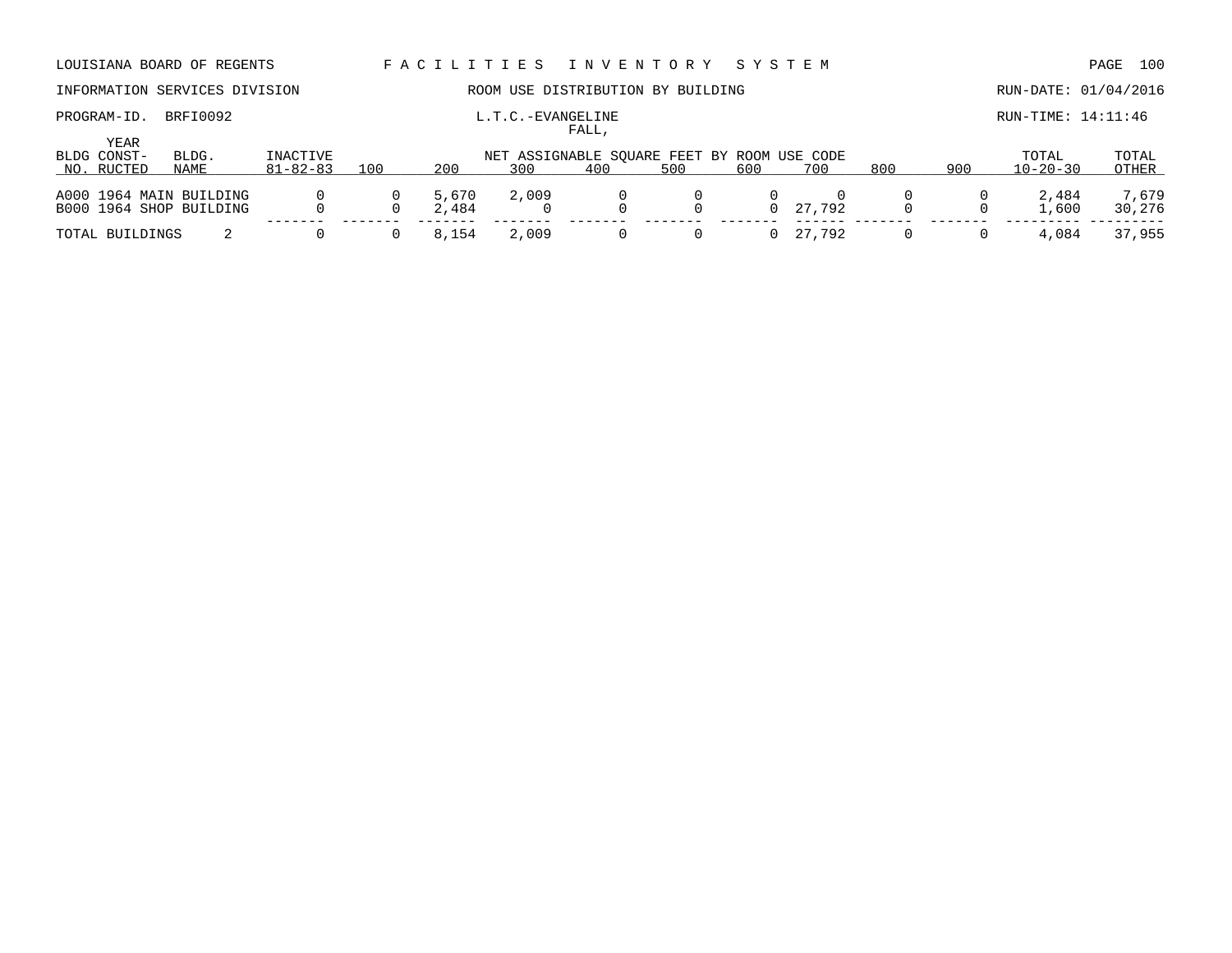LOUISIANA BOARD OF REGENTS — F A C I L I T I E S   I N V E N T O R Y   S Y S T E M

INFORMATION SERVICES DIVISION — ROOM USE DISTRIBUTION BY BUILDING — RUN-DATE: 01/04/2016

PROGRAM-ID. BRFI0092 — L.T.C.-EVANGELINE — RUN-TIME: 14:11:46

FALL,

| BLDG NO. | YEAR CONST-RUCTED | BLDG. NAME | INACTIVE 81-82-83 | 100 | 200 | 300 | 400 | 500 | 600 | 700 | 800 | 900 | TOTAL 10-20-30 | TOTAL OTHER |
|---|---|---|---|---|---|---|---|---|---|---|---|---|---|---|
| | | | | NET ASSIGNABLE SQUARE FEET BY ROOM USE CODE | | | | | | | | | | |
| A000 | 1964 | MAIN BUILDING | 0 | 0 | 5,670 | 2,009 | 0 | 0 | 0 | 0 | 0 | 0 | 2,484 | 7,679 |
| B000 | 1964 | SHOP BUILDING | 0 | 0 | 2,484 | 0 | 0 | 0 | 0 | 27,792 | 0 | 0 | 1,600 | 30,276 |
| TOTAL BUILDINGS | | 2 | 0 | 0 | 8,154 | 2,009 | 0 | 0 | 0 | 27,792 | 0 | 0 | 4,084 | 37,955 |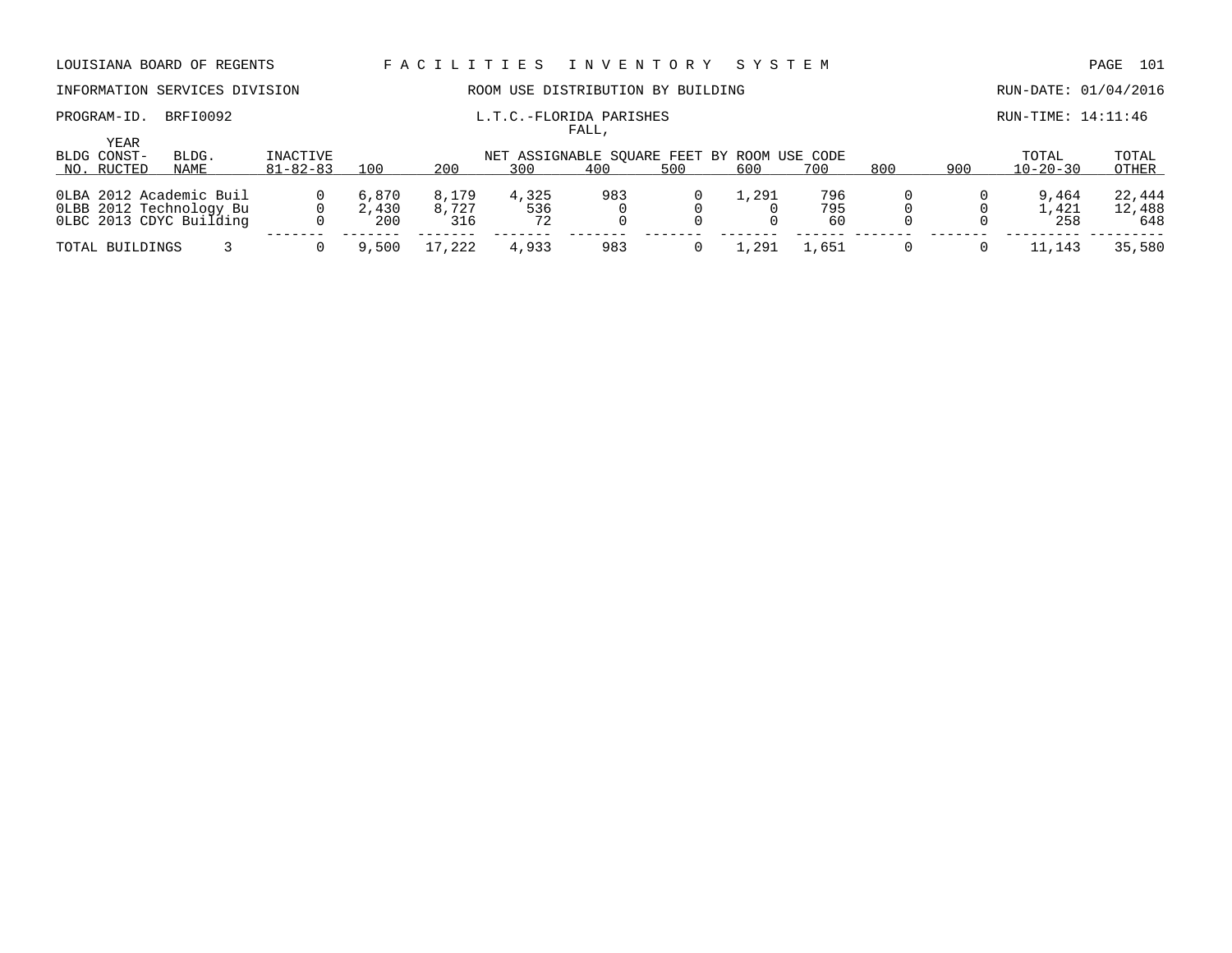LOUISIANA BOARD OF REGENTS — F A C I L I T I E S   I N V E N T O R Y   S Y S T E M

INFORMATION SERVICES DIVISION — ROOM USE DISTRIBUTION BY BUILDING — RUN-DATE: 01/04/2016

PROGRAM-ID. BRFI0092 — L.T.C.-FLORIDA PARISHES — RUN-TIME: 14:11:46

FALL,

| BLDG NO. | YEAR CONST-RUCTED | BLDG. NAME | INACTIVE 81-82-83 | NET ASSIGNABLE SQUARE FEET BY ROOM USE CODE 100 | 200 | 300 | 400 | 500 | 600 | 700 | 800 | 900 | TOTAL 10-20-30 | TOTAL OTHER |
|---|---|---|---|---|---|---|---|---|---|---|---|---|---|---|
| 0LBA | 2012 | Academic Buil | 0 | 6,870 | 8,179 | 4,325 | 983 | 0 | 1,291 | 796 | 0 | 0 | 9,464 | 22,444 |
| 0LBB | 2012 | Technology Bu | 0 | 2,430 | 8,727 | 536 | 0 | 0 | 0 | 795 | 0 | 0 | 1,421 | 12,488 |
| 0LBC | 2013 | CDYC Building | 0 | 200 | 316 | 72 | 0 | 0 | 0 | 60 | 0 | 0 | 258 | 648 |
| TOTAL BUILDINGS | | 3 | 0 | 9,500 | 17,222 | 4,933 | 983 | 0 | 1,291 | 1,651 | 0 | 0 | 11,143 | 35,580 |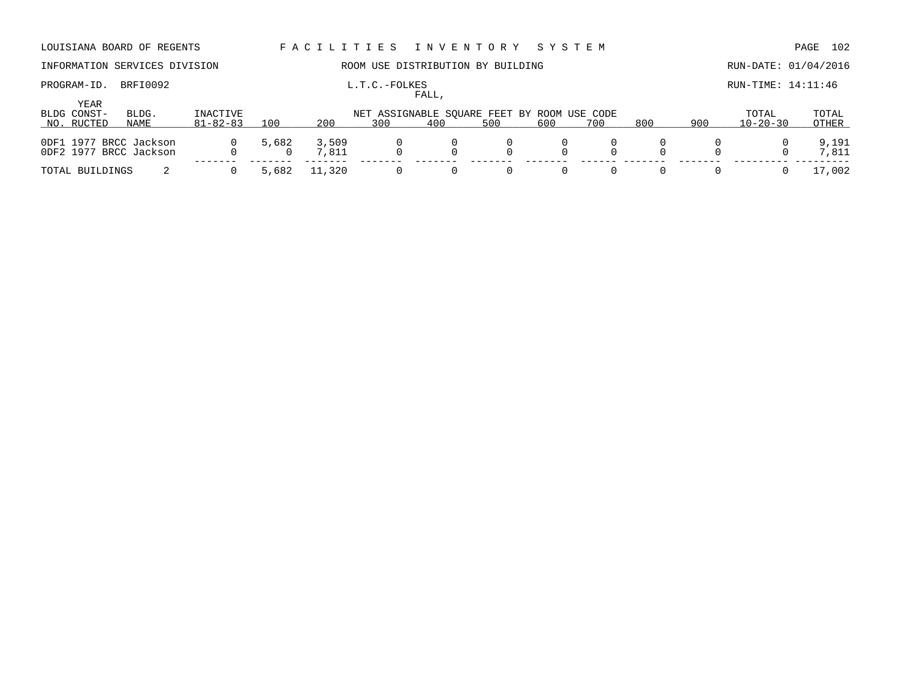LOUISIANA BOARD OF REGENTS — F A C I L I T I E S   I N V E N T O R Y   S Y S T E M

INFORMATION SERVICES DIVISION — ROOM USE DISTRIBUTION BY BUILDING — RUN-DATE: 01/04/2016

PROGRAM-ID. BRFI0092 — L.T.C.-FOLKES — RUN-TIME: 14:11:46

FALL,

| BLDG NO. | YEAR CONST-RUCTED | BLDG. NAME | INACTIVE 81-82-83 | 100 | 200 | 300 | 400 | 500 | 600 | 700 | 800 | 900 | TOTAL 10-20-30 | TOTAL OTHER |
|---|---|---|---|---|---|---|---|---|---|---|---|---|---|---|
| 0DF1 | 1977 | BRCC Jackson | 0 | 5,682 | 3,509 | 0 | 0 | 0 | 0 | 0 | 0 | 0 | 0 | 9,191 |
| 0DF2 | 1977 | BRCC Jackson | 0 | 0 | 7,811 | 0 | 0 | 0 | 0 | 0 | 0 | 0 | 0 | 7,811 |
| TOTAL BUILDINGS | | 2 | 0 | 5,682 | 11,320 | 0 | 0 | 0 | 0 | 0 | 0 | 0 | 0 | 17,002 |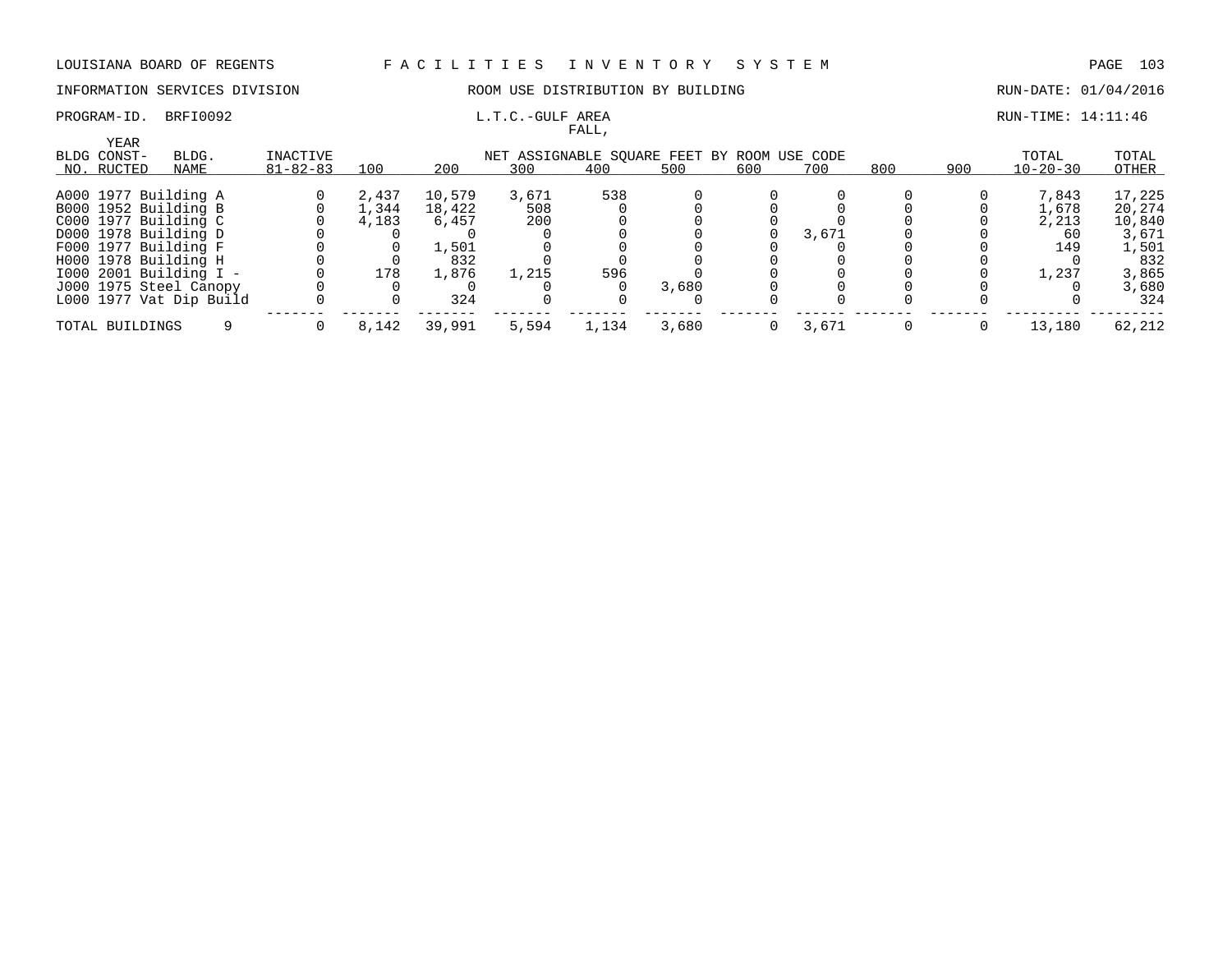LOUISIANA BOARD OF REGENTS — FACILITIES INVENTORY SYSTEM

INFORMATION SERVICES DIVISION — ROOM USE DISTRIBUTION BY BUILDING — RUN-DATE: 01/04/2016

PROGRAM-ID. BRFI0092 — L.T.C.-GULF AREA — RUN-TIME: 14:11:46

FALL,

| BLDG NO. | YEAR CONST-RUCTED | BLDG. NAME | INACTIVE 81-82-83 | 100 | 200 | 300 | 400 | 500 | 600 | 700 | 800 | 900 | TOTAL 10-20-30 | TOTAL OTHER |
|---|---|---|---|---|---|---|---|---|---|---|---|---|---|---|
| | | | | NET ASSIGNABLE SQUARE FEET BY ROOM USE CODE | | | | | | | | | | |
| A000 | 1977 | Building A | 0 | 2,437 | 10,579 | 3,671 | 538 | 0 | 0 | 0 | 0 | 0 | 7,843 | 17,225 |
| B000 | 1952 | Building B | 0 | 1,344 | 18,422 | 508 | 0 | 0 | 0 | 0 | 0 | 0 | 1,678 | 20,274 |
| C000 | 1977 | Building C | 0 | 4,183 | 6,457 | 200 | 0 | 0 | 0 | 0 | 0 | 0 | 2,213 | 10,840 |
| D000 | 1978 | Building D | 0 | 0 | 0 | 0 | 0 | 0 | 0 | 3,671 | 0 | 0 | 60 | 3,671 |
| F000 | 1977 | Building F | 0 | 0 | 1,501 | 0 | 0 | 0 | 0 | 0 | 0 | 0 | 149 | 1,501 |
| H000 | 1978 | Building H | 0 | 0 | 832 | 0 | 0 | 0 | 0 | 0 | 0 | 0 | 0 | 832 |
| I000 | 2001 | Building I - | 0 | 178 | 1,876 | 1,215 | 596 | 0 | 0 | 0 | 0 | 0 | 1,237 | 3,865 |
| J000 | 1975 | Steel Canopy | 0 | 0 | 0 | 0 | 0 | 3,680 | 0 | 0 | 0 | 0 | 0 | 3,680 |
| L000 | 1977 | Vat Dip Build | 0 | 0 | 324 | 0 | 0 | 0 | 0 | 0 | 0 | 0 | 0 | 324 |
| TOTAL BUILDINGS | | 9 | 0 | 8,142 | 39,991 | 5,594 | 1,134 | 3,680 | 0 | 3,671 | 0 | 0 | 13,180 | 62,212 |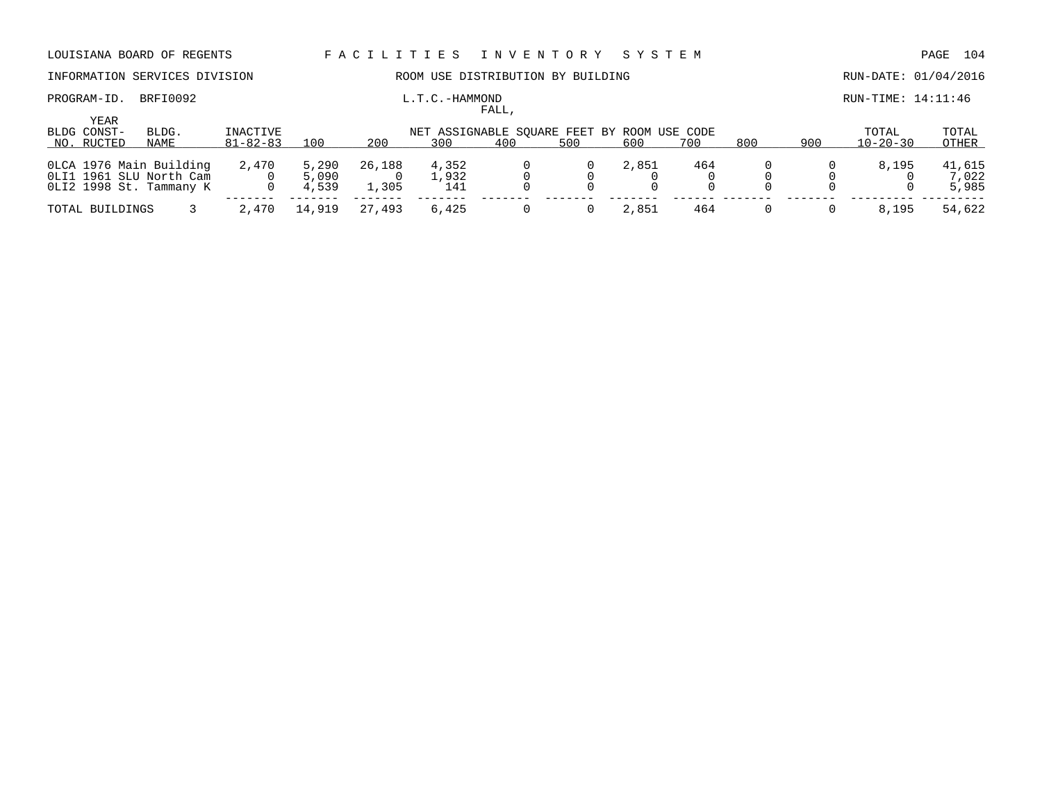LOUISIANA BOARD OF REGENTS — FACILITIES INVENTORY SYSTEM

INFORMATION SERVICES DIVISION — ROOM USE DISTRIBUTION BY BUILDING — RUN-DATE: 01/04/2016

PROGRAM-ID. BRFI0092 — L.T.C.-HAMMOND — RUN-TIME: 14:11:46

FALL,

| BLDG NO. | YEAR CONST-RUCTED | BLDG. NAME | INACTIVE 81-82-83 | 100 | 200 | 300 | 400 | 500 | 600 | 700 | 800 | 900 | TOTAL 10-20-30 | TOTAL OTHER |
|---|---|---|---|---|---|---|---|---|---|---|---|---|---|---|
| | | | | NET ASSIGNABLE SQUARE FEET BY ROOM USE CODE | | | | | | | | | | |
| 0LCA | 1976 | Main Building | 2,470 | 5,290 | 26,188 | 4,352 | 0 | 0 | 2,851 | 464 | 0 | 0 | 8,195 | 41,615 |
| 0LI1 | 1961 | SLU North Cam | 0 | 5,090 | 0 | 1,932 | 0 | 0 | 0 | 0 | 0 | 0 | 0 | 7,022 |
| 0LI2 | 1998 | St. Tammany K | 0 | 4,539 | 1,305 | 141 | 0 | 0 | 0 | 0 | 0 | 0 | 0 | 5,985 |
| TOTAL BUILDINGS | | 3 | 2,470 | 14,919 | 27,493 | 6,425 | 0 | 0 | 2,851 | 464 | 0 | 0 | 8,195 | 54,622 |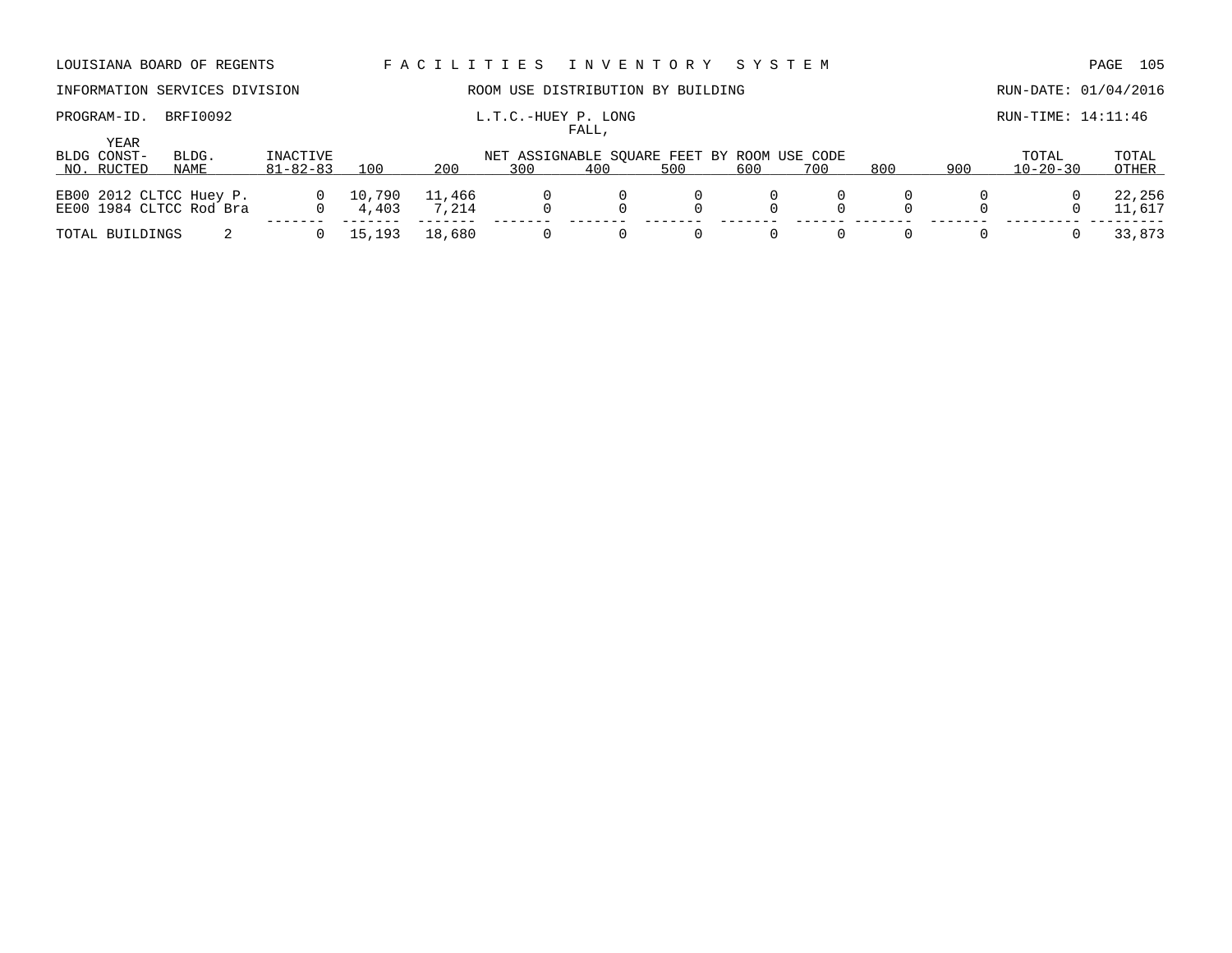LOUISIANA BOARD OF REGENTS — FACILITIES INVENTORY SYSTEM

INFORMATION SERVICES DIVISION — ROOM USE DISTRIBUTION BY BUILDING — RUN-DATE: 01/04/2016

PROGRAM-ID. BRFI0092 — L.T.C.-HUEY P. LONG — RUN-TIME: 14:11:46

FALL,

| BLDG NO. | YEAR CONST-RUCTED | BLDG. NAME | INACTIVE 81-82-83 | 100 | 200 | 300 | 400 | 500 | 600 | 700 | 800 | 900 | TOTAL 10-20-30 | TOTAL OTHER |
|---|---|---|---|---|---|---|---|---|---|---|---|---|---|---|
| | | | | NET ASSIGNABLE SQUARE FEET BY ROOM USE CODE | | | | | | | | | | |
| EB00 | 2012 | CLTCC Huey P. | 0 | 10,790 | 11,466 | 0 | 0 | 0 | 0 | 0 | 0 | 0 | 0 | 22,256 |
| EE00 | 1984 | CLTCC Rod Bra | 0 | 4,403 | 7,214 | 0 | 0 | 0 | 0 | 0 | 0 | 0 | 0 | 11,617 |
| TOTAL BUILDINGS | | 2 | 0 | 15,193 | 18,680 | 0 | 0 | 0 | 0 | 0 | 0 | 0 | 0 | 33,873 |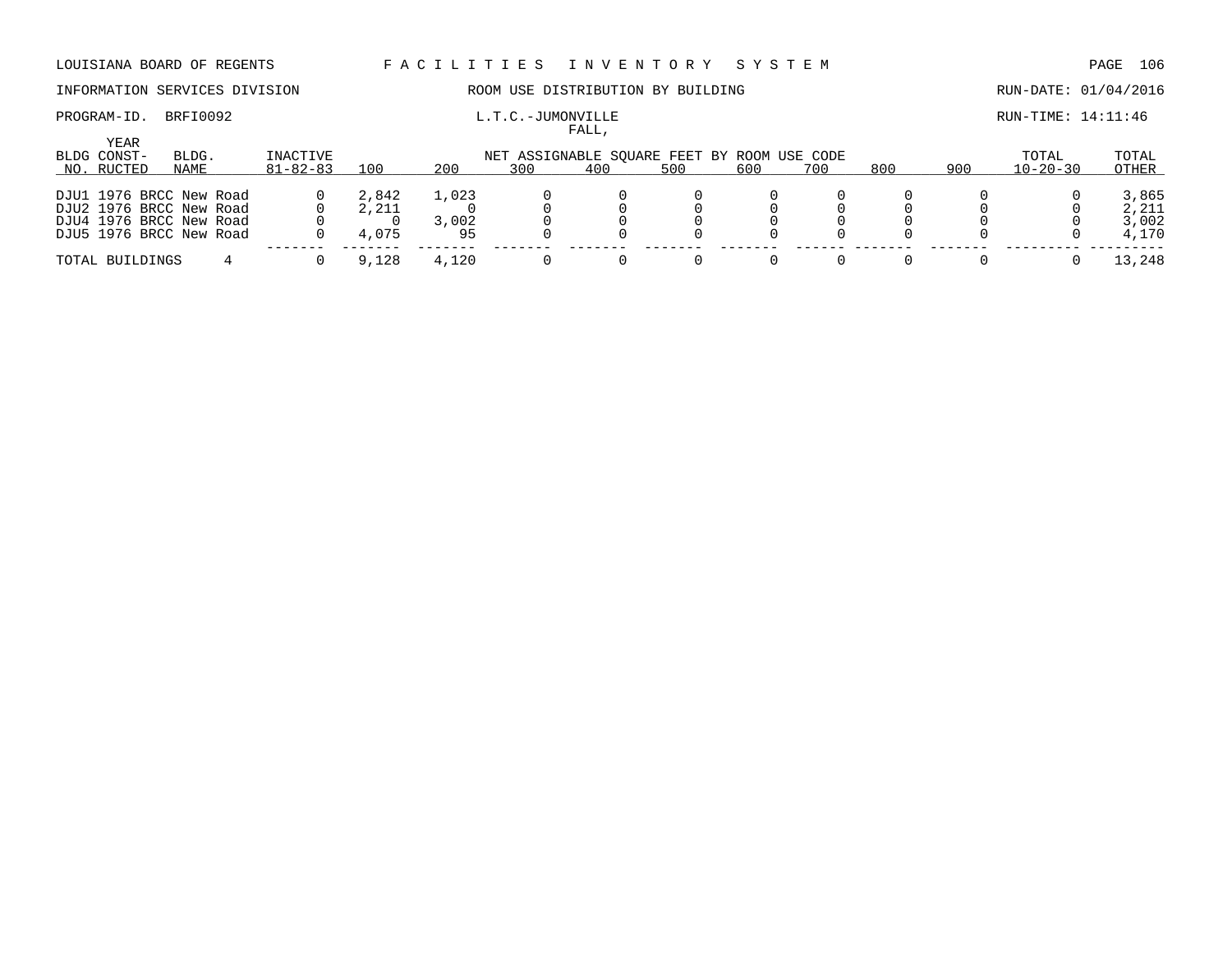LOUISIANA BOARD OF REGENTS — FACILITIES INVENTORY SYSTEM

INFORMATION SERVICES DIVISION — ROOM USE DISTRIBUTION BY BUILDING — RUN-DATE: 01/04/2016

PROGRAM-ID. BRFI0092 — L.T.C.-JUMONVILLE — RUN-TIME: 14:11:46

FALL,

| BLDG NO. | YEAR CONST-RUCTED | BLDG. NAME | INACTIVE 81-82-83 | 100 | 200 | 300 | 400 | 500 | 600 | 700 | 800 | 900 | TOTAL 10-20-30 | TOTAL OTHER |
|---|---|---|---|---|---|---|---|---|---|---|---|---|---|---|
| | | | | NET ASSIGNABLE SQUARE FEET BY ROOM USE CODE | | | | | | | | | | |
| DJU1 | 1976 | BRCC New Road | 0 | 2,842 | 1,023 | 0 | 0 | 0 | 0 | 0 | 0 | 0 | 0 | 3,865 |
| DJU2 | 1976 | BRCC New Road | 0 | 2,211 | 0 | 0 | 0 | 0 | 0 | 0 | 0 | 0 | 0 | 2,211 |
| DJU4 | 1976 | BRCC New Road | 0 | 0 | 3,002 | 0 | 0 | 0 | 0 | 0 | 0 | 0 | 0 | 3,002 |
| DJU5 | 1976 | BRCC New Road | 0 | 4,075 | 95 | 0 | 0 | 0 | 0 | 0 | 0 | 0 | 0 | 4,170 |
| TOTAL BUILDINGS | | 4 | 0 | 9,128 | 4,120 | 0 | 0 | 0 | 0 | 0 | 0 | 0 | 0 | 13,248 |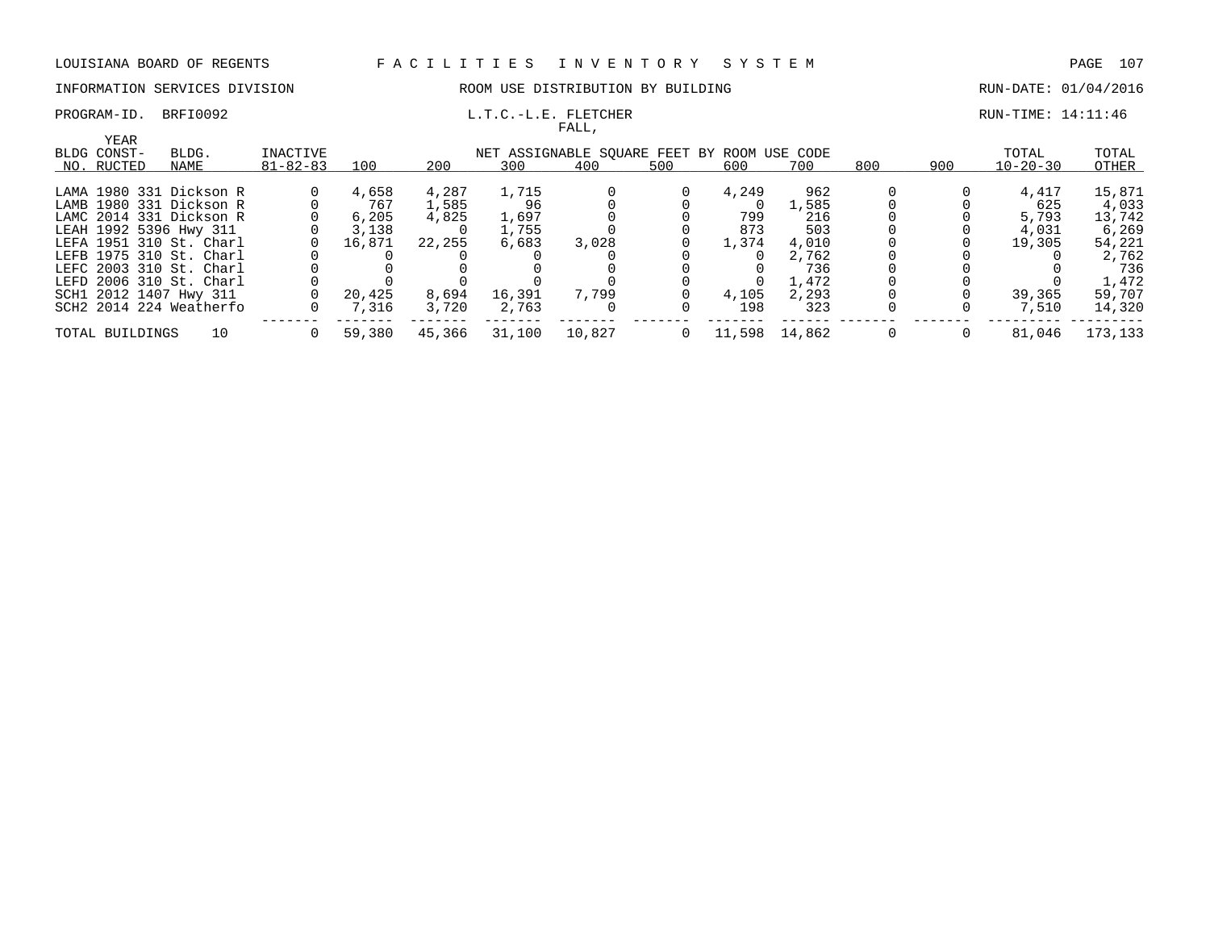LOUISIANA BOARD OF REGENTS F A C I L I T I E S I N V E N T O R Y S Y S T E M

INFORMATION SERVICES DIVISION ROOM USE DISTRIBUTION BY BUILDING RUN-DATE: 01/04/2016

PROGRAM-ID. BRFI0092 L.T.C.-L.E. FLETCHER RUN-TIME: 14:11:46

FALL,

| BLDG NO. | YEAR CONST-RUCTED | BLDG. NAME | INACTIVE 81-82-83 | 100 | 200 | 300 | 400 | 500 | 600 | 700 | 800 | 900 | TOTAL 10-20-30 | TOTAL OTHER |
|---|---|---|---|---|---|---|---|---|---|---|---|---|---|---|
| LAMA | 1980 | 331 Dickson R | 0 | 4,658 | 4,287 | 1,715 | 0 | 0 | 4,249 | 962 | 0 | 0 | 4,417 | 15,871 |
| LAMB | 1980 | 331 Dickson R | 0 | 767 | 1,585 | 96 | 0 | 0 | 0 | 1,585 | 0 | 0 | 625 | 4,033 |
| LAMC | 2014 | 331 Dickson R | 0 | 6,205 | 4,825 | 1,697 | 0 | 0 | 799 | 216 | 0 | 0 | 5,793 | 13,742 |
| LEAH | 1992 | 5396 Hwy 311 | 0 | 3,138 | 0 | 1,755 | 0 | 0 | 873 | 503 | 0 | 0 | 4,031 | 6,269 |
| LEFA | 1951 | 310 St. Charl | 0 | 16,871 | 22,255 | 6,683 | 3,028 | 0 | 1,374 | 4,010 | 0 | 0 | 19,305 | 54,221 |
| LEFB | 1975 | 310 St. Charl | 0 | 0 | 0 | 0 | 0 | 0 | 0 | 2,762 | 0 | 0 | 0 | 2,762 |
| LEFC | 2003 | 310 St. Charl | 0 | 0 | 0 | 0 | 0 | 0 | 0 | 736 | 0 | 0 | 0 | 736 |
| LEFD | 2006 | 310 St. Charl | 0 | 0 | 0 | 0 | 0 | 0 | 0 | 1,472 | 0 | 0 | 0 | 1,472 |
| SCH1 | 2012 | 1407 Hwy 311 | 0 | 20,425 | 8,694 | 16,391 | 7,799 | 0 | 4,105 | 2,293 | 0 | 0 | 39,365 | 59,707 |
| SCH2 | 2014 | 224 Weatherfo | 0 | 7,316 | 3,720 | 2,763 | 0 | 0 | 198 | 323 | 0 | 0 | 7,510 | 14,320 |
| TOTAL BUILDINGS | | 10 | 0 | 59,380 | 45,366 | 31,100 | 10,827 | 0 | 11,598 | 14,862 | 0 | 0 | 81,046 | 173,133 |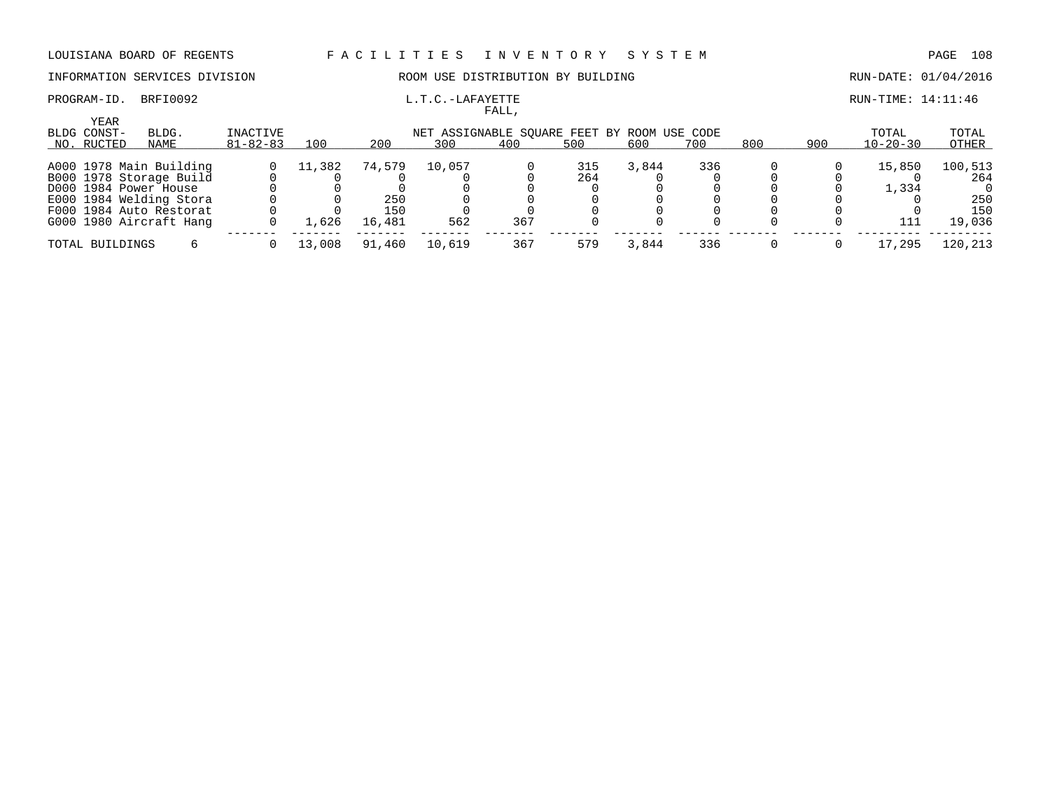LOUISIANA BOARD OF REGENTS — F A C I L I T I E S   I N V E N T O R Y   S Y S T E M

INFORMATION SERVICES DIVISION — ROOM USE DISTRIBUTION BY BUILDING — RUN-DATE: 01/04/2016

PROGRAM-ID. BRFI0092 — L.T.C.-LAFAYETTE — RUN-TIME: 14:11:46

FALL,

| BLDG NO. | YEAR CONST-RUCTED | BLDG. NAME | INACTIVE 81-82-83 | 100 | 200 | 300 | 400 | 500 | 600 | 700 | 800 | 900 | TOTAL 10-20-30 | TOTAL OTHER |
|---|---|---|---|---|---|---|---|---|---|---|---|---|---|---|
| | | | | NET ASSIGNABLE SQUARE FEET BY ROOM USE CODE | | | | | | | | | | |
| A000 | 1978 | Main Building | 0 | 11,382 | 74,579 | 10,057 | 0 | 315 | 3,844 | 336 | 0 | 0 | 15,850 | 100,513 |
| B000 | 1978 | Storage Build | 0 | 0 | 0 | 0 | 0 | 264 | 0 | 0 | 0 | 0 | 0 | 264 |
| D000 | 1984 | Power House | 0 | 0 | 0 | 0 | 0 | 0 | 0 | 0 | 0 | 0 | 1,334 | 0 |
| E000 | 1984 | Welding Stora | 0 | 0 | 250 | 0 | 0 | 0 | 0 | 0 | 0 | 0 | 0 | 250 |
| F000 | 1984 | Auto Restorat | 0 | 0 | 150 | 0 | 0 | 0 | 0 | 0 | 0 | 0 | 0 | 150 |
| G000 | 1980 | Aircraft Hang | 0 | 1,626 | 16,481 | 562 | 367 | 0 | 0 | 0 | 0 | 0 | 111 | 19,036 |
| TOTAL BUILDINGS | | 6 | 0 | 13,008 | 91,460 | 10,619 | 367 | 579 | 3,844 | 336 | 0 | 0 | 17,295 | 120,213 |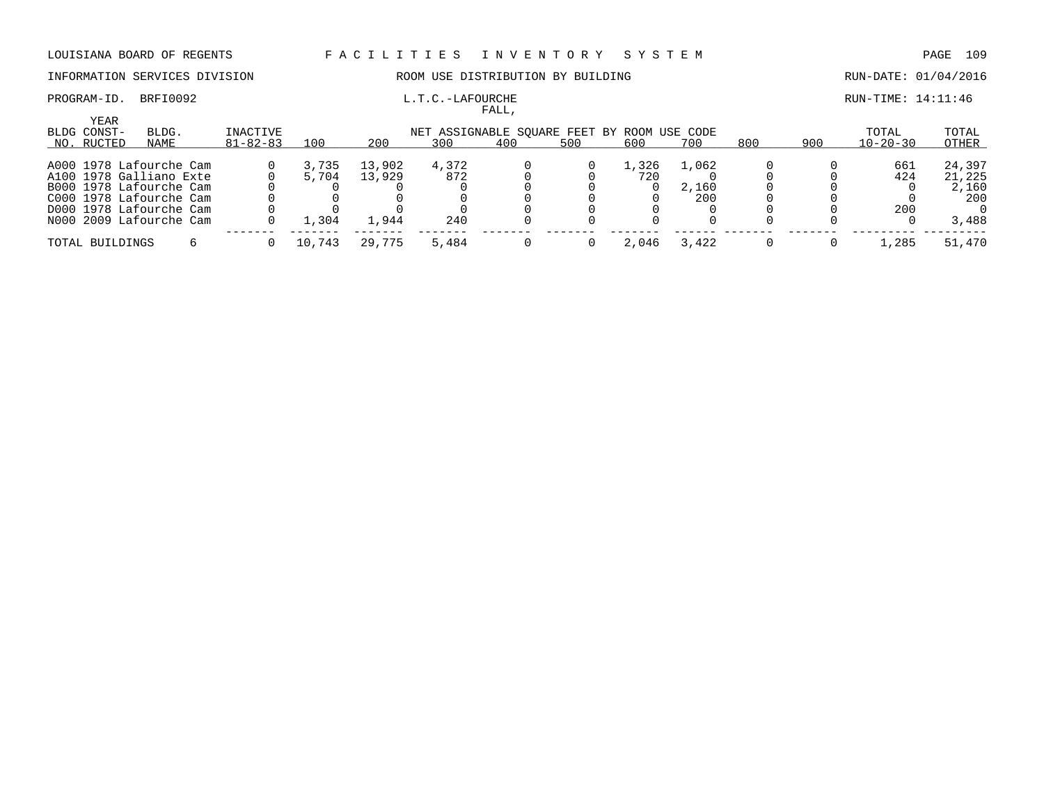LOUISIANA BOARD OF REGENTS — FACILITIES INVENTORY SYSTEM

INFORMATION SERVICES DIVISION — ROOM USE DISTRIBUTION BY BUILDING — RUN-DATE: 01/04/2016

PROGRAM-ID. BRFI0092 — L.T.C.-LAFOURCHE — RUN-TIME: 14:11:46

FALL,

| BLDG NO. | YEAR CONST-RUCTED | BLDG. NAME | INACTIVE 81-82-83 | 100 | 200 | 300 | 400 | 500 | 600 | 700 | 800 | 900 | TOTAL 10-20-30 | TOTAL OTHER |
|---|---|---|---|---|---|---|---|---|---|---|---|---|---|---|
| A000 | 1978 | Lafourche Cam | 0 | 3,735 | 13,902 | 4,372 | 0 | 0 | 1,326 | 1,062 | 0 | 0 | 661 | 24,397 |
| A100 | 1978 | Galliano Exte | 0 | 5,704 | 13,929 | 872 | 0 | 0 | 720 | 0 | 0 | 0 | 424 | 21,225 |
| B000 | 1978 | Lafourche Cam | 0 | 0 | 0 | 0 | 0 | 0 | 0 | 2,160 | 0 | 0 | 0 | 2,160 |
| C000 | 1978 | Lafourche Cam | 0 | 0 | 0 | 0 | 0 | 0 | 0 | 200 | 0 | 0 | 0 | 200 |
| D000 | 1978 | Lafourche Cam | 0 | 0 | 0 | 0 | 0 | 0 | 0 | 0 | 0 | 0 | 200 | 0 |
| N000 | 2009 | Lafourche Cam | 0 | 1,304 | 1,944 | 240 | 0 | 0 | 0 | 0 | 0 | 0 | 0 | 3,488 |
| TOTAL BUILDINGS | | 6 | 0 | 10,743 | 29,775 | 5,484 | 0 | 0 | 2,046 | 3,422 | 0 | 0 | 1,285 | 51,470 |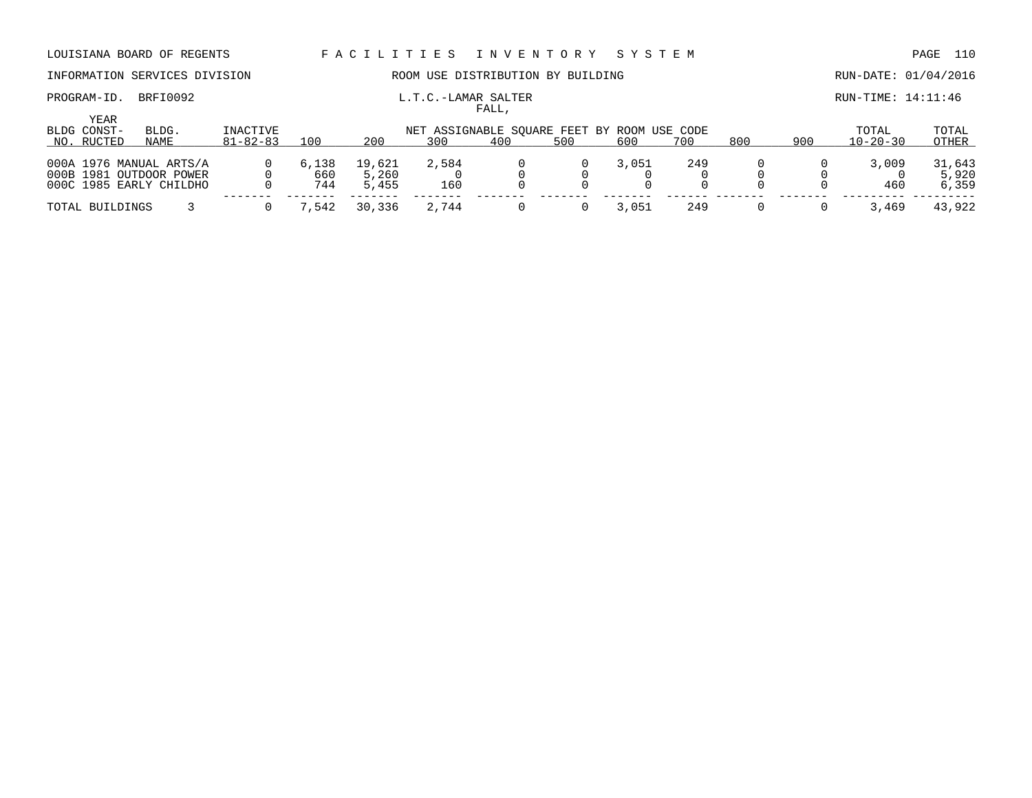LOUISIANA BOARD OF REGENTS — FACILITIES INVENTORY SYSTEM

INFORMATION SERVICES DIVISION — ROOM USE DISTRIBUTION BY BUILDING — RUN-DATE: 01/04/2016

PROGRAM-ID. BRFI0092 — L.T.C.-LAMAR SALTER — RUN-TIME: 14:11:46

FALL,

| BLDG NO. | YEAR CONST-RUCTED | BLDG. NAME | INACTIVE 81-82-83 | 100 | 200 | 300 | 400 | 500 | 600 | 700 | 800 | 900 | TOTAL 10-20-30 | TOTAL OTHER |
|---|---|---|---|---|---|---|---|---|---|---|---|---|---|---|
| | | | | NET ASSIGNABLE SQUARE FEET BY ROOM USE CODE | | | | | | | | | | |
| 000A | 1976 | MANUAL ARTS/A | 0 | 6,138 | 19,621 | 2,584 | 0 | 0 | 3,051 | 249 | 0 | 0 | 3,009 | 31,643 |
| 000B | 1981 | OUTDOOR POWER | 0 | 660 | 5,260 | 0 | 0 | 0 | 0 | 0 | 0 | 0 | 0 | 5,920 |
| 000C | 1985 | EARLY CHILDHO | 0 | 744 | 5,455 | 160 | 0 | 0 | 0 | 0 | 0 | 0 | 460 | 6,359 |
| TOTAL BUILDINGS | | 3 | 0 | 7,542 | 30,336 | 2,744 | 0 | 0 | 3,051 | 249 | 0 | 0 | 3,469 | 43,922 |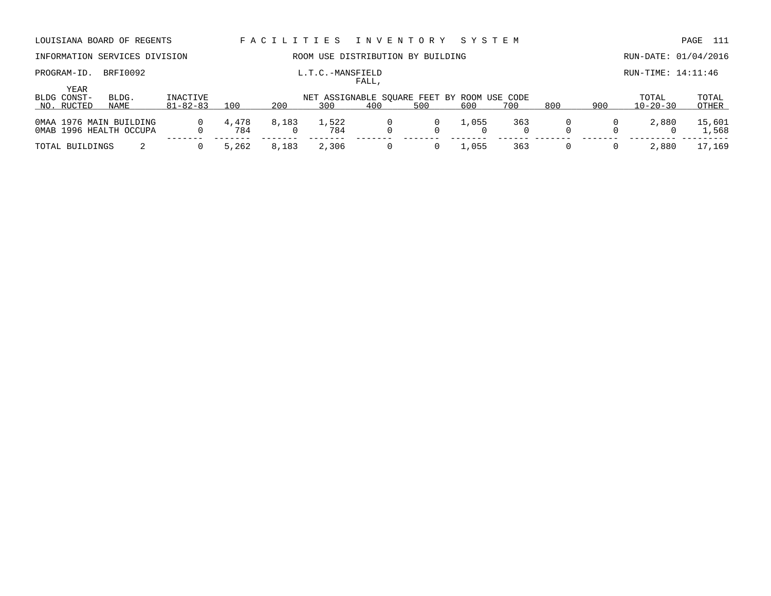LOUISIANA BOARD OF REGENTS — FACILITIES INVENTORY SYSTEM

INFORMATION SERVICES DIVISION — ROOM USE DISTRIBUTION BY BUILDING — RUN-DATE: 01/04/2016

PROGRAM-ID. BRFI0092 — L.T.C.-MANSFIELD — RUN-TIME: 14:11:46

FALL,

| BLDG NO. | YEAR CONST-RUCTED | BLDG. NAME | INACTIVE 81-82-83 | 100 | 200 | 300 | 400 | 500 | 600 | 700 | 800 | 900 | TOTAL 10-20-30 | TOTAL OTHER |
|---|---|---|---|---|---|---|---|---|---|---|---|---|---|---|
| | | | | NET ASSIGNABLE SQUARE FEET BY ROOM USE CODE | | | | | | | | | | |
| 0MAA | 1976 | MAIN BUILDING | 0 | 4,478 | 8,183 | 1,522 | 0 | 0 | 1,055 | 363 | 0 | 0 | 2,880 | 15,601 |
| 0MAB | 1996 | HEALTH OCCUPA | 0 | 784 | 0 | 784 | 0 | 0 | 0 | 0 | 0 | 0 | 0 | 1,568 |
| TOTAL BUILDINGS | | 2 | 0 | 5,262 | 8,183 | 2,306 | 0 | 0 | 1,055 | 363 | 0 | 0 | 2,880 | 17,169 |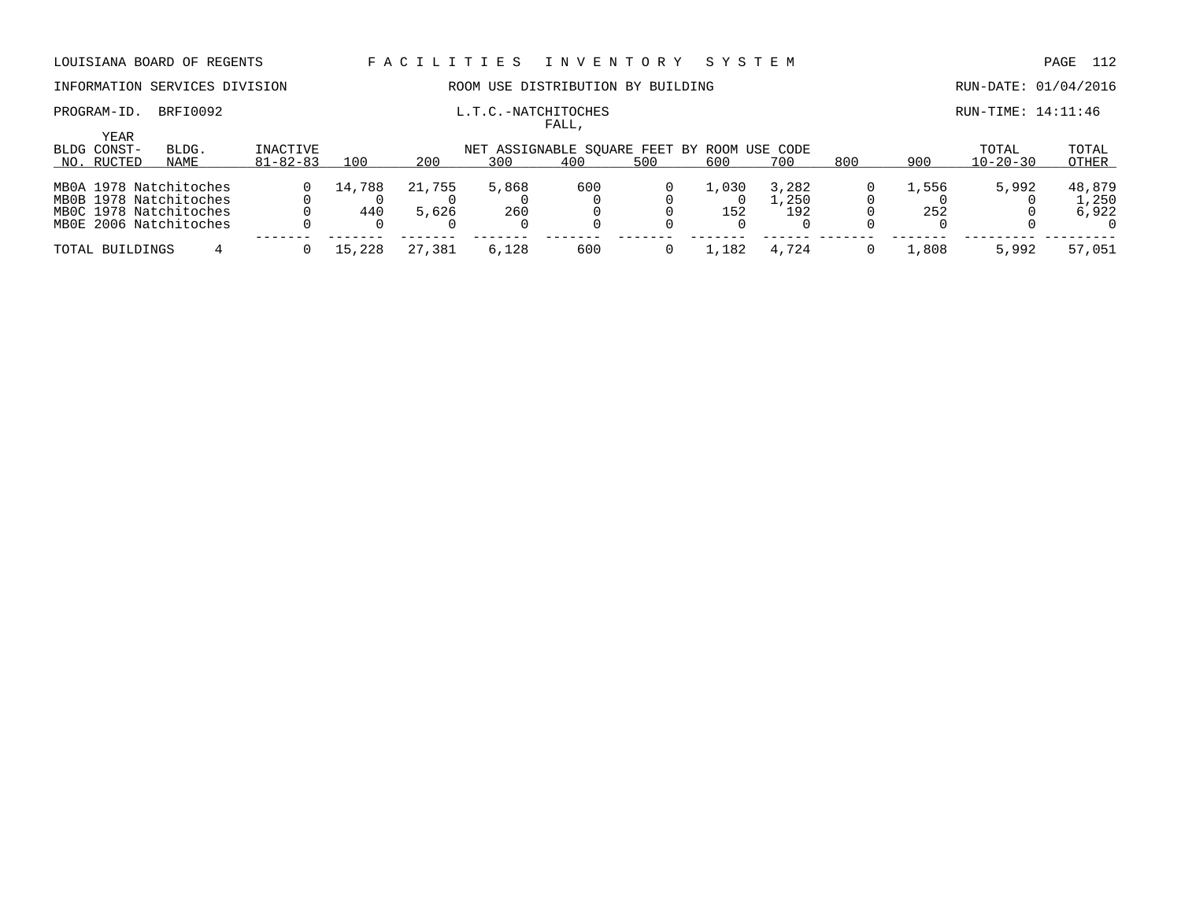LOUISIANA BOARD OF REGENTS — FACILITIES INVENTORY SYSTEM

INFORMATION SERVICES DIVISION — ROOM USE DISTRIBUTION BY BUILDING — RUN-DATE: 01/04/2016

PROGRAM-ID. BRFI0092 — L.T.C.-NATCHITOCHES — RUN-TIME: 14:11:46

FALL,

| BLDG NO. | YEAR CONST-RUCTED | BLDG. NAME | INACTIVE 81-82-83 | 100 | 200 | 300 | 400 | 500 | 600 | 700 | 800 | 900 | TOTAL 10-20-30 | TOTAL OTHER |
|---|---|---|---|---|---|---|---|---|---|---|---|---|---|---|
| | | | | NET ASSIGNABLE SQUARE FEET BY ROOM USE CODE | | | | | | | | | | |
| MB0A | 1978 | Natchitoches | 0 | 14,788 | 21,755 | 5,868 | 600 | 0 | 1,030 | 3,282 | 0 | 1,556 | 5,992 | 48,879 |
| MB0B | 1978 | Natchitoches | 0 | 0 | 0 | 0 | 0 | 0 | 0 | 1,250 | 0 | 0 | 0 | 1,250 |
| MB0C | 1978 | Natchitoches | 0 | 440 | 5,626 | 260 | 0 | 0 | 152 | 192 | 0 | 252 | 0 | 6,922 |
| MB0E | 2006 | Natchitoches | 0 | 0 | 0 | 0 | 0 | 0 | 0 | 0 | 0 | 0 | 0 | 0 |
| TOTAL BUILDINGS | | 4 | 0 | 15,228 | 27,381 | 6,128 | 600 | 0 | 1,182 | 4,724 | 0 | 1,808 | 5,992 | 57,051 |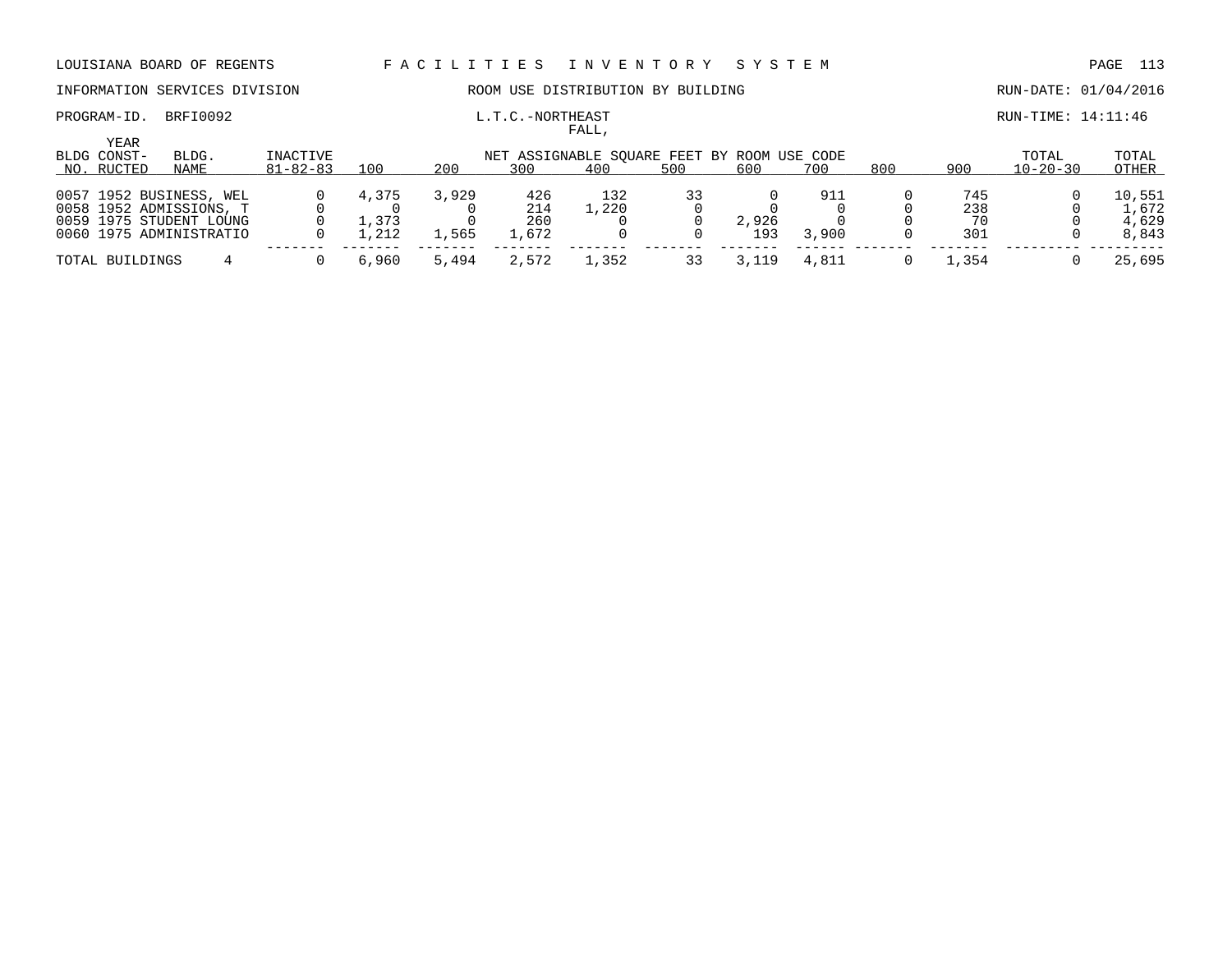LOUISIANA BOARD OF REGENTS — F A C I L I T I E S   I N V E N T O R Y   S Y S T E M

INFORMATION SERVICES DIVISION — ROOM USE DISTRIBUTION BY BUILDING — RUN-DATE: 01/04/2016

PROGRAM-ID. BRFI0092 — L.T.C.-NORTHEAST — RUN-TIME: 14:11:46

FALL,

| BLDG NO. | YEAR CONST-RUCTED | BLDG. NAME | INACTIVE 81-82-83 | 100 | 200 | 300 | 400 | 500 | 600 | 700 | 800 | 900 | TOTAL 10-20-30 | TOTAL OTHER |
|---|---|---|---|---|---|---|---|---|---|---|---|---|---|---|
| | | | | NET ASSIGNABLE SQUARE FEET BY ROOM USE CODE | | | | | | | | | | |
| 0057 | 1952 | BUSINESS, WEL | 0 | 4,375 | 3,929 | 426 | 132 | 33 | 0 | 911 | 0 | 745 | 0 | 10,551 |
| 0058 | 1952 | ADMISSIONS, T | 0 | 0 | 0 | 214 | 1,220 | 0 | 0 | 0 | 0 | 238 | 0 | 1,672 |
| 0059 | 1975 | STUDENT LOUNG | 0 | 1,373 | 0 | 260 | 0 | 0 | 2,926 | 0 | 0 | 70 | 0 | 4,629 |
| 0060 | 1975 | ADMINISTRATIO | 0 | 1,212 | 1,565 | 1,672 | 0 | 0 | 193 | 3,900 | 0 | 301 | 0 | 8,843 |
| TOTAL BUILDINGS | | 4 | 0 | 6,960 | 5,494 | 2,572 | 1,352 | 33 | 3,119 | 4,811 | 0 | 1,354 | 0 | 25,695 |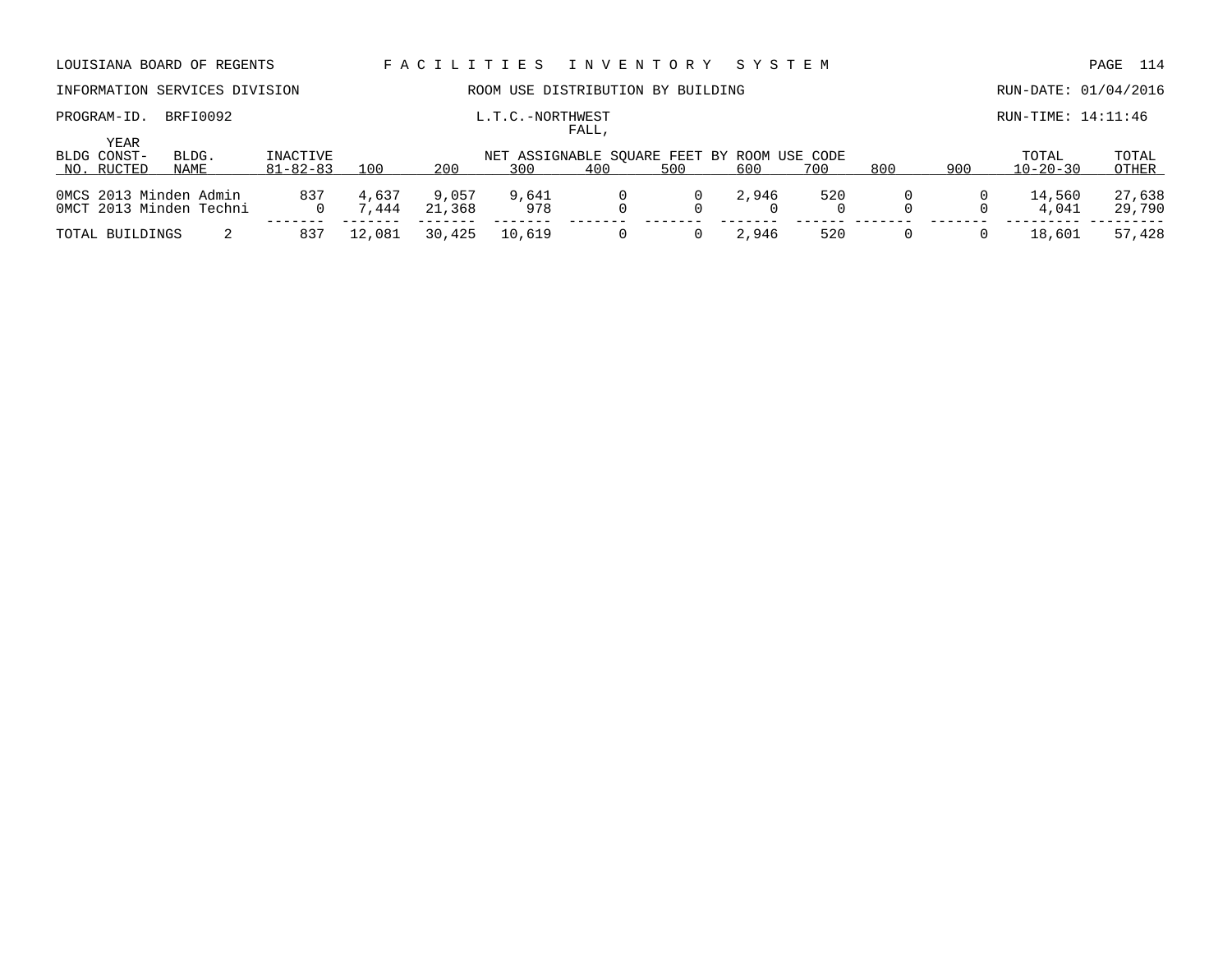LOUISIANA BOARD OF REGENTS — FACILITIES INVENTORY SYSTEM

INFORMATION SERVICES DIVISION — ROOM USE DISTRIBUTION BY BUILDING — RUN-DATE: 01/04/2016

PROGRAM-ID. BRFI0092 — L.T.C.-NORTHWEST FALL, — RUN-TIME: 14:11:46

| BLDG NO. | YEAR CONST-RUCTED | BLDG. NAME | INACTIVE 81-82-83 | 100 | 200 | 300 | 400 | 500 | 600 | 700 | 800 | 900 | TOTAL 10-20-30 | TOTAL OTHER |
|---|---|---|---|---|---|---|---|---|---|---|---|---|---|---|
| 0MCS | 2013 | Minden Admin | 837 | 4,637 | 9,057 | 9,641 | 0 | 0 | 2,946 | 520 | 0 | 0 | 14,560 | 27,638 |
| 0MCT | 2013 | Minden Techni | 0 | 7,444 | 21,368 | 978 | 0 | 0 | 0 | 0 | 0 | 0 | 4,041 | 29,790 |
| TOTAL BUILDINGS | | 2 | 837 | 12,081 | 30,425 | 10,619 | 0 | 0 | 2,946 | 520 | 0 | 0 | 18,601 | 57,428 |

NET ASSIGNABLE SQUARE FEET BY ROOM USE CODE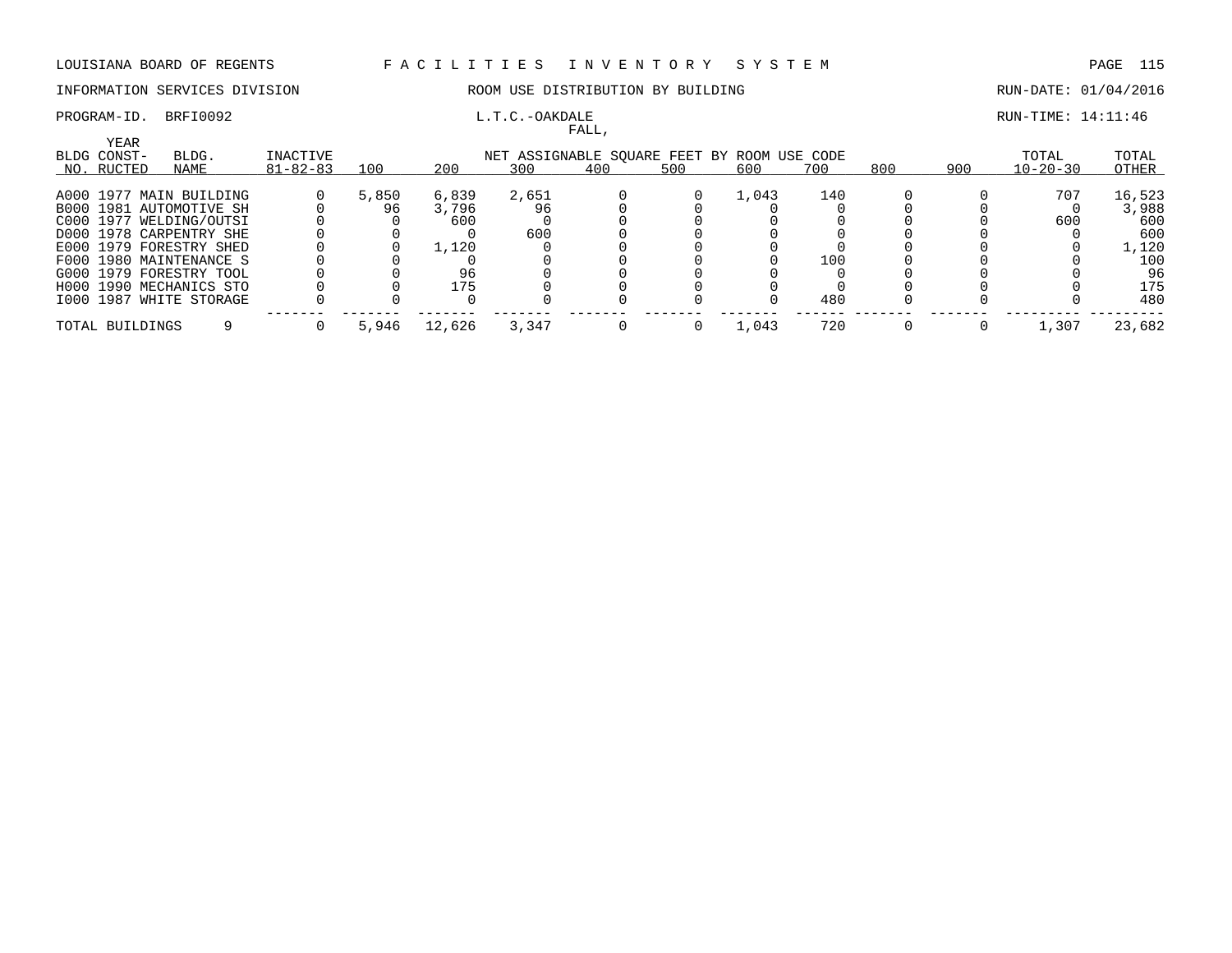LOUISIANA BOARD OF REGENTS — FACILITIES INVENTORY SYSTEM

INFORMATION SERVICES DIVISION — ROOM USE DISTRIBUTION BY BUILDING — RUN-DATE: 01/04/2016

PROGRAM-ID. BRFI0092 — L.T.C.-OAKDALE — RUN-TIME: 14:11:46

FALL,

| BLDG NO. | YEAR CONST-RUCTED | BLDG. NAME | INACTIVE 81-82-83 | 100 | 200 | 300 | 400 | 500 | 600 | 700 | 800 | 900 | TOTAL 10-20-30 | TOTAL OTHER |
|---|---|---|---|---|---|---|---|---|---|---|---|---|---|---|
| | | | | NET ASSIGNABLE SQUARE FEET BY ROOM USE CODE | | | | | | | | | | |
| A000 | 1977 | MAIN BUILDING | 0 | 5,850 | 6,839 | 2,651 | 0 | 0 | 1,043 | 140 | 0 | 0 | 707 | 16,523 |
| B000 | 1981 | AUTOMOTIVE SH | 0 | 96 | 3,796 | 96 | 0 | 0 | 0 | 0 | 0 | 0 | 0 | 3,988 |
| C000 | 1977 | WELDING/OUTSI | 0 | 0 | 600 | 0 | 0 | 0 | 0 | 0 | 0 | 0 | 600 | 600 |
| D000 | 1978 | CARPENTRY SHE | 0 | 0 | 0 | 600 | 0 | 0 | 0 | 0 | 0 | 0 | 0 | 600 |
| E000 | 1979 | FORESTRY SHED | 0 | 0 | 1,120 | 0 | 0 | 0 | 0 | 0 | 0 | 0 | 0 | 1,120 |
| F000 | 1980 | MAINTENANCE S | 0 | 0 | 0 | 0 | 0 | 0 | 0 | 100 | 0 | 0 | 0 | 100 |
| G000 | 1979 | FORESTRY TOOL | 0 | 0 | 96 | 0 | 0 | 0 | 0 | 0 | 0 | 0 | 0 | 96 |
| H000 | 1990 | MECHANICS STO | 0 | 0 | 175 | 0 | 0 | 0 | 0 | 0 | 0 | 0 | 0 | 175 |
| I000 | 1987 | WHITE STORAGE | 0 | 0 | 0 | 0 | 0 | 0 | 0 | 480 | 0 | 0 | 0 | 480 |
| TOTAL BUILDINGS | | 9 | 0 | 5,946 | 12,626 | 3,347 | 0 | 0 | 1,043 | 720 | 0 | 0 | 1,307 | 23,682 |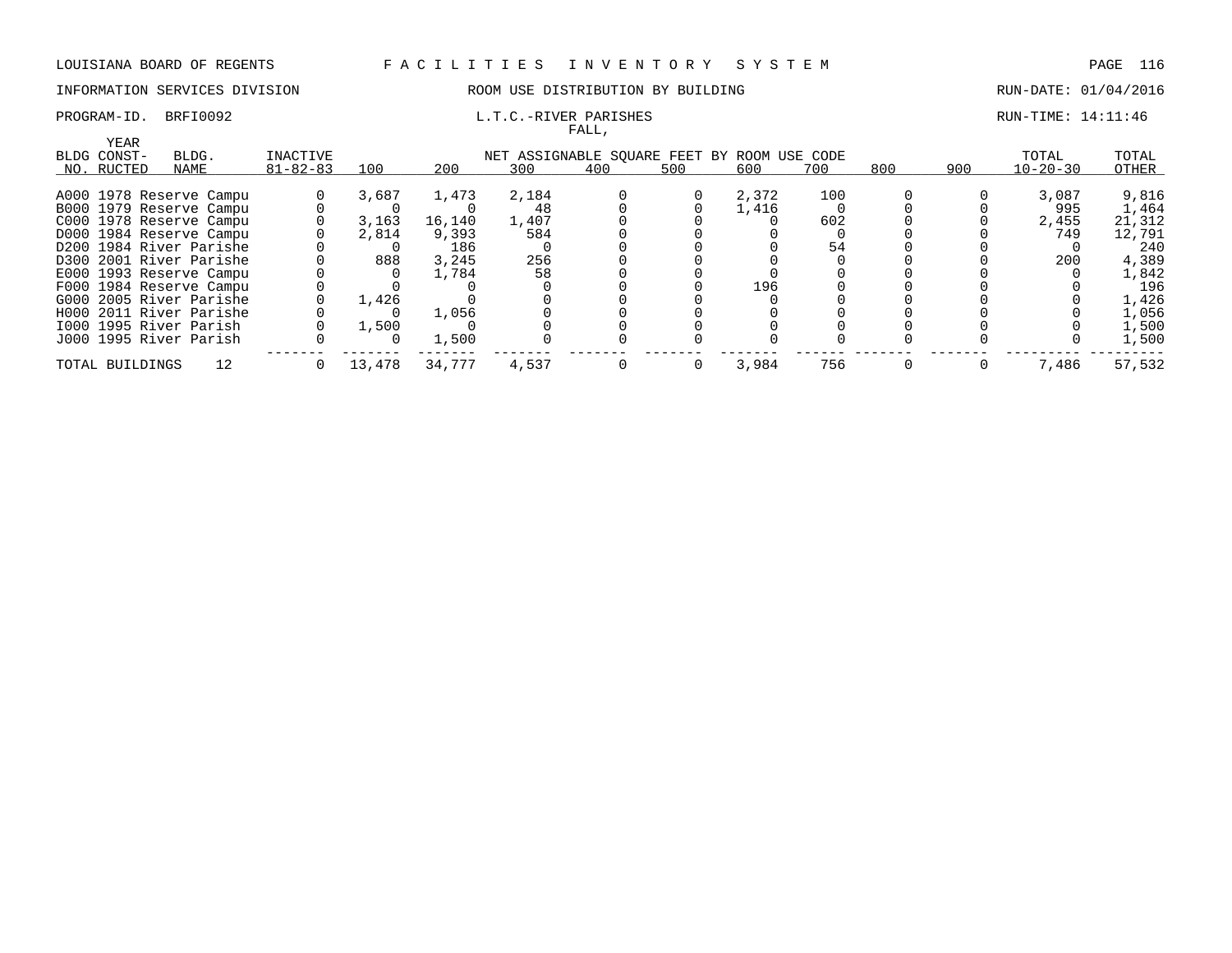LOUISIANA BOARD OF REGENTS F A C I L I T I E S I N V E N T O R Y S Y S T E M

INFORMATION SERVICES DIVISION ROOM USE DISTRIBUTION BY BUILDING RUN-DATE: 01/04/2016

PROGRAM-ID. BRFI0092 L.T.C.-RIVER PARISHES RUN-TIME: 14:11:46

FALL,

| BLDG NO. | YEAR CONST-RUCTED | BLDG. NAME | INACTIVE 81-82-83 | 100 | 200 | 300 | 400 | 500 | 600 | 700 | 800 | 900 | TOTAL 10-20-30 | TOTAL OTHER |
|---|---|---|---|---|---|---|---|---|---|---|---|---|---|---|
| | | | | NET ASSIGNABLE SQUARE FEET BY ROOM USE CODE | | | | | | | | | | |
| A000 | 1978 | Reserve Campu | 0 | 3,687 | 1,473 | 2,184 | 0 | 0 | 2,372 | 100 | 0 | 0 | 3,087 | 9,816 |
| B000 | 1979 | Reserve Campu | 0 | 0 | 0 | 48 | 0 | 0 | 1,416 | 0 | 0 | 0 | 995 | 1,464 |
| C000 | 1978 | Reserve Campu | 0 | 3,163 | 16,140 | 1,407 | 0 | 0 | 0 | 602 | 0 | 0 | 2,455 | 21,312 |
| D000 | 1984 | Reserve Campu | 0 | 2,814 | 9,393 | 584 | 0 | 0 | 0 | 0 | 0 | 0 | 749 | 12,791 |
| D200 | 1984 | River Parishe | 0 | 0 | 186 | 0 | 0 | 0 | 0 | 54 | 0 | 0 | 0 | 240 |
| D300 | 2001 | River Parishe | 0 | 888 | 3,245 | 256 | 0 | 0 | 0 | 0 | 0 | 0 | 200 | 4,389 |
| E000 | 1993 | Reserve Campu | 0 | 0 | 1,784 | 58 | 0 | 0 | 0 | 0 | 0 | 0 | 0 | 1,842 |
| F000 | 1984 | Reserve Campu | 0 | 0 | 0 | 0 | 0 | 0 | 196 | 0 | 0 | 0 | 0 | 196 |
| G000 | 2005 | River Parishe | 0 | 1,426 | 0 | 0 | 0 | 0 | 0 | 0 | 0 | 0 | 0 | 1,426 |
| H000 | 2011 | River Parishe | 0 | 0 | 1,056 | 0 | 0 | 0 | 0 | 0 | 0 | 0 | 0 | 1,056 |
| I000 | 1995 | River Parish | 0 | 1,500 | 0 | 0 | 0 | 0 | 0 | 0 | 0 | 0 | 0 | 1,500 |
| J000 | 1995 | River Parish | 0 | 0 | 1,500 | 0 | 0 | 0 | 0 | 0 | 0 | 0 | 0 | 1,500 |
| TOTAL BUILDINGS | | 12 | 0 | 13,478 | 34,777 | 4,537 | 0 | 0 | 3,984 | 756 | 0 | 0 | 7,486 | 57,532 |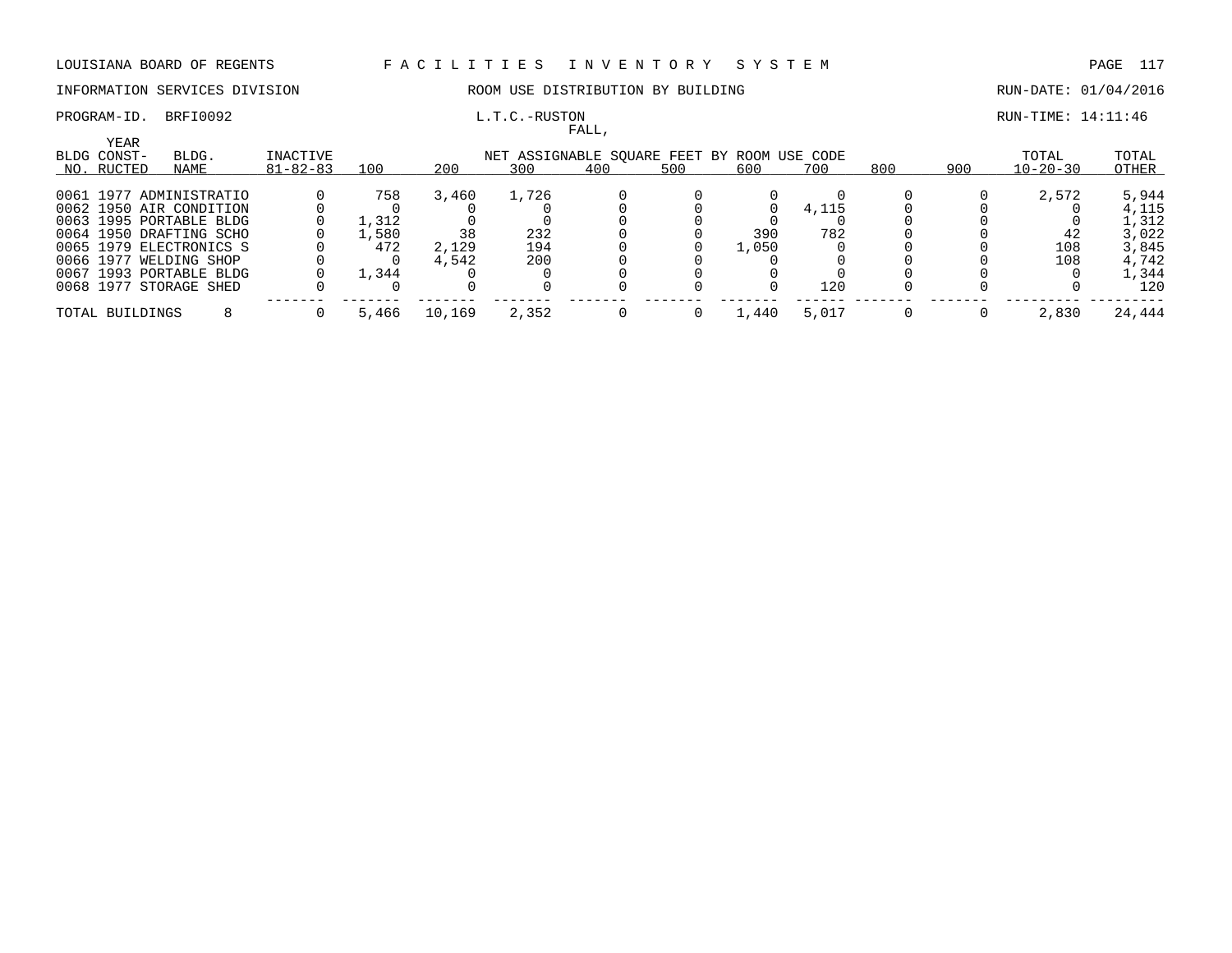LOUISIANA BOARD OF REGENTS — FACILITIES INVENTORY SYSTEM

INFORMATION SERVICES DIVISION — ROOM USE DISTRIBUTION BY BUILDING — RUN-DATE: 01/04/2016

PROGRAM-ID. BRFI0092 — L.T.C.-RUSTON — RUN-TIME: 14:11:46

FALL,

| BLDG NO. | YEAR CONST-RUCTED | BLDG. NAME | INACTIVE 81-82-83 | 100 | 200 | 300 | 400 | 500 | 600 | 700 | 800 | 900 | TOTAL 10-20-30 | TOTAL OTHER |
|---|---|---|---|---|---|---|---|---|---|---|---|---|---|---|
| | | | | NET ASSIGNABLE SQUARE FEET BY ROOM USE CODE | | | | | | | | | | |
| 0061 | 1977 | ADMINISTRATIO | 0 | 758 | 3,460 | 1,726 | 0 | 0 | 0 | 0 | 0 | 0 | 2,572 | 5,944 |
| 0062 | 1950 | AIR CONDITION | 0 | 0 | 0 | 0 | 0 | 0 | 0 | 4,115 | 0 | 0 | 0 | 4,115 |
| 0063 | 1995 | PORTABLE BLDG | 0 | 1,312 | 0 | 0 | 0 | 0 | 0 | 0 | 0 | 0 | 0 | 1,312 |
| 0064 | 1950 | DRAFTING SCHO | 0 | 1,580 | 38 | 232 | 0 | 0 | 390 | 782 | 0 | 0 | 42 | 3,022 |
| 0065 | 1979 | ELECTRONICS S | 0 | 472 | 2,129 | 194 | 0 | 0 | 1,050 | 0 | 0 | 0 | 108 | 3,845 |
| 0066 | 1977 | WELDING SHOP | 0 | 0 | 4,542 | 200 | 0 | 0 | 0 | 0 | 0 | 0 | 108 | 4,742 |
| 0067 | 1993 | PORTABLE BLDG | 0 | 1,344 | 0 | 0 | 0 | 0 | 0 | 0 | 0 | 0 | 0 | 1,344 |
| 0068 | 1977 | STORAGE SHED | 0 | 0 | 0 | 0 | 0 | 0 | 0 | 120 | 0 | 0 | 0 | 120 |
| TOTAL BUILDINGS | | 8 | 0 | 5,466 | 10,169 | 2,352 | 0 | 0 | 1,440 | 5,017 | 0 | 0 | 2,830 | 24,444 |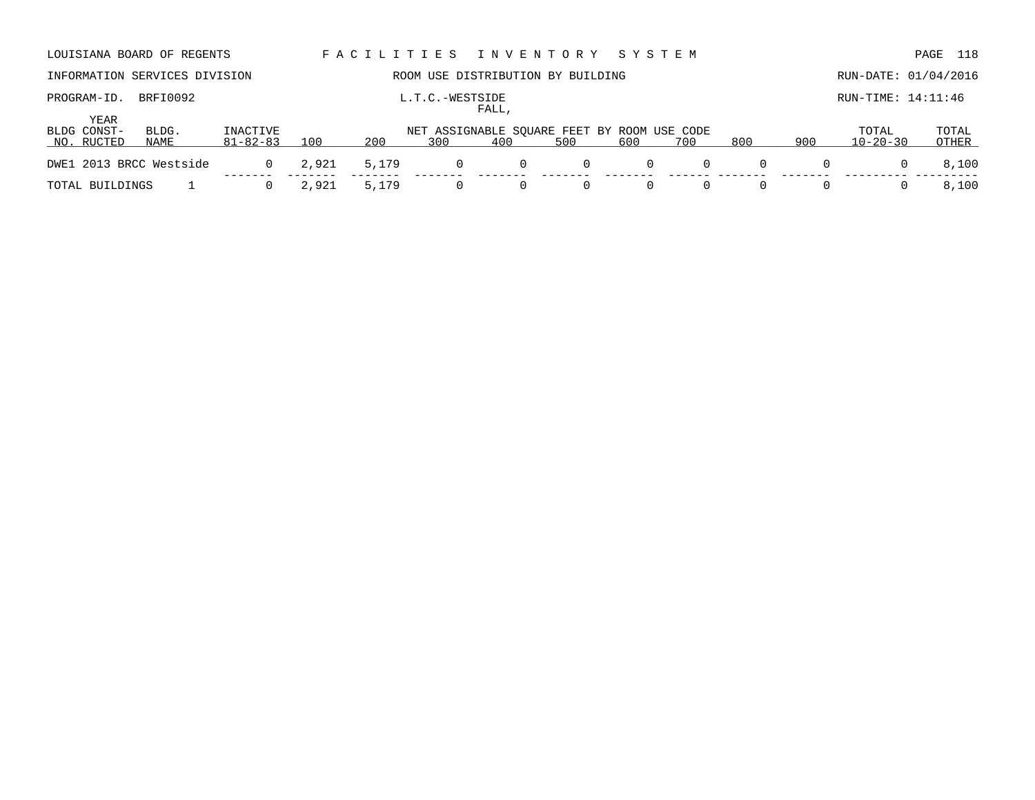LOUISIANA BOARD OF REGENTS — F A C I L I T I E S   I N V E N T O R Y   S Y S T E M

INFORMATION SERVICES DIVISION — ROOM USE DISTRIBUTION BY BUILDING — RUN-DATE: 01/04/2016

PROGRAM-ID. BRFI0092 — L.T.C.-WESTSIDE — RUN-TIME: 14:11:46

FALL,

| BLDG NO. | YEAR CONST-RUCTED | BLDG. NAME | INACTIVE 81-82-83 | 100 | 200 | 300 | 400 | 500 | 600 | 700 | 800 | 900 | TOTAL 10-20-30 | TOTAL OTHER |
|---|---|---|---|---|---|---|---|---|---|---|---|---|---|---|
| | | | | NET ASSIGNABLE SQUARE FEET BY ROOM USE CODE | | | | | | | | | | |
| DWE1 | 2013 | BRCC Westside | 0 | 2,921 | 5,179 | 0 | 0 | 0 | 0 | 0 | 0 | 0 | 0 | 8,100 |
| TOTAL BUILDINGS | | 1 | 0 | 2,921 | 5,179 | 0 | 0 | 0 | 0 | 0 | 0 | 0 | 0 | 8,100 |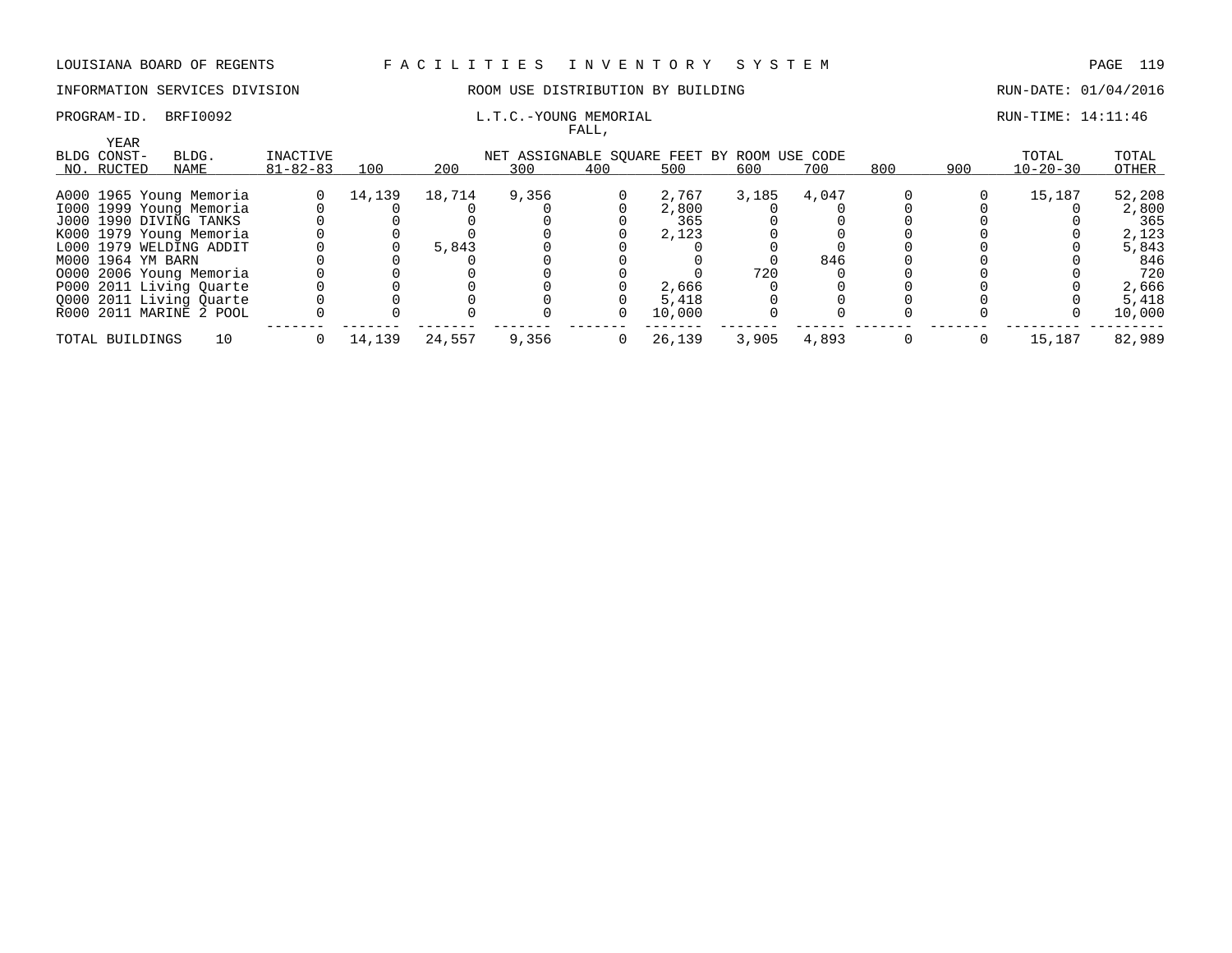LOUISIANA BOARD OF REGENTS F A C I L I T I E S I N V E N T O R Y S Y S T E M

INFORMATION SERVICES DIVISION ROOM USE DISTRIBUTION BY BUILDING RUN-DATE: 01/04/2016

PROGRAM-ID. BRFI0092 L.T.C.-YOUNG MEMORIAL RUN-TIME: 14:11:46

FALL,

| BLDG NO. | YEAR CONST-RUCTED | BLDG. NAME | INACTIVE 81-82-83 | 100 | 200 | 300 | 400 | 500 | 600 | 700 | 800 | 900 | TOTAL 10-20-30 | TOTAL OTHER |
|---|---|---|---|---|---|---|---|---|---|---|---|---|---|---|
| A000 | 1965 | Young Memoria | 0 | 14,139 | 18,714 | 9,356 | 0 | 2,767 | 3,185 | 4,047 | 0 | 0 | 15,187 | 52,208 |
| I000 | 1999 | Young Memoria | 0 | 0 | 0 | 0 | 0 | 2,800 | 0 | 0 | 0 | 0 | 0 | 2,800 |
| J000 | 1990 | DIVING TANKS | 0 | 0 | 0 | 0 | 0 | 365 | 0 | 0 | 0 | 0 | 0 | 365 |
| K000 | 1979 | Young Memoria | 0 | 0 | 0 | 0 | 0 | 2,123 | 0 | 0 | 0 | 0 | 0 | 2,123 |
| L000 | 1979 | WELDING ADDIT | 0 | 0 | 5,843 | 0 | 0 | 0 | 0 | 0 | 0 | 0 | 0 | 5,843 |
| M000 | 1964 | YM BARN | 0 | 0 | 0 | 0 | 0 | 0 | 0 | 846 | 0 | 0 | 0 | 846 |
| O000 | 2006 | Young Memoria | 0 | 0 | 0 | 0 | 0 | 0 | 720 | 0 | 0 | 0 | 0 | 720 |
| P000 | 2011 | Living Quarte | 0 | 0 | 0 | 0 | 0 | 2,666 | 0 | 0 | 0 | 0 | 0 | 2,666 |
| Q000 | 2011 | Living Quarte | 0 | 0 | 0 | 0 | 0 | 5,418 | 0 | 0 | 0 | 0 | 0 | 5,418 |
| R000 | 2011 | MARINE 2 POOL | 0 | 0 | 0 | 0 | 0 | 10,000 | 0 | 0 | 0 | 0 | 0 | 10,000 |
| TOTAL BUILDINGS | | 10 | 0 | 14,139 | 24,557 | 9,356 | 0 | 26,139 | 3,905 | 4,893 | 0 | 0 | 15,187 | 82,989 |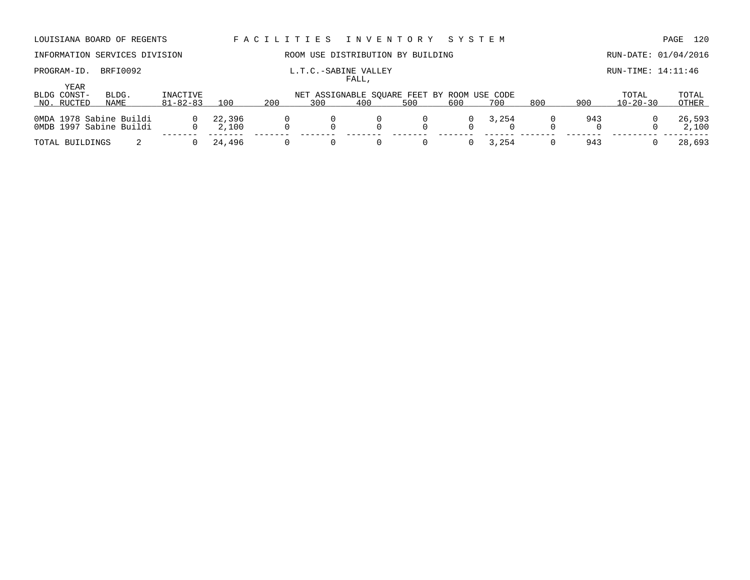LOUISIANA BOARD OF REGENTS — FACILITIES INVENTORY SYSTEM

INFORMATION SERVICES DIVISION — ROOM USE DISTRIBUTION BY BUILDING — RUN-DATE: 01/04/2016

PROGRAM-ID. BRFI0092 — L.T.C.-SABINE VALLEY — RUN-TIME: 14:11:46

FALL,

| BLDG NO. | YEAR CONST-RUCTED | BLDG. NAME | INACTIVE 81-82-83 | 100 | 200 | 300 | 400 | 500 | 600 | 700 | 800 | 900 | TOTAL 10-20-30 | TOTAL OTHER |
|---|---|---|---|---|---|---|---|---|---|---|---|---|---|---|
| | | | | NET ASSIGNABLE SQUARE FEET BY ROOM USE CODE | | | | | | | | | | |
| 0MDA | 1978 | Sabine Buildi | 0 | 22,396 | 0 | 0 | 0 | 0 | 0 | 3,254 | 0 | 943 | 0 | 26,593 |
| 0MDB | 1997 | Sabine Buildi | 0 | 2,100 | 0 | 0 | 0 | 0 | 0 | 0 | 0 | 0 | 0 | 2,100 |
| TOTAL BUILDINGS | | 2 | 0 | 24,496 | 0 | 0 | 0 | 0 | 0 | 3,254 | 0 | 943 | 0 | 28,693 |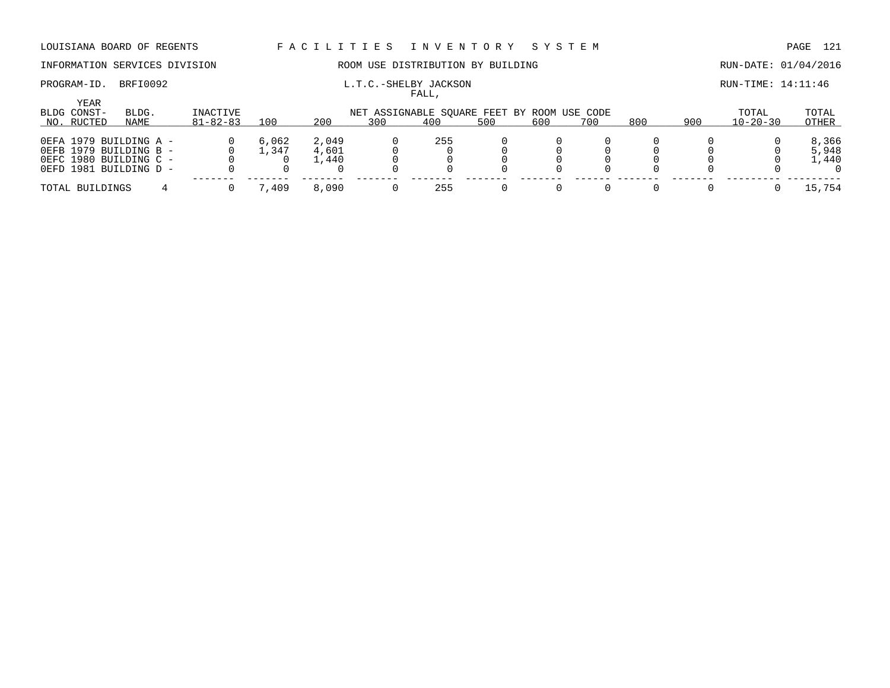LOUISIANA BOARD OF REGENTS — F A C I L I T I E S   I N V E N T O R Y   S Y S T E M

INFORMATION SERVICES DIVISION — ROOM USE DISTRIBUTION BY BUILDING — RUN-DATE: 01/04/2016

PROGRAM-ID. BRFI0092 — L.T.C.-SHELBY JACKSON — RUN-TIME: 14:11:46

FALL,

| BLDG NO. | YEAR CONST-RUCTED | BLDG. NAME | INACTIVE 81-82-83 | 100 | 200 | 300 | 400 | 500 | 600 | 700 | 800 | 900 | TOTAL 10-20-30 | TOTAL OTHER |
|---|---|---|---|---|---|---|---|---|---|---|---|---|---|---|
| | | | | NET ASSIGNABLE SQUARE FEET BY ROOM USE CODE | | | | | | | | | | |
| 0EFA | 1979 | BUILDING A - | 0 | 6,062 | 2,049 | 0 | 255 | 0 | 0 | 0 | 0 | 0 | 0 | 8,366 |
| 0EFB | 1979 | BUILDING B - | 0 | 1,347 | 4,601 | 0 | 0 | 0 | 0 | 0 | 0 | 0 | 0 | 5,948 |
| 0EFC | 1980 | BUILDING C - | 0 | 0 | 1,440 | 0 | 0 | 0 | 0 | 0 | 0 | 0 | 0 | 1,440 |
| 0EFD | 1981 | BUILDING D - | 0 | 0 | 0 | 0 | 0 | 0 | 0 | 0 | 0 | 0 | 0 | 0 |
| TOTAL BUILDINGS | | 4 | 0 | 7,409 | 8,090 | 0 | 255 | 0 | 0 | 0 | 0 | 0 | 0 | 15,754 |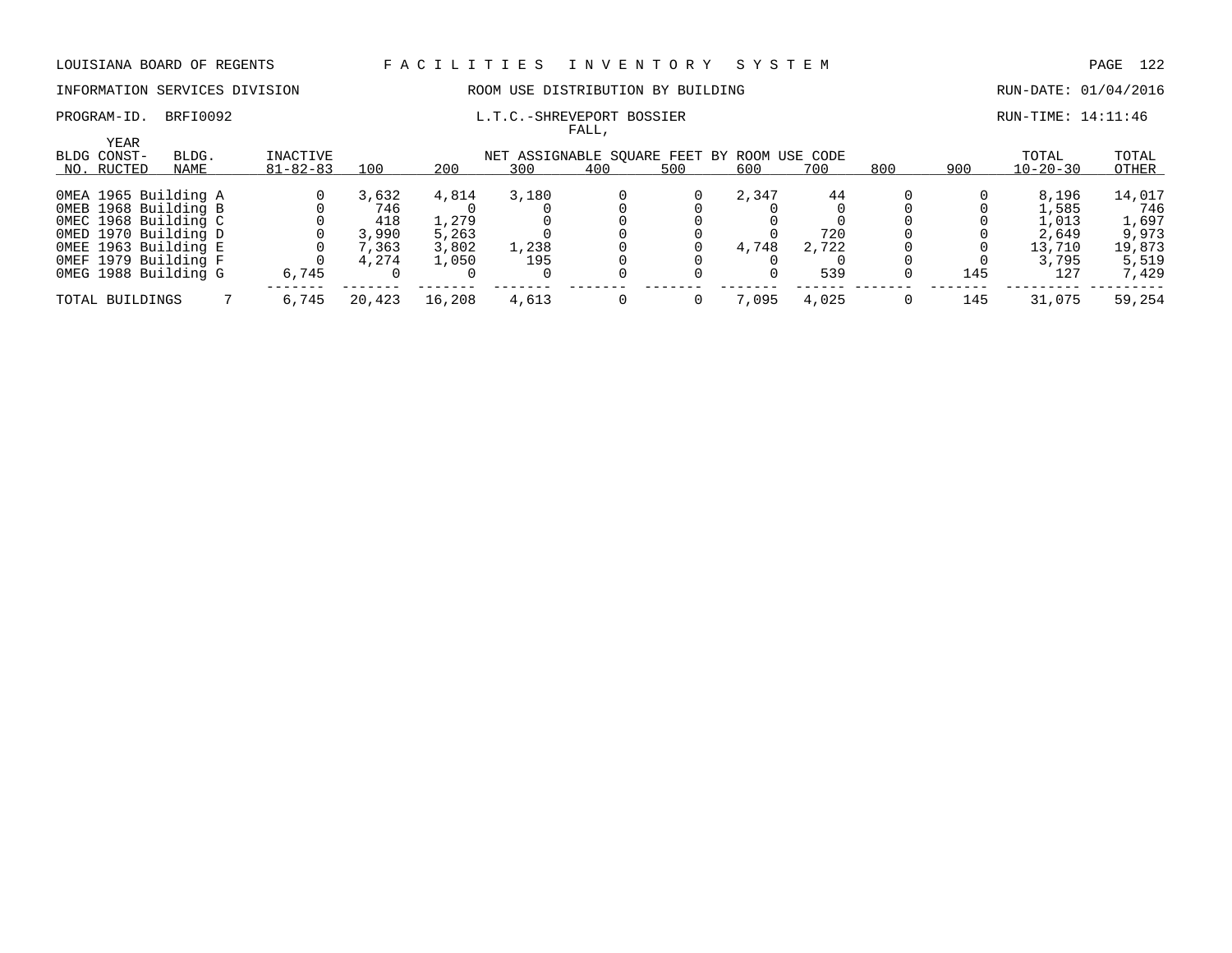LOUISIANA BOARD OF REGENTS — FACILITIES INVENTORY SYSTEM

INFORMATION SERVICES DIVISION — ROOM USE DISTRIBUTION BY BUILDING — RUN-DATE: 01/04/2016

PROGRAM-ID. BRFI0092 — L.T.C.-SHREVEPORT BOSSIER — RUN-TIME: 14:11:46

FALL,

| BLDG NO. | YEAR CONST-RUCTED | BLDG. NAME | INACTIVE 81-82-83 | 100 | 200 | 300 | 400 | 500 | 600 | 700 | 800 | 900 | TOTAL 10-20-30 | TOTAL OTHER |
|---|---|---|---|---|---|---|---|---|---|---|---|---|---|---|
| | | | | NET ASSIGNABLE SQUARE FEET BY ROOM USE CODE | | | | | | | | | | |
| 0MEA | 1965 | Building A | 0 | 3,632 | 4,814 | 3,180 | 0 | 0 | 2,347 | 44 | 0 | 0 | 8,196 | 14,017 |
| 0MEB | 1968 | Building B | 0 | 746 | 0 | 0 | 0 | 0 | 0 | 0 | 0 | 0 | 1,585 | 746 |
| 0MEC | 1968 | Building C | 0 | 418 | 1,279 | 0 | 0 | 0 | 0 | 0 | 0 | 0 | 1,013 | 1,697 |
| 0MED | 1970 | Building D | 0 | 3,990 | 5,263 | 0 | 0 | 0 | 0 | 720 | 0 | 0 | 2,649 | 9,973 |
| 0MEE | 1963 | Building E | 0 | 7,363 | 3,802 | 1,238 | 0 | 0 | 4,748 | 2,722 | 0 | 0 | 13,710 | 19,873 |
| 0MEF | 1979 | Building F | 0 | 4,274 | 1,050 | 195 | 0 | 0 | 0 | 0 | 0 | 0 | 3,795 | 5,519 |
| 0MEG | 1988 | Building G | 6,745 | 0 | 0 | 0 | 0 | 0 | 0 | 539 | 0 | 145 | 127 | 7,429 |
| TOTAL BUILDINGS | | 7 | 6,745 | 20,423 | 16,208 | 4,613 | 0 | 0 | 7,095 | 4,025 | 0 | 145 | 31,075 | 59,254 |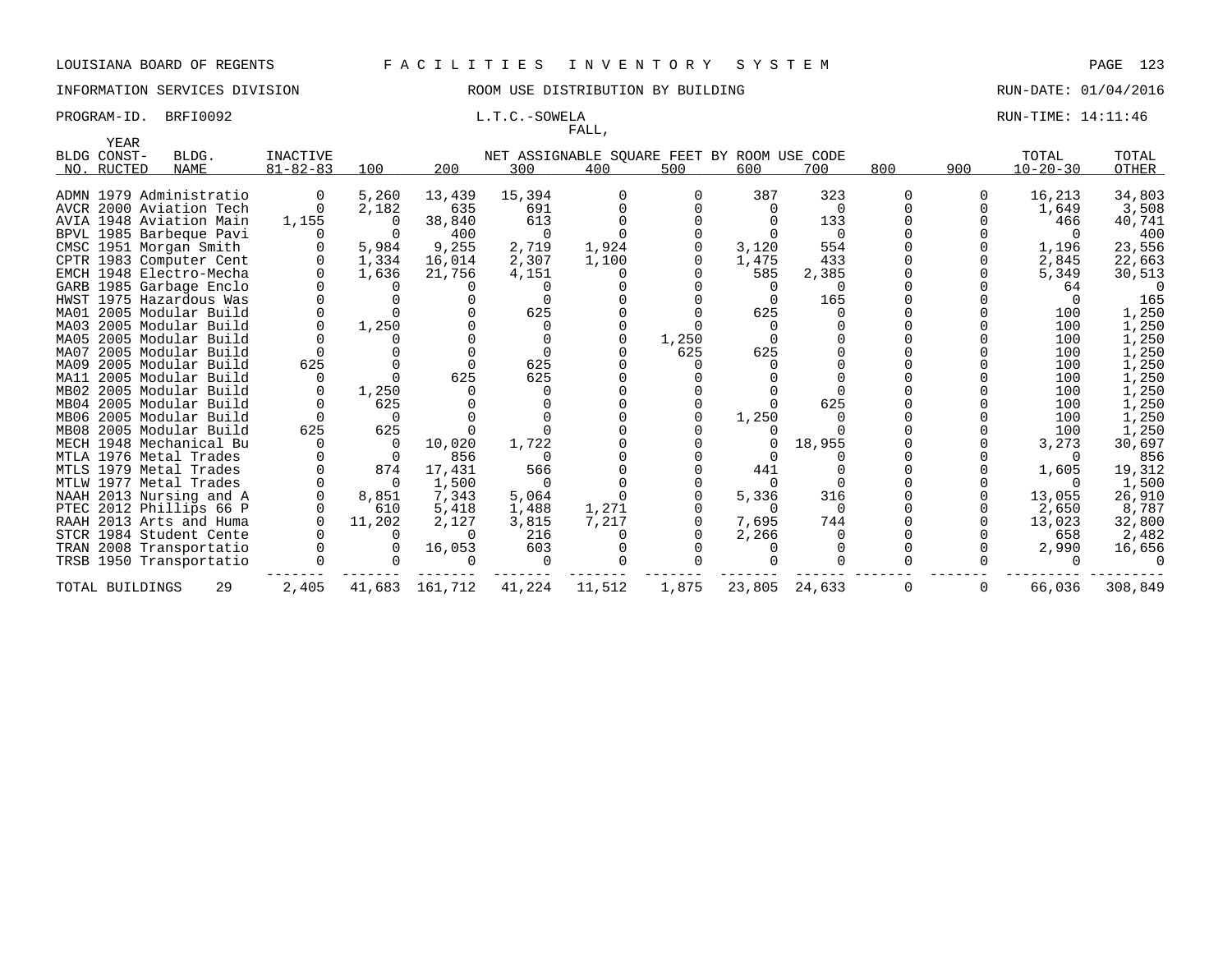LOUISIANA BOARD OF REGENTS F A C I L I T I E S I N V E N T O R Y S Y S T E M

INFORMATION SERVICES DIVISION ROOM USE DISTRIBUTION BY BUILDING RUN-DATE: 01/04/2016

PROGRAM-ID. BRFI0092 L.T.C.-SOWELA RUN-TIME: 14:11:46

FALL,

| BLDG NO. | YEAR CONST-RUCTED | BLDG. NAME | INACTIVE 81-82-83 | 100 | 200 | 300 | 400 | 500 | 600 | 700 | 800 | 900 | TOTAL 10-20-30 | TOTAL OTHER |
|---|---|---|---|---|---|---|---|---|---|---|---|---|---|---|
| | | | | NET ASSIGNABLE SQUARE FEET BY ROOM USE CODE | | | | | | | | | | |
| ADMN | 1979 | Administratio | 0 | 5,260 | 13,439 | 15,394 | 0 | 0 | 387 | 323 | 0 | 0 | 16,213 | 34,803 |
| AVCR | 2000 | Aviation Tech | 0 | 2,182 | 635 | 691 | 0 | 0 | 0 | 0 | 0 | 0 | 1,649 | 3,508 |
| AVIA | 1948 | Aviation Main | 1,155 | 0 | 38,840 | 613 | 0 | 0 | 0 | 133 | 0 | 0 | 466 | 40,741 |
| BPVL | 1985 | Barbeque Pavi | 0 | 0 | 400 | 0 | 0 | 0 | 0 | 0 | 0 | 0 | 0 | 400 |
| CMSC | 1951 | Morgan Smith | 0 | 5,984 | 9,255 | 2,719 | 1,924 | 0 | 3,120 | 554 | 0 | 0 | 1,196 | 23,556 |
| CPTR | 1983 | Computer Cent | 0 | 1,334 | 16,014 | 2,307 | 1,100 | 0 | 1,475 | 433 | 0 | 0 | 2,845 | 22,663 |
| EMCH | 1948 | Electro-Mecha | 0 | 1,636 | 21,756 | 4,151 | 0 | 0 | 585 | 2,385 | 0 | 0 | 5,349 | 30,513 |
| GARB | 1985 | Garbage Enclo | 0 | 0 | 0 | 0 | 0 | 0 | 0 | 0 | 0 | 0 | 64 | 0 |
| HWST | 1975 | Hazardous Was | 0 | 0 | 0 | 0 | 0 | 0 | 0 | 165 | 0 | 0 | 0 | 165 |
| MA01 | 2005 | Modular Build | 0 | 0 | 0 | 625 | 0 | 0 | 625 | 0 | 0 | 0 | 100 | 1,250 |
| MA03 | 2005 | Modular Build | 0 | 1,250 | 0 | 0 | 0 | 0 | 0 | 0 | 0 | 0 | 100 | 1,250 |
| MA05 | 2005 | Modular Build | 0 | 0 | 0 | 0 | 0 | 1,250 | 0 | 0 | 0 | 0 | 100 | 1,250 |
| MA07 | 2005 | Modular Build | 0 | 0 | 0 | 0 | 0 | 625 | 625 | 0 | 0 | 0 | 100 | 1,250 |
| MA09 | 2005 | Modular Build | 625 | 0 | 0 | 625 | 0 | 0 | 0 | 0 | 0 | 0 | 100 | 1,250 |
| MA11 | 2005 | Modular Build | 0 | 0 | 625 | 625 | 0 | 0 | 0 | 0 | 0 | 0 | 100 | 1,250 |
| MB02 | 2005 | Modular Build | 0 | 1,250 | 0 | 0 | 0 | 0 | 0 | 0 | 0 | 0 | 100 | 1,250 |
| MB04 | 2005 | Modular Build | 0 | 625 | 0 | 0 | 0 | 0 | 0 | 625 | 0 | 0 | 100 | 1,250 |
| MB06 | 2005 | Modular Build | 0 | 0 | 0 | 0 | 0 | 0 | 1,250 | 0 | 0 | 0 | 100 | 1,250 |
| MB08 | 2005 | Modular Build | 625 | 625 | 0 | 0 | 0 | 0 | 0 | 0 | 0 | 0 | 100 | 1,250 |
| MECH | 1948 | Mechanical Bu | 0 | 0 | 10,020 | 1,722 | 0 | 0 | 0 | 18,955 | 0 | 0 | 3,273 | 30,697 |
| MTLA | 1976 | Metal Trades | 0 | 0 | 856 | 0 | 0 | 0 | 0 | 0 | 0 | 0 | 0 | 856 |
| MTLS | 1979 | Metal Trades | 0 | 874 | 17,431 | 566 | 0 | 0 | 441 | 0 | 0 | 0 | 1,605 | 19,312 |
| MTLW | 1977 | Metal Trades | 0 | 0 | 1,500 | 0 | 0 | 0 | 0 | 0 | 0 | 0 | 0 | 1,500 |
| NAAH | 2013 | Nursing and A | 0 | 8,851 | 7,343 | 5,064 | 0 | 0 | 5,336 | 316 | 0 | 0 | 13,055 | 26,910 |
| PTEC | 2012 | Phillips 66 P | 0 | 610 | 5,418 | 1,488 | 1,271 | 0 | 0 | 0 | 0 | 0 | 2,650 | 8,787 |
| RAAH | 2013 | Arts and Huma | 0 | 11,202 | 2,127 | 3,815 | 7,217 | 0 | 7,695 | 744 | 0 | 0 | 13,023 | 32,800 |
| STCR | 1984 | Student Cente | 0 | 0 | 0 | 216 | 0 | 0 | 2,266 | 0 | 0 | 0 | 658 | 2,482 |
| TRAN | 2008 | Transportatio | 0 | 0 | 16,053 | 603 | 0 | 0 | 0 | 0 | 0 | 0 | 2,990 | 16,656 |
| TRSB | 1950 | Transportatio | 0 | 0 | 0 | 0 | 0 | 0 | 0 | 0 | 0 | 0 | 0 | 0 |
| TOTAL BUILDINGS | | 29 | 2,405 | 41,683 | 161,712 | 41,224 | 11,512 | 1,875 | 23,805 | 24,633 | 0 | 0 | 66,036 | 308,849 |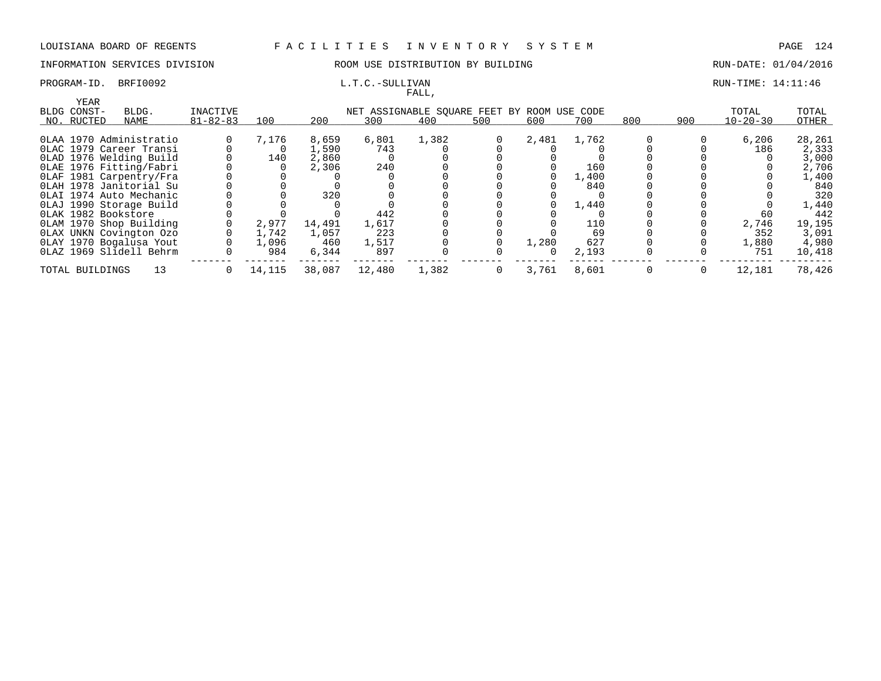LOUISIANA BOARD OF REGENTS — FACILITIES INVENTORY SYSTEM

INFORMATION SERVICES DIVISION — ROOM USE DISTRIBUTION BY BUILDING — RUN-DATE: 01/04/2016

PROGRAM-ID. BRFI0092 — L.T.C.-SULLIVAN — RUN-TIME: 14:11:46

FALL,

| BLDG NO. | YEAR CONST-RUCTED | BLDG. NAME | INACTIVE 81-82-83 | 100 | 200 | 300 | 400 | 500 | 600 | 700 | 800 | 900 | TOTAL 10-20-30 | TOTAL OTHER |
|---|---|---|---|---|---|---|---|---|---|---|---|---|---|---|
| | | | | NET ASSIGNABLE SQUARE FEET BY ROOM USE CODE | | | | | | | | | | |
| 0LAA | 1970 | Administratio | 0 | 7,176 | 8,659 | 6,801 | 1,382 | 0 | 2,481 | 1,762 | 0 | 0 | 6,206 | 28,261 |
| 0LAC | 1979 | Career Transi | 0 | 0 | 1,590 | 743 | 0 | 0 | 0 | 0 | 0 | 0 | 186 | 2,333 |
| 0LAD | 1976 | Welding Build | 0 | 140 | 2,860 | 0 | 0 | 0 | 0 | 0 | 0 | 0 | 0 | 3,000 |
| 0LAE | 1976 | Fitting/Fabri | 0 | 0 | 2,306 | 240 | 0 | 0 | 0 | 160 | 0 | 0 | 0 | 2,706 |
| 0LAF | 1981 | Carpentry/Fra | 0 | 0 | 0 | 0 | 0 | 0 | 0 | 1,400 | 0 | 0 | 0 | 1,400 |
| 0LAH | 1978 | Janitorial Su | 0 | 0 | 0 | 0 | 0 | 0 | 0 | 840 | 0 | 0 | 0 | 840 |
| 0LAI | 1974 | Auto Mechanic | 0 | 0 | 320 | 0 | 0 | 0 | 0 | 0 | 0 | 0 | 0 | 320 |
| 0LAJ | 1990 | Storage Build | 0 | 0 | 0 | 0 | 0 | 0 | 0 | 1,440 | 0 | 0 | 0 | 1,440 |
| 0LAK | 1982 | Bookstore | 0 | 0 | 0 | 442 | 0 | 0 | 0 | 0 | 0 | 0 | 60 | 442 |
| 0LAM | 1970 | Shop Building | 0 | 2,977 | 14,491 | 1,617 | 0 | 0 | 0 | 110 | 0 | 0 | 2,746 | 19,195 |
| 0LAX | UNKN | Covington Ozo | 0 | 1,742 | 1,057 | 223 | 0 | 0 | 0 | 69 | 0 | 0 | 352 | 3,091 |
| 0LAY | 1970 | Bogalusa Yout | 0 | 1,096 | 460 | 1,517 | 0 | 0 | 1,280 | 627 | 0 | 0 | 1,880 | 4,980 |
| 0LAZ | 1969 | Slidell Behrm | 0 | 984 | 6,344 | 897 | 0 | 0 | 0 | 2,193 | 0 | 0 | 751 | 10,418 |
| TOTAL BUILDINGS | | 13 | 0 | 14,115 | 38,087 | 12,480 | 1,382 | 0 | 3,761 | 8,601 | 0 | 0 | 12,181 | 78,426 |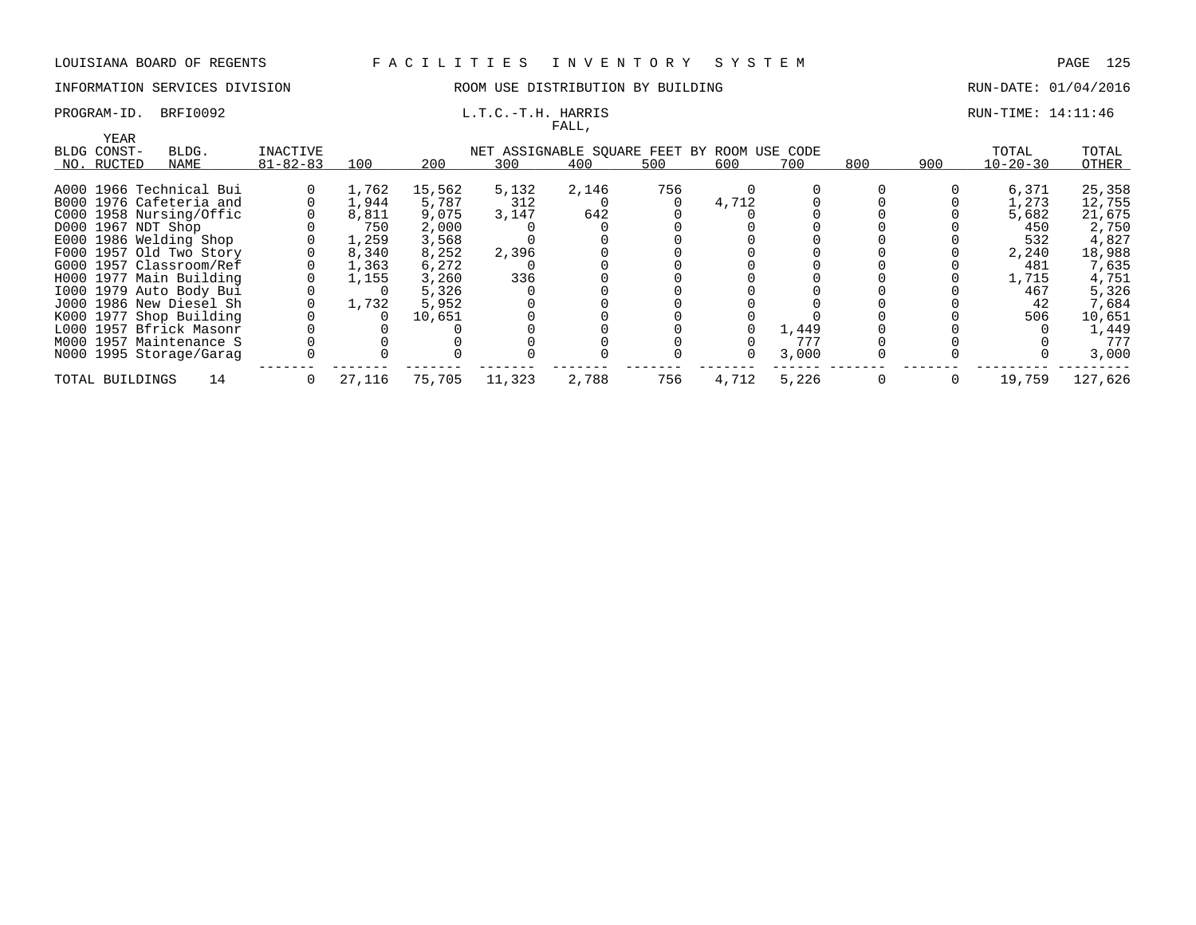LOUISIANA BOARD OF REGENTS — FACILITIES INVENTORY SYSTEM

INFORMATION SERVICES DIVISION — ROOM USE DISTRIBUTION BY BUILDING — RUN-DATE: 01/04/2016

PROGRAM-ID. BRFI0092 — L.T.C.-T.H. HARRIS — RUN-TIME: 14:11:46

FALL,

| BLDG NO. | YEAR CONST-RUCTED | BLDG. NAME | INACTIVE 81-82-83 | NET ASSIGNABLE SQUARE FEET BY ROOM USE CODE 100 | 200 | 300 | 400 | 500 | 600 | 700 | 800 | 900 | TOTAL 10-20-30 | TOTAL OTHER |
|---|---|---|---|---|---|---|---|---|---|---|---|---|---|---|
| A000 | 1966 | Technical Bui | 0 | 1,762 | 15,562 | 5,132 | 2,146 | 756 | 0 | 0 | 0 | 0 | 6,371 | 25,358 |
| B000 | 1976 | Cafeteria and | 0 | 1,944 | 5,787 | 312 | 0 | 0 | 4,712 | 0 | 0 | 0 | 1,273 | 12,755 |
| C000 | 1958 | Nursing/Offic | 0 | 8,811 | 9,075 | 3,147 | 642 | 0 | 0 | 0 | 0 | 0 | 5,682 | 21,675 |
| D000 | 1967 | NDT Shop | 0 | 750 | 2,000 | 0 | 0 | 0 | 0 | 0 | 0 | 0 | 450 | 2,750 |
| E000 | 1986 | Welding Shop | 0 | 1,259 | 3,568 | 0 | 0 | 0 | 0 | 0 | 0 | 0 | 532 | 4,827 |
| F000 | 1957 | Old Two Story | 0 | 8,340 | 8,252 | 2,396 | 0 | 0 | 0 | 0 | 0 | 0 | 2,240 | 18,988 |
| G000 | 1957 | Classroom/Ref | 0 | 1,363 | 6,272 | 0 | 0 | 0 | 0 | 0 | 0 | 0 | 481 | 7,635 |
| H000 | 1977 | Main Building | 0 | 1,155 | 3,260 | 336 | 0 | 0 | 0 | 0 | 0 | 0 | 1,715 | 4,751 |
| I000 | 1979 | Auto Body Bui | 0 | 0 | 5,326 | 0 | 0 | 0 | 0 | 0 | 0 | 0 | 467 | 5,326 |
| J000 | 1986 | New Diesel Sh | 0 | 1,732 | 5,952 | 0 | 0 | 0 | 0 | 0 | 0 | 0 | 42 | 7,684 |
| K000 | 1977 | Shop Building | 0 | 0 | 10,651 | 0 | 0 | 0 | 0 | 0 | 0 | 0 | 506 | 10,651 |
| L000 | 1957 | Bfrick Masonr | 0 | 0 | 0 | 0 | 0 | 0 | 0 | 1,449 | 0 | 0 | 0 | 1,449 |
| M000 | 1957 | Maintenance S | 0 | 0 | 0 | 0 | 0 | 0 | 0 | 777 | 0 | 0 | 0 | 777 |
| N000 | 1995 | Storage/Garag | 0 | 0 | 0 | 0 | 0 | 0 | 0 | 3,000 | 0 | 0 | 0 | 3,000 |
| TOTAL BUILDINGS | | 14 | 0 | 27,116 | 75,705 | 11,323 | 2,788 | 756 | 4,712 | 5,226 | 0 | 0 | 19,759 | 127,626 |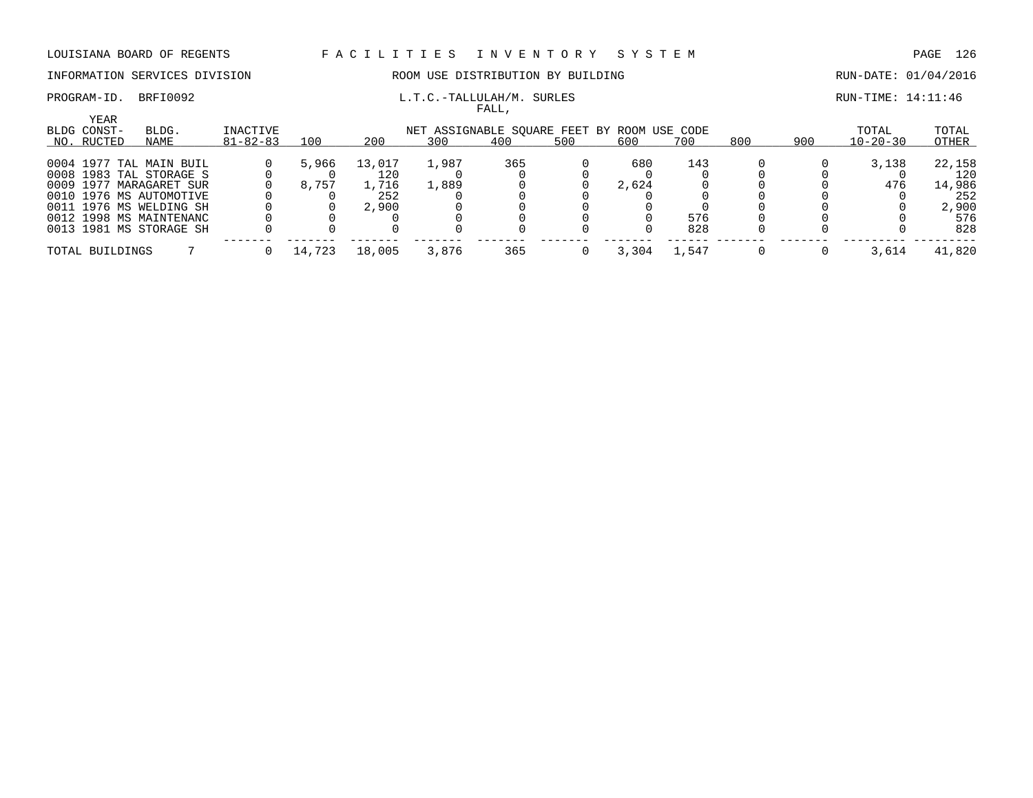LOUISIANA BOARD OF REGENTS — FACILITIES INVENTORY SYSTEM

INFORMATION SERVICES DIVISION — ROOM USE DISTRIBUTION BY BUILDING — RUN-DATE: 01/04/2016

PROGRAM-ID. BRFI0092 — L.T.C.-TALLULAH/M. SURLES FALL, — RUN-TIME: 14:11:46

| BLDG NO. | YEAR CONST-RUCTED | BLDG. NAME | INACTIVE 81-82-83 | 100 | 200 | 300 | 400 | 500 | 600 | 700 | 800 | 900 | TOTAL 10-20-30 | TOTAL OTHER |
|---|---|---|---|---|---|---|---|---|---|---|---|---|---|---|
| | | | | NET ASSIGNABLE SQUARE FEET BY ROOM USE CODE | | | | | | | | | | |
| 0004 | 1977 | TAL MAIN BUIL | 0 | 5,966 | 13,017 | 1,987 | 365 | 0 | 680 | 143 | 0 | 0 | 3,138 | 22,158 |
| 0008 | 1983 | TAL STORAGE S | 0 | 0 | 120 | 0 | 0 | 0 | 0 | 0 | 0 | 0 | 0 | 120 |
| 0009 | 1977 | MARAGARET SUR | 0 | 8,757 | 1,716 | 1,889 | 0 | 0 | 2,624 | 0 | 0 | 0 | 476 | 14,986 |
| 0010 | 1976 | MS AUTOMOTIVE | 0 | 0 | 252 | 0 | 0 | 0 | 0 | 0 | 0 | 0 | 0 | 252 |
| 0011 | 1976 | MS WELDING SH | 0 | 0 | 2,900 | 0 | 0 | 0 | 0 | 0 | 0 | 0 | 0 | 2,900 |
| 0012 | 1998 | MS MAINTENANC | 0 | 0 | 0 | 0 | 0 | 0 | 0 | 576 | 0 | 0 | 0 | 576 |
| 0013 | 1981 | MS STORAGE SH | 0 | 0 | 0 | 0 | 0 | 0 | 0 | 828 | 0 | 0 | 0 | 828 |
| TOTAL BUILDINGS | | 7 | 0 | 14,723 | 18,005 | 3,876 | 365 | 0 | 3,304 | 1,547 | 0 | 0 | 3,614 | 41,820 |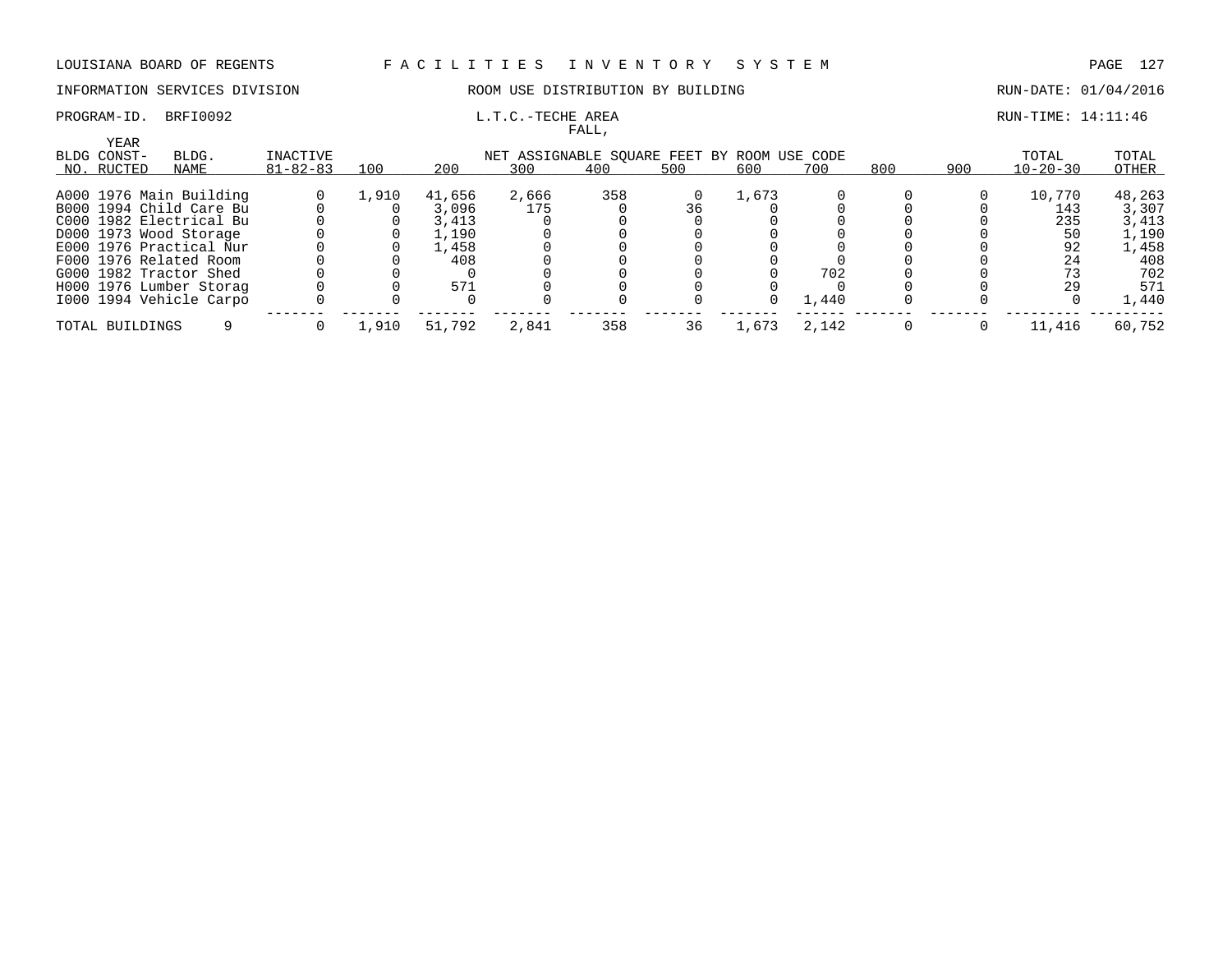LOUISIANA BOARD OF REGENTS F A C I L I T I E S I N V E N T O R Y S Y S T E M

INFORMATION SERVICES DIVISION ROOM USE DISTRIBUTION BY BUILDING RUN-DATE: 01/04/2016

PROGRAM-ID. BRFI0092 L.T.C.-TECHE AREA RUN-TIME: 14:11:46

FALL,

| BLDG NO. | YEAR CONST-RUCTED | BLDG. NAME | INACTIVE 81-82-83 | 100 | 200 | 300 | 400 | 500 | 600 | 700 | 800 | 900 | TOTAL 10-20-30 | TOTAL OTHER |
|---|---|---|---|---|---|---|---|---|---|---|---|---|---|---|
| | | | | NET ASSIGNABLE SQUARE FEET BY ROOM USE CODE | | | | | | | | | | |
| A000 | 1976 | Main Building | 0 | 1,910 | 41,656 | 2,666 | 358 | 0 | 1,673 | 0 | 0 | 0 | 10,770 | 48,263 |
| B000 | 1994 | Child Care Bu | 0 | 0 | 3,096 | 175 | 0 | 36 | 0 | 0 | 0 | 0 | 143 | 3,307 |
| C000 | 1982 | Electrical Bu | 0 | 0 | 3,413 | 0 | 0 | 0 | 0 | 0 | 0 | 0 | 235 | 3,413 |
| D000 | 1973 | Wood Storage | 0 | 0 | 1,190 | 0 | 0 | 0 | 0 | 0 | 0 | 0 | 50 | 1,190 |
| E000 | 1976 | Practical Nur | 0 | 0 | 1,458 | 0 | 0 | 0 | 0 | 0 | 0 | 0 | 92 | 1,458 |
| F000 | 1976 | Related Room | 0 | 0 | 408 | 0 | 0 | 0 | 0 | 0 | 0 | 0 | 24 | 408 |
| G000 | 1982 | Tractor Shed | 0 | 0 | 0 | 0 | 0 | 0 | 0 | 702 | 0 | 0 | 73 | 702 |
| H000 | 1976 | Lumber Storag | 0 | 0 | 571 | 0 | 0 | 0 | 0 | 0 | 0 | 0 | 29 | 571 |
| I000 | 1994 | Vehicle Carpo | 0 | 0 | 0 | 0 | 0 | 0 | 0 | 1,440 | 0 | 0 | 0 | 1,440 |
| TOTAL BUILDINGS | | 9 | 0 | 1,910 | 51,792 | 2,841 | 358 | 36 | 1,673 | 2,142 | 0 | 0 | 11,416 | 60,752 |